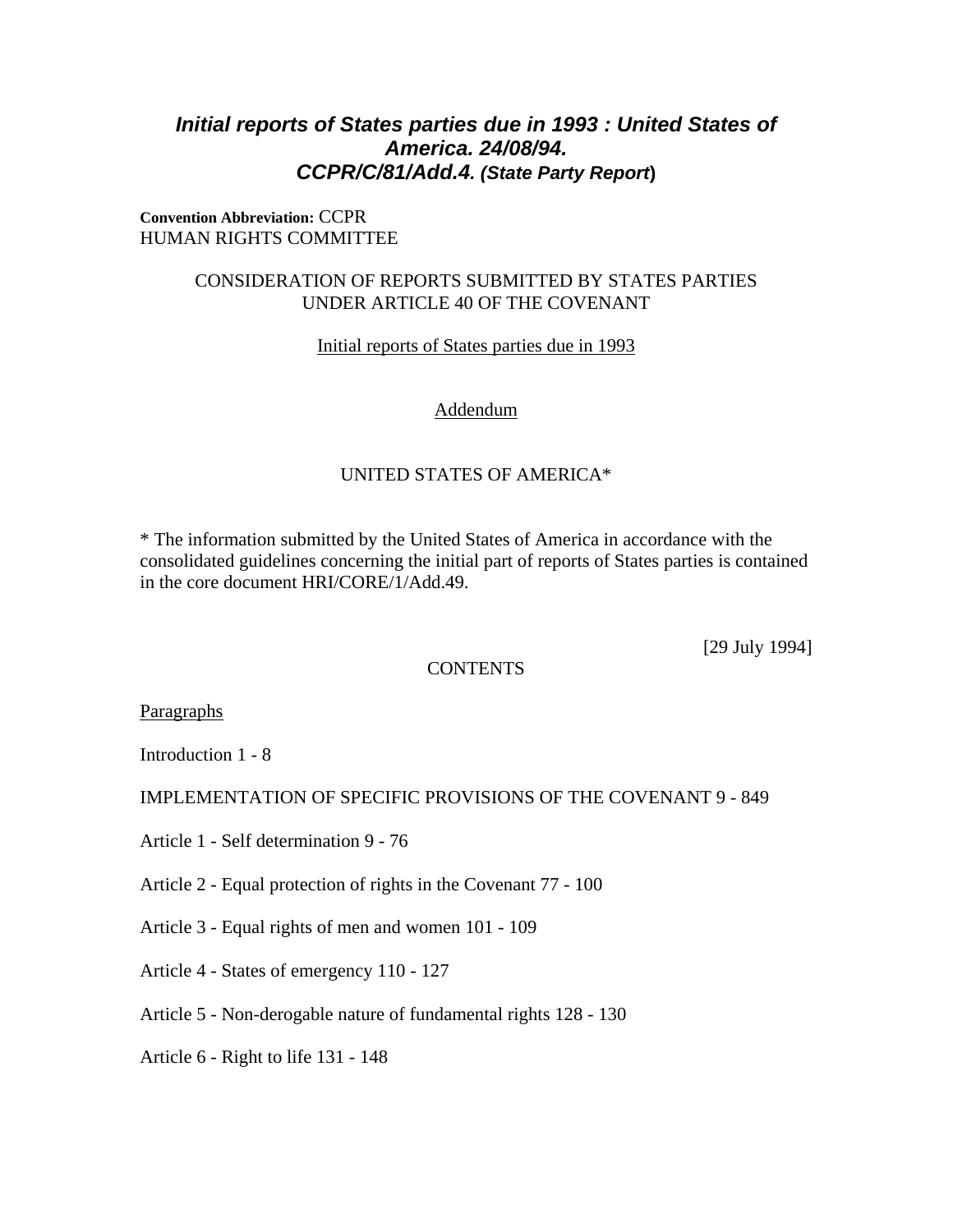# *Initial reports of States parties due in 1993 : United States of America. 24/08/94. CCPR/C/81/Add.4. (State Party Report)*

**Convention Abbreviation:** CCPR
HUMAN RIGHTS COMMITTEE

CONSIDERATION OF REPORTS SUBMITTED BY STATES PARTIES UNDER ARTICLE 40 OF THE COVENANT

Initial reports of States parties due in 1993

Addendum

UNITED STATES OF AMERICA*

* The information submitted by the United States of America in accordance with the consolidated guidelines concerning the initial part of reports of States parties is contained in the core document HRI/CORE/1/Add.49.

[29 July 1994]

CONTENTS

Paragraphs

Introduction 1 - 8

IMPLEMENTATION OF SPECIFIC PROVISIONS OF THE COVENANT 9 - 849

Article 1 - Self determination 9 - 76

Article 2 - Equal protection of rights in the Covenant 77 - 100

Article 3 - Equal rights of men and women 101 - 109

Article 4 - States of emergency 110 - 127

Article 5 - Non-derogable nature of fundamental rights 128 - 130

Article 6 - Right to life 131 - 148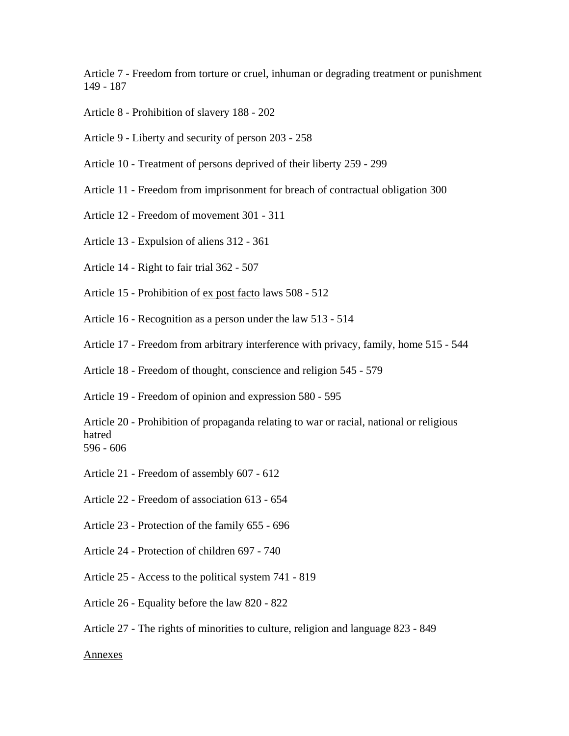Article 7 - Freedom from torture or cruel, inhuman or degrading treatment or punishment 149 - 187

Article 8 - Prohibition of slavery 188 - 202

Article 9 - Liberty and security of person 203 - 258

Article 10 - Treatment of persons deprived of their liberty 259 - 299

Article 11 - Freedom from imprisonment for breach of contractual obligation 300

Article 12 - Freedom of movement 301 - 311

Article 13 - Expulsion of aliens 312 - 361

Article 14 - Right to fair trial 362 - 507

Article 15 - Prohibition of ex post facto laws 508 - 512

Article 16 - Recognition as a person under the law 513 - 514

Article 17 - Freedom from arbitrary interference with privacy, family, home 515 - 544

Article 18 - Freedom of thought, conscience and religion 545 - 579

Article 19 - Freedom of opinion and expression 580 - 595

Article 20 - Prohibition of propaganda relating to war or racial, national or religious hatred 596 - 606

Article 21 - Freedom of assembly 607 - 612

Article 22 - Freedom of association 613 - 654

Article 23 - Protection of the family 655 - 696

Article 24 - Protection of children 697 - 740

Article 25 - Access to the political system 741 - 819

Article 26 - Equality before the law 820 - 822

Article 27 - The rights of minorities to culture, religion and language 823 - 849

Annexes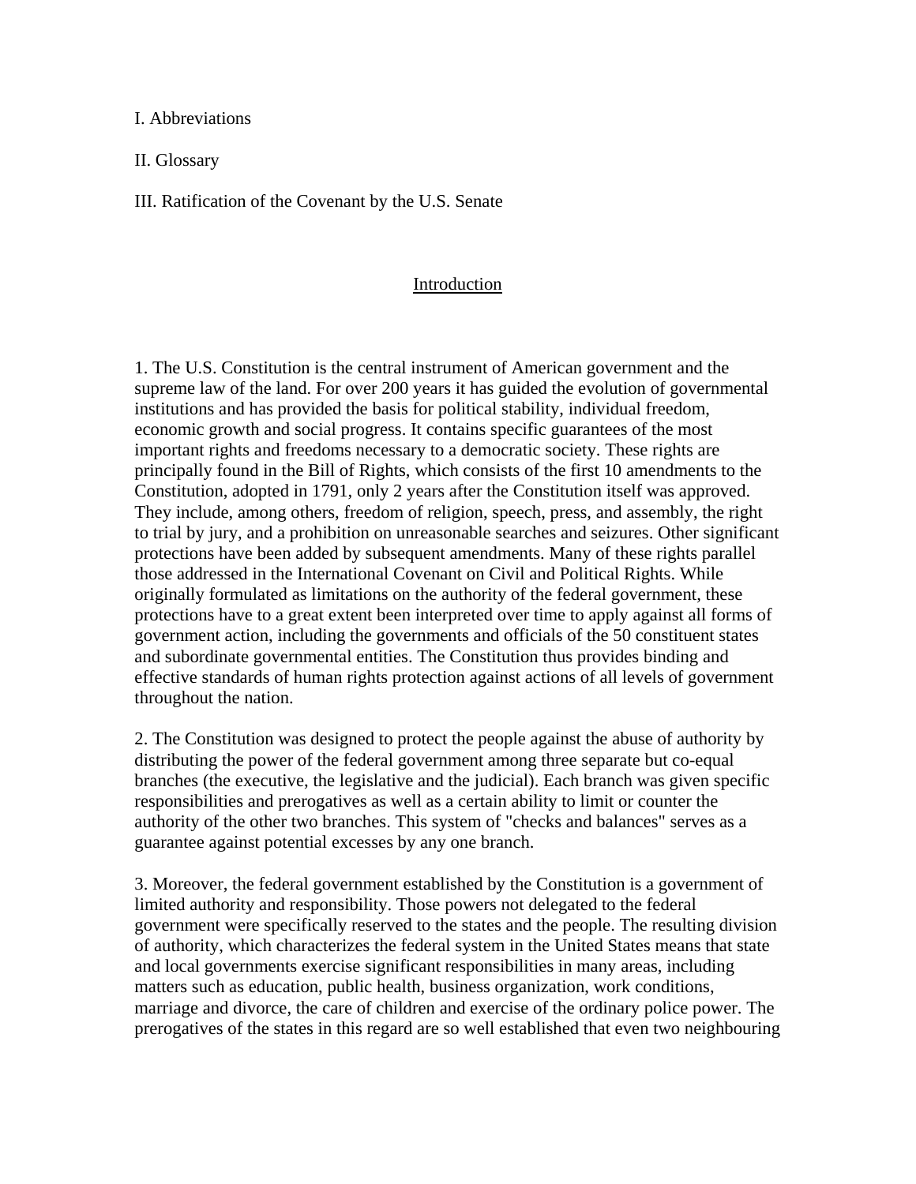I. Abbreviations

II. Glossary

III. Ratification of the Covenant by the U.S. Senate

## Introduction

1. The U.S. Constitution is the central instrument of American government and the supreme law of the land. For over 200 years it has guided the evolution of governmental institutions and has provided the basis for political stability, individual freedom, economic growth and social progress. It contains specific guarantees of the most important rights and freedoms necessary to a democratic society. These rights are principally found in the Bill of Rights, which consists of the first 10 amendments to the Constitution, adopted in 1791, only 2 years after the Constitution itself was approved. They include, among others, freedom of religion, speech, press, and assembly, the right to trial by jury, and a prohibition on unreasonable searches and seizures. Other significant protections have been added by subsequent amendments. Many of these rights parallel those addressed in the International Covenant on Civil and Political Rights. While originally formulated as limitations on the authority of the federal government, these protections have to a great extent been interpreted over time to apply against all forms of government action, including the governments and officials of the 50 constituent states and subordinate governmental entities. The Constitution thus provides binding and effective standards of human rights protection against actions of all levels of government throughout the nation.

2. The Constitution was designed to protect the people against the abuse of authority by distributing the power of the federal government among three separate but co-equal branches (the executive, the legislative and the judicial). Each branch was given specific responsibilities and prerogatives as well as a certain ability to limit or counter the authority of the other two branches. This system of "checks and balances" serves as a guarantee against potential excesses by any one branch.

3. Moreover, the federal government established by the Constitution is a government of limited authority and responsibility. Those powers not delegated to the federal government were specifically reserved to the states and the people. The resulting division of authority, which characterizes the federal system in the United States means that state and local governments exercise significant responsibilities in many areas, including matters such as education, public health, business organization, work conditions, marriage and divorce, the care of children and exercise of the ordinary police power. The prerogatives of the states in this regard are so well established that even two neighbouring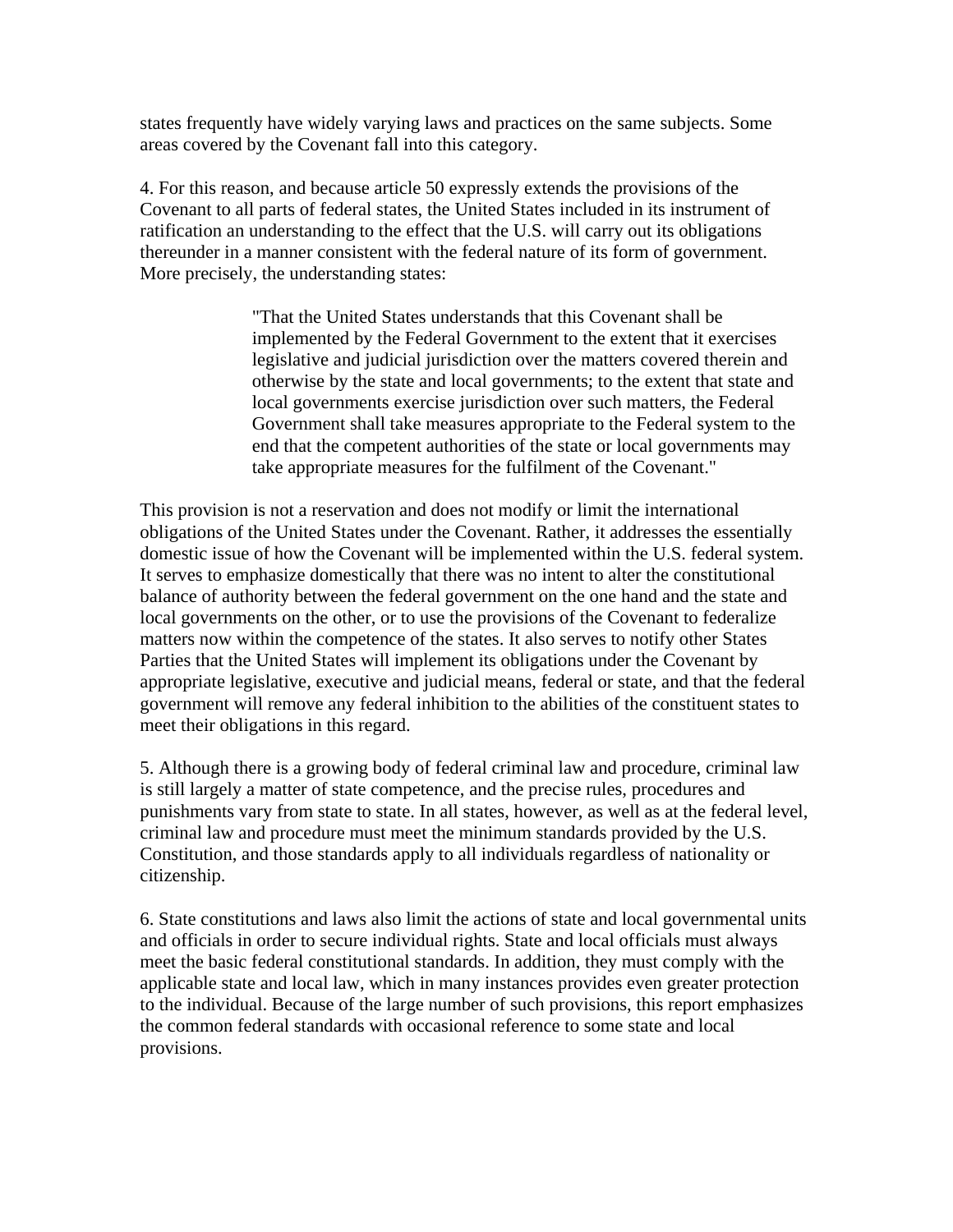states frequently have widely varying laws and practices on the same subjects. Some areas covered by the Covenant fall into this category.

4. For this reason, and because article 50 expressly extends the provisions of the Covenant to all parts of federal states, the United States included in its instrument of ratification an understanding to the effect that the U.S. will carry out its obligations thereunder in a manner consistent with the federal nature of its form of government. More precisely, the understanding states:

> "That the United States understands that this Covenant shall be implemented by the Federal Government to the extent that it exercises legislative and judicial jurisdiction over the matters covered therein and otherwise by the state and local governments; to the extent that state and local governments exercise jurisdiction over such matters, the Federal Government shall take measures appropriate to the Federal system to the end that the competent authorities of the state or local governments may take appropriate measures for the fulfilment of the Covenant."

This provision is not a reservation and does not modify or limit the international obligations of the United States under the Covenant. Rather, it addresses the essentially domestic issue of how the Covenant will be implemented within the U.S. federal system. It serves to emphasize domestically that there was no intent to alter the constitutional balance of authority between the federal government on the one hand and the state and local governments on the other, or to use the provisions of the Covenant to federalize matters now within the competence of the states. It also serves to notify other States Parties that the United States will implement its obligations under the Covenant by appropriate legislative, executive and judicial means, federal or state, and that the federal government will remove any federal inhibition to the abilities of the constituent states to meet their obligations in this regard.

5. Although there is a growing body of federal criminal law and procedure, criminal law is still largely a matter of state competence, and the precise rules, procedures and punishments vary from state to state. In all states, however, as well as at the federal level, criminal law and procedure must meet the minimum standards provided by the U.S. Constitution, and those standards apply to all individuals regardless of nationality or citizenship.

6. State constitutions and laws also limit the actions of state and local governmental units and officials in order to secure individual rights. State and local officials must always meet the basic federal constitutional standards. In addition, they must comply with the applicable state and local law, which in many instances provides even greater protection to the individual. Because of the large number of such provisions, this report emphasizes the common federal standards with occasional reference to some state and local provisions.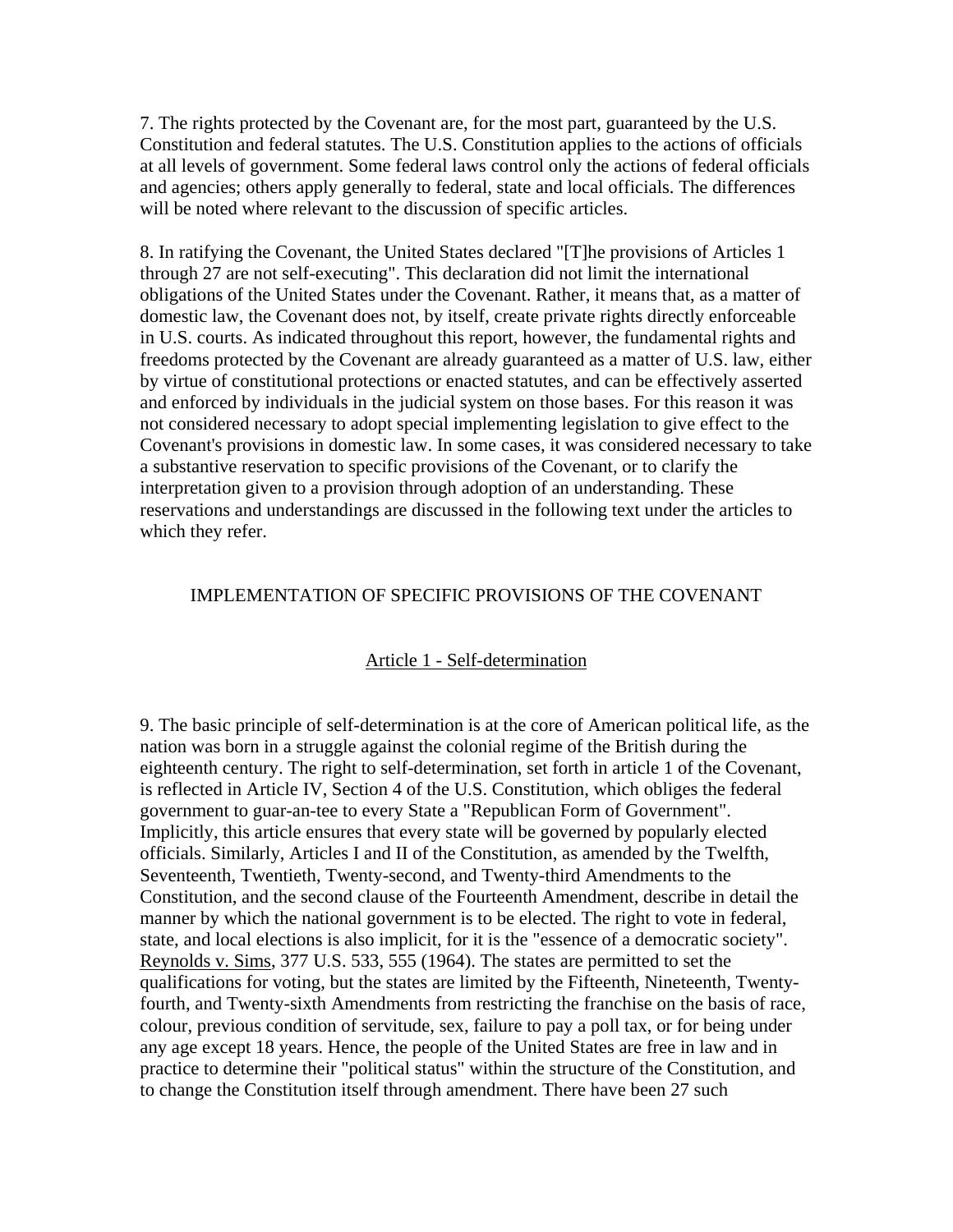7. The rights protected by the Covenant are, for the most part, guaranteed by the U.S. Constitution and federal statutes. The U.S. Constitution applies to the actions of officials at all levels of government. Some federal laws control only the actions of federal officials and agencies; others apply generally to federal, state and local officials. The differences will be noted where relevant to the discussion of specific articles.

8. In ratifying the Covenant, the United States declared "[T]he provisions of Articles 1 through 27 are not self-executing". This declaration did not limit the international obligations of the United States under the Covenant. Rather, it means that, as a matter of domestic law, the Covenant does not, by itself, create private rights directly enforceable in U.S. courts. As indicated throughout this report, however, the fundamental rights and freedoms protected by the Covenant are already guaranteed as a matter of U.S. law, either by virtue of constitutional protections or enacted statutes, and can be effectively asserted and enforced by individuals in the judicial system on those bases. For this reason it was not considered necessary to adopt special implementing legislation to give effect to the Covenant's provisions in domestic law. In some cases, it was considered necessary to take a substantive reservation to specific provisions of the Covenant, or to clarify the interpretation given to a provision through adoption of an understanding. These reservations and understandings are discussed in the following text under the articles to which they refer.

## IMPLEMENTATION OF SPECIFIC PROVISIONS OF THE COVENANT

### Article 1 - Self-determination

9. The basic principle of self-determination is at the core of American political life, as the nation was born in a struggle against the colonial regime of the British during the eighteenth century. The right to self-determination, set forth in article 1 of the Covenant, is reflected in Article IV, Section 4 of the U.S. Constitution, which obliges the federal government to guar-an-tee to every State a "Republican Form of Government". Implicitly, this article ensures that every state will be governed by popularly elected officials. Similarly, Articles I and II of the Constitution, as amended by the Twelfth, Seventeenth, Twentieth, Twenty-second, and Twenty-third Amendments to the Constitution, and the second clause of the Fourteenth Amendment, describe in detail the manner by which the national government is to be elected. The right to vote in federal, state, and local elections is also implicit, for it is the "essence of a democratic society". Reynolds v. Sims, 377 U.S. 533, 555 (1964). The states are permitted to set the qualifications for voting, but the states are limited by the Fifteenth, Nineteenth, Twenty-fourth, and Twenty-sixth Amendments from restricting the franchise on the basis of race, colour, previous condition of servitude, sex, failure to pay a poll tax, or for being under any age except 18 years. Hence, the people of the United States are free in law and in practice to determine their "political status" within the structure of the Constitution, and to change the Constitution itself through amendment. There have been 27 such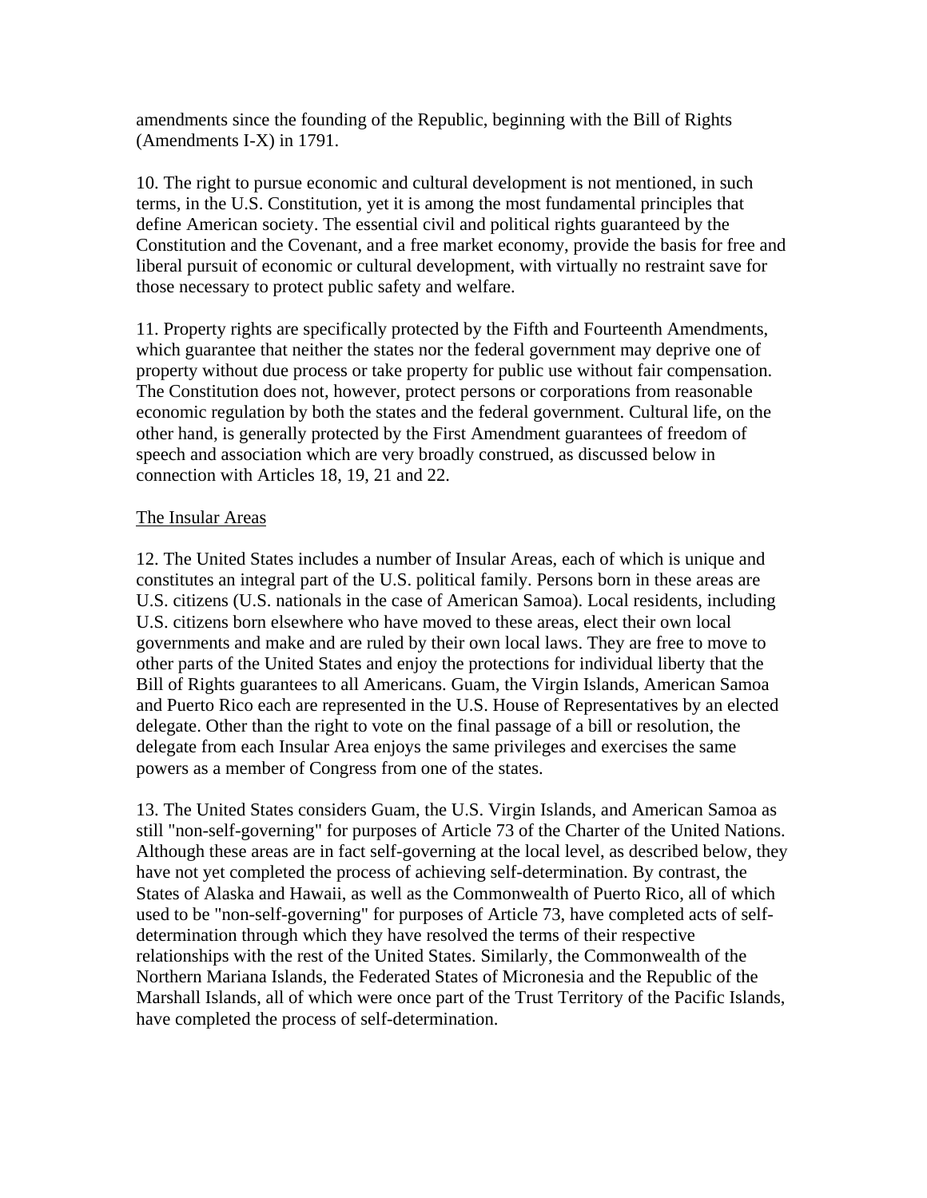amendments since the founding of the Republic, beginning with the Bill of Rights (Amendments I-X) in 1791.

10. The right to pursue economic and cultural development is not mentioned, in such terms, in the U.S. Constitution, yet it is among the most fundamental principles that define American society. The essential civil and political rights guaranteed by the Constitution and the Covenant, and a free market economy, provide the basis for free and liberal pursuit of economic or cultural development, with virtually no restraint save for those necessary to protect public safety and welfare.

11. Property rights are specifically protected by the Fifth and Fourteenth Amendments, which guarantee that neither the states nor the federal government may deprive one of property without due process or take property for public use without fair compensation. The Constitution does not, however, protect persons or corporations from reasonable economic regulation by both the states and the federal government. Cultural life, on the other hand, is generally protected by the First Amendment guarantees of freedom of speech and association which are very broadly construed, as discussed below in connection with Articles 18, 19, 21 and 22.

## The Insular Areas

12. The United States includes a number of Insular Areas, each of which is unique and constitutes an integral part of the U.S. political family. Persons born in these areas are U.S. citizens (U.S. nationals in the case of American Samoa). Local residents, including U.S. citizens born elsewhere who have moved to these areas, elect their own local governments and make and are ruled by their own local laws. They are free to move to other parts of the United States and enjoy the protections for individual liberty that the Bill of Rights guarantees to all Americans. Guam, the Virgin Islands, American Samoa and Puerto Rico each are represented in the U.S. House of Representatives by an elected delegate. Other than the right to vote on the final passage of a bill or resolution, the delegate from each Insular Area enjoys the same privileges and exercises the same powers as a member of Congress from one of the states.

13. The United States considers Guam, the U.S. Virgin Islands, and American Samoa as still "non-self-governing" for purposes of Article 73 of the Charter of the United Nations. Although these areas are in fact self-governing at the local level, as described below, they have not yet completed the process of achieving self-determination. By contrast, the States of Alaska and Hawaii, as well as the Commonwealth of Puerto Rico, all of which used to be "non-self-governing" for purposes of Article 73, have completed acts of self-determination through which they have resolved the terms of their respective relationships with the rest of the United States. Similarly, the Commonwealth of the Northern Mariana Islands, the Federated States of Micronesia and the Republic of the Marshall Islands, all of which were once part of the Trust Territory of the Pacific Islands, have completed the process of self-determination.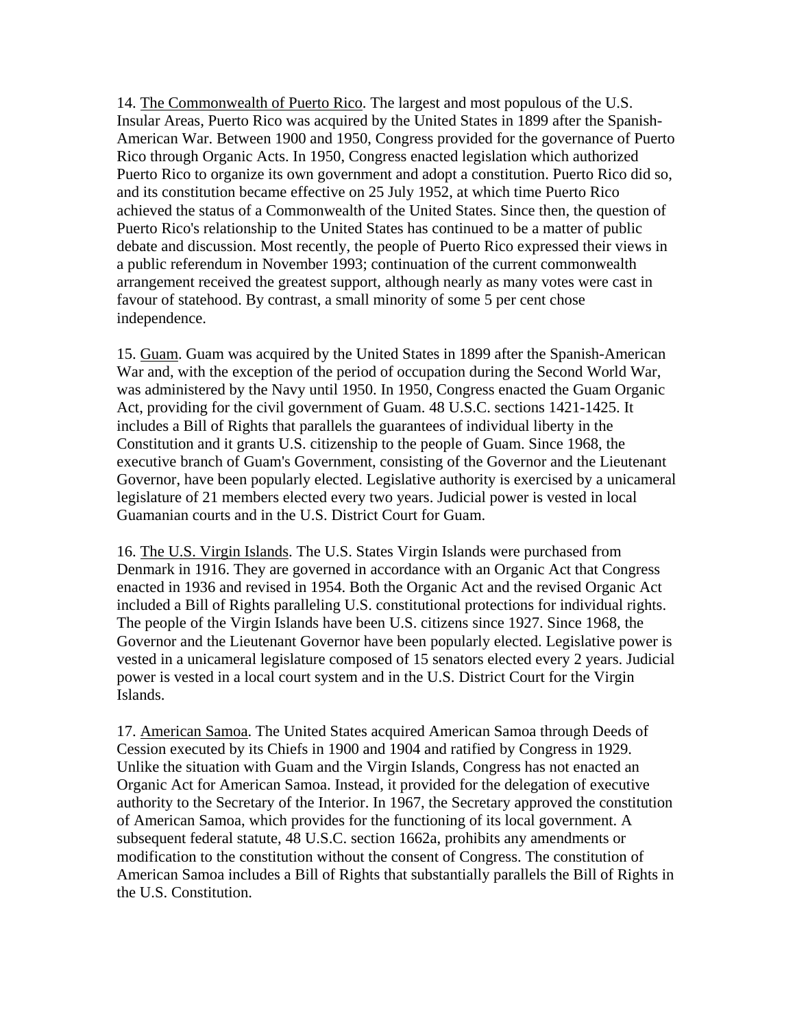14. The Commonwealth of Puerto Rico. The largest and most populous of the U.S. Insular Areas, Puerto Rico was acquired by the United States in 1899 after the Spanish-American War. Between 1900 and 1950, Congress provided for the governance of Puerto Rico through Organic Acts. In 1950, Congress enacted legislation which authorized Puerto Rico to organize its own government and adopt a constitution. Puerto Rico did so, and its constitution became effective on 25 July 1952, at which time Puerto Rico achieved the status of a Commonwealth of the United States. Since then, the question of Puerto Rico's relationship to the United States has continued to be a matter of public debate and discussion. Most recently, the people of Puerto Rico expressed their views in a public referendum in November 1993; continuation of the current commonwealth arrangement received the greatest support, although nearly as many votes were cast in favour of statehood. By contrast, a small minority of some 5 per cent chose independence.

15. Guam. Guam was acquired by the United States in 1899 after the Spanish-American War and, with the exception of the period of occupation during the Second World War, was administered by the Navy until 1950. In 1950, Congress enacted the Guam Organic Act, providing for the civil government of Guam. 48 U.S.C. sections 1421-1425. It includes a Bill of Rights that parallels the guarantees of individual liberty in the Constitution and it grants U.S. citizenship to the people of Guam. Since 1968, the executive branch of Guam's Government, consisting of the Governor and the Lieutenant Governor, have been popularly elected. Legislative authority is exercised by a unicameral legislature of 21 members elected every two years. Judicial power is vested in local Guamanian courts and in the U.S. District Court for Guam.

16. The U.S. Virgin Islands. The U.S. States Virgin Islands were purchased from Denmark in 1916. They are governed in accordance with an Organic Act that Congress enacted in 1936 and revised in 1954. Both the Organic Act and the revised Organic Act included a Bill of Rights paralleling U.S. constitutional protections for individual rights. The people of the Virgin Islands have been U.S. citizens since 1927. Since 1968, the Governor and the Lieutenant Governor have been popularly elected. Legislative power is vested in a unicameral legislature composed of 15 senators elected every 2 years. Judicial power is vested in a local court system and in the U.S. District Court for the Virgin Islands.

17. American Samoa. The United States acquired American Samoa through Deeds of Cession executed by its Chiefs in 1900 and 1904 and ratified by Congress in 1929. Unlike the situation with Guam and the Virgin Islands, Congress has not enacted an Organic Act for American Samoa. Instead, it provided for the delegation of executive authority to the Secretary of the Interior. In 1967, the Secretary approved the constitution of American Samoa, which provides for the functioning of its local government. A subsequent federal statute, 48 U.S.C. section 1662a, prohibits any amendments or modification to the constitution without the consent of Congress. The constitution of American Samoa includes a Bill of Rights that substantially parallels the Bill of Rights in the U.S. Constitution.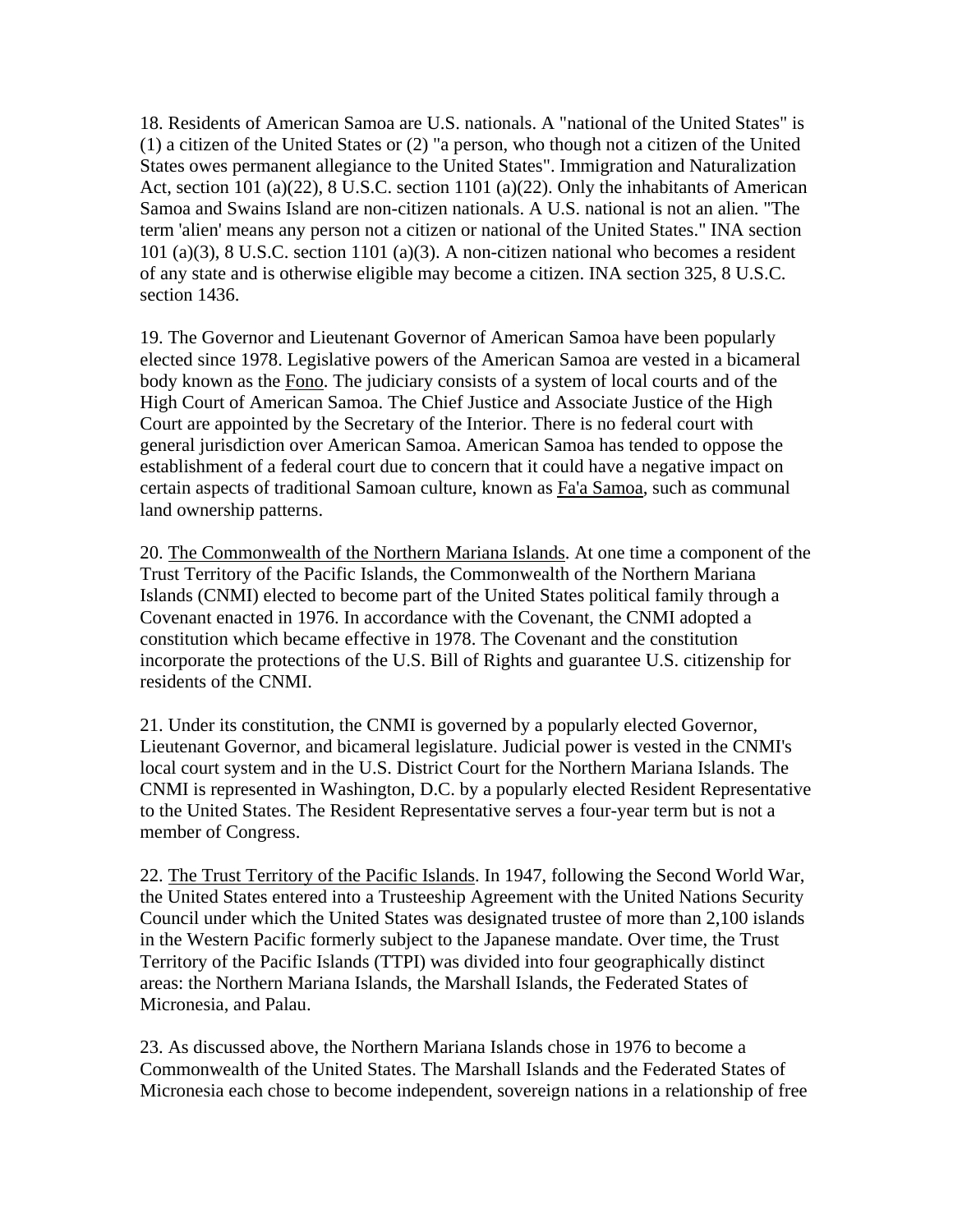18. Residents of American Samoa are U.S. nationals. A "national of the United States" is (1) a citizen of the United States or (2) "a person, who though not a citizen of the United States owes permanent allegiance to the United States". Immigration and Naturalization Act, section 101 (a)(22), 8 U.S.C. section 1101 (a)(22). Only the inhabitants of American Samoa and Swains Island are non-citizen nationals. A U.S. national is not an alien. "The term 'alien' means any person not a citizen or national of the United States." INA section 101 (a)(3), 8 U.S.C. section 1101 (a)(3). A non-citizen national who becomes a resident of any state and is otherwise eligible may become a citizen. INA section 325, 8 U.S.C. section 1436.

19. The Governor and Lieutenant Governor of American Samoa have been popularly elected since 1978. Legislative powers of the American Samoa are vested in a bicameral body known as the Fono. The judiciary consists of a system of local courts and of the High Court of American Samoa. The Chief Justice and Associate Justice of the High Court are appointed by the Secretary of the Interior. There is no federal court with general jurisdiction over American Samoa. American Samoa has tended to oppose the establishment of a federal court due to concern that it could have a negative impact on certain aspects of traditional Samoan culture, known as Fa'a Samoa, such as communal land ownership patterns.

20. The Commonwealth of the Northern Mariana Islands. At one time a component of the Trust Territory of the Pacific Islands, the Commonwealth of the Northern Mariana Islands (CNMI) elected to become part of the United States political family through a Covenant enacted in 1976. In accordance with the Covenant, the CNMI adopted a constitution which became effective in 1978. The Covenant and the constitution incorporate the protections of the U.S. Bill of Rights and guarantee U.S. citizenship for residents of the CNMI.

21. Under its constitution, the CNMI is governed by a popularly elected Governor, Lieutenant Governor, and bicameral legislature. Judicial power is vested in the CNMI's local court system and in the U.S. District Court for the Northern Mariana Islands. The CNMI is represented in Washington, D.C. by a popularly elected Resident Representative to the United States. The Resident Representative serves a four-year term but is not a member of Congress.

22. The Trust Territory of the Pacific Islands. In 1947, following the Second World War, the United States entered into a Trusteeship Agreement with the United Nations Security Council under which the United States was designated trustee of more than 2,100 islands in the Western Pacific formerly subject to the Japanese mandate. Over time, the Trust Territory of the Pacific Islands (TTPI) was divided into four geographically distinct areas: the Northern Mariana Islands, the Marshall Islands, the Federated States of Micronesia, and Palau.

23. As discussed above, the Northern Mariana Islands chose in 1976 to become a Commonwealth of the United States. The Marshall Islands and the Federated States of Micronesia each chose to become independent, sovereign nations in a relationship of free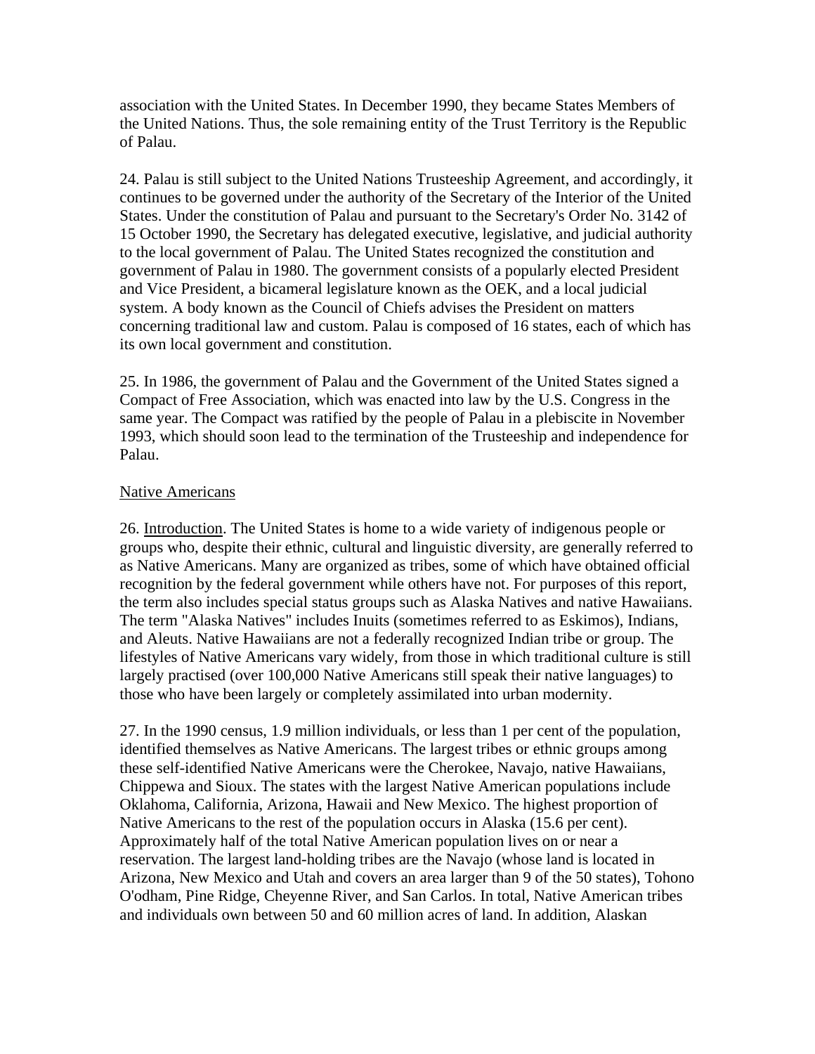association with the United States. In December 1990, they became States Members of the United Nations. Thus, the sole remaining entity of the Trust Territory is the Republic of Palau.

24. Palau is still subject to the United Nations Trusteeship Agreement, and accordingly, it continues to be governed under the authority of the Secretary of the Interior of the United States. Under the constitution of Palau and pursuant to the Secretary's Order No. 3142 of 15 October 1990, the Secretary has delegated executive, legislative, and judicial authority to the local government of Palau. The United States recognized the constitution and government of Palau in 1980. The government consists of a popularly elected President and Vice President, a bicameral legislature known as the OEK, and a local judicial system. A body known as the Council of Chiefs advises the President on matters concerning traditional law and custom. Palau is composed of 16 states, each of which has its own local government and constitution.

25. In 1986, the government of Palau and the Government of the United States signed a Compact of Free Association, which was enacted into law by the U.S. Congress in the same year. The Compact was ratified by the people of Palau in a plebiscite in November 1993, which should soon lead to the termination of the Trusteeship and independence for Palau.

## Native Americans

26. Introduction. The United States is home to a wide variety of indigenous people or groups who, despite their ethnic, cultural and linguistic diversity, are generally referred to as Native Americans. Many are organized as tribes, some of which have obtained official recognition by the federal government while others have not. For purposes of this report, the term also includes special status groups such as Alaska Natives and native Hawaiians. The term "Alaska Natives" includes Inuits (sometimes referred to as Eskimos), Indians, and Aleuts. Native Hawaiians are not a federally recognized Indian tribe or group. The lifestyles of Native Americans vary widely, from those in which traditional culture is still largely practised (over 100,000 Native Americans still speak their native languages) to those who have been largely or completely assimilated into urban modernity.

27. In the 1990 census, 1.9 million individuals, or less than 1 per cent of the population, identified themselves as Native Americans. The largest tribes or ethnic groups among these self-identified Native Americans were the Cherokee, Navajo, native Hawaiians, Chippewa and Sioux. The states with the largest Native American populations include Oklahoma, California, Arizona, Hawaii and New Mexico. The highest proportion of Native Americans to the rest of the population occurs in Alaska (15.6 per cent). Approximately half of the total Native American population lives on or near a reservation. The largest land-holding tribes are the Navajo (whose land is located in Arizona, New Mexico and Utah and covers an area larger than 9 of the 50 states), Tohono O'odham, Pine Ridge, Cheyenne River, and San Carlos. In total, Native American tribes and individuals own between 50 and 60 million acres of land. In addition, Alaskan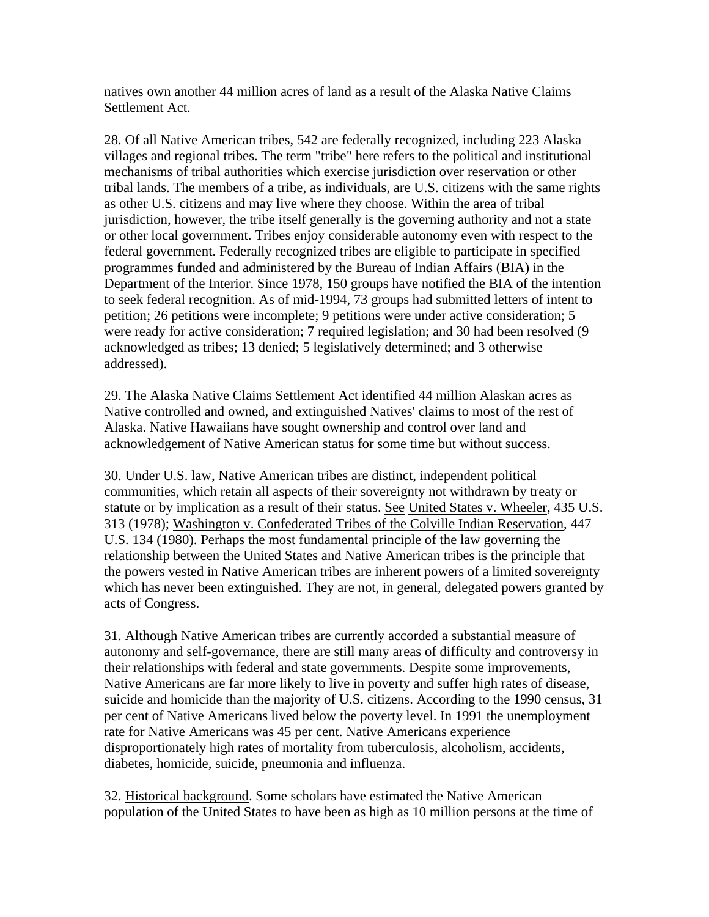natives own another 44 million acres of land as a result of the Alaska Native Claims Settlement Act.

28. Of all Native American tribes, 542 are federally recognized, including 223 Alaska villages and regional tribes. The term "tribe" here refers to the political and institutional mechanisms of tribal authorities which exercise jurisdiction over reservation or other tribal lands. The members of a tribe, as individuals, are U.S. citizens with the same rights as other U.S. citizens and may live where they choose. Within the area of tribal jurisdiction, however, the tribe itself generally is the governing authority and not a state or other local government. Tribes enjoy considerable autonomy even with respect to the federal government. Federally recognized tribes are eligible to participate in specified programmes funded and administered by the Bureau of Indian Affairs (BIA) in the Department of the Interior. Since 1978, 150 groups have notified the BIA of the intention to seek federal recognition. As of mid-1994, 73 groups had submitted letters of intent to petition; 26 petitions were incomplete; 9 petitions were under active consideration; 5 were ready for active consideration; 7 required legislation; and 30 had been resolved (9 acknowledged as tribes; 13 denied; 5 legislatively determined; and 3 otherwise addressed).

29. The Alaska Native Claims Settlement Act identified 44 million Alaskan acres as Native controlled and owned, and extinguished Natives' claims to most of the rest of Alaska. Native Hawaiians have sought ownership and control over land and acknowledgement of Native American status for some time but without success.

30. Under U.S. law, Native American tribes are distinct, independent political communities, which retain all aspects of their sovereignty not withdrawn by treaty or statute or by implication as a result of their status. See United States v. Wheeler, 435 U.S. 313 (1978); Washington v. Confederated Tribes of the Colville Indian Reservation, 447 U.S. 134 (1980). Perhaps the most fundamental principle of the law governing the relationship between the United States and Native American tribes is the principle that the powers vested in Native American tribes are inherent powers of a limited sovereignty which has never been extinguished. They are not, in general, delegated powers granted by acts of Congress.

31. Although Native American tribes are currently accorded a substantial measure of autonomy and self-governance, there are still many areas of difficulty and controversy in their relationships with federal and state governments. Despite some improvements, Native Americans are far more likely to live in poverty and suffer high rates of disease, suicide and homicide than the majority of U.S. citizens. According to the 1990 census, 31 per cent of Native Americans lived below the poverty level. In 1991 the unemployment rate for Native Americans was 45 per cent. Native Americans experience disproportionately high rates of mortality from tuberculosis, alcoholism, accidents, diabetes, homicide, suicide, pneumonia and influenza.

32. Historical background. Some scholars have estimated the Native American population of the United States to have been as high as 10 million persons at the time of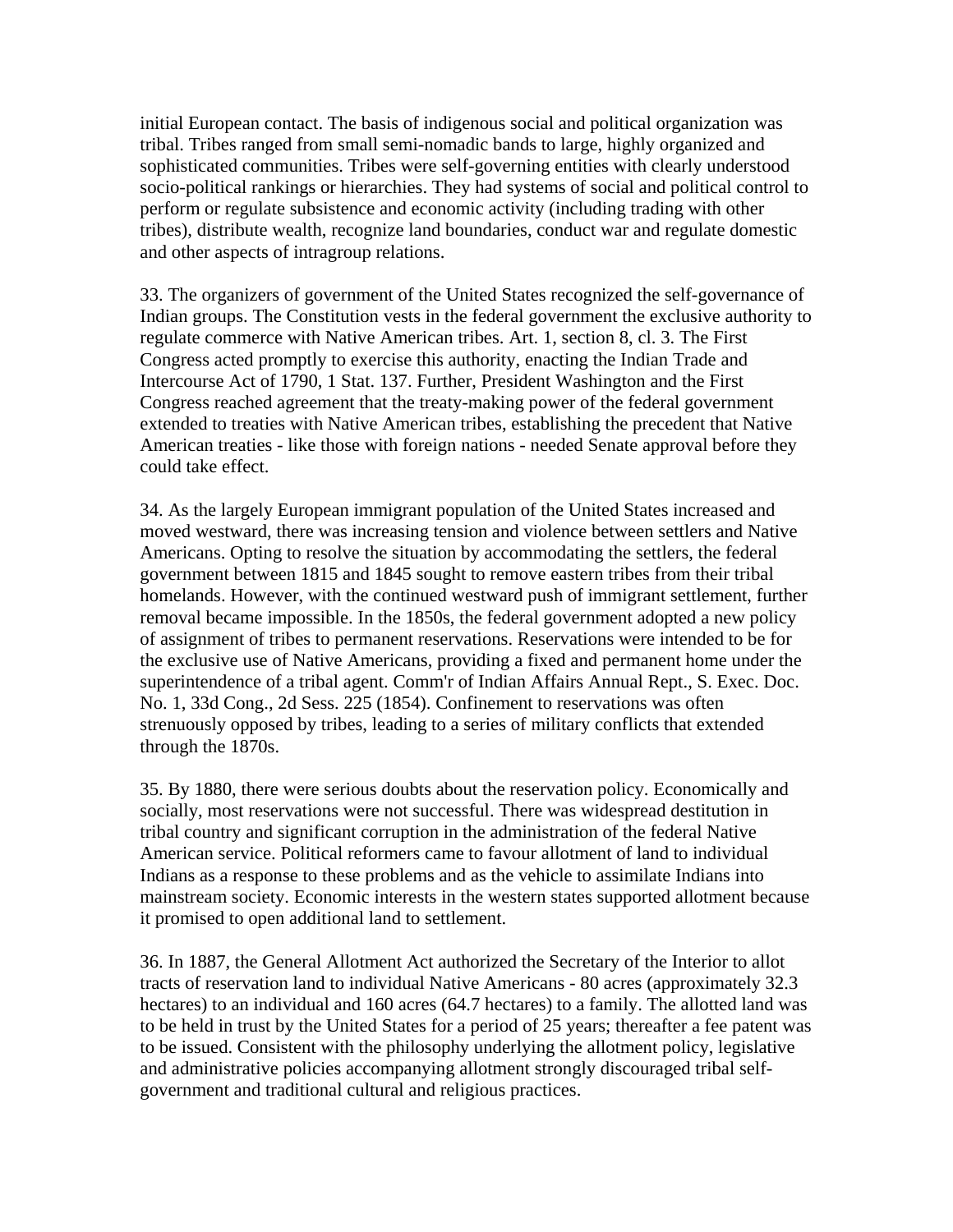initial European contact. The basis of indigenous social and political organization was tribal. Tribes ranged from small semi-nomadic bands to large, highly organized and sophisticated communities. Tribes were self-governing entities with clearly understood socio-political rankings or hierarchies. They had systems of social and political control to perform or regulate subsistence and economic activity (including trading with other tribes), distribute wealth, recognize land boundaries, conduct war and regulate domestic and other aspects of intragroup relations.

33. The organizers of government of the United States recognized the self-governance of Indian groups. The Constitution vests in the federal government the exclusive authority to regulate commerce with Native American tribes. Art. 1, section 8, cl. 3. The First Congress acted promptly to exercise this authority, enacting the Indian Trade and Intercourse Act of 1790, 1 Stat. 137. Further, President Washington and the First Congress reached agreement that the treaty-making power of the federal government extended to treaties with Native American tribes, establishing the precedent that Native American treaties - like those with foreign nations - needed Senate approval before they could take effect.

34. As the largely European immigrant population of the United States increased and moved westward, there was increasing tension and violence between settlers and Native Americans. Opting to resolve the situation by accommodating the settlers, the federal government between 1815 and 1845 sought to remove eastern tribes from their tribal homelands. However, with the continued westward push of immigrant settlement, further removal became impossible. In the 1850s, the federal government adopted a new policy of assignment of tribes to permanent reservations. Reservations were intended to be for the exclusive use of Native Americans, providing a fixed and permanent home under the superintendence of a tribal agent. Comm'r of Indian Affairs Annual Rept., S. Exec. Doc. No. 1, 33d Cong., 2d Sess. 225 (1854). Confinement to reservations was often strenuously opposed by tribes, leading to a series of military conflicts that extended through the 1870s.

35. By 1880, there were serious doubts about the reservation policy. Economically and socially, most reservations were not successful. There was widespread destitution in tribal country and significant corruption in the administration of the federal Native American service. Political reformers came to favour allotment of land to individual Indians as a response to these problems and as the vehicle to assimilate Indians into mainstream society. Economic interests in the western states supported allotment because it promised to open additional land to settlement.

36. In 1887, the General Allotment Act authorized the Secretary of the Interior to allot tracts of reservation land to individual Native Americans - 80 acres (approximately 32.3 hectares) to an individual and 160 acres (64.7 hectares) to a family. The allotted land was to be held in trust by the United States for a period of 25 years; thereafter a fee patent was to be issued. Consistent with the philosophy underlying the allotment policy, legislative and administrative policies accompanying allotment strongly discouraged tribal self-government and traditional cultural and religious practices.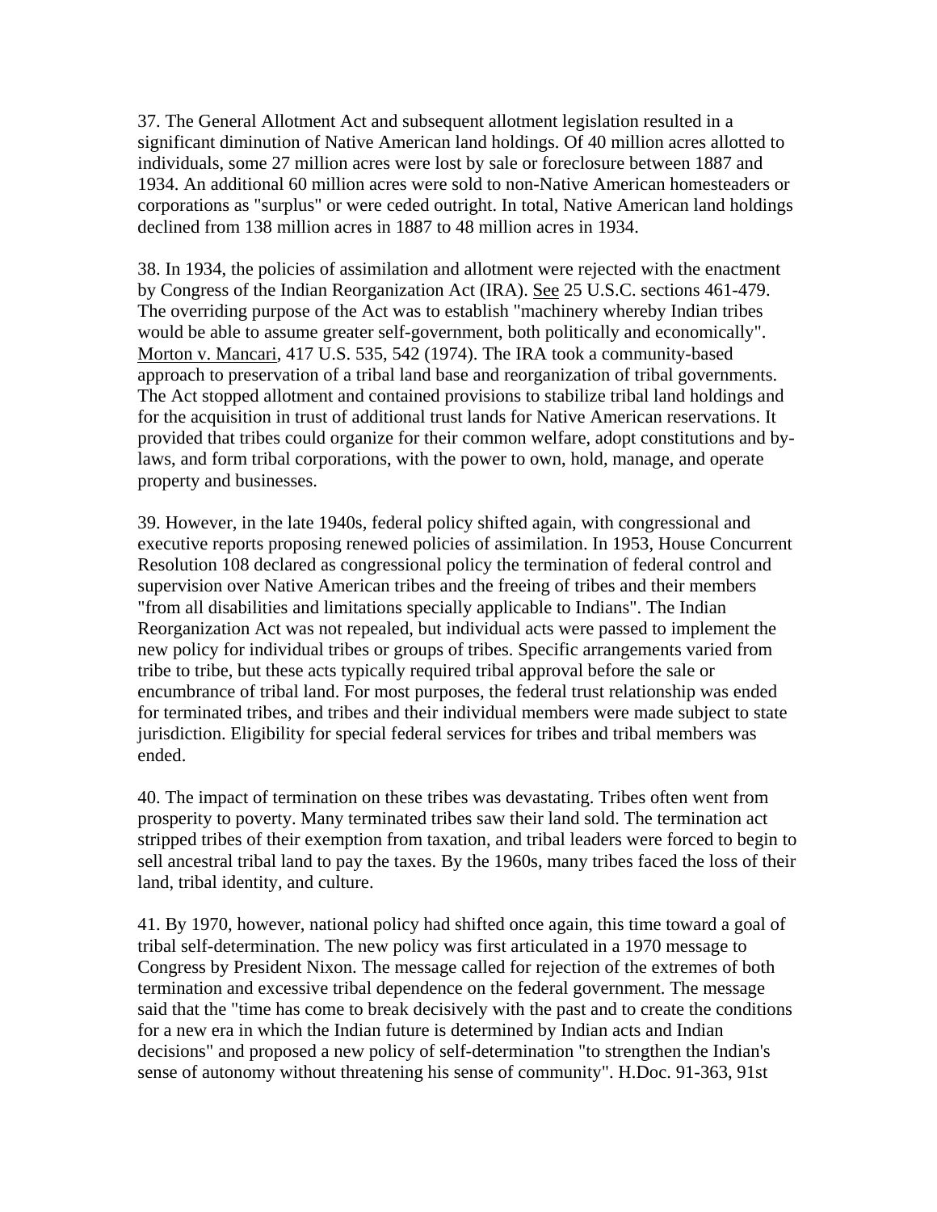37. The General Allotment Act and subsequent allotment legislation resulted in a significant diminution of Native American land holdings. Of 40 million acres allotted to individuals, some 27 million acres were lost by sale or foreclosure between 1887 and 1934. An additional 60 million acres were sold to non-Native American homesteaders or corporations as "surplus" or were ceded outright. In total, Native American land holdings declined from 138 million acres in 1887 to 48 million acres in 1934.

38. In 1934, the policies of assimilation and allotment were rejected with the enactment by Congress of the Indian Reorganization Act (IRA). See 25 U.S.C. sections 461-479. The overriding purpose of the Act was to establish "machinery whereby Indian tribes would be able to assume greater self-government, both politically and economically". Morton v. Mancari, 417 U.S. 535, 542 (1974). The IRA took a community-based approach to preservation of a tribal land base and reorganization of tribal governments. The Act stopped allotment and contained provisions to stabilize tribal land holdings and for the acquisition in trust of additional trust lands for Native American reservations. It provided that tribes could organize for their common welfare, adopt constitutions and by-laws, and form tribal corporations, with the power to own, hold, manage, and operate property and businesses.

39. However, in the late 1940s, federal policy shifted again, with congressional and executive reports proposing renewed policies of assimilation. In 1953, House Concurrent Resolution 108 declared as congressional policy the termination of federal control and supervision over Native American tribes and the freeing of tribes and their members "from all disabilities and limitations specially applicable to Indians". The Indian Reorganization Act was not repealed, but individual acts were passed to implement the new policy for individual tribes or groups of tribes. Specific arrangements varied from tribe to tribe, but these acts typically required tribal approval before the sale or encumbrance of tribal land. For most purposes, the federal trust relationship was ended for terminated tribes, and tribes and their individual members were made subject to state jurisdiction. Eligibility for special federal services for tribes and tribal members was ended.

40. The impact of termination on these tribes was devastating. Tribes often went from prosperity to poverty. Many terminated tribes saw their land sold. The termination act stripped tribes of their exemption from taxation, and tribal leaders were forced to begin to sell ancestral tribal land to pay the taxes. By the 1960s, many tribes faced the loss of their land, tribal identity, and culture.

41. By 1970, however, national policy had shifted once again, this time toward a goal of tribal self-determination. The new policy was first articulated in a 1970 message to Congress by President Nixon. The message called for rejection of the extremes of both termination and excessive tribal dependence on the federal government. The message said that the "time has come to break decisively with the past and to create the conditions for a new era in which the Indian future is determined by Indian acts and Indian decisions" and proposed a new policy of self-determination "to strengthen the Indian's sense of autonomy without threatening his sense of community". H.Doc. 91-363, 91st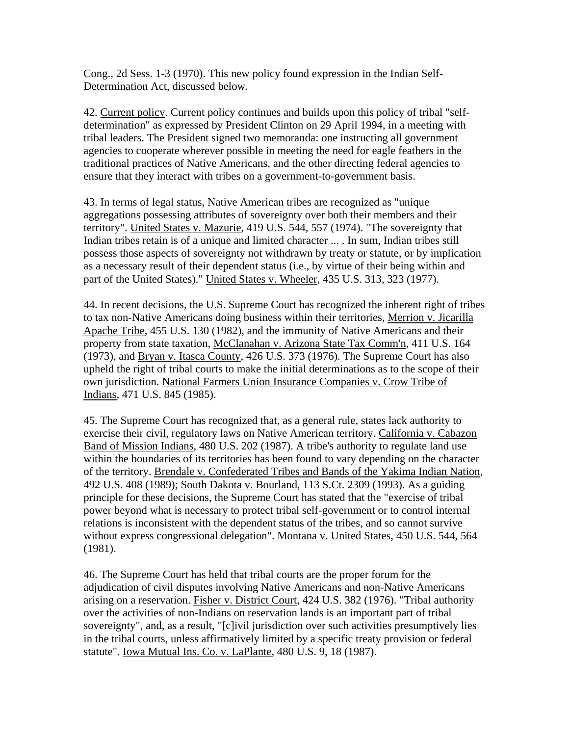Cong., 2d Sess. 1-3 (1970). This new policy found expression in the Indian Self-Determination Act, discussed below.

42. Current policy. Current policy continues and builds upon this policy of tribal "self-determination" as expressed by President Clinton on 29 April 1994, in a meeting with tribal leaders. The President signed two memoranda: one instructing all government agencies to cooperate wherever possible in meeting the need for eagle feathers in the traditional practices of Native Americans, and the other directing federal agencies to ensure that they interact with tribes on a government-to-government basis.

43. In terms of legal status, Native American tribes are recognized as "unique aggregations possessing attributes of sovereignty over both their members and their territory". United States v. Mazurie, 419 U.S. 544, 557 (1974). "The sovereignty that Indian tribes retain is of a unique and limited character ... . In sum, Indian tribes still possess those aspects of sovereignty not withdrawn by treaty or statute, or by implication as a necessary result of their dependent status (i.e., by virtue of their being within and part of the United States)." United States v. Wheeler, 435 U.S. 313, 323 (1977).

44. In recent decisions, the U.S. Supreme Court has recognized the inherent right of tribes to tax non-Native Americans doing business within their territories, Merrion v. Jicarilla Apache Tribe, 455 U.S. 130 (1982), and the immunity of Native Americans and their property from state taxation, McClanahan v. Arizona State Tax Comm'n, 411 U.S. 164 (1973), and Bryan v. Itasca County, 426 U.S. 373 (1976). The Supreme Court has also upheld the right of tribal courts to make the initial determinations as to the scope of their own jurisdiction. National Farmers Union Insurance Companies v. Crow Tribe of Indians, 471 U.S. 845 (1985).

45. The Supreme Court has recognized that, as a general rule, states lack authority to exercise their civil, regulatory laws on Native American territory. California v. Cabazon Band of Mission Indians, 480 U.S. 202 (1987). A tribe's authority to regulate land use within the boundaries of its territories has been found to vary depending on the character of the territory. Brendale v. Confederated Tribes and Bands of the Yakima Indian Nation, 492 U.S. 408 (1989); South Dakota v. Bourland, 113 S.Ct. 2309 (1993). As a guiding principle for these decisions, the Supreme Court has stated that the "exercise of tribal power beyond what is necessary to protect tribal self-government or to control internal relations is inconsistent with the dependent status of the tribes, and so cannot survive without express congressional delegation". Montana v. United States, 450 U.S. 544, 564 (1981).

46. The Supreme Court has held that tribal courts are the proper forum for the adjudication of civil disputes involving Native Americans and non-Native Americans arising on a reservation. Fisher v. District Court, 424 U.S. 382 (1976). "Tribal authority over the activities of non-Indians on reservation lands is an important part of tribal sovereignty", and, as a result, "[c]ivil jurisdiction over such activities presumptively lies in the tribal courts, unless affirmatively limited by a specific treaty provision or federal statute". Iowa Mutual Ins. Co. v. LaPlante, 480 U.S. 9, 18 (1987).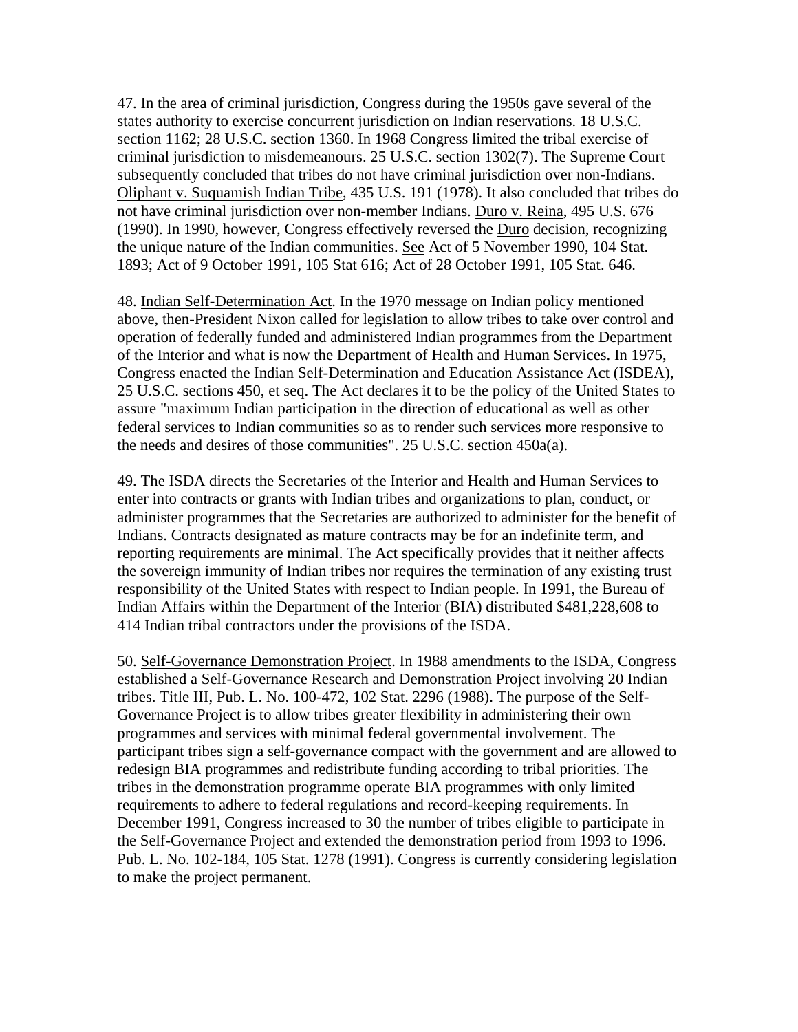47. In the area of criminal jurisdiction, Congress during the 1950s gave several of the states authority to exercise concurrent jurisdiction on Indian reservations. 18 U.S.C. section 1162; 28 U.S.C. section 1360. In 1968 Congress limited the tribal exercise of criminal jurisdiction to misdemeanours. 25 U.S.C. section 1302(7). The Supreme Court subsequently concluded that tribes do not have criminal jurisdiction over non-Indians. Oliphant v. Suquamish Indian Tribe, 435 U.S. 191 (1978). It also concluded that tribes do not have criminal jurisdiction over non-member Indians. Duro v. Reina, 495 U.S. 676 (1990). In 1990, however, Congress effectively reversed the Duro decision, recognizing the unique nature of the Indian communities. See Act of 5 November 1990, 104 Stat. 1893; Act of 9 October 1991, 105 Stat 616; Act of 28 October 1991, 105 Stat. 646.

48. Indian Self-Determination Act. In the 1970 message on Indian policy mentioned above, then-President Nixon called for legislation to allow tribes to take over control and operation of federally funded and administered Indian programmes from the Department of the Interior and what is now the Department of Health and Human Services. In 1975, Congress enacted the Indian Self-Determination and Education Assistance Act (ISDEA), 25 U.S.C. sections 450, et seq. The Act declares it to be the policy of the United States to assure "maximum Indian participation in the direction of educational as well as other federal services to Indian communities so as to render such services more responsive to the needs and desires of those communities". 25 U.S.C. section 450a(a).

49. The ISDA directs the Secretaries of the Interior and Health and Human Services to enter into contracts or grants with Indian tribes and organizations to plan, conduct, or administer programmes that the Secretaries are authorized to administer for the benefit of Indians. Contracts designated as mature contracts may be for an indefinite term, and reporting requirements are minimal. The Act specifically provides that it neither affects the sovereign immunity of Indian tribes nor requires the termination of any existing trust responsibility of the United States with respect to Indian people. In 1991, the Bureau of Indian Affairs within the Department of the Interior (BIA) distributed $481,228,608 to 414 Indian tribal contractors under the provisions of the ISDA.

50. Self-Governance Demonstration Project. In 1988 amendments to the ISDA, Congress established a Self-Governance Research and Demonstration Project involving 20 Indian tribes. Title III, Pub. L. No. 100-472, 102 Stat. 2296 (1988). The purpose of the Self-Governance Project is to allow tribes greater flexibility in administering their own programmes and services with minimal federal governmental involvement. The participant tribes sign a self-governance compact with the government and are allowed to redesign BIA programmes and redistribute funding according to tribal priorities. The tribes in the demonstration programme operate BIA programmes with only limited requirements to adhere to federal regulations and record-keeping requirements. In December 1991, Congress increased to 30 the number of tribes eligible to participate in the Self-Governance Project and extended the demonstration period from 1993 to 1996. Pub. L. No. 102-184, 105 Stat. 1278 (1991). Congress is currently considering legislation to make the project permanent.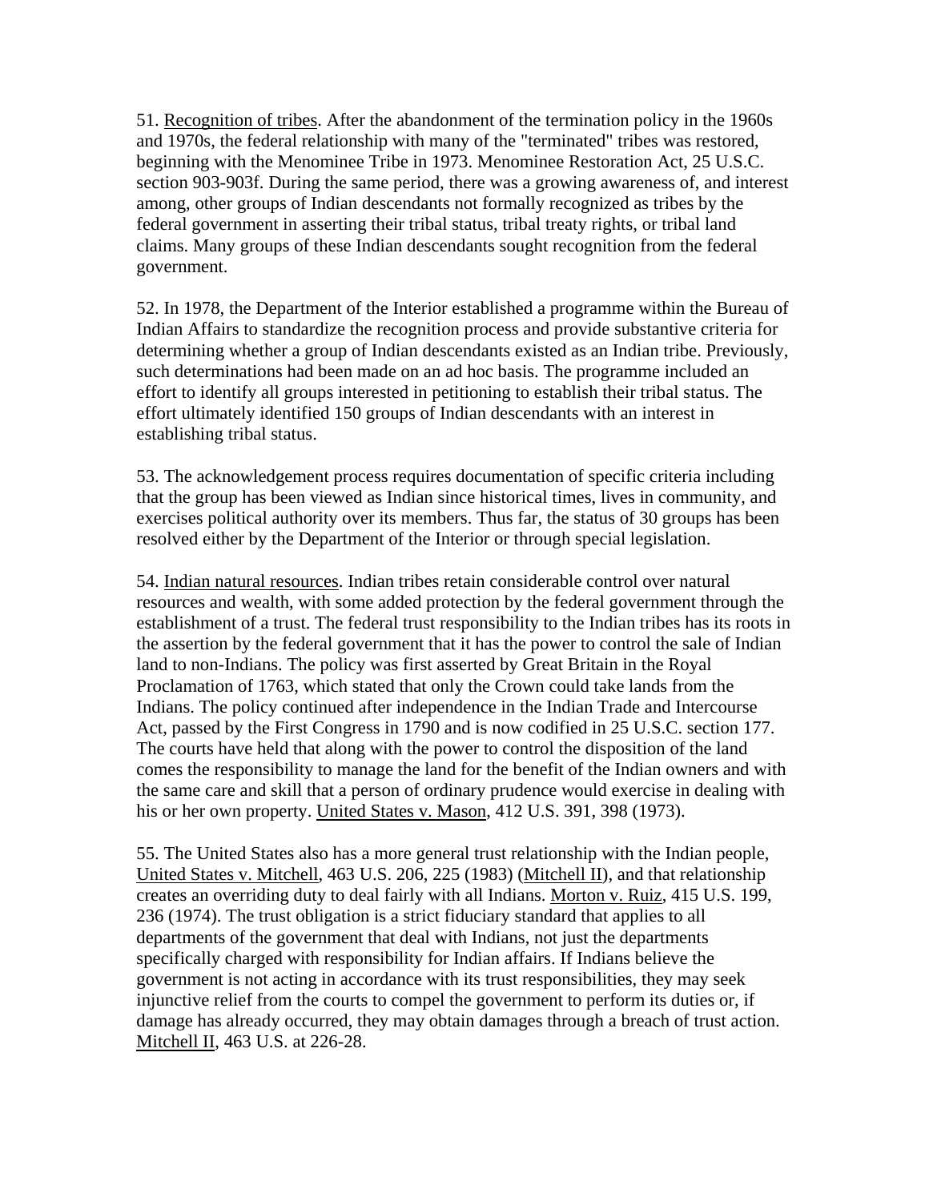51. Recognition of tribes. After the abandonment of the termination policy in the 1960s and 1970s, the federal relationship with many of the "terminated" tribes was restored, beginning with the Menominee Tribe in 1973. Menominee Restoration Act, 25 U.S.C. section 903-903f. During the same period, there was a growing awareness of, and interest among, other groups of Indian descendants not formally recognized as tribes by the federal government in asserting their tribal status, tribal treaty rights, or tribal land claims. Many groups of these Indian descendants sought recognition from the federal government.

52. In 1978, the Department of the Interior established a programme within the Bureau of Indian Affairs to standardize the recognition process and provide substantive criteria for determining whether a group of Indian descendants existed as an Indian tribe. Previously, such determinations had been made on an ad hoc basis. The programme included an effort to identify all groups interested in petitioning to establish their tribal status. The effort ultimately identified 150 groups of Indian descendants with an interest in establishing tribal status.

53. The acknowledgement process requires documentation of specific criteria including that the group has been viewed as Indian since historical times, lives in community, and exercises political authority over its members. Thus far, the status of 30 groups has been resolved either by the Department of the Interior or through special legislation.

54. Indian natural resources. Indian tribes retain considerable control over natural resources and wealth, with some added protection by the federal government through the establishment of a trust. The federal trust responsibility to the Indian tribes has its roots in the assertion by the federal government that it has the power to control the sale of Indian land to non-Indians. The policy was first asserted by Great Britain in the Royal Proclamation of 1763, which stated that only the Crown could take lands from the Indians. The policy continued after independence in the Indian Trade and Intercourse Act, passed by the First Congress in 1790 and is now codified in 25 U.S.C. section 177. The courts have held that along with the power to control the disposition of the land comes the responsibility to manage the land for the benefit of the Indian owners and with the same care and skill that a person of ordinary prudence would exercise in dealing with his or her own property. United States v. Mason, 412 U.S. 391, 398 (1973).

55. The United States also has a more general trust relationship with the Indian people, United States v. Mitchell, 463 U.S. 206, 225 (1983) (Mitchell II), and that relationship creates an overriding duty to deal fairly with all Indians. Morton v. Ruiz, 415 U.S. 199, 236 (1974). The trust obligation is a strict fiduciary standard that applies to all departments of the government that deal with Indians, not just the departments specifically charged with responsibility for Indian affairs. If Indians believe the government is not acting in accordance with its trust responsibilities, they may seek injunctive relief from the courts to compel the government to perform its duties or, if damage has already occurred, they may obtain damages through a breach of trust action. Mitchell II, 463 U.S. at 226-28.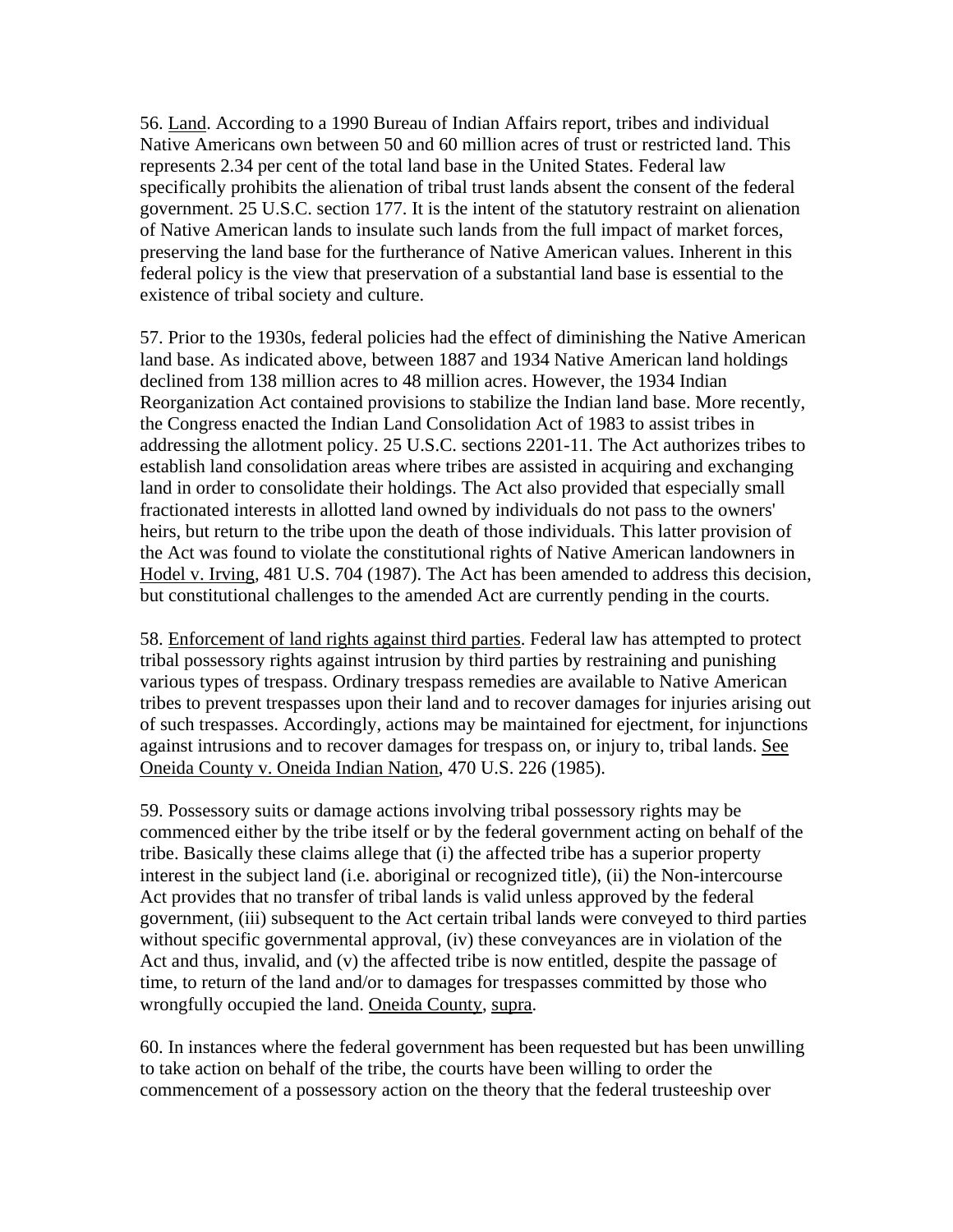56. <u>Land</u>. According to a 1990 Bureau of Indian Affairs report, tribes and individual Native Americans own between 50 and 60 million acres of trust or restricted land. This represents 2.34 per cent of the total land base in the United States. Federal law specifically prohibits the alienation of tribal trust lands absent the consent of the federal government. 25 U.S.C. section 177. It is the intent of the statutory restraint on alienation of Native American lands to insulate such lands from the full impact of market forces, preserving the land base for the furtherance of Native American values. Inherent in this federal policy is the view that preservation of a substantial land base is essential to the existence of tribal society and culture.

57. Prior to the 1930s, federal policies had the effect of diminishing the Native American land base. As indicated above, between 1887 and 1934 Native American land holdings declined from 138 million acres to 48 million acres. However, the 1934 Indian Reorganization Act contained provisions to stabilize the Indian land base. More recently, the Congress enacted the Indian Land Consolidation Act of 1983 to assist tribes in addressing the allotment policy. 25 U.S.C. sections 2201-11. The Act authorizes tribes to establish land consolidation areas where tribes are assisted in acquiring and exchanging land in order to consolidate their holdings. The Act also provided that especially small fractionated interests in allotted land owned by individuals do not pass to the owners' heirs, but return to the tribe upon the death of those individuals. This latter provision of the Act was found to violate the constitutional rights of Native American landowners in <u>Hodel v. Irving</u>, 481 U.S. 704 (1987). The Act has been amended to address this decision, but constitutional challenges to the amended Act are currently pending in the courts.

58. <u>Enforcement of land rights against third parties</u>. Federal law has attempted to protect tribal possessory rights against intrusion by third parties by restraining and punishing various types of trespass. Ordinary trespass remedies are available to Native American tribes to prevent trespasses upon their land and to recover damages for injuries arising out of such trespasses. Accordingly, actions may be maintained for ejectment, for injunctions against intrusions and to recover damages for trespass on, or injury to, tribal lands. <u>See Oneida County v. Oneida Indian Nation</u>, 470 U.S. 226 (1985).

59. Possessory suits or damage actions involving tribal possessory rights may be commenced either by the tribe itself or by the federal government acting on behalf of the tribe. Basically these claims allege that (i) the affected tribe has a superior property interest in the subject land (i.e. aboriginal or recognized title), (ii) the Non-intercourse Act provides that no transfer of tribal lands is valid unless approved by the federal government, (iii) subsequent to the Act certain tribal lands were conveyed to third parties without specific governmental approval, (iv) these conveyances are in violation of the Act and thus, invalid, and (v) the affected tribe is now entitled, despite the passage of time, to return of the land and/or to damages for trespasses committed by those who wrongfully occupied the land. <u>Oneida County</u>, <u>supra</u>.

60. In instances where the federal government has been requested but has been unwilling to take action on behalf of the tribe, the courts have been willing to order the commencement of a possessory action on the theory that the federal trusteeship over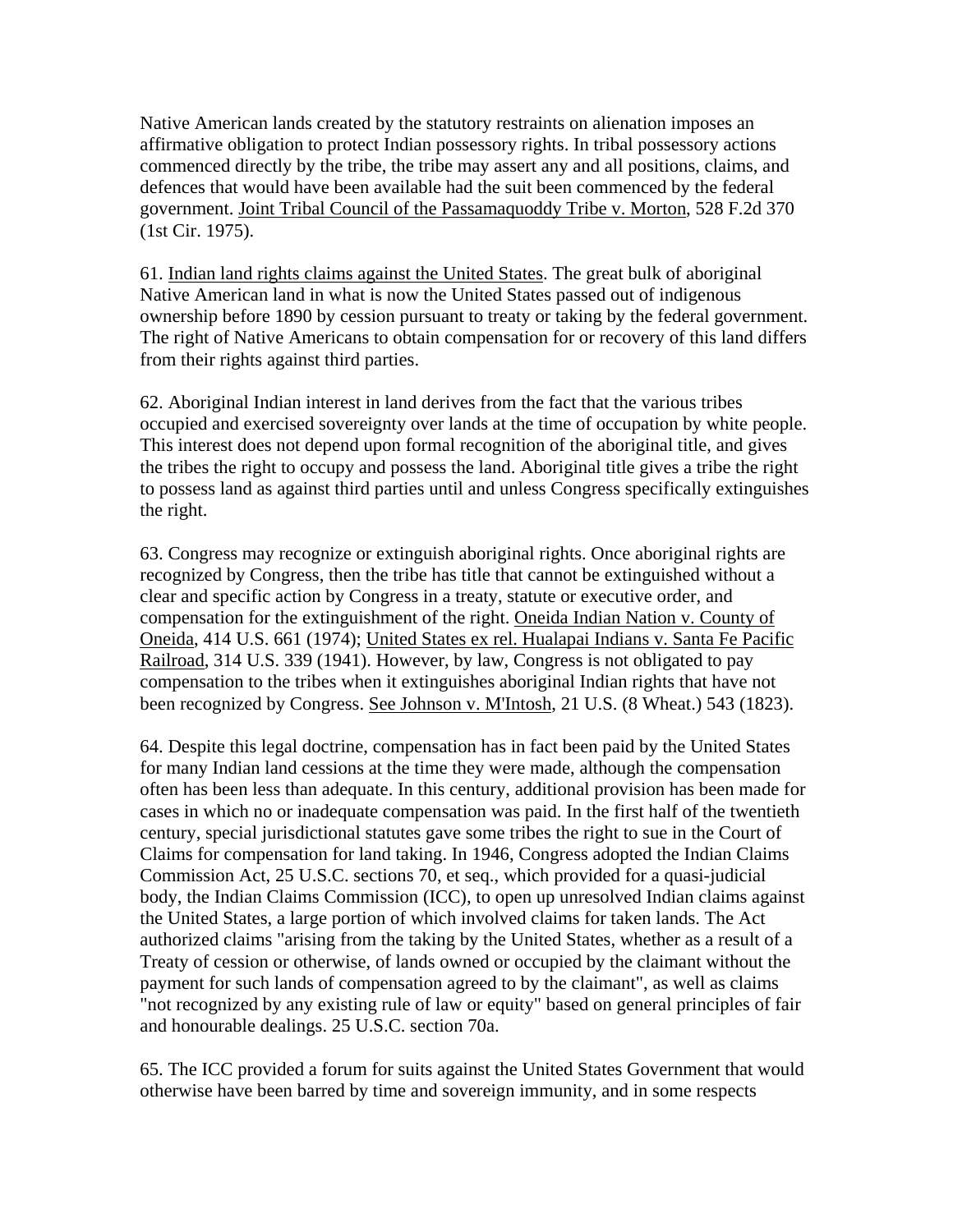Native American lands created by the statutory restraints on alienation imposes an affirmative obligation to protect Indian possessory rights. In tribal possessory actions commenced directly by the tribe, the tribe may assert any and all positions, claims, and defences that would have been available had the suit been commenced by the federal government. Joint Tribal Council of the Passamaquoddy Tribe v. Morton, 528 F.2d 370 (1st Cir. 1975).

61. Indian land rights claims against the United States. The great bulk of aboriginal Native American land in what is now the United States passed out of indigenous ownership before 1890 by cession pursuant to treaty or taking by the federal government. The right of Native Americans to obtain compensation for or recovery of this land differs from their rights against third parties.

62. Aboriginal Indian interest in land derives from the fact that the various tribes occupied and exercised sovereignty over lands at the time of occupation by white people. This interest does not depend upon formal recognition of the aboriginal title, and gives the tribes the right to occupy and possess the land. Aboriginal title gives a tribe the right to possess land as against third parties until and unless Congress specifically extinguishes the right.

63. Congress may recognize or extinguish aboriginal rights. Once aboriginal rights are recognized by Congress, then the tribe has title that cannot be extinguished without a clear and specific action by Congress in a treaty, statute or executive order, and compensation for the extinguishment of the right. Oneida Indian Nation v. County of Oneida, 414 U.S. 661 (1974); United States ex rel. Hualapai Indians v. Santa Fe Pacific Railroad, 314 U.S. 339 (1941). However, by law, Congress is not obligated to pay compensation to the tribes when it extinguishes aboriginal Indian rights that have not been recognized by Congress. See Johnson v. M'Intosh, 21 U.S. (8 Wheat.) 543 (1823).

64. Despite this legal doctrine, compensation has in fact been paid by the United States for many Indian land cessions at the time they were made, although the compensation often has been less than adequate. In this century, additional provision has been made for cases in which no or inadequate compensation was paid. In the first half of the twentieth century, special jurisdictional statutes gave some tribes the right to sue in the Court of Claims for compensation for land taking. In 1946, Congress adopted the Indian Claims Commission Act, 25 U.S.C. sections 70, et seq., which provided for a quasi-judicial body, the Indian Claims Commission (ICC), to open up unresolved Indian claims against the United States, a large portion of which involved claims for taken lands. The Act authorized claims "arising from the taking by the United States, whether as a result of a Treaty of cession or otherwise, of lands owned or occupied by the claimant without the payment for such lands of compensation agreed to by the claimant", as well as claims "not recognized by any existing rule of law or equity" based on general principles of fair and honourable dealings. 25 U.S.C. section 70a.

65. The ICC provided a forum for suits against the United States Government that would otherwise have been barred by time and sovereign immunity, and in some respects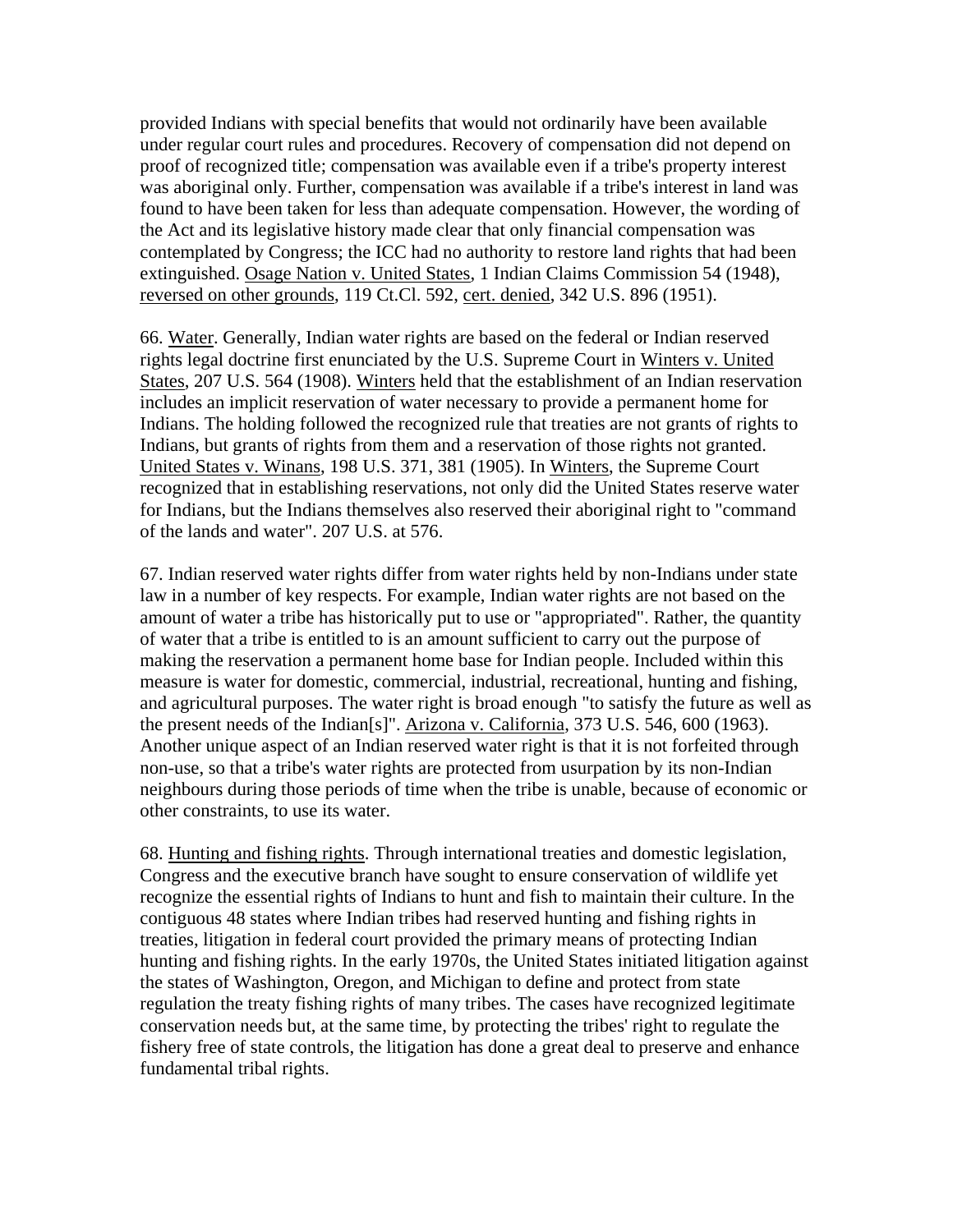provided Indians with special benefits that would not ordinarily have been available under regular court rules and procedures. Recovery of compensation did not depend on proof of recognized title; compensation was available even if a tribe's property interest was aboriginal only. Further, compensation was available if a tribe's interest in land was found to have been taken for less than adequate compensation. However, the wording of the Act and its legislative history made clear that only financial compensation was contemplated by Congress; the ICC had no authority to restore land rights that had been extinguished. Osage Nation v. United States, 1 Indian Claims Commission 54 (1948), reversed on other grounds, 119 Ct.Cl. 592, cert. denied, 342 U.S. 896 (1951).

66. Water. Generally, Indian water rights are based on the federal or Indian reserved rights legal doctrine first enunciated by the U.S. Supreme Court in Winters v. United States, 207 U.S. 564 (1908). Winters held that the establishment of an Indian reservation includes an implicit reservation of water necessary to provide a permanent home for Indians. The holding followed the recognized rule that treaties are not grants of rights to Indians, but grants of rights from them and a reservation of those rights not granted. United States v. Winans, 198 U.S. 371, 381 (1905). In Winters, the Supreme Court recognized that in establishing reservations, not only did the United States reserve water for Indians, but the Indians themselves also reserved their aboriginal right to "command of the lands and water". 207 U.S. at 576.

67. Indian reserved water rights differ from water rights held by non-Indians under state law in a number of key respects. For example, Indian water rights are not based on the amount of water a tribe has historically put to use or "appropriated". Rather, the quantity of water that a tribe is entitled to is an amount sufficient to carry out the purpose of making the reservation a permanent home base for Indian people. Included within this measure is water for domestic, commercial, industrial, recreational, hunting and fishing, and agricultural purposes. The water right is broad enough "to satisfy the future as well as the present needs of the Indian[s]". Arizona v. California, 373 U.S. 546, 600 (1963). Another unique aspect of an Indian reserved water right is that it is not forfeited through non-use, so that a tribe's water rights are protected from usurpation by its non-Indian neighbours during those periods of time when the tribe is unable, because of economic or other constraints, to use its water.

68. Hunting and fishing rights. Through international treaties and domestic legislation, Congress and the executive branch have sought to ensure conservation of wildlife yet recognize the essential rights of Indians to hunt and fish to maintain their culture. In the contiguous 48 states where Indian tribes had reserved hunting and fishing rights in treaties, litigation in federal court provided the primary means of protecting Indian hunting and fishing rights. In the early 1970s, the United States initiated litigation against the states of Washington, Oregon, and Michigan to define and protect from state regulation the treaty fishing rights of many tribes. The cases have recognized legitimate conservation needs but, at the same time, by protecting the tribes' right to regulate the fishery free of state controls, the litigation has done a great deal to preserve and enhance fundamental tribal rights.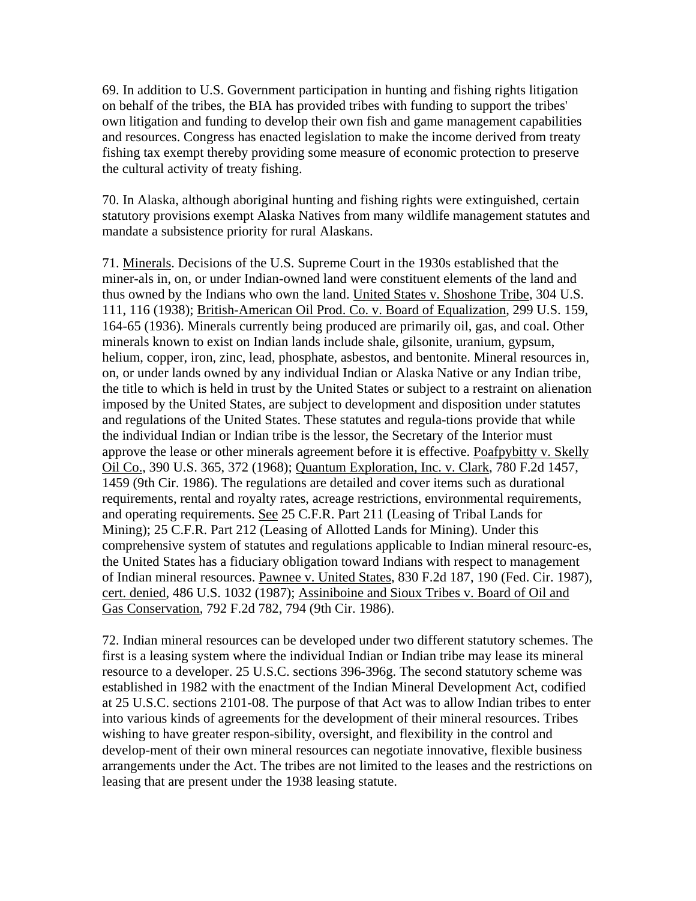69. In addition to U.S. Government participation in hunting and fishing rights litigation on behalf of the tribes, the BIA has provided tribes with funding to support the tribes' own litigation and funding to develop their own fish and game management capabilities and resources. Congress has enacted legislation to make the income derived from treaty fishing tax exempt thereby providing some measure of economic protection to preserve the cultural activity of treaty fishing.

70. In Alaska, although aboriginal hunting and fishing rights were extinguished, certain statutory provisions exempt Alaska Natives from many wildlife management statutes and mandate a subsistence priority for rural Alaskans.

71. Minerals. Decisions of the U.S. Supreme Court in the 1930s established that the miner-als in, on, or under Indian-owned land were constituent elements of the land and thus owned by the Indians who own the land. United States v. Shoshone Tribe, 304 U.S. 111, 116 (1938); British-American Oil Prod. Co. v. Board of Equalization, 299 U.S. 159, 164-65 (1936). Minerals currently being produced are primarily oil, gas, and coal. Other minerals known to exist on Indian lands include shale, gilsonite, uranium, gypsum, helium, copper, iron, zinc, lead, phosphate, asbestos, and bentonite. Mineral resources in, on, or under lands owned by any individual Indian or Alaska Native or any Indian tribe, the title to which is held in trust by the United States or subject to a restraint on alienation imposed by the United States, are subject to development and disposition under statutes and regulations of the United States. These statutes and regula-tions provide that while the individual Indian or Indian tribe is the lessor, the Secretary of the Interior must approve the lease or other minerals agreement before it is effective. Poafpybitty v. Skelly Oil Co., 390 U.S. 365, 372 (1968); Quantum Exploration, Inc. v. Clark, 780 F.2d 1457, 1459 (9th Cir. 1986). The regulations are detailed and cover items such as durational requirements, rental and royalty rates, acreage restrictions, environmental requirements, and operating requirements. See 25 C.F.R. Part 211 (Leasing of Tribal Lands for Mining); 25 C.F.R. Part 212 (Leasing of Allotted Lands for Mining). Under this comprehensive system of statutes and regulations applicable to Indian mineral resourc-es, the United States has a fiduciary obligation toward Indians with respect to management of Indian mineral resources. Pawnee v. United States, 830 F.2d 187, 190 (Fed. Cir. 1987), cert. denied, 486 U.S. 1032 (1987); Assiniboine and Sioux Tribes v. Board of Oil and Gas Conservation, 792 F.2d 782, 794 (9th Cir. 1986).

72. Indian mineral resources can be developed under two different statutory schemes. The first is a leasing system where the individual Indian or Indian tribe may lease its mineral resource to a developer. 25 U.S.C. sections 396-396g. The second statutory scheme was established in 1982 with the enactment of the Indian Mineral Development Act, codified at 25 U.S.C. sections 2101-08. The purpose of that Act was to allow Indian tribes to enter into various kinds of agreements for the development of their mineral resources. Tribes wishing to have greater respon-sibility, oversight, and flexibility in the control and develop-ment of their own mineral resources can negotiate innovative, flexible business arrangements under the Act. The tribes are not limited to the leases and the restrictions on leasing that are present under the 1938 leasing statute.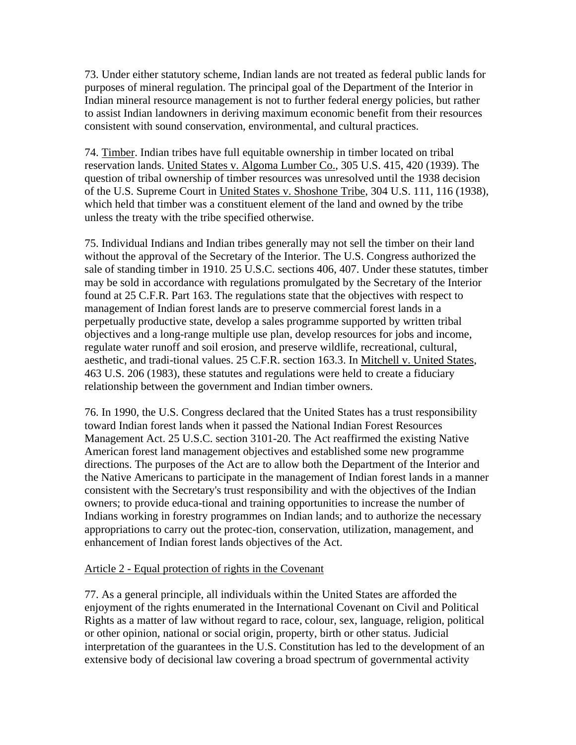73. Under either statutory scheme, Indian lands are not treated as federal public lands for purposes of mineral regulation. The principal goal of the Department of the Interior in Indian mineral resource management is not to further federal energy policies, but rather to assist Indian landowners in deriving maximum economic benefit from their resources consistent with sound conservation, environmental, and cultural practices.

74. Timber. Indian tribes have full equitable ownership in timber located on tribal reservation lands. United States v. Algoma Lumber Co., 305 U.S. 415, 420 (1939). The question of tribal ownership of timber resources was unresolved until the 1938 decision of the U.S. Supreme Court in United States v. Shoshone Tribe, 304 U.S. 111, 116 (1938), which held that timber was a constituent element of the land and owned by the tribe unless the treaty with the tribe specified otherwise.

75. Individual Indians and Indian tribes generally may not sell the timber on their land without the approval of the Secretary of the Interior. The U.S. Congress authorized the sale of standing timber in 1910. 25 U.S.C. sections 406, 407. Under these statutes, timber may be sold in accordance with regulations promulgated by the Secretary of the Interior found at 25 C.F.R. Part 163. The regulations state that the objectives with respect to management of Indian forest lands are to preserve commercial forest lands in a perpetually productive state, develop a sales programme supported by written tribal objectives and a long-range multiple use plan, develop resources for jobs and income, regulate water runoff and soil erosion, and preserve wildlife, recreational, cultural, aesthetic, and tradi-tional values. 25 C.F.R. section 163.3. In Mitchell v. United States, 463 U.S. 206 (1983), these statutes and regulations were held to create a fiduciary relationship between the government and Indian timber owners.

76. In 1990, the U.S. Congress declared that the United States has a trust responsibility toward Indian forest lands when it passed the National Indian Forest Resources Management Act. 25 U.S.C. section 3101-20. The Act reaffirmed the existing Native American forest land management objectives and established some new programme directions. The purposes of the Act are to allow both the Department of the Interior and the Native Americans to participate in the management of Indian forest lands in a manner consistent with the Secretary's trust responsibility and with the objectives of the Indian owners; to provide educa-tional and training opportunities to increase the number of Indians working in forestry programmes on Indian lands; and to authorize the necessary appropriations to carry out the protec-tion, conservation, utilization, management, and enhancement of Indian forest lands objectives of the Act.

Article 2 - Equal protection of rights in the Covenant

77. As a general principle, all individuals within the United States are afforded the enjoyment of the rights enumerated in the International Covenant on Civil and Political Rights as a matter of law without regard to race, colour, sex, language, religion, political or other opinion, national or social origin, property, birth or other status. Judicial interpretation of the guarantees in the U.S. Constitution has led to the development of an extensive body of decisional law covering a broad spectrum of governmental activity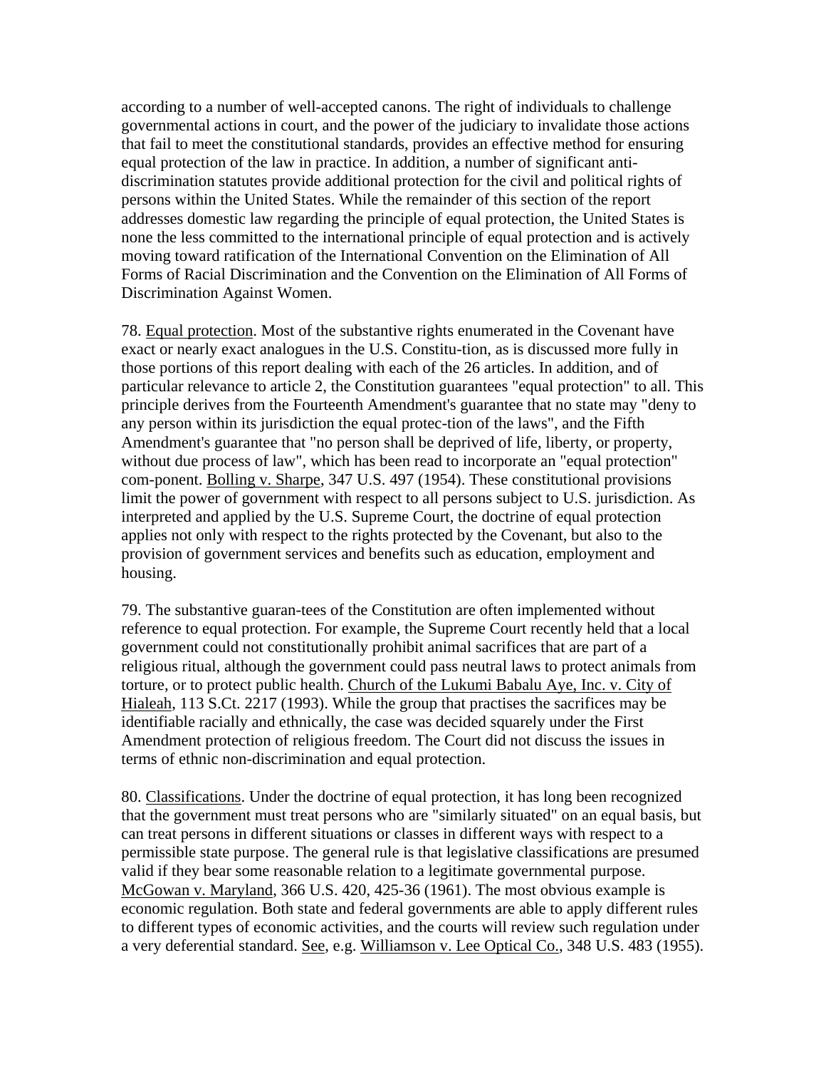according to a number of well-accepted canons. The right of individuals to challenge governmental actions in court, and the power of the judiciary to invalidate those actions that fail to meet the constitutional standards, provides an effective method for ensuring equal protection of the law in practice. In addition, a number of significant anti-discrimination statutes provide additional protection for the civil and political rights of persons within the United States. While the remainder of this section of the report addresses domestic law regarding the principle of equal protection, the United States is none the less committed to the international principle of equal protection and is actively moving toward ratification of the International Convention on the Elimination of All Forms of Racial Discrimination and the Convention on the Elimination of All Forms of Discrimination Against Women.

78. Equal protection. Most of the substantive rights enumerated in the Covenant have exact or nearly exact analogues in the U.S. Constitu-tion, as is discussed more fully in those portions of this report dealing with each of the 26 articles. In addition, and of particular relevance to article 2, the Constitution guarantees "equal protection" to all. This principle derives from the Fourteenth Amendment's guarantee that no state may "deny to any person within its jurisdiction the equal protec-tion of the laws", and the Fifth Amendment's guarantee that "no person shall be deprived of life, liberty, or property, without due process of law", which has been read to incorporate an "equal protection" com-ponent. Bolling v. Sharpe, 347 U.S. 497 (1954). These constitutional provisions limit the power of government with respect to all persons subject to U.S. jurisdiction. As interpreted and applied by the U.S. Supreme Court, the doctrine of equal protection applies not only with respect to the rights protected by the Covenant, but also to the provision of government services and benefits such as education, employment and housing.

79. The substantive guaran-tees of the Constitution are often implemented without reference to equal protection. For example, the Supreme Court recently held that a local government could not constitutionally prohibit animal sacrifices that are part of a religious ritual, although the government could pass neutral laws to protect animals from torture, or to protect public health. Church of the Lukumi Babalu Aye, Inc. v. City of Hialeah, 113 S.Ct. 2217 (1993). While the group that practises the sacrifices may be identifiable racially and ethnically, the case was decided squarely under the First Amendment protection of religious freedom. The Court did not discuss the issues in terms of ethnic non-discrimination and equal protection.

80. Classifications. Under the doctrine of equal protection, it has long been recognized that the government must treat persons who are "similarly situated" on an equal basis, but can treat persons in different situations or classes in different ways with respect to a permissible state purpose. The general rule is that legislative classifications are presumed valid if they bear some reasonable relation to a legitimate governmental purpose. McGowan v. Maryland, 366 U.S. 420, 425-36 (1961). The most obvious example is economic regulation. Both state and federal governments are able to apply different rules to different types of economic activities, and the courts will review such regulation under a very deferential standard. See, e.g. Williamson v. Lee Optical Co., 348 U.S. 483 (1955).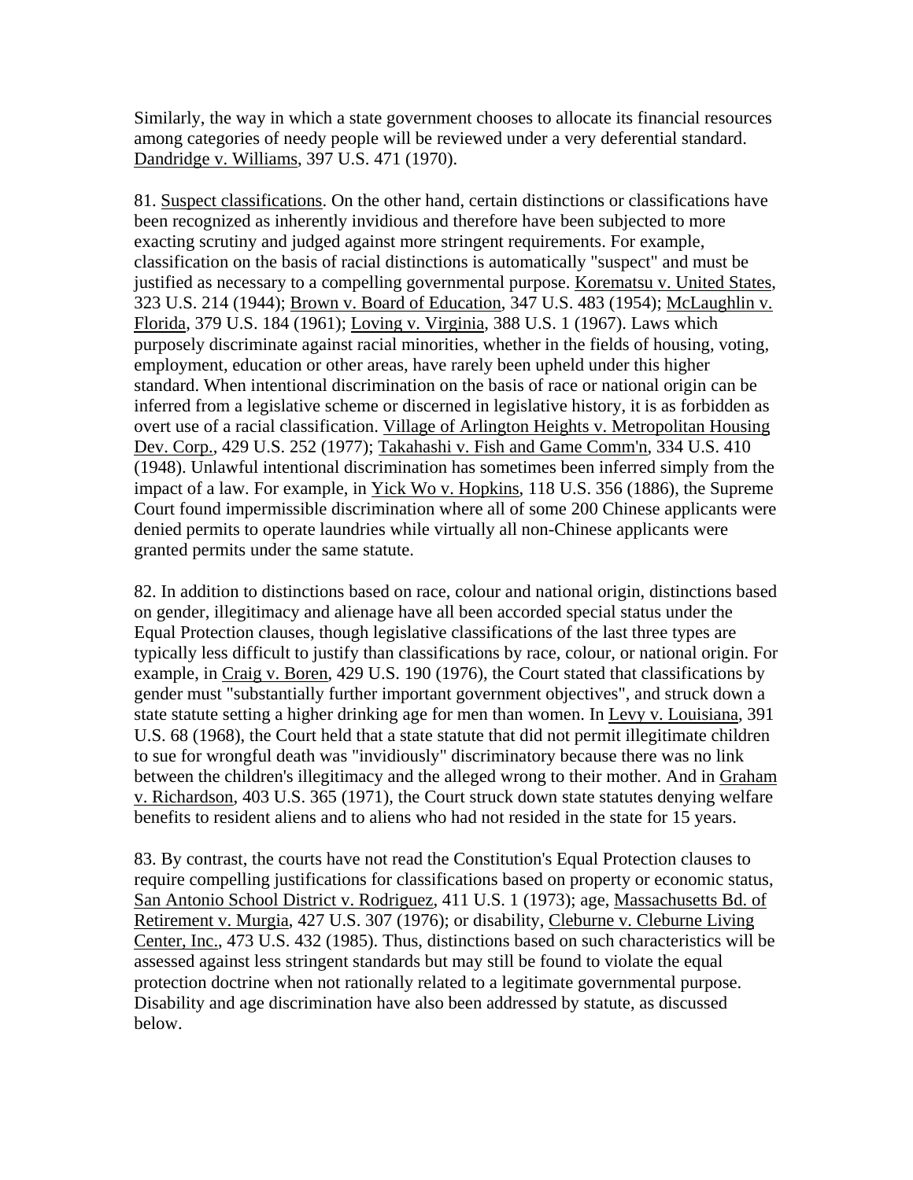Similarly, the way in which a state government chooses to allocate its financial resources among categories of needy people will be reviewed under a very deferential standard. Dandridge v. Williams, 397 U.S. 471 (1970).

81. Suspect classifications. On the other hand, certain distinctions or classifications have been recognized as inherently invidious and therefore have been subjected to more exacting scrutiny and judged against more stringent requirements. For example, classification on the basis of racial distinctions is automatically "suspect" and must be justified as necessary to a compelling governmental purpose. Korematsu v. United States, 323 U.S. 214 (1944); Brown v. Board of Education, 347 U.S. 483 (1954); McLaughlin v. Florida, 379 U.S. 184 (1961); Loving v. Virginia, 388 U.S. 1 (1967). Laws which purposely discriminate against racial minorities, whether in the fields of housing, voting, employment, education or other areas, have rarely been upheld under this higher standard. When intentional discrimination on the basis of race or national origin can be inferred from a legislative scheme or discerned in legislative history, it is as forbidden as overt use of a racial classification. Village of Arlington Heights v. Metropolitan Housing Dev. Corp., 429 U.S. 252 (1977); Takahashi v. Fish and Game Comm'n, 334 U.S. 410 (1948). Unlawful intentional discrimination has sometimes been inferred simply from the impact of a law. For example, in Yick Wo v. Hopkins, 118 U.S. 356 (1886), the Supreme Court found impermissible discrimination where all of some 200 Chinese applicants were denied permits to operate laundries while virtually all non-Chinese applicants were granted permits under the same statute.

82. In addition to distinctions based on race, colour and national origin, distinctions based on gender, illegitimacy and alienage have all been accorded special status under the Equal Protection clauses, though legislative classifications of the last three types are typically less difficult to justify than classifications by race, colour, or national origin. For example, in Craig v. Boren, 429 U.S. 190 (1976), the Court stated that classifications by gender must "substantially further important government objectives", and struck down a state statute setting a higher drinking age for men than women. In Levy v. Louisiana, 391 U.S. 68 (1968), the Court held that a state statute that did not permit illegitimate children to sue for wrongful death was "invidiously" discriminatory because there was no link between the children's illegitimacy and the alleged wrong to their mother. And in Graham v. Richardson, 403 U.S. 365 (1971), the Court struck down state statutes denying welfare benefits to resident aliens and to aliens who had not resided in the state for 15 years.

83. By contrast, the courts have not read the Constitution's Equal Protection clauses to require compelling justifications for classifications based on property or economic status, San Antonio School District v. Rodriguez, 411 U.S. 1 (1973); age, Massachusetts Bd. of Retirement v. Murgia, 427 U.S. 307 (1976); or disability, Cleburne v. Cleburne Living Center, Inc., 473 U.S. 432 (1985). Thus, distinctions based on such characteristics will be assessed against less stringent standards but may still be found to violate the equal protection doctrine when not rationally related to a legitimate governmental purpose. Disability and age discrimination have also been addressed by statute, as discussed below.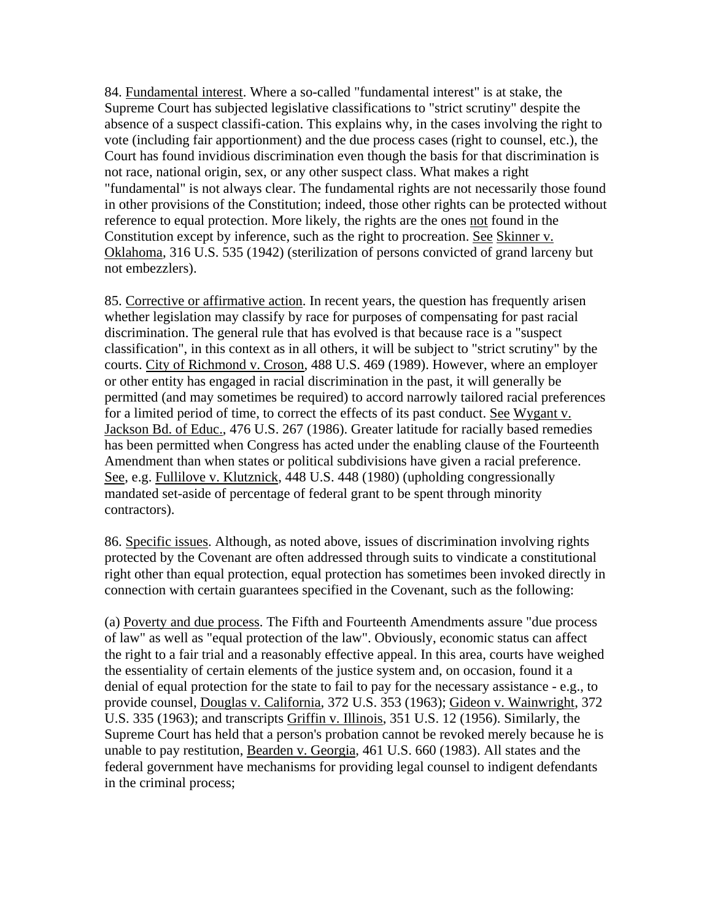84. Fundamental interest. Where a so-called "fundamental interest" is at stake, the Supreme Court has subjected legislative classifications to "strict scrutiny" despite the absence of a suspect classifi-cation. This explains why, in the cases involving the right to vote (including fair apportionment) and the due process cases (right to counsel, etc.), the Court has found invidious discrimination even though the basis for that discrimination is not race, national origin, sex, or any other suspect class. What makes a right "fundamental" is not always clear. The fundamental rights are not necessarily those found in other provisions of the Constitution; indeed, those other rights can be protected without reference to equal protection. More likely, the rights are the ones not found in the Constitution except by inference, such as the right to procreation. See Skinner v. Oklahoma, 316 U.S. 535 (1942) (sterilization of persons convicted of grand larceny but not embezzlers).

85. Corrective or affirmative action. In recent years, the question has frequently arisen whether legislation may classify by race for purposes of compensating for past racial discrimination. The general rule that has evolved is that because race is a "suspect classification", in this context as in all others, it will be subject to "strict scrutiny" by the courts. City of Richmond v. Croson, 488 U.S. 469 (1989). However, where an employer or other entity has engaged in racial discrimination in the past, it will generally be permitted (and may sometimes be required) to accord narrowly tailored racial preferences for a limited period of time, to correct the effects of its past conduct. See Wygant v. Jackson Bd. of Educ., 476 U.S. 267 (1986). Greater latitude for racially based remedies has been permitted when Congress has acted under the enabling clause of the Fourteenth Amendment than when states or political subdivisions have given a racial preference. See, e.g. Fullilove v. Klutznick, 448 U.S. 448 (1980) (upholding congressionally mandated set-aside of percentage of federal grant to be spent through minority contractors).

86. Specific issues. Although, as noted above, issues of discrimination involving rights protected by the Covenant are often addressed through suits to vindicate a constitutional right other than equal protection, equal protection has sometimes been invoked directly in connection with certain guarantees specified in the Covenant, such as the following:

(a) Poverty and due process. The Fifth and Fourteenth Amendments assure "due process of law" as well as "equal protection of the law". Obviously, economic status can affect the right to a fair trial and a reasonably effective appeal. In this area, courts have weighed the essentiality of certain elements of the justice system and, on occasion, found it a denial of equal protection for the state to fail to pay for the necessary assistance - e.g., to provide counsel, Douglas v. California, 372 U.S. 353 (1963); Gideon v. Wainwright, 372 U.S. 335 (1963); and transcripts Griffin v. Illinois, 351 U.S. 12 (1956). Similarly, the Supreme Court has held that a person's probation cannot be revoked merely because he is unable to pay restitution, Bearden v. Georgia, 461 U.S. 660 (1983). All states and the federal government have mechanisms for providing legal counsel to indigent defendants in the criminal process;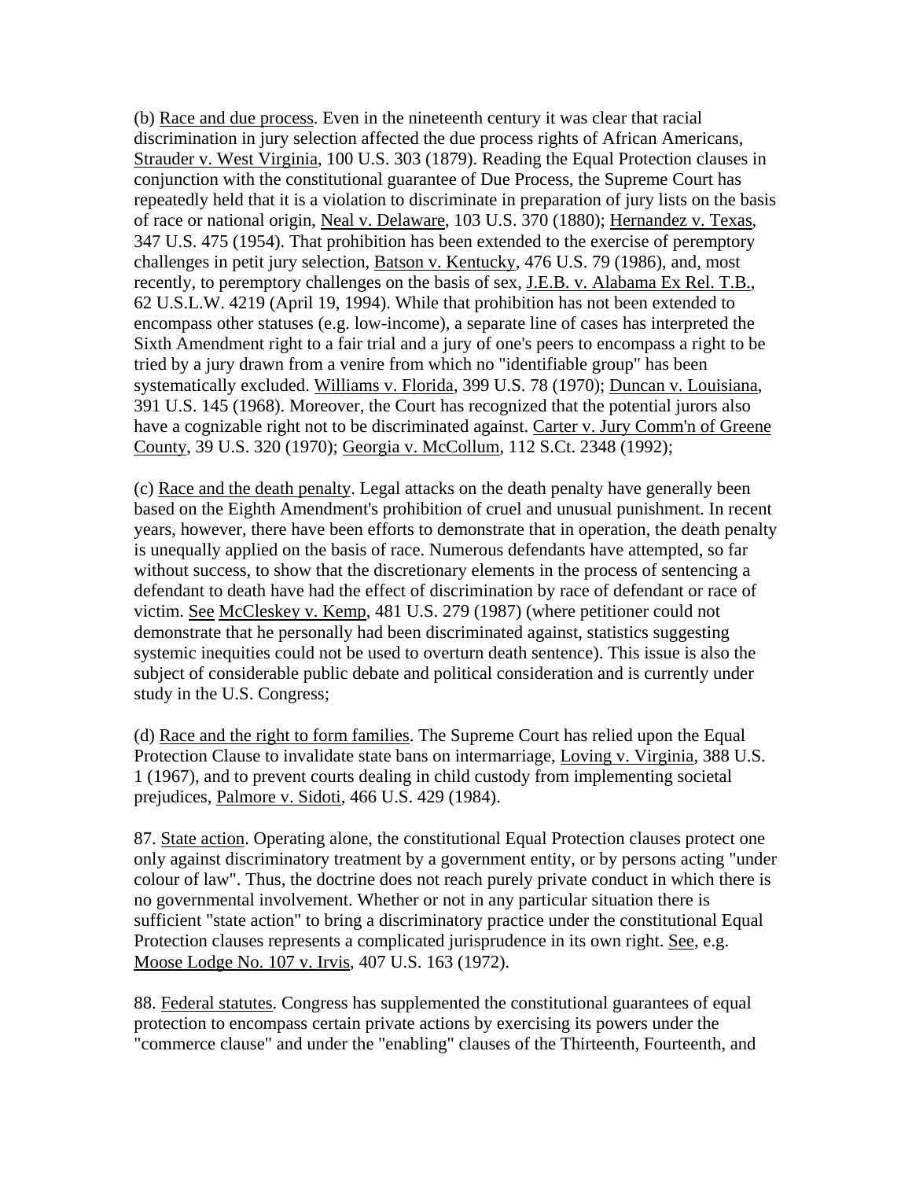(b) Race and due process. Even in the nineteenth century it was clear that racial discrimination in jury selection affected the due process rights of African Americans, Strauder v. West Virginia, 100 U.S. 303 (1879). Reading the Equal Protection clauses in conjunction with the constitutional guarantee of Due Process, the Supreme Court has repeatedly held that it is a violation to discriminate in preparation of jury lists on the basis of race or national origin, Neal v. Delaware, 103 U.S. 370 (1880); Hernandez v. Texas, 347 U.S. 475 (1954). That prohibition has been extended to the exercise of peremptory challenges in petit jury selection, Batson v. Kentucky, 476 U.S. 79 (1986), and, most recently, to peremptory challenges on the basis of sex, J.E.B. v. Alabama Ex Rel. T.B., 62 U.S.L.W. 4219 (April 19, 1994). While that prohibition has not been extended to encompass other statuses (e.g. low-income), a separate line of cases has interpreted the Sixth Amendment right to a fair trial and a jury of one's peers to encompass a right to be tried by a jury drawn from a venire from which no "identifiable group" has been systematically excluded. Williams v. Florida, 399 U.S. 78 (1970); Duncan v. Louisiana, 391 U.S. 145 (1968). Moreover, the Court has recognized that the potential jurors also have a cognizable right not to be discriminated against. Carter v. Jury Comm'n of Greene County, 39 U.S. 320 (1970); Georgia v. McCollum, 112 S.Ct. 2348 (1992);

(c) Race and the death penalty. Legal attacks on the death penalty have generally been based on the Eighth Amendment's prohibition of cruel and unusual punishment. In recent years, however, there have been efforts to demonstrate that in operation, the death penalty is unequally applied on the basis of race. Numerous defendants have attempted, so far without success, to show that the discretionary elements in the process of sentencing a defendant to death have had the effect of discrimination by race of defendant or race of victim. See McCleskey v. Kemp, 481 U.S. 279 (1987) (where petitioner could not demonstrate that he personally had been discriminated against, statistics suggesting systemic inequities could not be used to overturn death sentence). This issue is also the subject of considerable public debate and political consideration and is currently under study in the U.S. Congress;

(d) Race and the right to form families. The Supreme Court has relied upon the Equal Protection Clause to invalidate state bans on intermarriage, Loving v. Virginia, 388 U.S. 1 (1967), and to prevent courts dealing in child custody from implementing societal prejudices, Palmore v. Sidoti, 466 U.S. 429 (1984).

87. State action. Operating alone, the constitutional Equal Protection clauses protect one only against discriminatory treatment by a government entity, or by persons acting "under colour of law". Thus, the doctrine does not reach purely private conduct in which there is no governmental involvement. Whether or not in any particular situation there is sufficient "state action" to bring a discriminatory practice under the constitutional Equal Protection clauses represents a complicated jurisprudence in its own right. See, e.g. Moose Lodge No. 107 v. Irvis, 407 U.S. 163 (1972).

88. Federal statutes. Congress has supplemented the constitutional guarantees of equal protection to encompass certain private actions by exercising its powers under the "commerce clause" and under the "enabling" clauses of the Thirteenth, Fourteenth, and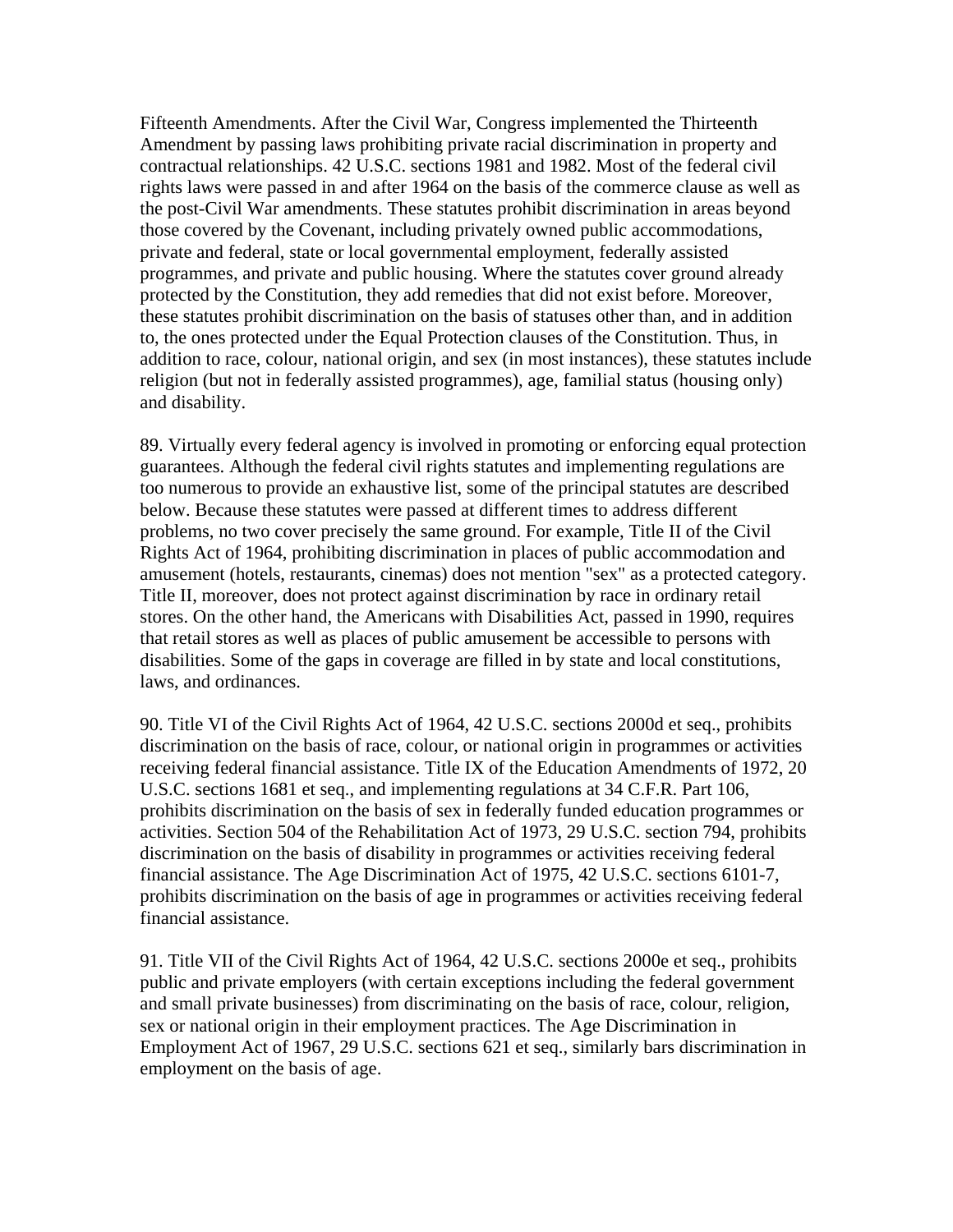Fifteenth Amendments. After the Civil War, Congress implemented the Thirteenth Amendment by passing laws prohibiting private racial discrimination in property and contractual relationships. 42 U.S.C. sections 1981 and 1982. Most of the federal civil rights laws were passed in and after 1964 on the basis of the commerce clause as well as the post-Civil War amendments. These statutes prohibit discrimination in areas beyond those covered by the Covenant, including privately owned public accommodations, private and federal, state or local governmental employment, federally assisted programmes, and private and public housing. Where the statutes cover ground already protected by the Constitution, they add remedies that did not exist before. Moreover, these statutes prohibit discrimination on the basis of statuses other than, and in addition to, the ones protected under the Equal Protection clauses of the Constitution. Thus, in addition to race, colour, national origin, and sex (in most instances), these statutes include religion (but not in federally assisted programmes), age, familial status (housing only) and disability.

89. Virtually every federal agency is involved in promoting or enforcing equal protection guarantees. Although the federal civil rights statutes and implementing regulations are too numerous to provide an exhaustive list, some of the principal statutes are described below. Because these statutes were passed at different times to address different problems, no two cover precisely the same ground. For example, Title II of the Civil Rights Act of 1964, prohibiting discrimination in places of public accommodation and amusement (hotels, restaurants, cinemas) does not mention "sex" as a protected category. Title II, moreover, does not protect against discrimination by race in ordinary retail stores. On the other hand, the Americans with Disabilities Act, passed in 1990, requires that retail stores as well as places of public amusement be accessible to persons with disabilities. Some of the gaps in coverage are filled in by state and local constitutions, laws, and ordinances.

90. Title VI of the Civil Rights Act of 1964, 42 U.S.C. sections 2000d et seq., prohibits discrimination on the basis of race, colour, or national origin in programmes or activities receiving federal financial assistance. Title IX of the Education Amendments of 1972, 20 U.S.C. sections 1681 et seq., and implementing regulations at 34 C.F.R. Part 106, prohibits discrimination on the basis of sex in federally funded education programmes or activities. Section 504 of the Rehabilitation Act of 1973, 29 U.S.C. section 794, prohibits discrimination on the basis of disability in programmes or activities receiving federal financial assistance. The Age Discrimination Act of 1975, 42 U.S.C. sections 6101-7, prohibits discrimination on the basis of age in programmes or activities receiving federal financial assistance.

91. Title VII of the Civil Rights Act of 1964, 42 U.S.C. sections 2000e et seq., prohibits public and private employers (with certain exceptions including the federal government and small private businesses) from discriminating on the basis of race, colour, religion, sex or national origin in their employment practices. The Age Discrimination in Employment Act of 1967, 29 U.S.C. sections 621 et seq., similarly bars discrimination in employment on the basis of age.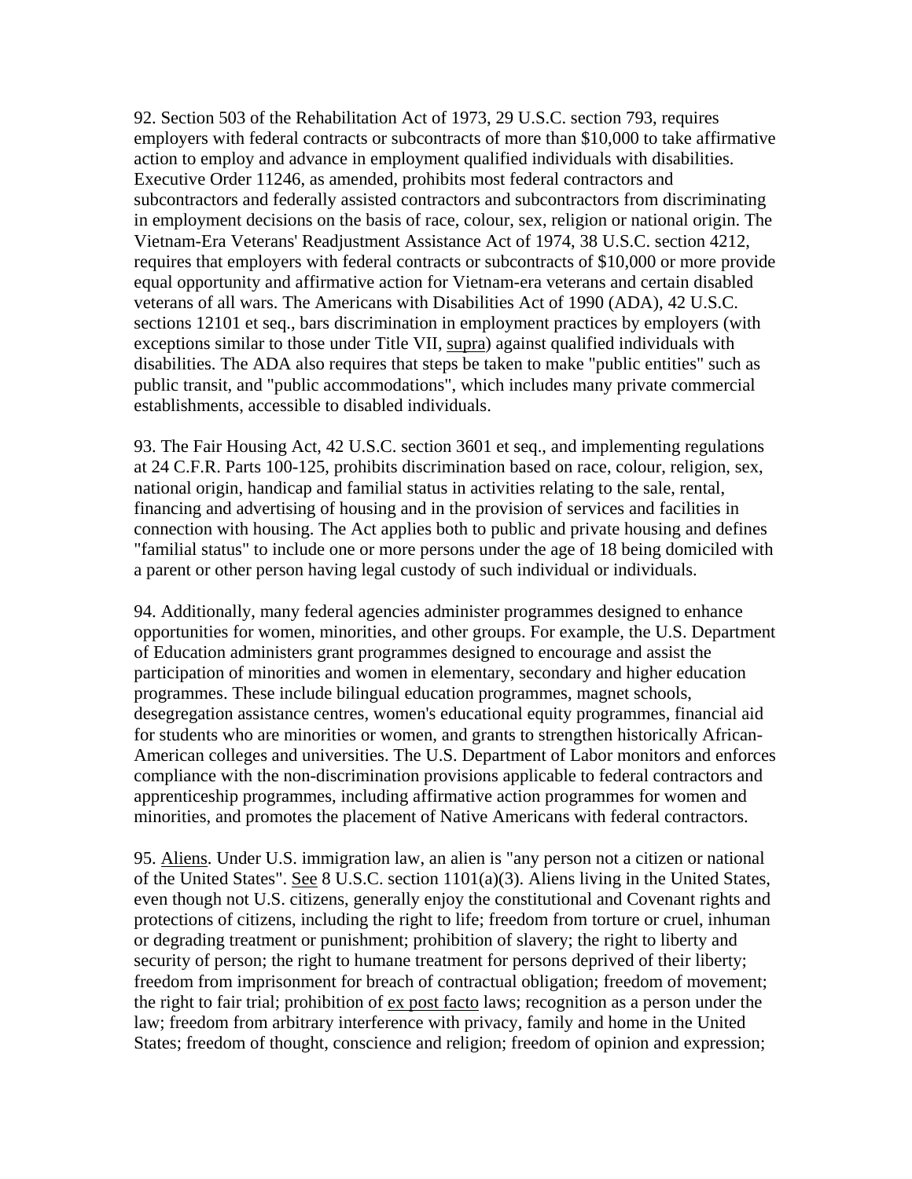92. Section 503 of the Rehabilitation Act of 1973, 29 U.S.C. section 793, requires employers with federal contracts or subcontracts of more than $10,000 to take affirmative action to employ and advance in employment qualified individuals with disabilities. Executive Order 11246, as amended, prohibits most federal contractors and subcontractors and federally assisted contractors and subcontractors from discriminating in employment decisions on the basis of race, colour, sex, religion or national origin. The Vietnam-Era Veterans' Readjustment Assistance Act of 1974, 38 U.S.C. section 4212, requires that employers with federal contracts or subcontracts of $10,000 or more provide equal opportunity and affirmative action for Vietnam-era veterans and certain disabled veterans of all wars. The Americans with Disabilities Act of 1990 (ADA), 42 U.S.C. sections 12101 et seq., bars discrimination in employment practices by employers (with exceptions similar to those under Title VII, supra) against qualified individuals with disabilities. The ADA also requires that steps be taken to make "public entities" such as public transit, and "public accommodations", which includes many private commercial establishments, accessible to disabled individuals.

93. The Fair Housing Act, 42 U.S.C. section 3601 et seq., and implementing regulations at 24 C.F.R. Parts 100-125, prohibits discrimination based on race, colour, religion, sex, national origin, handicap and familial status in activities relating to the sale, rental, financing and advertising of housing and in the provision of services and facilities in connection with housing. The Act applies both to public and private housing and defines "familial status" to include one or more persons under the age of 18 being domiciled with a parent or other person having legal custody of such individual or individuals.

94. Additionally, many federal agencies administer programmes designed to enhance opportunities for women, minorities, and other groups. For example, the U.S. Department of Education administers grant programmes designed to encourage and assist the participation of minorities and women in elementary, secondary and higher education programmes. These include bilingual education programmes, magnet schools, desegregation assistance centres, women's educational equity programmes, financial aid for students who are minorities or women, and grants to strengthen historically African-American colleges and universities. The U.S. Department of Labor monitors and enforces compliance with the non-discrimination provisions applicable to federal contractors and apprenticeship programmes, including affirmative action programmes for women and minorities, and promotes the placement of Native Americans with federal contractors.

95. Aliens. Under U.S. immigration law, an alien is "any person not a citizen or national of the United States". See 8 U.S.C. section 1101(a)(3). Aliens living in the United States, even though not U.S. citizens, generally enjoy the constitutional and Covenant rights and protections of citizens, including the right to life; freedom from torture or cruel, inhuman or degrading treatment or punishment; prohibition of slavery; the right to liberty and security of person; the right to humane treatment for persons deprived of their liberty; freedom from imprisonment for breach of contractual obligation; freedom of movement; the right to fair trial; prohibition of ex post facto laws; recognition as a person under the law; freedom from arbitrary interference with privacy, family and home in the United States; freedom of thought, conscience and religion; freedom of opinion and expression;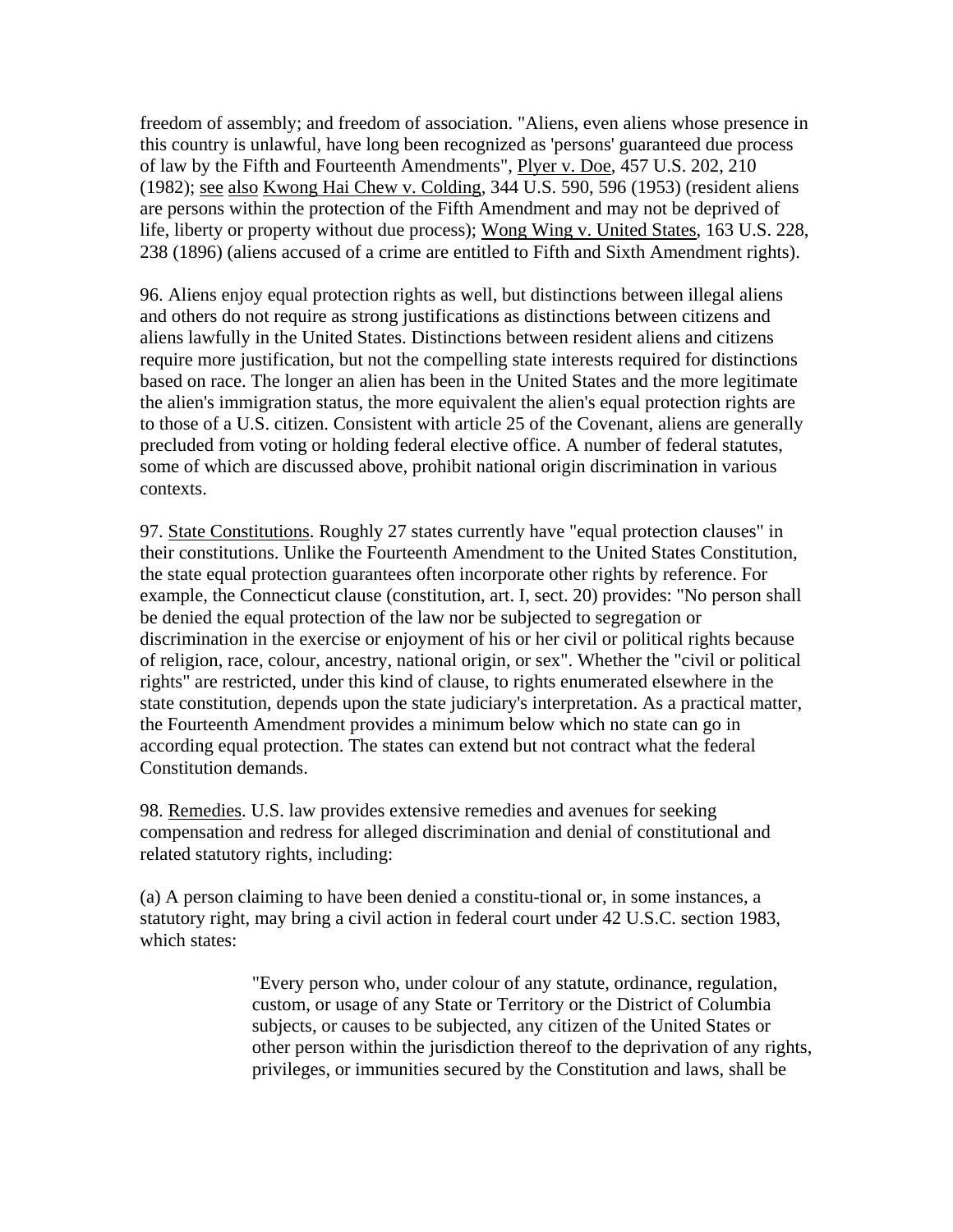freedom of assembly; and freedom of association. "Aliens, even aliens whose presence in this country is unlawful, have long been recognized as 'persons' guaranteed due process of law by the Fifth and Fourteenth Amendments", Plyer v. Doe, 457 U.S. 202, 210 (1982); see also Kwong Hai Chew v. Colding, 344 U.S. 590, 596 (1953) (resident aliens are persons within the protection of the Fifth Amendment and may not be deprived of life, liberty or property without due process); Wong Wing v. United States, 163 U.S. 228, 238 (1896) (aliens accused of a crime are entitled to Fifth and Sixth Amendment rights).

96. Aliens enjoy equal protection rights as well, but distinctions between illegal aliens and others do not require as strong justifications as distinctions between citizens and aliens lawfully in the United States. Distinctions between resident aliens and citizens require more justification, but not the compelling state interests required for distinctions based on race. The longer an alien has been in the United States and the more legitimate the alien's immigration status, the more equivalent the alien's equal protection rights are to those of a U.S. citizen. Consistent with article 25 of the Covenant, aliens are generally precluded from voting or holding federal elective office. A number of federal statutes, some of which are discussed above, prohibit national origin discrimination in various contexts.

97. State Constitutions. Roughly 27 states currently have "equal protection clauses" in their constitutions. Unlike the Fourteenth Amendment to the United States Constitution, the state equal protection guarantees often incorporate other rights by reference. For example, the Connecticut clause (constitution, art. I, sect. 20) provides: "No person shall be denied the equal protection of the law nor be subjected to segregation or discrimination in the exercise or enjoyment of his or her civil or political rights because of religion, race, colour, ancestry, national origin, or sex". Whether the "civil or political rights" are restricted, under this kind of clause, to rights enumerated elsewhere in the state constitution, depends upon the state judiciary's interpretation. As a practical matter, the Fourteenth Amendment provides a minimum below which no state can go in according equal protection. The states can extend but not contract what the federal Constitution demands.

98. Remedies. U.S. law provides extensive remedies and avenues for seeking compensation and redress for alleged discrimination and denial of constitutional and related statutory rights, including:

(a) A person claiming to have been denied a constitu-tional or, in some instances, a statutory right, may bring a civil action in federal court under 42 U.S.C. section 1983, which states:

> "Every person who, under colour of any statute, ordinance, regulation, custom, or usage of any State or Territory or the District of Columbia subjects, or causes to be subjected, any citizen of the United States or other person within the jurisdiction thereof to the deprivation of any rights, privileges, or immunities secured by the Constitution and laws, shall be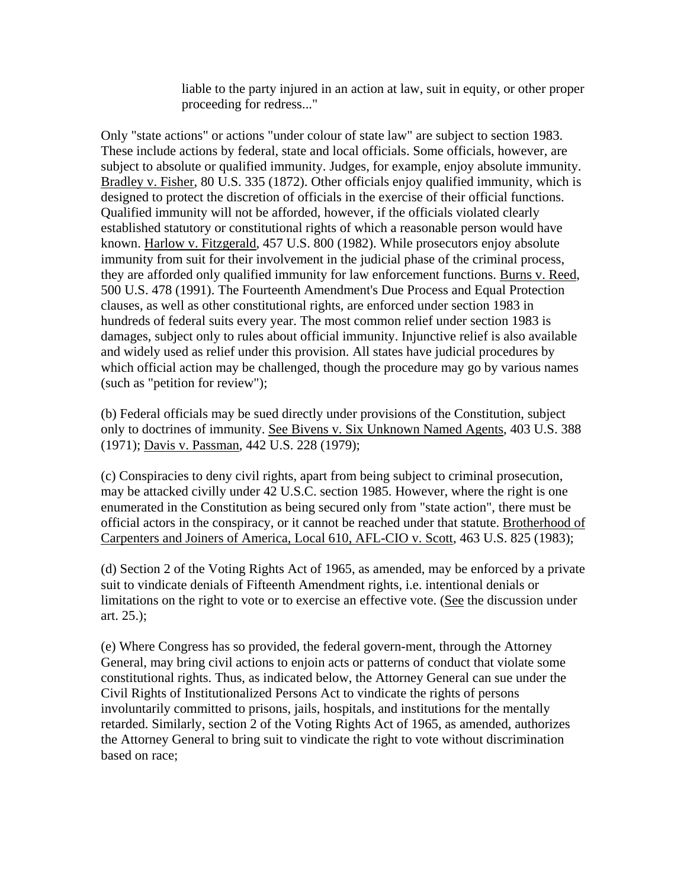> liable to the party injured in an action at law, suit in equity, or other proper proceeding for redress..."

Only "state actions" or actions "under colour of state law" are subject to section 1983. These include actions by federal, state and local officials. Some officials, however, are subject to absolute or qualified immunity. Judges, for example, enjoy absolute immunity. Bradley v. Fisher, 80 U.S. 335 (1872). Other officials enjoy qualified immunity, which is designed to protect the discretion of officials in the exercise of their official functions. Qualified immunity will not be afforded, however, if the officials violated clearly established statutory or constitutional rights of which a reasonable person would have known. Harlow v. Fitzgerald, 457 U.S. 800 (1982). While prosecutors enjoy absolute immunity from suit for their involvement in the judicial phase of the criminal process, they are afforded only qualified immunity for law enforcement functions. Burns v. Reed, 500 U.S. 478 (1991). The Fourteenth Amendment's Due Process and Equal Protection clauses, as well as other constitutional rights, are enforced under section 1983 in hundreds of federal suits every year. The most common relief under section 1983 is damages, subject only to rules about official immunity. Injunctive relief is also available and widely used as relief under this provision. All states have judicial procedures by which official action may be challenged, though the procedure may go by various names (such as "petition for review");

(b) Federal officials may be sued directly under provisions of the Constitution, subject only to doctrines of immunity. See Bivens v. Six Unknown Named Agents, 403 U.S. 388 (1971); Davis v. Passman, 442 U.S. 228 (1979);

(c) Conspiracies to deny civil rights, apart from being subject to criminal prosecution, may be attacked civilly under 42 U.S.C. section 1985. However, where the right is one enumerated in the Constitution as being secured only from "state action", there must be official actors in the conspiracy, or it cannot be reached under that statute. Brotherhood of Carpenters and Joiners of America, Local 610, AFL-CIO v. Scott, 463 U.S. 825 (1983);

(d) Section 2 of the Voting Rights Act of 1965, as amended, may be enforced by a private suit to vindicate denials of Fifteenth Amendment rights, i.e. intentional denials or limitations on the right to vote or to exercise an effective vote. (See the discussion under art. 25.);

(e) Where Congress has so provided, the federal govern-ment, through the Attorney General, may bring civil actions to enjoin acts or patterns of conduct that violate some constitutional rights. Thus, as indicated below, the Attorney General can sue under the Civil Rights of Institutionalized Persons Act to vindicate the rights of persons involuntarily committed to prisons, jails, hospitals, and institutions for the mentally retarded. Similarly, section 2 of the Voting Rights Act of 1965, as amended, authorizes the Attorney General to bring suit to vindicate the right to vote without discrimination based on race;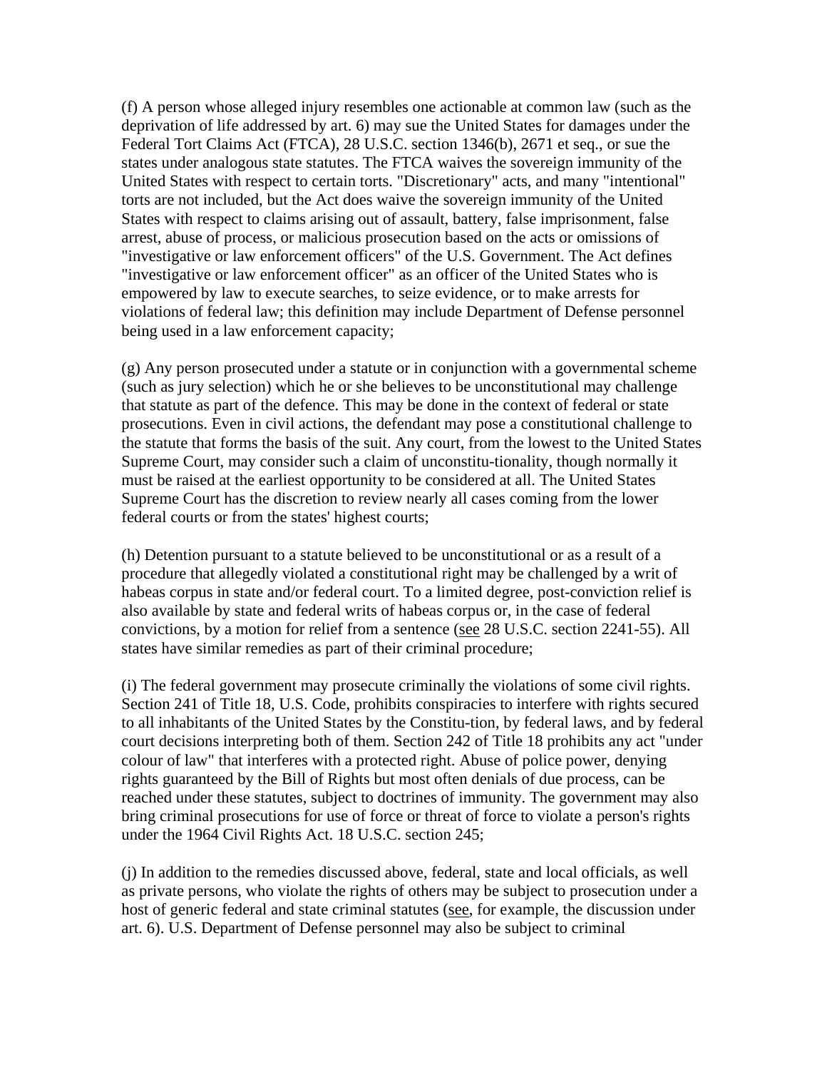(f) A person whose alleged injury resembles one actionable at common law (such as the deprivation of life addressed by art. 6) may sue the United States for damages under the Federal Tort Claims Act (FTCA), 28 U.S.C. section 1346(b), 2671 et seq., or sue the states under analogous state statutes. The FTCA waives the sovereign immunity of the United States with respect to certain torts. "Discretionary" acts, and many "intentional" torts are not included, but the Act does waive the sovereign immunity of the United States with respect to claims arising out of assault, battery, false imprisonment, false arrest, abuse of process, or malicious prosecution based on the acts or omissions of "investigative or law enforcement officers" of the U.S. Government. The Act defines "investigative or law enforcement officer" as an officer of the United States who is empowered by law to execute searches, to seize evidence, or to make arrests for violations of federal law; this definition may include Department of Defense personnel being used in a law enforcement capacity;

(g) Any person prosecuted under a statute or in conjunction with a governmental scheme (such as jury selection) which he or she believes to be unconstitutional may challenge that statute as part of the defence. This may be done in the context of federal or state prosecutions. Even in civil actions, the defendant may pose a constitutional challenge to the statute that forms the basis of the suit. Any court, from the lowest to the United States Supreme Court, may consider such a claim of unconstitu-tionality, though normally it must be raised at the earliest opportunity to be considered at all. The United States Supreme Court has the discretion to review nearly all cases coming from the lower federal courts or from the states' highest courts;

(h) Detention pursuant to a statute believed to be unconstitutional or as a result of a procedure that allegedly violated a constitutional right may be challenged by a writ of habeas corpus in state and/or federal court. To a limited degree, post-conviction relief is also available by state and federal writs of habeas corpus or, in the case of federal convictions, by a motion for relief from a sentence (see 28 U.S.C. section 2241-55). All states have similar remedies as part of their criminal procedure;

(i) The federal government may prosecute criminally the violations of some civil rights. Section 241 of Title 18, U.S. Code, prohibits conspiracies to interfere with rights secured to all inhabitants of the United States by the Constitu-tion, by federal laws, and by federal court decisions interpreting both of them. Section 242 of Title 18 prohibits any act "under colour of law" that interferes with a protected right. Abuse of police power, denying rights guaranteed by the Bill of Rights but most often denials of due process, can be reached under these statutes, subject to doctrines of immunity. The government may also bring criminal prosecutions for use of force or threat of force to violate a person's rights under the 1964 Civil Rights Act. 18 U.S.C. section 245;

(j) In addition to the remedies discussed above, federal, state and local officials, as well as private persons, who violate the rights of others may be subject to prosecution under a host of generic federal and state criminal statutes (see, for example, the discussion under art. 6). U.S. Department of Defense personnel may also be subject to criminal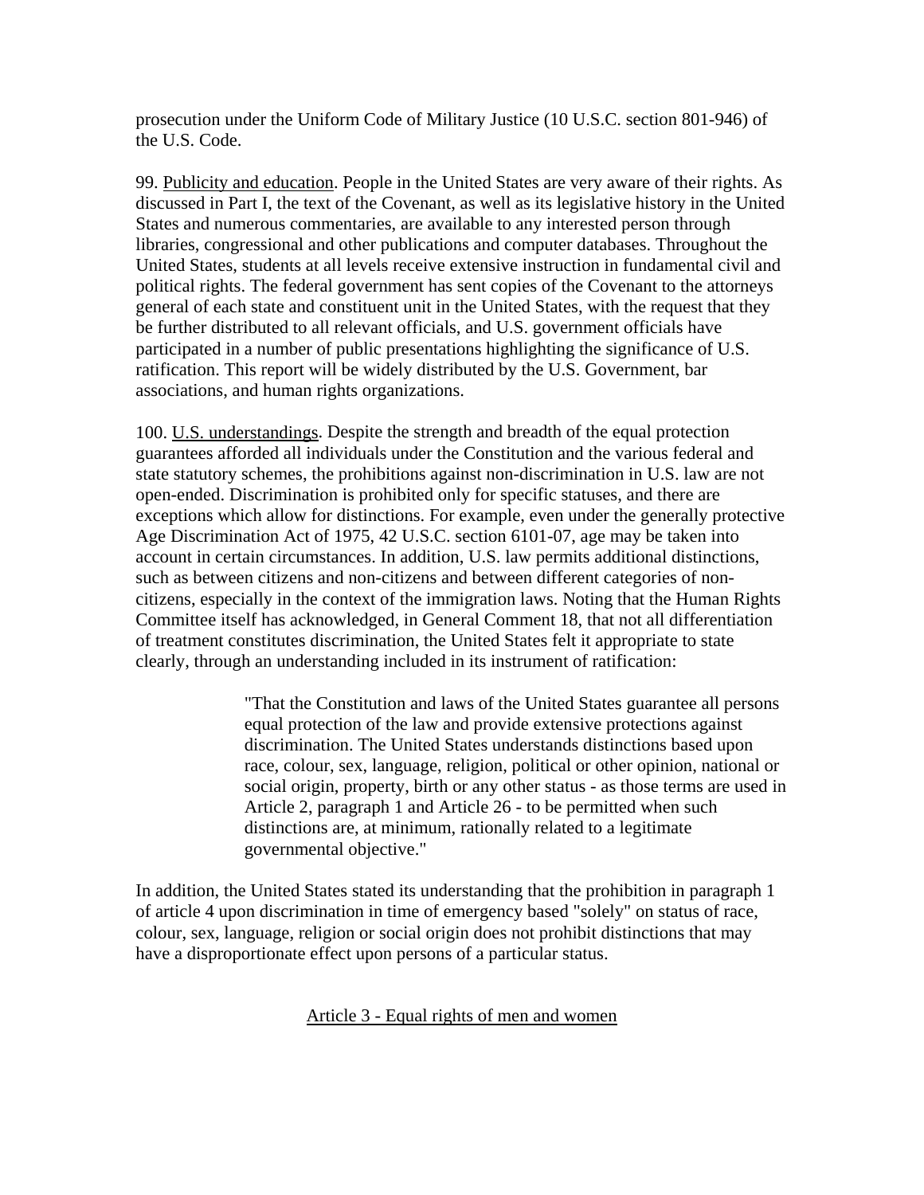prosecution under the Uniform Code of Military Justice (10 U.S.C. section 801-946) of the U.S. Code.

99. Publicity and education. People in the United States are very aware of their rights. As discussed in Part I, the text of the Covenant, as well as its legislative history in the United States and numerous commentaries, are available to any interested person through libraries, congressional and other publications and computer databases. Throughout the United States, students at all levels receive extensive instruction in fundamental civil and political rights. The federal government has sent copies of the Covenant to the attorneys general of each state and constituent unit in the United States, with the request that they be further distributed to all relevant officials, and U.S. government officials have participated in a number of public presentations highlighting the significance of U.S. ratification. This report will be widely distributed by the U.S. Government, bar associations, and human rights organizations.

100. U.S. understandings. Despite the strength and breadth of the equal protection guarantees afforded all individuals under the Constitution and the various federal and state statutory schemes, the prohibitions against non-discrimination in U.S. law are not open-ended. Discrimination is prohibited only for specific statuses, and there are exceptions which allow for distinctions. For example, even under the generally protective Age Discrimination Act of 1975, 42 U.S.C. section 6101-07, age may be taken into account in certain circumstances. In addition, U.S. law permits additional distinctions, such as between citizens and non-citizens and between different categories of non-citizens, especially in the context of the immigration laws. Noting that the Human Rights Committee itself has acknowledged, in General Comment 18, that not all differentiation of treatment constitutes discrimination, the United States felt it appropriate to state clearly, through an understanding included in its instrument of ratification:

> "That the Constitution and laws of the United States guarantee all persons equal protection of the law and provide extensive protections against discrimination. The United States understands distinctions based upon race, colour, sex, language, religion, political or other opinion, national or social origin, property, birth or any other status - as those terms are used in Article 2, paragraph 1 and Article 26 - to be permitted when such distinctions are, at minimum, rationally related to a legitimate governmental objective."

In addition, the United States stated its understanding that the prohibition in paragraph 1 of article 4 upon discrimination in time of emergency based "solely" on status of race, colour, sex, language, religion or social origin does not prohibit distinctions that may have a disproportionate effect upon persons of a particular status.

## Article 3 - Equal rights of men and women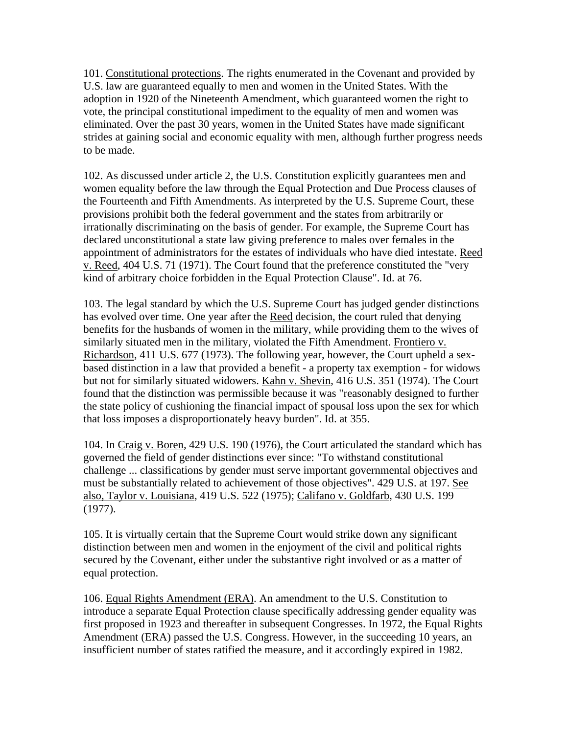101. Constitutional protections. The rights enumerated in the Covenant and provided by U.S. law are guaranteed equally to men and women in the United States. With the adoption in 1920 of the Nineteenth Amendment, which guaranteed women the right to vote, the principal constitutional impediment to the equality of men and women was eliminated. Over the past 30 years, women in the United States have made significant strides at gaining social and economic equality with men, although further progress needs to be made.

102. As discussed under article 2, the U.S. Constitution explicitly guarantees men and women equality before the law through the Equal Protection and Due Process clauses of the Fourteenth and Fifth Amendments. As interpreted by the U.S. Supreme Court, these provisions prohibit both the federal government and the states from arbitrarily or irrationally discriminating on the basis of gender. For example, the Supreme Court has declared unconstitutional a state law giving preference to males over females in the appointment of administrators for the estates of individuals who have died intestate. Reed v. Reed, 404 U.S. 71 (1971). The Court found that the preference constituted the "very kind of arbitrary choice forbidden in the Equal Protection Clause". Id. at 76.

103. The legal standard by which the U.S. Supreme Court has judged gender distinctions has evolved over time. One year after the Reed decision, the court ruled that denying benefits for the husbands of women in the military, while providing them to the wives of similarly situated men in the military, violated the Fifth Amendment. Frontiero v. Richardson, 411 U.S. 677 (1973). The following year, however, the Court upheld a sex-based distinction in a law that provided a benefit - a property tax exemption - for widows but not for similarly situated widowers. Kahn v. Shevin, 416 U.S. 351 (1974). The Court found that the distinction was permissible because it was "reasonably designed to further the state policy of cushioning the financial impact of spousal loss upon the sex for which that loss imposes a disproportionately heavy burden". Id. at 355.

104. In Craig v. Boren, 429 U.S. 190 (1976), the Court articulated the standard which has governed the field of gender distinctions ever since: "To withstand constitutional challenge ... classifications by gender must serve important governmental objectives and must be substantially related to achievement of those objectives". 429 U.S. at 197. See also, Taylor v. Louisiana, 419 U.S. 522 (1975); Califano v. Goldfarb, 430 U.S. 199 (1977).

105. It is virtually certain that the Supreme Court would strike down any significant distinction between men and women in the enjoyment of the civil and political rights secured by the Covenant, either under the substantive right involved or as a matter of equal protection.

106. Equal Rights Amendment (ERA). An amendment to the U.S. Constitution to introduce a separate Equal Protection clause specifically addressing gender equality was first proposed in 1923 and thereafter in subsequent Congresses. In 1972, the Equal Rights Amendment (ERA) passed the U.S. Congress. However, in the succeeding 10 years, an insufficient number of states ratified the measure, and it accordingly expired in 1982.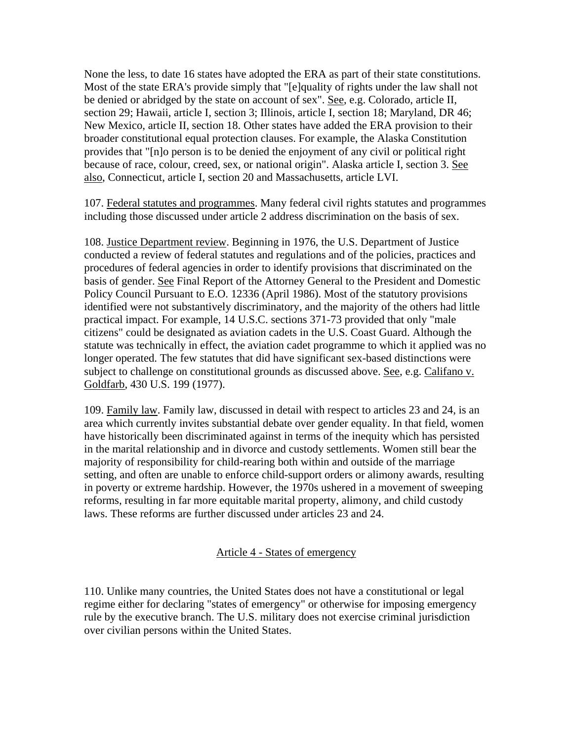None the less, to date 16 states have adopted the ERA as part of their state constitutions. Most of the state ERA's provide simply that "[e]quality of rights under the law shall not be denied or abridged by the state on account of sex". See, e.g. Colorado, article II, section 29; Hawaii, article I, section 3; Illinois, article I, section 18; Maryland, DR 46; New Mexico, article II, section 18. Other states have added the ERA provision to their broader constitutional equal protection clauses. For example, the Alaska Constitution provides that "[n]o person is to be denied the enjoyment of any civil or political right because of race, colour, creed, sex, or national origin". Alaska article I, section 3. See also, Connecticut, article I, section 20 and Massachusetts, article LVI.

107. Federal statutes and programmes. Many federal civil rights statutes and programmes including those discussed under article 2 address discrimination on the basis of sex.

108. Justice Department review. Beginning in 1976, the U.S. Department of Justice conducted a review of federal statutes and regulations and of the policies, practices and procedures of federal agencies in order to identify provisions that discriminated on the basis of gender. See Final Report of the Attorney General to the President and Domestic Policy Council Pursuant to E.O. 12336 (April 1986). Most of the statutory provisions identified were not substantively discriminatory, and the majority of the others had little practical impact. For example, 14 U.S.C. sections 371-73 provided that only "male citizens" could be designated as aviation cadets in the U.S. Coast Guard. Although the statute was technically in effect, the aviation cadet programme to which it applied was no longer operated. The few statutes that did have significant sex-based distinctions were subject to challenge on constitutional grounds as discussed above. See, e.g. Califano v. Goldfarb, 430 U.S. 199 (1977).

109. Family law. Family law, discussed in detail with respect to articles 23 and 24, is an area which currently invites substantial debate over gender equality. In that field, women have historically been discriminated against in terms of the inequity which has persisted in the marital relationship and in divorce and custody settlements. Women still bear the majority of responsibility for child-rearing both within and outside of the marriage setting, and often are unable to enforce child-support orders or alimony awards, resulting in poverty or extreme hardship. However, the 1970s ushered in a movement of sweeping reforms, resulting in far more equitable marital property, alimony, and child custody laws. These reforms are further discussed under articles 23 and 24.

## Article 4 - States of emergency

110. Unlike many countries, the United States does not have a constitutional or legal regime either for declaring "states of emergency" or otherwise for imposing emergency rule by the executive branch. The U.S. military does not exercise criminal jurisdiction over civilian persons within the United States.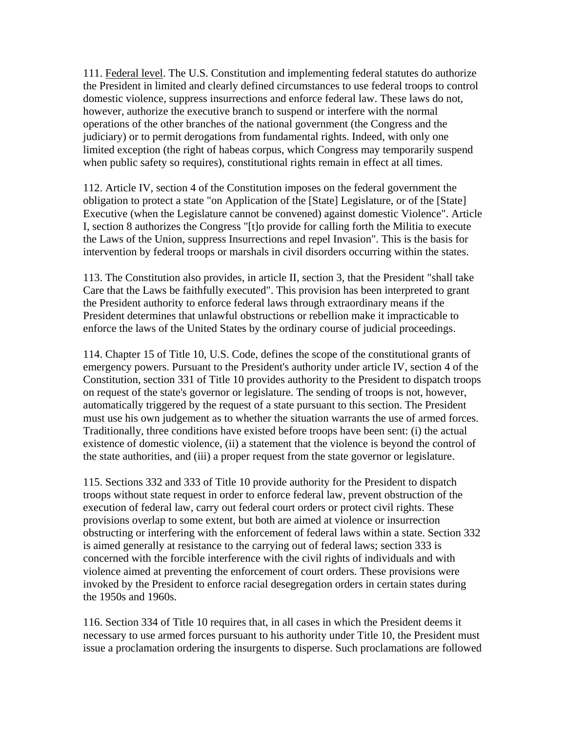111. Federal level. The U.S. Constitution and implementing federal statutes do authorize the President in limited and clearly defined circumstances to use federal troops to control domestic violence, suppress insurrections and enforce federal law. These laws do not, however, authorize the executive branch to suspend or interfere with the normal operations of the other branches of the national government (the Congress and the judiciary) or to permit derogations from fundamental rights. Indeed, with only one limited exception (the right of habeas corpus, which Congress may temporarily suspend when public safety so requires), constitutional rights remain in effect at all times.

112. Article IV, section 4 of the Constitution imposes on the federal government the obligation to protect a state "on Application of the [State] Legislature, or of the [State] Executive (when the Legislature cannot be convened) against domestic Violence". Article I, section 8 authorizes the Congress "[t]o provide for calling forth the Militia to execute the Laws of the Union, suppress Insurrections and repel Invasion". This is the basis for intervention by federal troops or marshals in civil disorders occurring within the states.

113. The Constitution also provides, in article II, section 3, that the President "shall take Care that the Laws be faithfully executed". This provision has been interpreted to grant the President authority to enforce federal laws through extraordinary means if the President determines that unlawful obstructions or rebellion make it impracticable to enforce the laws of the United States by the ordinary course of judicial proceedings.

114. Chapter 15 of Title 10, U.S. Code, defines the scope of the constitutional grants of emergency powers. Pursuant to the President's authority under article IV, section 4 of the Constitution, section 331 of Title 10 provides authority to the President to dispatch troops on request of the state's governor or legislature. The sending of troops is not, however, automatically triggered by the request of a state pursuant to this section. The President must use his own judgement as to whether the situation warrants the use of armed forces. Traditionally, three conditions have existed before troops have been sent: (i) the actual existence of domestic violence, (ii) a statement that the violence is beyond the control of the state authorities, and (iii) a proper request from the state governor or legislature.

115. Sections 332 and 333 of Title 10 provide authority for the President to dispatch troops without state request in order to enforce federal law, prevent obstruction of the execution of federal law, carry out federal court orders or protect civil rights. These provisions overlap to some extent, but both are aimed at violence or insurrection obstructing or interfering with the enforcement of federal laws within a state. Section 332 is aimed generally at resistance to the carrying out of federal laws; section 333 is concerned with the forcible interference with the civil rights of individuals and with violence aimed at preventing the enforcement of court orders. These provisions were invoked by the President to enforce racial desegregation orders in certain states during the 1950s and 1960s.

116. Section 334 of Title 10 requires that, in all cases in which the President deems it necessary to use armed forces pursuant to his authority under Title 10, the President must issue a proclamation ordering the insurgents to disperse. Such proclamations are followed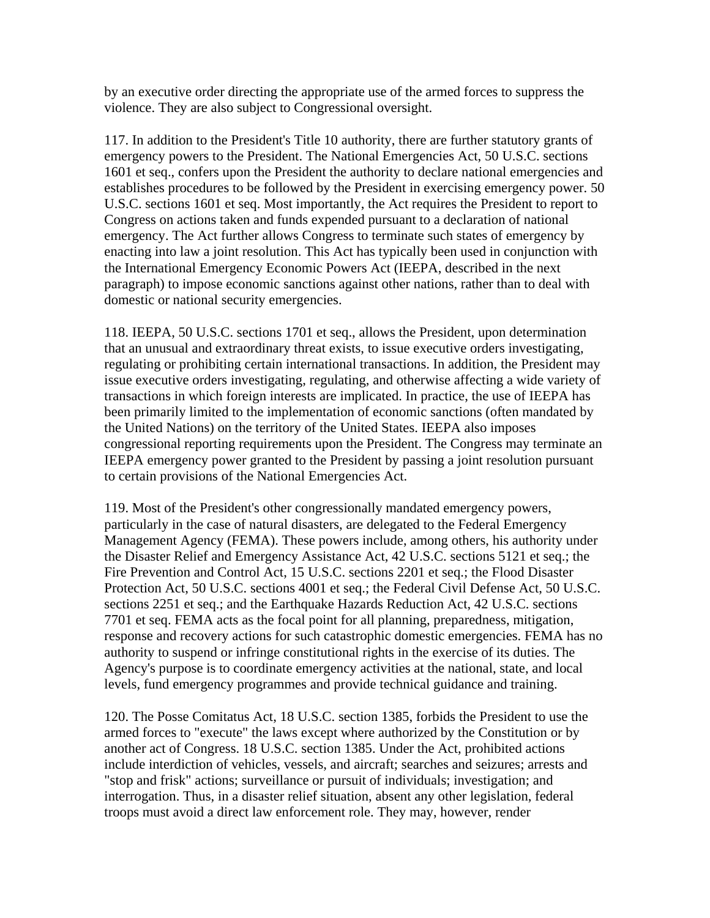by an executive order directing the appropriate use of the armed forces to suppress the violence. They are also subject to Congressional oversight.

117. In addition to the President's Title 10 authority, there are further statutory grants of emergency powers to the President. The National Emergencies Act, 50 U.S.C. sections 1601 et seq., confers upon the President the authority to declare national emergencies and establishes procedures to be followed by the President in exercising emergency power. 50 U.S.C. sections 1601 et seq. Most importantly, the Act requires the President to report to Congress on actions taken and funds expended pursuant to a declaration of national emergency. The Act further allows Congress to terminate such states of emergency by enacting into law a joint resolution. This Act has typically been used in conjunction with the International Emergency Economic Powers Act (IEEPA, described in the next paragraph) to impose economic sanctions against other nations, rather than to deal with domestic or national security emergencies.

118. IEEPA, 50 U.S.C. sections 1701 et seq., allows the President, upon determination that an unusual and extraordinary threat exists, to issue executive orders investigating, regulating or prohibiting certain international transactions. In addition, the President may issue executive orders investigating, regulating, and otherwise affecting a wide variety of transactions in which foreign interests are implicated. In practice, the use of IEEPA has been primarily limited to the implementation of economic sanctions (often mandated by the United Nations) on the territory of the United States. IEEPA also imposes congressional reporting requirements upon the President. The Congress may terminate an IEEPA emergency power granted to the President by passing a joint resolution pursuant to certain provisions of the National Emergencies Act.

119. Most of the President's other congressionally mandated emergency powers, particularly in the case of natural disasters, are delegated to the Federal Emergency Management Agency (FEMA). These powers include, among others, his authority under the Disaster Relief and Emergency Assistance Act, 42 U.S.C. sections 5121 et seq.; the Fire Prevention and Control Act, 15 U.S.C. sections 2201 et seq.; the Flood Disaster Protection Act, 50 U.S.C. sections 4001 et seq.; the Federal Civil Defense Act, 50 U.S.C. sections 2251 et seq.; and the Earthquake Hazards Reduction Act, 42 U.S.C. sections 7701 et seq. FEMA acts as the focal point for all planning, preparedness, mitigation, response and recovery actions for such catastrophic domestic emergencies. FEMA has no authority to suspend or infringe constitutional rights in the exercise of its duties. The Agency's purpose is to coordinate emergency activities at the national, state, and local levels, fund emergency programmes and provide technical guidance and training.

120. The Posse Comitatus Act, 18 U.S.C. section 1385, forbids the President to use the armed forces to "execute" the laws except where authorized by the Constitution or by another act of Congress. 18 U.S.C. section 1385. Under the Act, prohibited actions include interdiction of vehicles, vessels, and aircraft; searches and seizures; arrests and "stop and frisk" actions; surveillance or pursuit of individuals; investigation; and interrogation. Thus, in a disaster relief situation, absent any other legislation, federal troops must avoid a direct law enforcement role. They may, however, render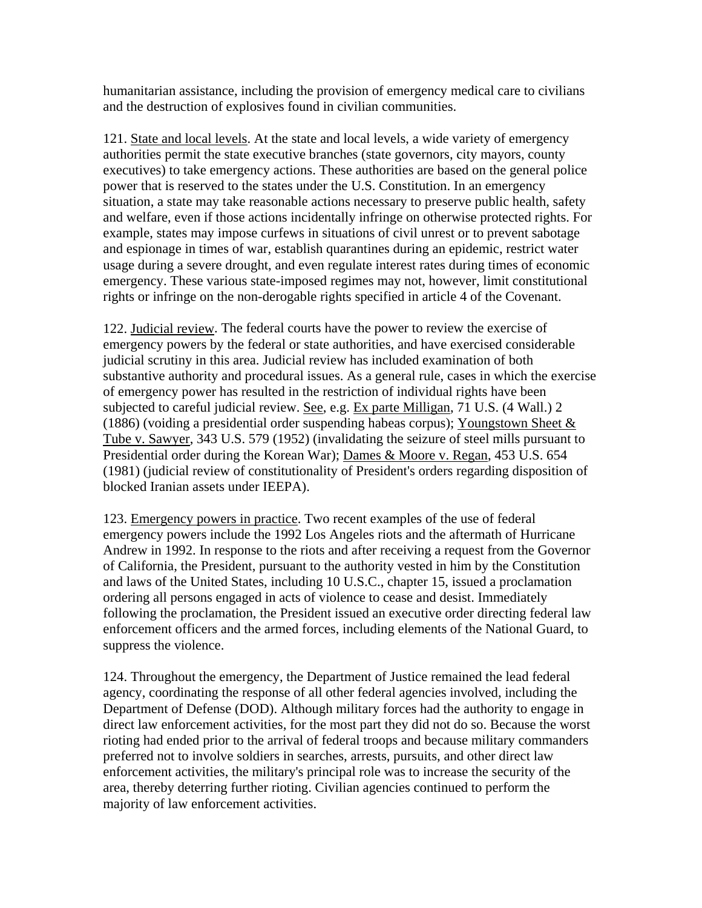humanitarian assistance, including the provision of emergency medical care to civilians and the destruction of explosives found in civilian communities.

121. State and local levels. At the state and local levels, a wide variety of emergency authorities permit the state executive branches (state governors, city mayors, county executives) to take emergency actions. These authorities are based on the general police power that is reserved to the states under the U.S. Constitution. In an emergency situation, a state may take reasonable actions necessary to preserve public health, safety and welfare, even if those actions incidentally infringe on otherwise protected rights. For example, states may impose curfews in situations of civil unrest or to prevent sabotage and espionage in times of war, establish quarantines during an epidemic, restrict water usage during a severe drought, and even regulate interest rates during times of economic emergency. These various state-imposed regimes may not, however, limit constitutional rights or infringe on the non-derogable rights specified in article 4 of the Covenant.

122. Judicial review. The federal courts have the power to review the exercise of emergency powers by the federal or state authorities, and have exercised considerable judicial scrutiny in this area. Judicial review has included examination of both substantive authority and procedural issues. As a general rule, cases in which the exercise of emergency power has resulted in the restriction of individual rights have been subjected to careful judicial review. See, e.g. Ex parte Milligan, 71 U.S. (4 Wall.) 2 (1886) (voiding a presidential order suspending habeas corpus); Youngstown Sheet & Tube v. Sawyer, 343 U.S. 579 (1952) (invalidating the seizure of steel mills pursuant to Presidential order during the Korean War); Dames & Moore v. Regan, 453 U.S. 654 (1981) (judicial review of constitutionality of President's orders regarding disposition of blocked Iranian assets under IEEPA).

123. Emergency powers in practice. Two recent examples of the use of federal emergency powers include the 1992 Los Angeles riots and the aftermath of Hurricane Andrew in 1992. In response to the riots and after receiving a request from the Governor of California, the President, pursuant to the authority vested in him by the Constitution and laws of the United States, including 10 U.S.C., chapter 15, issued a proclamation ordering all persons engaged in acts of violence to cease and desist. Immediately following the proclamation, the President issued an executive order directing federal law enforcement officers and the armed forces, including elements of the National Guard, to suppress the violence.

124. Throughout the emergency, the Department of Justice remained the lead federal agency, coordinating the response of all other federal agencies involved, including the Department of Defense (DOD). Although military forces had the authority to engage in direct law enforcement activities, for the most part they did not do so. Because the worst rioting had ended prior to the arrival of federal troops and because military commanders preferred not to involve soldiers in searches, arrests, pursuits, and other direct law enforcement activities, the military's principal role was to increase the security of the area, thereby deterring further rioting. Civilian agencies continued to perform the majority of law enforcement activities.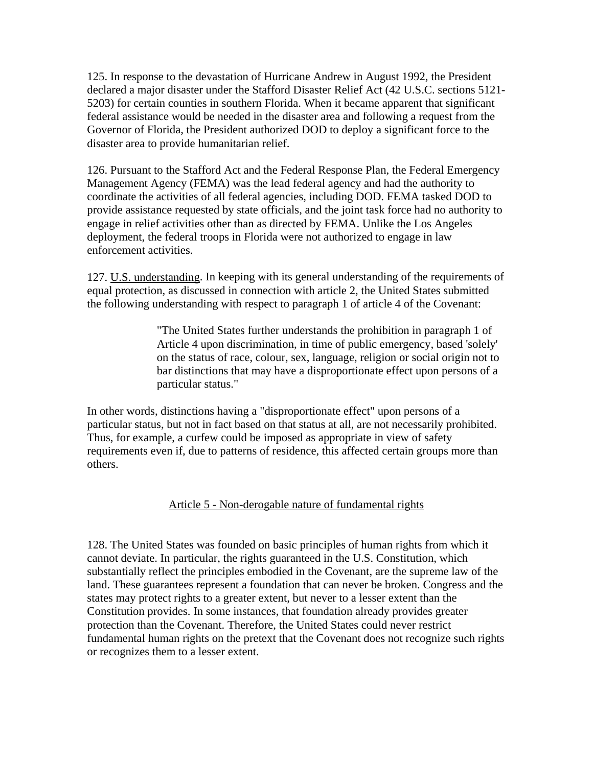125. In response to the devastation of Hurricane Andrew in August 1992, the President declared a major disaster under the Stafford Disaster Relief Act (42 U.S.C. sections 5121-5203) for certain counties in southern Florida. When it became apparent that significant federal assistance would be needed in the disaster area and following a request from the Governor of Florida, the President authorized DOD to deploy a significant force to the disaster area to provide humanitarian relief.

126. Pursuant to the Stafford Act and the Federal Response Plan, the Federal Emergency Management Agency (FEMA) was the lead federal agency and had the authority to coordinate the activities of all federal agencies, including DOD. FEMA tasked DOD to provide assistance requested by state officials, and the joint task force had no authority to engage in relief activities other than as directed by FEMA. Unlike the Los Angeles deployment, the federal troops in Florida were not authorized to engage in law enforcement activities.

127. U.S. understanding. In keeping with its general understanding of the requirements of equal protection, as discussed in connection with article 2, the United States submitted the following understanding with respect to paragraph 1 of article 4 of the Covenant:

> "The United States further understands the prohibition in paragraph 1 of Article 4 upon discrimination, in time of public emergency, based 'solely' on the status of race, colour, sex, language, religion or social origin not to bar distinctions that may have a disproportionate effect upon persons of a particular status."

In other words, distinctions having a "disproportionate effect" upon persons of a particular status, but not in fact based on that status at all, are not necessarily prohibited. Thus, for example, a curfew could be imposed as appropriate in view of safety requirements even if, due to patterns of residence, this affected certain groups more than others.

## Article 5 - Non-derogable nature of fundamental rights

128. The United States was founded on basic principles of human rights from which it cannot deviate. In particular, the rights guaranteed in the U.S. Constitution, which substantially reflect the principles embodied in the Covenant, are the supreme law of the land. These guarantees represent a foundation that can never be broken. Congress and the states may protect rights to a greater extent, but never to a lesser extent than the Constitution provides. In some instances, that foundation already provides greater protection than the Covenant. Therefore, the United States could never restrict fundamental human rights on the pretext that the Covenant does not recognize such rights or recognizes them to a lesser extent.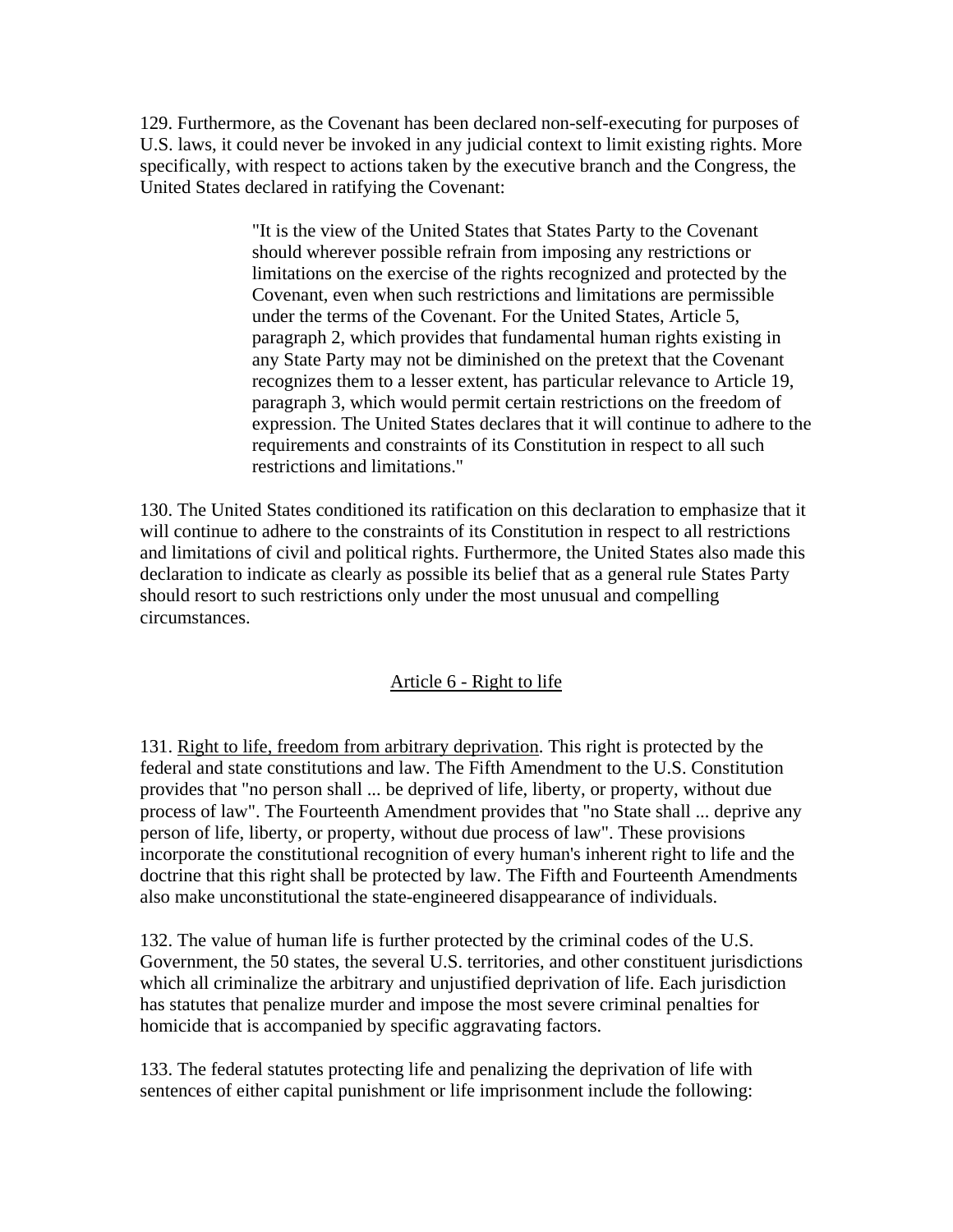129. Furthermore, as the Covenant has been declared non-self-executing for purposes of U.S. laws, it could never be invoked in any judicial context to limit existing rights. More specifically, with respect to actions taken by the executive branch and the Congress, the United States declared in ratifying the Covenant:

> "It is the view of the United States that States Party to the Covenant should wherever possible refrain from imposing any restrictions or limitations on the exercise of the rights recognized and protected by the Covenant, even when such restrictions and limitations are permissible under the terms of the Covenant. For the United States, Article 5, paragraph 2, which provides that fundamental human rights existing in any State Party may not be diminished on the pretext that the Covenant recognizes them to a lesser extent, has particular relevance to Article 19, paragraph 3, which would permit certain restrictions on the freedom of expression. The United States declares that it will continue to adhere to the requirements and constraints of its Constitution in respect to all such restrictions and limitations."

130. The United States conditioned its ratification on this declaration to emphasize that it will continue to adhere to the constraints of its Constitution in respect to all restrictions and limitations of civil and political rights. Furthermore, the United States also made this declaration to indicate as clearly as possible its belief that as a general rule States Party should resort to such restrictions only under the most unusual and compelling circumstances.

## Article 6 - Right to life

131. Right to life, freedom from arbitrary deprivation. This right is protected by the federal and state constitutions and law. The Fifth Amendment to the U.S. Constitution provides that "no person shall ... be deprived of life, liberty, or property, without due process of law". The Fourteenth Amendment provides that "no State shall ... deprive any person of life, liberty, or property, without due process of law". These provisions incorporate the constitutional recognition of every human's inherent right to life and the doctrine that this right shall be protected by law. The Fifth and Fourteenth Amendments also make unconstitutional the state-engineered disappearance of individuals.

132. The value of human life is further protected by the criminal codes of the U.S. Government, the 50 states, the several U.S. territories, and other constituent jurisdictions which all criminalize the arbitrary and unjustified deprivation of life. Each jurisdiction has statutes that penalize murder and impose the most severe criminal penalties for homicide that is accompanied by specific aggravating factors.

133. The federal statutes protecting life and penalizing the deprivation of life with sentences of either capital punishment or life imprisonment include the following: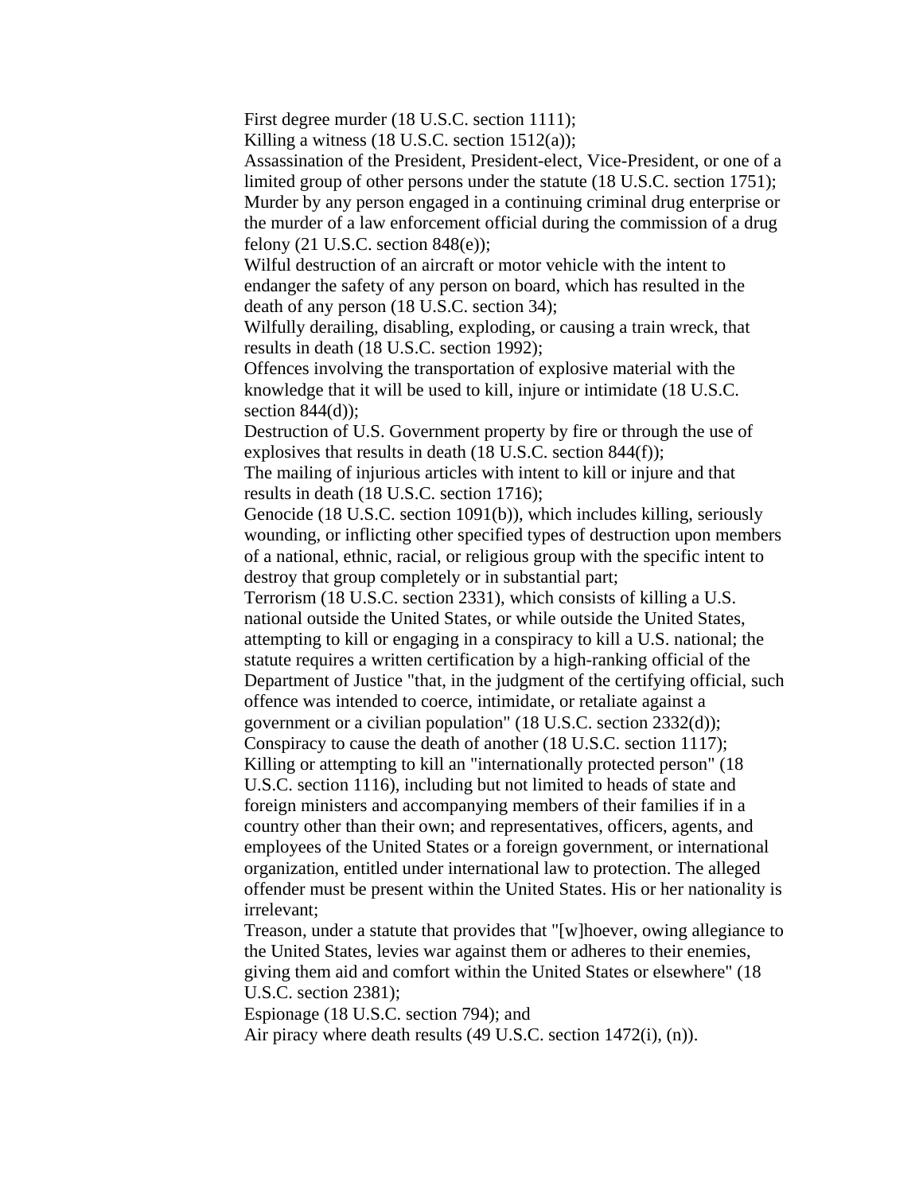First degree murder (18 U.S.C. section 1111);

Killing a witness (18 U.S.C. section 1512(a));

Assassination of the President, President-elect, Vice-President, or one of a limited group of other persons under the statute (18 U.S.C. section 1751);

Murder by any person engaged in a continuing criminal drug enterprise or the murder of a law enforcement official during the commission of a drug felony (21 U.S.C. section 848(e));

Wilful destruction of an aircraft or motor vehicle with the intent to endanger the safety of any person on board, which has resulted in the death of any person (18 U.S.C. section 34);

Wilfully derailing, disabling, exploding, or causing a train wreck, that results in death (18 U.S.C. section 1992);

Offences involving the transportation of explosive material with the knowledge that it will be used to kill, injure or intimidate (18 U.S.C. section 844(d));

Destruction of U.S. Government property by fire or through the use of explosives that results in death (18 U.S.C. section 844(f));

The mailing of injurious articles with intent to kill or injure and that results in death (18 U.S.C. section 1716);

Genocide (18 U.S.C. section 1091(b)), which includes killing, seriously wounding, or inflicting other specified types of destruction upon members of a national, ethnic, racial, or religious group with the specific intent to destroy that group completely or in substantial part;

Terrorism (18 U.S.C. section 2331), which consists of killing a U.S. national outside the United States, or while outside the United States, attempting to kill or engaging in a conspiracy to kill a U.S. national; the statute requires a written certification by a high-ranking official of the Department of Justice "that, in the judgment of the certifying official, such offence was intended to coerce, intimidate, or retaliate against a government or a civilian population" (18 U.S.C. section 2332(d));

Conspiracy to cause the death of another (18 U.S.C. section 1117);

Killing or attempting to kill an "internationally protected person" (18 U.S.C. section 1116), including but not limited to heads of state and foreign ministers and accompanying members of their families if in a country other than their own; and representatives, officers, agents, and employees of the United States or a foreign government, or international organization, entitled under international law to protection. The alleged offender must be present within the United States. His or her nationality is irrelevant;

Treason, under a statute that provides that "[w]hoever, owing allegiance to the United States, levies war against them or adheres to their enemies, giving them aid and comfort within the United States or elsewhere" (18 U.S.C. section 2381);

Espionage (18 U.S.C. section 794); and

Air piracy where death results (49 U.S.C. section 1472(i), (n)).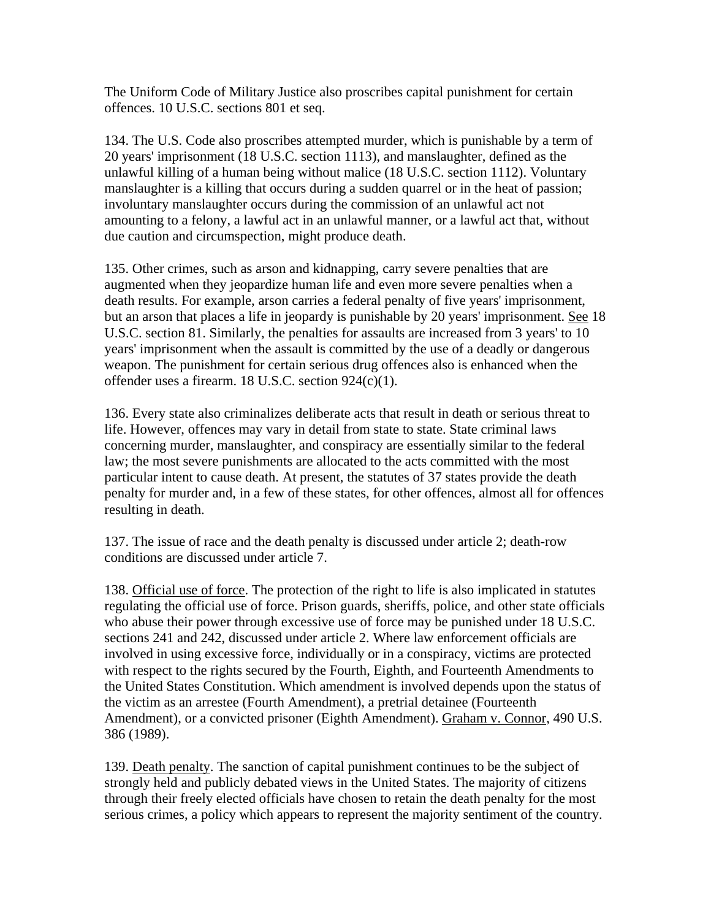The Uniform Code of Military Justice also proscribes capital punishment for certain offences. 10 U.S.C. sections 801 et seq.

134. The U.S. Code also proscribes attempted murder, which is punishable by a term of 20 years' imprisonment (18 U.S.C. section 1113), and manslaughter, defined as the unlawful killing of a human being without malice (18 U.S.C. section 1112). Voluntary manslaughter is a killing that occurs during a sudden quarrel or in the heat of passion; involuntary manslaughter occurs during the commission of an unlawful act not amounting to a felony, a lawful act in an unlawful manner, or a lawful act that, without due caution and circumspection, might produce death.

135. Other crimes, such as arson and kidnapping, carry severe penalties that are augmented when they jeopardize human life and even more severe penalties when a death results. For example, arson carries a federal penalty of five years' imprisonment, but an arson that places a life in jeopardy is punishable by 20 years' imprisonment. See 18 U.S.C. section 81. Similarly, the penalties for assaults are increased from 3 years' to 10 years' imprisonment when the assault is committed by the use of a deadly or dangerous weapon. The punishment for certain serious drug offences also is enhanced when the offender uses a firearm. 18 U.S.C. section 924(c)(1).

136. Every state also criminalizes deliberate acts that result in death or serious threat to life. However, offences may vary in detail from state to state. State criminal laws concerning murder, manslaughter, and conspiracy are essentially similar to the federal law; the most severe punishments are allocated to the acts committed with the most particular intent to cause death. At present, the statutes of 37 states provide the death penalty for murder and, in a few of these states, for other offences, almost all for offences resulting in death.

137. The issue of race and the death penalty is discussed under article 2; death-row conditions are discussed under article 7.

138. Official use of force. The protection of the right to life is also implicated in statutes regulating the official use of force. Prison guards, sheriffs, police, and other state officials who abuse their power through excessive use of force may be punished under 18 U.S.C. sections 241 and 242, discussed under article 2. Where law enforcement officials are involved in using excessive force, individually or in a conspiracy, victims are protected with respect to the rights secured by the Fourth, Eighth, and Fourteenth Amendments to the United States Constitution. Which amendment is involved depends upon the status of the victim as an arrestee (Fourth Amendment), a pretrial detainee (Fourteenth Amendment), or a convicted prisoner (Eighth Amendment). Graham v. Connor, 490 U.S. 386 (1989).

139. Death penalty. The sanction of capital punishment continues to be the subject of strongly held and publicly debated views in the United States. The majority of citizens through their freely elected officials have chosen to retain the death penalty for the most serious crimes, a policy which appears to represent the majority sentiment of the country.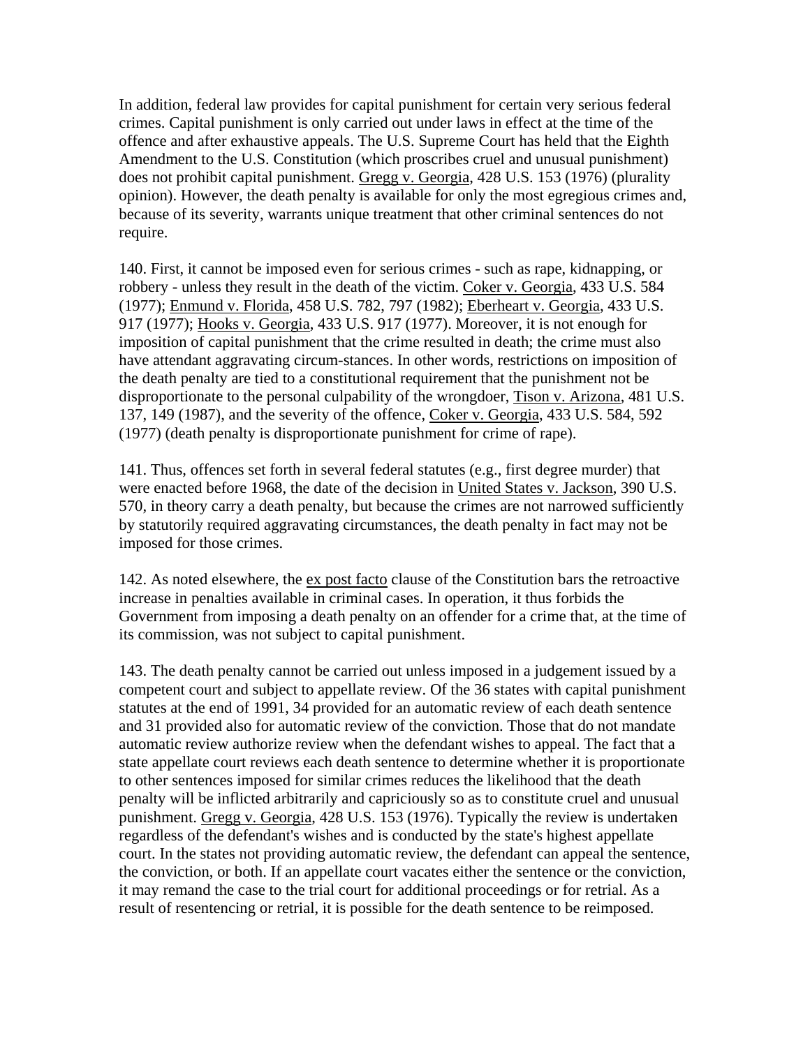In addition, federal law provides for capital punishment for certain very serious federal crimes. Capital punishment is only carried out under laws in effect at the time of the offence and after exhaustive appeals. The U.S. Supreme Court has held that the Eighth Amendment to the U.S. Constitution (which proscribes cruel and unusual punishment) does not prohibit capital punishment. Gregg v. Georgia, 428 U.S. 153 (1976) (plurality opinion). However, the death penalty is available for only the most egregious crimes and, because of its severity, warrants unique treatment that other criminal sentences do not require.

140. First, it cannot be imposed even for serious crimes - such as rape, kidnapping, or robbery - unless they result in the death of the victim. Coker v. Georgia, 433 U.S. 584 (1977); Enmund v. Florida, 458 U.S. 782, 797 (1982); Eberheart v. Georgia, 433 U.S. 917 (1977); Hooks v. Georgia, 433 U.S. 917 (1977). Moreover, it is not enough for imposition of capital punishment that the crime resulted in death; the crime must also have attendant aggravating circum-stances. In other words, restrictions on imposition of the death penalty are tied to a constitutional requirement that the punishment not be disproportionate to the personal culpability of the wrongdoer, Tison v. Arizona, 481 U.S. 137, 149 (1987), and the severity of the offence, Coker v. Georgia, 433 U.S. 584, 592 (1977) (death penalty is disproportionate punishment for crime of rape).

141. Thus, offences set forth in several federal statutes (e.g., first degree murder) that were enacted before 1968, the date of the decision in United States v. Jackson, 390 U.S. 570, in theory carry a death penalty, but because the crimes are not narrowed sufficiently by statutorily required aggravating circumstances, the death penalty in fact may not be imposed for those crimes.

142. As noted elsewhere, the ex post facto clause of the Constitution bars the retroactive increase in penalties available in criminal cases. In operation, it thus forbids the Government from imposing a death penalty on an offender for a crime that, at the time of its commission, was not subject to capital punishment.

143. The death penalty cannot be carried out unless imposed in a judgement issued by a competent court and subject to appellate review. Of the 36 states with capital punishment statutes at the end of 1991, 34 provided for an automatic review of each death sentence and 31 provided also for automatic review of the conviction. Those that do not mandate automatic review authorize review when the defendant wishes to appeal. The fact that a state appellate court reviews each death sentence to determine whether it is proportionate to other sentences imposed for similar crimes reduces the likelihood that the death penalty will be inflicted arbitrarily and capriciously so as to constitute cruel and unusual punishment. Gregg v. Georgia, 428 U.S. 153 (1976). Typically the review is undertaken regardless of the defendant's wishes and is conducted by the state's highest appellate court. In the states not providing automatic review, the defendant can appeal the sentence, the conviction, or both. If an appellate court vacates either the sentence or the conviction, it may remand the case to the trial court for additional proceedings or for retrial. As a result of resentencing or retrial, it is possible for the death sentence to be reimposed.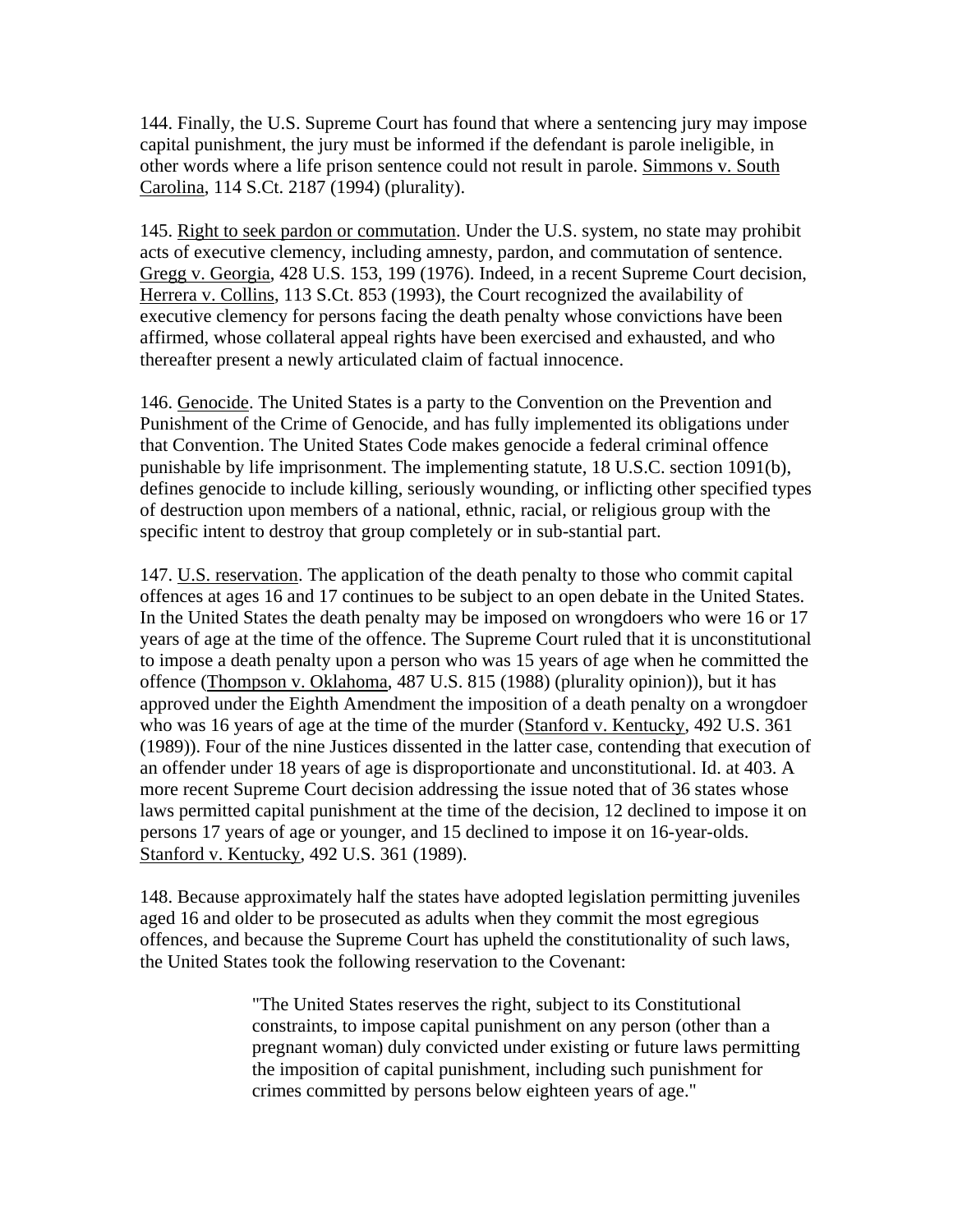144. Finally, the U.S. Supreme Court has found that where a sentencing jury may impose capital punishment, the jury must be informed if the defendant is parole ineligible, in other words where a life prison sentence could not result in parole. Simmons v. South Carolina, 114 S.Ct. 2187 (1994) (plurality).

145. Right to seek pardon or commutation. Under the U.S. system, no state may prohibit acts of executive clemency, including amnesty, pardon, and commutation of sentence. Gregg v. Georgia, 428 U.S. 153, 199 (1976). Indeed, in a recent Supreme Court decision, Herrera v. Collins, 113 S.Ct. 853 (1993), the Court recognized the availability of executive clemency for persons facing the death penalty whose convictions have been affirmed, whose collateral appeal rights have been exercised and exhausted, and who thereafter present a newly articulated claim of factual innocence.

146. Genocide. The United States is a party to the Convention on the Prevention and Punishment of the Crime of Genocide, and has fully implemented its obligations under that Convention. The United States Code makes genocide a federal criminal offence punishable by life imprisonment. The implementing statute, 18 U.S.C. section 1091(b), defines genocide to include killing, seriously wounding, or inflicting other specified types of destruction upon members of a national, ethnic, racial, or religious group with the specific intent to destroy that group completely or in sub-stantial part.

147. U.S. reservation. The application of the death penalty to those who commit capital offences at ages 16 and 17 continues to be subject to an open debate in the United States. In the United States the death penalty may be imposed on wrongdoers who were 16 or 17 years of age at the time of the offence. The Supreme Court ruled that it is unconstitutional to impose a death penalty upon a person who was 15 years of age when he committed the offence (Thompson v. Oklahoma, 487 U.S. 815 (1988) (plurality opinion)), but it has approved under the Eighth Amendment the imposition of a death penalty on a wrongdoer who was 16 years of age at the time of the murder (Stanford v. Kentucky, 492 U.S. 361 (1989)). Four of the nine Justices dissented in the latter case, contending that execution of an offender under 18 years of age is disproportionate and unconstitutional. Id. at 403. A more recent Supreme Court decision addressing the issue noted that of 36 states whose laws permitted capital punishment at the time of the decision, 12 declined to impose it on persons 17 years of age or younger, and 15 declined to impose it on 16-year-olds. Stanford v. Kentucky, 492 U.S. 361 (1989).

148. Because approximately half the states have adopted legislation permitting juveniles aged 16 and older to be prosecuted as adults when they commit the most egregious offences, and because the Supreme Court has upheld the constitutionality of such laws, the United States took the following reservation to the Covenant:

> "The United States reserves the right, subject to its Constitutional constraints, to impose capital punishment on any person (other than a pregnant woman) duly convicted under existing or future laws permitting the imposition of capital punishment, including such punishment for crimes committed by persons below eighteen years of age."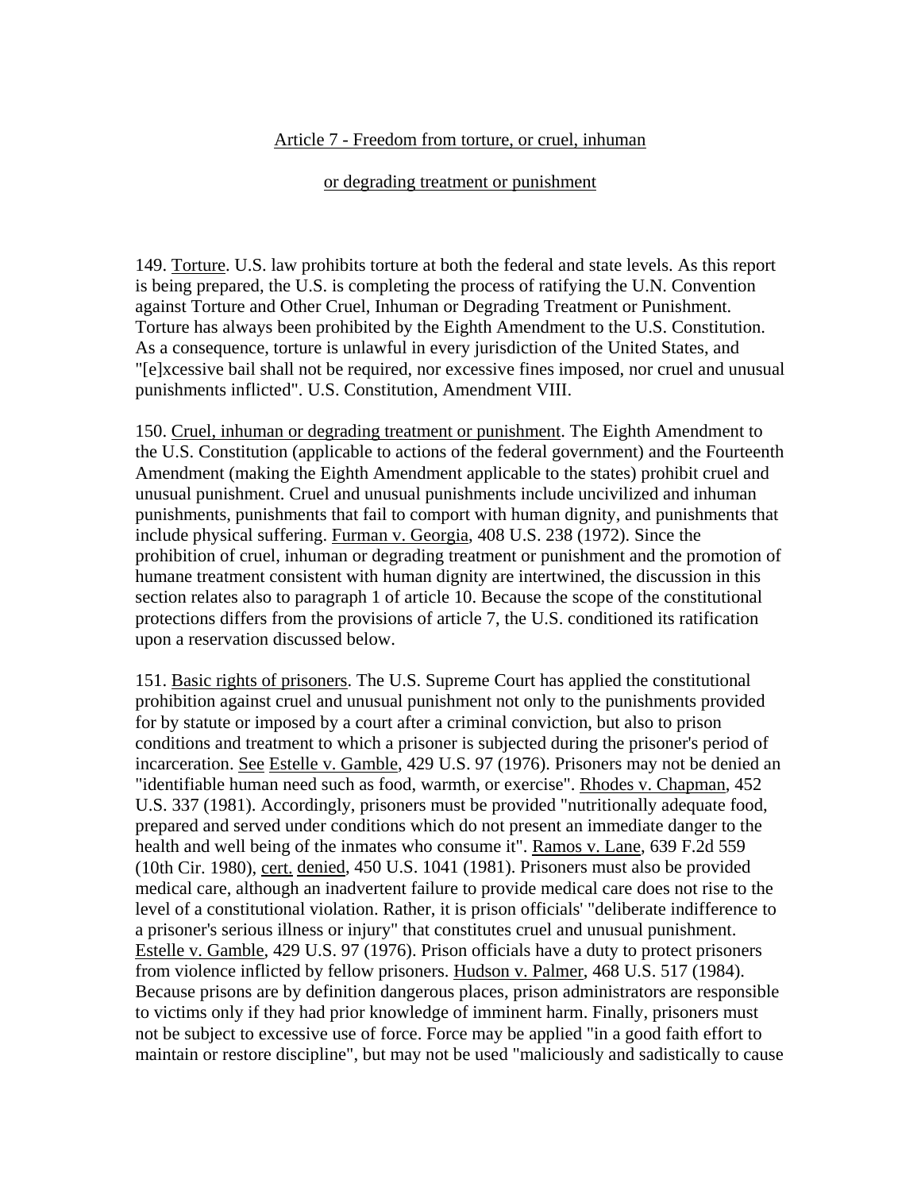Article 7 - Freedom from torture, or cruel, inhuman

or degrading treatment or punishment

149. Torture. U.S. law prohibits torture at both the federal and state levels. As this report is being prepared, the U.S. is completing the process of ratifying the U.N. Convention against Torture and Other Cruel, Inhuman or Degrading Treatment or Punishment. Torture has always been prohibited by the Eighth Amendment to the U.S. Constitution. As a consequence, torture is unlawful in every jurisdiction of the United States, and "[e]xcessive bail shall not be required, nor excessive fines imposed, nor cruel and unusual punishments inflicted". U.S. Constitution, Amendment VIII.

150. Cruel, inhuman or degrading treatment or punishment. The Eighth Amendment to the U.S. Constitution (applicable to actions of the federal government) and the Fourteenth Amendment (making the Eighth Amendment applicable to the states) prohibit cruel and unusual punishment. Cruel and unusual punishments include uncivilized and inhuman punishments, punishments that fail to comport with human dignity, and punishments that include physical suffering. Furman v. Georgia, 408 U.S. 238 (1972). Since the prohibition of cruel, inhuman or degrading treatment or punishment and the promotion of humane treatment consistent with human dignity are intertwined, the discussion in this section relates also to paragraph 1 of article 10. Because the scope of the constitutional protections differs from the provisions of article 7, the U.S. conditioned its ratification upon a reservation discussed below.

151. Basic rights of prisoners. The U.S. Supreme Court has applied the constitutional prohibition against cruel and unusual punishment not only to the punishments provided for by statute or imposed by a court after a criminal conviction, but also to prison conditions and treatment to which a prisoner is subjected during the prisoner's period of incarceration. See Estelle v. Gamble, 429 U.S. 97 (1976). Prisoners may not be denied an "identifiable human need such as food, warmth, or exercise". Rhodes v. Chapman, 452 U.S. 337 (1981). Accordingly, prisoners must be provided "nutritionally adequate food, prepared and served under conditions which do not present an immediate danger to the health and well being of the inmates who consume it". Ramos v. Lane, 639 F.2d 559 (10th Cir. 1980), cert. denied, 450 U.S. 1041 (1981). Prisoners must also be provided medical care, although an inadvertent failure to provide medical care does not rise to the level of a constitutional violation. Rather, it is prison officials' "deliberate indifference to a prisoner's serious illness or injury" that constitutes cruel and unusual punishment. Estelle v. Gamble, 429 U.S. 97 (1976). Prison officials have a duty to protect prisoners from violence inflicted by fellow prisoners. Hudson v. Palmer, 468 U.S. 517 (1984). Because prisons are by definition dangerous places, prison administrators are responsible to victims only if they had prior knowledge of imminent harm. Finally, prisoners must not be subject to excessive use of force. Force may be applied "in a good faith effort to maintain or restore discipline", but may not be used "maliciously and sadistically to cause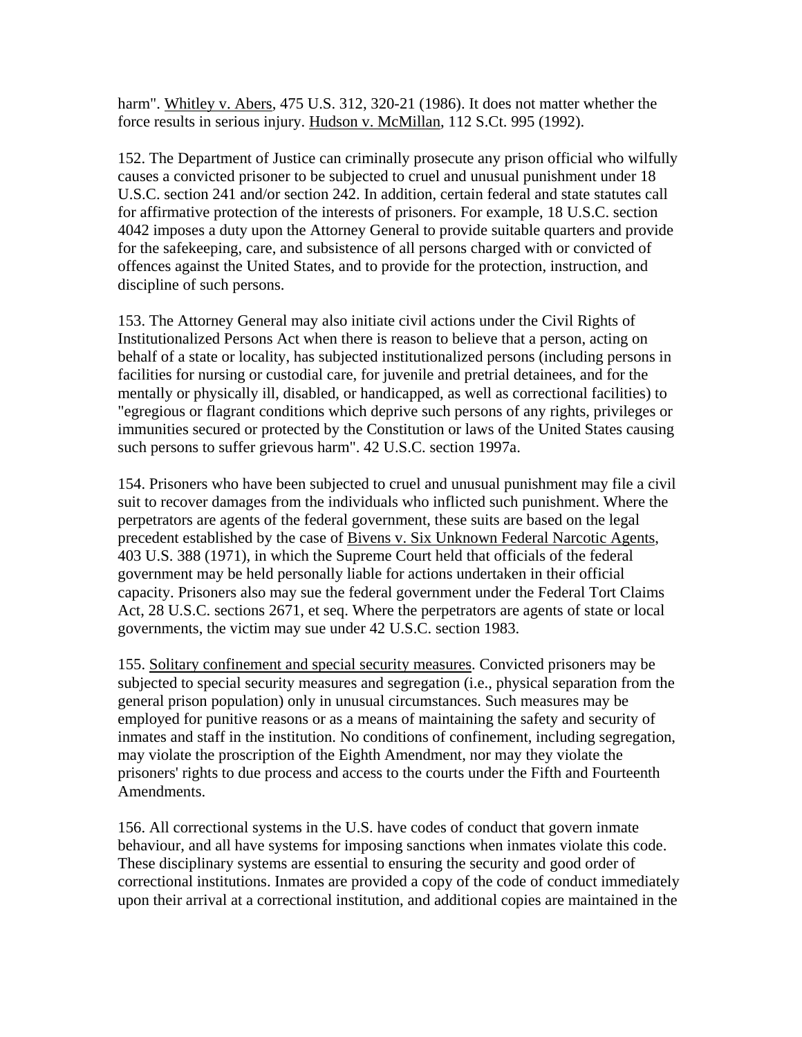harm". Whitley v. Abers, 475 U.S. 312, 320-21 (1986). It does not matter whether the force results in serious injury. Hudson v. McMillan, 112 S.Ct. 995 (1992).

152. The Department of Justice can criminally prosecute any prison official who wilfully causes a convicted prisoner to be subjected to cruel and unusual punishment under 18 U.S.C. section 241 and/or section 242. In addition, certain federal and state statutes call for affirmative protection of the interests of prisoners. For example, 18 U.S.C. section 4042 imposes a duty upon the Attorney General to provide suitable quarters and provide for the safekeeping, care, and subsistence of all persons charged with or convicted of offences against the United States, and to provide for the protection, instruction, and discipline of such persons.

153. The Attorney General may also initiate civil actions under the Civil Rights of Institutionalized Persons Act when there is reason to believe that a person, acting on behalf of a state or locality, has subjected institutionalized persons (including persons in facilities for nursing or custodial care, for juvenile and pretrial detainees, and for the mentally or physically ill, disabled, or handicapped, as well as correctional facilities) to "egregious or flagrant conditions which deprive such persons of any rights, privileges or immunities secured or protected by the Constitution or laws of the United States causing such persons to suffer grievous harm". 42 U.S.C. section 1997a.

154. Prisoners who have been subjected to cruel and unusual punishment may file a civil suit to recover damages from the individuals who inflicted such punishment. Where the perpetrators are agents of the federal government, these suits are based on the legal precedent established by the case of Bivens v. Six Unknown Federal Narcotic Agents, 403 U.S. 388 (1971), in which the Supreme Court held that officials of the federal government may be held personally liable for actions undertaken in their official capacity. Prisoners also may sue the federal government under the Federal Tort Claims Act, 28 U.S.C. sections 2671, et seq. Where the perpetrators are agents of state or local governments, the victim may sue under 42 U.S.C. section 1983.

155. Solitary confinement and special security measures. Convicted prisoners may be subjected to special security measures and segregation (i.e., physical separation from the general prison population) only in unusual circumstances. Such measures may be employed for punitive reasons or as a means of maintaining the safety and security of inmates and staff in the institution. No conditions of confinement, including segregation, may violate the proscription of the Eighth Amendment, nor may they violate the prisoners' rights to due process and access to the courts under the Fifth and Fourteenth Amendments.

156. All correctional systems in the U.S. have codes of conduct that govern inmate behaviour, and all have systems for imposing sanctions when inmates violate this code. These disciplinary systems are essential to ensuring the security and good order of correctional institutions. Inmates are provided a copy of the code of conduct immediately upon their arrival at a correctional institution, and additional copies are maintained in the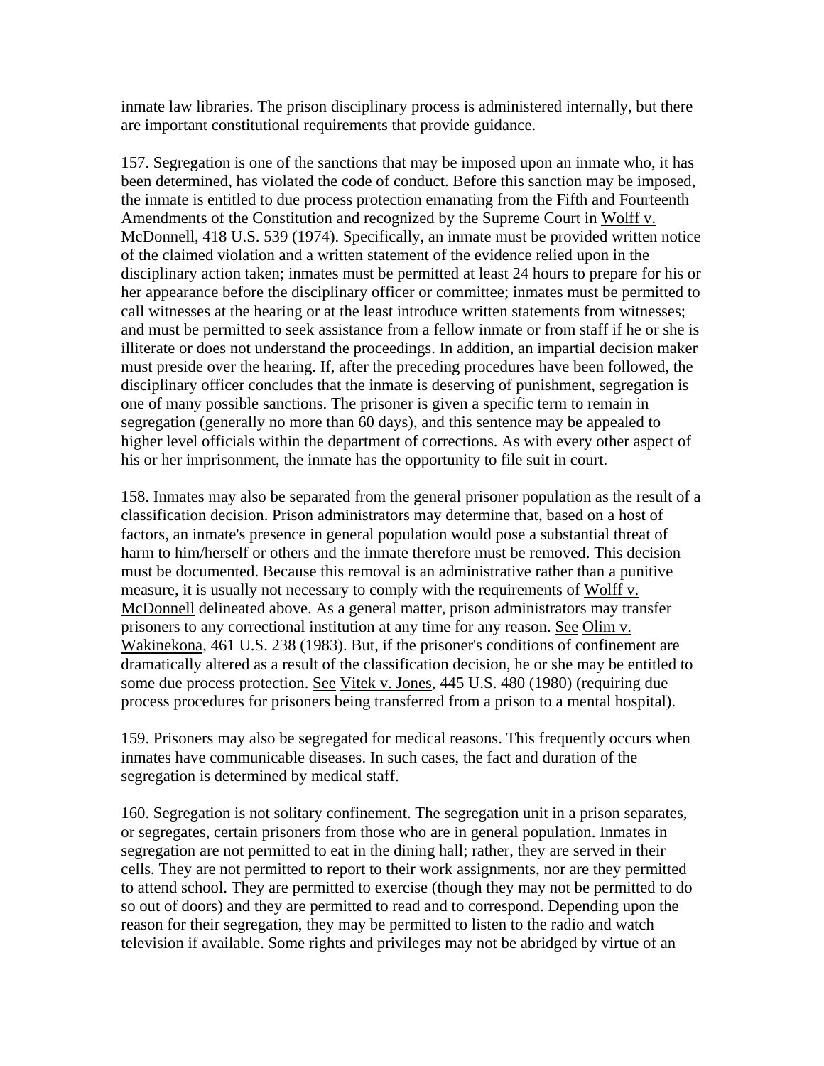inmate law libraries. The prison disciplinary process is administered internally, but there are important constitutional requirements that provide guidance.

157. Segregation is one of the sanctions that may be imposed upon an inmate who, it has been determined, has violated the code of conduct. Before this sanction may be imposed, the inmate is entitled to due process protection emanating from the Fifth and Fourteenth Amendments of the Constitution and recognized by the Supreme Court in Wolff v. McDonnell, 418 U.S. 539 (1974). Specifically, an inmate must be provided written notice of the claimed violation and a written statement of the evidence relied upon in the disciplinary action taken; inmates must be permitted at least 24 hours to prepare for his or her appearance before the disciplinary officer or committee; inmates must be permitted to call witnesses at the hearing or at the least introduce written statements from witnesses; and must be permitted to seek assistance from a fellow inmate or from staff if he or she is illiterate or does not understand the proceedings. In addition, an impartial decision maker must preside over the hearing. If, after the preceding procedures have been followed, the disciplinary officer concludes that the inmate is deserving of punishment, segregation is one of many possible sanctions. The prisoner is given a specific term to remain in segregation (generally no more than 60 days), and this sentence may be appealed to higher level officials within the department of corrections. As with every other aspect of his or her imprisonment, the inmate has the opportunity to file suit in court.

158. Inmates may also be separated from the general prisoner population as the result of a classification decision. Prison administrators may determine that, based on a host of factors, an inmate's presence in general population would pose a substantial threat of harm to him/herself or others and the inmate therefore must be removed. This decision must be documented. Because this removal is an administrative rather than a punitive measure, it is usually not necessary to comply with the requirements of Wolff v. McDonnell delineated above. As a general matter, prison administrators may transfer prisoners to any correctional institution at any time for any reason. See Olim v. Wakinekona, 461 U.S. 238 (1983). But, if the prisoner's conditions of confinement are dramatically altered as a result of the classification decision, he or she may be entitled to some due process protection. See Vitek v. Jones, 445 U.S. 480 (1980) (requiring due process procedures for prisoners being transferred from a prison to a mental hospital).

159. Prisoners may also be segregated for medical reasons. This frequently occurs when inmates have communicable diseases. In such cases, the fact and duration of the segregation is determined by medical staff.

160. Segregation is not solitary confinement. The segregation unit in a prison separates, or segregates, certain prisoners from those who are in general population. Inmates in segregation are not permitted to eat in the dining hall; rather, they are served in their cells. They are not permitted to report to their work assignments, nor are they permitted to attend school. They are permitted to exercise (though they may not be permitted to do so out of doors) and they are permitted to read and to correspond. Depending upon the reason for their segregation, they may be permitted to listen to the radio and watch television if available. Some rights and privileges may not be abridged by virtue of an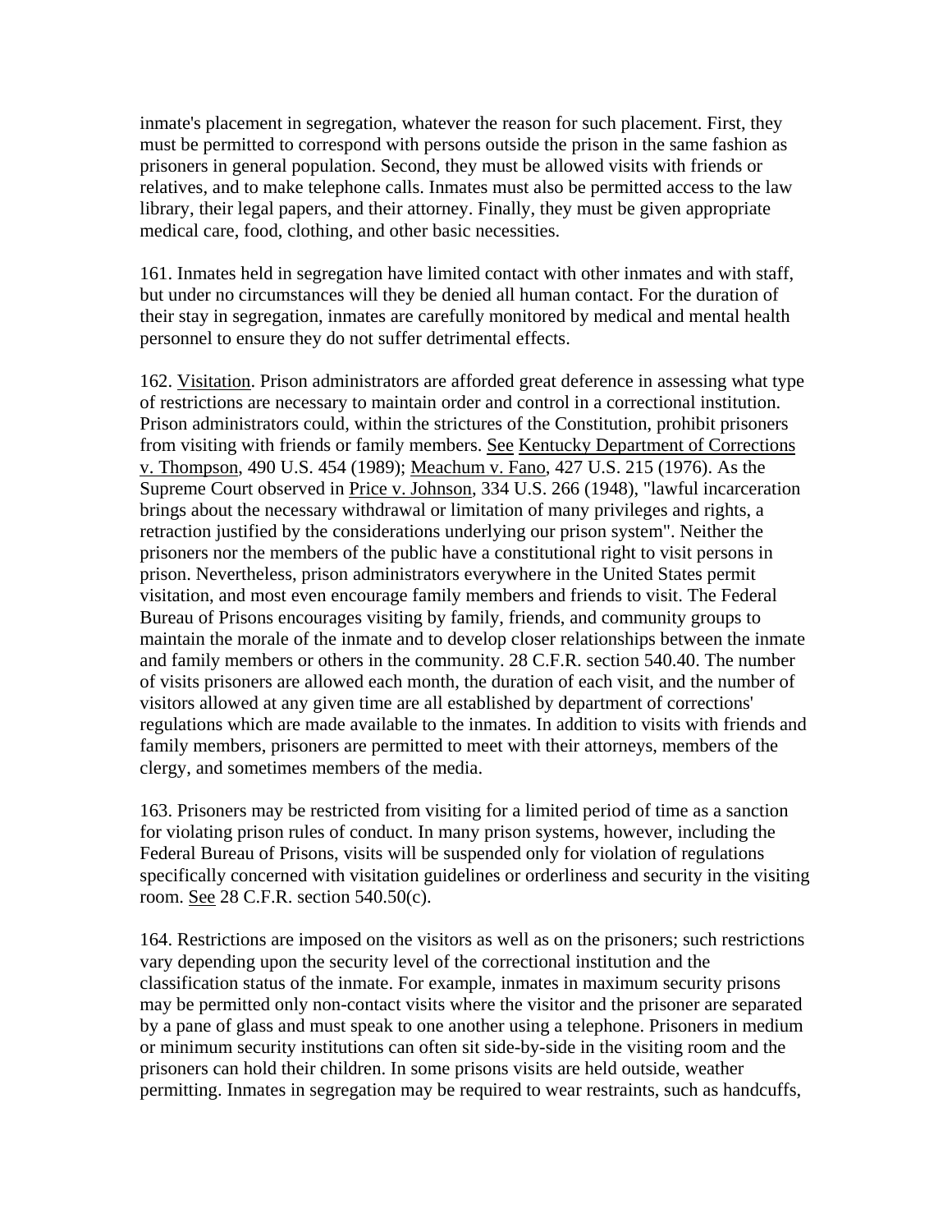inmate's placement in segregation, whatever the reason for such placement. First, they must be permitted to correspond with persons outside the prison in the same fashion as prisoners in general population. Second, they must be allowed visits with friends or relatives, and to make telephone calls. Inmates must also be permitted access to the law library, their legal papers, and their attorney. Finally, they must be given appropriate medical care, food, clothing, and other basic necessities.

161. Inmates held in segregation have limited contact with other inmates and with staff, but under no circumstances will they be denied all human contact. For the duration of their stay in segregation, inmates are carefully monitored by medical and mental health personnel to ensure they do not suffer detrimental effects.

162. Visitation. Prison administrators are afforded great deference in assessing what type of restrictions are necessary to maintain order and control in a correctional institution. Prison administrators could, within the strictures of the Constitution, prohibit prisoners from visiting with friends or family members. See Kentucky Department of Corrections v. Thompson, 490 U.S. 454 (1989); Meachum v. Fano, 427 U.S. 215 (1976). As the Supreme Court observed in Price v. Johnson, 334 U.S. 266 (1948), "lawful incarceration brings about the necessary withdrawal or limitation of many privileges and rights, a retraction justified by the considerations underlying our prison system". Neither the prisoners nor the members of the public have a constitutional right to visit persons in prison. Nevertheless, prison administrators everywhere in the United States permit visitation, and most even encourage family members and friends to visit. The Federal Bureau of Prisons encourages visiting by family, friends, and community groups to maintain the morale of the inmate and to develop closer relationships between the inmate and family members or others in the community. 28 C.F.R. section 540.40. The number of visits prisoners are allowed each month, the duration of each visit, and the number of visitors allowed at any given time are all established by department of corrections' regulations which are made available to the inmates. In addition to visits with friends and family members, prisoners are permitted to meet with their attorneys, members of the clergy, and sometimes members of the media.

163. Prisoners may be restricted from visiting for a limited period of time as a sanction for violating prison rules of conduct. In many prison systems, however, including the Federal Bureau of Prisons, visits will be suspended only for violation of regulations specifically concerned with visitation guidelines or orderliness and security in the visiting room. See 28 C.F.R. section 540.50(c).

164. Restrictions are imposed on the visitors as well as on the prisoners; such restrictions vary depending upon the security level of the correctional institution and the classification status of the inmate. For example, inmates in maximum security prisons may be permitted only non-contact visits where the visitor and the prisoner are separated by a pane of glass and must speak to one another using a telephone. Prisoners in medium or minimum security institutions can often sit side-by-side in the visiting room and the prisoners can hold their children. In some prisons visits are held outside, weather permitting. Inmates in segregation may be required to wear restraints, such as handcuffs,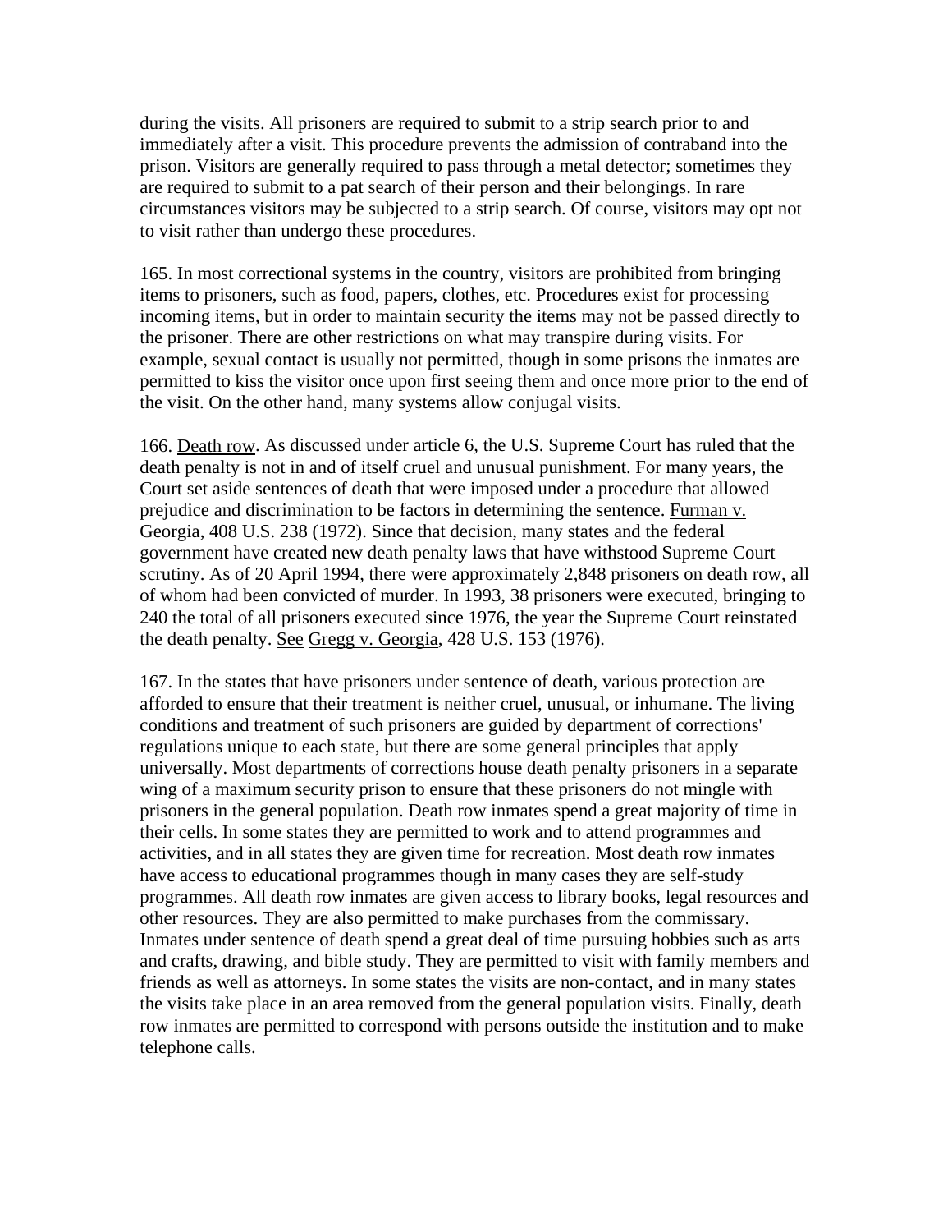during the visits. All prisoners are required to submit to a strip search prior to and immediately after a visit. This procedure prevents the admission of contraband into the prison. Visitors are generally required to pass through a metal detector; sometimes they are required to submit to a pat search of their person and their belongings. In rare circumstances visitors may be subjected to a strip search. Of course, visitors may opt not to visit rather than undergo these procedures.

165. In most correctional systems in the country, visitors are prohibited from bringing items to prisoners, such as food, papers, clothes, etc. Procedures exist for processing incoming items, but in order to maintain security the items may not be passed directly to the prisoner. There are other restrictions on what may transpire during visits. For example, sexual contact is usually not permitted, though in some prisons the inmates are permitted to kiss the visitor once upon first seeing them and once more prior to the end of the visit. On the other hand, many systems allow conjugal visits.

166. Death row. As discussed under article 6, the U.S. Supreme Court has ruled that the death penalty is not in and of itself cruel and unusual punishment. For many years, the Court set aside sentences of death that were imposed under a procedure that allowed prejudice and discrimination to be factors in determining the sentence. Furman v. Georgia, 408 U.S. 238 (1972). Since that decision, many states and the federal government have created new death penalty laws that have withstood Supreme Court scrutiny. As of 20 April 1994, there were approximately 2,848 prisoners on death row, all of whom had been convicted of murder. In 1993, 38 prisoners were executed, bringing to 240 the total of all prisoners executed since 1976, the year the Supreme Court reinstated the death penalty. See Gregg v. Georgia, 428 U.S. 153 (1976).

167. In the states that have prisoners under sentence of death, various protection are afforded to ensure that their treatment is neither cruel, unusual, or inhumane. The living conditions and treatment of such prisoners are guided by department of corrections' regulations unique to each state, but there are some general principles that apply universally. Most departments of corrections house death penalty prisoners in a separate wing of a maximum security prison to ensure that these prisoners do not mingle with prisoners in the general population. Death row inmates spend a great majority of time in their cells. In some states they are permitted to work and to attend programmes and activities, and in all states they are given time for recreation. Most death row inmates have access to educational programmes though in many cases they are self-study programmes. All death row inmates are given access to library books, legal resources and other resources. They are also permitted to make purchases from the commissary. Inmates under sentence of death spend a great deal of time pursuing hobbies such as arts and crafts, drawing, and bible study. They are permitted to visit with family members and friends as well as attorneys. In some states the visits are non-contact, and in many states the visits take place in an area removed from the general population visits. Finally, death row inmates are permitted to correspond with persons outside the institution and to make telephone calls.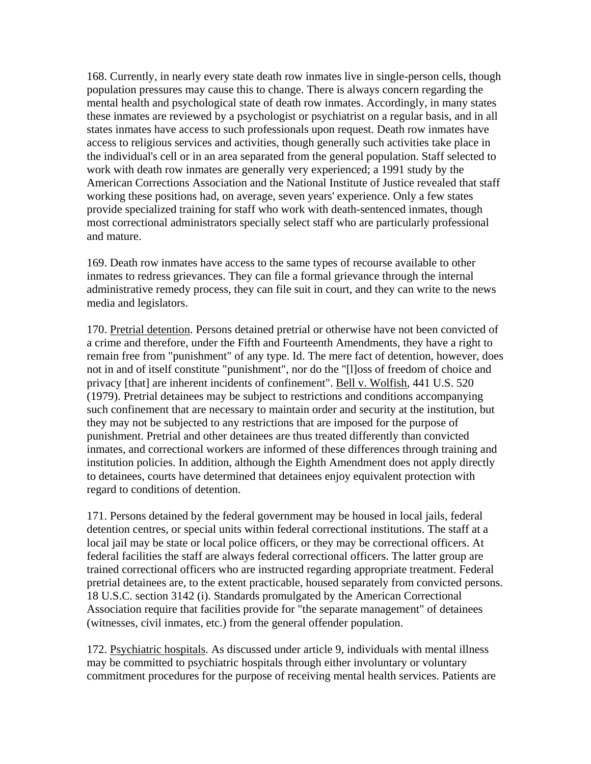168. Currently, in nearly every state death row inmates live in single-person cells, though population pressures may cause this to change. There is always concern regarding the mental health and psychological state of death row inmates. Accordingly, in many states these inmates are reviewed by a psychologist or psychiatrist on a regular basis, and in all states inmates have access to such professionals upon request. Death row inmates have access to religious services and activities, though generally such activities take place in the individual's cell or in an area separated from the general population. Staff selected to work with death row inmates are generally very experienced; a 1991 study by the American Corrections Association and the National Institute of Justice revealed that staff working these positions had, on average, seven years' experience. Only a few states provide specialized training for staff who work with death-sentenced inmates, though most correctional administrators specially select staff who are particularly professional and mature.

169. Death row inmates have access to the same types of recourse available to other inmates to redress grievances. They can file a formal grievance through the internal administrative remedy process, they can file suit in court, and they can write to the news media and legislators.

170. Pretrial detention. Persons detained pretrial or otherwise have not been convicted of a crime and therefore, under the Fifth and Fourteenth Amendments, they have a right to remain free from "punishment" of any type. Id. The mere fact of detention, however, does not in and of itself constitute "punishment", nor do the "[l]oss of freedom of choice and privacy [that] are inherent incidents of confinement". Bell v. Wolfish, 441 U.S. 520 (1979). Pretrial detainees may be subject to restrictions and conditions accompanying such confinement that are necessary to maintain order and security at the institution, but they may not be subjected to any restrictions that are imposed for the purpose of punishment. Pretrial and other detainees are thus treated differently than convicted inmates, and correctional workers are informed of these differences through training and institution policies. In addition, although the Eighth Amendment does not apply directly to detainees, courts have determined that detainees enjoy equivalent protection with regard to conditions of detention.

171. Persons detained by the federal government may be housed in local jails, federal detention centres, or special units within federal correctional institutions. The staff at a local jail may be state or local police officers, or they may be correctional officers. At federal facilities the staff are always federal correctional officers. The latter group are trained correctional officers who are instructed regarding appropriate treatment. Federal pretrial detainees are, to the extent practicable, housed separately from convicted persons. 18 U.S.C. section 3142 (i). Standards promulgated by the American Correctional Association require that facilities provide for "the separate management" of detainees (witnesses, civil inmates, etc.) from the general offender population.

172. Psychiatric hospitals. As discussed under article 9, individuals with mental illness may be committed to psychiatric hospitals through either involuntary or voluntary commitment procedures for the purpose of receiving mental health services. Patients are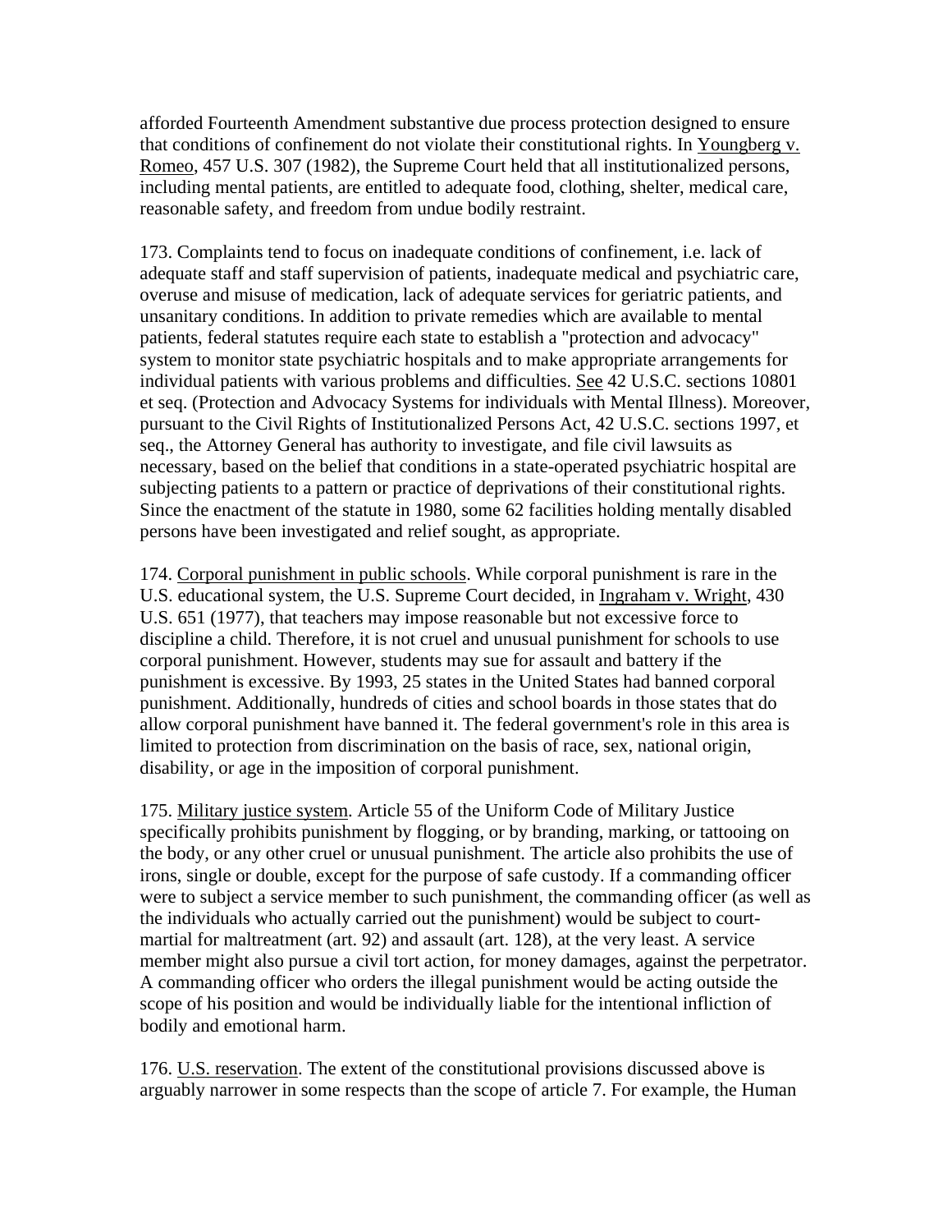afforded Fourteenth Amendment substantive due process protection designed to ensure that conditions of confinement do not violate their constitutional rights. In Youngberg v. Romeo, 457 U.S. 307 (1982), the Supreme Court held that all institutionalized persons, including mental patients, are entitled to adequate food, clothing, shelter, medical care, reasonable safety, and freedom from undue bodily restraint.

173. Complaints tend to focus on inadequate conditions of confinement, i.e. lack of adequate staff and staff supervision of patients, inadequate medical and psychiatric care, overuse and misuse of medication, lack of adequate services for geriatric patients, and unsanitary conditions. In addition to private remedies which are available to mental patients, federal statutes require each state to establish a "protection and advocacy" system to monitor state psychiatric hospitals and to make appropriate arrangements for individual patients with various problems and difficulties. See 42 U.S.C. sections 10801 et seq. (Protection and Advocacy Systems for individuals with Mental Illness). Moreover, pursuant to the Civil Rights of Institutionalized Persons Act, 42 U.S.C. sections 1997, et seq., the Attorney General has authority to investigate, and file civil lawsuits as necessary, based on the belief that conditions in a state-operated psychiatric hospital are subjecting patients to a pattern or practice of deprivations of their constitutional rights. Since the enactment of the statute in 1980, some 62 facilities holding mentally disabled persons have been investigated and relief sought, as appropriate.

174. Corporal punishment in public schools. While corporal punishment is rare in the U.S. educational system, the U.S. Supreme Court decided, in Ingraham v. Wright, 430 U.S. 651 (1977), that teachers may impose reasonable but not excessive force to discipline a child. Therefore, it is not cruel and unusual punishment for schools to use corporal punishment. However, students may sue for assault and battery if the punishment is excessive. By 1993, 25 states in the United States had banned corporal punishment. Additionally, hundreds of cities and school boards in those states that do allow corporal punishment have banned it. The federal government's role in this area is limited to protection from discrimination on the basis of race, sex, national origin, disability, or age in the imposition of corporal punishment.

175. Military justice system. Article 55 of the Uniform Code of Military Justice specifically prohibits punishment by flogging, or by branding, marking, or tattooing on the body, or any other cruel or unusual punishment. The article also prohibits the use of irons, single or double, except for the purpose of safe custody. If a commanding officer were to subject a service member to such punishment, the commanding officer (as well as the individuals who actually carried out the punishment) would be subject to court-martial for maltreatment (art. 92) and assault (art. 128), at the very least. A service member might also pursue a civil tort action, for money damages, against the perpetrator. A commanding officer who orders the illegal punishment would be acting outside the scope of his position and would be individually liable for the intentional infliction of bodily and emotional harm.

176. U.S. reservation. The extent of the constitutional provisions discussed above is arguably narrower in some respects than the scope of article 7. For example, the Human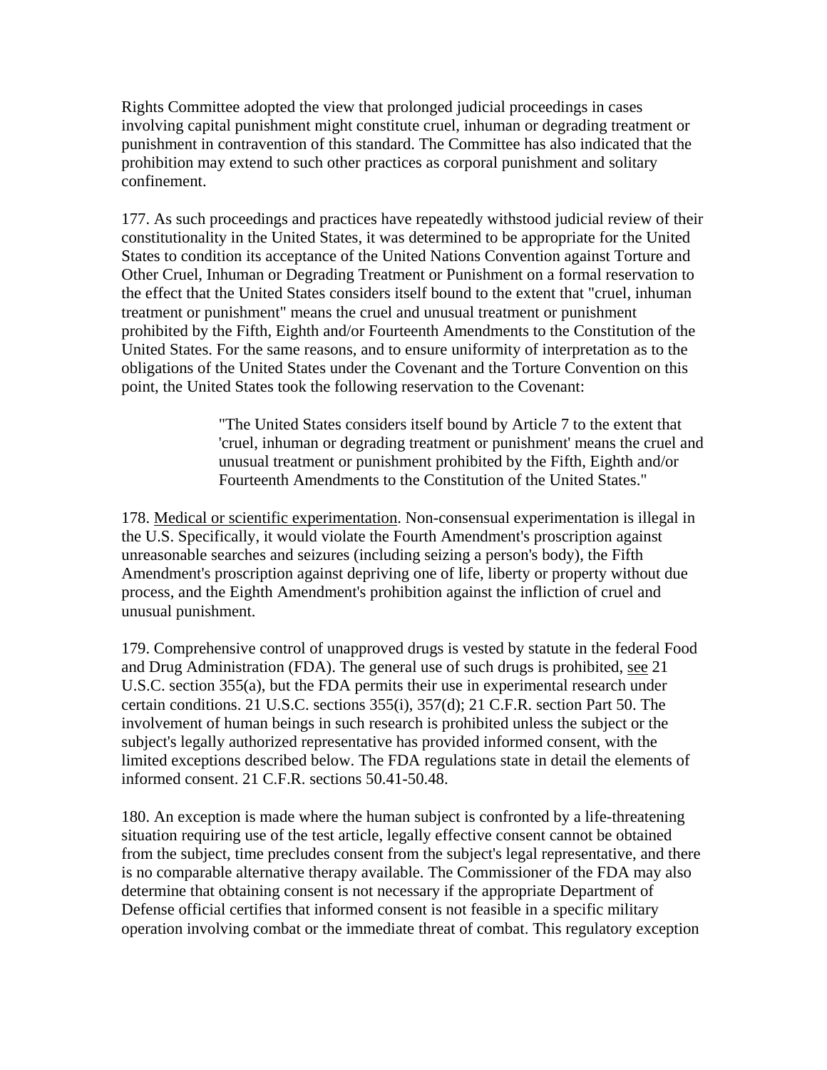Rights Committee adopted the view that prolonged judicial proceedings in cases involving capital punishment might constitute cruel, inhuman or degrading treatment or punishment in contravention of this standard. The Committee has also indicated that the prohibition may extend to such other practices as corporal punishment and solitary confinement.

177. As such proceedings and practices have repeatedly withstood judicial review of their constitutionality in the United States, it was determined to be appropriate for the United States to condition its acceptance of the United Nations Convention against Torture and Other Cruel, Inhuman or Degrading Treatment or Punishment on a formal reservation to the effect that the United States considers itself bound to the extent that "cruel, inhuman treatment or punishment" means the cruel and unusual treatment or punishment prohibited by the Fifth, Eighth and/or Fourteenth Amendments to the Constitution of the United States. For the same reasons, and to ensure uniformity of interpretation as to the obligations of the United States under the Covenant and the Torture Convention on this point, the United States took the following reservation to the Covenant:

> "The United States considers itself bound by Article 7 to the extent that 'cruel, inhuman or degrading treatment or punishment' means the cruel and unusual treatment or punishment prohibited by the Fifth, Eighth and/or Fourteenth Amendments to the Constitution of the United States."

178. Medical or scientific experimentation. Non-consensual experimentation is illegal in the U.S. Specifically, it would violate the Fourth Amendment's proscription against unreasonable searches and seizures (including seizing a person's body), the Fifth Amendment's proscription against depriving one of life, liberty or property without due process, and the Eighth Amendment's prohibition against the infliction of cruel and unusual punishment.

179. Comprehensive control of unapproved drugs is vested by statute in the federal Food and Drug Administration (FDA). The general use of such drugs is prohibited, see 21 U.S.C. section 355(a), but the FDA permits their use in experimental research under certain conditions. 21 U.S.C. sections 355(i), 357(d); 21 C.F.R. section Part 50. The involvement of human beings in such research is prohibited unless the subject or the subject's legally authorized representative has provided informed consent, with the limited exceptions described below. The FDA regulations state in detail the elements of informed consent. 21 C.F.R. sections 50.41-50.48.

180. An exception is made where the human subject is confronted by a life-threatening situation requiring use of the test article, legally effective consent cannot be obtained from the subject, time precludes consent from the subject's legal representative, and there is no comparable alternative therapy available. The Commissioner of the FDA may also determine that obtaining consent is not necessary if the appropriate Department of Defense official certifies that informed consent is not feasible in a specific military operation involving combat or the immediate threat of combat. This regulatory exception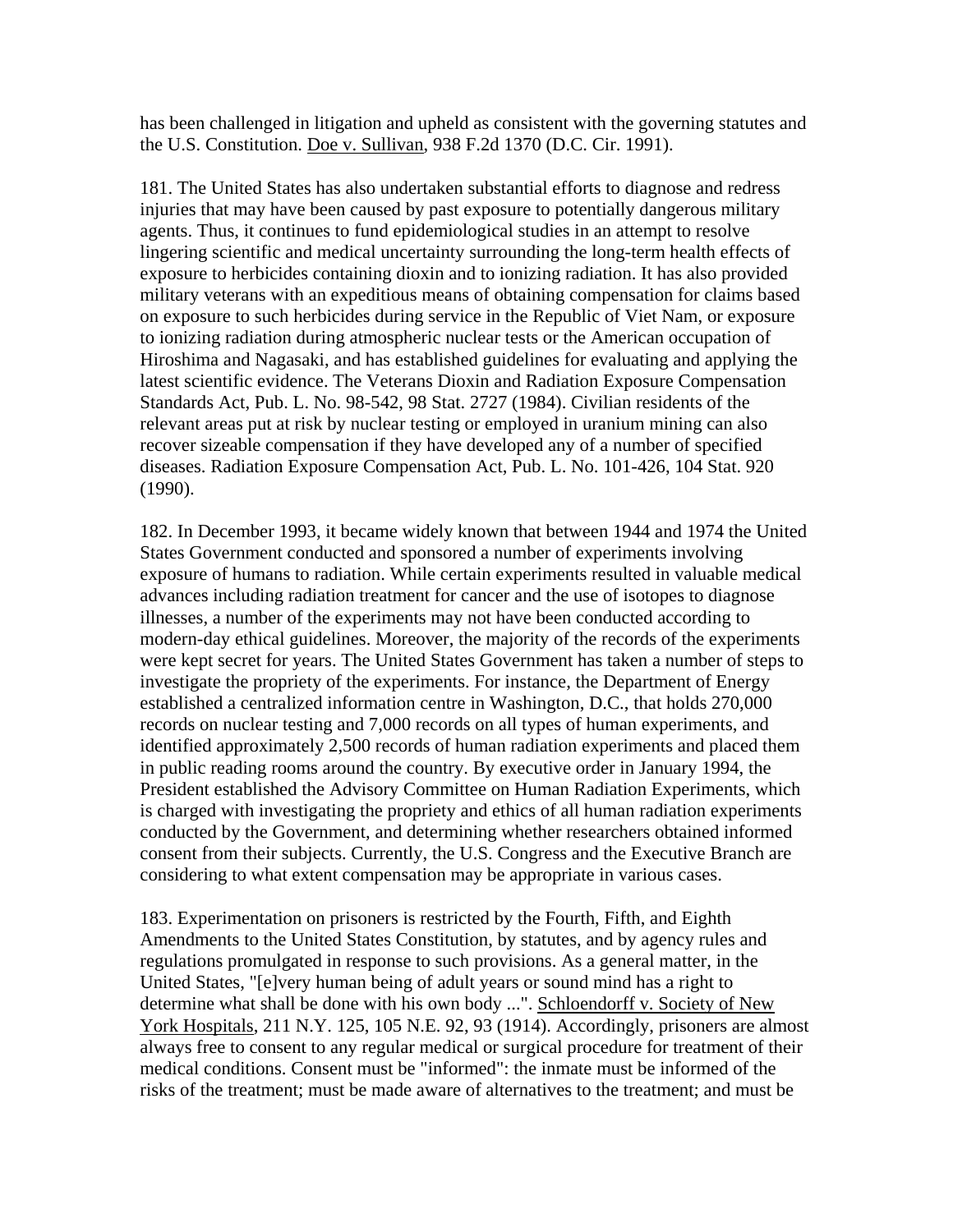has been challenged in litigation and upheld as consistent with the governing statutes and the U.S. Constitution. Doe v. Sullivan, 938 F.2d 1370 (D.C. Cir. 1991).

181. The United States has also undertaken substantial efforts to diagnose and redress injuries that may have been caused by past exposure to potentially dangerous military agents. Thus, it continues to fund epidemiological studies in an attempt to resolve lingering scientific and medical uncertainty surrounding the long-term health effects of exposure to herbicides containing dioxin and to ionizing radiation. It has also provided military veterans with an expeditious means of obtaining compensation for claims based on exposure to such herbicides during service in the Republic of Viet Nam, or exposure to ionizing radiation during atmospheric nuclear tests or the American occupation of Hiroshima and Nagasaki, and has established guidelines for evaluating and applying the latest scientific evidence. The Veterans Dioxin and Radiation Exposure Compensation Standards Act, Pub. L. No. 98-542, 98 Stat. 2727 (1984). Civilian residents of the relevant areas put at risk by nuclear testing or employed in uranium mining can also recover sizeable compensation if they have developed any of a number of specified diseases. Radiation Exposure Compensation Act, Pub. L. No. 101-426, 104 Stat. 920 (1990).

182. In December 1993, it became widely known that between 1944 and 1974 the United States Government conducted and sponsored a number of experiments involving exposure of humans to radiation. While certain experiments resulted in valuable medical advances including radiation treatment for cancer and the use of isotopes to diagnose illnesses, a number of the experiments may not have been conducted according to modern-day ethical guidelines. Moreover, the majority of the records of the experiments were kept secret for years. The United States Government has taken a number of steps to investigate the propriety of the experiments. For instance, the Department of Energy established a centralized information centre in Washington, D.C., that holds 270,000 records on nuclear testing and 7,000 records on all types of human experiments, and identified approximately 2,500 records of human radiation experiments and placed them in public reading rooms around the country. By executive order in January 1994, the President established the Advisory Committee on Human Radiation Experiments, which is charged with investigating the propriety and ethics of all human radiation experiments conducted by the Government, and determining whether researchers obtained informed consent from their subjects. Currently, the U.S. Congress and the Executive Branch are considering to what extent compensation may be appropriate in various cases.

183. Experimentation on prisoners is restricted by the Fourth, Fifth, and Eighth Amendments to the United States Constitution, by statutes, and by agency rules and regulations promulgated in response to such provisions. As a general matter, in the United States, "[e]very human being of adult years or sound mind has a right to determine what shall be done with his own body ...". Schloendorff v. Society of New York Hospitals, 211 N.Y. 125, 105 N.E. 92, 93 (1914). Accordingly, prisoners are almost always free to consent to any regular medical or surgical procedure for treatment of their medical conditions. Consent must be "informed": the inmate must be informed of the risks of the treatment; must be made aware of alternatives to the treatment; and must be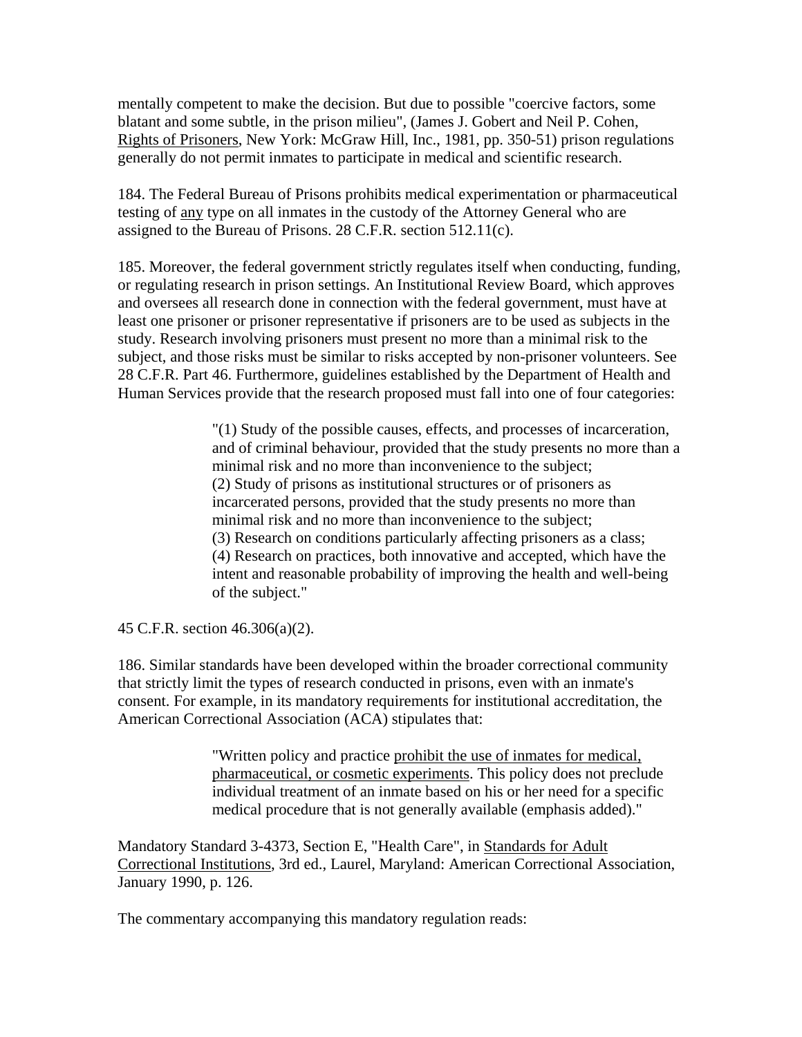mentally competent to make the decision. But due to possible "coercive factors, some blatant and some subtle, in the prison milieu", (James J. Gobert and Neil P. Cohen, Rights of Prisoners, New York: McGraw Hill, Inc., 1981, pp. 350-51) prison regulations generally do not permit inmates to participate in medical and scientific research.

184. The Federal Bureau of Prisons prohibits medical experimentation or pharmaceutical testing of any type on all inmates in the custody of the Attorney General who are assigned to the Bureau of Prisons. 28 C.F.R. section 512.11(c).

185. Moreover, the federal government strictly regulates itself when conducting, funding, or regulating research in prison settings. An Institutional Review Board, which approves and oversees all research done in connection with the federal government, must have at least one prisoner or prisoner representative if prisoners are to be used as subjects in the study. Research involving prisoners must present no more than a minimal risk to the subject, and those risks must be similar to risks accepted by non-prisoner volunteers. See 28 C.F.R. Part 46. Furthermore, guidelines established by the Department of Health and Human Services provide that the research proposed must fall into one of four categories:

> "(1) Study of the possible causes, effects, and processes of incarceration, and of criminal behaviour, provided that the study presents no more than a minimal risk and no more than inconvenience to the subject;
> (2) Study of prisons as institutional structures or of prisoners as incarcerated persons, provided that the study presents no more than minimal risk and no more than inconvenience to the subject;
> (3) Research on conditions particularly affecting prisoners as a class;
> (4) Research on practices, both innovative and accepted, which have the intent and reasonable probability of improving the health and well-being of the subject."

45 C.F.R. section 46.306(a)(2).

186. Similar standards have been developed within the broader correctional community that strictly limit the types of research conducted in prisons, even with an inmate's consent. For example, in its mandatory requirements for institutional accreditation, the American Correctional Association (ACA) stipulates that:

> "Written policy and practice prohibit the use of inmates for medical, pharmaceutical, or cosmetic experiments. This policy does not preclude individual treatment of an inmate based on his or her need for a specific medical procedure that is not generally available (emphasis added)."

Mandatory Standard 3-4373, Section E, "Health Care", in Standards for Adult Correctional Institutions, 3rd ed., Laurel, Maryland: American Correctional Association, January 1990, p. 126.

The commentary accompanying this mandatory regulation reads: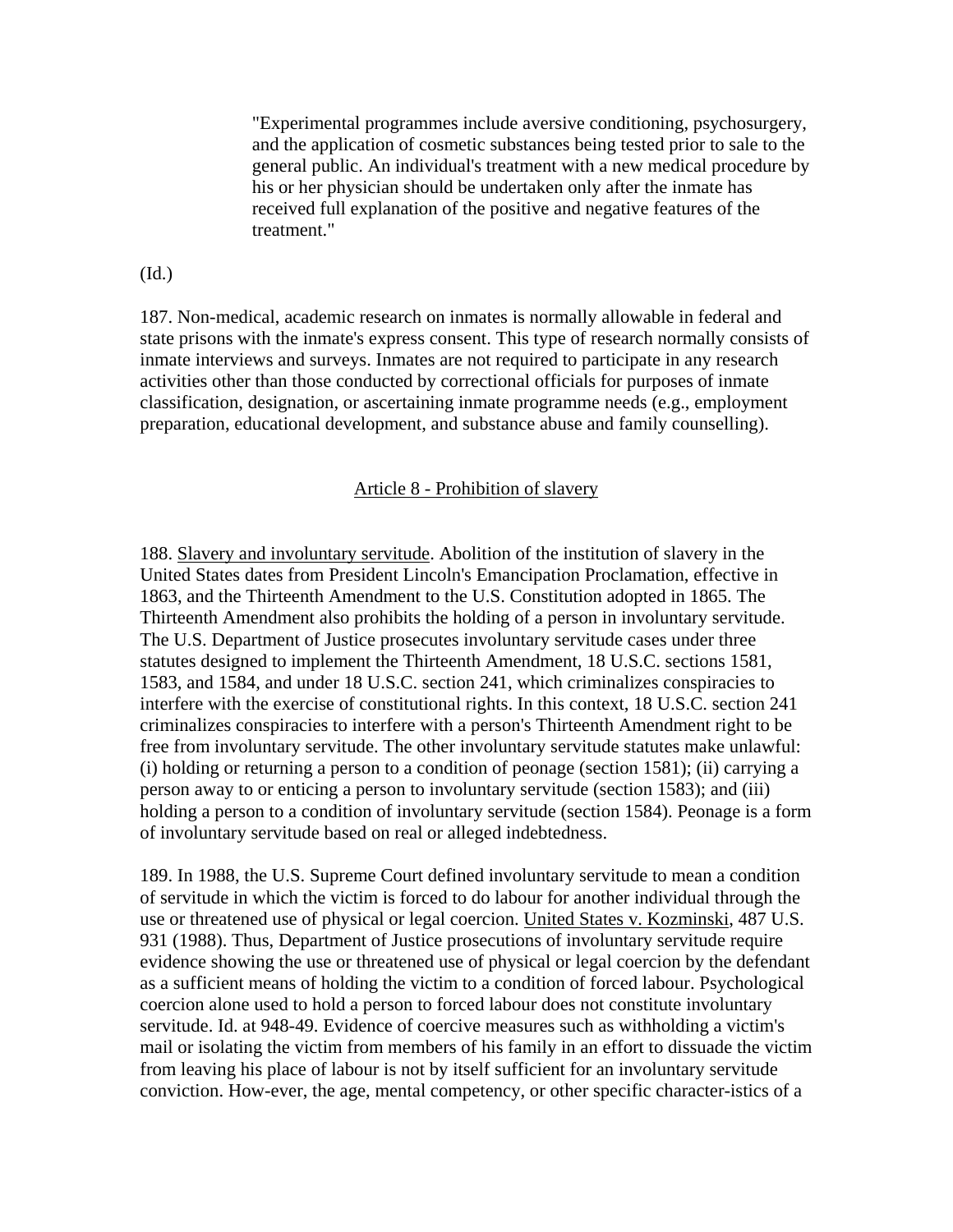> "Experimental programmes include aversive conditioning, psychosurgery, and the application of cosmetic substances being tested prior to sale to the general public. An individual's treatment with a new medical procedure by his or her physician should be undertaken only after the inmate has received full explanation of the positive and negative features of the treatment."

(Id.)

187. Non-medical, academic research on inmates is normally allowable in federal and state prisons with the inmate's express consent. This type of research normally consists of inmate interviews and surveys. Inmates are not required to participate in any research activities other than those conducted by correctional officials for purposes of inmate classification, designation, or ascertaining inmate programme needs (e.g., employment preparation, educational development, and substance abuse and family counselling).

## Article 8 - Prohibition of slavery

188. Slavery and involuntary servitude. Abolition of the institution of slavery in the United States dates from President Lincoln's Emancipation Proclamation, effective in 1863, and the Thirteenth Amendment to the U.S. Constitution adopted in 1865. The Thirteenth Amendment also prohibits the holding of a person in involuntary servitude. The U.S. Department of Justice prosecutes involuntary servitude cases under three statutes designed to implement the Thirteenth Amendment, 18 U.S.C. sections 1581, 1583, and 1584, and under 18 U.S.C. section 241, which criminalizes conspiracies to interfere with the exercise of constitutional rights. In this context, 18 U.S.C. section 241 criminalizes conspiracies to interfere with a person's Thirteenth Amendment right to be free from involuntary servitude. The other involuntary servitude statutes make unlawful: (i) holding or returning a person to a condition of peonage (section 1581); (ii) carrying a person away to or enticing a person to involuntary servitude (section 1583); and (iii) holding a person to a condition of involuntary servitude (section 1584). Peonage is a form of involuntary servitude based on real or alleged indebtedness.

189. In 1988, the U.S. Supreme Court defined involuntary servitude to mean a condition of servitude in which the victim is forced to do labour for another individual through the use or threatened use of physical or legal coercion. United States v. Kozminski, 487 U.S. 931 (1988). Thus, Department of Justice prosecutions of involuntary servitude require evidence showing the use or threatened use of physical or legal coercion by the defendant as a sufficient means of holding the victim to a condition of forced labour. Psychological coercion alone used to hold a person to forced labour does not constitute involuntary servitude. Id. at 948-49. Evidence of coercive measures such as withholding a victim's mail or isolating the victim from members of his family in an effort to dissuade the victim from leaving his place of labour is not by itself sufficient for an involuntary servitude conviction. How-ever, the age, mental competency, or other specific character-istics of a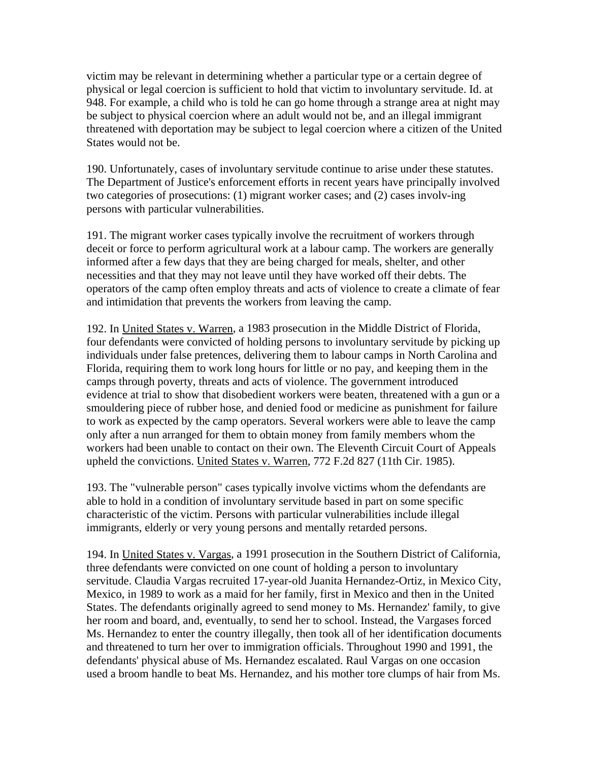victim may be relevant in determining whether a particular type or a certain degree of physical or legal coercion is sufficient to hold that victim to involuntary servitude. Id. at 948. For example, a child who is told he can go home through a strange area at night may be subject to physical coercion where an adult would not be, and an illegal immigrant threatened with deportation may be subject to legal coercion where a citizen of the United States would not be.

190. Unfortunately, cases of involuntary servitude continue to arise under these statutes. The Department of Justice's enforcement efforts in recent years have principally involved two categories of prosecutions: (1) migrant worker cases; and (2) cases involv-ing persons with particular vulnerabilities.

191. The migrant worker cases typically involve the recruitment of workers through deceit or force to perform agricultural work at a labour camp. The workers are generally informed after a few days that they are being charged for meals, shelter, and other necessities and that they may not leave until they have worked off their debts. The operators of the camp often employ threats and acts of violence to create a climate of fear and intimidation that prevents the workers from leaving the camp.

192. In United States v. Warren, a 1983 prosecution in the Middle District of Florida, four defendants were convicted of holding persons to involuntary servitude by picking up individuals under false pretences, delivering them to labour camps in North Carolina and Florida, requiring them to work long hours for little or no pay, and keeping them in the camps through poverty, threats and acts of violence. The government introduced evidence at trial to show that disobedient workers were beaten, threatened with a gun or a smouldering piece of rubber hose, and denied food or medicine as punishment for failure to work as expected by the camp operators. Several workers were able to leave the camp only after a nun arranged for them to obtain money from family members whom the workers had been unable to contact on their own. The Eleventh Circuit Court of Appeals upheld the convictions. United States v. Warren, 772 F.2d 827 (11th Cir. 1985).

193. The "vulnerable person" cases typically involve victims whom the defendants are able to hold in a condition of involuntary servitude based in part on some specific characteristic of the victim. Persons with particular vulnerabilities include illegal immigrants, elderly or very young persons and mentally retarded persons.

194. In United States v. Vargas, a 1991 prosecution in the Southern District of California, three defendants were convicted on one count of holding a person to involuntary servitude. Claudia Vargas recruited 17-year-old Juanita Hernandez-Ortiz, in Mexico City, Mexico, in 1989 to work as a maid for her family, first in Mexico and then in the United States. The defendants originally agreed to send money to Ms. Hernandez' family, to give her room and board, and, eventually, to send her to school. Instead, the Vargases forced Ms. Hernandez to enter the country illegally, then took all of her identification documents and threatened to turn her over to immigration officials. Throughout 1990 and 1991, the defendants' physical abuse of Ms. Hernandez escalated. Raul Vargas on one occasion used a broom handle to beat Ms. Hernandez, and his mother tore clumps of hair from Ms.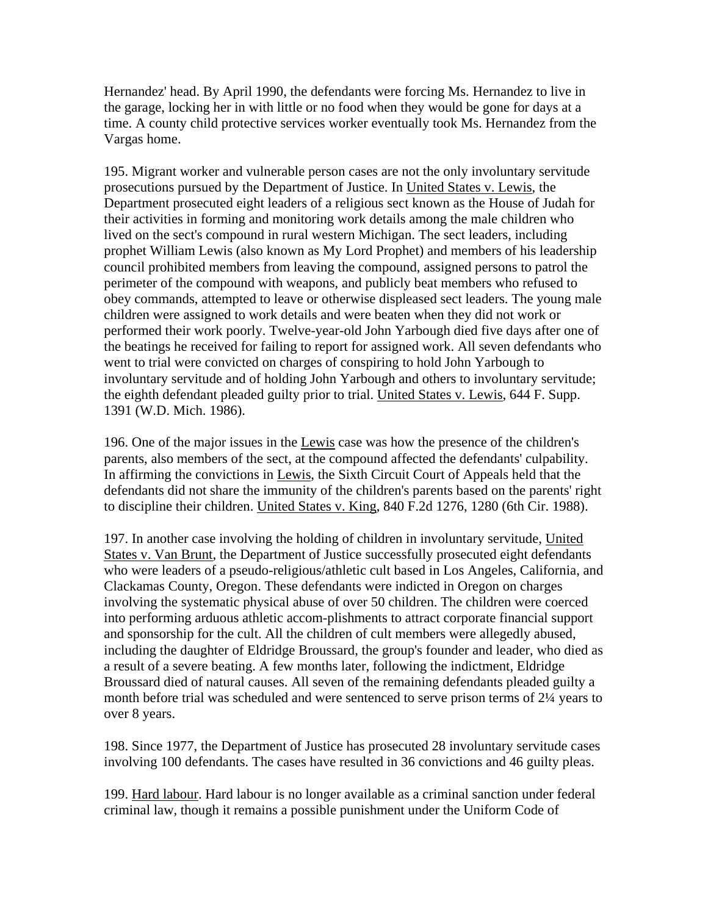Hernandez' head. By April 1990, the defendants were forcing Ms. Hernandez to live in the garage, locking her in with little or no food when they would be gone for days at a time. A county child protective services worker eventually took Ms. Hernandez from the Vargas home.

195. Migrant worker and vulnerable person cases are not the only involuntary servitude prosecutions pursued by the Department of Justice. In United States v. Lewis, the Department prosecuted eight leaders of a religious sect known as the House of Judah for their activities in forming and monitoring work details among the male children who lived on the sect's compound in rural western Michigan. The sect leaders, including prophet William Lewis (also known as My Lord Prophet) and members of his leadership council prohibited members from leaving the compound, assigned persons to patrol the perimeter of the compound with weapons, and publicly beat members who refused to obey commands, attempted to leave or otherwise displeased sect leaders. The young male children were assigned to work details and were beaten when they did not work or performed their work poorly. Twelve-year-old John Yarbough died five days after one of the beatings he received for failing to report for assigned work. All seven defendants who went to trial were convicted on charges of conspiring to hold John Yarbough to involuntary servitude and of holding John Yarbough and others to involuntary servitude; the eighth defendant pleaded guilty prior to trial. United States v. Lewis, 644 F. Supp. 1391 (W.D. Mich. 1986).

196. One of the major issues in the Lewis case was how the presence of the children's parents, also members of the sect, at the compound affected the defendants' culpability. In affirming the convictions in Lewis, the Sixth Circuit Court of Appeals held that the defendants did not share the immunity of the children's parents based on the parents' right to discipline their children. United States v. King, 840 F.2d 1276, 1280 (6th Cir. 1988).

197. In another case involving the holding of children in involuntary servitude, United States v. Van Brunt, the Department of Justice successfully prosecuted eight defendants who were leaders of a pseudo-religious/athletic cult based in Los Angeles, California, and Clackamas County, Oregon. These defendants were indicted in Oregon on charges involving the systematic physical abuse of over 50 children. The children were coerced into performing arduous athletic accom-plishments to attract corporate financial support and sponsorship for the cult. All the children of cult members were allegedly abused, including the daughter of Eldridge Broussard, the group's founder and leader, who died as a result of a severe beating. A few months later, following the indictment, Eldridge Broussard died of natural causes. All seven of the remaining defendants pleaded guilty a month before trial was scheduled and were sentenced to serve prison terms of 2¼ years to over 8 years.

198. Since 1977, the Department of Justice has prosecuted 28 involuntary servitude cases involving 100 defendants. The cases have resulted in 36 convictions and 46 guilty pleas.

199. Hard labour. Hard labour is no longer available as a criminal sanction under federal criminal law, though it remains a possible punishment under the Uniform Code of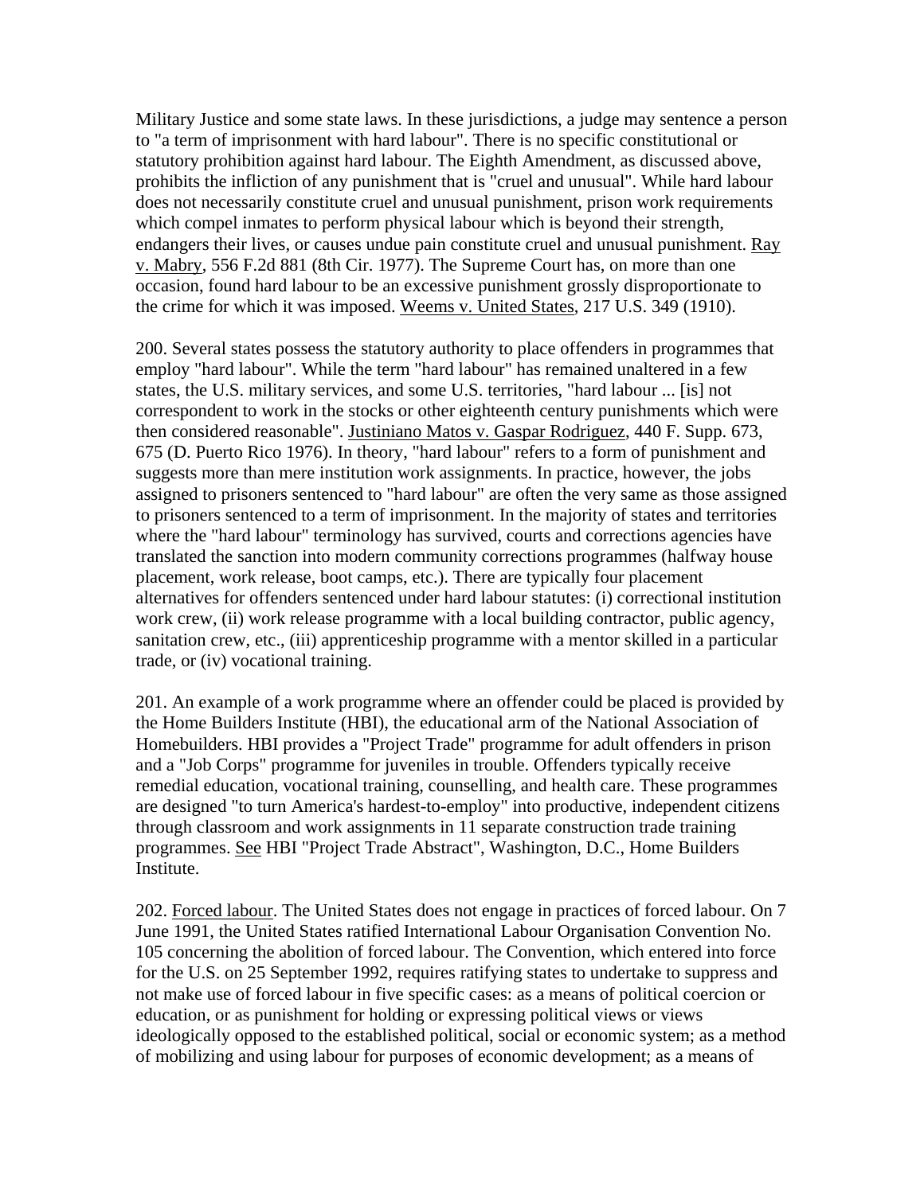Military Justice and some state laws. In these jurisdictions, a judge may sentence a person to "a term of imprisonment with hard labour". There is no specific constitutional or statutory prohibition against hard labour. The Eighth Amendment, as discussed above, prohibits the infliction of any punishment that is "cruel and unusual". While hard labour does not necessarily constitute cruel and unusual punishment, prison work requirements which compel inmates to perform physical labour which is beyond their strength, endangers their lives, or causes undue pain constitute cruel and unusual punishment. Ray v. Mabry, 556 F.2d 881 (8th Cir. 1977). The Supreme Court has, on more than one occasion, found hard labour to be an excessive punishment grossly disproportionate to the crime for which it was imposed. Weems v. United States, 217 U.S. 349 (1910).

200. Several states possess the statutory authority to place offenders in programmes that employ "hard labour". While the term "hard labour" has remained unaltered in a few states, the U.S. military services, and some U.S. territories, "hard labour ... [is] not correspondent to work in the stocks or other eighteenth century punishments which were then considered reasonable". Justiniano Matos v. Gaspar Rodriguez, 440 F. Supp. 673, 675 (D. Puerto Rico 1976). In theory, "hard labour" refers to a form of punishment and suggests more than mere institution work assignments. In practice, however, the jobs assigned to prisoners sentenced to "hard labour" are often the very same as those assigned to prisoners sentenced to a term of imprisonment. In the majority of states and territories where the "hard labour" terminology has survived, courts and corrections agencies have translated the sanction into modern community corrections programmes (halfway house placement, work release, boot camps, etc.). There are typically four placement alternatives for offenders sentenced under hard labour statutes: (i) correctional institution work crew, (ii) work release programme with a local building contractor, public agency, sanitation crew, etc., (iii) apprenticeship programme with a mentor skilled in a particular trade, or (iv) vocational training.

201. An example of a work programme where an offender could be placed is provided by the Home Builders Institute (HBI), the educational arm of the National Association of Homebuilders. HBI provides a "Project Trade" programme for adult offenders in prison and a "Job Corps" programme for juveniles in trouble. Offenders typically receive remedial education, vocational training, counselling, and health care. These programmes are designed "to turn America's hardest-to-employ" into productive, independent citizens through classroom and work assignments in 11 separate construction trade training programmes. See HBI "Project Trade Abstract", Washington, D.C., Home Builders Institute.

202. Forced labour. The United States does not engage in practices of forced labour. On 7 June 1991, the United States ratified International Labour Organisation Convention No. 105 concerning the abolition of forced labour. The Convention, which entered into force for the U.S. on 25 September 1992, requires ratifying states to undertake to suppress and not make use of forced labour in five specific cases: as a means of political coercion or education, or as punishment for holding or expressing political views or views ideologically opposed to the established political, social or economic system; as a method of mobilizing and using labour for purposes of economic development; as a means of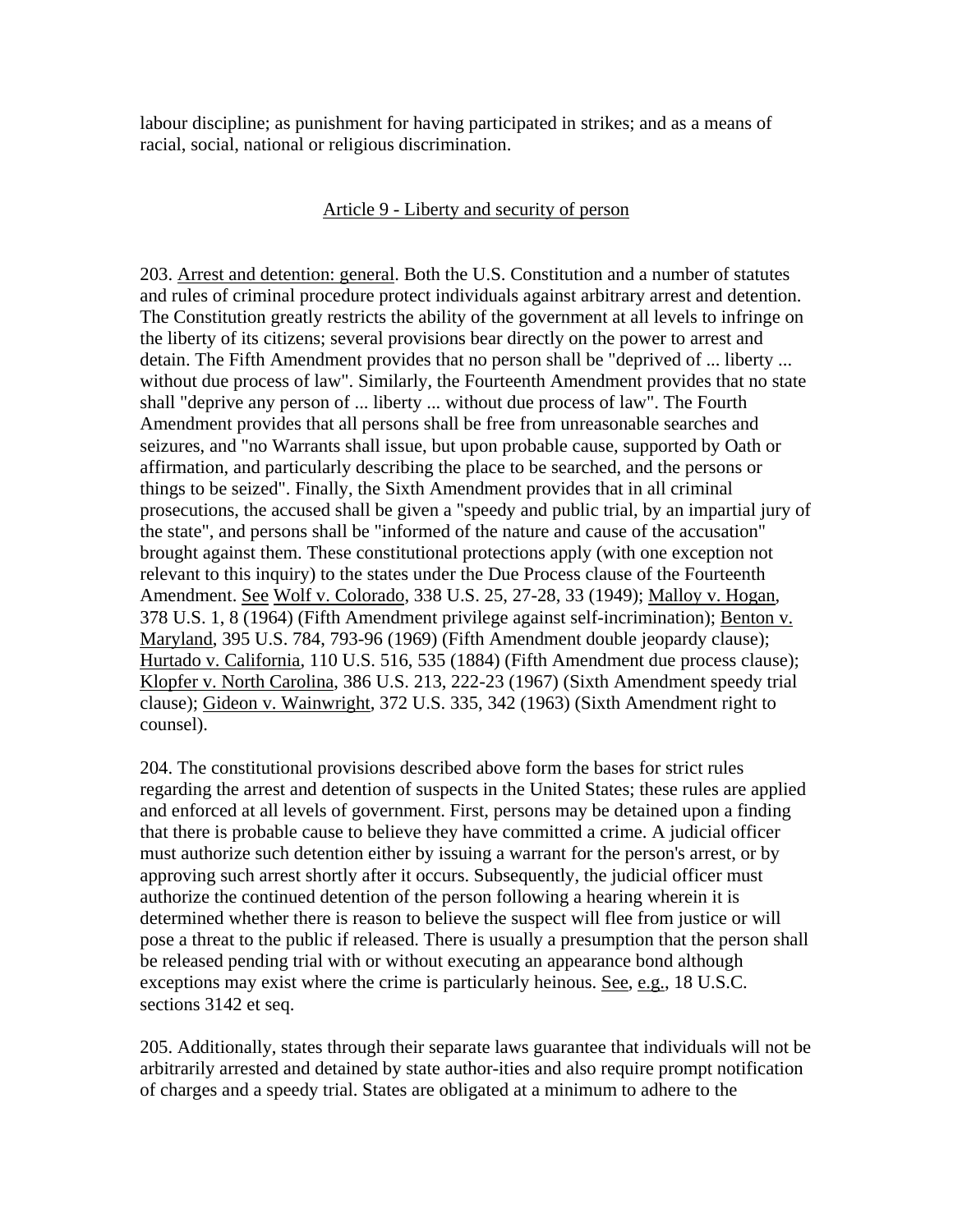labour discipline; as punishment for having participated in strikes; and as a means of racial, social, national or religious discrimination.

## Article 9 - Liberty and security of person

203. Arrest and detention: general. Both the U.S. Constitution and a number of statutes and rules of criminal procedure protect individuals against arbitrary arrest and detention. The Constitution greatly restricts the ability of the government at all levels to infringe on the liberty of its citizens; several provisions bear directly on the power to arrest and detain. The Fifth Amendment provides that no person shall be "deprived of ... liberty ... without due process of law". Similarly, the Fourteenth Amendment provides that no state shall "deprive any person of ... liberty ... without due process of law". The Fourth Amendment provides that all persons shall be free from unreasonable searches and seizures, and "no Warrants shall issue, but upon probable cause, supported by Oath or affirmation, and particularly describing the place to be searched, and the persons or things to be seized". Finally, the Sixth Amendment provides that in all criminal prosecutions, the accused shall be given a "speedy and public trial, by an impartial jury of the state", and persons shall be "informed of the nature and cause of the accusation" brought against them. These constitutional protections apply (with one exception not relevant to this inquiry) to the states under the Due Process clause of the Fourteenth Amendment. See Wolf v. Colorado, 338 U.S. 25, 27-28, 33 (1949); Malloy v. Hogan, 378 U.S. 1, 8 (1964) (Fifth Amendment privilege against self-incrimination); Benton v. Maryland, 395 U.S. 784, 793-96 (1969) (Fifth Amendment double jeopardy clause); Hurtado v. California, 110 U.S. 516, 535 (1884) (Fifth Amendment due process clause); Klopfer v. North Carolina, 386 U.S. 213, 222-23 (1967) (Sixth Amendment speedy trial clause); Gideon v. Wainwright, 372 U.S. 335, 342 (1963) (Sixth Amendment right to counsel).

204. The constitutional provisions described above form the bases for strict rules regarding the arrest and detention of suspects in the United States; these rules are applied and enforced at all levels of government. First, persons may be detained upon a finding that there is probable cause to believe they have committed a crime. A judicial officer must authorize such detention either by issuing a warrant for the person's arrest, or by approving such arrest shortly after it occurs. Subsequently, the judicial officer must authorize the continued detention of the person following a hearing wherein it is determined whether there is reason to believe the suspect will flee from justice or will pose a threat to the public if released. There is usually a presumption that the person shall be released pending trial with or without executing an appearance bond although exceptions may exist where the crime is particularly heinous. See, e.g., 18 U.S.C. sections 3142 et seq.

205. Additionally, states through their separate laws guarantee that individuals will not be arbitrarily arrested and detained by state author-ities and also require prompt notification of charges and a speedy trial. States are obligated at a minimum to adhere to the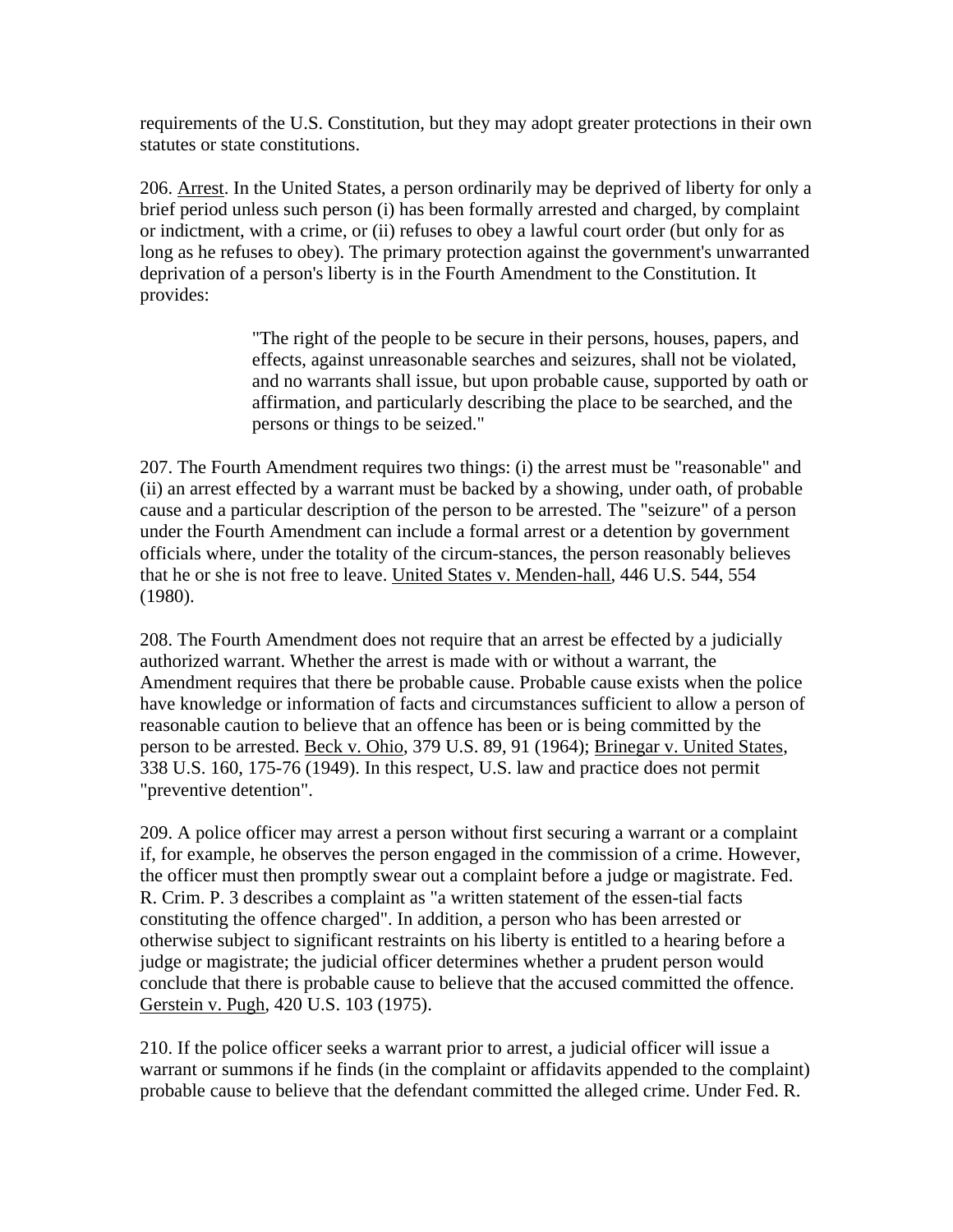requirements of the U.S. Constitution, but they may adopt greater protections in their own statutes or state constitutions.

206. Arrest. In the United States, a person ordinarily may be deprived of liberty for only a brief period unless such person (i) has been formally arrested and charged, by complaint or indictment, with a crime, or (ii) refuses to obey a lawful court order (but only for as long as he refuses to obey). The primary protection against the government's unwarranted deprivation of a person's liberty is in the Fourth Amendment to the Constitution. It provides:

> "The right of the people to be secure in their persons, houses, papers, and effects, against unreasonable searches and seizures, shall not be violated, and no warrants shall issue, but upon probable cause, supported by oath or affirmation, and particularly describing the place to be searched, and the persons or things to be seized."

207. The Fourth Amendment requires two things: (i) the arrest must be "reasonable" and (ii) an arrest effected by a warrant must be backed by a showing, under oath, of probable cause and a particular description of the person to be arrested. The "seizure" of a person under the Fourth Amendment can include a formal arrest or a detention by government officials where, under the totality of the circum-stances, the person reasonably believes that he or she is not free to leave. United States v. Menden-hall, 446 U.S. 544, 554 (1980).

208. The Fourth Amendment does not require that an arrest be effected by a judicially authorized warrant. Whether the arrest is made with or without a warrant, the Amendment requires that there be probable cause. Probable cause exists when the police have knowledge or information of facts and circumstances sufficient to allow a person of reasonable caution to believe that an offence has been or is being committed by the person to be arrested. Beck v. Ohio, 379 U.S. 89, 91 (1964); Brinegar v. United States, 338 U.S. 160, 175-76 (1949). In this respect, U.S. law and practice does not permit "preventive detention".

209. A police officer may arrest a person without first securing a warrant or a complaint if, for example, he observes the person engaged in the commission of a crime. However, the officer must then promptly swear out a complaint before a judge or magistrate. Fed. R. Crim. P. 3 describes a complaint as "a written statement of the essen-tial facts constituting the offence charged". In addition, a person who has been arrested or otherwise subject to significant restraints on his liberty is entitled to a hearing before a judge or magistrate; the judicial officer determines whether a prudent person would conclude that there is probable cause to believe that the accused committed the offence. Gerstein v. Pugh, 420 U.S. 103 (1975).

210. If the police officer seeks a warrant prior to arrest, a judicial officer will issue a warrant or summons if he finds (in the complaint or affidavits appended to the complaint) probable cause to believe that the defendant committed the alleged crime. Under Fed. R.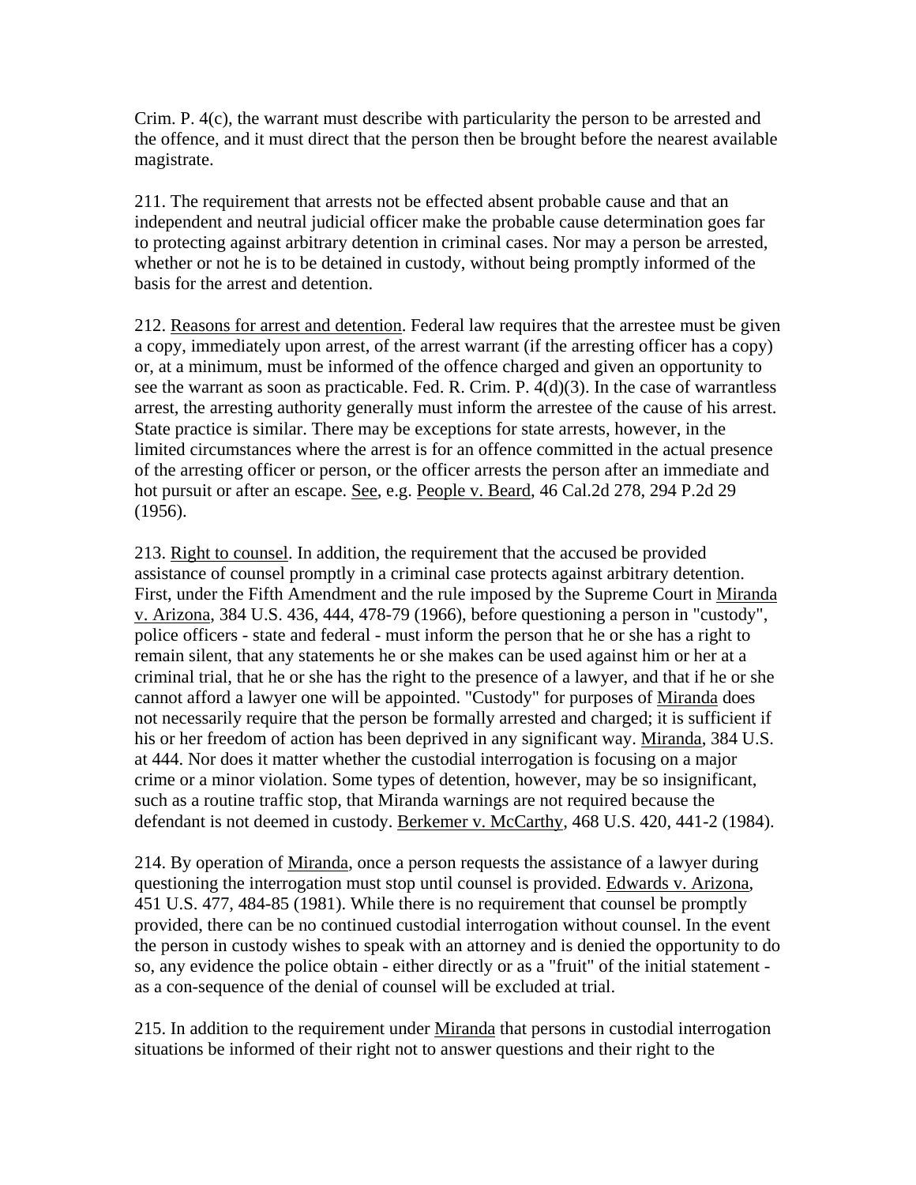Crim. P. 4(c), the warrant must describe with particularity the person to be arrested and the offence, and it must direct that the person then be brought before the nearest available magistrate.

211. The requirement that arrests not be effected absent probable cause and that an independent and neutral judicial officer make the probable cause determination goes far to protecting against arbitrary detention in criminal cases. Nor may a person be arrested, whether or not he is to be detained in custody, without being promptly informed of the basis for the arrest and detention.

212. Reasons for arrest and detention. Federal law requires that the arrestee must be given a copy, immediately upon arrest, of the arrest warrant (if the arresting officer has a copy) or, at a minimum, must be informed of the offence charged and given an opportunity to see the warrant as soon as practicable. Fed. R. Crim. P. 4(d)(3). In the case of warrantless arrest, the arresting authority generally must inform the arrestee of the cause of his arrest. State practice is similar. There may be exceptions for state arrests, however, in the limited circumstances where the arrest is for an offence committed in the actual presence of the arresting officer or person, or the officer arrests the person after an immediate and hot pursuit or after an escape. See, e.g. People v. Beard, 46 Cal.2d 278, 294 P.2d 29 (1956).

213. Right to counsel. In addition, the requirement that the accused be provided assistance of counsel promptly in a criminal case protects against arbitrary detention. First, under the Fifth Amendment and the rule imposed by the Supreme Court in Miranda v. Arizona, 384 U.S. 436, 444, 478-79 (1966), before questioning a person in "custody", police officers - state and federal - must inform the person that he or she has a right to remain silent, that any statements he or she makes can be used against him or her at a criminal trial, that he or she has the right to the presence of a lawyer, and that if he or she cannot afford a lawyer one will be appointed. "Custody" for purposes of Miranda does not necessarily require that the person be formally arrested and charged; it is sufficient if his or her freedom of action has been deprived in any significant way. Miranda, 384 U.S. at 444. Nor does it matter whether the custodial interrogation is focusing on a major crime or a minor violation. Some types of detention, however, may be so insignificant, such as a routine traffic stop, that Miranda warnings are not required because the defendant is not deemed in custody. Berkemer v. McCarthy, 468 U.S. 420, 441-2 (1984).

214. By operation of Miranda, once a person requests the assistance of a lawyer during questioning the interrogation must stop until counsel is provided. Edwards v. Arizona, 451 U.S. 477, 484-85 (1981). While there is no requirement that counsel be promptly provided, there can be no continued custodial interrogation without counsel. In the event the person in custody wishes to speak with an attorney and is denied the opportunity to do so, any evidence the police obtain - either directly or as a "fruit" of the initial statement - as a con-sequence of the denial of counsel will be excluded at trial.

215. In addition to the requirement under Miranda that persons in custodial interrogation situations be informed of their right not to answer questions and their right to the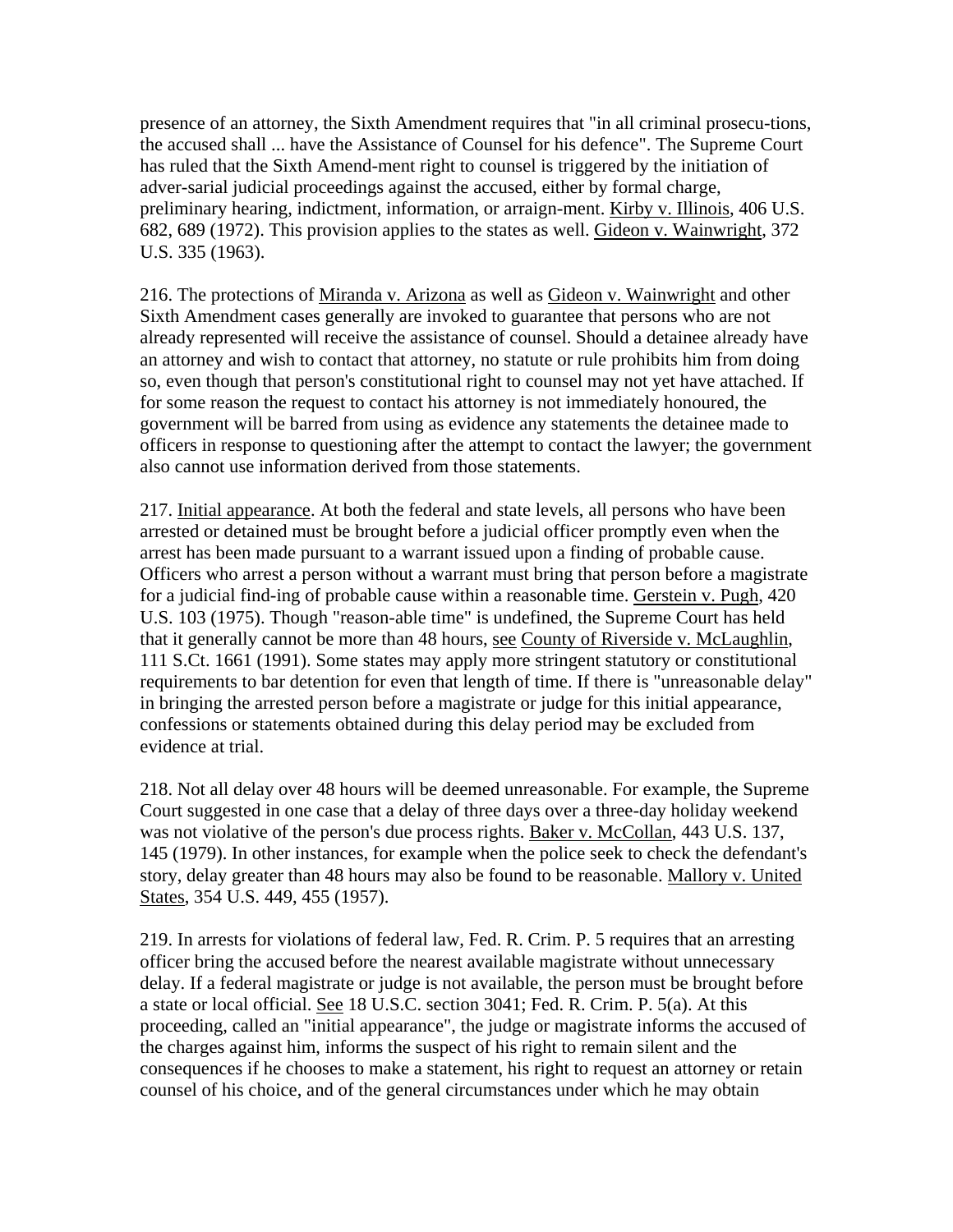presence of an attorney, the Sixth Amendment requires that "in all criminal prosecu-tions, the accused shall ... have the Assistance of Counsel for his defence". The Supreme Court has ruled that the Sixth Amend-ment right to counsel is triggered by the initiation of adver-sarial judicial proceedings against the accused, either by formal charge, preliminary hearing, indictment, information, or arraign-ment. Kirby v. Illinois, 406 U.S. 682, 689 (1972). This provision applies to the states as well. Gideon v. Wainwright, 372 U.S. 335 (1963).

216. The protections of Miranda v. Arizona as well as Gideon v. Wainwright and other Sixth Amendment cases generally are invoked to guarantee that persons who are not already represented will receive the assistance of counsel. Should a detainee already have an attorney and wish to contact that attorney, no statute or rule prohibits him from doing so, even though that person's constitutional right to counsel may not yet have attached. If for some reason the request to contact his attorney is not immediately honoured, the government will be barred from using as evidence any statements the detainee made to officers in response to questioning after the attempt to contact the lawyer; the government also cannot use information derived from those statements.

217. Initial appearance. At both the federal and state levels, all persons who have been arrested or detained must be brought before a judicial officer promptly even when the arrest has been made pursuant to a warrant issued upon a finding of probable cause. Officers who arrest a person without a warrant must bring that person before a magistrate for a judicial find-ing of probable cause within a reasonable time. Gerstein v. Pugh, 420 U.S. 103 (1975). Though "reason-able time" is undefined, the Supreme Court has held that it generally cannot be more than 48 hours, see County of Riverside v. McLaughlin, 111 S.Ct. 1661 (1991). Some states may apply more stringent statutory or constitutional requirements to bar detention for even that length of time. If there is "unreasonable delay" in bringing the arrested person before a magistrate or judge for this initial appearance, confessions or statements obtained during this delay period may be excluded from evidence at trial.

218. Not all delay over 48 hours will be deemed unreasonable. For example, the Supreme Court suggested in one case that a delay of three days over a three-day holiday weekend was not violative of the person's due process rights. Baker v. McCollan, 443 U.S. 137, 145 (1979). In other instances, for example when the police seek to check the defendant's story, delay greater than 48 hours may also be found to be reasonable. Mallory v. United States, 354 U.S. 449, 455 (1957).

219. In arrests for violations of federal law, Fed. R. Crim. P. 5 requires that an arresting officer bring the accused before the nearest available magistrate without unnecessary delay. If a federal magistrate or judge is not available, the person must be brought before a state or local official. See 18 U.S.C. section 3041; Fed. R. Crim. P. 5(a). At this proceeding, called an "initial appearance", the judge or magistrate informs the accused of the charges against him, informs the suspect of his right to remain silent and the consequences if he chooses to make a statement, his right to request an attorney or retain counsel of his choice, and of the general circumstances under which he may obtain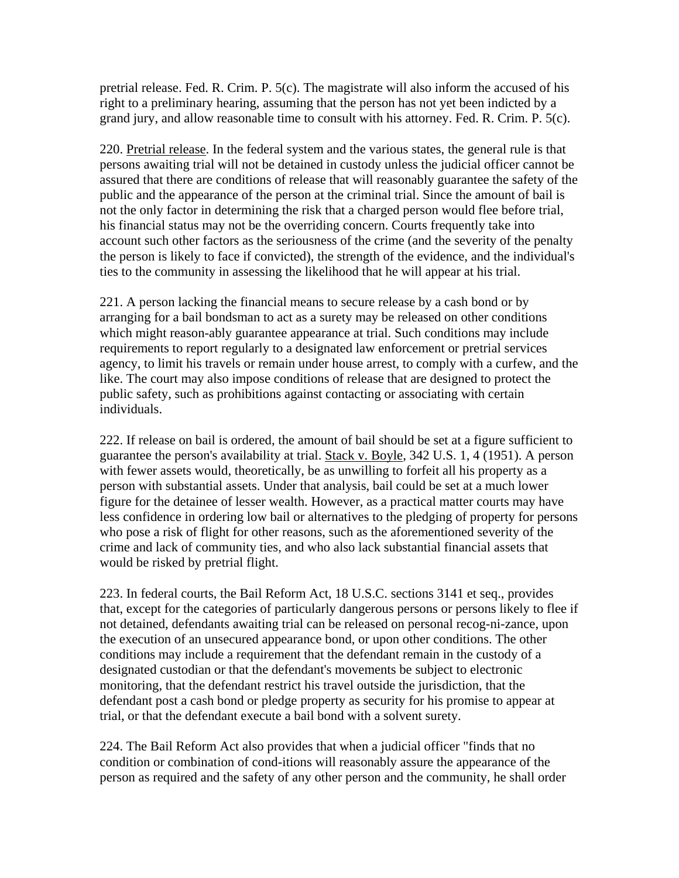pretrial release. Fed. R. Crim. P. 5(c). The magistrate will also inform the accused of his right to a preliminary hearing, assuming that the person has not yet been indicted by a grand jury, and allow reasonable time to consult with his attorney. Fed. R. Crim. P. 5(c).

220. Pretrial release. In the federal system and the various states, the general rule is that persons awaiting trial will not be detained in custody unless the judicial officer cannot be assured that there are conditions of release that will reasonably guarantee the safety of the public and the appearance of the person at the criminal trial. Since the amount of bail is not the only factor in determining the risk that a charged person would flee before trial, his financial status may not be the overriding concern. Courts frequently take into account such other factors as the seriousness of the crime (and the severity of the penalty the person is likely to face if convicted), the strength of the evidence, and the individual's ties to the community in assessing the likelihood that he will appear at his trial.

221. A person lacking the financial means to secure release by a cash bond or by arranging for a bail bondsman to act as a surety may be released on other conditions which might reason-ably guarantee appearance at trial. Such conditions may include requirements to report regularly to a designated law enforcement or pretrial services agency, to limit his travels or remain under house arrest, to comply with a curfew, and the like. The court may also impose conditions of release that are designed to protect the public safety, such as prohibitions against contacting or associating with certain individuals.

222. If release on bail is ordered, the amount of bail should be set at a figure sufficient to guarantee the person's availability at trial. Stack v. Boyle, 342 U.S. 1, 4 (1951). A person with fewer assets would, theoretically, be as unwilling to forfeit all his property as a person with substantial assets. Under that analysis, bail could be set at a much lower figure for the detainee of lesser wealth. However, as a practical matter courts may have less confidence in ordering low bail or alternatives to the pledging of property for persons who pose a risk of flight for other reasons, such as the aforementioned severity of the crime and lack of community ties, and who also lack substantial financial assets that would be risked by pretrial flight.

223. In federal courts, the Bail Reform Act, 18 U.S.C. sections 3141 et seq., provides that, except for the categories of particularly dangerous persons or persons likely to flee if not detained, defendants awaiting trial can be released on personal recog-ni-zance, upon the execution of an unsecured appearance bond, or upon other conditions. The other conditions may include a requirement that the defendant remain in the custody of a designated custodian or that the defendant's movements be subject to electronic monitoring, that the defendant restrict his travel outside the jurisdiction, that the defendant post a cash bond or pledge property as security for his promise to appear at trial, or that the defendant execute a bail bond with a solvent surety.

224. The Bail Reform Act also provides that when a judicial officer "finds that no condition or combination of cond-itions will reasonably assure the appearance of the person as required and the safety of any other person and the community, he shall order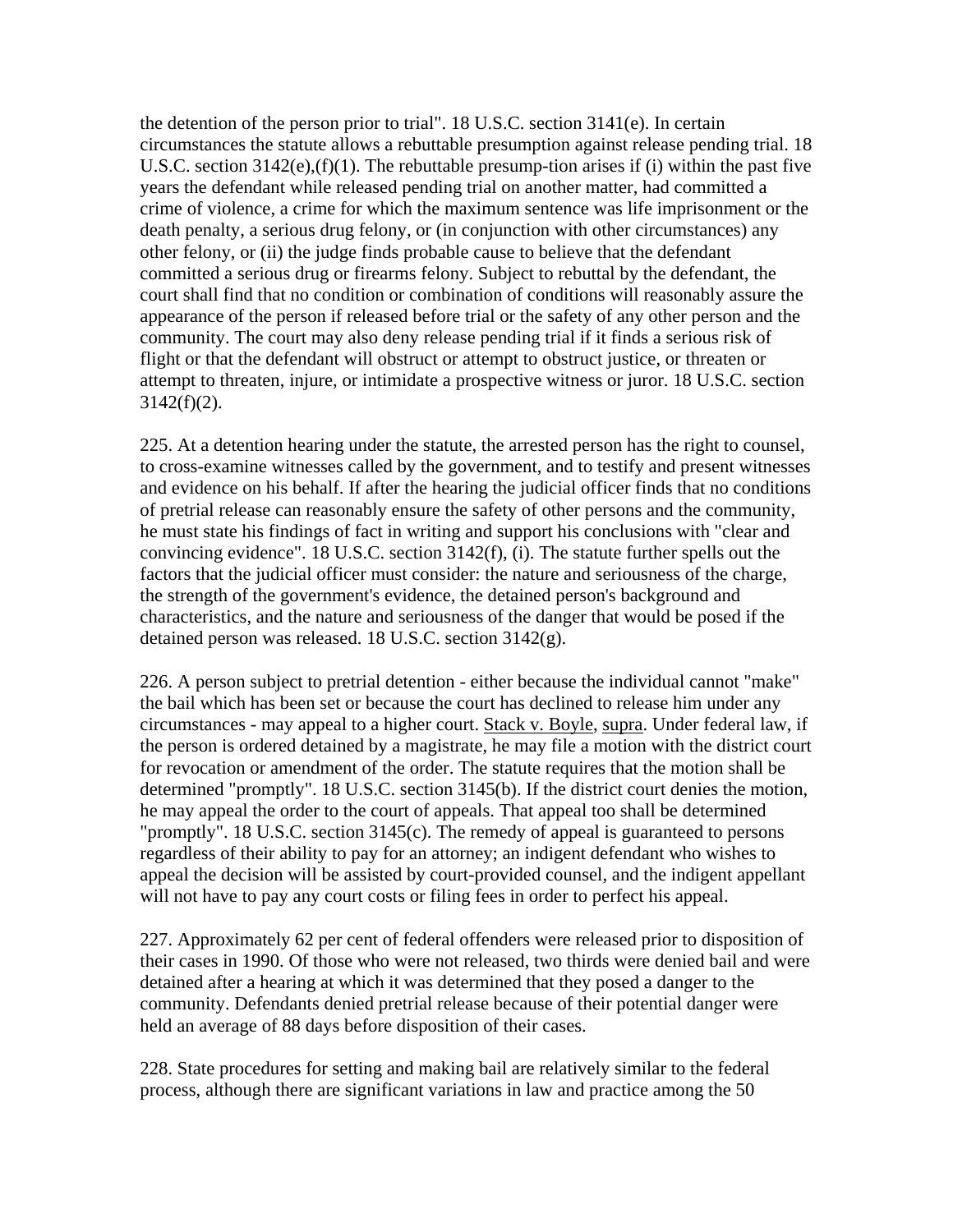the detention of the person prior to trial". 18 U.S.C. section 3141(e). In certain circumstances the statute allows a rebuttable presumption against release pending trial. 18 U.S.C. section 3142(e),(f)(1). The rebuttable presump-tion arises if (i) within the past five years the defendant while released pending trial on another matter, had committed a crime of violence, a crime for which the maximum sentence was life imprisonment or the death penalty, a serious drug felony, or (in conjunction with other circumstances) any other felony, or (ii) the judge finds probable cause to believe that the defendant committed a serious drug or firearms felony. Subject to rebuttal by the defendant, the court shall find that no condition or combination of conditions will reasonably assure the appearance of the person if released before trial or the safety of any other person and the community. The court may also deny release pending trial if it finds a serious risk of flight or that the defendant will obstruct or attempt to obstruct justice, or threaten or attempt to threaten, injure, or intimidate a prospective witness or juror. 18 U.S.C. section 3142(f)(2).

225. At a detention hearing under the statute, the arrested person has the right to counsel, to cross-examine witnesses called by the government, and to testify and present witnesses and evidence on his behalf. If after the hearing the judicial officer finds that no conditions of pretrial release can reasonably ensure the safety of other persons and the community, he must state his findings of fact in writing and support his conclusions with "clear and convincing evidence". 18 U.S.C. section 3142(f), (i). The statute further spells out the factors that the judicial officer must consider: the nature and seriousness of the charge, the strength of the government's evidence, the detained person's background and characteristics, and the nature and seriousness of the danger that would be posed if the detained person was released. 18 U.S.C. section 3142(g).

226. A person subject to pretrial detention - either because the individual cannot "make" the bail which has been set or because the court has declined to release him under any circumstances - may appeal to a higher court. Stack v. Boyle, supra. Under federal law, if the person is ordered detained by a magistrate, he may file a motion with the district court for revocation or amendment of the order. The statute requires that the motion shall be determined "promptly". 18 U.S.C. section 3145(b). If the district court denies the motion, he may appeal the order to the court of appeals. That appeal too shall be determined "promptly". 18 U.S.C. section 3145(c). The remedy of appeal is guaranteed to persons regardless of their ability to pay for an attorney; an indigent defendant who wishes to appeal the decision will be assisted by court-provided counsel, and the indigent appellant will not have to pay any court costs or filing fees in order to perfect his appeal.

227. Approximately 62 per cent of federal offenders were released prior to disposition of their cases in 1990. Of those who were not released, two thirds were denied bail and were detained after a hearing at which it was determined that they posed a danger to the community. Defendants denied pretrial release because of their potential danger were held an average of 88 days before disposition of their cases.

228. State procedures for setting and making bail are relatively similar to the federal process, although there are significant variations in law and practice among the 50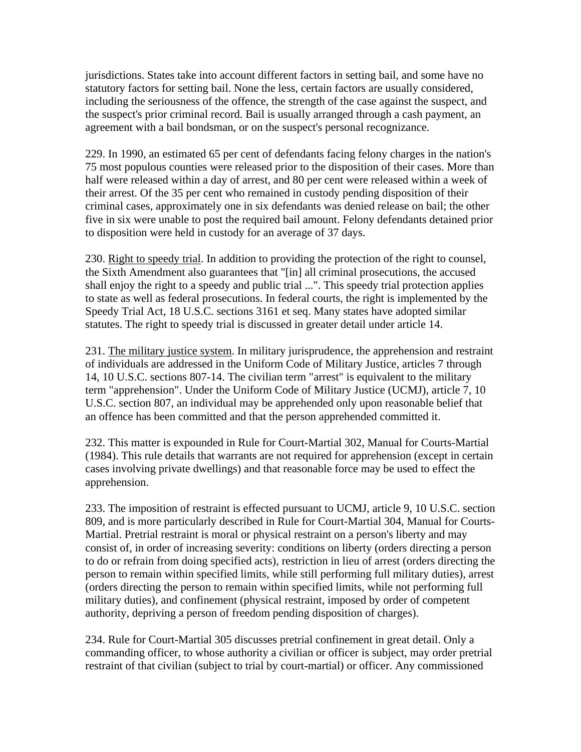jurisdictions. States take into account different factors in setting bail, and some have no statutory factors for setting bail. None the less, certain factors are usually considered, including the seriousness of the offence, the strength of the case against the suspect, and the suspect's prior criminal record. Bail is usually arranged through a cash payment, an agreement with a bail bondsman, or on the suspect's personal recognizance.

229. In 1990, an estimated 65 per cent of defendants facing felony charges in the nation's 75 most populous counties were released prior to the disposition of their cases. More than half were released within a day of arrest, and 80 per cent were released within a week of their arrest. Of the 35 per cent who remained in custody pending disposition of their criminal cases, approximately one in six defendants was denied release on bail; the other five in six were unable to post the required bail amount. Felony defendants detained prior to disposition were held in custody for an average of 37 days.

230. Right to speedy trial. In addition to providing the protection of the right to counsel, the Sixth Amendment also guarantees that "[in] all criminal prosecutions, the accused shall enjoy the right to a speedy and public trial ...". This speedy trial protection applies to state as well as federal prosecutions. In federal courts, the right is implemented by the Speedy Trial Act, 18 U.S.C. sections 3161 et seq. Many states have adopted similar statutes. The right to speedy trial is discussed in greater detail under article 14.

231. The military justice system. In military jurisprudence, the apprehension and restraint of individuals are addressed in the Uniform Code of Military Justice, articles 7 through 14, 10 U.S.C. sections 807-14. The civilian term "arrest" is equivalent to the military term "apprehension". Under the Uniform Code of Military Justice (UCMJ), article 7, 10 U.S.C. section 807, an individual may be apprehended only upon reasonable belief that an offence has been committed and that the person apprehended committed it.

232. This matter is expounded in Rule for Court-Martial 302, Manual for Courts-Martial (1984). This rule details that warrants are not required for apprehension (except in certain cases involving private dwellings) and that reasonable force may be used to effect the apprehension.

233. The imposition of restraint is effected pursuant to UCMJ, article 9, 10 U.S.C. section 809, and is more particularly described in Rule for Court-Martial 304, Manual for Courts-Martial. Pretrial restraint is moral or physical restraint on a person's liberty and may consist of, in order of increasing severity: conditions on liberty (orders directing a person to do or refrain from doing specified acts), restriction in lieu of arrest (orders directing the person to remain within specified limits, while still performing full military duties), arrest (orders directing the person to remain within specified limits, while not performing full military duties), and confinement (physical restraint, imposed by order of competent authority, depriving a person of freedom pending disposition of charges).

234. Rule for Court-Martial 305 discusses pretrial confinement in great detail. Only a commanding officer, to whose authority a civilian or officer is subject, may order pretrial restraint of that civilian (subject to trial by court-martial) or officer. Any commissioned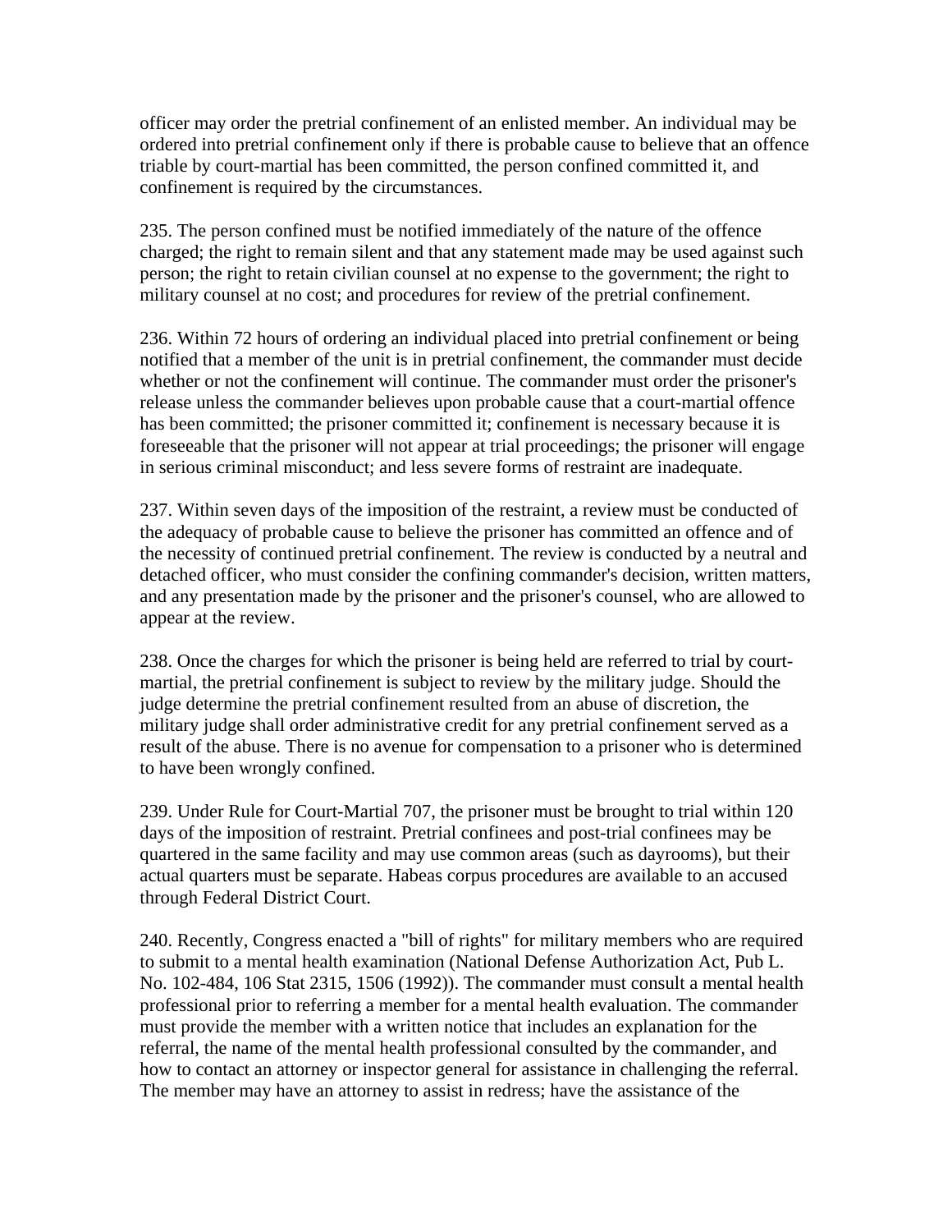officer may order the pretrial confinement of an enlisted member. An individual may be ordered into pretrial confinement only if there is probable cause to believe that an offence triable by court-martial has been committed, the person confined committed it, and confinement is required by the circumstances.

235. The person confined must be notified immediately of the nature of the offence charged; the right to remain silent and that any statement made may be used against such person; the right to retain civilian counsel at no expense to the government; the right to military counsel at no cost; and procedures for review of the pretrial confinement.

236. Within 72 hours of ordering an individual placed into pretrial confinement or being notified that a member of the unit is in pretrial confinement, the commander must decide whether or not the confinement will continue. The commander must order the prisoner's release unless the commander believes upon probable cause that a court-martial offence has been committed; the prisoner committed it; confinement is necessary because it is foreseeable that the prisoner will not appear at trial proceedings; the prisoner will engage in serious criminal misconduct; and less severe forms of restraint are inadequate.

237. Within seven days of the imposition of the restraint, a review must be conducted of the adequacy of probable cause to believe the prisoner has committed an offence and of the necessity of continued pretrial confinement. The review is conducted by a neutral and detached officer, who must consider the confining commander's decision, written matters, and any presentation made by the prisoner and the prisoner's counsel, who are allowed to appear at the review.

238. Once the charges for which the prisoner is being held are referred to trial by court-martial, the pretrial confinement is subject to review by the military judge. Should the judge determine the pretrial confinement resulted from an abuse of discretion, the military judge shall order administrative credit for any pretrial confinement served as a result of the abuse. There is no avenue for compensation to a prisoner who is determined to have been wrongly confined.

239. Under Rule for Court-Martial 707, the prisoner must be brought to trial within 120 days of the imposition of restraint. Pretrial confinees and post-trial confinees may be quartered in the same facility and may use common areas (such as dayrooms), but their actual quarters must be separate. Habeas corpus procedures are available to an accused through Federal District Court.

240. Recently, Congress enacted a "bill of rights" for military members who are required to submit to a mental health examination (National Defense Authorization Act, Pub L. No. 102-484, 106 Stat 2315, 1506 (1992)). The commander must consult a mental health professional prior to referring a member for a mental health evaluation. The commander must provide the member with a written notice that includes an explanation for the referral, the name of the mental health professional consulted by the commander, and how to contact an attorney or inspector general for assistance in challenging the referral. The member may have an attorney to assist in redress; have the assistance of the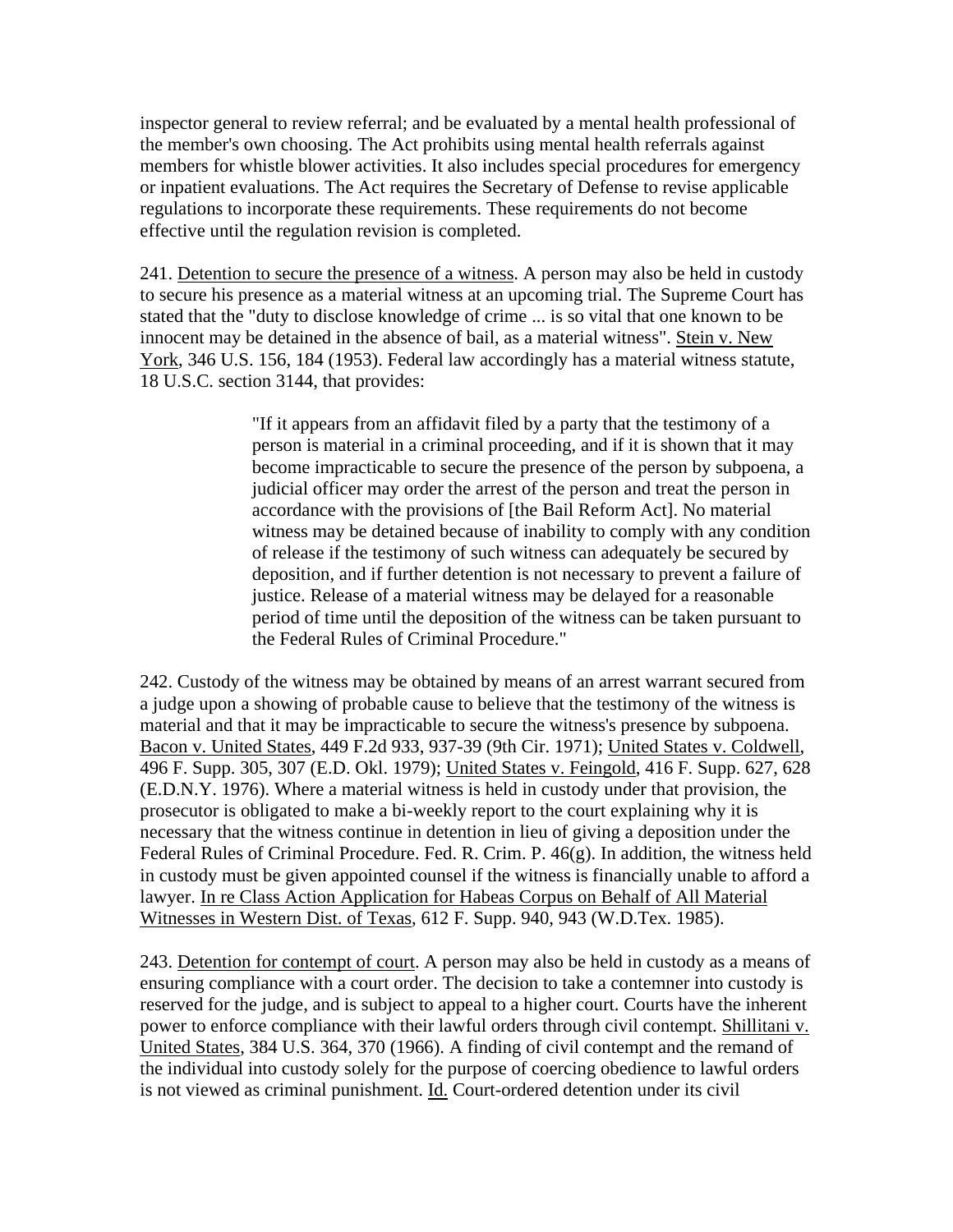inspector general to review referral; and be evaluated by a mental health professional of the member's own choosing. The Act prohibits using mental health referrals against members for whistle blower activities. It also includes special procedures for emergency or inpatient evaluations. The Act requires the Secretary of Defense to revise applicable regulations to incorporate these requirements. These requirements do not become effective until the regulation revision is completed.

241. Detention to secure the presence of a witness. A person may also be held in custody to secure his presence as a material witness at an upcoming trial. The Supreme Court has stated that the "duty to disclose knowledge of crime ... is so vital that one known to be innocent may be detained in the absence of bail, as a material witness". Stein v. New York, 346 U.S. 156, 184 (1953). Federal law accordingly has a material witness statute, 18 U.S.C. section 3144, that provides:

> "If it appears from an affidavit filed by a party that the testimony of a person is material in a criminal proceeding, and if it is shown that it may become impracticable to secure the presence of the person by subpoena, a judicial officer may order the arrest of the person and treat the person in accordance with the provisions of [the Bail Reform Act]. No material witness may be detained because of inability to comply with any condition of release if the testimony of such witness can adequately be secured by deposition, and if further detention is not necessary to prevent a failure of justice. Release of a material witness may be delayed for a reasonable period of time until the deposition of the witness can be taken pursuant to the Federal Rules of Criminal Procedure."

242. Custody of the witness may be obtained by means of an arrest warrant secured from a judge upon a showing of probable cause to believe that the testimony of the witness is material and that it may be impracticable to secure the witness's presence by subpoena. Bacon v. United States, 449 F.2d 933, 937-39 (9th Cir. 1971); United States v. Coldwell, 496 F. Supp. 305, 307 (E.D. Okl. 1979); United States v. Feingold, 416 F. Supp. 627, 628 (E.D.N.Y. 1976). Where a material witness is held in custody under that provision, the prosecutor is obligated to make a bi-weekly report to the court explaining why it is necessary that the witness continue in detention in lieu of giving a deposition under the Federal Rules of Criminal Procedure. Fed. R. Crim. P. 46(g). In addition, the witness held in custody must be given appointed counsel if the witness is financially unable to afford a lawyer. In re Class Action Application for Habeas Corpus on Behalf of All Material Witnesses in Western Dist. of Texas, 612 F. Supp. 940, 943 (W.D.Tex. 1985).

243. Detention for contempt of court. A person may also be held in custody as a means of ensuring compliance with a court order. The decision to take a contemner into custody is reserved for the judge, and is subject to appeal to a higher court. Courts have the inherent power to enforce compliance with their lawful orders through civil contempt. Shillitani v. United States, 384 U.S. 364, 370 (1966). A finding of civil contempt and the remand of the individual into custody solely for the purpose of coercing obedience to lawful orders is not viewed as criminal punishment. Id. Court-ordered detention under its civil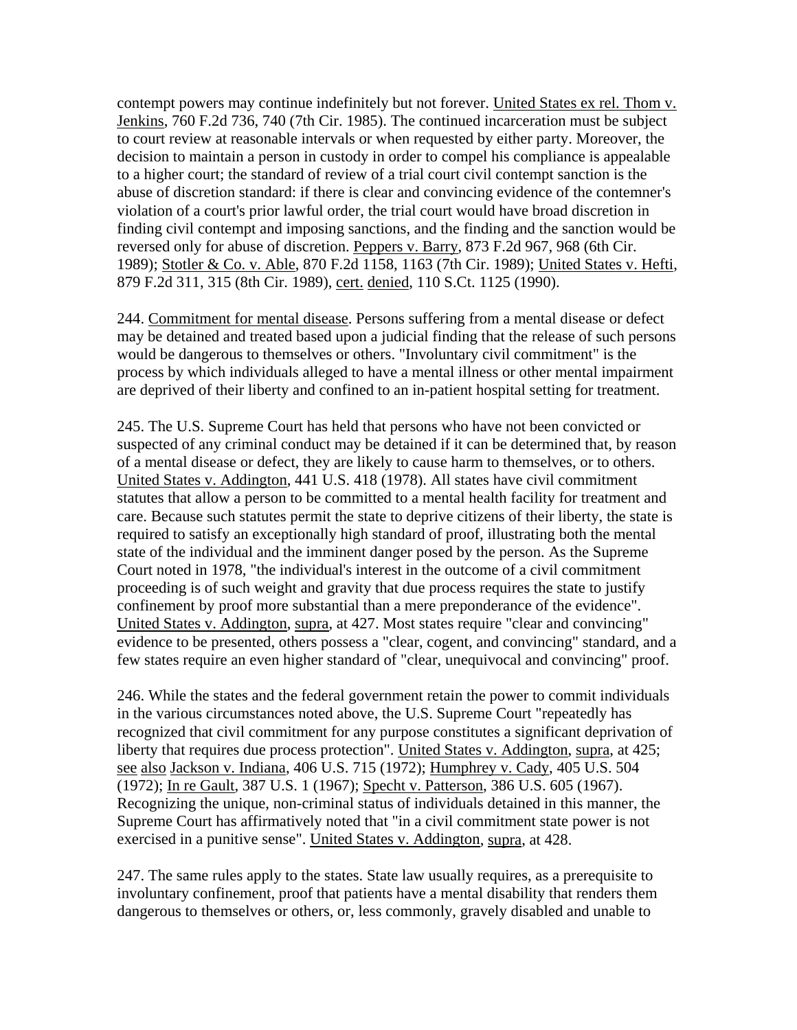contempt powers may continue indefinitely but not forever. United States ex rel. Thom v. Jenkins, 760 F.2d 736, 740 (7th Cir. 1985). The continued incarceration must be subject to court review at reasonable intervals or when requested by either party. Moreover, the decision to maintain a person in custody in order to compel his compliance is appealable to a higher court; the standard of review of a trial court civil contempt sanction is the abuse of discretion standard: if there is clear and convincing evidence of the contemner's violation of a court's prior lawful order, the trial court would have broad discretion in finding civil contempt and imposing sanctions, and the finding and the sanction would be reversed only for abuse of discretion. Peppers v. Barry, 873 F.2d 967, 968 (6th Cir. 1989); Stotler & Co. v. Able, 870 F.2d 1158, 1163 (7th Cir. 1989); United States v. Hefti, 879 F.2d 311, 315 (8th Cir. 1989), cert. denied, 110 S.Ct. 1125 (1990).

244. Commitment for mental disease. Persons suffering from a mental disease or defect may be detained and treated based upon a judicial finding that the release of such persons would be dangerous to themselves or others. "Involuntary civil commitment" is the process by which individuals alleged to have a mental illness or other mental impairment are deprived of their liberty and confined to an in-patient hospital setting for treatment.

245. The U.S. Supreme Court has held that persons who have not been convicted or suspected of any criminal conduct may be detained if it can be determined that, by reason of a mental disease or defect, they are likely to cause harm to themselves, or to others. United States v. Addington, 441 U.S. 418 (1978). All states have civil commitment statutes that allow a person to be committed to a mental health facility for treatment and care. Because such statutes permit the state to deprive citizens of their liberty, the state is required to satisfy an exceptionally high standard of proof, illustrating both the mental state of the individual and the imminent danger posed by the person. As the Supreme Court noted in 1978, "the individual's interest in the outcome of a civil commitment proceeding is of such weight and gravity that due process requires the state to justify confinement by proof more substantial than a mere preponderance of the evidence". United States v. Addington, supra, at 427. Most states require "clear and convincing" evidence to be presented, others possess a "clear, cogent, and convincing" standard, and a few states require an even higher standard of "clear, unequivocal and convincing" proof.

246. While the states and the federal government retain the power to commit individuals in the various circumstances noted above, the U.S. Supreme Court "repeatedly has recognized that civil commitment for any purpose constitutes a significant deprivation of liberty that requires due process protection". United States v. Addington, supra, at 425; see also Jackson v. Indiana, 406 U.S. 715 (1972); Humphrey v. Cady, 405 U.S. 504 (1972); In re Gault, 387 U.S. 1 (1967); Specht v. Patterson, 386 U.S. 605 (1967). Recognizing the unique, non-criminal status of individuals detained in this manner, the Supreme Court has affirmatively noted that "in a civil commitment state power is not exercised in a punitive sense". United States v. Addington, supra, at 428.

247. The same rules apply to the states. State law usually requires, as a prerequisite to involuntary confinement, proof that patients have a mental disability that renders them dangerous to themselves or others, or, less commonly, gravely disabled and unable to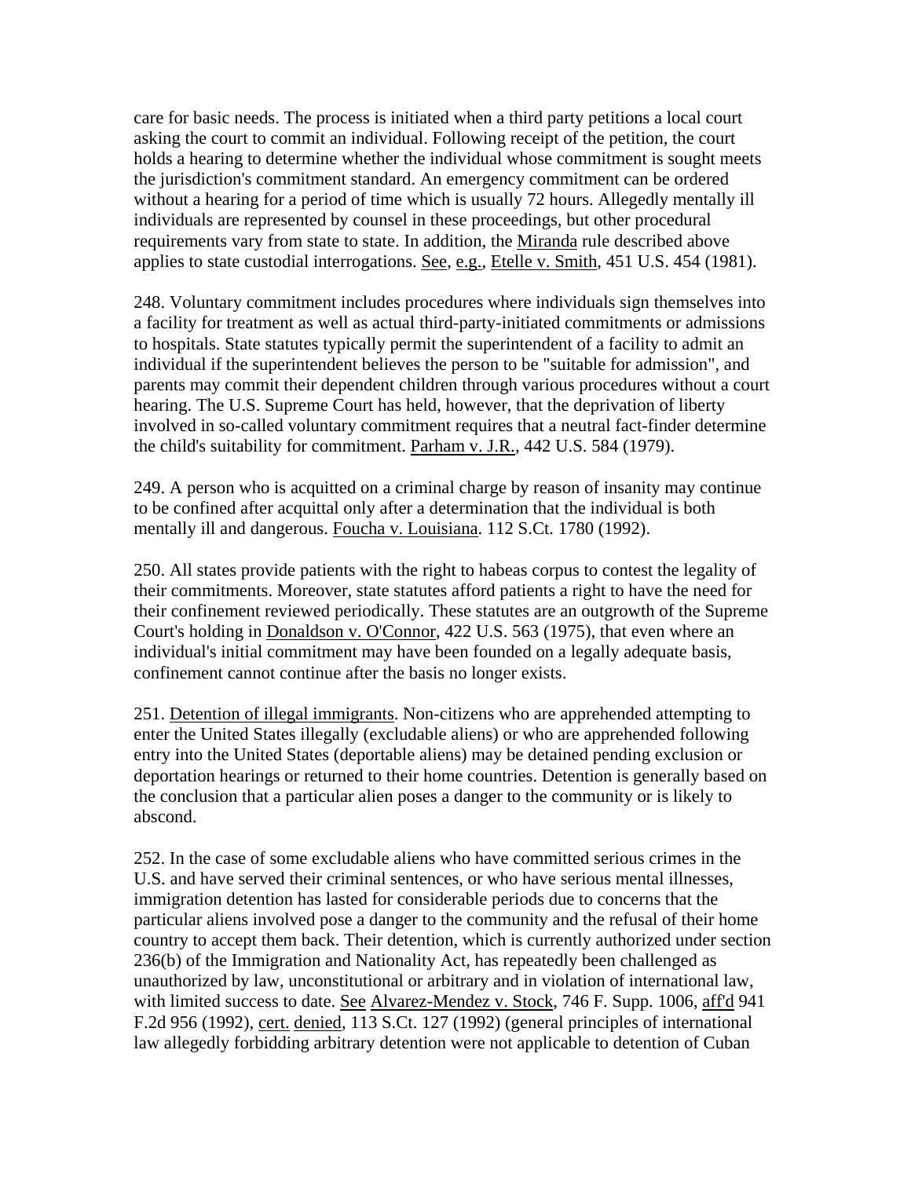care for basic needs. The process is initiated when a third party petitions a local court asking the court to commit an individual. Following receipt of the petition, the court holds a hearing to determine whether the individual whose commitment is sought meets the jurisdiction's commitment standard. An emergency commitment can be ordered without a hearing for a period of time which is usually 72 hours. Allegedly mentally ill individuals are represented by counsel in these proceedings, but other procedural requirements vary from state to state. In addition, the Miranda rule described above applies to state custodial interrogations. See, e.g., Etelle v. Smith, 451 U.S. 454 (1981).

248. Voluntary commitment includes procedures where individuals sign themselves into a facility for treatment as well as actual third-party-initiated commitments or admissions to hospitals. State statutes typically permit the superintendent of a facility to admit an individual if the superintendent believes the person to be "suitable for admission", and parents may commit their dependent children through various procedures without a court hearing. The U.S. Supreme Court has held, however, that the deprivation of liberty involved in so-called voluntary commitment requires that a neutral fact-finder determine the child's suitability for commitment. Parham v. J.R., 442 U.S. 584 (1979).

249. A person who is acquitted on a criminal charge by reason of insanity may continue to be confined after acquittal only after a determination that the individual is both mentally ill and dangerous. Foucha v. Louisiana. 112 S.Ct. 1780 (1992).

250. All states provide patients with the right to habeas corpus to contest the legality of their commitments. Moreover, state statutes afford patients a right to have the need for their confinement reviewed periodically. These statutes are an outgrowth of the Supreme Court's holding in Donaldson v. O'Connor, 422 U.S. 563 (1975), that even where an individual's initial commitment may have been founded on a legally adequate basis, confinement cannot continue after the basis no longer exists.

251. Detention of illegal immigrants. Non-citizens who are apprehended attempting to enter the United States illegally (excludable aliens) or who are apprehended following entry into the United States (deportable aliens) may be detained pending exclusion or deportation hearings or returned to their home countries. Detention is generally based on the conclusion that a particular alien poses a danger to the community or is likely to abscond.

252. In the case of some excludable aliens who have committed serious crimes in the U.S. and have served their criminal sentences, or who have serious mental illnesses, immigration detention has lasted for considerable periods due to concerns that the particular aliens involved pose a danger to the community and the refusal of their home country to accept them back. Their detention, which is currently authorized under section 236(b) of the Immigration and Nationality Act, has repeatedly been challenged as unauthorized by law, unconstitutional or arbitrary and in violation of international law, with limited success to date. See Alvarez-Mendez v. Stock, 746 F. Supp. 1006, aff'd 941 F.2d 956 (1992), cert. denied, 113 S.Ct. 127 (1992) (general principles of international law allegedly forbidding arbitrary detention were not applicable to detention of Cuban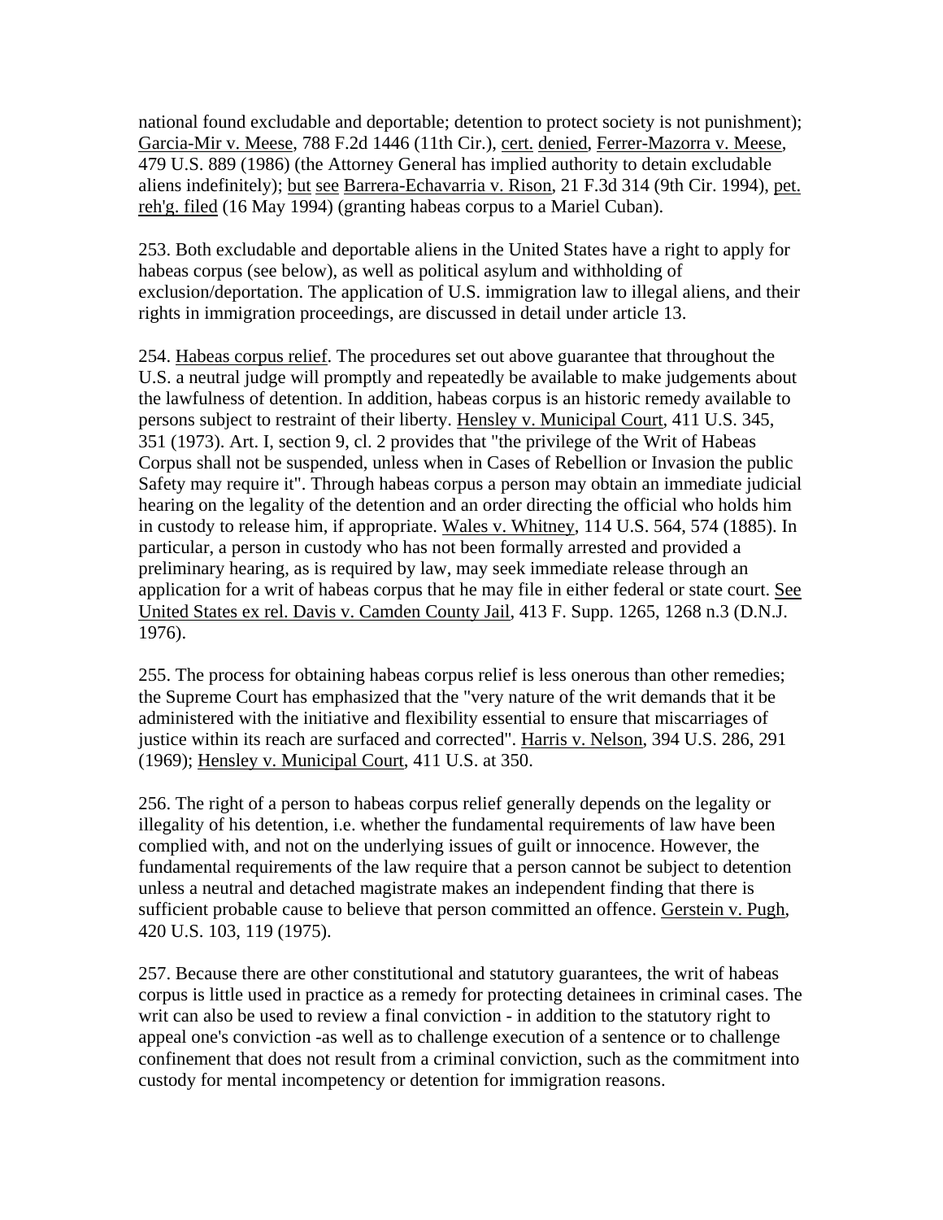national found excludable and deportable; detention to protect society is not punishment); Garcia-Mir v. Meese, 788 F.2d 1446 (11th Cir.), cert. denied, Ferrer-Mazorra v. Meese, 479 U.S. 889 (1986) (the Attorney General has implied authority to detain excludable aliens indefinitely); but see Barrera-Echavarria v. Rison, 21 F.3d 314 (9th Cir. 1994), pet. reh'g. filed (16 May 1994) (granting habeas corpus to a Mariel Cuban).

253. Both excludable and deportable aliens in the United States have a right to apply for habeas corpus (see below), as well as political asylum and withholding of exclusion/deportation. The application of U.S. immigration law to illegal aliens, and their rights in immigration proceedings, are discussed in detail under article 13.

254. Habeas corpus relief. The procedures set out above guarantee that throughout the U.S. a neutral judge will promptly and repeatedly be available to make judgements about the lawfulness of detention. In addition, habeas corpus is an historic remedy available to persons subject to restraint of their liberty. Hensley v. Municipal Court, 411 U.S. 345, 351 (1973). Art. I, section 9, cl. 2 provides that "the privilege of the Writ of Habeas Corpus shall not be suspended, unless when in Cases of Rebellion or Invasion the public Safety may require it". Through habeas corpus a person may obtain an immediate judicial hearing on the legality of the detention and an order directing the official who holds him in custody to release him, if appropriate. Wales v. Whitney, 114 U.S. 564, 574 (1885). In particular, a person in custody who has not been formally arrested and provided a preliminary hearing, as is required by law, may seek immediate release through an application for a writ of habeas corpus that he may file in either federal or state court. See United States ex rel. Davis v. Camden County Jail, 413 F. Supp. 1265, 1268 n.3 (D.N.J. 1976).

255. The process for obtaining habeas corpus relief is less onerous than other remedies; the Supreme Court has emphasized that the "very nature of the writ demands that it be administered with the initiative and flexibility essential to ensure that miscarriages of justice within its reach are surfaced and corrected". Harris v. Nelson, 394 U.S. 286, 291 (1969); Hensley v. Municipal Court, 411 U.S. at 350.

256. The right of a person to habeas corpus relief generally depends on the legality or illegality of his detention, i.e. whether the fundamental requirements of law have been complied with, and not on the underlying issues of guilt or innocence. However, the fundamental requirements of the law require that a person cannot be subject to detention unless a neutral and detached magistrate makes an independent finding that there is sufficient probable cause to believe that person committed an offence. Gerstein v. Pugh, 420 U.S. 103, 119 (1975).

257. Because there are other constitutional and statutory guarantees, the writ of habeas corpus is little used in practice as a remedy for protecting detainees in criminal cases. The writ can also be used to review a final conviction - in addition to the statutory right to appeal one's conviction -as well as to challenge execution of a sentence or to challenge confinement that does not result from a criminal conviction, such as the commitment into custody for mental incompetency or detention for immigration reasons.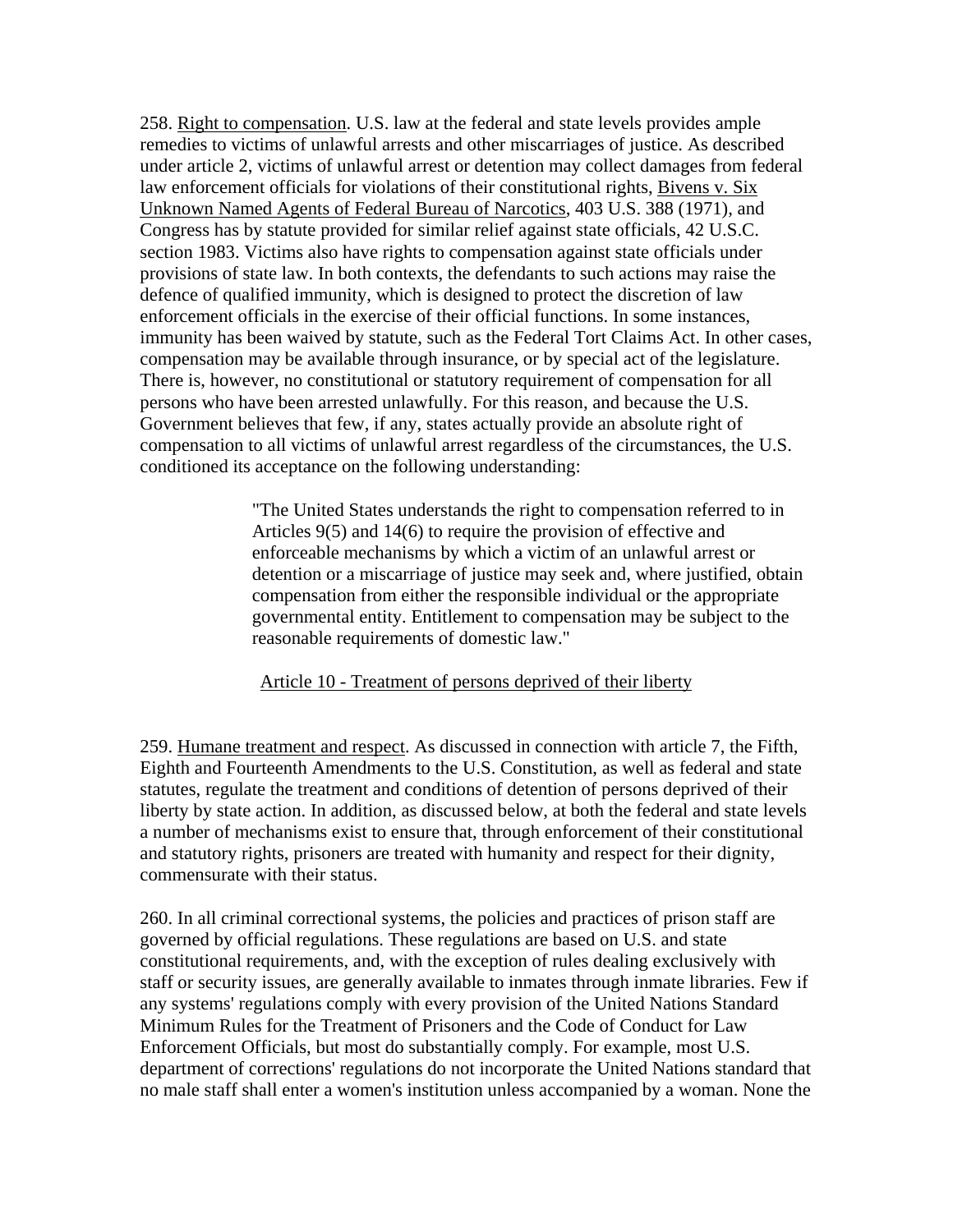258. Right to compensation. U.S. law at the federal and state levels provides ample remedies to victims of unlawful arrests and other miscarriages of justice. As described under article 2, victims of unlawful arrest or detention may collect damages from federal law enforcement officials for violations of their constitutional rights, Bivens v. Six Unknown Named Agents of Federal Bureau of Narcotics, 403 U.S. 388 (1971), and Congress has by statute provided for similar relief against state officials, 42 U.S.C. section 1983. Victims also have rights to compensation against state officials under provisions of state law. In both contexts, the defendants to such actions may raise the defence of qualified immunity, which is designed to protect the discretion of law enforcement officials in the exercise of their official functions. In some instances, immunity has been waived by statute, such as the Federal Tort Claims Act. In other cases, compensation may be available through insurance, or by special act of the legislature. There is, however, no constitutional or statutory requirement of compensation for all persons who have been arrested unlawfully. For this reason, and because the U.S. Government believes that few, if any, states actually provide an absolute right of compensation to all victims of unlawful arrest regardless of the circumstances, the U.S. conditioned its acceptance on the following understanding:

> "The United States understands the right to compensation referred to in Articles 9(5) and 14(6) to require the provision of effective and enforceable mechanisms by which a victim of an unlawful arrest or detention or a miscarriage of justice may seek and, where justified, obtain compensation from either the responsible individual or the appropriate governmental entity. Entitlement to compensation may be subject to the reasonable requirements of domestic law."

## Article 10 - Treatment of persons deprived of their liberty

259. Humane treatment and respect. As discussed in connection with article 7, the Fifth, Eighth and Fourteenth Amendments to the U.S. Constitution, as well as federal and state statutes, regulate the treatment and conditions of detention of persons deprived of their liberty by state action. In addition, as discussed below, at both the federal and state levels a number of mechanisms exist to ensure that, through enforcement of their constitutional and statutory rights, prisoners are treated with humanity and respect for their dignity, commensurate with their status.

260. In all criminal correctional systems, the policies and practices of prison staff are governed by official regulations. These regulations are based on U.S. and state constitutional requirements, and, with the exception of rules dealing exclusively with staff or security issues, are generally available to inmates through inmate libraries. Few if any systems' regulations comply with every provision of the United Nations Standard Minimum Rules for the Treatment of Prisoners and the Code of Conduct for Law Enforcement Officials, but most do substantially comply. For example, most U.S. department of corrections' regulations do not incorporate the United Nations standard that no male staff shall enter a women's institution unless accompanied by a woman. None the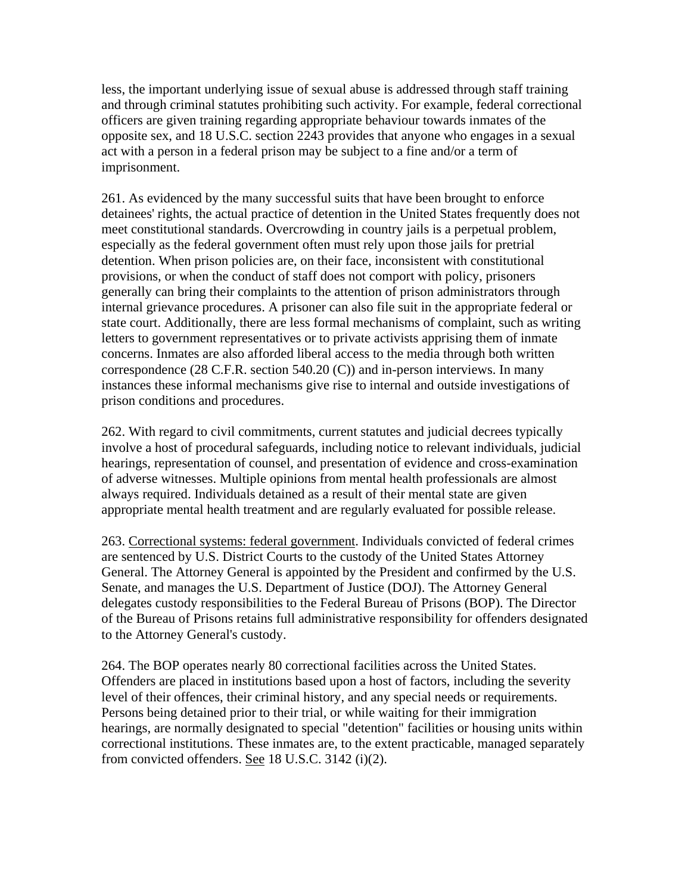less, the important underlying issue of sexual abuse is addressed through staff training and through criminal statutes prohibiting such activity. For example, federal correctional officers are given training regarding appropriate behaviour towards inmates of the opposite sex, and 18 U.S.C. section 2243 provides that anyone who engages in a sexual act with a person in a federal prison may be subject to a fine and/or a term of imprisonment.

261. As evidenced by the many successful suits that have been brought to enforce detainees' rights, the actual practice of detention in the United States frequently does not meet constitutional standards. Overcrowding in country jails is a perpetual problem, especially as the federal government often must rely upon those jails for pretrial detention. When prison policies are, on their face, inconsistent with constitutional provisions, or when the conduct of staff does not comport with policy, prisoners generally can bring their complaints to the attention of prison administrators through internal grievance procedures. A prisoner can also file suit in the appropriate federal or state court. Additionally, there are less formal mechanisms of complaint, such as writing letters to government representatives or to private activists apprising them of inmate concerns. Inmates are also afforded liberal access to the media through both written correspondence (28 C.F.R. section 540.20 (C)) and in-person interviews. In many instances these informal mechanisms give rise to internal and outside investigations of prison conditions and procedures.

262. With regard to civil commitments, current statutes and judicial decrees typically involve a host of procedural safeguards, including notice to relevant individuals, judicial hearings, representation of counsel, and presentation of evidence and cross-examination of adverse witnesses. Multiple opinions from mental health professionals are almost always required. Individuals detained as a result of their mental state are given appropriate mental health treatment and are regularly evaluated for possible release.

263. Correctional systems: federal government. Individuals convicted of federal crimes are sentenced by U.S. District Courts to the custody of the United States Attorney General. The Attorney General is appointed by the President and confirmed by the U.S. Senate, and manages the U.S. Department of Justice (DOJ). The Attorney General delegates custody responsibilities to the Federal Bureau of Prisons (BOP). The Director of the Bureau of Prisons retains full administrative responsibility for offenders designated to the Attorney General's custody.

264. The BOP operates nearly 80 correctional facilities across the United States. Offenders are placed in institutions based upon a host of factors, including the severity level of their offences, their criminal history, and any special needs or requirements. Persons being detained prior to their trial, or while waiting for their immigration hearings, are normally designated to special "detention" facilities or housing units within correctional institutions. These inmates are, to the extent practicable, managed separately from convicted offenders. See 18 U.S.C. 3142 (i)(2).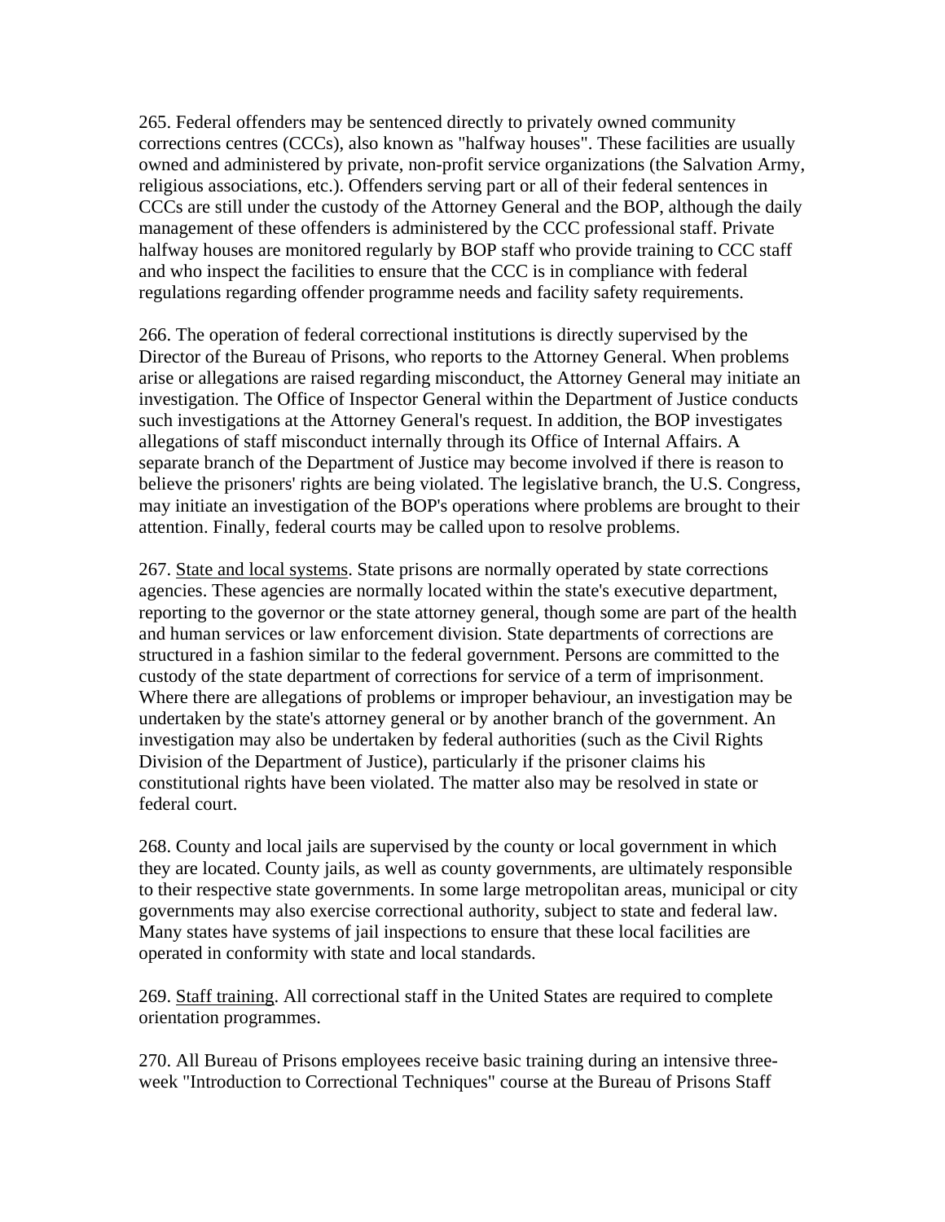265. Federal offenders may be sentenced directly to privately owned community corrections centres (CCCs), also known as "halfway houses". These facilities are usually owned and administered by private, non-profit service organizations (the Salvation Army, religious associations, etc.). Offenders serving part or all of their federal sentences in CCCs are still under the custody of the Attorney General and the BOP, although the daily management of these offenders is administered by the CCC professional staff. Private halfway houses are monitored regularly by BOP staff who provide training to CCC staff and who inspect the facilities to ensure that the CCC is in compliance with federal regulations regarding offender programme needs and facility safety requirements.

266. The operation of federal correctional institutions is directly supervised by the Director of the Bureau of Prisons, who reports to the Attorney General. When problems arise or allegations are raised regarding misconduct, the Attorney General may initiate an investigation. The Office of Inspector General within the Department of Justice conducts such investigations at the Attorney General's request. In addition, the BOP investigates allegations of staff misconduct internally through its Office of Internal Affairs. A separate branch of the Department of Justice may become involved if there is reason to believe the prisoners' rights are being violated. The legislative branch, the U.S. Congress, may initiate an investigation of the BOP's operations where problems are brought to their attention. Finally, federal courts may be called upon to resolve problems.

267. State and local systems. State prisons are normally operated by state corrections agencies. These agencies are normally located within the state's executive department, reporting to the governor or the state attorney general, though some are part of the health and human services or law enforcement division. State departments of corrections are structured in a fashion similar to the federal government. Persons are committed to the custody of the state department of corrections for service of a term of imprisonment. Where there are allegations of problems or improper behaviour, an investigation may be undertaken by the state's attorney general or by another branch of the government. An investigation may also be undertaken by federal authorities (such as the Civil Rights Division of the Department of Justice), particularly if the prisoner claims his constitutional rights have been violated. The matter also may be resolved in state or federal court.

268. County and local jails are supervised by the county or local government in which they are located. County jails, as well as county governments, are ultimately responsible to their respective state governments. In some large metropolitan areas, municipal or city governments may also exercise correctional authority, subject to state and federal law. Many states have systems of jail inspections to ensure that these local facilities are operated in conformity with state and local standards.

269. Staff training. All correctional staff in the United States are required to complete orientation programmes.

270. All Bureau of Prisons employees receive basic training during an intensive three-week "Introduction to Correctional Techniques" course at the Bureau of Prisons Staff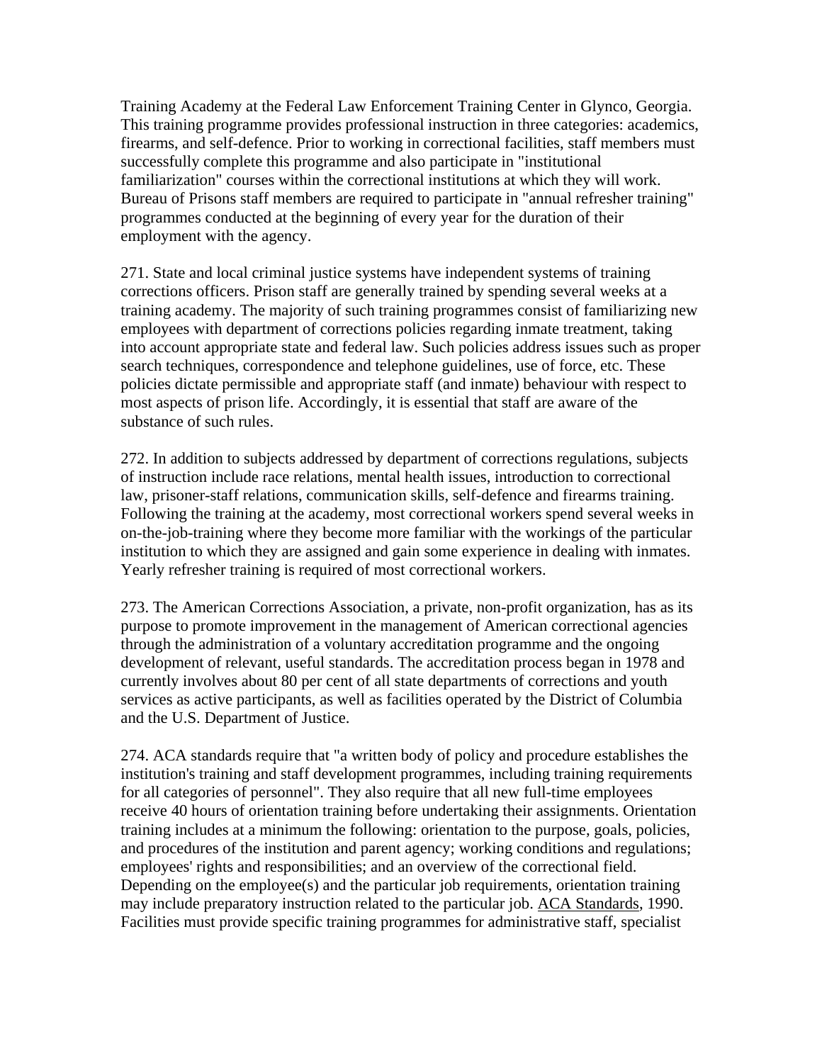Training Academy at the Federal Law Enforcement Training Center in Glynco, Georgia. This training programme provides professional instruction in three categories: academics, firearms, and self-defence. Prior to working in correctional facilities, staff members must successfully complete this programme and also participate in "institutional familiarization" courses within the correctional institutions at which they will work. Bureau of Prisons staff members are required to participate in "annual refresher training" programmes conducted at the beginning of every year for the duration of their employment with the agency.

271. State and local criminal justice systems have independent systems of training corrections officers. Prison staff are generally trained by spending several weeks at a training academy. The majority of such training programmes consist of familiarizing new employees with department of corrections policies regarding inmate treatment, taking into account appropriate state and federal law. Such policies address issues such as proper search techniques, correspondence and telephone guidelines, use of force, etc. These policies dictate permissible and appropriate staff (and inmate) behaviour with respect to most aspects of prison life. Accordingly, it is essential that staff are aware of the substance of such rules.

272. In addition to subjects addressed by department of corrections regulations, subjects of instruction include race relations, mental health issues, introduction to correctional law, prisoner-staff relations, communication skills, self-defence and firearms training. Following the training at the academy, most correctional workers spend several weeks in on-the-job-training where they become more familiar with the workings of the particular institution to which they are assigned and gain some experience in dealing with inmates. Yearly refresher training is required of most correctional workers.

273. The American Corrections Association, a private, non-profit organization, has as its purpose to promote improvement in the management of American correctional agencies through the administration of a voluntary accreditation programme and the ongoing development of relevant, useful standards. The accreditation process began in 1978 and currently involves about 80 per cent of all state departments of corrections and youth services as active participants, as well as facilities operated by the District of Columbia and the U.S. Department of Justice.

274. ACA standards require that "a written body of policy and procedure establishes the institution's training and staff development programmes, including training requirements for all categories of personnel". They also require that all new full-time employees receive 40 hours of orientation training before undertaking their assignments. Orientation training includes at a minimum the following: orientation to the purpose, goals, policies, and procedures of the institution and parent agency; working conditions and regulations; employees' rights and responsibilities; and an overview of the correctional field. Depending on the employee(s) and the particular job requirements, orientation training may include preparatory instruction related to the particular job. ACA Standards, 1990. Facilities must provide specific training programmes for administrative staff, specialist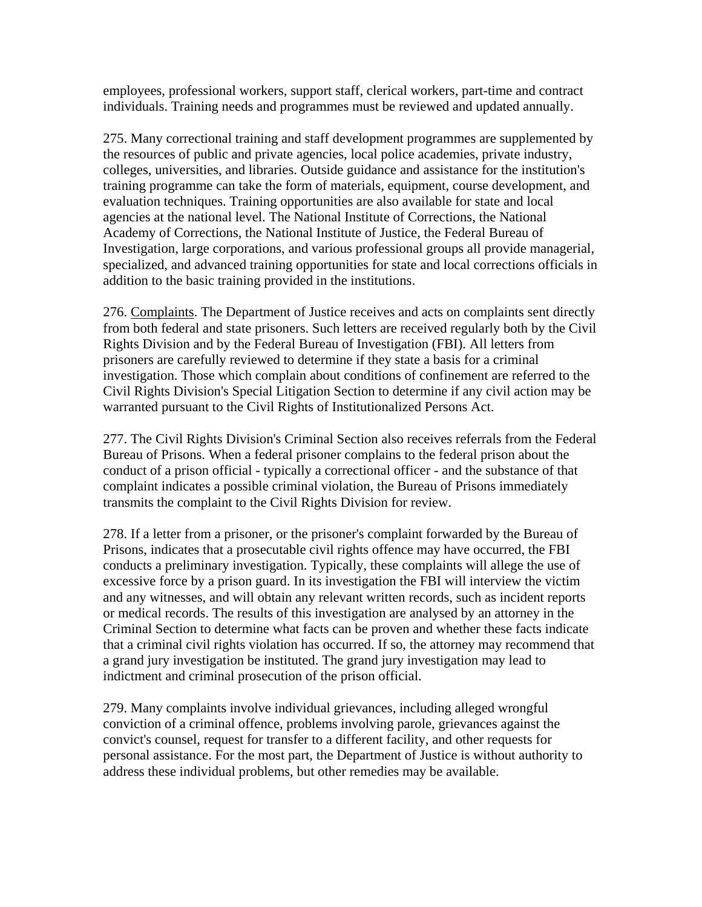employees, professional workers, support staff, clerical workers, part-time and contract individuals. Training needs and programmes must be reviewed and updated annually.

275. Many correctional training and staff development programmes are supplemented by the resources of public and private agencies, local police academies, private industry, colleges, universities, and libraries. Outside guidance and assistance for the institution's training programme can take the form of materials, equipment, course development, and evaluation techniques. Training opportunities are also available for state and local agencies at the national level. The National Institute of Corrections, the National Academy of Corrections, the National Institute of Justice, the Federal Bureau of Investigation, large corporations, and various professional groups all provide managerial, specialized, and advanced training opportunities for state and local corrections officials in addition to the basic training provided in the institutions.

276. Complaints. The Department of Justice receives and acts on complaints sent directly from both federal and state prisoners. Such letters are received regularly both by the Civil Rights Division and by the Federal Bureau of Investigation (FBI). All letters from prisoners are carefully reviewed to determine if they state a basis for a criminal investigation. Those which complain about conditions of confinement are referred to the Civil Rights Division's Special Litigation Section to determine if any civil action may be warranted pursuant to the Civil Rights of Institutionalized Persons Act.

277. The Civil Rights Division's Criminal Section also receives referrals from the Federal Bureau of Prisons. When a federal prisoner complains to the federal prison about the conduct of a prison official - typically a correctional officer - and the substance of that complaint indicates a possible criminal violation, the Bureau of Prisons immediately transmits the complaint to the Civil Rights Division for review.

278. If a letter from a prisoner, or the prisoner's complaint forwarded by the Bureau of Prisons, indicates that a prosecutable civil rights offence may have occurred, the FBI conducts a preliminary investigation. Typically, these complaints will allege the use of excessive force by a prison guard. In its investigation the FBI will interview the victim and any witnesses, and will obtain any relevant written records, such as incident reports or medical records. The results of this investigation are analysed by an attorney in the Criminal Section to determine what facts can be proven and whether these facts indicate that a criminal civil rights violation has occurred. If so, the attorney may recommend that a grand jury investigation be instituted. The grand jury investigation may lead to indictment and criminal prosecution of the prison official.

279. Many complaints involve individual grievances, including alleged wrongful conviction of a criminal offence, problems involving parole, grievances against the convict's counsel, request for transfer to a different facility, and other requests for personal assistance. For the most part, the Department of Justice is without authority to address these individual problems, but other remedies may be available.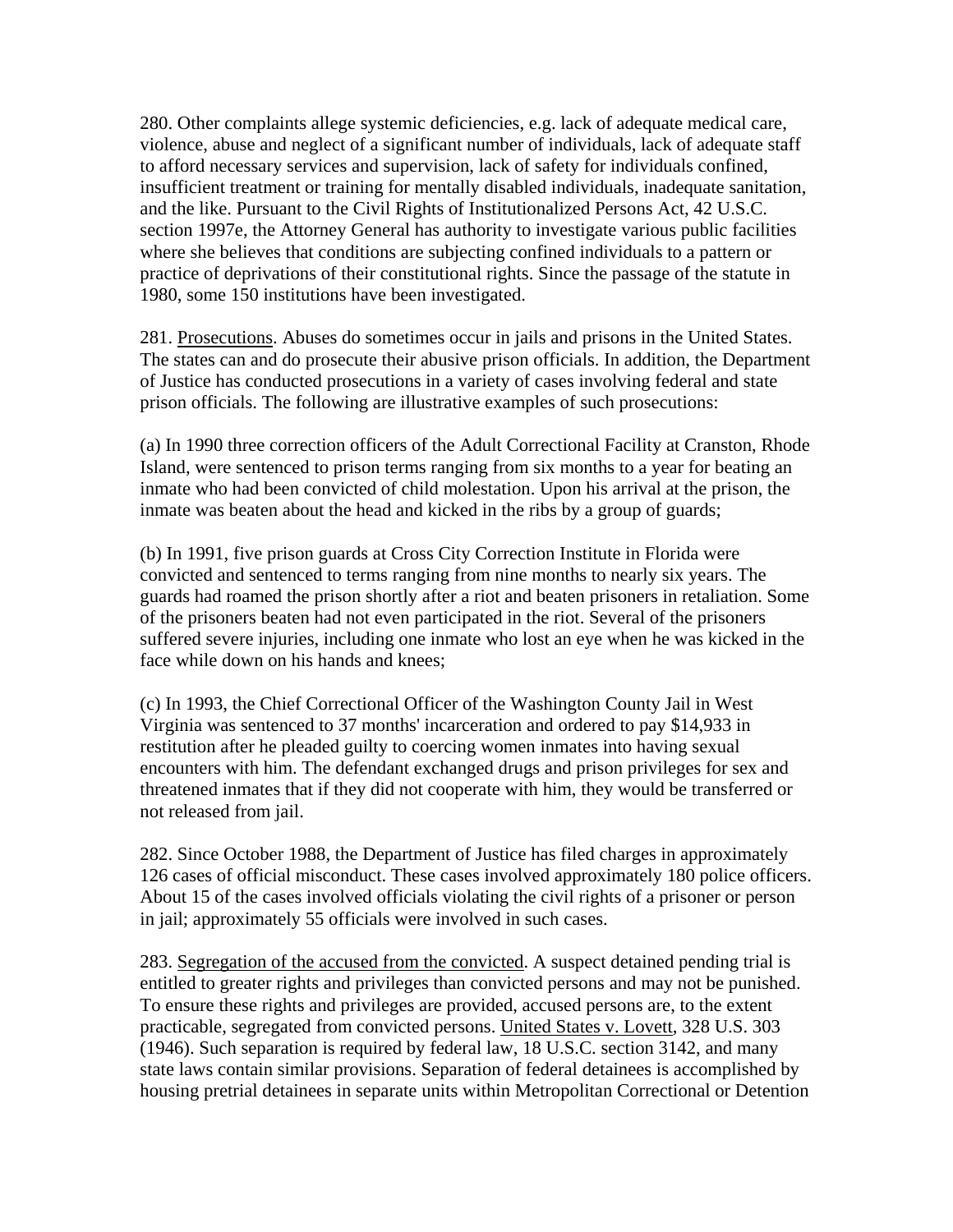280. Other complaints allege systemic deficiencies, e.g. lack of adequate medical care, violence, abuse and neglect of a significant number of individuals, lack of adequate staff to afford necessary services and supervision, lack of safety for individuals confined, insufficient treatment or training for mentally disabled individuals, inadequate sanitation, and the like. Pursuant to the Civil Rights of Institutionalized Persons Act, 42 U.S.C. section 1997e, the Attorney General has authority to investigate various public facilities where she believes that conditions are subjecting confined individuals to a pattern or practice of deprivations of their constitutional rights. Since the passage of the statute in 1980, some 150 institutions have been investigated.

281. Prosecutions. Abuses do sometimes occur in jails and prisons in the United States. The states can and do prosecute their abusive prison officials. In addition, the Department of Justice has conducted prosecutions in a variety of cases involving federal and state prison officials. The following are illustrative examples of such prosecutions:

(a) In 1990 three correction officers of the Adult Correctional Facility at Cranston, Rhode Island, were sentenced to prison terms ranging from six months to a year for beating an inmate who had been convicted of child molestation. Upon his arrival at the prison, the inmate was beaten about the head and kicked in the ribs by a group of guards;

(b) In 1991, five prison guards at Cross City Correction Institute in Florida were convicted and sentenced to terms ranging from nine months to nearly six years. The guards had roamed the prison shortly after a riot and beaten prisoners in retaliation. Some of the prisoners beaten had not even participated in the riot. Several of the prisoners suffered severe injuries, including one inmate who lost an eye when he was kicked in the face while down on his hands and knees;

(c) In 1993, the Chief Correctional Officer of the Washington County Jail in West Virginia was sentenced to 37 months' incarceration and ordered to pay $14,933 in restitution after he pleaded guilty to coercing women inmates into having sexual encounters with him. The defendant exchanged drugs and prison privileges for sex and threatened inmates that if they did not cooperate with him, they would be transferred or not released from jail.

282. Since October 1988, the Department of Justice has filed charges in approximately 126 cases of official misconduct. These cases involved approximately 180 police officers. About 15 of the cases involved officials violating the civil rights of a prisoner or person in jail; approximately 55 officials were involved in such cases.

283. Segregation of the accused from the convicted. A suspect detained pending trial is entitled to greater rights and privileges than convicted persons and may not be punished. To ensure these rights and privileges are provided, accused persons are, to the extent practicable, segregated from convicted persons. United States v. Lovett, 328 U.S. 303 (1946). Such separation is required by federal law, 18 U.S.C. section 3142, and many state laws contain similar provisions. Separation of federal detainees is accomplished by housing pretrial detainees in separate units within Metropolitan Correctional or Detention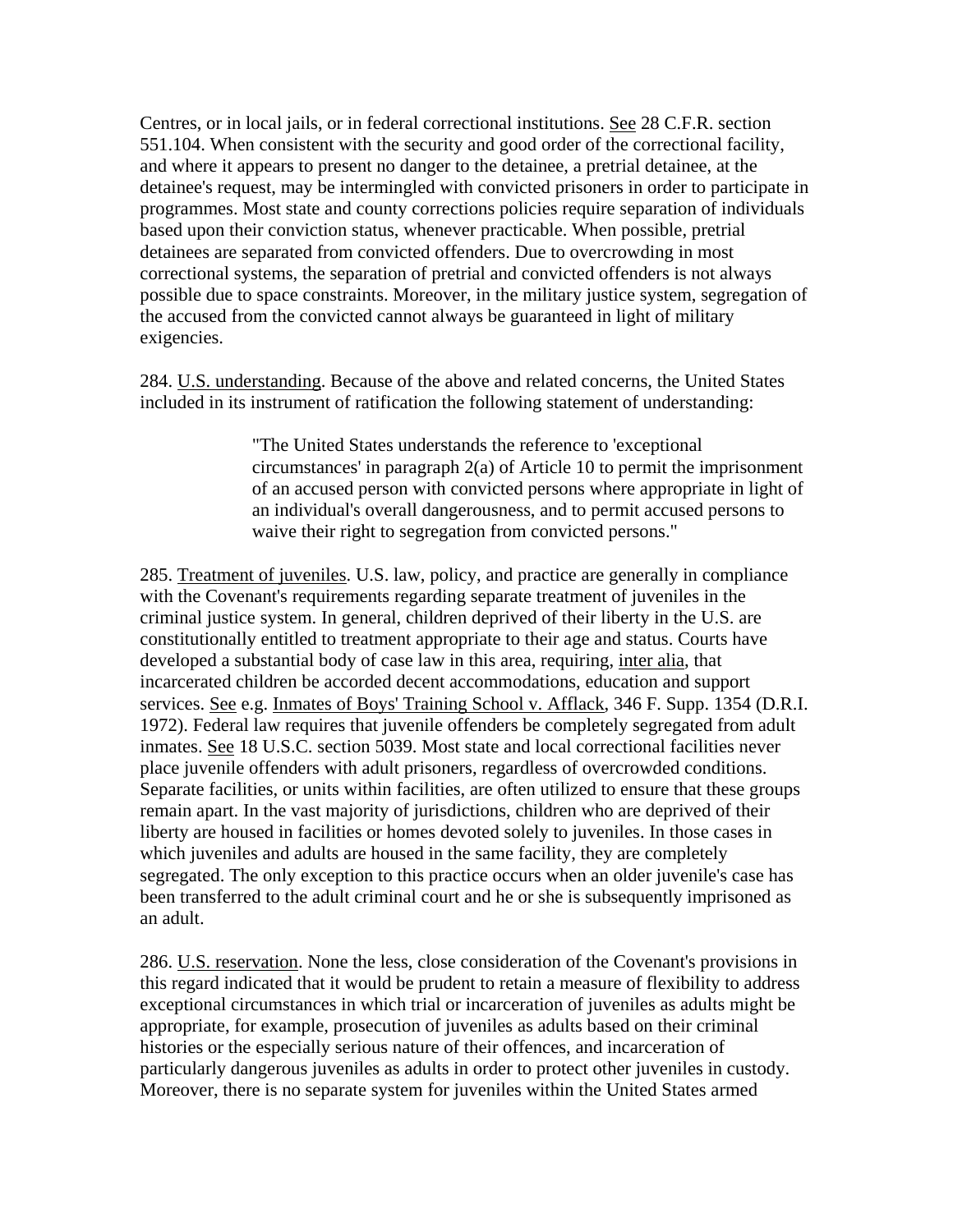Centres, or in local jails, or in federal correctional institutions. See 28 C.F.R. section 551.104. When consistent with the security and good order of the correctional facility, and where it appears to present no danger to the detainee, a pretrial detainee, at the detainee's request, may be intermingled with convicted prisoners in order to participate in programmes. Most state and county corrections policies require separation of individuals based upon their conviction status, whenever practicable. When possible, pretrial detainees are separated from convicted offenders. Due to overcrowding in most correctional systems, the separation of pretrial and convicted offenders is not always possible due to space constraints. Moreover, in the military justice system, segregation of the accused from the convicted cannot always be guaranteed in light of military exigencies.

284. U.S. understanding. Because of the above and related concerns, the United States included in its instrument of ratification the following statement of understanding:

> "The United States understands the reference to 'exceptional circumstances' in paragraph 2(a) of Article 10 to permit the imprisonment of an accused person with convicted persons where appropriate in light of an individual's overall dangerousness, and to permit accused persons to waive their right to segregation from convicted persons."

285. Treatment of juveniles. U.S. law, policy, and practice are generally in compliance with the Covenant's requirements regarding separate treatment of juveniles in the criminal justice system. In general, children deprived of their liberty in the U.S. are constitutionally entitled to treatment appropriate to their age and status. Courts have developed a substantial body of case law in this area, requiring, inter alia, that incarcerated children be accorded decent accommodations, education and support services. See e.g. Inmates of Boys' Training School v. Afflack, 346 F. Supp. 1354 (D.R.I. 1972). Federal law requires that juvenile offenders be completely segregated from adult inmates. See 18 U.S.C. section 5039. Most state and local correctional facilities never place juvenile offenders with adult prisoners, regardless of overcrowded conditions. Separate facilities, or units within facilities, are often utilized to ensure that these groups remain apart. In the vast majority of jurisdictions, children who are deprived of their liberty are housed in facilities or homes devoted solely to juveniles. In those cases in which juveniles and adults are housed in the same facility, they are completely segregated. The only exception to this practice occurs when an older juvenile's case has been transferred to the adult criminal court and he or she is subsequently imprisoned as an adult.

286. U.S. reservation. None the less, close consideration of the Covenant's provisions in this regard indicated that it would be prudent to retain a measure of flexibility to address exceptional circumstances in which trial or incarceration of juveniles as adults might be appropriate, for example, prosecution of juveniles as adults based on their criminal histories or the especially serious nature of their offences, and incarceration of particularly dangerous juveniles as adults in order to protect other juveniles in custody. Moreover, there is no separate system for juveniles within the United States armed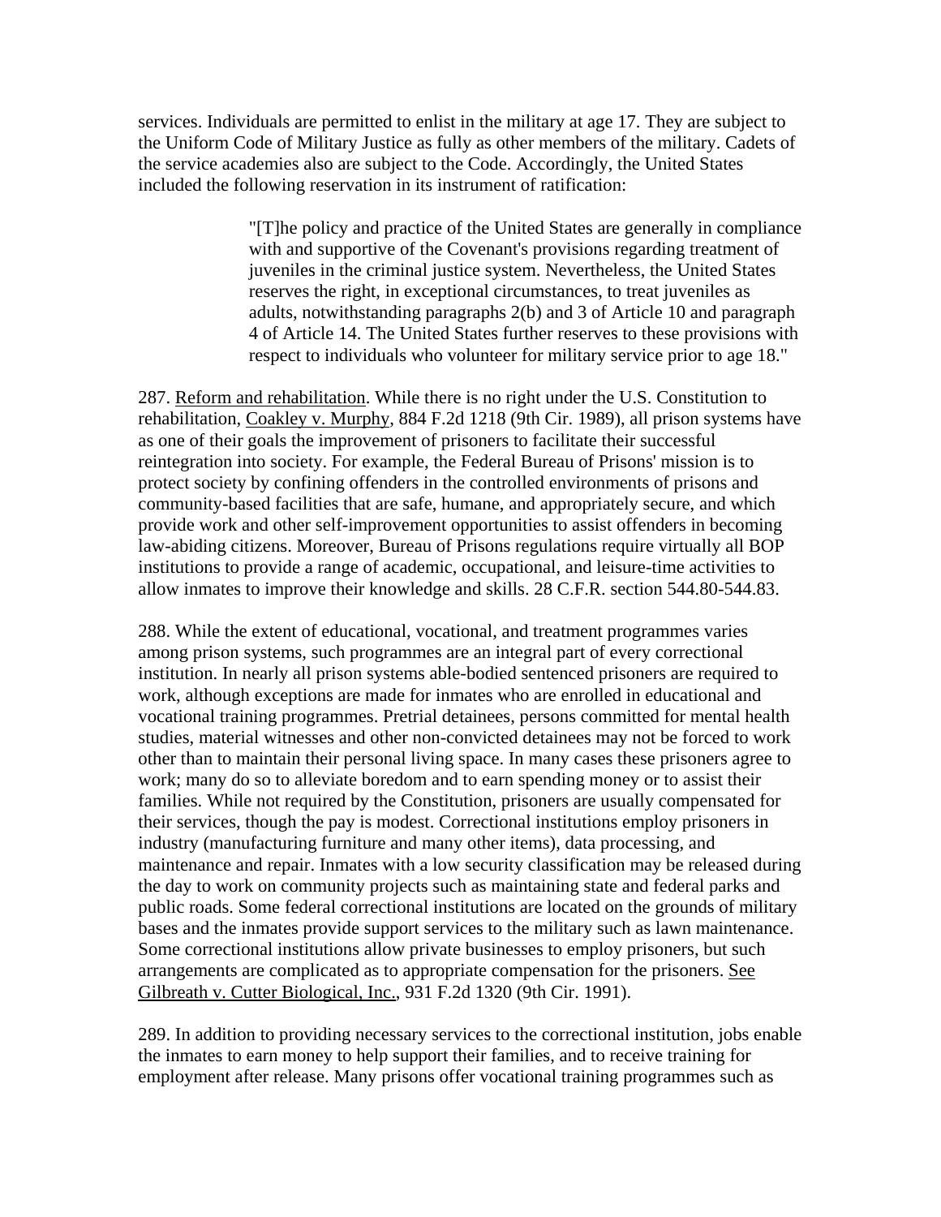services. Individuals are permitted to enlist in the military at age 17. They are subject to the Uniform Code of Military Justice as fully as other members of the military. Cadets of the service academies also are subject to the Code. Accordingly, the United States included the following reservation in its instrument of ratification:

> "[T]he policy and practice of the United States are generally in compliance with and supportive of the Covenant's provisions regarding treatment of juveniles in the criminal justice system. Nevertheless, the United States reserves the right, in exceptional circumstances, to treat juveniles as adults, notwithstanding paragraphs 2(b) and 3 of Article 10 and paragraph 4 of Article 14. The United States further reserves to these provisions with respect to individuals who volunteer for military service prior to age 18."

287. Reform and rehabilitation. While there is no right under the U.S. Constitution to rehabilitation, Coakley v. Murphy, 884 F.2d 1218 (9th Cir. 1989), all prison systems have as one of their goals the improvement of prisoners to facilitate their successful reintegration into society. For example, the Federal Bureau of Prisons' mission is to protect society by confining offenders in the controlled environments of prisons and community-based facilities that are safe, humane, and appropriately secure, and which provide work and other self-improvement opportunities to assist offenders in becoming law-abiding citizens. Moreover, Bureau of Prisons regulations require virtually all BOP institutions to provide a range of academic, occupational, and leisure-time activities to allow inmates to improve their knowledge and skills. 28 C.F.R. section 544.80-544.83.

288. While the extent of educational, vocational, and treatment programmes varies among prison systems, such programmes are an integral part of every correctional institution. In nearly all prison systems able-bodied sentenced prisoners are required to work, although exceptions are made for inmates who are enrolled in educational and vocational training programmes. Pretrial detainees, persons committed for mental health studies, material witnesses and other non-convicted detainees may not be forced to work other than to maintain their personal living space. In many cases these prisoners agree to work; many do so to alleviate boredom and to earn spending money or to assist their families. While not required by the Constitution, prisoners are usually compensated for their services, though the pay is modest. Correctional institutions employ prisoners in industry (manufacturing furniture and many other items), data processing, and maintenance and repair. Inmates with a low security classification may be released during the day to work on community projects such as maintaining state and federal parks and public roads. Some federal correctional institutions are located on the grounds of military bases and the inmates provide support services to the military such as lawn maintenance. Some correctional institutions allow private businesses to employ prisoners, but such arrangements are complicated as to appropriate compensation for the prisoners. See Gilbreath v. Cutter Biological, Inc., 931 F.2d 1320 (9th Cir. 1991).

289. In addition to providing necessary services to the correctional institution, jobs enable the inmates to earn money to help support their families, and to receive training for employment after release. Many prisons offer vocational training programmes such as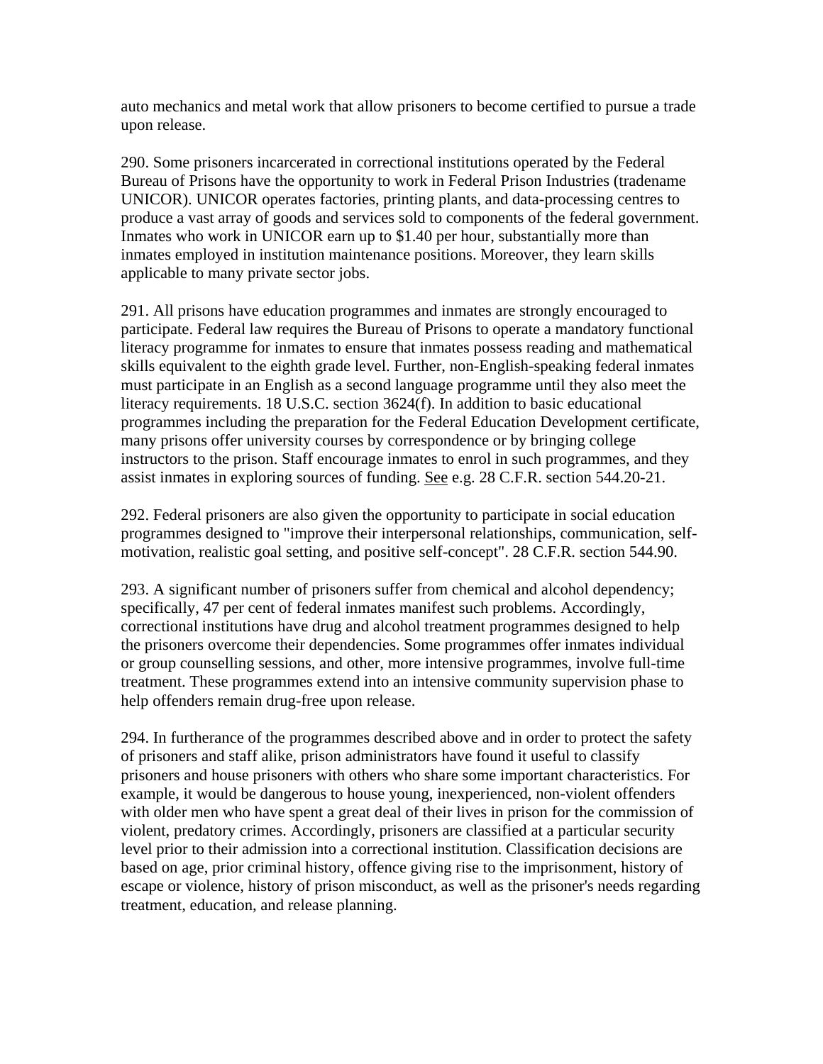auto mechanics and metal work that allow prisoners to become certified to pursue a trade upon release.

290. Some prisoners incarcerated in correctional institutions operated by the Federal Bureau of Prisons have the opportunity to work in Federal Prison Industries (tradename UNICOR). UNICOR operates factories, printing plants, and data-processing centres to produce a vast array of goods and services sold to components of the federal government. Inmates who work in UNICOR earn up to $1.40 per hour, substantially more than inmates employed in institution maintenance positions. Moreover, they learn skills applicable to many private sector jobs.

291. All prisons have education programmes and inmates are strongly encouraged to participate. Federal law requires the Bureau of Prisons to operate a mandatory functional literacy programme for inmates to ensure that inmates possess reading and mathematical skills equivalent to the eighth grade level. Further, non-English-speaking federal inmates must participate in an English as a second language programme until they also meet the literacy requirements. 18 U.S.C. section 3624(f). In addition to basic educational programmes including the preparation for the Federal Education Development certificate, many prisons offer university courses by correspondence or by bringing college instructors to the prison. Staff encourage inmates to enrol in such programmes, and they assist inmates in exploring sources of funding. See e.g. 28 C.F.R. section 544.20-21.

292. Federal prisoners are also given the opportunity to participate in social education programmes designed to "improve their interpersonal relationships, communication, self-motivation, realistic goal setting, and positive self-concept". 28 C.F.R. section 544.90.

293. A significant number of prisoners suffer from chemical and alcohol dependency; specifically, 47 per cent of federal inmates manifest such problems. Accordingly, correctional institutions have drug and alcohol treatment programmes designed to help the prisoners overcome their dependencies. Some programmes offer inmates individual or group counselling sessions, and other, more intensive programmes, involve full-time treatment. These programmes extend into an intensive community supervision phase to help offenders remain drug-free upon release.

294. In furtherance of the programmes described above and in order to protect the safety of prisoners and staff alike, prison administrators have found it useful to classify prisoners and house prisoners with others who share some important characteristics. For example, it would be dangerous to house young, inexperienced, non-violent offenders with older men who have spent a great deal of their lives in prison for the commission of violent, predatory crimes. Accordingly, prisoners are classified at a particular security level prior to their admission into a correctional institution. Classification decisions are based on age, prior criminal history, offence giving rise to the imprisonment, history of escape or violence, history of prison misconduct, as well as the prisoner's needs regarding treatment, education, and release planning.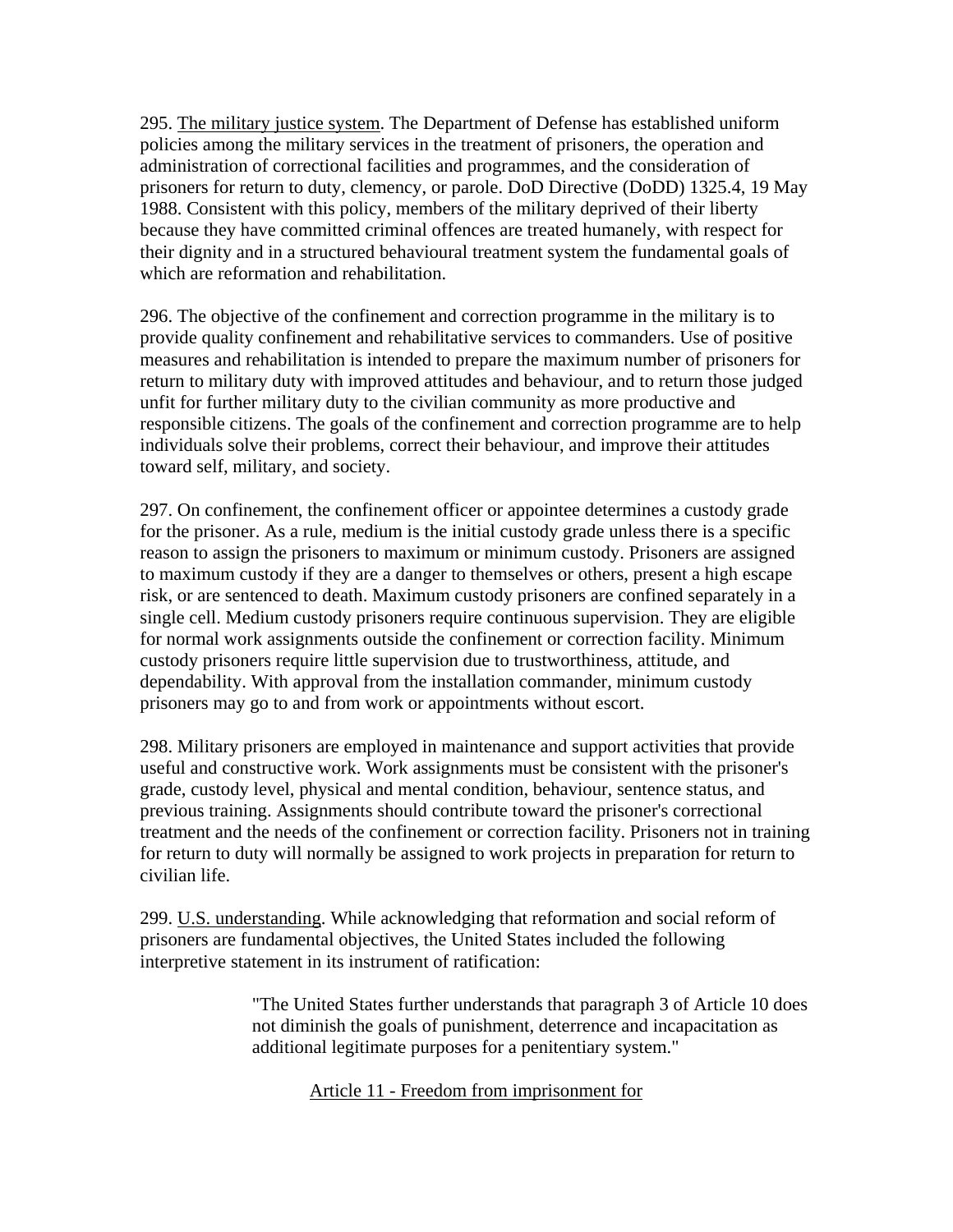295. The military justice system. The Department of Defense has established uniform policies among the military services in the treatment of prisoners, the operation and administration of correctional facilities and programmes, and the consideration of prisoners for return to duty, clemency, or parole. DoD Directive (DoDD) 1325.4, 19 May 1988. Consistent with this policy, members of the military deprived of their liberty because they have committed criminal offences are treated humanely, with respect for their dignity and in a structured behavioural treatment system the fundamental goals of which are reformation and rehabilitation.

296. The objective of the confinement and correction programme in the military is to provide quality confinement and rehabilitative services to commanders. Use of positive measures and rehabilitation is intended to prepare the maximum number of prisoners for return to military duty with improved attitudes and behaviour, and to return those judged unfit for further military duty to the civilian community as more productive and responsible citizens. The goals of the confinement and correction programme are to help individuals solve their problems, correct their behaviour, and improve their attitudes toward self, military, and society.

297. On confinement, the confinement officer or appointee determines a custody grade for the prisoner. As a rule, medium is the initial custody grade unless there is a specific reason to assign the prisoners to maximum or minimum custody. Prisoners are assigned to maximum custody if they are a danger to themselves or others, present a high escape risk, or are sentenced to death. Maximum custody prisoners are confined separately in a single cell. Medium custody prisoners require continuous supervision. They are eligible for normal work assignments outside the confinement or correction facility. Minimum custody prisoners require little supervision due to trustworthiness, attitude, and dependability. With approval from the installation commander, minimum custody prisoners may go to and from work or appointments without escort.

298. Military prisoners are employed in maintenance and support activities that provide useful and constructive work. Work assignments must be consistent with the prisoner's grade, custody level, physical and mental condition, behaviour, sentence status, and previous training. Assignments should contribute toward the prisoner's correctional treatment and the needs of the confinement or correction facility. Prisoners not in training for return to duty will normally be assigned to work projects in preparation for return to civilian life.

299. U.S. understanding. While acknowledging that reformation and social reform of prisoners are fundamental objectives, the United States included the following interpretive statement in its instrument of ratification:

> "The United States further understands that paragraph 3 of Article 10 does not diminish the goals of punishment, deterrence and incapacitation as additional legitimate purposes for a penitentiary system."

## Article 11 - Freedom from imprisonment for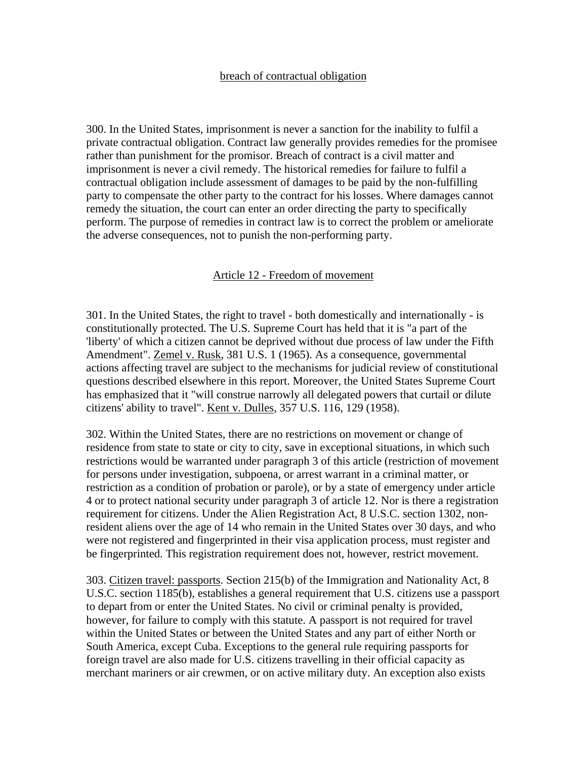breach of contractual obligation

300. In the United States, imprisonment is never a sanction for the inability to fulfil a private contractual obligation. Contract law generally provides remedies for the promisee rather than punishment for the promisor. Breach of contract is a civil matter and imprisonment is never a civil remedy. The historical remedies for failure to fulfil a contractual obligation include assessment of damages to be paid by the non-fulfilling party to compensate the other party to the contract for his losses. Where damages cannot remedy the situation, the court can enter an order directing the party to specifically perform. The purpose of remedies in contract law is to correct the problem or ameliorate the adverse consequences, not to punish the non-performing party.

## Article 12 - Freedom of movement

301. In the United States, the right to travel - both domestically and internationally - is constitutionally protected. The U.S. Supreme Court has held that it is "a part of the 'liberty' of which a citizen cannot be deprived without due process of law under the Fifth Amendment". Zemel v. Rusk, 381 U.S. 1 (1965). As a consequence, governmental actions affecting travel are subject to the mechanisms for judicial review of constitutional questions described elsewhere in this report. Moreover, the United States Supreme Court has emphasized that it "will construe narrowly all delegated powers that curtail or dilute citizens' ability to travel". Kent v. Dulles, 357 U.S. 116, 129 (1958).

302. Within the United States, there are no restrictions on movement or change of residence from state to state or city to city, save in exceptional situations, in which such restrictions would be warranted under paragraph 3 of this article (restriction of movement for persons under investigation, subpoena, or arrest warrant in a criminal matter, or restriction as a condition of probation or parole), or by a state of emergency under article 4 or to protect national security under paragraph 3 of article 12. Nor is there a registration requirement for citizens. Under the Alien Registration Act, 8 U.S.C. section 1302, non-resident aliens over the age of 14 who remain in the United States over 30 days, and who were not registered and fingerprinted in their visa application process, must register and be fingerprinted. This registration requirement does not, however, restrict movement.

303. Citizen travel: passports. Section 215(b) of the Immigration and Nationality Act, 8 U.S.C. section 1185(b), establishes a general requirement that U.S. citizens use a passport to depart from or enter the United States. No civil or criminal penalty is provided, however, for failure to comply with this statute. A passport is not required for travel within the United States or between the United States and any part of either North or South America, except Cuba. Exceptions to the general rule requiring passports for foreign travel are also made for U.S. citizens travelling in their official capacity as merchant mariners or air crewmen, or on active military duty. An exception also exists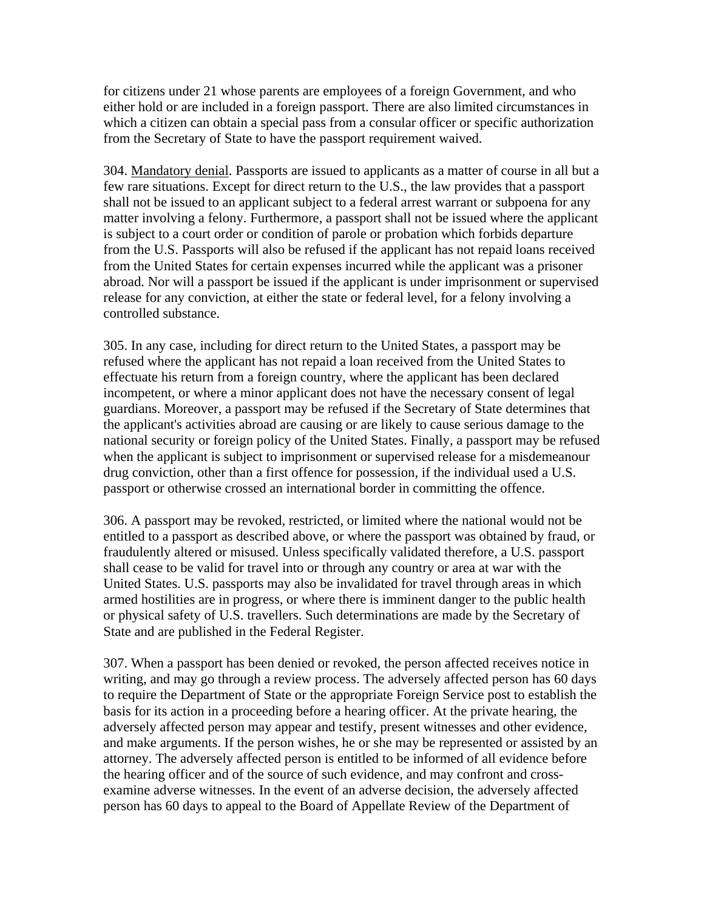for citizens under 21 whose parents are employees of a foreign Government, and who either hold or are included in a foreign passport. There are also limited circumstances in which a citizen can obtain a special pass from a consular officer or specific authorization from the Secretary of State to have the passport requirement waived.

304. <u>Mandatory denial</u>. Passports are issued to applicants as a matter of course in all but a few rare situations. Except for direct return to the U.S., the law provides that a passport shall not be issued to an applicant subject to a federal arrest warrant or subpoena for any matter involving a felony. Furthermore, a passport shall not be issued where the applicant is subject to a court order or condition of parole or probation which forbids departure from the U.S. Passports will also be refused if the applicant has not repaid loans received from the United States for certain expenses incurred while the applicant was a prisoner abroad. Nor will a passport be issued if the applicant is under imprisonment or supervised release for any conviction, at either the state or federal level, for a felony involving a controlled substance.

305. In any case, including for direct return to the United States, a passport may be refused where the applicant has not repaid a loan received from the United States to effectuate his return from a foreign country, where the applicant has been declared incompetent, or where a minor applicant does not have the necessary consent of legal guardians. Moreover, a passport may be refused if the Secretary of State determines that the applicant's activities abroad are causing or are likely to cause serious damage to the national security or foreign policy of the United States. Finally, a passport may be refused when the applicant is subject to imprisonment or supervised release for a misdemeanour drug conviction, other than a first offence for possession, if the individual used a U.S. passport or otherwise crossed an international border in committing the offence.

306. A passport may be revoked, restricted, or limited where the national would not be entitled to a passport as described above, or where the passport was obtained by fraud, or fraudulently altered or misused. Unless specifically validated therefore, a U.S. passport shall cease to be valid for travel into or through any country or area at war with the United States. U.S. passports may also be invalidated for travel through areas in which armed hostilities are in progress, or where there is imminent danger to the public health or physical safety of U.S. travellers. Such determinations are made by the Secretary of State and are published in the Federal Register.

307. When a passport has been denied or revoked, the person affected receives notice in writing, and may go through a review process. The adversely affected person has 60 days to require the Department of State or the appropriate Foreign Service post to establish the basis for its action in a proceeding before a hearing officer. At the private hearing, the adversely affected person may appear and testify, present witnesses and other evidence, and make arguments. If the person wishes, he or she may be represented or assisted by an attorney. The adversely affected person is entitled to be informed of all evidence before the hearing officer and of the source of such evidence, and may confront and cross-examine adverse witnesses. In the event of an adverse decision, the adversely affected person has 60 days to appeal to the Board of Appellate Review of the Department of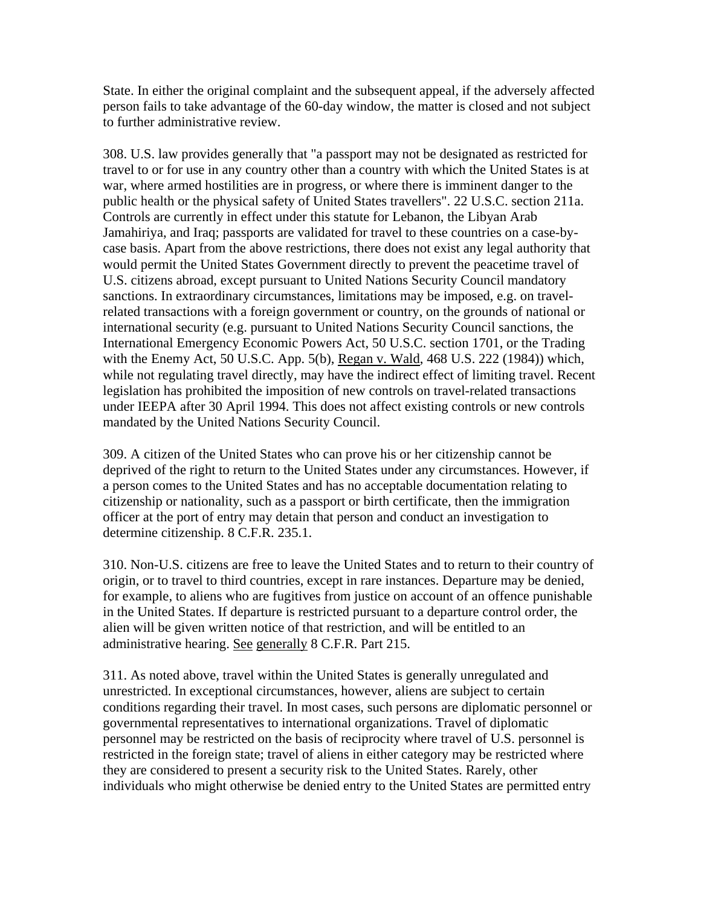State. In either the original complaint and the subsequent appeal, if the adversely affected person fails to take advantage of the 60-day window, the matter is closed and not subject to further administrative review.

308. U.S. law provides generally that "a passport may not be designated as restricted for travel to or for use in any country other than a country with which the United States is at war, where armed hostilities are in progress, or where there is imminent danger to the public health or the physical safety of United States travellers". 22 U.S.C. section 211a. Controls are currently in effect under this statute for Lebanon, the Libyan Arab Jamahiriya, and Iraq; passports are validated for travel to these countries on a case-by-case basis. Apart from the above restrictions, there does not exist any legal authority that would permit the United States Government directly to prevent the peacetime travel of U.S. citizens abroad, except pursuant to United Nations Security Council mandatory sanctions. In extraordinary circumstances, limitations may be imposed, e.g. on travel-related transactions with a foreign government or country, on the grounds of national or international security (e.g. pursuant to United Nations Security Council sanctions, the International Emergency Economic Powers Act, 50 U.S.C. section 1701, or the Trading with the Enemy Act, 50 U.S.C. App. 5(b), Regan v. Wald, 468 U.S. 222 (1984)) which, while not regulating travel directly, may have the indirect effect of limiting travel. Recent legislation has prohibited the imposition of new controls on travel-related transactions under IEEPA after 30 April 1994. This does not affect existing controls or new controls mandated by the United Nations Security Council.

309. A citizen of the United States who can prove his or her citizenship cannot be deprived of the right to return to the United States under any circumstances. However, if a person comes to the United States and has no acceptable documentation relating to citizenship or nationality, such as a passport or birth certificate, then the immigration officer at the port of entry may detain that person and conduct an investigation to determine citizenship. 8 C.F.R. 235.1.

310. Non-U.S. citizens are free to leave the United States and to return to their country of origin, or to travel to third countries, except in rare instances. Departure may be denied, for example, to aliens who are fugitives from justice on account of an offence punishable in the United States. If departure is restricted pursuant to a departure control order, the alien will be given written notice of that restriction, and will be entitled to an administrative hearing. See generally 8 C.F.R. Part 215.

311. As noted above, travel within the United States is generally unregulated and unrestricted. In exceptional circumstances, however, aliens are subject to certain conditions regarding their travel. In most cases, such persons are diplomatic personnel or governmental representatives to international organizations. Travel of diplomatic personnel may be restricted on the basis of reciprocity where travel of U.S. personnel is restricted in the foreign state; travel of aliens in either category may be restricted where they are considered to present a security risk to the United States. Rarely, other individuals who might otherwise be denied entry to the United States are permitted entry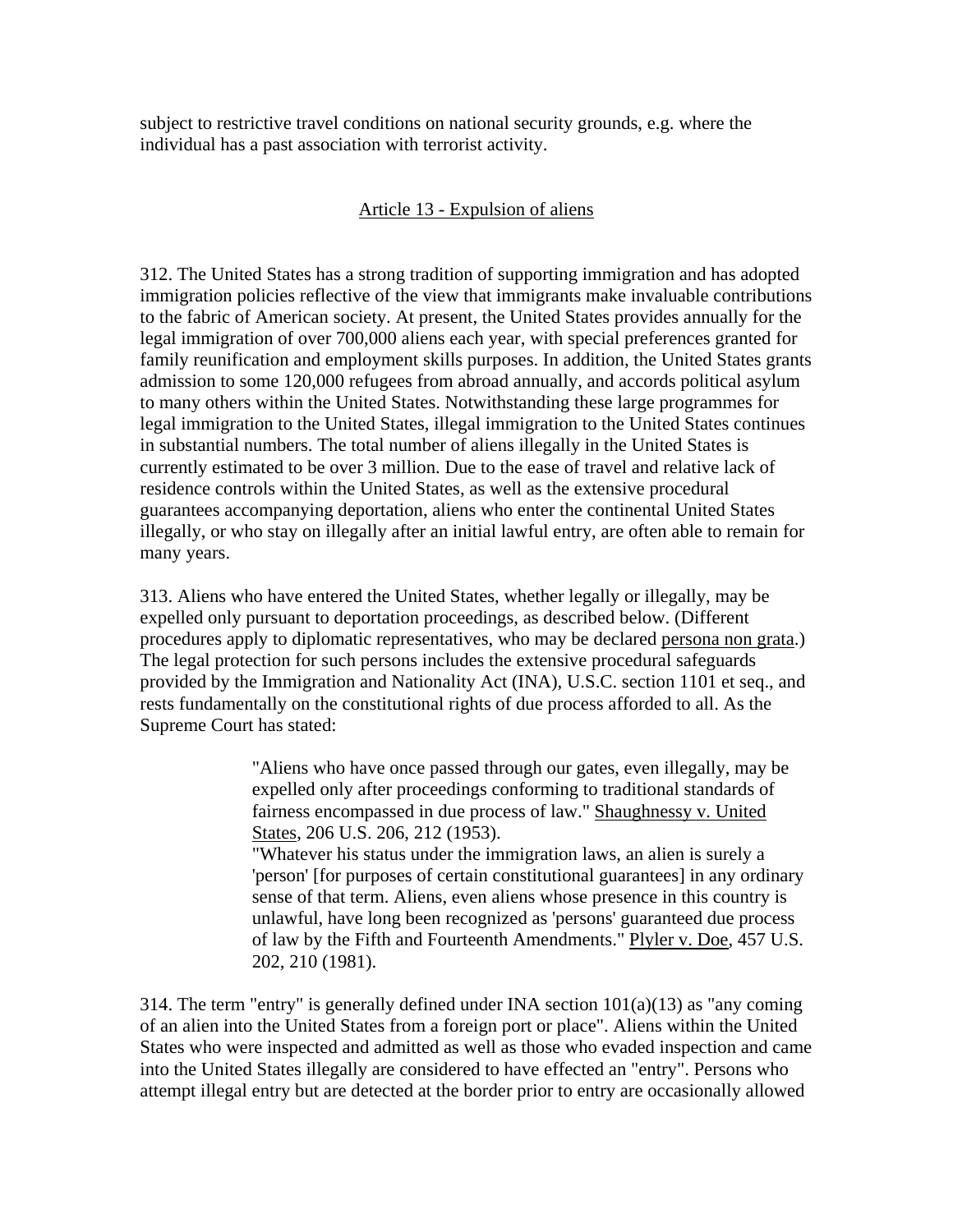subject to restrictive travel conditions on national security grounds, e.g. where the individual has a past association with terrorist activity.

## Article 13 - Expulsion of aliens

312. The United States has a strong tradition of supporting immigration and has adopted immigration policies reflective of the view that immigrants make invaluable contributions to the fabric of American society. At present, the United States provides annually for the legal immigration of over 700,000 aliens each year, with special preferences granted for family reunification and employment skills purposes. In addition, the United States grants admission to some 120,000 refugees from abroad annually, and accords political asylum to many others within the United States. Notwithstanding these large programmes for legal immigration to the United States, illegal immigration to the United States continues in substantial numbers. The total number of aliens illegally in the United States is currently estimated to be over 3 million. Due to the ease of travel and relative lack of residence controls within the United States, as well as the extensive procedural guarantees accompanying deportation, aliens who enter the continental United States illegally, or who stay on illegally after an initial lawful entry, are often able to remain for many years.

313. Aliens who have entered the United States, whether legally or illegally, may be expelled only pursuant to deportation proceedings, as described below. (Different procedures apply to diplomatic representatives, who may be declared persona non grata.) The legal protection for such persons includes the extensive procedural safeguards provided by the Immigration and Nationality Act (INA), U.S.C. section 1101 et seq., and rests fundamentally on the constitutional rights of due process afforded to all. As the Supreme Court has stated:

> "Aliens who have once passed through our gates, even illegally, may be expelled only after proceedings conforming to traditional standards of fairness encompassed in due process of law." Shaughnessy v. United States, 206 U.S. 206, 212 (1953).
> "Whatever his status under the immigration laws, an alien is surely a 'person' [for purposes of certain constitutional guarantees] in any ordinary sense of that term. Aliens, even aliens whose presence in this country is unlawful, have long been recognized as 'persons' guaranteed due process of law by the Fifth and Fourteenth Amendments." Plyler v. Doe, 457 U.S. 202, 210 (1981).

314. The term "entry" is generally defined under INA section 101(a)(13) as "any coming of an alien into the United States from a foreign port or place". Aliens within the United States who were inspected and admitted as well as those who evaded inspection and came into the United States illegally are considered to have effected an "entry". Persons who attempt illegal entry but are detected at the border prior to entry are occasionally allowed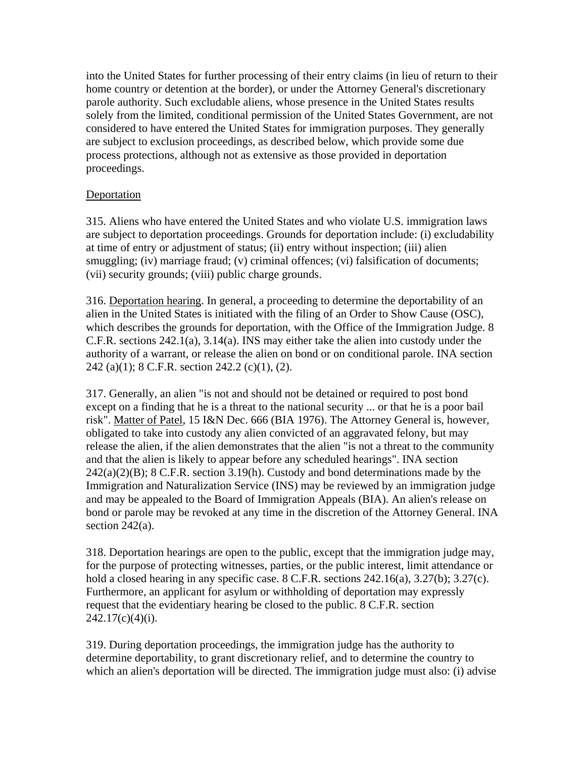into the United States for further processing of their entry claims (in lieu of return to their home country or detention at the border), or under the Attorney General's discretionary parole authority. Such excludable aliens, whose presence in the United States results solely from the limited, conditional permission of the United States Government, are not considered to have entered the United States for immigration purposes. They generally are subject to exclusion proceedings, as described below, which provide some due process protections, although not as extensive as those provided in deportation proceedings.

Deportation

315. Aliens who have entered the United States and who violate U.S. immigration laws are subject to deportation proceedings. Grounds for deportation include: (i) excludability at time of entry or adjustment of status; (ii) entry without inspection; (iii) alien smuggling; (iv) marriage fraud; (v) criminal offences; (vi) falsification of documents; (vii) security grounds; (viii) public charge grounds.

316. Deportation hearing. In general, a proceeding to determine the deportability of an alien in the United States is initiated with the filing of an Order to Show Cause (OSC), which describes the grounds for deportation, with the Office of the Immigration Judge. 8 C.F.R. sections 242.1(a), 3.14(a). INS may either take the alien into custody under the authority of a warrant, or release the alien on bond or on conditional parole. INA section 242 (a)(1); 8 C.F.R. section 242.2 (c)(1), (2).

317. Generally, an alien "is not and should not be detained or required to post bond except on a finding that he is a threat to the national security ... or that he is a poor bail risk". Matter of Patel, 15 I&N Dec. 666 (BIA 1976). The Attorney General is, however, obligated to take into custody any alien convicted of an aggravated felony, but may release the alien, if the alien demonstrates that the alien "is not a threat to the community and that the alien is likely to appear before any scheduled hearings". INA section 242(a)(2)(B); 8 C.F.R. section 3.19(h). Custody and bond determinations made by the Immigration and Naturalization Service (INS) may be reviewed by an immigration judge and may be appealed to the Board of Immigration Appeals (BIA). An alien's release on bond or parole may be revoked at any time in the discretion of the Attorney General. INA section 242(a).

318. Deportation hearings are open to the public, except that the immigration judge may, for the purpose of protecting witnesses, parties, or the public interest, limit attendance or hold a closed hearing in any specific case. 8 C.F.R. sections 242.16(a), 3.27(b); 3.27(c). Furthermore, an applicant for asylum or withholding of deportation may expressly request that the evidentiary hearing be closed to the public. 8 C.F.R. section 242.17(c)(4)(i).

319. During deportation proceedings, the immigration judge has the authority to determine deportability, to grant discretionary relief, and to determine the country to which an alien's deportation will be directed. The immigration judge must also: (i) advise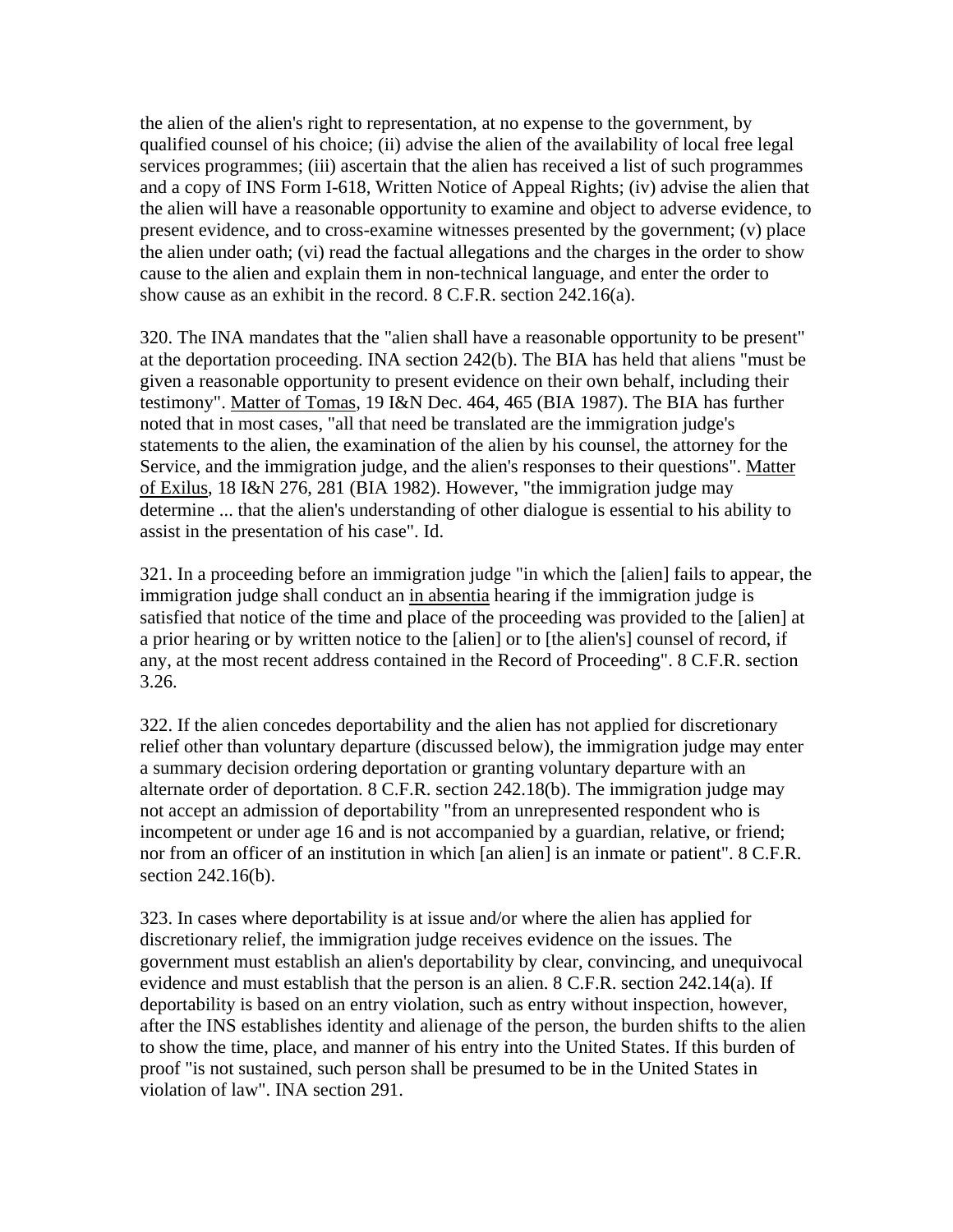the alien of the alien's right to representation, at no expense to the government, by qualified counsel of his choice; (ii) advise the alien of the availability of local free legal services programmes; (iii) ascertain that the alien has received a list of such programmes and a copy of INS Form I-618, Written Notice of Appeal Rights; (iv) advise the alien that the alien will have a reasonable opportunity to examine and object to adverse evidence, to present evidence, and to cross-examine witnesses presented by the government; (v) place the alien under oath; (vi) read the factual allegations and the charges in the order to show cause to the alien and explain them in non-technical language, and enter the order to show cause as an exhibit in the record. 8 C.F.R. section 242.16(a).

320. The INA mandates that the "alien shall have a reasonable opportunity to be present" at the deportation proceeding. INA section 242(b). The BIA has held that aliens "must be given a reasonable opportunity to present evidence on their own behalf, including their testimony". Matter of Tomas, 19 I&N Dec. 464, 465 (BIA 1987). The BIA has further noted that in most cases, "all that need be translated are the immigration judge's statements to the alien, the examination of the alien by his counsel, the attorney for the Service, and the immigration judge, and the alien's responses to their questions". Matter of Exilus, 18 I&N 276, 281 (BIA 1982). However, "the immigration judge may determine ... that the alien's understanding of other dialogue is essential to his ability to assist in the presentation of his case". Id.

321. In a proceeding before an immigration judge "in which the [alien] fails to appear, the immigration judge shall conduct an in absentia hearing if the immigration judge is satisfied that notice of the time and place of the proceeding was provided to the [alien] at a prior hearing or by written notice to the [alien] or to [the alien's] counsel of record, if any, at the most recent address contained in the Record of Proceeding". 8 C.F.R. section 3.26.

322. If the alien concedes deportability and the alien has not applied for discretionary relief other than voluntary departure (discussed below), the immigration judge may enter a summary decision ordering deportation or granting voluntary departure with an alternate order of deportation. 8 C.F.R. section 242.18(b). The immigration judge may not accept an admission of deportability "from an unrepresented respondent who is incompetent or under age 16 and is not accompanied by a guardian, relative, or friend; nor from an officer of an institution in which [an alien] is an inmate or patient". 8 C.F.R. section 242.16(b).

323. In cases where deportability is at issue and/or where the alien has applied for discretionary relief, the immigration judge receives evidence on the issues. The government must establish an alien's deportability by clear, convincing, and unequivocal evidence and must establish that the person is an alien. 8 C.F.R. section 242.14(a). If deportability is based on an entry violation, such as entry without inspection, however, after the INS establishes identity and alienage of the person, the burden shifts to the alien to show the time, place, and manner of his entry into the United States. If this burden of proof "is not sustained, such person shall be presumed to be in the United States in violation of law". INA section 291.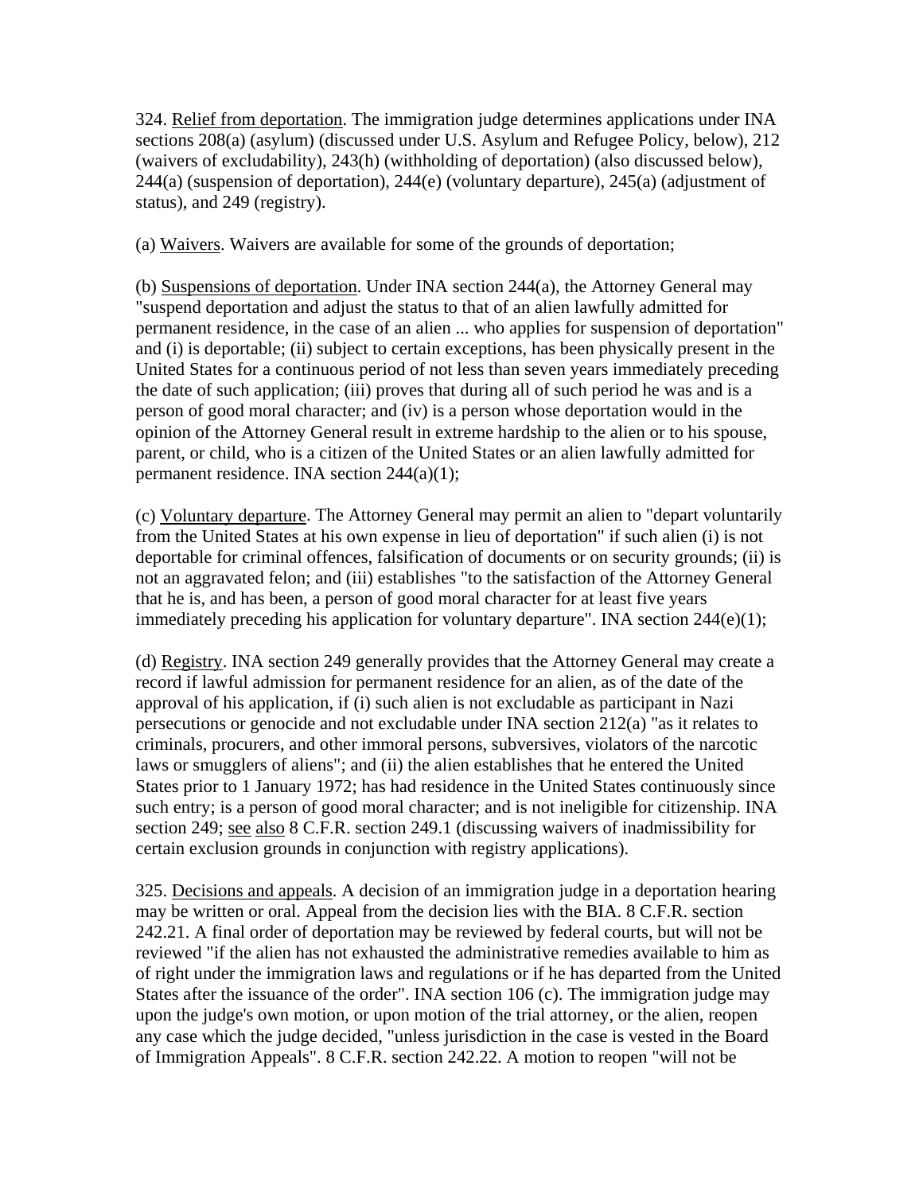324. Relief from deportation. The immigration judge determines applications under INA sections 208(a) (asylum) (discussed under U.S. Asylum and Refugee Policy, below), 212 (waivers of excludability), 243(h) (withholding of deportation) (also discussed below), 244(a) (suspension of deportation), 244(e) (voluntary departure), 245(a) (adjustment of status), and 249 (registry).

(a) Waivers. Waivers are available for some of the grounds of deportation;

(b) Suspensions of deportation. Under INA section 244(a), the Attorney General may "suspend deportation and adjust the status to that of an alien lawfully admitted for permanent residence, in the case of an alien ... who applies for suspension of deportation" and (i) is deportable; (ii) subject to certain exceptions, has been physically present in the United States for a continuous period of not less than seven years immediately preceding the date of such application; (iii) proves that during all of such period he was and is a person of good moral character; and (iv) is a person whose deportation would in the opinion of the Attorney General result in extreme hardship to the alien or to his spouse, parent, or child, who is a citizen of the United States or an alien lawfully admitted for permanent residence. INA section 244(a)(1);

(c) Voluntary departure. The Attorney General may permit an alien to "depart voluntarily from the United States at his own expense in lieu of deportation" if such alien (i) is not deportable for criminal offences, falsification of documents or on security grounds; (ii) is not an aggravated felon; and (iii) establishes "to the satisfaction of the Attorney General that he is, and has been, a person of good moral character for at least five years immediately preceding his application for voluntary departure". INA section 244(e)(1);

(d) Registry. INA section 249 generally provides that the Attorney General may create a record if lawful admission for permanent residence for an alien, as of the date of the approval of his application, if (i) such alien is not excludable as participant in Nazi persecutions or genocide and not excludable under INA section 212(a) "as it relates to criminals, procurers, and other immoral persons, subversives, violators of the narcotic laws or smugglers of aliens"; and (ii) the alien establishes that he entered the United States prior to 1 January 1972; has had residence in the United States continuously since such entry; is a person of good moral character; and is not ineligible for citizenship. INA section 249; see also 8 C.F.R. section 249.1 (discussing waivers of inadmissibility for certain exclusion grounds in conjunction with registry applications).

325. Decisions and appeals. A decision of an immigration judge in a deportation hearing may be written or oral. Appeal from the decision lies with the BIA. 8 C.F.R. section 242.21. A final order of deportation may be reviewed by federal courts, but will not be reviewed "if the alien has not exhausted the administrative remedies available to him as of right under the immigration laws and regulations or if he has departed from the United States after the issuance of the order". INA section 106 (c). The immigration judge may upon the judge's own motion, or upon motion of the trial attorney, or the alien, reopen any case which the judge decided, "unless jurisdiction in the case is vested in the Board of Immigration Appeals". 8 C.F.R. section 242.22. A motion to reopen "will not be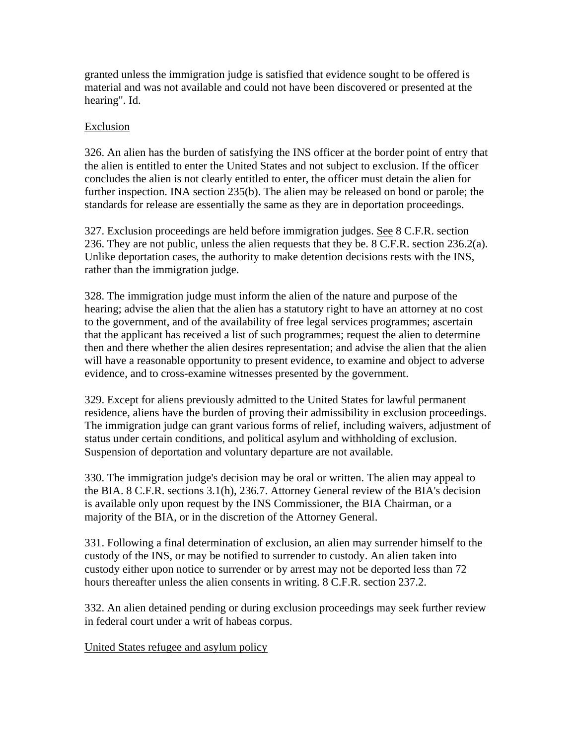granted unless the immigration judge is satisfied that evidence sought to be offered is material and was not available and could not have been discovered or presented at the hearing". Id.

## Exclusion

326. An alien has the burden of satisfying the INS officer at the border point of entry that the alien is entitled to enter the United States and not subject to exclusion. If the officer concludes the alien is not clearly entitled to enter, the officer must detain the alien for further inspection. INA section 235(b). The alien may be released on bond or parole; the standards for release are essentially the same as they are in deportation proceedings.

327. Exclusion proceedings are held before immigration judges. See 8 C.F.R. section 236. They are not public, unless the alien requests that they be. 8 C.F.R. section 236.2(a). Unlike deportation cases, the authority to make detention decisions rests with the INS, rather than the immigration judge.

328. The immigration judge must inform the alien of the nature and purpose of the hearing; advise the alien that the alien has a statutory right to have an attorney at no cost to the government, and of the availability of free legal services programmes; ascertain that the applicant has received a list of such programmes; request the alien to determine then and there whether the alien desires representation; and advise the alien that the alien will have a reasonable opportunity to present evidence, to examine and object to adverse evidence, and to cross-examine witnesses presented by the government.

329. Except for aliens previously admitted to the United States for lawful permanent residence, aliens have the burden of proving their admissibility in exclusion proceedings. The immigration judge can grant various forms of relief, including waivers, adjustment of status under certain conditions, and political asylum and withholding of exclusion. Suspension of deportation and voluntary departure are not available.

330. The immigration judge's decision may be oral or written. The alien may appeal to the BIA. 8 C.F.R. sections 3.1(h), 236.7. Attorney General review of the BIA's decision is available only upon request by the INS Commissioner, the BIA Chairman, or a majority of the BIA, or in the discretion of the Attorney General.

331. Following a final determination of exclusion, an alien may surrender himself to the custody of the INS, or may be notified to surrender to custody. An alien taken into custody either upon notice to surrender or by arrest may not be deported less than 72 hours thereafter unless the alien consents in writing. 8 C.F.R. section 237.2.

332. An alien detained pending or during exclusion proceedings may seek further review in federal court under a writ of habeas corpus.

## United States refugee and asylum policy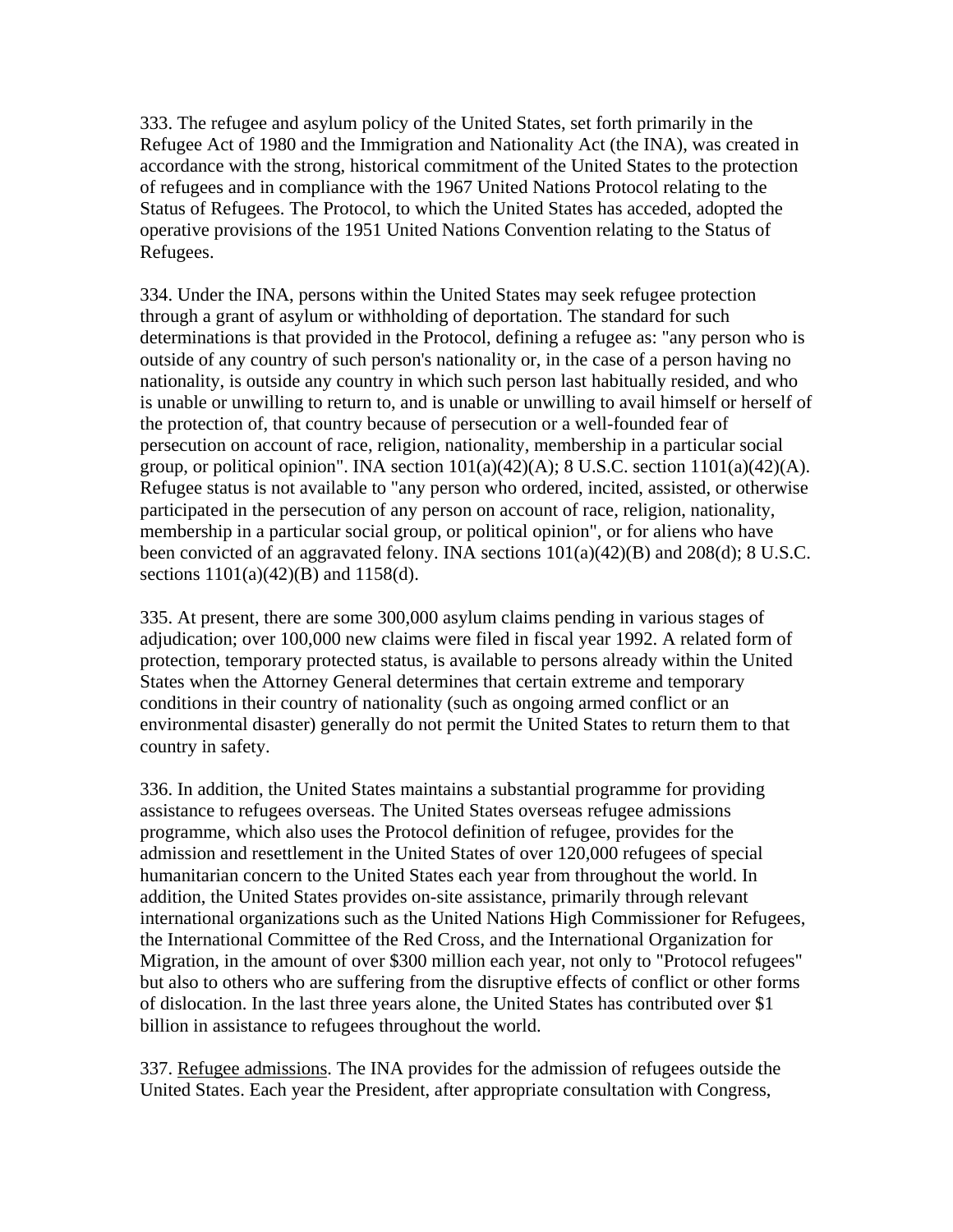333. The refugee and asylum policy of the United States, set forth primarily in the Refugee Act of 1980 and the Immigration and Nationality Act (the INA), was created in accordance with the strong, historical commitment of the United States to the protection of refugees and in compliance with the 1967 United Nations Protocol relating to the Status of Refugees. The Protocol, to which the United States has acceded, adopted the operative provisions of the 1951 United Nations Convention relating to the Status of Refugees.

334. Under the INA, persons within the United States may seek refugee protection through a grant of asylum or withholding of deportation. The standard for such determinations is that provided in the Protocol, defining a refugee as: "any person who is outside of any country of such person's nationality or, in the case of a person having no nationality, is outside any country in which such person last habitually resided, and who is unable or unwilling to return to, and is unable or unwilling to avail himself or herself of the protection of, that country because of persecution or a well-founded fear of persecution on account of race, religion, nationality, membership in a particular social group, or political opinion". INA section 101(a)(42)(A); 8 U.S.C. section 1101(a)(42)(A). Refugee status is not available to "any person who ordered, incited, assisted, or otherwise participated in the persecution of any person on account of race, religion, nationality, membership in a particular social group, or political opinion", or for aliens who have been convicted of an aggravated felony. INA sections 101(a)(42)(B) and 208(d); 8 U.S.C. sections 1101(a)(42)(B) and 1158(d).

335. At present, there are some 300,000 asylum claims pending in various stages of adjudication; over 100,000 new claims were filed in fiscal year 1992. A related form of protection, temporary protected status, is available to persons already within the United States when the Attorney General determines that certain extreme and temporary conditions in their country of nationality (such as ongoing armed conflict or an environmental disaster) generally do not permit the United States to return them to that country in safety.

336. In addition, the United States maintains a substantial programme for providing assistance to refugees overseas. The United States overseas refugee admissions programme, which also uses the Protocol definition of refugee, provides for the admission and resettlement in the United States of over 120,000 refugees of special humanitarian concern to the United States each year from throughout the world. In addition, the United States provides on-site assistance, primarily through relevant international organizations such as the United Nations High Commissioner for Refugees, the International Committee of the Red Cross, and the International Organization for Migration, in the amount of over $300 million each year, not only to "Protocol refugees" but also to others who are suffering from the disruptive effects of conflict or other forms of dislocation. In the last three years alone, the United States has contributed over $1 billion in assistance to refugees throughout the world.

337. Refugee admissions. The INA provides for the admission of refugees outside the United States. Each year the President, after appropriate consultation with Congress,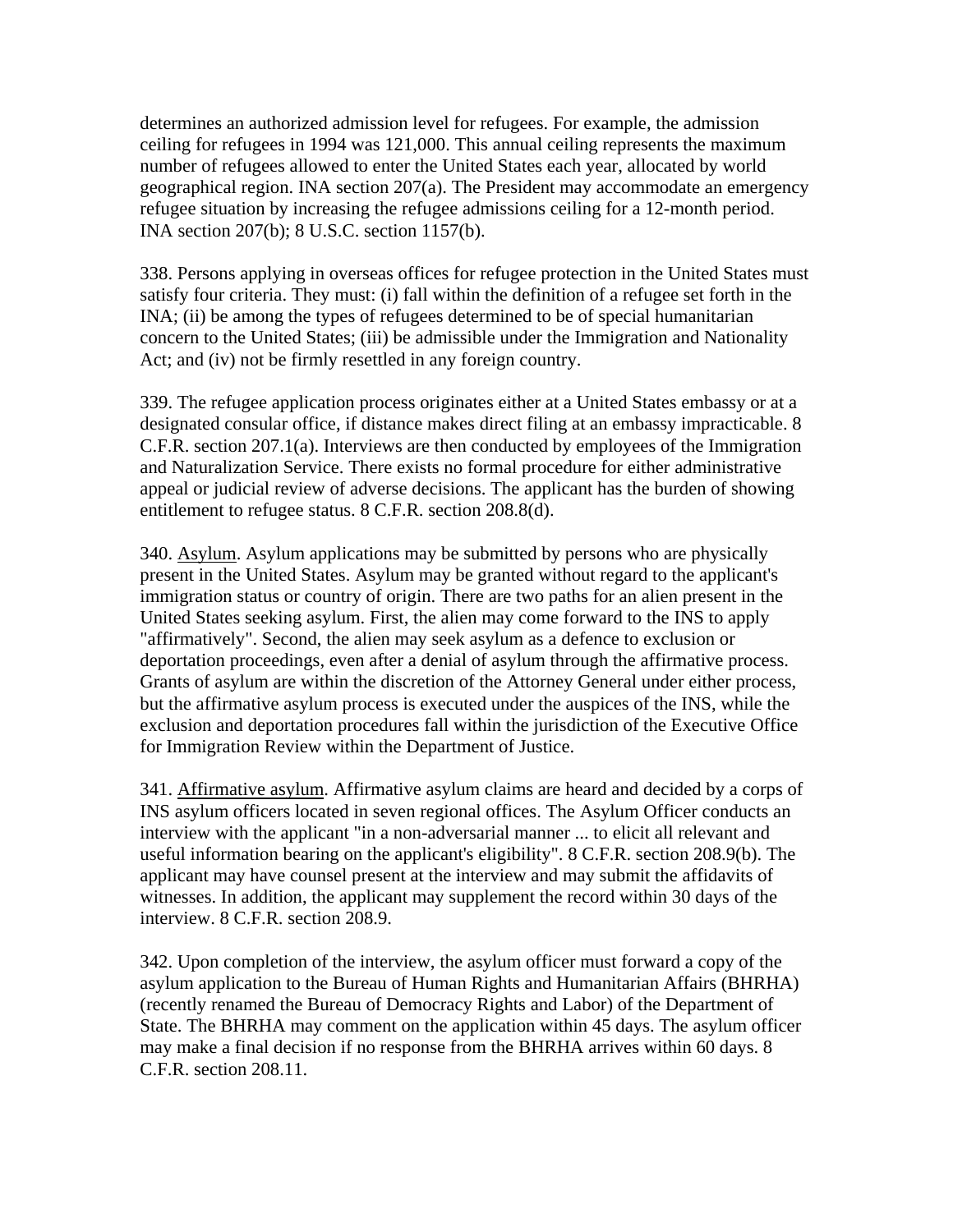determines an authorized admission level for refugees. For example, the admission ceiling for refugees in 1994 was 121,000. This annual ceiling represents the maximum number of refugees allowed to enter the United States each year, allocated by world geographical region. INA section 207(a). The President may accommodate an emergency refugee situation by increasing the refugee admissions ceiling for a 12-month period. INA section 207(b); 8 U.S.C. section 1157(b).

338. Persons applying in overseas offices for refugee protection in the United States must satisfy four criteria. They must: (i) fall within the definition of a refugee set forth in the INA; (ii) be among the types of refugees determined to be of special humanitarian concern to the United States; (iii) be admissible under the Immigration and Nationality Act; and (iv) not be firmly resettled in any foreign country.

339. The refugee application process originates either at a United States embassy or at a designated consular office, if distance makes direct filing at an embassy impracticable. 8 C.F.R. section 207.1(a). Interviews are then conducted by employees of the Immigration and Naturalization Service. There exists no formal procedure for either administrative appeal or judicial review of adverse decisions. The applicant has the burden of showing entitlement to refugee status. 8 C.F.R. section 208.8(d).

340. Asylum. Asylum applications may be submitted by persons who are physically present in the United States. Asylum may be granted without regard to the applicant's immigration status or country of origin. There are two paths for an alien present in the United States seeking asylum. First, the alien may come forward to the INS to apply "affirmatively". Second, the alien may seek asylum as a defence to exclusion or deportation proceedings, even after a denial of asylum through the affirmative process. Grants of asylum are within the discretion of the Attorney General under either process, but the affirmative asylum process is executed under the auspices of the INS, while the exclusion and deportation procedures fall within the jurisdiction of the Executive Office for Immigration Review within the Department of Justice.

341. Affirmative asylum. Affirmative asylum claims are heard and decided by a corps of INS asylum officers located in seven regional offices. The Asylum Officer conducts an interview with the applicant "in a non-adversarial manner ... to elicit all relevant and useful information bearing on the applicant's eligibility". 8 C.F.R. section 208.9(b). The applicant may have counsel present at the interview and may submit the affidavits of witnesses. In addition, the applicant may supplement the record within 30 days of the interview. 8 C.F.R. section 208.9.

342. Upon completion of the interview, the asylum officer must forward a copy of the asylum application to the Bureau of Human Rights and Humanitarian Affairs (BHRHA) (recently renamed the Bureau of Democracy Rights and Labor) of the Department of State. The BHRHA may comment on the application within 45 days. The asylum officer may make a final decision if no response from the BHRHA arrives within 60 days. 8 C.F.R. section 208.11.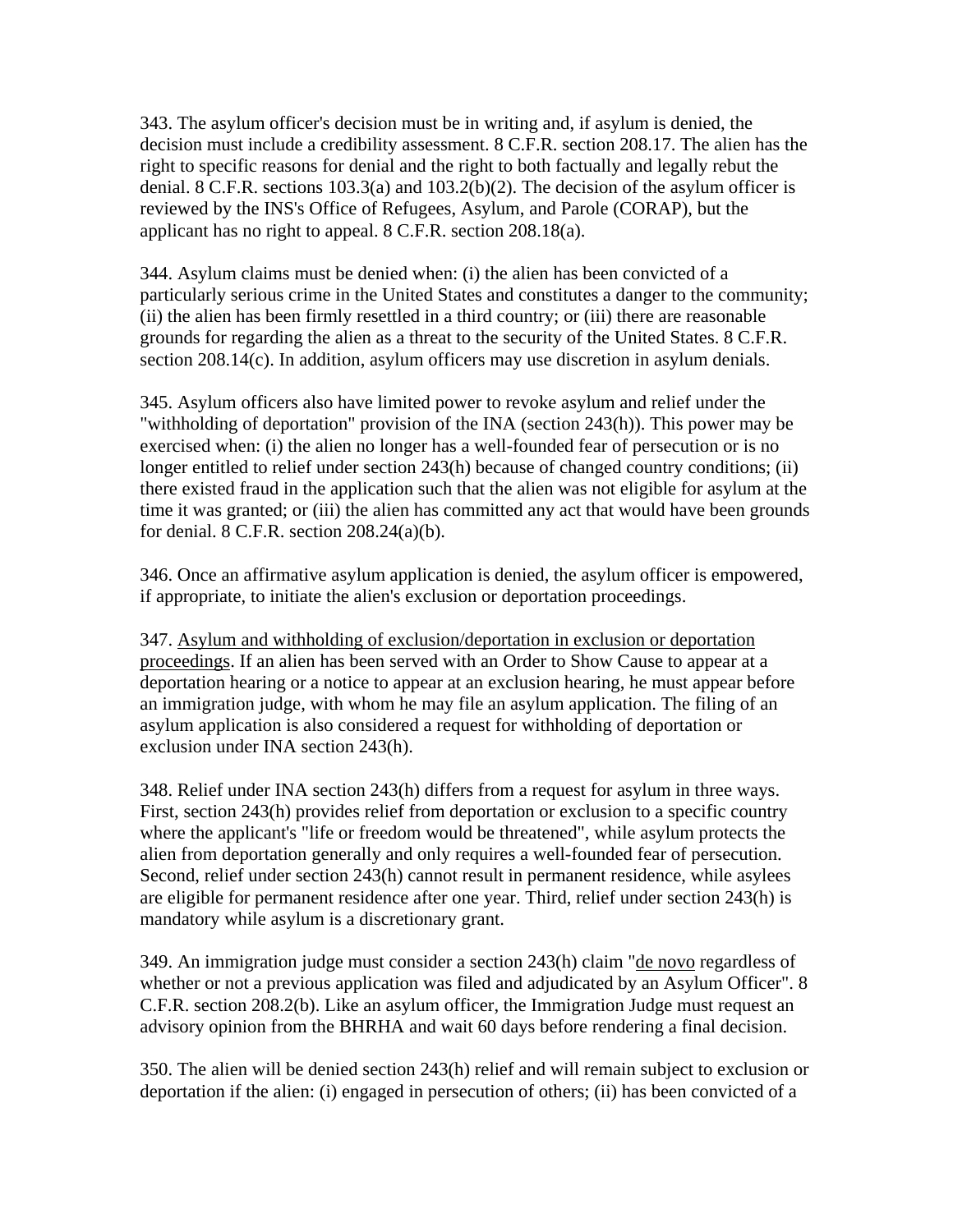343. The asylum officer's decision must be in writing and, if asylum is denied, the decision must include a credibility assessment. 8 C.F.R. section 208.17. The alien has the right to specific reasons for denial and the right to both factually and legally rebut the denial. 8 C.F.R. sections 103.3(a) and 103.2(b)(2). The decision of the asylum officer is reviewed by the INS's Office of Refugees, Asylum, and Parole (CORAP), but the applicant has no right to appeal. 8 C.F.R. section 208.18(a).

344. Asylum claims must be denied when: (i) the alien has been convicted of a particularly serious crime in the United States and constitutes a danger to the community; (ii) the alien has been firmly resettled in a third country; or (iii) there are reasonable grounds for regarding the alien as a threat to the security of the United States. 8 C.F.R. section 208.14(c). In addition, asylum officers may use discretion in asylum denials.

345. Asylum officers also have limited power to revoke asylum and relief under the "withholding of deportation" provision of the INA (section 243(h)). This power may be exercised when: (i) the alien no longer has a well-founded fear of persecution or is no longer entitled to relief under section 243(h) because of changed country conditions; (ii) there existed fraud in the application such that the alien was not eligible for asylum at the time it was granted; or (iii) the alien has committed any act that would have been grounds for denial. 8 C.F.R. section 208.24(a)(b).

346. Once an affirmative asylum application is denied, the asylum officer is empowered, if appropriate, to initiate the alien's exclusion or deportation proceedings.

347. Asylum and withholding of exclusion/deportation in exclusion or deportation proceedings. If an alien has been served with an Order to Show Cause to appear at a deportation hearing or a notice to appear at an exclusion hearing, he must appear before an immigration judge, with whom he may file an asylum application. The filing of an asylum application is also considered a request for withholding of deportation or exclusion under INA section 243(h).

348. Relief under INA section 243(h) differs from a request for asylum in three ways. First, section 243(h) provides relief from deportation or exclusion to a specific country where the applicant's "life or freedom would be threatened", while asylum protects the alien from deportation generally and only requires a well-founded fear of persecution. Second, relief under section 243(h) cannot result in permanent residence, while asylees are eligible for permanent residence after one year. Third, relief under section 243(h) is mandatory while asylum is a discretionary grant.

349. An immigration judge must consider a section 243(h) claim "de novo regardless of whether or not a previous application was filed and adjudicated by an Asylum Officer". 8 C.F.R. section 208.2(b). Like an asylum officer, the Immigration Judge must request an advisory opinion from the BHRHA and wait 60 days before rendering a final decision.

350. The alien will be denied section 243(h) relief and will remain subject to exclusion or deportation if the alien: (i) engaged in persecution of others; (ii) has been convicted of a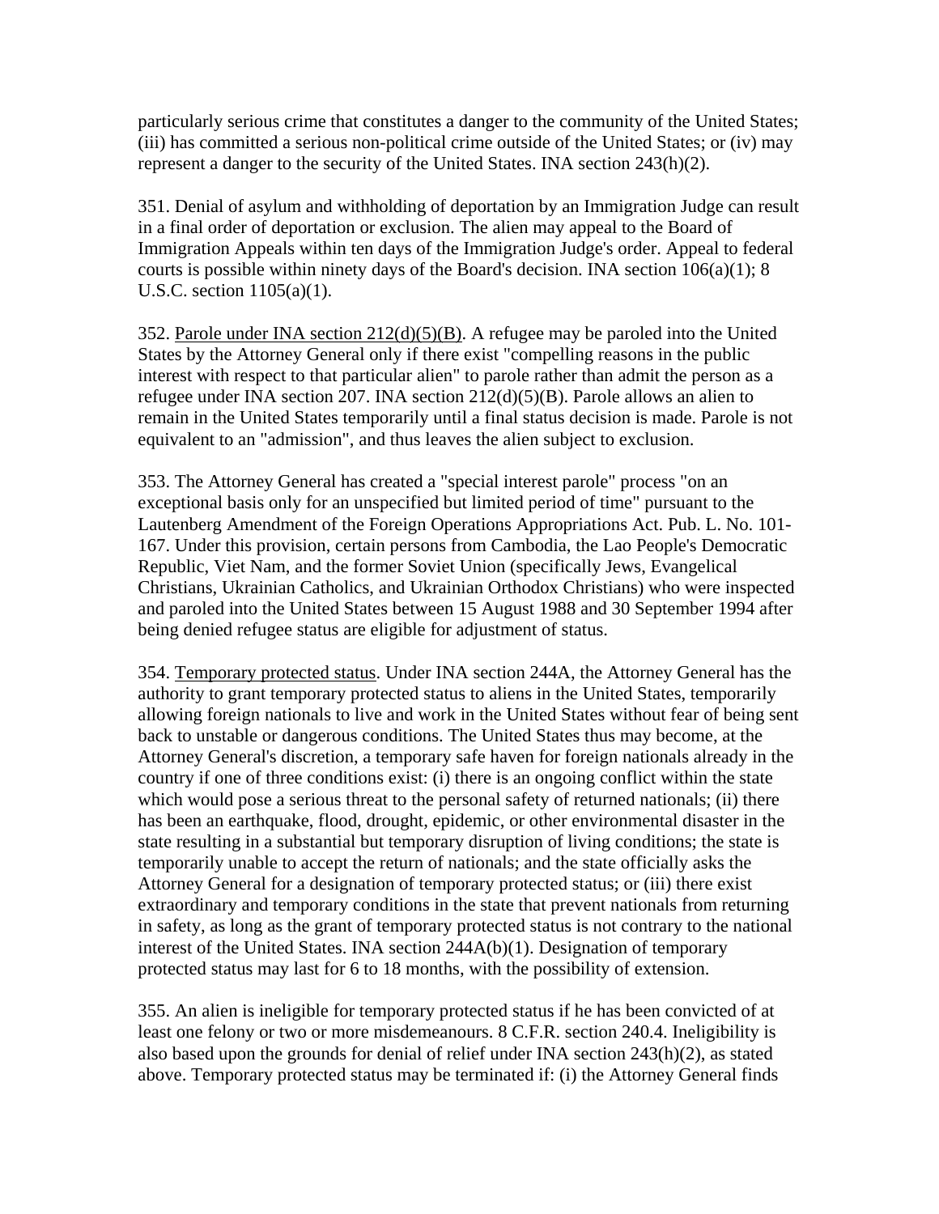particularly serious crime that constitutes a danger to the community of the United States; (iii) has committed a serious non-political crime outside of the United States; or (iv) may represent a danger to the security of the United States. INA section 243(h)(2).

351. Denial of asylum and withholding of deportation by an Immigration Judge can result in a final order of deportation or exclusion. The alien may appeal to the Board of Immigration Appeals within ten days of the Immigration Judge's order. Appeal to federal courts is possible within ninety days of the Board's decision. INA section 106(a)(1); 8 U.S.C. section 1105(a)(1).

352. Parole under INA section 212(d)(5)(B). A refugee may be paroled into the United States by the Attorney General only if there exist "compelling reasons in the public interest with respect to that particular alien" to parole rather than admit the person as a refugee under INA section 207. INA section 212(d)(5)(B). Parole allows an alien to remain in the United States temporarily until a final status decision is made. Parole is not equivalent to an "admission", and thus leaves the alien subject to exclusion.

353. The Attorney General has created a "special interest parole" process "on an exceptional basis only for an unspecified but limited period of time" pursuant to the Lautenberg Amendment of the Foreign Operations Appropriations Act. Pub. L. No. 101-167. Under this provision, certain persons from Cambodia, the Lao People's Democratic Republic, Viet Nam, and the former Soviet Union (specifically Jews, Evangelical Christians, Ukrainian Catholics, and Ukrainian Orthodox Christians) who were inspected and paroled into the United States between 15 August 1988 and 30 September 1994 after being denied refugee status are eligible for adjustment of status.

354. Temporary protected status. Under INA section 244A, the Attorney General has the authority to grant temporary protected status to aliens in the United States, temporarily allowing foreign nationals to live and work in the United States without fear of being sent back to unstable or dangerous conditions. The United States thus may become, at the Attorney General's discretion, a temporary safe haven for foreign nationals already in the country if one of three conditions exist: (i) there is an ongoing conflict within the state which would pose a serious threat to the personal safety of returned nationals; (ii) there has been an earthquake, flood, drought, epidemic, or other environmental disaster in the state resulting in a substantial but temporary disruption of living conditions; the state is temporarily unable to accept the return of nationals; and the state officially asks the Attorney General for a designation of temporary protected status; or (iii) there exist extraordinary and temporary conditions in the state that prevent nationals from returning in safety, as long as the grant of temporary protected status is not contrary to the national interest of the United States. INA section 244A(b)(1). Designation of temporary protected status may last for 6 to 18 months, with the possibility of extension.

355. An alien is ineligible for temporary protected status if he has been convicted of at least one felony or two or more misdemeanours. 8 C.F.R. section 240.4. Ineligibility is also based upon the grounds for denial of relief under INA section 243(h)(2), as stated above. Temporary protected status may be terminated if: (i) the Attorney General finds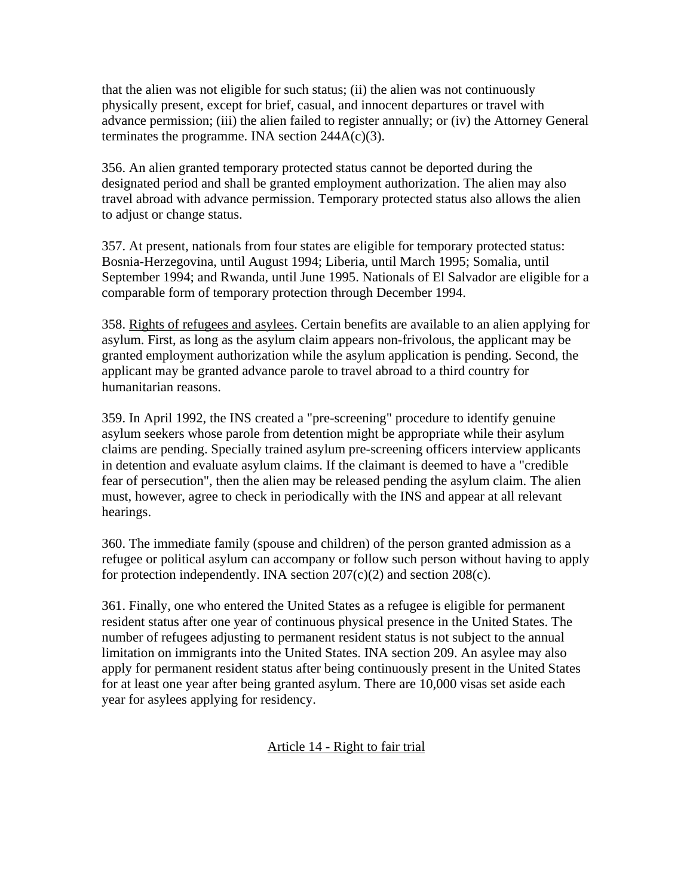that the alien was not eligible for such status; (ii) the alien was not continuously physically present, except for brief, casual, and innocent departures or travel with advance permission; (iii) the alien failed to register annually; or (iv) the Attorney General terminates the programme. INA section 244A(c)(3).

356. An alien granted temporary protected status cannot be deported during the designated period and shall be granted employment authorization. The alien may also travel abroad with advance permission. Temporary protected status also allows the alien to adjust or change status.

357. At present, nationals from four states are eligible for temporary protected status: Bosnia-Herzegovina, until August 1994; Liberia, until March 1995; Somalia, until September 1994; and Rwanda, until June 1995. Nationals of El Salvador are eligible for a comparable form of temporary protection through December 1994.

358. Rights of refugees and asylees. Certain benefits are available to an alien applying for asylum. First, as long as the asylum claim appears non-frivolous, the applicant may be granted employment authorization while the asylum application is pending. Second, the applicant may be granted advance parole to travel abroad to a third country for humanitarian reasons.

359. In April 1992, the INS created a "pre-screening" procedure to identify genuine asylum seekers whose parole from detention might be appropriate while their asylum claims are pending. Specially trained asylum pre-screening officers interview applicants in detention and evaluate asylum claims. If the claimant is deemed to have a "credible fear of persecution", then the alien may be released pending the asylum claim. The alien must, however, agree to check in periodically with the INS and appear at all relevant hearings.

360. The immediate family (spouse and children) of the person granted admission as a refugee or political asylum can accompany or follow such person without having to apply for protection independently. INA section 207(c)(2) and section 208(c).

361. Finally, one who entered the United States as a refugee is eligible for permanent resident status after one year of continuous physical presence in the United States. The number of refugees adjusting to permanent resident status is not subject to the annual limitation on immigrants into the United States. INA section 209. An asylee may also apply for permanent resident status after being continuously present in the United States for at least one year after being granted asylum. There are 10,000 visas set aside each year for asylees applying for residency.

## Article 14 - Right to fair trial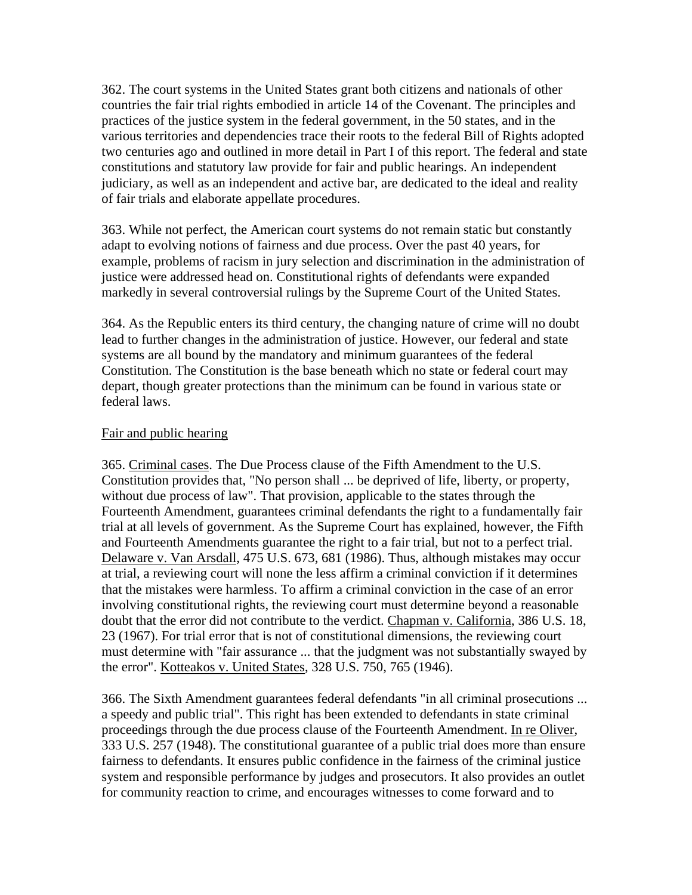362. The court systems in the United States grant both citizens and nationals of other countries the fair trial rights embodied in article 14 of the Covenant. The principles and practices of the justice system in the federal government, in the 50 states, and in the various territories and dependencies trace their roots to the federal Bill of Rights adopted two centuries ago and outlined in more detail in Part I of this report. The federal and state constitutions and statutory law provide for fair and public hearings. An independent judiciary, as well as an independent and active bar, are dedicated to the ideal and reality of fair trials and elaborate appellate procedures.

363. While not perfect, the American court systems do not remain static but constantly adapt to evolving notions of fairness and due process. Over the past 40 years, for example, problems of racism in jury selection and discrimination in the administration of justice were addressed head on. Constitutional rights of defendants were expanded markedly in several controversial rulings by the Supreme Court of the United States.

364. As the Republic enters its third century, the changing nature of crime will no doubt lead to further changes in the administration of justice. However, our federal and state systems are all bound by the mandatory and minimum guarantees of the federal Constitution. The Constitution is the base beneath which no state or federal court may depart, though greater protections than the minimum can be found in various state or federal laws.

<u>Fair and public hearing</u>

365. <u>Criminal cases</u>. The Due Process clause of the Fifth Amendment to the U.S. Constitution provides that, "No person shall ... be deprived of life, liberty, or property, without due process of law". That provision, applicable to the states through the Fourteenth Amendment, guarantees criminal defendants the right to a fundamentally fair trial at all levels of government. As the Supreme Court has explained, however, the Fifth and Fourteenth Amendments guarantee the right to a fair trial, but not to a perfect trial. <u>Delaware v. Van Arsdall</u>, 475 U.S. 673, 681 (1986). Thus, although mistakes may occur at trial, a reviewing court will none the less affirm a criminal conviction if it determines that the mistakes were harmless. To affirm a criminal conviction in the case of an error involving constitutional rights, the reviewing court must determine beyond a reasonable doubt that the error did not contribute to the verdict. <u>Chapman v. California</u>, 386 U.S. 18, 23 (1967). For trial error that is not of constitutional dimensions, the reviewing court must determine with "fair assurance ... that the judgment was not substantially swayed by the error". <u>Kotteakos v. United States</u>, 328 U.S. 750, 765 (1946).

366. The Sixth Amendment guarantees federal defendants "in all criminal prosecutions ... a speedy and public trial". This right has been extended to defendants in state criminal proceedings through the due process clause of the Fourteenth Amendment. <u>In re Oliver</u>, 333 U.S. 257 (1948). The constitutional guarantee of a public trial does more than ensure fairness to defendants. It ensures public confidence in the fairness of the criminal justice system and responsible performance by judges and prosecutors. It also provides an outlet for community reaction to crime, and encourages witnesses to come forward and to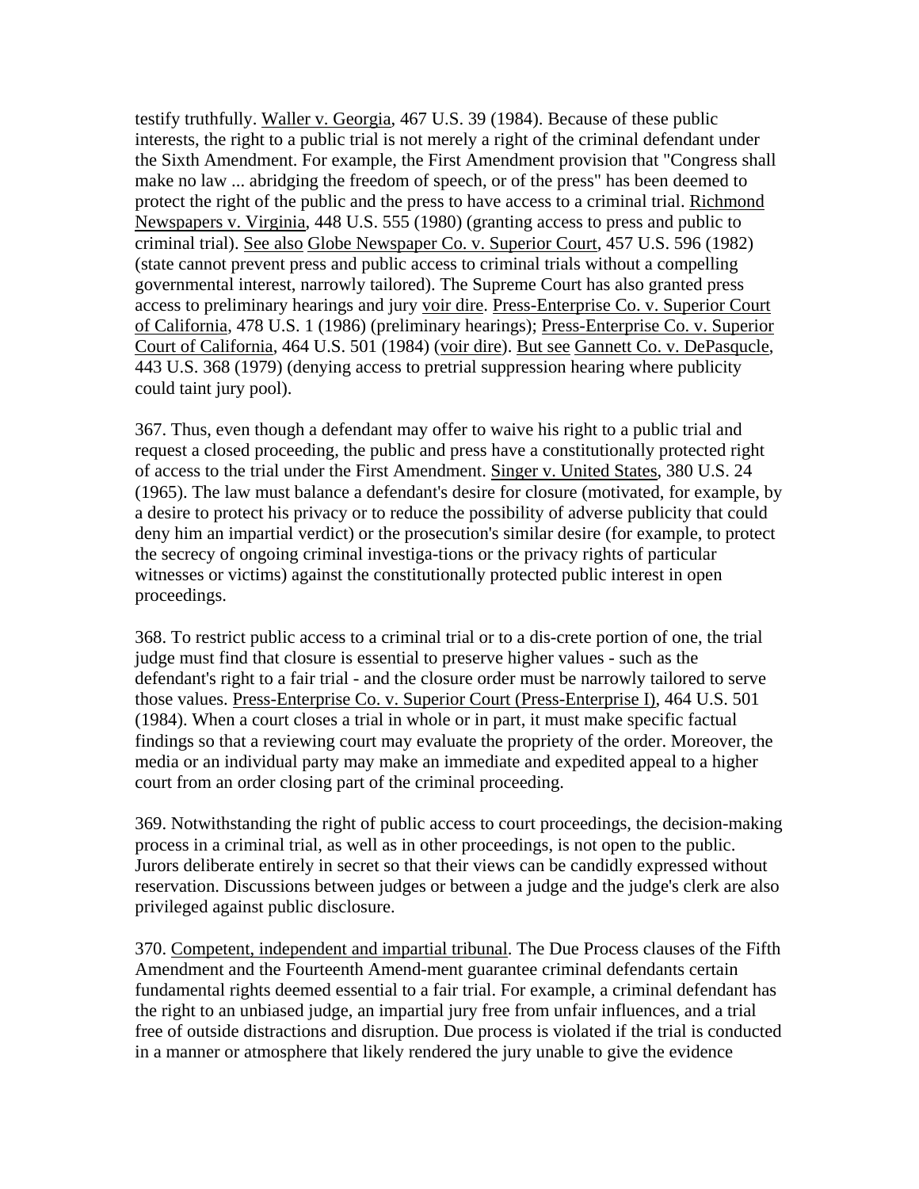testify truthfully. Waller v. Georgia, 467 U.S. 39 (1984). Because of these public interests, the right to a public trial is not merely a right of the criminal defendant under the Sixth Amendment. For example, the First Amendment provision that "Congress shall make no law ... abridging the freedom of speech, or of the press" has been deemed to protect the right of the public and the press to have access to a criminal trial. Richmond Newspapers v. Virginia, 448 U.S. 555 (1980) (granting access to press and public to criminal trial). See also Globe Newspaper Co. v. Superior Court, 457 U.S. 596 (1982) (state cannot prevent press and public access to criminal trials without a compelling governmental interest, narrowly tailored). The Supreme Court has also granted press access to preliminary hearings and jury voir dire. Press-Enterprise Co. v. Superior Court of California, 478 U.S. 1 (1986) (preliminary hearings); Press-Enterprise Co. v. Superior Court of California, 464 U.S. 501 (1984) (voir dire). But see Gannett Co. v. DePasqucle, 443 U.S. 368 (1979) (denying access to pretrial suppression hearing where publicity could taint jury pool).

367. Thus, even though a defendant may offer to waive his right to a public trial and request a closed proceeding, the public and press have a constitutionally protected right of access to the trial under the First Amendment. Singer v. United States, 380 U.S. 24 (1965). The law must balance a defendant's desire for closure (motivated, for example, by a desire to protect his privacy or to reduce the possibility of adverse publicity that could deny him an impartial verdict) or the prosecution's similar desire (for example, to protect the secrecy of ongoing criminal investiga-tions or the privacy rights of particular witnesses or victims) against the constitutionally protected public interest in open proceedings.

368. To restrict public access to a criminal trial or to a dis-crete portion of one, the trial judge must find that closure is essential to preserve higher values - such as the defendant's right to a fair trial - and the closure order must be narrowly tailored to serve those values. Press-Enterprise Co. v. Superior Court (Press-Enterprise I), 464 U.S. 501 (1984). When a court closes a trial in whole or in part, it must make specific factual findings so that a reviewing court may evaluate the propriety of the order. Moreover, the media or an individual party may make an immediate and expedited appeal to a higher court from an order closing part of the criminal proceeding.

369. Notwithstanding the right of public access to court proceedings, the decision-making process in a criminal trial, as well as in other proceedings, is not open to the public. Jurors deliberate entirely in secret so that their views can be candidly expressed without reservation. Discussions between judges or between a judge and the judge's clerk are also privileged against public disclosure.

370. Competent, independent and impartial tribunal. The Due Process clauses of the Fifth Amendment and the Fourteenth Amend-ment guarantee criminal defendants certain fundamental rights deemed essential to a fair trial. For example, a criminal defendant has the right to an unbiased judge, an impartial jury free from unfair influences, and a trial free of outside distractions and disruption. Due process is violated if the trial is conducted in a manner or atmosphere that likely rendered the jury unable to give the evidence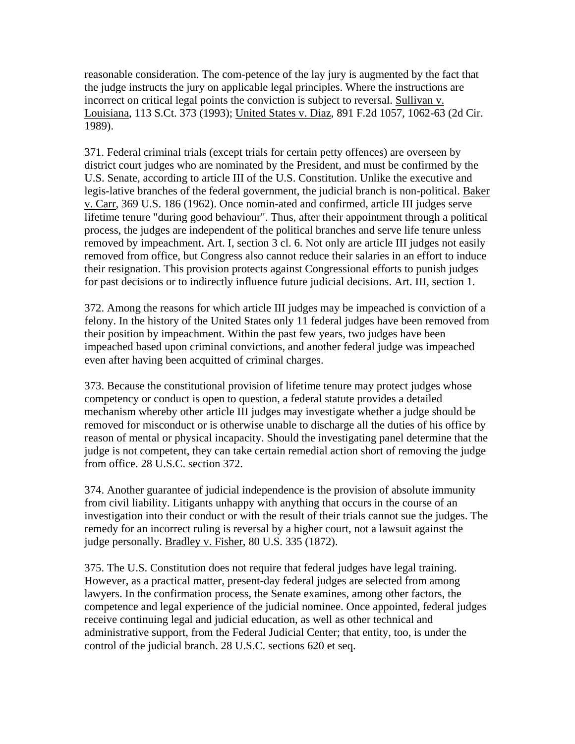reasonable consideration. The com-petence of the lay jury is augmented by the fact that the judge instructs the jury on applicable legal principles. Where the instructions are incorrect on critical legal points the conviction is subject to reversal. Sullivan v. Louisiana, 113 S.Ct. 373 (1993); United States v. Diaz, 891 F.2d 1057, 1062-63 (2d Cir. 1989).

371. Federal criminal trials (except trials for certain petty offences) are overseen by district court judges who are nominated by the President, and must be confirmed by the U.S. Senate, according to article III of the U.S. Constitution. Unlike the executive and legis-lative branches of the federal government, the judicial branch is non-political. Baker v. Carr, 369 U.S. 186 (1962). Once nomin-ated and confirmed, article III judges serve lifetime tenure "during good behaviour". Thus, after their appointment through a political process, the judges are independent of the political branches and serve life tenure unless removed by impeachment. Art. I, section 3 cl. 6. Not only are article III judges not easily removed from office, but Congress also cannot reduce their salaries in an effort to induce their resignation. This provision protects against Congressional efforts to punish judges for past decisions or to indirectly influence future judicial decisions. Art. III, section 1.

372. Among the reasons for which article III judges may be impeached is conviction of a felony. In the history of the United States only 11 federal judges have been removed from their position by impeachment. Within the past few years, two judges have been impeached based upon criminal convictions, and another federal judge was impeached even after having been acquitted of criminal charges.

373. Because the constitutional provision of lifetime tenure may protect judges whose competency or conduct is open to question, a federal statute provides a detailed mechanism whereby other article III judges may investigate whether a judge should be removed for misconduct or is otherwise unable to discharge all the duties of his office by reason of mental or physical incapacity. Should the investigating panel determine that the judge is not competent, they can take certain remedial action short of removing the judge from office. 28 U.S.C. section 372.

374. Another guarantee of judicial independence is the provision of absolute immunity from civil liability. Litigants unhappy with anything that occurs in the course of an investigation into their conduct or with the result of their trials cannot sue the judges. The remedy for an incorrect ruling is reversal by a higher court, not a lawsuit against the judge personally. Bradley v. Fisher, 80 U.S. 335 (1872).

375. The U.S. Constitution does not require that federal judges have legal training. However, as a practical matter, present-day federal judges are selected from among lawyers. In the confirmation process, the Senate examines, among other factors, the competence and legal experience of the judicial nominee. Once appointed, federal judges receive continuing legal and judicial education, as well as other technical and administrative support, from the Federal Judicial Center; that entity, too, is under the control of the judicial branch. 28 U.S.C. sections 620 et seq.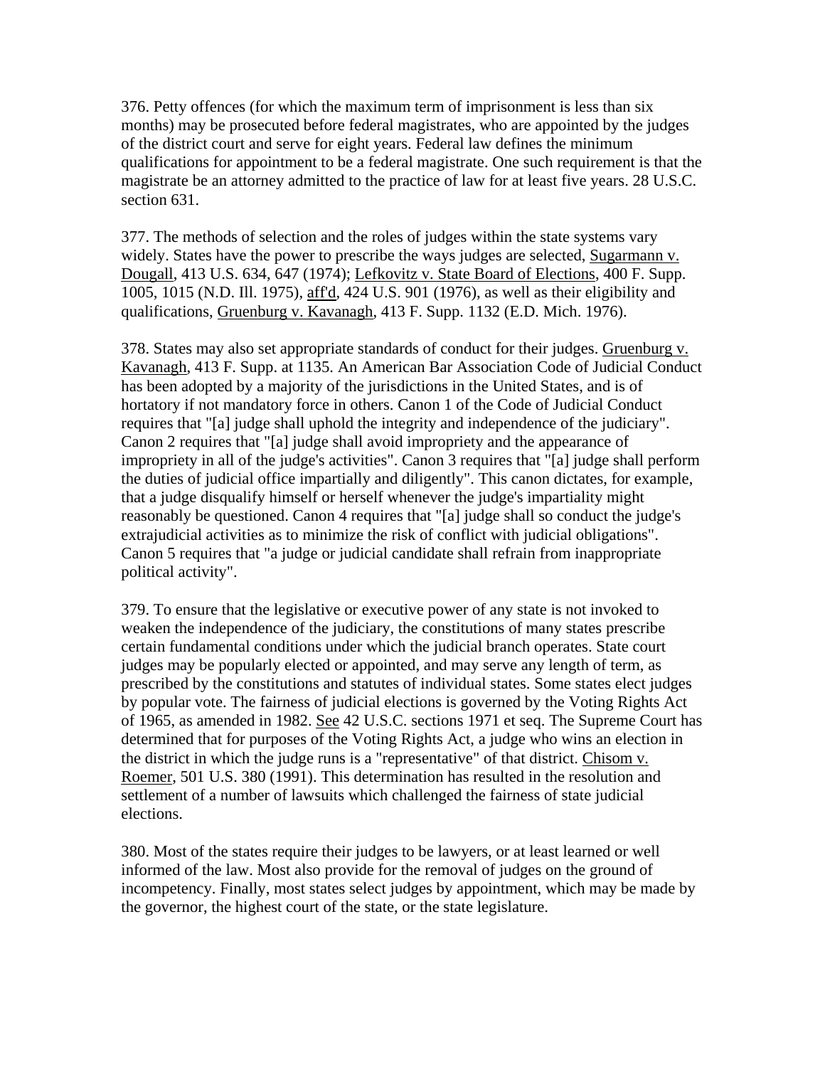376. Petty offences (for which the maximum term of imprisonment is less than six months) may be prosecuted before federal magistrates, who are appointed by the judges of the district court and serve for eight years. Federal law defines the minimum qualifications for appointment to be a federal magistrate. One such requirement is that the magistrate be an attorney admitted to the practice of law for at least five years. 28 U.S.C. section 631.

377. The methods of selection and the roles of judges within the state systems vary widely. States have the power to prescribe the ways judges are selected, Sugarmann v. Dougall, 413 U.S. 634, 647 (1974); Lefkovitz v. State Board of Elections, 400 F. Supp. 1005, 1015 (N.D. Ill. 1975), aff'd, 424 U.S. 901 (1976), as well as their eligibility and qualifications, Gruenburg v. Kavanagh, 413 F. Supp. 1132 (E.D. Mich. 1976).

378. States may also set appropriate standards of conduct for their judges. Gruenburg v. Kavanagh, 413 F. Supp. at 1135. An American Bar Association Code of Judicial Conduct has been adopted by a majority of the jurisdictions in the United States, and is of hortatory if not mandatory force in others. Canon 1 of the Code of Judicial Conduct requires that "[a] judge shall uphold the integrity and independence of the judiciary". Canon 2 requires that "[a] judge shall avoid impropriety and the appearance of impropriety in all of the judge's activities". Canon 3 requires that "[a] judge shall perform the duties of judicial office impartially and diligently". This canon dictates, for example, that a judge disqualify himself or herself whenever the judge's impartiality might reasonably be questioned. Canon 4 requires that "[a] judge shall so conduct the judge's extrajudicial activities as to minimize the risk of conflict with judicial obligations". Canon 5 requires that "a judge or judicial candidate shall refrain from inappropriate political activity".

379. To ensure that the legislative or executive power of any state is not invoked to weaken the independence of the judiciary, the constitutions of many states prescribe certain fundamental conditions under which the judicial branch operates. State court judges may be popularly elected or appointed, and may serve any length of term, as prescribed by the constitutions and statutes of individual states. Some states elect judges by popular vote. The fairness of judicial elections is governed by the Voting Rights Act of 1965, as amended in 1982. See 42 U.S.C. sections 1971 et seq. The Supreme Court has determined that for purposes of the Voting Rights Act, a judge who wins an election in the district in which the judge runs is a "representative" of that district. Chisom v. Roemer, 501 U.S. 380 (1991). This determination has resulted in the resolution and settlement of a number of lawsuits which challenged the fairness of state judicial elections.

380. Most of the states require their judges to be lawyers, or at least learned or well informed of the law. Most also provide for the removal of judges on the ground of incompetency. Finally, most states select judges by appointment, which may be made by the governor, the highest court of the state, or the state legislature.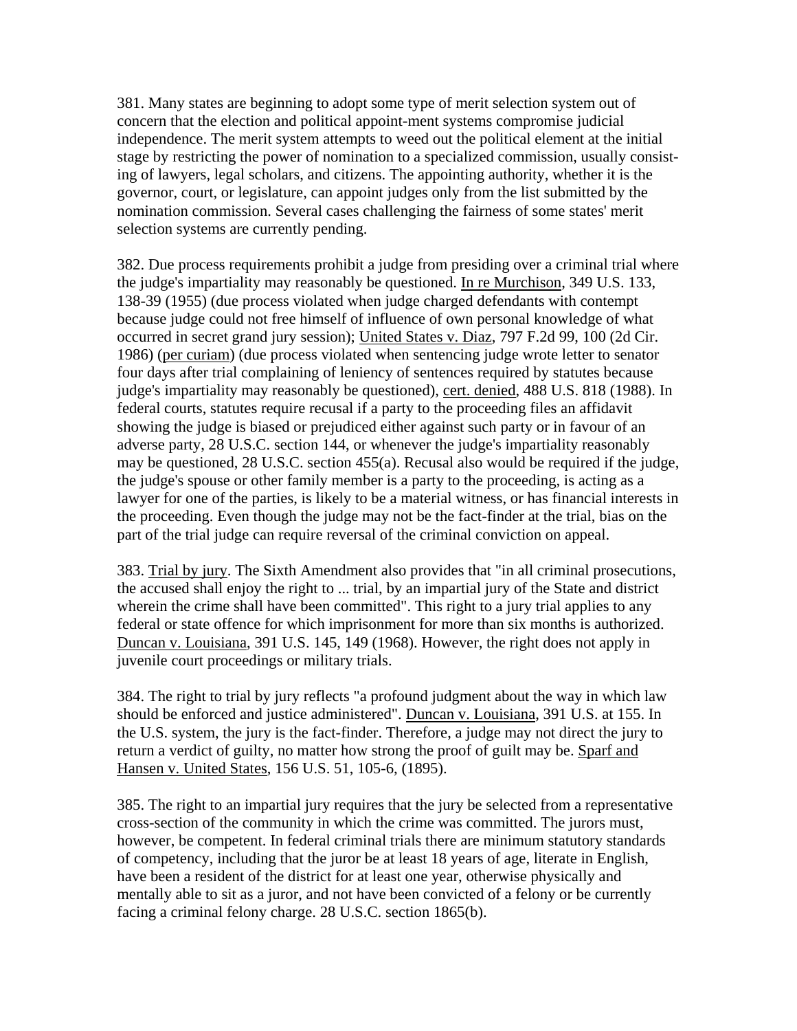381. Many states are beginning to adopt some type of merit selection system out of concern that the election and political appoint-ment systems compromise judicial independence. The merit system attempts to weed out the political element at the initial stage by restricting the power of nomination to a specialized commission, usually consist-ing of lawyers, legal scholars, and citizens. The appointing authority, whether it is the governor, court, or legislature, can appoint judges only from the list submitted by the nomination commission. Several cases challenging the fairness of some states' merit selection systems are currently pending.

382. Due process requirements prohibit a judge from presiding over a criminal trial where the judge's impartiality may reasonably be questioned. In re Murchison, 349 U.S. 133, 138-39 (1955) (due process violated when judge charged defendants with contempt because judge could not free himself of influence of own personal knowledge of what occurred in secret grand jury session); United States v. Diaz, 797 F.2d 99, 100 (2d Cir. 1986) (per curiam) (due process violated when sentencing judge wrote letter to senator four days after trial complaining of leniency of sentences required by statutes because judge's impartiality may reasonably be questioned), cert. denied, 488 U.S. 818 (1988). In federal courts, statutes require recusal if a party to the proceeding files an affidavit showing the judge is biased or prejudiced either against such party or in favour of an adverse party, 28 U.S.C. section 144, or whenever the judge's impartiality reasonably may be questioned, 28 U.S.C. section 455(a). Recusal also would be required if the judge, the judge's spouse or other family member is a party to the proceeding, is acting as a lawyer for one of the parties, is likely to be a material witness, or has financial interests in the proceeding. Even though the judge may not be the fact-finder at the trial, bias on the part of the trial judge can require reversal of the criminal conviction on appeal.

383. Trial by jury. The Sixth Amendment also provides that "in all criminal prosecutions, the accused shall enjoy the right to ... trial, by an impartial jury of the State and district wherein the crime shall have been committed". This right to a jury trial applies to any federal or state offence for which imprisonment for more than six months is authorized. Duncan v. Louisiana, 391 U.S. 145, 149 (1968). However, the right does not apply in juvenile court proceedings or military trials.

384. The right to trial by jury reflects "a profound judgment about the way in which law should be enforced and justice administered". Duncan v. Louisiana, 391 U.S. at 155. In the U.S. system, the jury is the fact-finder. Therefore, a judge may not direct the jury to return a verdict of guilty, no matter how strong the proof of guilt may be. Sparf and Hansen v. United States, 156 U.S. 51, 105-6, (1895).

385. The right to an impartial jury requires that the jury be selected from a representative cross-section of the community in which the crime was committed. The jurors must, however, be competent. In federal criminal trials there are minimum statutory standards of competency, including that the juror be at least 18 years of age, literate in English, have been a resident of the district for at least one year, otherwise physically and mentally able to sit as a juror, and not have been convicted of a felony or be currently facing a criminal felony charge. 28 U.S.C. section 1865(b).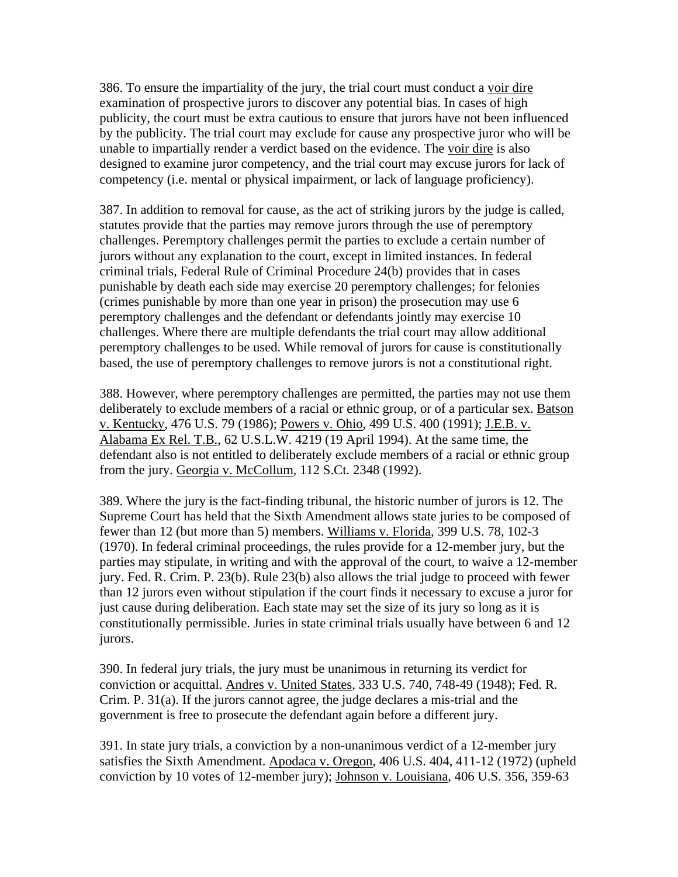386. To ensure the impartiality of the jury, the trial court must conduct a voir dire examination of prospective jurors to discover any potential bias. In cases of high publicity, the court must be extra cautious to ensure that jurors have not been influenced by the publicity. The trial court may exclude for cause any prospective juror who will be unable to impartially render a verdict based on the evidence. The voir dire is also designed to examine juror competency, and the trial court may excuse jurors for lack of competency (i.e. mental or physical impairment, or lack of language proficiency).

387. In addition to removal for cause, as the act of striking jurors by the judge is called, statutes provide that the parties may remove jurors through the use of peremptory challenges. Peremptory challenges permit the parties to exclude a certain number of jurors without any explanation to the court, except in limited instances. In federal criminal trials, Federal Rule of Criminal Procedure 24(b) provides that in cases punishable by death each side may exercise 20 peremptory challenges; for felonies (crimes punishable by more than one year in prison) the prosecution may use 6 peremptory challenges and the defendant or defendants jointly may exercise 10 challenges. Where there are multiple defendants the trial court may allow additional peremptory challenges to be used. While removal of jurors for cause is constitutionally based, the use of peremptory challenges to remove jurors is not a constitutional right.

388. However, where peremptory challenges are permitted, the parties may not use them deliberately to exclude members of a racial or ethnic group, or of a particular sex. Batson v. Kentucky, 476 U.S. 79 (1986); Powers v. Ohio, 499 U.S. 400 (1991); J.E.B. v. Alabama Ex Rel. T.B., 62 U.S.L.W. 4219 (19 April 1994). At the same time, the defendant also is not entitled to deliberately exclude members of a racial or ethnic group from the jury. Georgia v. McCollum, 112 S.Ct. 2348 (1992).

389. Where the jury is the fact-finding tribunal, the historic number of jurors is 12. The Supreme Court has held that the Sixth Amendment allows state juries to be composed of fewer than 12 (but more than 5) members. Williams v. Florida, 399 U.S. 78, 102-3 (1970). In federal criminal proceedings, the rules provide for a 12-member jury, but the parties may stipulate, in writing and with the approval of the court, to waive a 12-member jury. Fed. R. Crim. P. 23(b). Rule 23(b) also allows the trial judge to proceed with fewer than 12 jurors even without stipulation if the court finds it necessary to excuse a juror for just cause during deliberation. Each state may set the size of its jury so long as it is constitutionally permissible. Juries in state criminal trials usually have between 6 and 12 jurors.

390. In federal jury trials, the jury must be unanimous in returning its verdict for conviction or acquittal. Andres v. United States, 333 U.S. 740, 748-49 (1948); Fed. R. Crim. P. 31(a). If the jurors cannot agree, the judge declares a mis-trial and the government is free to prosecute the defendant again before a different jury.

391. In state jury trials, a conviction by a non-unanimous verdict of a 12-member jury satisfies the Sixth Amendment. Apodaca v. Oregon, 406 U.S. 404, 411-12 (1972) (upheld conviction by 10 votes of 12-member jury); Johnson v. Louisiana, 406 U.S. 356, 359-63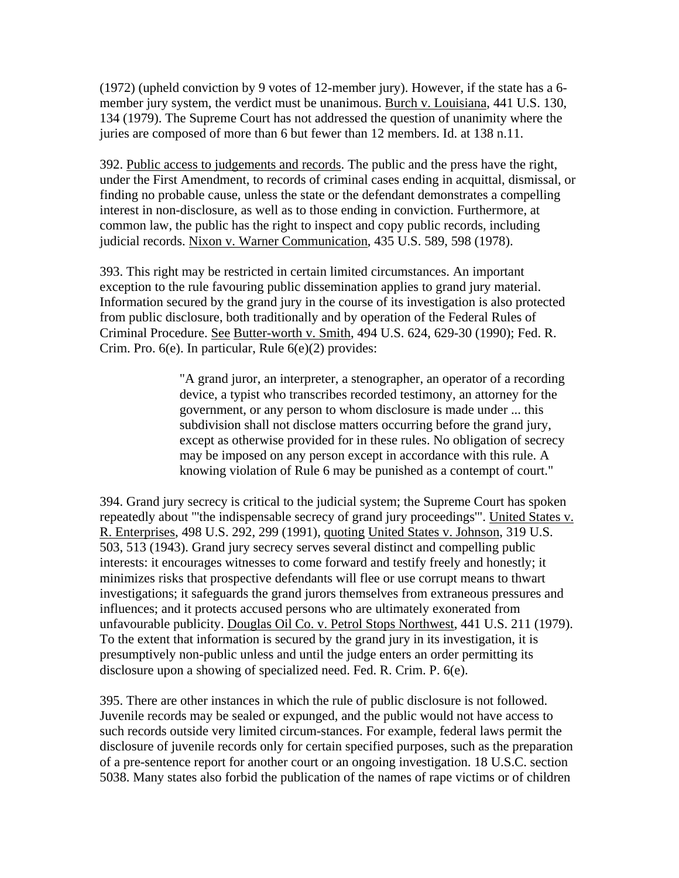(1972) (upheld conviction by 9 votes of 12-member jury). However, if the state has a 6-member jury system, the verdict must be unanimous. Burch v. Louisiana, 441 U.S. 130, 134 (1979). The Supreme Court has not addressed the question of unanimity where the juries are composed of more than 6 but fewer than 12 members. Id. at 138 n.11.

392. Public access to judgements and records. The public and the press have the right, under the First Amendment, to records of criminal cases ending in acquittal, dismissal, or finding no probable cause, unless the state or the defendant demonstrates a compelling interest in non-disclosure, as well as to those ending in conviction. Furthermore, at common law, the public has the right to inspect and copy public records, including judicial records. Nixon v. Warner Communication, 435 U.S. 589, 598 (1978).

393. This right may be restricted in certain limited circumstances. An important exception to the rule favouring public dissemination applies to grand jury material. Information secured by the grand jury in the course of its investigation is also protected from public disclosure, both traditionally and by operation of the Federal Rules of Criminal Procedure. See Butter-worth v. Smith, 494 U.S. 624, 629-30 (1990); Fed. R. Crim. Pro. 6(e). In particular, Rule 6(e)(2) provides:

> "A grand juror, an interpreter, a stenographer, an operator of a recording device, a typist who transcribes recorded testimony, an attorney for the government, or any person to whom disclosure is made under ... this subdivision shall not disclose matters occurring before the grand jury, except as otherwise provided for in these rules. No obligation of secrecy may be imposed on any person except in accordance with this rule. A knowing violation of Rule 6 may be punished as a contempt of court."

394. Grand jury secrecy is critical to the judicial system; the Supreme Court has spoken repeatedly about "'the indispensable secrecy of grand jury proceedings'". United States v. R. Enterprises, 498 U.S. 292, 299 (1991), quoting United States v. Johnson, 319 U.S. 503, 513 (1943). Grand jury secrecy serves several distinct and compelling public interests: it encourages witnesses to come forward and testify freely and honestly; it minimizes risks that prospective defendants will flee or use corrupt means to thwart investigations; it safeguards the grand jurors themselves from extraneous pressures and influences; and it protects accused persons who are ultimately exonerated from unfavourable publicity. Douglas Oil Co. v. Petrol Stops Northwest, 441 U.S. 211 (1979). To the extent that information is secured by the grand jury in its investigation, it is presumptively non-public unless and until the judge enters an order permitting its disclosure upon a showing of specialized need. Fed. R. Crim. P. 6(e).

395. There are other instances in which the rule of public disclosure is not followed. Juvenile records may be sealed or expunged, and the public would not have access to such records outside very limited circum-stances. For example, federal laws permit the disclosure of juvenile records only for certain specified purposes, such as the preparation of a pre-sentence report for another court or an ongoing investigation. 18 U.S.C. section 5038. Many states also forbid the publication of the names of rape victims or of children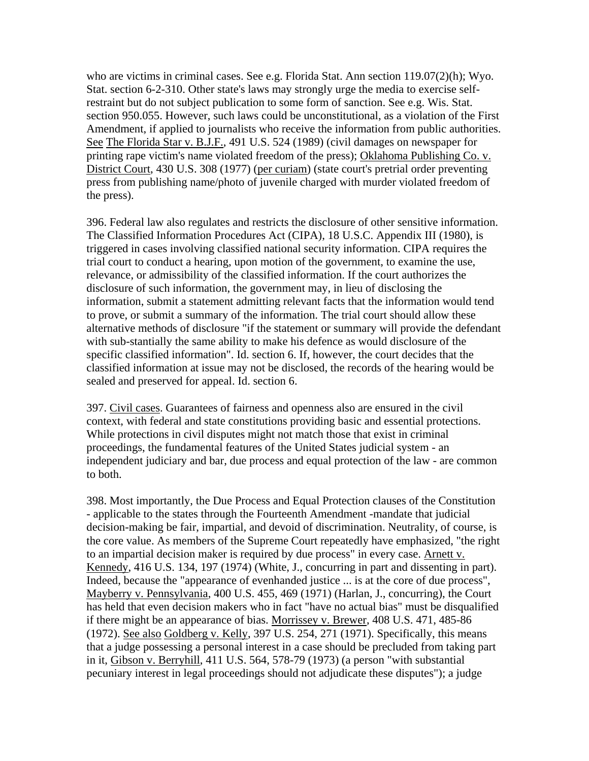who are victims in criminal cases. See e.g. Florida Stat. Ann section 119.07(2)(h); Wyo. Stat. section 6-2-310. Other state's laws may strongly urge the media to exercise self-restraint but do not subject publication to some form of sanction. See e.g. Wis. Stat. section 950.055. However, such laws could be unconstitutional, as a violation of the First Amendment, if applied to journalists who receive the information from public authorities. See The Florida Star v. B.J.F., 491 U.S. 524 (1989) (civil damages on newspaper for printing rape victim's name violated freedom of the press); Oklahoma Publishing Co. v. District Court, 430 U.S. 308 (1977) (per curiam) (state court's pretrial order preventing press from publishing name/photo of juvenile charged with murder violated freedom of the press).

396. Federal law also regulates and restricts the disclosure of other sensitive information. The Classified Information Procedures Act (CIPA), 18 U.S.C. Appendix III (1980), is triggered in cases involving classified national security information. CIPA requires the trial court to conduct a hearing, upon motion of the government, to examine the use, relevance, or admissibility of the classified information. If the court authorizes the disclosure of such information, the government may, in lieu of disclosing the information, submit a statement admitting relevant facts that the information would tend to prove, or submit a summary of the information. The trial court should allow these alternative methods of disclosure "if the statement or summary will provide the defendant with sub-stantially the same ability to make his defence as would disclosure of the specific classified information". Id. section 6. If, however, the court decides that the classified information at issue may not be disclosed, the records of the hearing would be sealed and preserved for appeal. Id. section 6.

397. Civil cases. Guarantees of fairness and openness also are ensured in the civil context, with federal and state constitutions providing basic and essential protections. While protections in civil disputes might not match those that exist in criminal proceedings, the fundamental features of the United States judicial system - an independent judiciary and bar, due process and equal protection of the law - are common to both.

398. Most importantly, the Due Process and Equal Protection clauses of the Constitution - applicable to the states through the Fourteenth Amendment -mandate that judicial decision-making be fair, impartial, and devoid of discrimination. Neutrality, of course, is the core value. As members of the Supreme Court repeatedly have emphasized, "the right to an impartial decision maker is required by due process" in every case. Arnett v. Kennedy, 416 U.S. 134, 197 (1974) (White, J., concurring in part and dissenting in part). Indeed, because the "appearance of evenhanded justice ... is at the core of due process", Mayberry v. Pennsylvania, 400 U.S. 455, 469 (1971) (Harlan, J., concurring), the Court has held that even decision makers who in fact "have no actual bias" must be disqualified if there might be an appearance of bias. Morrissey v. Brewer, 408 U.S. 471, 485-86 (1972). See also Goldberg v. Kelly, 397 U.S. 254, 271 (1971). Specifically, this means that a judge possessing a personal interest in a case should be precluded from taking part in it, Gibson v. Berryhill, 411 U.S. 564, 578-79 (1973) (a person "with substantial pecuniary interest in legal proceedings should not adjudicate these disputes"); a judge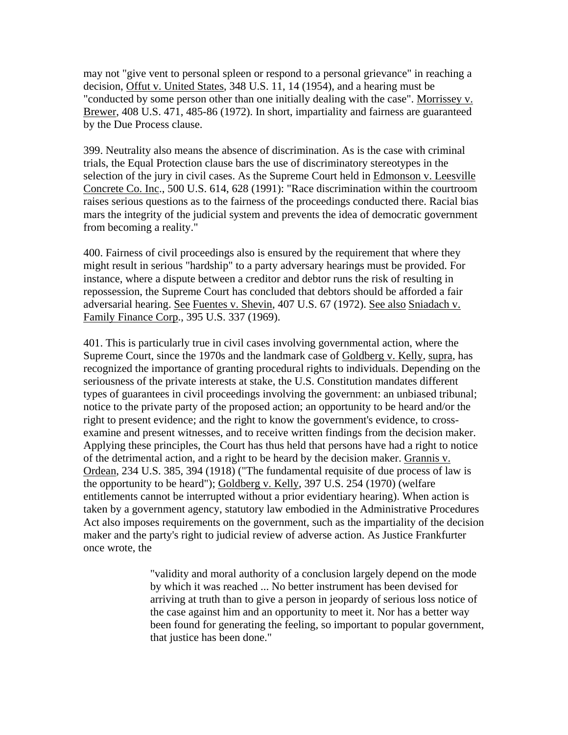may not "give vent to personal spleen or respond to a personal grievance" in reaching a decision, Offut v. United States, 348 U.S. 11, 14 (1954), and a hearing must be "conducted by some person other than one initially dealing with the case". Morrissey v. Brewer, 408 U.S. 471, 485-86 (1972). In short, impartiality and fairness are guaranteed by the Due Process clause.

399. Neutrality also means the absence of discrimination. As is the case with criminal trials, the Equal Protection clause bars the use of discriminatory stereotypes in the selection of the jury in civil cases. As the Supreme Court held in Edmonson v. Leesville Concrete Co. Inc., 500 U.S. 614, 628 (1991): "Race discrimination within the courtroom raises serious questions as to the fairness of the proceedings conducted there. Racial bias mars the integrity of the judicial system and prevents the idea of democratic government from becoming a reality."

400. Fairness of civil proceedings also is ensured by the requirement that where they might result in serious "hardship" to a party adversary hearings must be provided. For instance, where a dispute between a creditor and debtor runs the risk of resulting in repossession, the Supreme Court has concluded that debtors should be afforded a fair adversarial hearing. See Fuentes v. Shevin, 407 U.S. 67 (1972). See also Sniadach v. Family Finance Corp., 395 U.S. 337 (1969).

401. This is particularly true in civil cases involving governmental action, where the Supreme Court, since the 1970s and the landmark case of Goldberg v. Kelly, supra, has recognized the importance of granting procedural rights to individuals. Depending on the seriousness of the private interests at stake, the U.S. Constitution mandates different types of guarantees in civil proceedings involving the government: an unbiased tribunal; notice to the private party of the proposed action; an opportunity to be heard and/or the right to present evidence; and the right to know the government's evidence, to cross-examine and present witnesses, and to receive written findings from the decision maker. Applying these principles, the Court has thus held that persons have had a right to notice of the detrimental action, and a right to be heard by the decision maker. Grannis v. Ordean, 234 U.S. 385, 394 (1918) ("The fundamental requisite of due process of law is the opportunity to be heard"); Goldberg v. Kelly, 397 U.S. 254 (1970) (welfare entitlements cannot be interrupted without a prior evidentiary hearing). When action is taken by a government agency, statutory law embodied in the Administrative Procedures Act also imposes requirements on the government, such as the impartiality of the decision maker and the party's right to judicial review of adverse action. As Justice Frankfurter once wrote, the

> "validity and moral authority of a conclusion largely depend on the mode by which it was reached ... No better instrument has been devised for arriving at truth than to give a person in jeopardy of serious loss notice of the case against him and an opportunity to meet it. Nor has a better way been found for generating the feeling, so important to popular government, that justice has been done."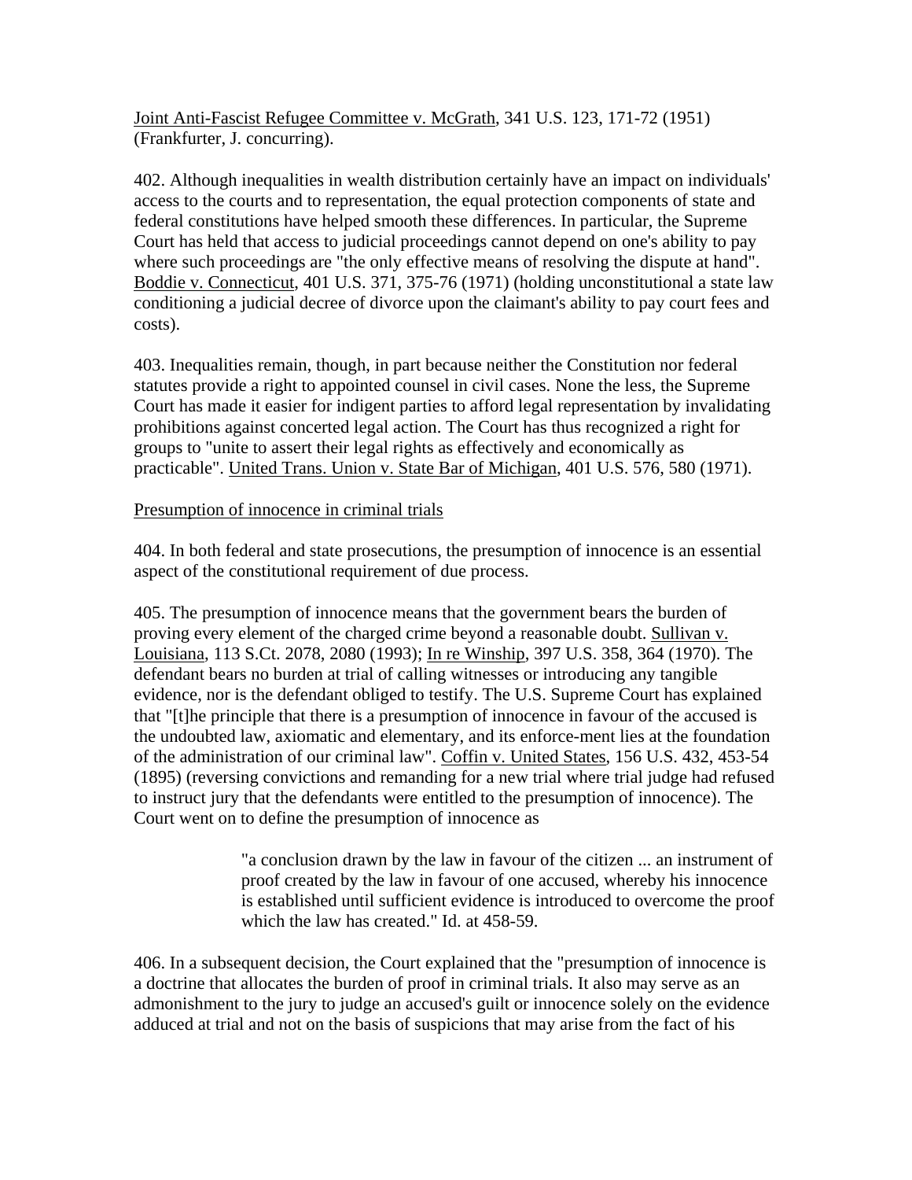Joint Anti-Fascist Refugee Committee v. McGrath, 341 U.S. 123, 171-72 (1951) (Frankfurter, J. concurring).

402. Although inequalities in wealth distribution certainly have an impact on individuals' access to the courts and to representation, the equal protection components of state and federal constitutions have helped smooth these differences. In particular, the Supreme Court has held that access to judicial proceedings cannot depend on one's ability to pay where such proceedings are "the only effective means of resolving the dispute at hand". Boddie v. Connecticut, 401 U.S. 371, 375-76 (1971) (holding unconstitutional a state law conditioning a judicial decree of divorce upon the claimant's ability to pay court fees and costs).

403. Inequalities remain, though, in part because neither the Constitution nor federal statutes provide a right to appointed counsel in civil cases. None the less, the Supreme Court has made it easier for indigent parties to afford legal representation by invalidating prohibitions against concerted legal action. The Court has thus recognized a right for groups to "unite to assert their legal rights as effectively and economically as practicable". United Trans. Union v. State Bar of Michigan, 401 U.S. 576, 580 (1971).

Presumption of innocence in criminal trials

404. In both federal and state prosecutions, the presumption of innocence is an essential aspect of the constitutional requirement of due process.

405. The presumption of innocence means that the government bears the burden of proving every element of the charged crime beyond a reasonable doubt. Sullivan v. Louisiana, 113 S.Ct. 2078, 2080 (1993); In re Winship, 397 U.S. 358, 364 (1970). The defendant bears no burden at trial of calling witnesses or introducing any tangible evidence, nor is the defendant obliged to testify. The U.S. Supreme Court has explained that "[t]he principle that there is a presumption of innocence in favour of the accused is the undoubted law, axiomatic and elementary, and its enforce-ment lies at the foundation of the administration of our criminal law". Coffin v. United States, 156 U.S. 432, 453-54 (1895) (reversing convictions and remanding for a new trial where trial judge had refused to instruct jury that the defendants were entitled to the presumption of innocence). The Court went on to define the presumption of innocence as

> "a conclusion drawn by the law in favour of the citizen ... an instrument of proof created by the law in favour of one accused, whereby his innocence is established until sufficient evidence is introduced to overcome the proof which the law has created." Id. at 458-59.

406. In a subsequent decision, the Court explained that the "presumption of innocence is a doctrine that allocates the burden of proof in criminal trials. It also may serve as an admonishment to the jury to judge an accused's guilt or innocence solely on the evidence adduced at trial and not on the basis of suspicions that may arise from the fact of his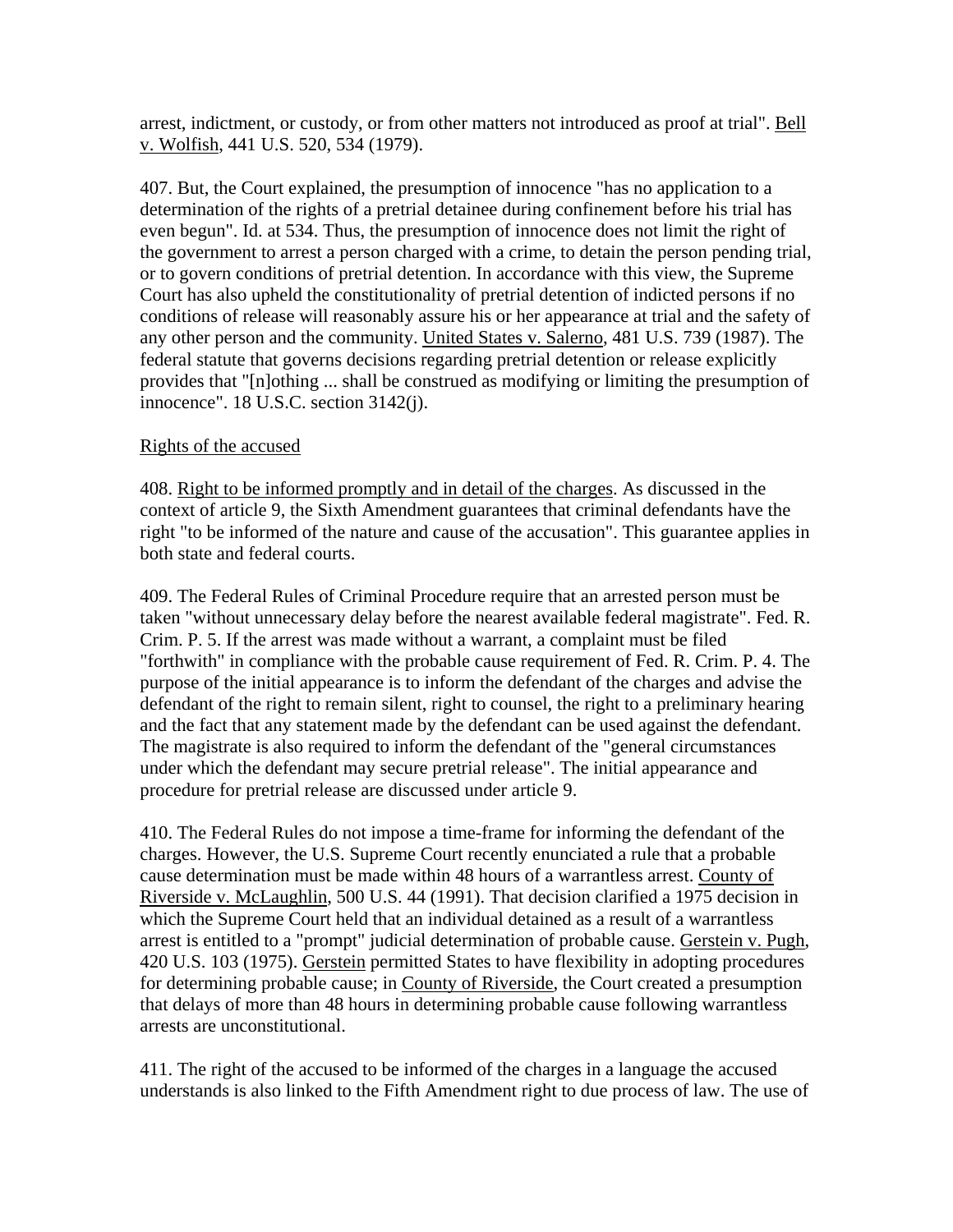arrest, indictment, or custody, or from other matters not introduced as proof at trial". <u>Bell v. Wolfish</u>, 441 U.S. 520, 534 (1979).

407. But, the Court explained, the presumption of innocence "has no application to a determination of the rights of a pretrial detainee during confinement before his trial has even begun". Id. at 534. Thus, the presumption of innocence does not limit the right of the government to arrest a person charged with a crime, to detain the person pending trial, or to govern conditions of pretrial detention. In accordance with this view, the Supreme Court has also upheld the constitutionality of pretrial detention of indicted persons if no conditions of release will reasonably assure his or her appearance at trial and the safety of any other person and the community. <u>United States v. Salerno</u>, 481 U.S. 739 (1987). The federal statute that governs decisions regarding pretrial detention or release explicitly provides that "[n]othing ... shall be construed as modifying or limiting the presumption of innocence". 18 U.S.C. section 3142(j).

<u>Rights of the accused</u>

408. <u>Right to be informed promptly and in detail of the charges</u>. As discussed in the context of article 9, the Sixth Amendment guarantees that criminal defendants have the right "to be informed of the nature and cause of the accusation". This guarantee applies in both state and federal courts.

409. The Federal Rules of Criminal Procedure require that an arrested person must be taken "without unnecessary delay before the nearest available federal magistrate". Fed. R. Crim. P. 5. If the arrest was made without a warrant, a complaint must be filed "forthwith" in compliance with the probable cause requirement of Fed. R. Crim. P. 4. The purpose of the initial appearance is to inform the defendant of the charges and advise the defendant of the right to remain silent, right to counsel, the right to a preliminary hearing and the fact that any statement made by the defendant can be used against the defendant. The magistrate is also required to inform the defendant of the "general circumstances under which the defendant may secure pretrial release". The initial appearance and procedure for pretrial release are discussed under article 9.

410. The Federal Rules do not impose a time-frame for informing the defendant of the charges. However, the U.S. Supreme Court recently enunciated a rule that a probable cause determination must be made within 48 hours of a warrantless arrest. <u>County of Riverside v. McLaughlin</u>, 500 U.S. 44 (1991). That decision clarified a 1975 decision in which the Supreme Court held that an individual detained as a result of a warrantless arrest is entitled to a "prompt" judicial determination of probable cause. <u>Gerstein v. Pugh</u>, 420 U.S. 103 (1975). <u>Gerstein</u> permitted States to have flexibility in adopting procedures for determining probable cause; in <u>County of Riverside</u>, the Court created a presumption that delays of more than 48 hours in determining probable cause following warrantless arrests are unconstitutional.

411. The right of the accused to be informed of the charges in a language the accused understands is also linked to the Fifth Amendment right to due process of law. The use of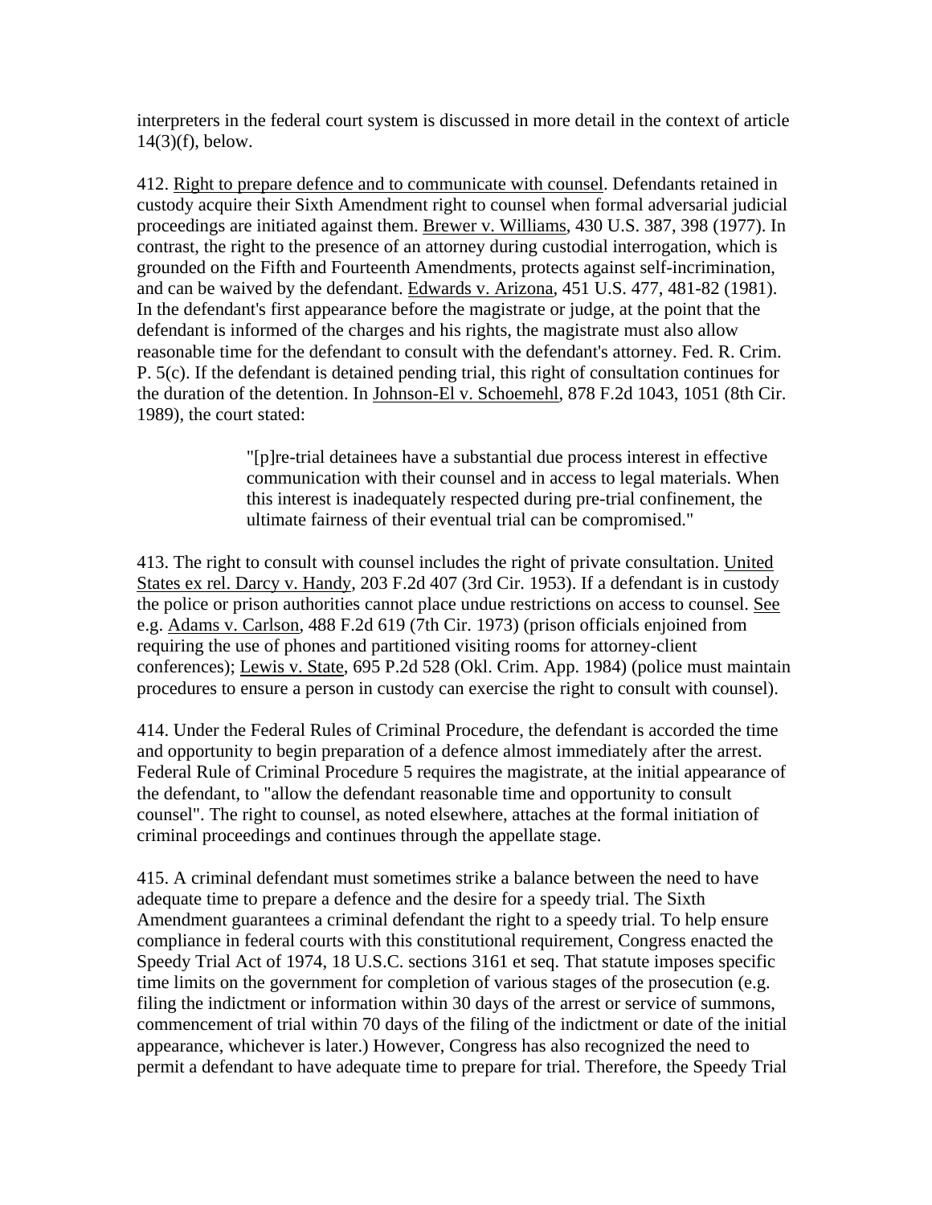interpreters in the federal court system is discussed in more detail in the context of article 14(3)(f), below.

412. Right to prepare defence and to communicate with counsel. Defendants retained in custody acquire their Sixth Amendment right to counsel when formal adversarial judicial proceedings are initiated against them. Brewer v. Williams, 430 U.S. 387, 398 (1977). In contrast, the right to the presence of an attorney during custodial interrogation, which is grounded on the Fifth and Fourteenth Amendments, protects against self-incrimination, and can be waived by the defendant. Edwards v. Arizona, 451 U.S. 477, 481-82 (1981). In the defendant's first appearance before the magistrate or judge, at the point that the defendant is informed of the charges and his rights, the magistrate must also allow reasonable time for the defendant to consult with the defendant's attorney. Fed. R. Crim. P. 5(c). If the defendant is detained pending trial, this right of consultation continues for the duration of the detention. In Johnson-El v. Schoemehl, 878 F.2d 1043, 1051 (8th Cir. 1989), the court stated:

> "[p]re-trial detainees have a substantial due process interest in effective communication with their counsel and in access to legal materials. When this interest is inadequately respected during pre-trial confinement, the ultimate fairness of their eventual trial can be compromised."

413. The right to consult with counsel includes the right of private consultation. United States ex rel. Darcy v. Handy, 203 F.2d 407 (3rd Cir. 1953). If a defendant is in custody the police or prison authorities cannot place undue restrictions on access to counsel. See e.g. Adams v. Carlson, 488 F.2d 619 (7th Cir. 1973) (prison officials enjoined from requiring the use of phones and partitioned visiting rooms for attorney-client conferences); Lewis v. State, 695 P.2d 528 (Okl. Crim. App. 1984) (police must maintain procedures to ensure a person in custody can exercise the right to consult with counsel).

414. Under the Federal Rules of Criminal Procedure, the defendant is accorded the time and opportunity to begin preparation of a defence almost immediately after the arrest. Federal Rule of Criminal Procedure 5 requires the magistrate, at the initial appearance of the defendant, to "allow the defendant reasonable time and opportunity to consult counsel". The right to counsel, as noted elsewhere, attaches at the formal initiation of criminal proceedings and continues through the appellate stage.

415. A criminal defendant must sometimes strike a balance between the need to have adequate time to prepare a defence and the desire for a speedy trial. The Sixth Amendment guarantees a criminal defendant the right to a speedy trial. To help ensure compliance in federal courts with this constitutional requirement, Congress enacted the Speedy Trial Act of 1974, 18 U.S.C. sections 3161 et seq. That statute imposes specific time limits on the government for completion of various stages of the prosecution (e.g. filing the indictment or information within 30 days of the arrest or service of summons, commencement of trial within 70 days of the filing of the indictment or date of the initial appearance, whichever is later.) However, Congress has also recognized the need to permit a defendant to have adequate time to prepare for trial. Therefore, the Speedy Trial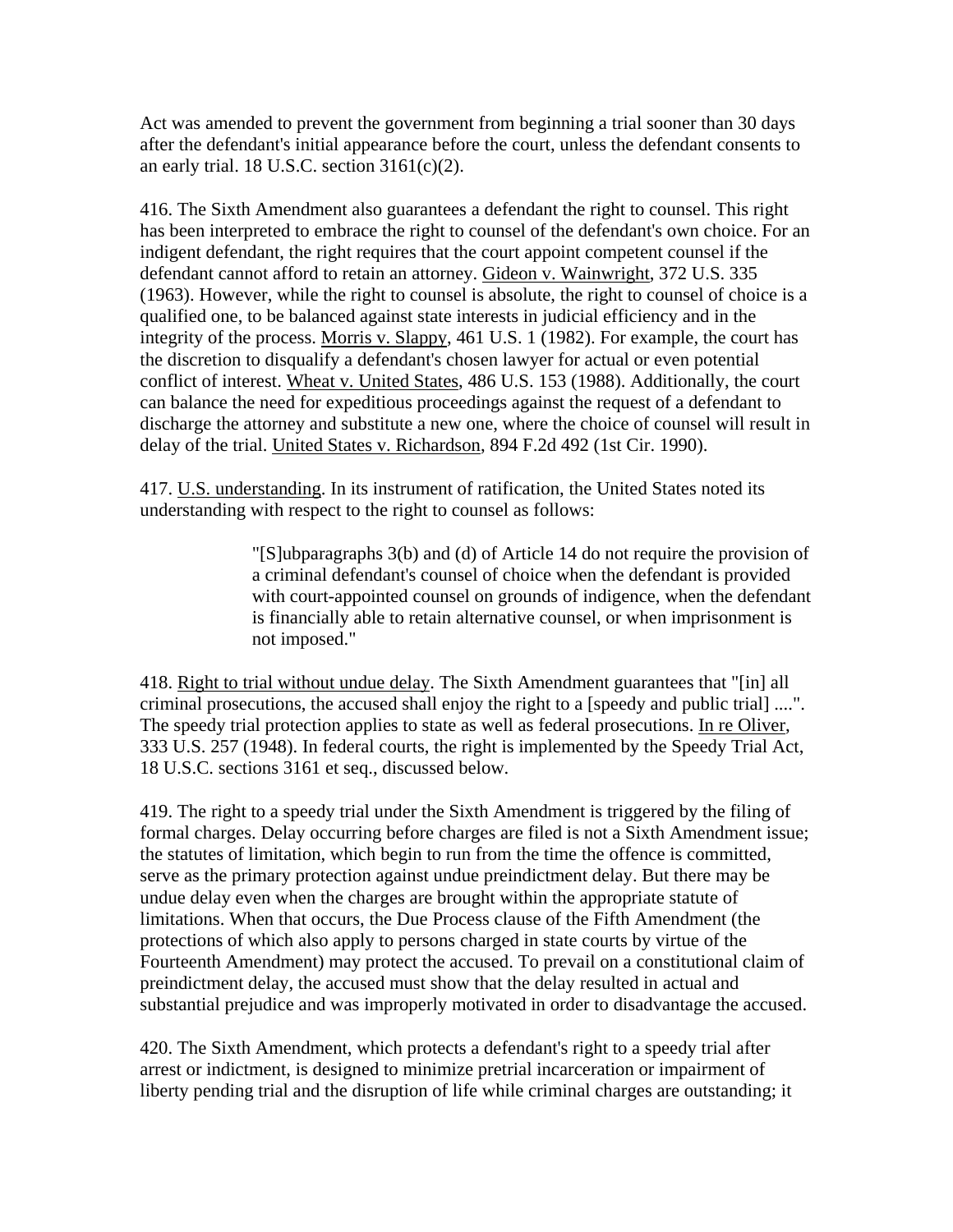Act was amended to prevent the government from beginning a trial sooner than 30 days after the defendant's initial appearance before the court, unless the defendant consents to an early trial. 18 U.S.C. section 3161(c)(2).

416. The Sixth Amendment also guarantees a defendant the right to counsel. This right has been interpreted to embrace the right to counsel of the defendant's own choice. For an indigent defendant, the right requires that the court appoint competent counsel if the defendant cannot afford to retain an attorney. Gideon v. Wainwright, 372 U.S. 335 (1963). However, while the right to counsel is absolute, the right to counsel of choice is a qualified one, to be balanced against state interests in judicial efficiency and in the integrity of the process. Morris v. Slappy, 461 U.S. 1 (1982). For example, the court has the discretion to disqualify a defendant's chosen lawyer for actual or even potential conflict of interest. Wheat v. United States, 486 U.S. 153 (1988). Additionally, the court can balance the need for expeditious proceedings against the request of a defendant to discharge the attorney and substitute a new one, where the choice of counsel will result in delay of the trial. United States v. Richardson, 894 F.2d 492 (1st Cir. 1990).

417. U.S. understanding. In its instrument of ratification, the United States noted its understanding with respect to the right to counsel as follows:

> "[S]ubparagraphs 3(b) and (d) of Article 14 do not require the provision of a criminal defendant's counsel of choice when the defendant is provided with court-appointed counsel on grounds of indigence, when the defendant is financially able to retain alternative counsel, or when imprisonment is not imposed."

418. Right to trial without undue delay. The Sixth Amendment guarantees that "[in] all criminal prosecutions, the accused shall enjoy the right to a [speedy and public trial] ....". The speedy trial protection applies to state as well as federal prosecutions. In re Oliver, 333 U.S. 257 (1948). In federal courts, the right is implemented by the Speedy Trial Act, 18 U.S.C. sections 3161 et seq., discussed below.

419. The right to a speedy trial under the Sixth Amendment is triggered by the filing of formal charges. Delay occurring before charges are filed is not a Sixth Amendment issue; the statutes of limitation, which begin to run from the time the offence is committed, serve as the primary protection against undue preindictment delay. But there may be undue delay even when the charges are brought within the appropriate statute of limitations. When that occurs, the Due Process clause of the Fifth Amendment (the protections of which also apply to persons charged in state courts by virtue of the Fourteenth Amendment) may protect the accused. To prevail on a constitutional claim of preindictment delay, the accused must show that the delay resulted in actual and substantial prejudice and was improperly motivated in order to disadvantage the accused.

420. The Sixth Amendment, which protects a defendant's right to a speedy trial after arrest or indictment, is designed to minimize pretrial incarceration or impairment of liberty pending trial and the disruption of life while criminal charges are outstanding; it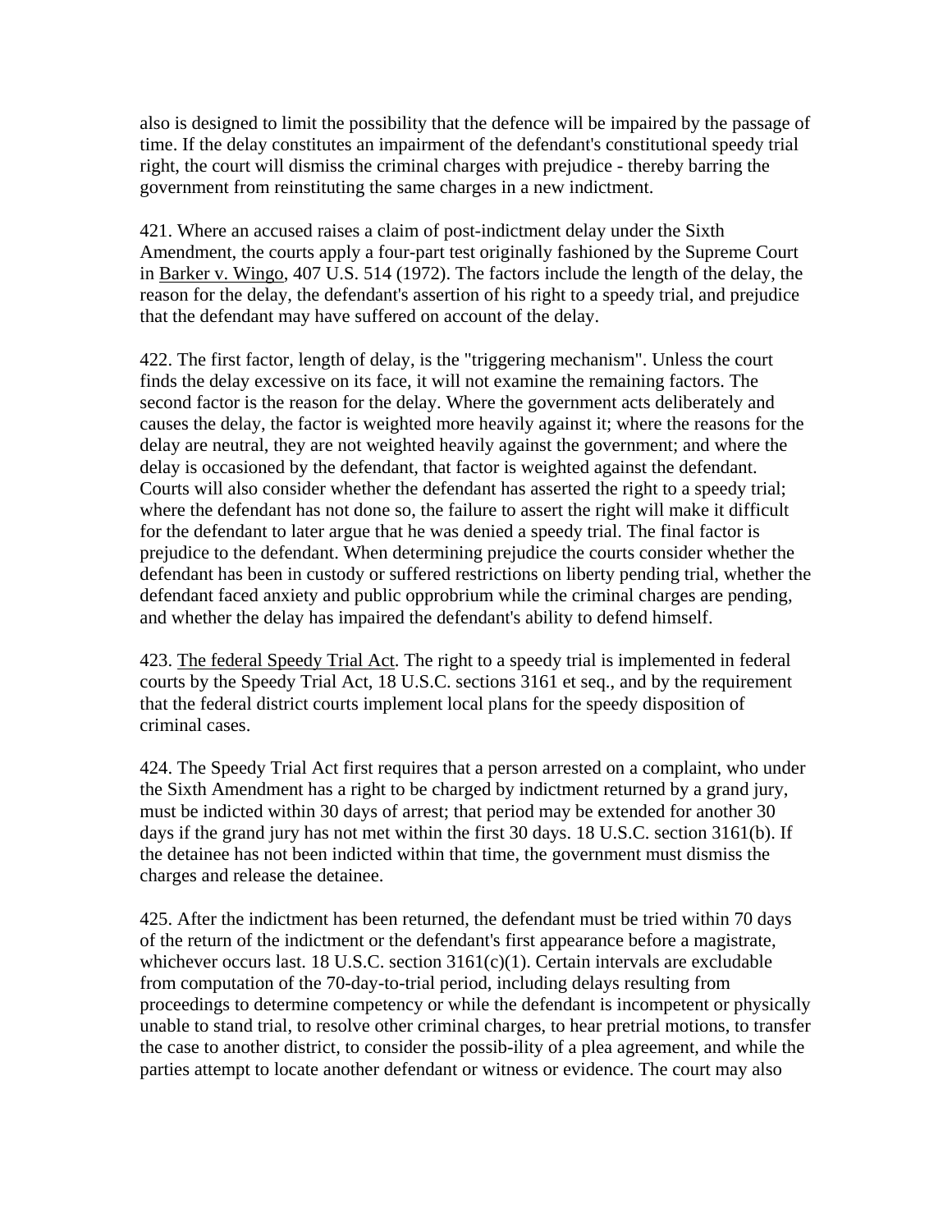also is designed to limit the possibility that the defence will be impaired by the passage of time. If the delay constitutes an impairment of the defendant's constitutional speedy trial right, the court will dismiss the criminal charges with prejudice - thereby barring the government from reinstituting the same charges in a new indictment.

421. Where an accused raises a claim of post-indictment delay under the Sixth Amendment, the courts apply a four-part test originally fashioned by the Supreme Court in Barker v. Wingo, 407 U.S. 514 (1972). The factors include the length of the delay, the reason for the delay, the defendant's assertion of his right to a speedy trial, and prejudice that the defendant may have suffered on account of the delay.

422. The first factor, length of delay, is the "triggering mechanism". Unless the court finds the delay excessive on its face, it will not examine the remaining factors. The second factor is the reason for the delay. Where the government acts deliberately and causes the delay, the factor is weighted more heavily against it; where the reasons for the delay are neutral, they are not weighted heavily against the government; and where the delay is occasioned by the defendant, that factor is weighted against the defendant. Courts will also consider whether the defendant has asserted the right to a speedy trial; where the defendant has not done so, the failure to assert the right will make it difficult for the defendant to later argue that he was denied a speedy trial. The final factor is prejudice to the defendant. When determining prejudice the courts consider whether the defendant has been in custody or suffered restrictions on liberty pending trial, whether the defendant faced anxiety and public opprobrium while the criminal charges are pending, and whether the delay has impaired the defendant's ability to defend himself.

423. The federal Speedy Trial Act. The right to a speedy trial is implemented in federal courts by the Speedy Trial Act, 18 U.S.C. sections 3161 et seq., and by the requirement that the federal district courts implement local plans for the speedy disposition of criminal cases.

424. The Speedy Trial Act first requires that a person arrested on a complaint, who under the Sixth Amendment has a right to be charged by indictment returned by a grand jury, must be indicted within 30 days of arrest; that period may be extended for another 30 days if the grand jury has not met within the first 30 days. 18 U.S.C. section 3161(b). If the detainee has not been indicted within that time, the government must dismiss the charges and release the detainee.

425. After the indictment has been returned, the defendant must be tried within 70 days of the return of the indictment or the defendant's first appearance before a magistrate, whichever occurs last. 18 U.S.C. section 3161(c)(1). Certain intervals are excludable from computation of the 70-day-to-trial period, including delays resulting from proceedings to determine competency or while the defendant is incompetent or physically unable to stand trial, to resolve other criminal charges, to hear pretrial motions, to transfer the case to another district, to consider the possib-ility of a plea agreement, and while the parties attempt to locate another defendant or witness or evidence. The court may also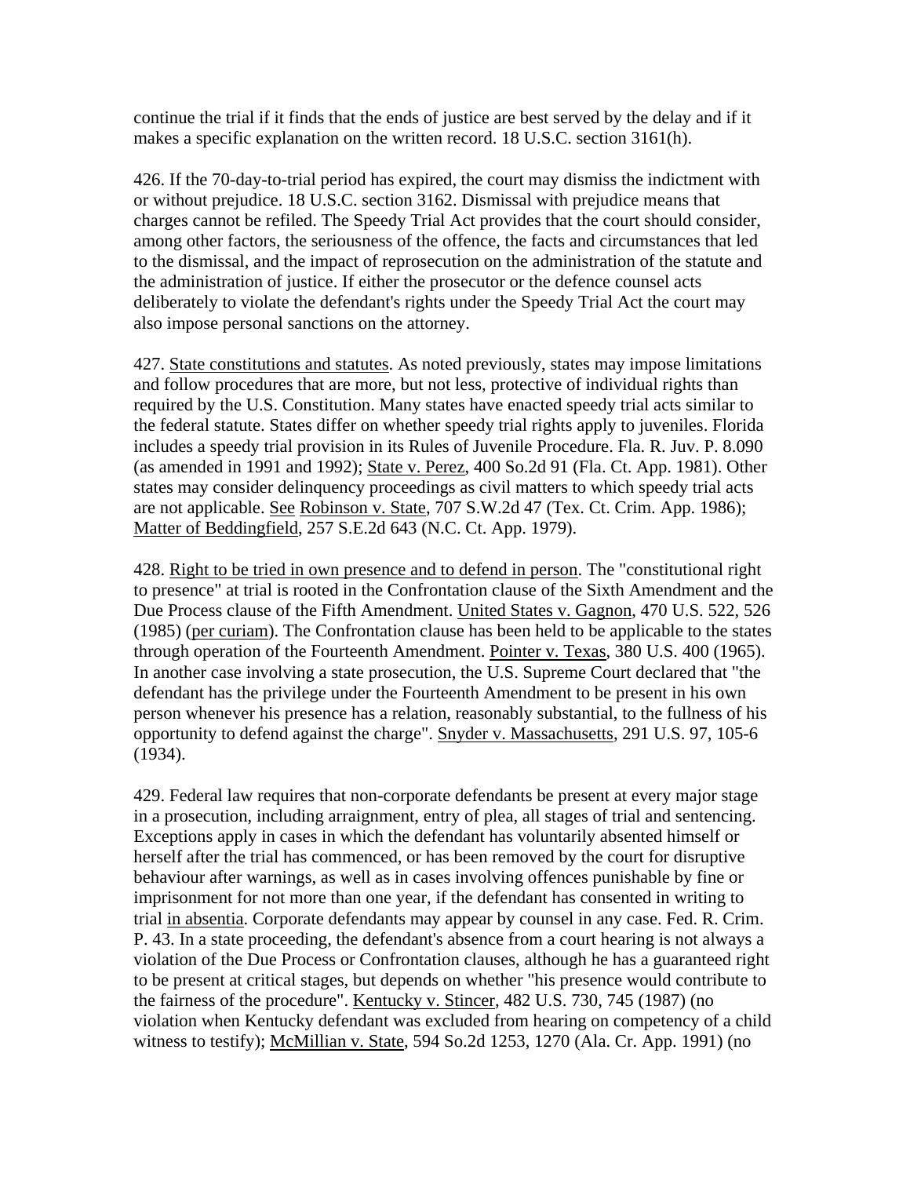continue the trial if it finds that the ends of justice are best served by the delay and if it makes a specific explanation on the written record. 18 U.S.C. section 3161(h).

426. If the 70-day-to-trial period has expired, the court may dismiss the indictment with or without prejudice. 18 U.S.C. section 3162. Dismissal with prejudice means that charges cannot be refiled. The Speedy Trial Act provides that the court should consider, among other factors, the seriousness of the offence, the facts and circumstances that led to the dismissal, and the impact of reprosecution on the administration of the statute and the administration of justice. If either the prosecutor or the defence counsel acts deliberately to violate the defendant's rights under the Speedy Trial Act the court may also impose personal sanctions on the attorney.

427. State constitutions and statutes. As noted previously, states may impose limitations and follow procedures that are more, but not less, protective of individual rights than required by the U.S. Constitution. Many states have enacted speedy trial acts similar to the federal statute. States differ on whether speedy trial rights apply to juveniles. Florida includes a speedy trial provision in its Rules of Juvenile Procedure. Fla. R. Juv. P. 8.090 (as amended in 1991 and 1992); State v. Perez, 400 So.2d 91 (Fla. Ct. App. 1981). Other states may consider delinquency proceedings as civil matters to which speedy trial acts are not applicable. See Robinson v. State, 707 S.W.2d 47 (Tex. Ct. Crim. App. 1986); Matter of Beddingfield, 257 S.E.2d 643 (N.C. Ct. App. 1979).

428. Right to be tried in own presence and to defend in person. The "constitutional right to presence" at trial is rooted in the Confrontation clause of the Sixth Amendment and the Due Process clause of the Fifth Amendment. United States v. Gagnon, 470 U.S. 522, 526 (1985) (per curiam). The Confrontation clause has been held to be applicable to the states through operation of the Fourteenth Amendment. Pointer v. Texas, 380 U.S. 400 (1965). In another case involving a state prosecution, the U.S. Supreme Court declared that "the defendant has the privilege under the Fourteenth Amendment to be present in his own person whenever his presence has a relation, reasonably substantial, to the fullness of his opportunity to defend against the charge". Snyder v. Massachusetts, 291 U.S. 97, 105-6 (1934).

429. Federal law requires that non-corporate defendants be present at every major stage in a prosecution, including arraignment, entry of plea, all stages of trial and sentencing. Exceptions apply in cases in which the defendant has voluntarily absented himself or herself after the trial has commenced, or has been removed by the court for disruptive behaviour after warnings, as well as in cases involving offences punishable by fine or imprisonment for not more than one year, if the defendant has consented in writing to trial in absentia. Corporate defendants may appear by counsel in any case. Fed. R. Crim. P. 43. In a state proceeding, the defendant's absence from a court hearing is not always a violation of the Due Process or Confrontation clauses, although he has a guaranteed right to be present at critical stages, but depends on whether "his presence would contribute to the fairness of the procedure". Kentucky v. Stincer, 482 U.S. 730, 745 (1987) (no violation when Kentucky defendant was excluded from hearing on competency of a child witness to testify); McMillian v. State, 594 So.2d 1253, 1270 (Ala. Cr. App. 1991) (no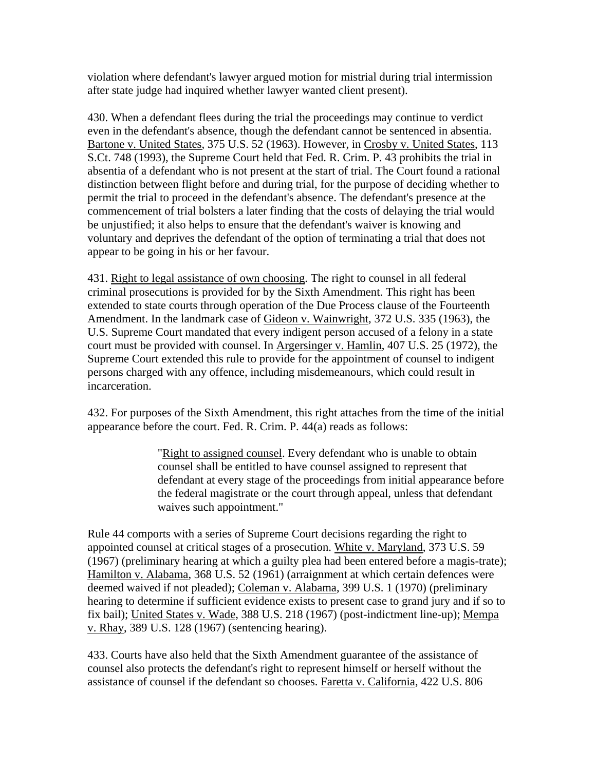violation where defendant's lawyer argued motion for mistrial during trial intermission after state judge had inquired whether lawyer wanted client present).

430. When a defendant flees during the trial the proceedings may continue to verdict even in the defendant's absence, though the defendant cannot be sentenced in absentia. Bartone v. United States, 375 U.S. 52 (1963). However, in Crosby v. United States, 113 S.Ct. 748 (1993), the Supreme Court held that Fed. R. Crim. P. 43 prohibits the trial in absentia of a defendant who is not present at the start of trial. The Court found a rational distinction between flight before and during trial, for the purpose of deciding whether to permit the trial to proceed in the defendant's absence. The defendant's presence at the commencement of trial bolsters a later finding that the costs of delaying the trial would be unjustified; it also helps to ensure that the defendant's waiver is knowing and voluntary and deprives the defendant of the option of terminating a trial that does not appear to be going in his or her favour.

431. Right to legal assistance of own choosing. The right to counsel in all federal criminal prosecutions is provided for by the Sixth Amendment. This right has been extended to state courts through operation of the Due Process clause of the Fourteenth Amendment. In the landmark case of Gideon v. Wainwright, 372 U.S. 335 (1963), the U.S. Supreme Court mandated that every indigent person accused of a felony in a state court must be provided with counsel. In Argersinger v. Hamlin, 407 U.S. 25 (1972), the Supreme Court extended this rule to provide for the appointment of counsel to indigent persons charged with any offence, including misdemeanours, which could result in incarceration.

432. For purposes of the Sixth Amendment, this right attaches from the time of the initial appearance before the court. Fed. R. Crim. P. 44(a) reads as follows:

> "Right to assigned counsel. Every defendant who is unable to obtain counsel shall be entitled to have counsel assigned to represent that defendant at every stage of the proceedings from initial appearance before the federal magistrate or the court through appeal, unless that defendant waives such appointment."

Rule 44 comports with a series of Supreme Court decisions regarding the right to appointed counsel at critical stages of a prosecution. White v. Maryland, 373 U.S. 59 (1967) (preliminary hearing at which a guilty plea had been entered before a magis-trate); Hamilton v. Alabama, 368 U.S. 52 (1961) (arraignment at which certain defences were deemed waived if not pleaded); Coleman v. Alabama, 399 U.S. 1 (1970) (preliminary hearing to determine if sufficient evidence exists to present case to grand jury and if so to fix bail); United States v. Wade, 388 U.S. 218 (1967) (post-indictment line-up); Mempa v. Rhay, 389 U.S. 128 (1967) (sentencing hearing).

433. Courts have also held that the Sixth Amendment guarantee of the assistance of counsel also protects the defendant's right to represent himself or herself without the assistance of counsel if the defendant so chooses. Faretta v. California, 422 U.S. 806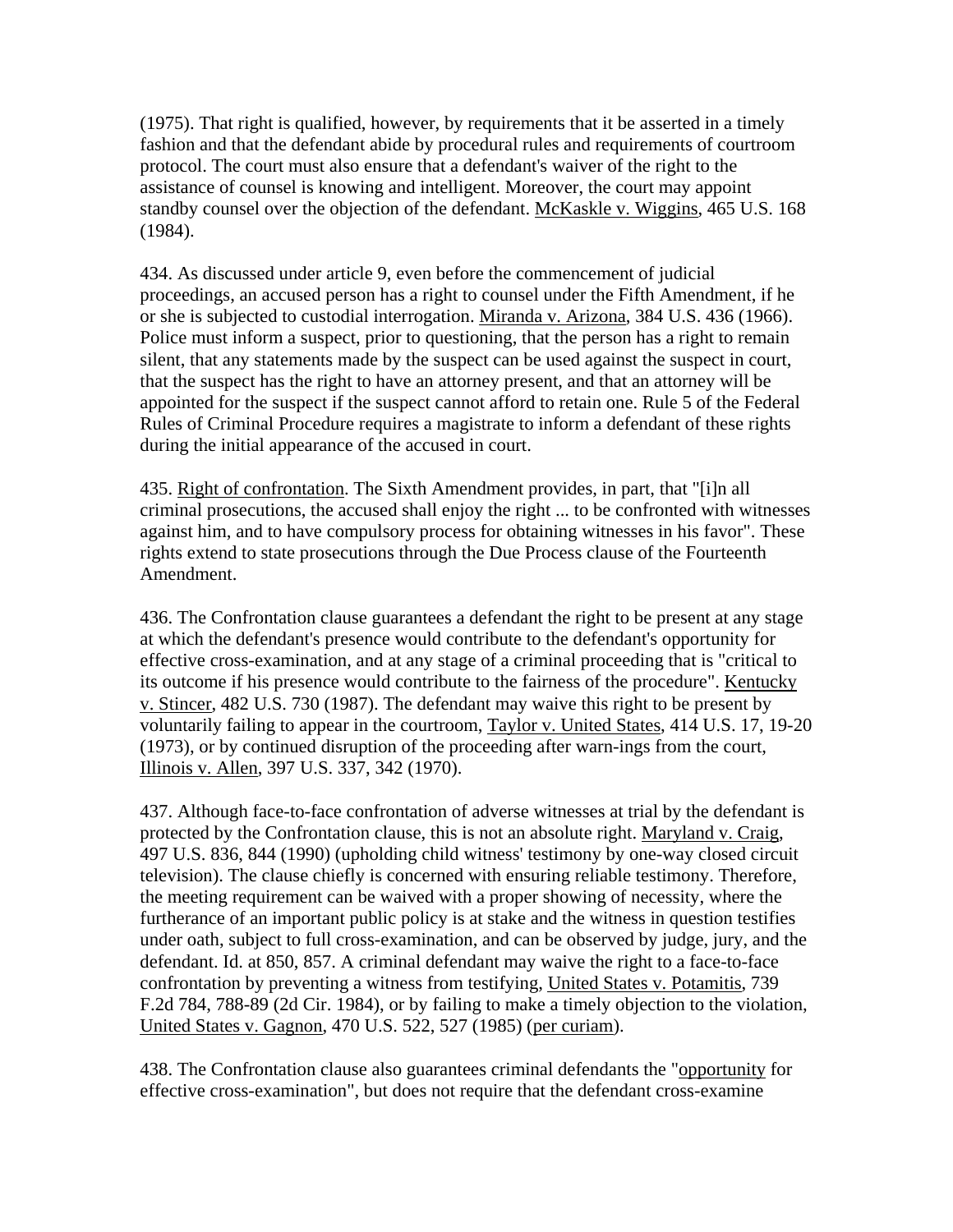(1975). That right is qualified, however, by requirements that it be asserted in a timely fashion and that the defendant abide by procedural rules and requirements of courtroom protocol. The court must also ensure that a defendant's waiver of the right to the assistance of counsel is knowing and intelligent. Moreover, the court may appoint standby counsel over the objection of the defendant. McKaskle v. Wiggins, 465 U.S. 168 (1984).

434. As discussed under article 9, even before the commencement of judicial proceedings, an accused person has a right to counsel under the Fifth Amendment, if he or she is subjected to custodial interrogation. Miranda v. Arizona, 384 U.S. 436 (1966). Police must inform a suspect, prior to questioning, that the person has a right to remain silent, that any statements made by the suspect can be used against the suspect in court, that the suspect has the right to have an attorney present, and that an attorney will be appointed for the suspect if the suspect cannot afford to retain one. Rule 5 of the Federal Rules of Criminal Procedure requires a magistrate to inform a defendant of these rights during the initial appearance of the accused in court.

435. Right of confrontation. The Sixth Amendment provides, in part, that "[i]n all criminal prosecutions, the accused shall enjoy the right ... to be confronted with witnesses against him, and to have compulsory process for obtaining witnesses in his favor". These rights extend to state prosecutions through the Due Process clause of the Fourteenth Amendment.

436. The Confrontation clause guarantees a defendant the right to be present at any stage at which the defendant's presence would contribute to the defendant's opportunity for effective cross-examination, and at any stage of a criminal proceeding that is "critical to its outcome if his presence would contribute to the fairness of the procedure". Kentucky v. Stincer, 482 U.S. 730 (1987). The defendant may waive this right to be present by voluntarily failing to appear in the courtroom, Taylor v. United States, 414 U.S. 17, 19-20 (1973), or by continued disruption of the proceeding after warn-ings from the court, Illinois v. Allen, 397 U.S. 337, 342 (1970).

437. Although face-to-face confrontation of adverse witnesses at trial by the defendant is protected by the Confrontation clause, this is not an absolute right. Maryland v. Craig, 497 U.S. 836, 844 (1990) (upholding child witness' testimony by one-way closed circuit television). The clause chiefly is concerned with ensuring reliable testimony. Therefore, the meeting requirement can be waived with a proper showing of necessity, where the furtherance of an important public policy is at stake and the witness in question testifies under oath, subject to full cross-examination, and can be observed by judge, jury, and the defendant. Id. at 850, 857. A criminal defendant may waive the right to a face-to-face confrontation by preventing a witness from testifying, United States v. Potamitis, 739 F.2d 784, 788-89 (2d Cir. 1984), or by failing to make a timely objection to the violation, United States v. Gagnon, 470 U.S. 522, 527 (1985) (per curiam).

438. The Confrontation clause also guarantees criminal defendants the "opportunity for effective cross-examination", but does not require that the defendant cross-examine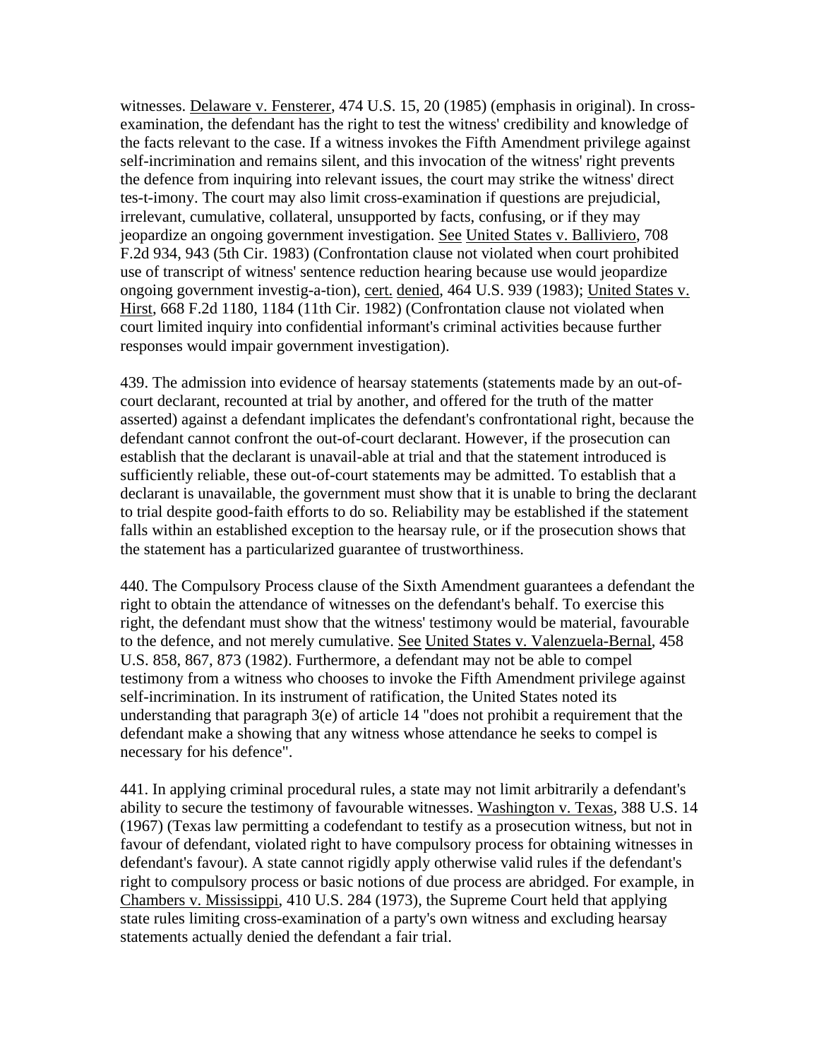witnesses. Delaware v. Fensterer, 474 U.S. 15, 20 (1985) (emphasis in original). In cross-examination, the defendant has the right to test the witness' credibility and knowledge of the facts relevant to the case. If a witness invokes the Fifth Amendment privilege against self-incrimination and remains silent, and this invocation of the witness' right prevents the defence from inquiring into relevant issues, the court may strike the witness' direct tes-t-imony. The court may also limit cross-examination if questions are prejudicial, irrelevant, cumulative, collateral, unsupported by facts, confusing, or if they may jeopardize an ongoing government investigation. See United States v. Balliviero, 708 F.2d 934, 943 (5th Cir. 1983) (Confrontation clause not violated when court prohibited use of transcript of witness' sentence reduction hearing because use would jeopardize ongoing government investig-a-tion), cert. denied, 464 U.S. 939 (1983); United States v. Hirst, 668 F.2d 1180, 1184 (11th Cir. 1982) (Confrontation clause not violated when court limited inquiry into confidential informant's criminal activities because further responses would impair government investigation).

439. The admission into evidence of hearsay statements (statements made by an out-of-court declarant, recounted at trial by another, and offered for the truth of the matter asserted) against a defendant implicates the defendant's confrontational right, because the defendant cannot confront the out-of-court declarant. However, if the prosecution can establish that the declarant is unavail-able at trial and that the statement introduced is sufficiently reliable, these out-of-court statements may be admitted. To establish that a declarant is unavailable, the government must show that it is unable to bring the declarant to trial despite good-faith efforts to do so. Reliability may be established if the statement falls within an established exception to the hearsay rule, or if the prosecution shows that the statement has a particularized guarantee of trustworthiness.

440. The Compulsory Process clause of the Sixth Amendment guarantees a defendant the right to obtain the attendance of witnesses on the defendant's behalf. To exercise this right, the defendant must show that the witness' testimony would be material, favourable to the defence, and not merely cumulative. See United States v. Valenzuela-Bernal, 458 U.S. 858, 867, 873 (1982). Furthermore, a defendant may not be able to compel testimony from a witness who chooses to invoke the Fifth Amendment privilege against self-incrimination. In its instrument of ratification, the United States noted its understanding that paragraph 3(e) of article 14 "does not prohibit a requirement that the defendant make a showing that any witness whose attendance he seeks to compel is necessary for his defence".

441. In applying criminal procedural rules, a state may not limit arbitrarily a defendant's ability to secure the testimony of favourable witnesses. Washington v. Texas, 388 U.S. 14 (1967) (Texas law permitting a codefendant to testify as a prosecution witness, but not in favour of defendant, violated right to have compulsory process for obtaining witnesses in defendant's favour). A state cannot rigidly apply otherwise valid rules if the defendant's right to compulsory process or basic notions of due process are abridged. For example, in Chambers v. Mississippi, 410 U.S. 284 (1973), the Supreme Court held that applying state rules limiting cross-examination of a party's own witness and excluding hearsay statements actually denied the defendant a fair trial.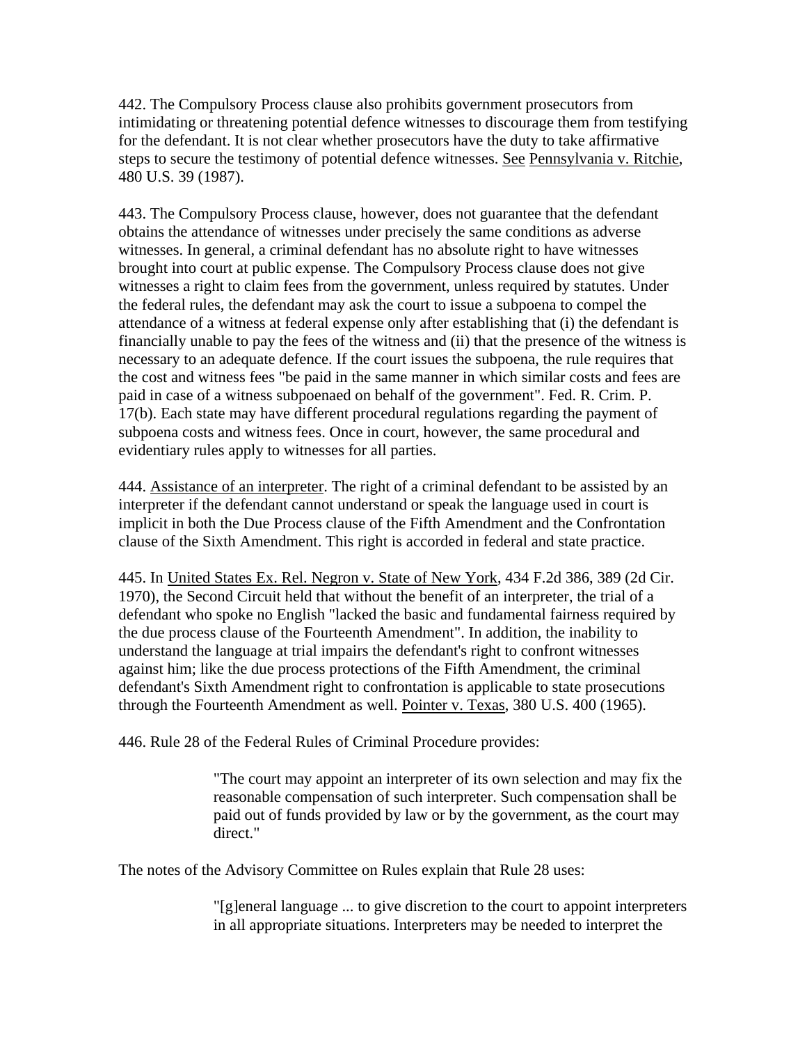442. The Compulsory Process clause also prohibits government prosecutors from intimidating or threatening potential defence witnesses to discourage them from testifying for the defendant. It is not clear whether prosecutors have the duty to take affirmative steps to secure the testimony of potential defence witnesses. See Pennsylvania v. Ritchie, 480 U.S. 39 (1987).

443. The Compulsory Process clause, however, does not guarantee that the defendant obtains the attendance of witnesses under precisely the same conditions as adverse witnesses. In general, a criminal defendant has no absolute right to have witnesses brought into court at public expense. The Compulsory Process clause does not give witnesses a right to claim fees from the government, unless required by statutes. Under the federal rules, the defendant may ask the court to issue a subpoena to compel the attendance of a witness at federal expense only after establishing that (i) the defendant is financially unable to pay the fees of the witness and (ii) that the presence of the witness is necessary to an adequate defence. If the court issues the subpoena, the rule requires that the cost and witness fees "be paid in the same manner in which similar costs and fees are paid in case of a witness subpoenaed on behalf of the government". Fed. R. Crim. P. 17(b). Each state may have different procedural regulations regarding the payment of subpoena costs and witness fees. Once in court, however, the same procedural and evidentiary rules apply to witnesses for all parties.

444. Assistance of an interpreter. The right of a criminal defendant to be assisted by an interpreter if the defendant cannot understand or speak the language used in court is implicit in both the Due Process clause of the Fifth Amendment and the Confrontation clause of the Sixth Amendment. This right is accorded in federal and state practice.

445. In United States Ex. Rel. Negron v. State of New York, 434 F.2d 386, 389 (2d Cir. 1970), the Second Circuit held that without the benefit of an interpreter, the trial of a defendant who spoke no English "lacked the basic and fundamental fairness required by the due process clause of the Fourteenth Amendment". In addition, the inability to understand the language at trial impairs the defendant's right to confront witnesses against him; like the due process protections of the Fifth Amendment, the criminal defendant's Sixth Amendment right to confrontation is applicable to state prosecutions through the Fourteenth Amendment as well. Pointer v. Texas, 380 U.S. 400 (1965).

446. Rule 28 of the Federal Rules of Criminal Procedure provides:

> "The court may appoint an interpreter of its own selection and may fix the reasonable compensation of such interpreter. Such compensation shall be paid out of funds provided by law or by the government, as the court may direct."

The notes of the Advisory Committee on Rules explain that Rule 28 uses:

> "[g]eneral language ... to give discretion to the court to appoint interpreters in all appropriate situations. Interpreters may be needed to interpret the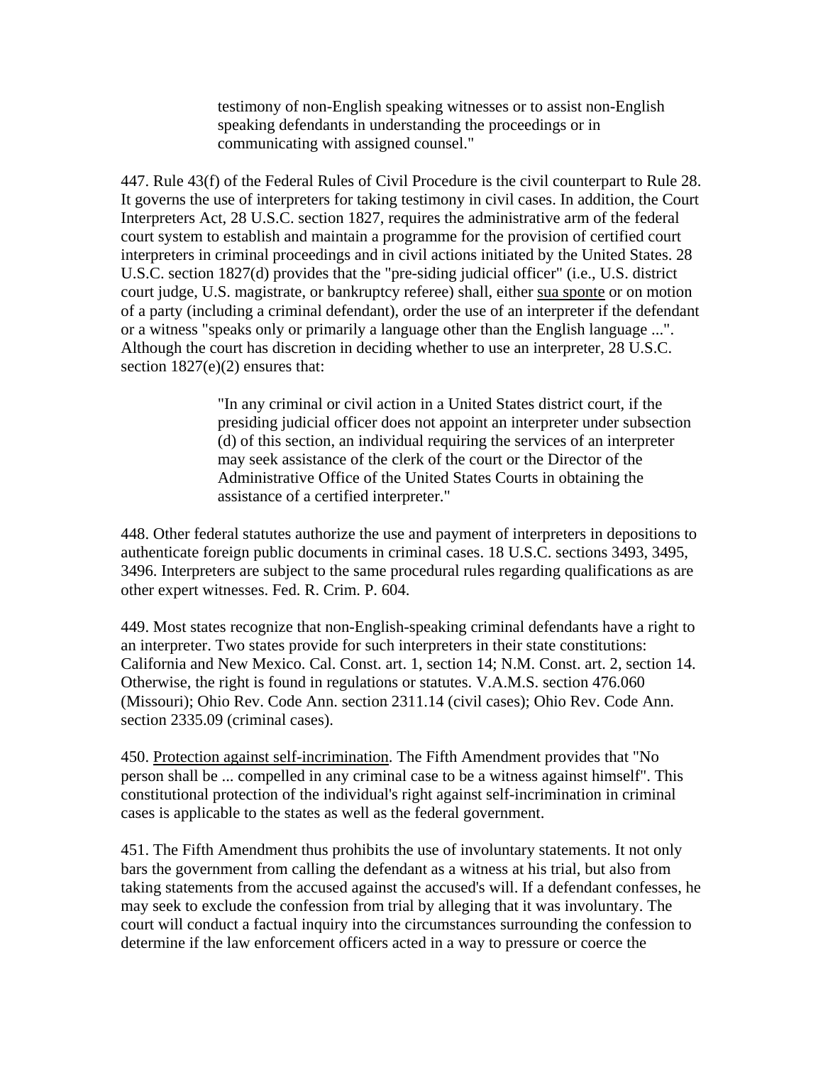> testimony of non-English speaking witnesses or to assist non-English speaking defendants in understanding the proceedings or in communicating with assigned counsel."

447. Rule 43(f) of the Federal Rules of Civil Procedure is the civil counterpart to Rule 28. It governs the use of interpreters for taking testimony in civil cases. In addition, the Court Interpreters Act, 28 U.S.C. section 1827, requires the administrative arm of the federal court system to establish and maintain a programme for the provision of certified court interpreters in criminal proceedings and in civil actions initiated by the United States. 28 U.S.C. section 1827(d) provides that the "pre-siding judicial officer" (i.e., U.S. district court judge, U.S. magistrate, or bankruptcy referee) shall, either <u>sua sponte</u> or on motion of a party (including a criminal defendant), order the use of an interpreter if the defendant or a witness "speaks only or primarily a language other than the English language ...". Although the court has discretion in deciding whether to use an interpreter, 28 U.S.C. section 1827(e)(2) ensures that:

> "In any criminal or civil action in a United States district court, if the presiding judicial officer does not appoint an interpreter under subsection (d) of this section, an individual requiring the services of an interpreter may seek assistance of the clerk of the court or the Director of the Administrative Office of the United States Courts in obtaining the assistance of a certified interpreter."

448. Other federal statutes authorize the use and payment of interpreters in depositions to authenticate foreign public documents in criminal cases. 18 U.S.C. sections 3493, 3495, 3496. Interpreters are subject to the same procedural rules regarding qualifications as are other expert witnesses. Fed. R. Crim. P. 604.

449. Most states recognize that non-English-speaking criminal defendants have a right to an interpreter. Two states provide for such interpreters in their state constitutions: California and New Mexico. Cal. Const. art. 1, section 14; N.M. Const. art. 2, section 14. Otherwise, the right is found in regulations or statutes. V.A.M.S. section 476.060 (Missouri); Ohio Rev. Code Ann. section 2311.14 (civil cases); Ohio Rev. Code Ann. section 2335.09 (criminal cases).

450. <u>Protection against self-incrimination</u>. The Fifth Amendment provides that "No person shall be ... compelled in any criminal case to be a witness against himself". This constitutional protection of the individual's right against self-incrimination in criminal cases is applicable to the states as well as the federal government.

451. The Fifth Amendment thus prohibits the use of involuntary statements. It not only bars the government from calling the defendant as a witness at his trial, but also from taking statements from the accused against the accused's will. If a defendant confesses, he may seek to exclude the confession from trial by alleging that it was involuntary. The court will conduct a factual inquiry into the circumstances surrounding the confession to determine if the law enforcement officers acted in a way to pressure or coerce the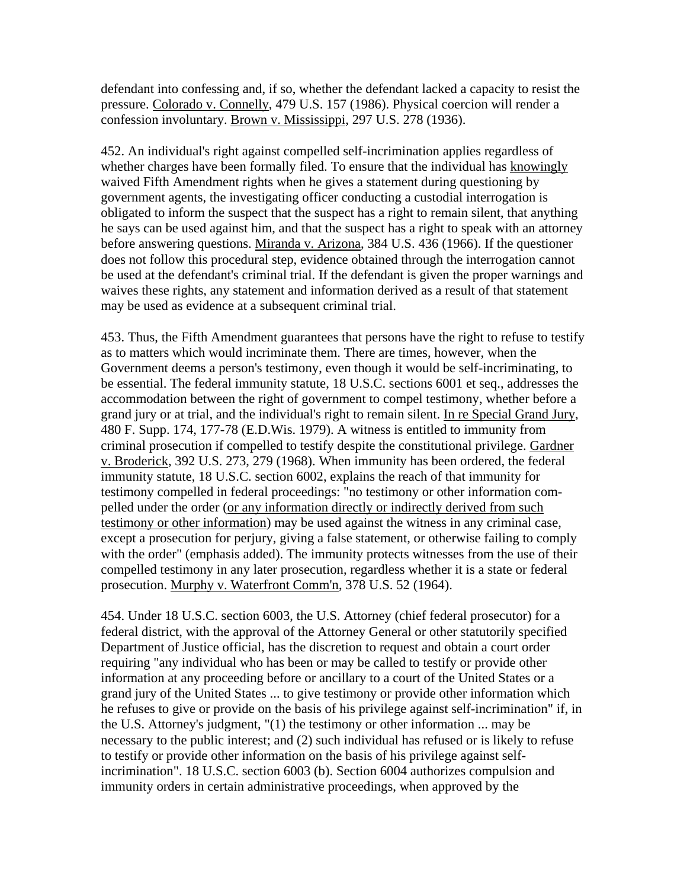defendant into confessing and, if so, whether the defendant lacked a capacity to resist the pressure. Colorado v. Connelly, 479 U.S. 157 (1986). Physical coercion will render a confession involuntary. Brown v. Mississippi, 297 U.S. 278 (1936).

452. An individual's right against compelled self-incrimination applies regardless of whether charges have been formally filed. To ensure that the individual has knowingly waived Fifth Amendment rights when he gives a statement during questioning by government agents, the investigating officer conducting a custodial interrogation is obligated to inform the suspect that the suspect has a right to remain silent, that anything he says can be used against him, and that the suspect has a right to speak with an attorney before answering questions. Miranda v. Arizona, 384 U.S. 436 (1966). If the questioner does not follow this procedural step, evidence obtained through the interrogation cannot be used at the defendant's criminal trial. If the defendant is given the proper warnings and waives these rights, any statement and information derived as a result of that statement may be used as evidence at a subsequent criminal trial.

453. Thus, the Fifth Amendment guarantees that persons have the right to refuse to testify as to matters which would incriminate them. There are times, however, when the Government deems a person's testimony, even though it would be self-incriminating, to be essential. The federal immunity statute, 18 U.S.C. sections 6001 et seq., addresses the accommodation between the right of government to compel testimony, whether before a grand jury or at trial, and the individual's right to remain silent. In re Special Grand Jury, 480 F. Supp. 174, 177-78 (E.D.Wis. 1979). A witness is entitled to immunity from criminal prosecution if compelled to testify despite the constitutional privilege. Gardner v. Broderick, 392 U.S. 273, 279 (1968). When immunity has been ordered, the federal immunity statute, 18 U.S.C. section 6002, explains the reach of that immunity for testimony compelled in federal proceedings: "no testimony or other information compelled under the order (or any information directly or indirectly derived from such testimony or other information) may be used against the witness in any criminal case, except a prosecution for perjury, giving a false statement, or otherwise failing to comply with the order" (emphasis added). The immunity protects witnesses from the use of their compelled testimony in any later prosecution, regardless whether it is a state or federal prosecution. Murphy v. Waterfront Comm'n, 378 U.S. 52 (1964).

454. Under 18 U.S.C. section 6003, the U.S. Attorney (chief federal prosecutor) for a federal district, with the approval of the Attorney General or other statutorily specified Department of Justice official, has the discretion to request and obtain a court order requiring "any individual who has been or may be called to testify or provide other information at any proceeding before or ancillary to a court of the United States or a grand jury of the United States ... to give testimony or provide other information which he refuses to give or provide on the basis of his privilege against self-incrimination" if, in the U.S. Attorney's judgment, "(1) the testimony or other information ... may be necessary to the public interest; and (2) such individual has refused or is likely to refuse to testify or provide other information on the basis of his privilege against self-incrimination". 18 U.S.C. section 6003 (b). Section 6004 authorizes compulsion and immunity orders in certain administrative proceedings, when approved by the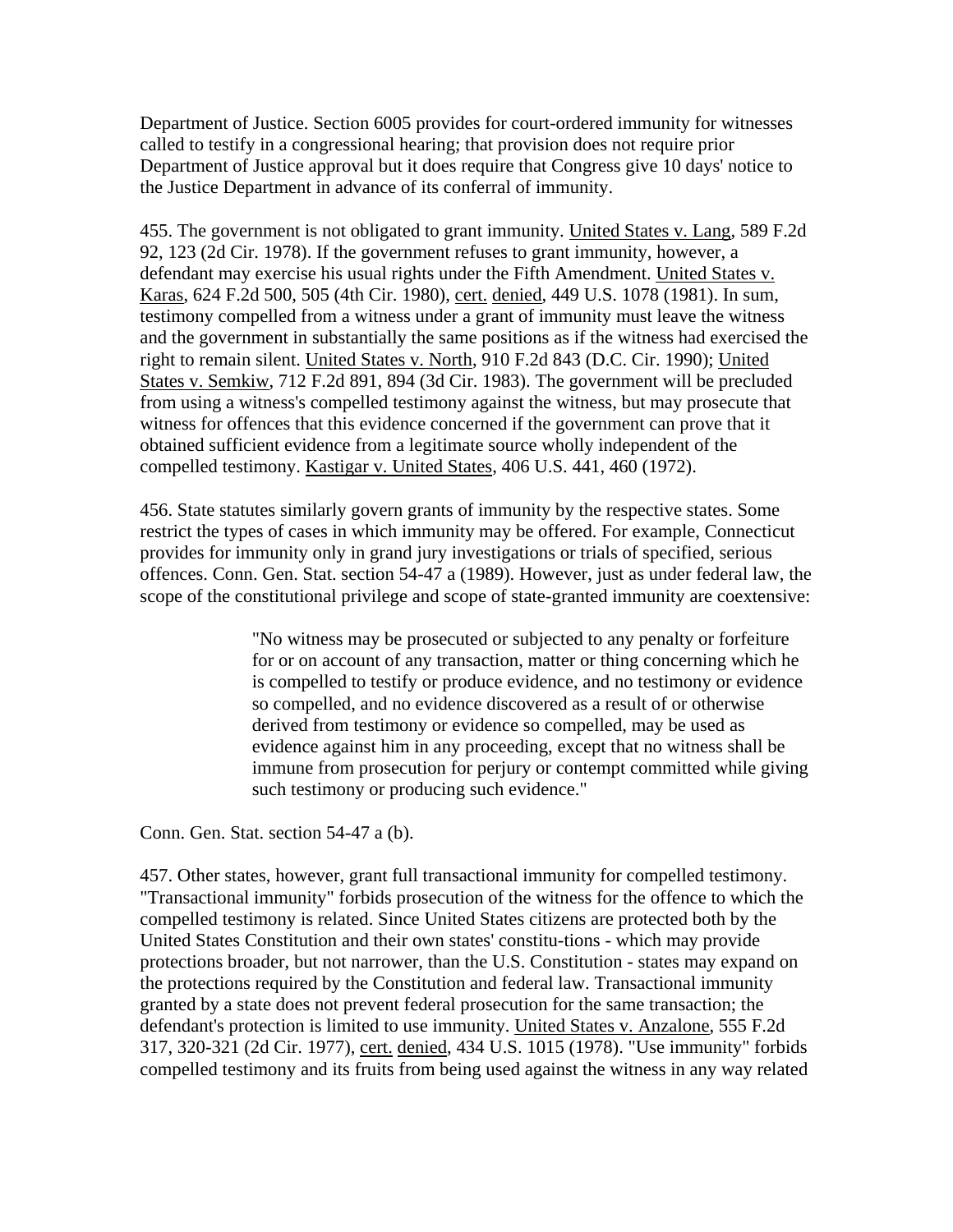Department of Justice. Section 6005 provides for court-ordered immunity for witnesses called to testify in a congressional hearing; that provision does not require prior Department of Justice approval but it does require that Congress give 10 days' notice to the Justice Department in advance of its conferral of immunity.

455. The government is not obligated to grant immunity. United States v. Lang, 589 F.2d 92, 123 (2d Cir. 1978). If the government refuses to grant immunity, however, a defendant may exercise his usual rights under the Fifth Amendment. United States v. Karas, 624 F.2d 500, 505 (4th Cir. 1980), cert. denied, 449 U.S. 1078 (1981). In sum, testimony compelled from a witness under a grant of immunity must leave the witness and the government in substantially the same positions as if the witness had exercised the right to remain silent. United States v. North, 910 F.2d 843 (D.C. Cir. 1990); United States v. Semkiw, 712 F.2d 891, 894 (3d Cir. 1983). The government will be precluded from using a witness's compelled testimony against the witness, but may prosecute that witness for offences that this evidence concerned if the government can prove that it obtained sufficient evidence from a legitimate source wholly independent of the compelled testimony. Kastigar v. United States, 406 U.S. 441, 460 (1972).

456. State statutes similarly govern grants of immunity by the respective states. Some restrict the types of cases in which immunity may be offered. For example, Connecticut provides for immunity only in grand jury investigations or trials of specified, serious offences. Conn. Gen. Stat. section 54-47 a (1989). However, just as under federal law, the scope of the constitutional privilege and scope of state-granted immunity are coextensive:

> "No witness may be prosecuted or subjected to any penalty or forfeiture for or on account of any transaction, matter or thing concerning which he is compelled to testify or produce evidence, and no testimony or evidence so compelled, and no evidence discovered as a result of or otherwise derived from testimony or evidence so compelled, may be used as evidence against him in any proceeding, except that no witness shall be immune from prosecution for perjury or contempt committed while giving such testimony or producing such evidence."

Conn. Gen. Stat. section 54-47 a (b).

457. Other states, however, grant full transactional immunity for compelled testimony. "Transactional immunity" forbids prosecution of the witness for the offence to which the compelled testimony is related. Since United States citizens are protected both by the United States Constitution and their own states' constitu-tions - which may provide protections broader, but not narrower, than the U.S. Constitution - states may expand on the protections required by the Constitution and federal law. Transactional immunity granted by a state does not prevent federal prosecution for the same transaction; the defendant's protection is limited to use immunity. United States v. Anzalone, 555 F.2d 317, 320-321 (2d Cir. 1977), cert. denied, 434 U.S. 1015 (1978). "Use immunity" forbids compelled testimony and its fruits from being used against the witness in any way related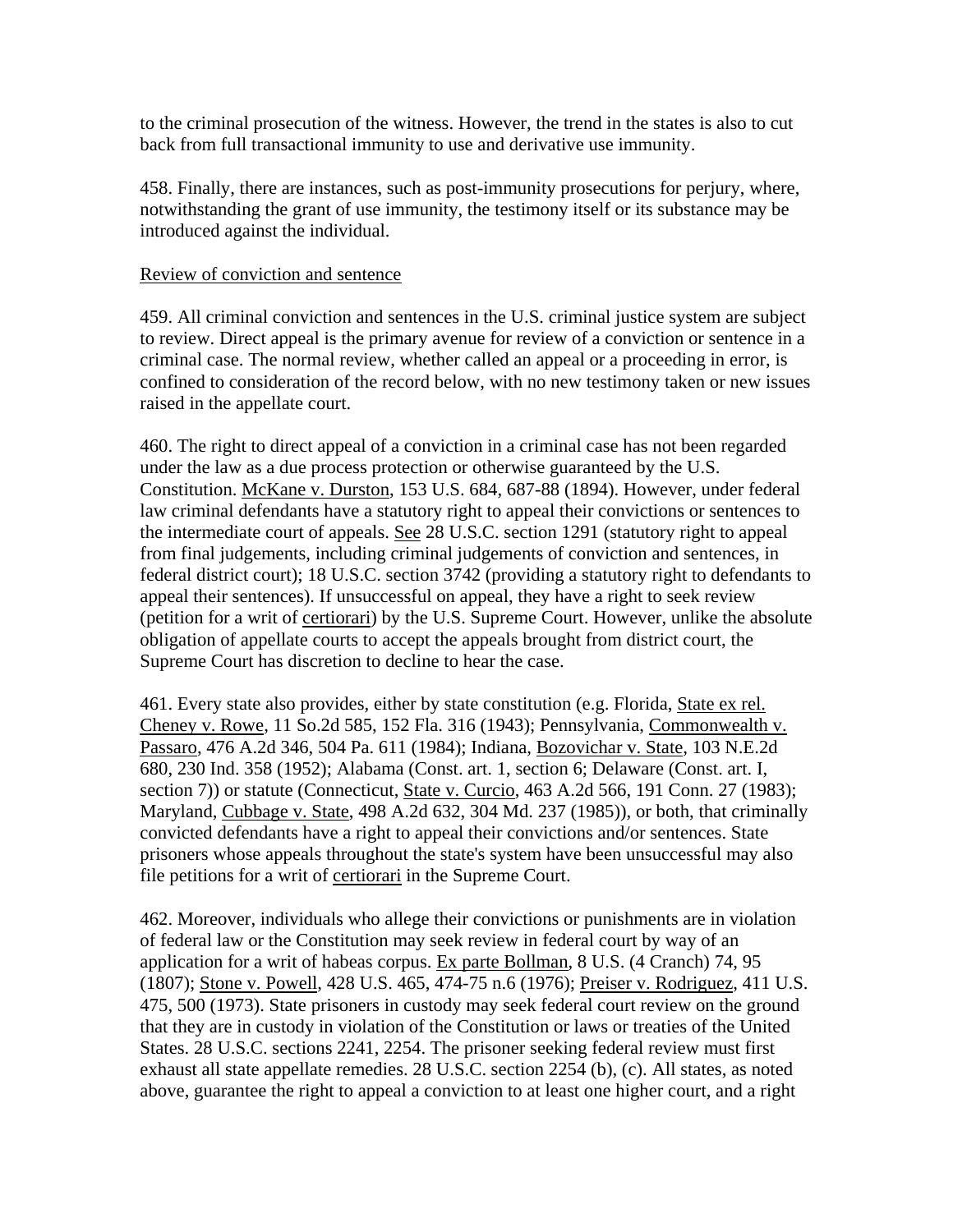to the criminal prosecution of the witness. However, the trend in the states is also to cut back from full transactional immunity to use and derivative use immunity.

458. Finally, there are instances, such as post-immunity prosecutions for perjury, where, notwithstanding the grant of use immunity, the testimony itself or its substance may be introduced against the individual.

Review of conviction and sentence

459. All criminal conviction and sentences in the U.S. criminal justice system are subject to review. Direct appeal is the primary avenue for review of a conviction or sentence in a criminal case. The normal review, whether called an appeal or a proceeding in error, is confined to consideration of the record below, with no new testimony taken or new issues raised in the appellate court.

460. The right to direct appeal of a conviction in a criminal case has not been regarded under the law as a due process protection or otherwise guaranteed by the U.S. Constitution. McKane v. Durston, 153 U.S. 684, 687-88 (1894). However, under federal law criminal defendants have a statutory right to appeal their convictions or sentences to the intermediate court of appeals. See 28 U.S.C. section 1291 (statutory right to appeal from final judgements, including criminal judgements of conviction and sentences, in federal district court); 18 U.S.C. section 3742 (providing a statutory right to defendants to appeal their sentences). If unsuccessful on appeal, they have a right to seek review (petition for a writ of certiorari) by the U.S. Supreme Court. However, unlike the absolute obligation of appellate courts to accept the appeals brought from district court, the Supreme Court has discretion to decline to hear the case.

461. Every state also provides, either by state constitution (e.g. Florida, State ex rel. Cheney v. Rowe, 11 So.2d 585, 152 Fla. 316 (1943); Pennsylvania, Commonwealth v. Passaro, 476 A.2d 346, 504 Pa. 611 (1984); Indiana, Bozovichar v. State, 103 N.E.2d 680, 230 Ind. 358 (1952); Alabama (Const. art. 1, section 6; Delaware (Const. art. I, section 7)) or statute (Connecticut, State v. Curcio, 463 A.2d 566, 191 Conn. 27 (1983); Maryland, Cubbage v. State, 498 A.2d 632, 304 Md. 237 (1985)), or both, that criminally convicted defendants have a right to appeal their convictions and/or sentences. State prisoners whose appeals throughout the state's system have been unsuccessful may also file petitions for a writ of certiorari in the Supreme Court.

462. Moreover, individuals who allege their convictions or punishments are in violation of federal law or the Constitution may seek review in federal court by way of an application for a writ of habeas corpus. Ex parte Bollman, 8 U.S. (4 Cranch) 74, 95 (1807); Stone v. Powell, 428 U.S. 465, 474-75 n.6 (1976); Preiser v. Rodriguez, 411 U.S. 475, 500 (1973). State prisoners in custody may seek federal court review on the ground that they are in custody in violation of the Constitution or laws or treaties of the United States. 28 U.S.C. sections 2241, 2254. The prisoner seeking federal review must first exhaust all state appellate remedies. 28 U.S.C. section 2254 (b), (c). All states, as noted above, guarantee the right to appeal a conviction to at least one higher court, and a right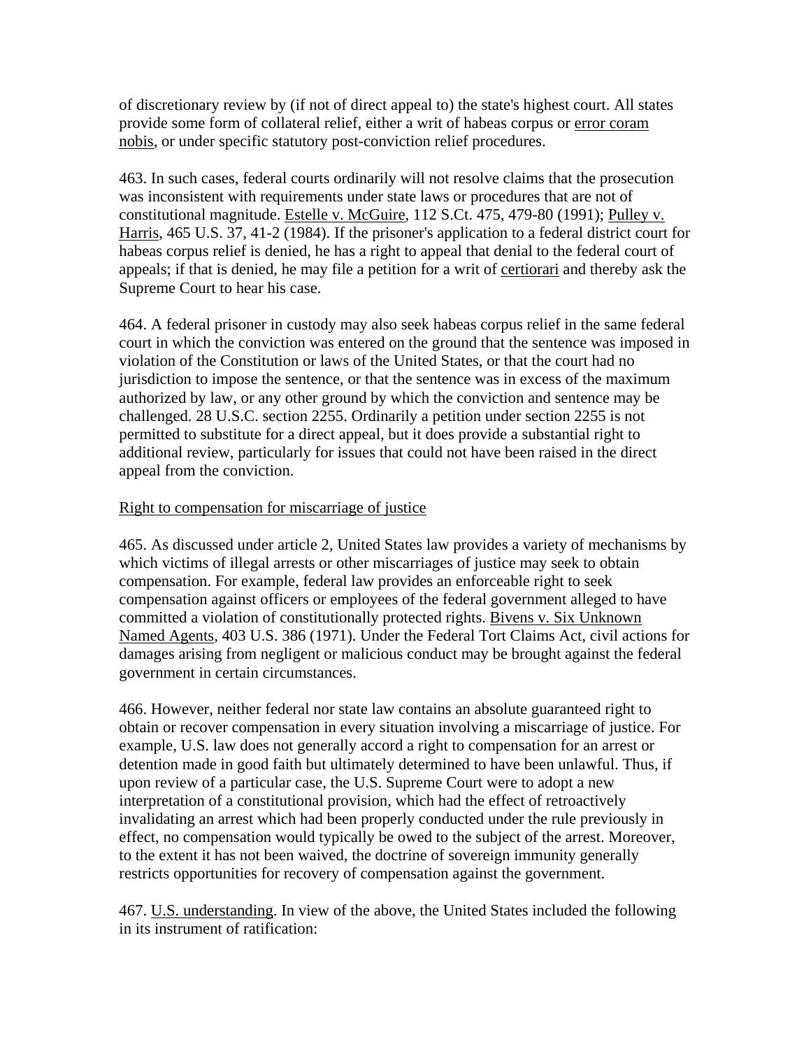of discretionary review by (if not of direct appeal to) the state's highest court. All states provide some form of collateral relief, either a writ of habeas corpus or error coram nobis, or under specific statutory post-conviction relief procedures.

463. In such cases, federal courts ordinarily will not resolve claims that the prosecution was inconsistent with requirements under state laws or procedures that are not of constitutional magnitude. Estelle v. McGuire, 112 S.Ct. 475, 479-80 (1991); Pulley v. Harris, 465 U.S. 37, 41-2 (1984). If the prisoner's application to a federal district court for habeas corpus relief is denied, he has a right to appeal that denial to the federal court of appeals; if that is denied, he may file a petition for a writ of certiorari and thereby ask the Supreme Court to hear his case.

464. A federal prisoner in custody may also seek habeas corpus relief in the same federal court in which the conviction was entered on the ground that the sentence was imposed in violation of the Constitution or laws of the United States, or that the court had no jurisdiction to impose the sentence, or that the sentence was in excess of the maximum authorized by law, or any other ground by which the conviction and sentence may be challenged. 28 U.S.C. section 2255. Ordinarily a petition under section 2255 is not permitted to substitute for a direct appeal, but it does provide a substantial right to additional review, particularly for issues that could not have been raised in the direct appeal from the conviction.

Right to compensation for miscarriage of justice

465. As discussed under article 2, United States law provides a variety of mechanisms by which victims of illegal arrests or other miscarriages of justice may seek to obtain compensation. For example, federal law provides an enforceable right to seek compensation against officers or employees of the federal government alleged to have committed a violation of constitutionally protected rights. Bivens v. Six Unknown Named Agents, 403 U.S. 386 (1971). Under the Federal Tort Claims Act, civil actions for damages arising from negligent or malicious conduct may be brought against the federal government in certain circumstances.

466. However, neither federal nor state law contains an absolute guaranteed right to obtain or recover compensation in every situation involving a miscarriage of justice. For example, U.S. law does not generally accord a right to compensation for an arrest or detention made in good faith but ultimately determined to have been unlawful. Thus, if upon review of a particular case, the U.S. Supreme Court were to adopt a new interpretation of a constitutional provision, which had the effect of retroactively invalidating an arrest which had been properly conducted under the rule previously in effect, no compensation would typically be owed to the subject of the arrest. Moreover, to the extent it has not been waived, the doctrine of sovereign immunity generally restricts opportunities for recovery of compensation against the government.

467. U.S. understanding. In view of the above, the United States included the following in its instrument of ratification: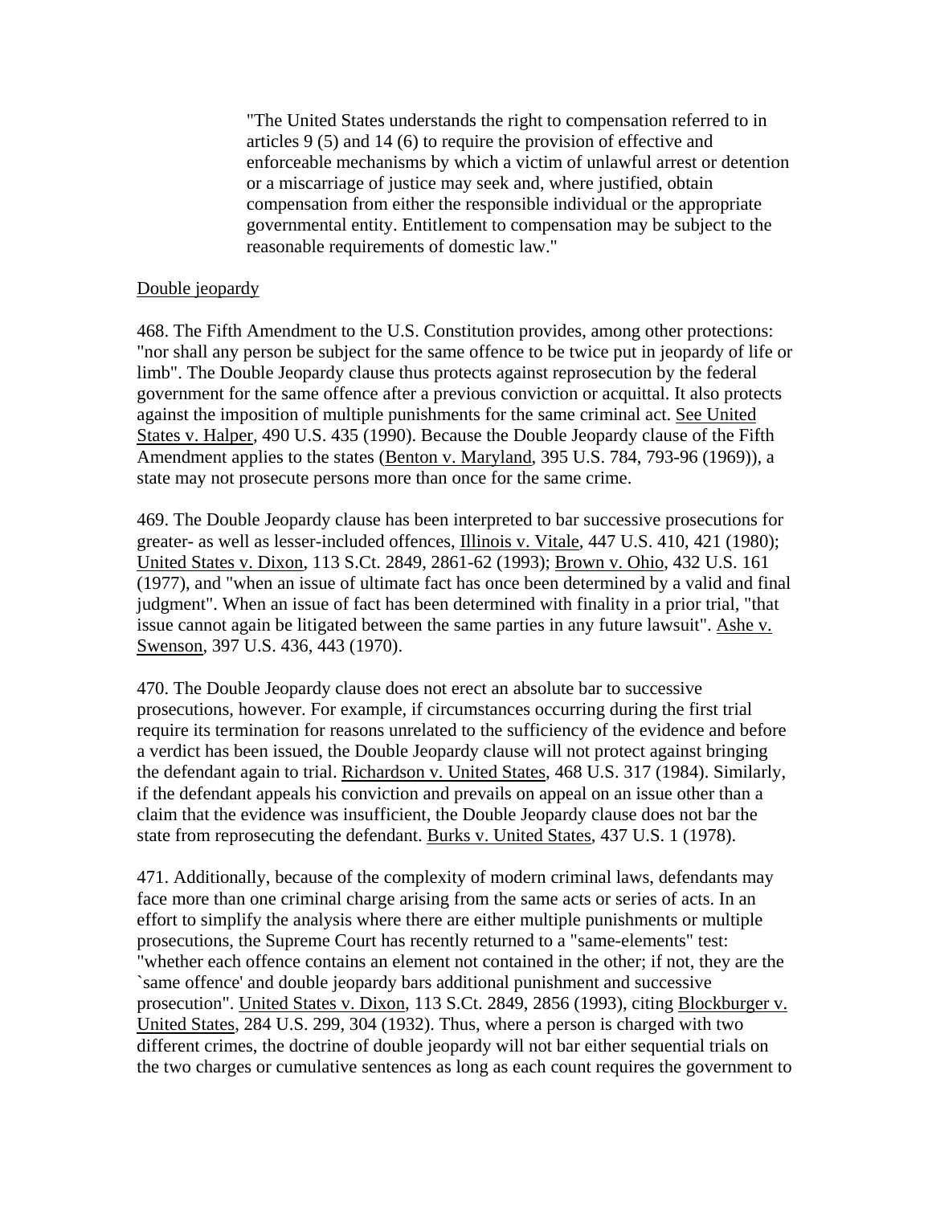> "The United States understands the right to compensation referred to in articles 9 (5) and 14 (6) to require the provision of effective and enforceable mechanisms by which a victim of unlawful arrest or detention or a miscarriage of justice may seek and, where justified, obtain compensation from either the responsible individual or the appropriate governmental entity. Entitlement to compensation may be subject to the reasonable requirements of domestic law."

Double jeopardy

468. The Fifth Amendment to the U.S. Constitution provides, among other protections: "nor shall any person be subject for the same offence to be twice put in jeopardy of life or limb". The Double Jeopardy clause thus protects against reprosecution by the federal government for the same offence after a previous conviction or acquittal. It also protects against the imposition of multiple punishments for the same criminal act. See United States v. Halper, 490 U.S. 435 (1990). Because the Double Jeopardy clause of the Fifth Amendment applies to the states (Benton v. Maryland, 395 U.S. 784, 793-96 (1969)), a state may not prosecute persons more than once for the same crime.

469. The Double Jeopardy clause has been interpreted to bar successive prosecutions for greater- as well as lesser-included offences, Illinois v. Vitale, 447 U.S. 410, 421 (1980); United States v. Dixon, 113 S.Ct. 2849, 2861-62 (1993); Brown v. Ohio, 432 U.S. 161 (1977), and "when an issue of ultimate fact has once been determined by a valid and final judgment". When an issue of fact has been determined with finality in a prior trial, "that issue cannot again be litigated between the same parties in any future lawsuit". Ashe v. Swenson, 397 U.S. 436, 443 (1970).

470. The Double Jeopardy clause does not erect an absolute bar to successive prosecutions, however. For example, if circumstances occurring during the first trial require its termination for reasons unrelated to the sufficiency of the evidence and before a verdict has been issued, the Double Jeopardy clause will not protect against bringing the defendant again to trial. Richardson v. United States, 468 U.S. 317 (1984). Similarly, if the defendant appeals his conviction and prevails on appeal on an issue other than a claim that the evidence was insufficient, the Double Jeopardy clause does not bar the state from reprosecuting the defendant. Burks v. United States, 437 U.S. 1 (1978).

471. Additionally, because of the complexity of modern criminal laws, defendants may face more than one criminal charge arising from the same acts or series of acts. In an effort to simplify the analysis where there are either multiple punishments or multiple prosecutions, the Supreme Court has recently returned to a "same-elements" test: "whether each offence contains an element not contained in the other; if not, they are the `same offence' and double jeopardy bars additional punishment and successive prosecution". United States v. Dixon, 113 S.Ct. 2849, 2856 (1993), citing Blockburger v. United States, 284 U.S. 299, 304 (1932). Thus, where a person is charged with two different crimes, the doctrine of double jeopardy will not bar either sequential trials on the two charges or cumulative sentences as long as each count requires the government to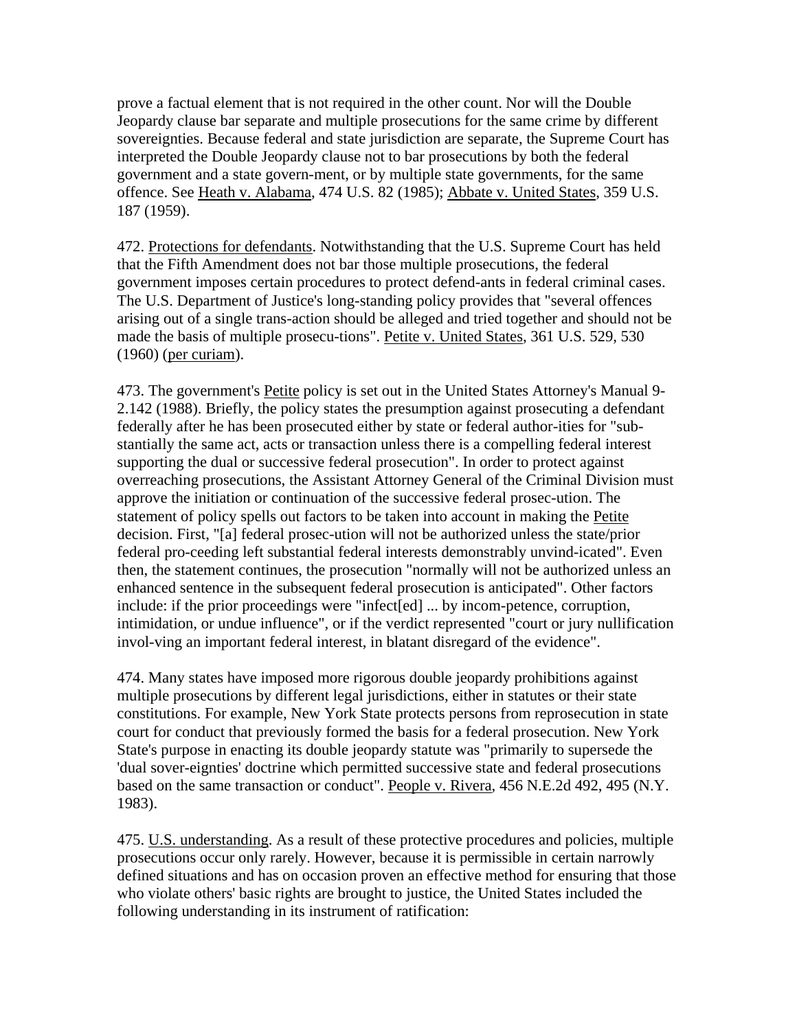prove a factual element that is not required in the other count. Nor will the Double Jeopardy clause bar separate and multiple prosecutions for the same crime by different sovereignties. Because federal and state jurisdiction are separate, the Supreme Court has interpreted the Double Jeopardy clause not to bar prosecutions by both the federal government and a state govern-ment, or by multiple state governments, for the same offence. See Heath v. Alabama, 474 U.S. 82 (1985); Abbate v. United States, 359 U.S. 187 (1959).

472. Protections for defendants. Notwithstanding that the U.S. Supreme Court has held that the Fifth Amendment does not bar those multiple prosecutions, the federal government imposes certain procedures to protect defend-ants in federal criminal cases. The U.S. Department of Justice's long-standing policy provides that "several offences arising out of a single trans-action should be alleged and tried together and should not be made the basis of multiple prosecu-tions". Petite v. United States, 361 U.S. 529, 530 (1960) (per curiam).

473. The government's Petite policy is set out in the United States Attorney's Manual 9-2.142 (1988). Briefly, the policy states the presumption against prosecuting a defendant federally after he has been prosecuted either by state or federal author-ities for "sub-stantially the same act, acts or transaction unless there is a compelling federal interest supporting the dual or successive federal prosecution". In order to protect against overreaching prosecutions, the Assistant Attorney General of the Criminal Division must approve the initiation or continuation of the successive federal prosec-ution. The statement of policy spells out factors to be taken into account in making the Petite decision. First, "[a] federal prosec-ution will not be authorized unless the state/prior federal pro-ceeding left substantial federal interests demonstrably unvind-icated". Even then, the statement continues, the prosecution "normally will not be authorized unless an enhanced sentence in the subsequent federal prosecution is anticipated". Other factors include: if the prior proceedings were "infect[ed] ... by incom-petence, corruption, intimidation, or undue influence", or if the verdict represented "court or jury nullification invol-ving an important federal interest, in blatant disregard of the evidence".

474. Many states have imposed more rigorous double jeopardy prohibitions against multiple prosecutions by different legal jurisdictions, either in statutes or their state constitutions. For example, New York State protects persons from reprosecution in state court for conduct that previously formed the basis for a federal prosecution. New York State's purpose in enacting its double jeopardy statute was "primarily to supersede the 'dual sover-eignties' doctrine which permitted successive state and federal prosecutions based on the same transaction or conduct". People v. Rivera, 456 N.E.2d 492, 495 (N.Y. 1983).

475. U.S. understanding. As a result of these protective procedures and policies, multiple prosecutions occur only rarely. However, because it is permissible in certain narrowly defined situations and has on occasion proven an effective method for ensuring that those who violate others' basic rights are brought to justice, the United States included the following understanding in its instrument of ratification: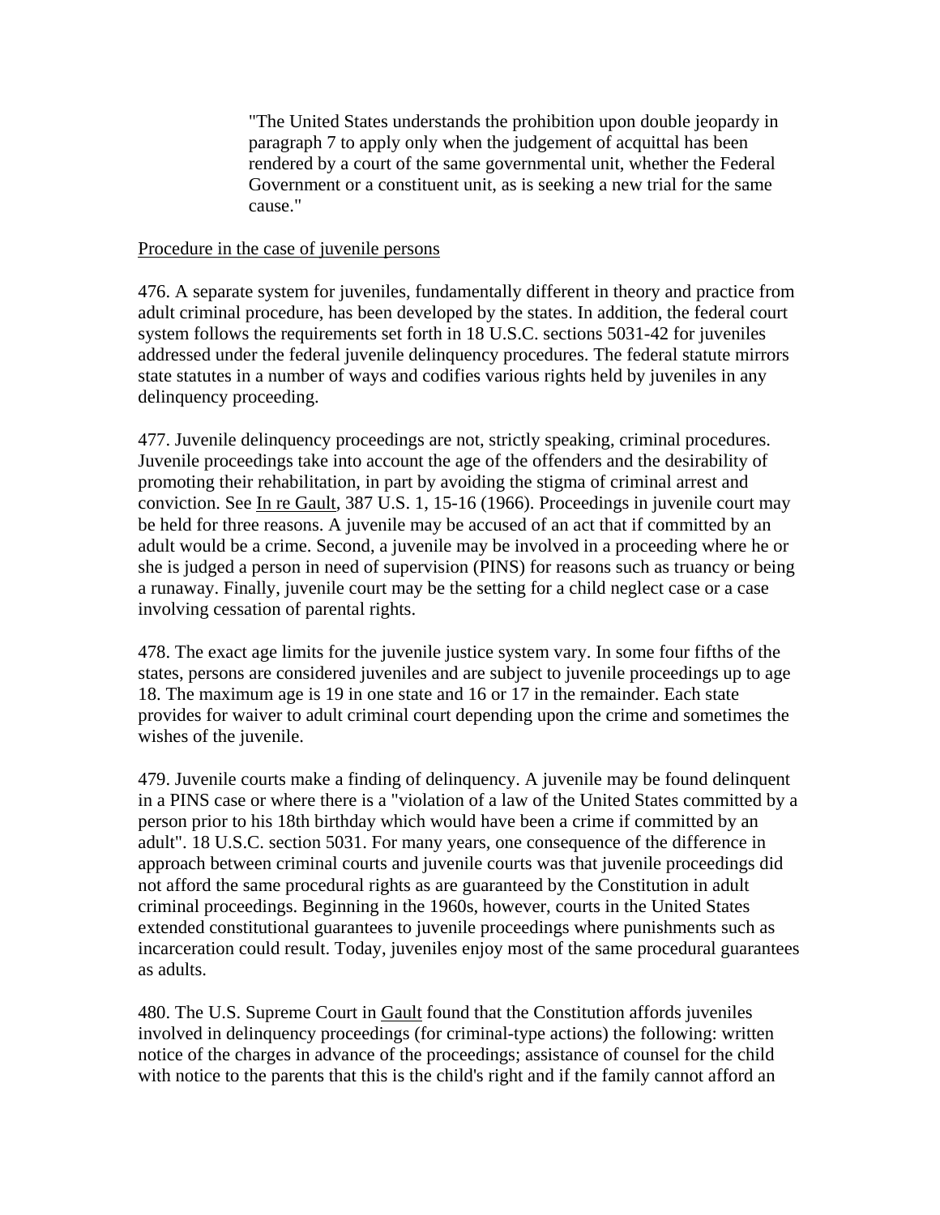> "The United States understands the prohibition upon double jeopardy in paragraph 7 to apply only when the judgement of acquittal has been rendered by a court of the same governmental unit, whether the Federal Government or a constituent unit, as is seeking a new trial for the same cause."

Procedure in the case of juvenile persons

476. A separate system for juveniles, fundamentally different in theory and practice from adult criminal procedure, has been developed by the states. In addition, the federal court system follows the requirements set forth in 18 U.S.C. sections 5031-42 for juveniles addressed under the federal juvenile delinquency procedures. The federal statute mirrors state statutes in a number of ways and codifies various rights held by juveniles in any delinquency proceeding.

477. Juvenile delinquency proceedings are not, strictly speaking, criminal procedures. Juvenile proceedings take into account the age of the offenders and the desirability of promoting their rehabilitation, in part by avoiding the stigma of criminal arrest and conviction. See In re Gault, 387 U.S. 1, 15-16 (1966). Proceedings in juvenile court may be held for three reasons. A juvenile may be accused of an act that if committed by an adult would be a crime. Second, a juvenile may be involved in a proceeding where he or she is judged a person in need of supervision (PINS) for reasons such as truancy or being a runaway. Finally, juvenile court may be the setting for a child neglect case or a case involving cessation of parental rights.

478. The exact age limits for the juvenile justice system vary. In some four fifths of the states, persons are considered juveniles and are subject to juvenile proceedings up to age 18. The maximum age is 19 in one state and 16 or 17 in the remainder. Each state provides for waiver to adult criminal court depending upon the crime and sometimes the wishes of the juvenile.

479. Juvenile courts make a finding of delinquency. A juvenile may be found delinquent in a PINS case or where there is a "violation of a law of the United States committed by a person prior to his 18th birthday which would have been a crime if committed by an adult". 18 U.S.C. section 5031. For many years, one consequence of the difference in approach between criminal courts and juvenile courts was that juvenile proceedings did not afford the same procedural rights as are guaranteed by the Constitution in adult criminal proceedings. Beginning in the 1960s, however, courts in the United States extended constitutional guarantees to juvenile proceedings where punishments such as incarceration could result. Today, juveniles enjoy most of the same procedural guarantees as adults.

480. The U.S. Supreme Court in Gault found that the Constitution affords juveniles involved in delinquency proceedings (for criminal-type actions) the following: written notice of the charges in advance of the proceedings; assistance of counsel for the child with notice to the parents that this is the child's right and if the family cannot afford an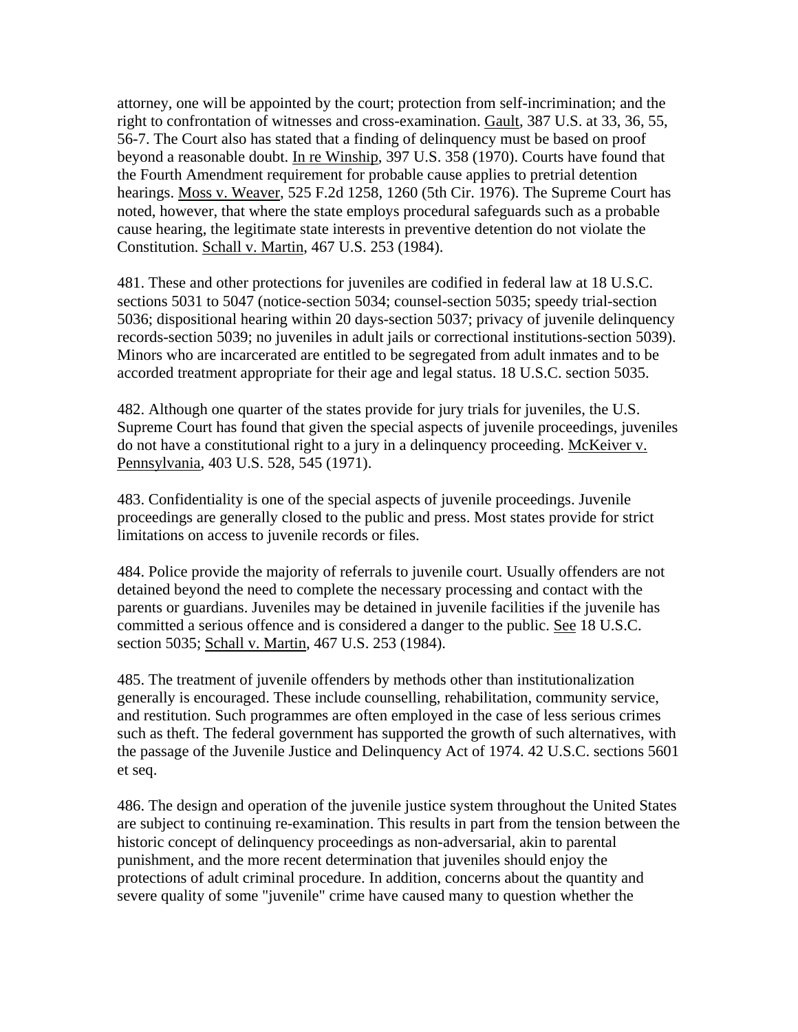attorney, one will be appointed by the court; protection from self-incrimination; and the right to confrontation of witnesses and cross-examination. Gault, 387 U.S. at 33, 36, 55, 56-7. The Court also has stated that a finding of delinquency must be based on proof beyond a reasonable doubt. In re Winship, 397 U.S. 358 (1970). Courts have found that the Fourth Amendment requirement for probable cause applies to pretrial detention hearings. Moss v. Weaver, 525 F.2d 1258, 1260 (5th Cir. 1976). The Supreme Court has noted, however, that where the state employs procedural safeguards such as a probable cause hearing, the legitimate state interests in preventive detention do not violate the Constitution. Schall v. Martin, 467 U.S. 253 (1984).

481. These and other protections for juveniles are codified in federal law at 18 U.S.C. sections 5031 to 5047 (notice-section 5034; counsel-section 5035; speedy trial-section 5036; dispositional hearing within 20 days-section 5037; privacy of juvenile delinquency records-section 5039; no juveniles in adult jails or correctional institutions-section 5039). Minors who are incarcerated are entitled to be segregated from adult inmates and to be accorded treatment appropriate for their age and legal status. 18 U.S.C. section 5035.

482. Although one quarter of the states provide for jury trials for juveniles, the U.S. Supreme Court has found that given the special aspects of juvenile proceedings, juveniles do not have a constitutional right to a jury in a delinquency proceeding. McKeiver v. Pennsylvania, 403 U.S. 528, 545 (1971).

483. Confidentiality is one of the special aspects of juvenile proceedings. Juvenile proceedings are generally closed to the public and press. Most states provide for strict limitations on access to juvenile records or files.

484. Police provide the majority of referrals to juvenile court. Usually offenders are not detained beyond the need to complete the necessary processing and contact with the parents or guardians. Juveniles may be detained in juvenile facilities if the juvenile has committed a serious offence and is considered a danger to the public. See 18 U.S.C. section 5035; Schall v. Martin, 467 U.S. 253 (1984).

485. The treatment of juvenile offenders by methods other than institutionalization generally is encouraged. These include counselling, rehabilitation, community service, and restitution. Such programmes are often employed in the case of less serious crimes such as theft. The federal government has supported the growth of such alternatives, with the passage of the Juvenile Justice and Delinquency Act of 1974. 42 U.S.C. sections 5601 et seq.

486. The design and operation of the juvenile justice system throughout the United States are subject to continuing re-examination. This results in part from the tension between the historic concept of delinquency proceedings as non-adversarial, akin to parental punishment, and the more recent determination that juveniles should enjoy the protections of adult criminal procedure. In addition, concerns about the quantity and severe quality of some "juvenile" crime have caused many to question whether the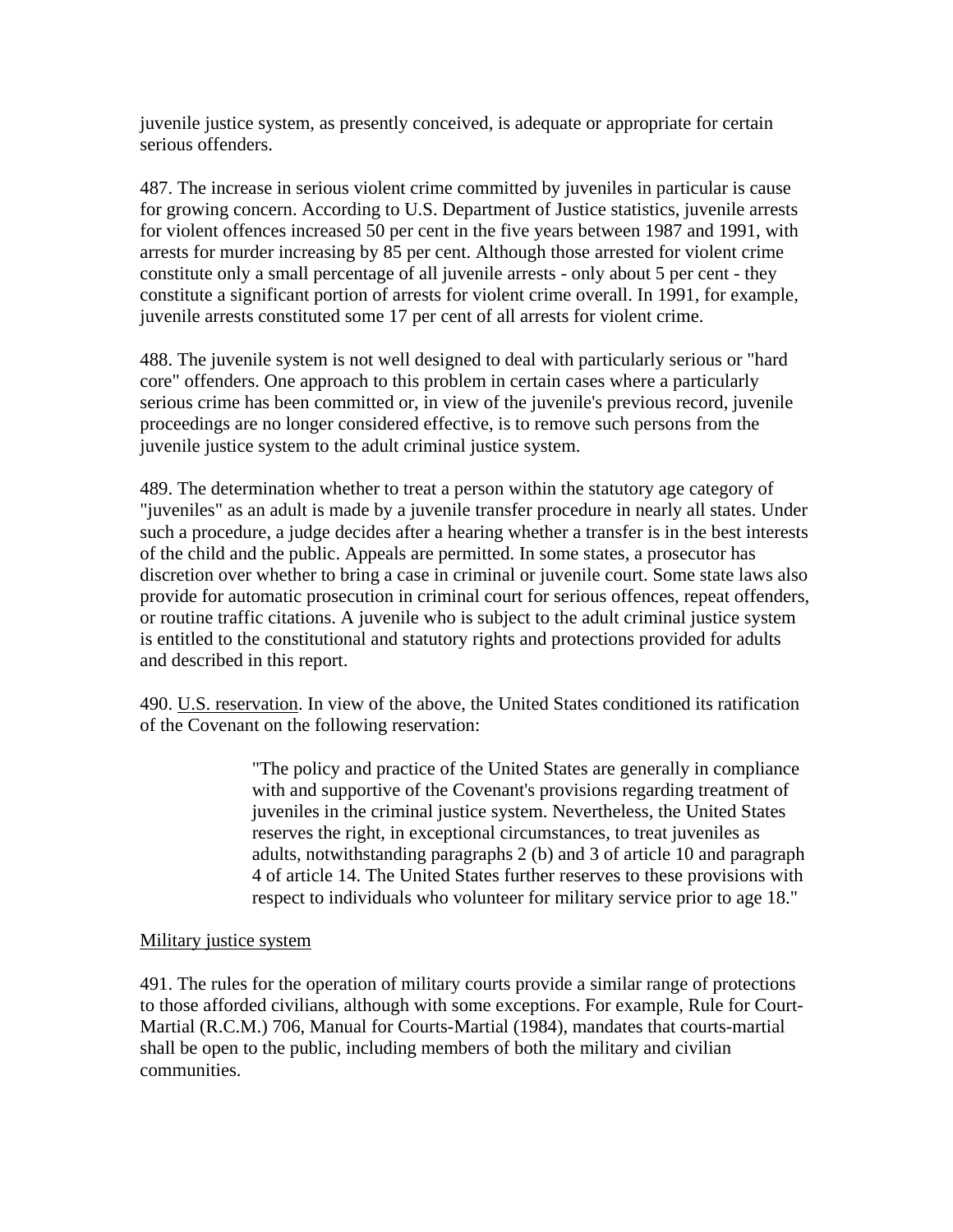juvenile justice system, as presently conceived, is adequate or appropriate for certain serious offenders.

487. The increase in serious violent crime committed by juveniles in particular is cause for growing concern. According to U.S. Department of Justice statistics, juvenile arrests for violent offences increased 50 per cent in the five years between 1987 and 1991, with arrests for murder increasing by 85 per cent. Although those arrested for violent crime constitute only a small percentage of all juvenile arrests - only about 5 per cent - they constitute a significant portion of arrests for violent crime overall. In 1991, for example, juvenile arrests constituted some 17 per cent of all arrests for violent crime.

488. The juvenile system is not well designed to deal with particularly serious or "hard core" offenders. One approach to this problem in certain cases where a particularly serious crime has been committed or, in view of the juvenile's previous record, juvenile proceedings are no longer considered effective, is to remove such persons from the juvenile justice system to the adult criminal justice system.

489. The determination whether to treat a person within the statutory age category of "juveniles" as an adult is made by a juvenile transfer procedure in nearly all states. Under such a procedure, a judge decides after a hearing whether a transfer is in the best interests of the child and the public. Appeals are permitted. In some states, a prosecutor has discretion over whether to bring a case in criminal or juvenile court. Some state laws also provide for automatic prosecution in criminal court for serious offences, repeat offenders, or routine traffic citations. A juvenile who is subject to the adult criminal justice system is entitled to the constitutional and statutory rights and protections provided for adults and described in this report.

490. U.S. reservation. In view of the above, the United States conditioned its ratification of the Covenant on the following reservation:

> "The policy and practice of the United States are generally in compliance with and supportive of the Covenant's provisions regarding treatment of juveniles in the criminal justice system. Nevertheless, the United States reserves the right, in exceptional circumstances, to treat juveniles as adults, notwithstanding paragraphs 2 (b) and 3 of article 10 and paragraph 4 of article 14. The United States further reserves to these provisions with respect to individuals who volunteer for military service prior to age 18."

Military justice system

491. The rules for the operation of military courts provide a similar range of protections to those afforded civilians, although with some exceptions. For example, Rule for Court-Martial (R.C.M.) 706, Manual for Courts-Martial (1984), mandates that courts-martial shall be open to the public, including members of both the military and civilian communities.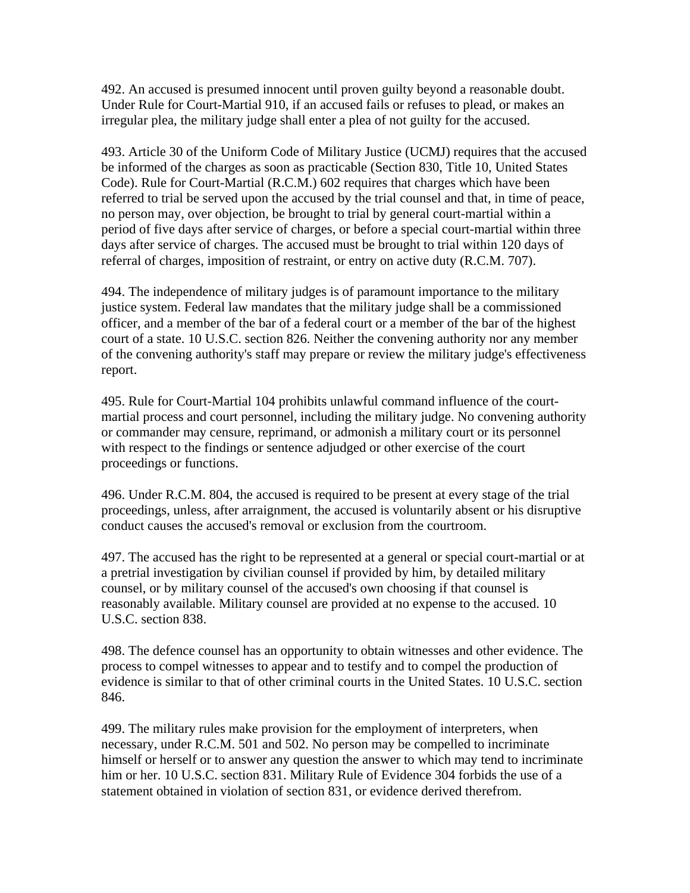492. An accused is presumed innocent until proven guilty beyond a reasonable doubt. Under Rule for Court-Martial 910, if an accused fails or refuses to plead, or makes an irregular plea, the military judge shall enter a plea of not guilty for the accused.

493. Article 30 of the Uniform Code of Military Justice (UCMJ) requires that the accused be informed of the charges as soon as practicable (Section 830, Title 10, United States Code). Rule for Court-Martial (R.C.M.) 602 requires that charges which have been referred to trial be served upon the accused by the trial counsel and that, in time of peace, no person may, over objection, be brought to trial by general court-martial within a period of five days after service of charges, or before a special court-martial within three days after service of charges. The accused must be brought to trial within 120 days of referral of charges, imposition of restraint, or entry on active duty (R.C.M. 707).

494. The independence of military judges is of paramount importance to the military justice system. Federal law mandates that the military judge shall be a commissioned officer, and a member of the bar of a federal court or a member of the bar of the highest court of a state. 10 U.S.C. section 826. Neither the convening authority nor any member of the convening authority's staff may prepare or review the military judge's effectiveness report.

495. Rule for Court-Martial 104 prohibits unlawful command influence of the court-martial process and court personnel, including the military judge. No convening authority or commander may censure, reprimand, or admonish a military court or its personnel with respect to the findings or sentence adjudged or other exercise of the court proceedings or functions.

496. Under R.C.M. 804, the accused is required to be present at every stage of the trial proceedings, unless, after arraignment, the accused is voluntarily absent or his disruptive conduct causes the accused's removal or exclusion from the courtroom.

497. The accused has the right to be represented at a general or special court-martial or at a pretrial investigation by civilian counsel if provided by him, by detailed military counsel, or by military counsel of the accused's own choosing if that counsel is reasonably available. Military counsel are provided at no expense to the accused. 10 U.S.C. section 838.

498. The defence counsel has an opportunity to obtain witnesses and other evidence. The process to compel witnesses to appear and to testify and to compel the production of evidence is similar to that of other criminal courts in the United States. 10 U.S.C. section 846.

499. The military rules make provision for the employment of interpreters, when necessary, under R.C.M. 501 and 502. No person may be compelled to incriminate himself or herself or to answer any question the answer to which may tend to incriminate him or her. 10 U.S.C. section 831. Military Rule of Evidence 304 forbids the use of a statement obtained in violation of section 831, or evidence derived therefrom.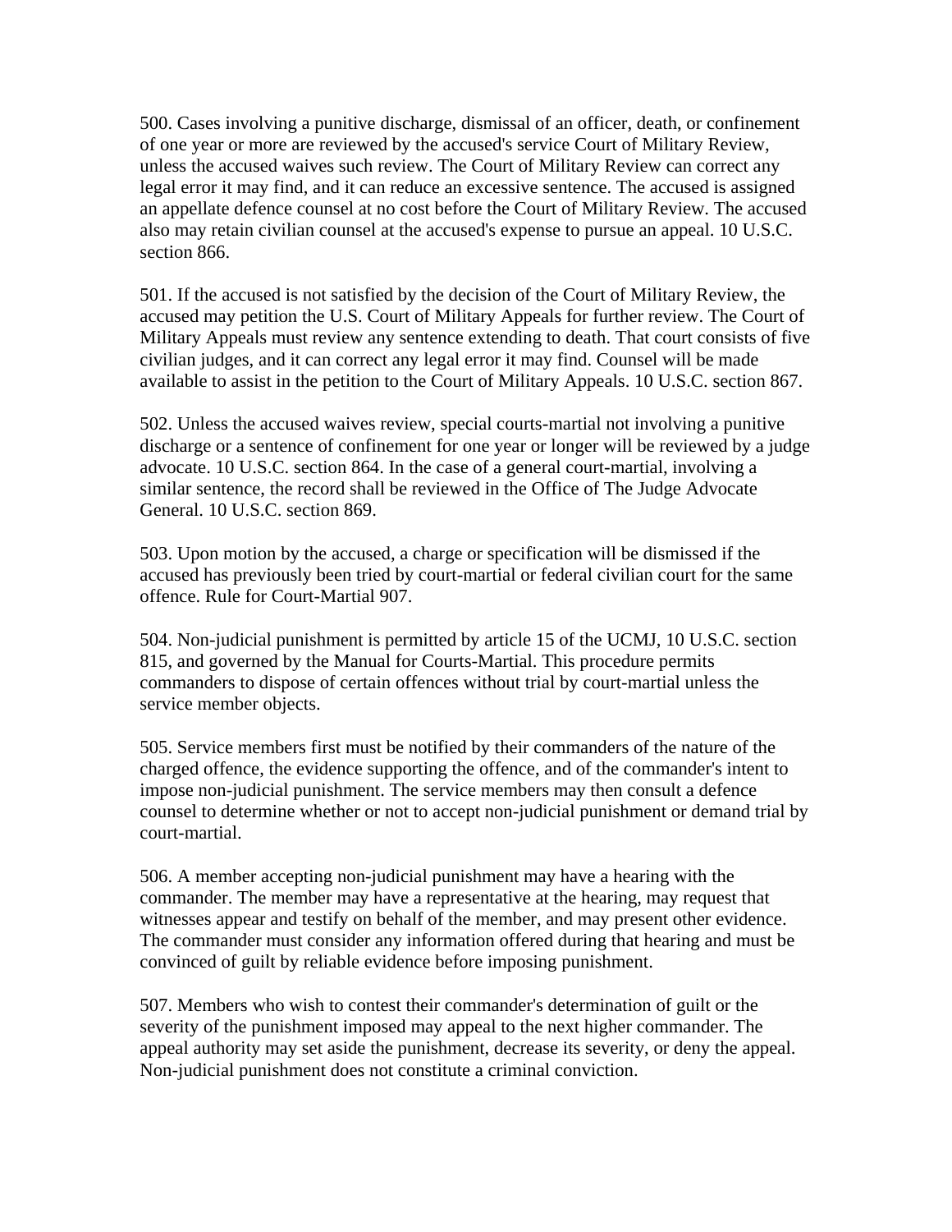500. Cases involving a punitive discharge, dismissal of an officer, death, or confinement of one year or more are reviewed by the accused's service Court of Military Review, unless the accused waives such review. The Court of Military Review can correct any legal error it may find, and it can reduce an excessive sentence. The accused is assigned an appellate defence counsel at no cost before the Court of Military Review. The accused also may retain civilian counsel at the accused's expense to pursue an appeal. 10 U.S.C. section 866.

501. If the accused is not satisfied by the decision of the Court of Military Review, the accused may petition the U.S. Court of Military Appeals for further review. The Court of Military Appeals must review any sentence extending to death. That court consists of five civilian judges, and it can correct any legal error it may find. Counsel will be made available to assist in the petition to the Court of Military Appeals. 10 U.S.C. section 867.

502. Unless the accused waives review, special courts-martial not involving a punitive discharge or a sentence of confinement for one year or longer will be reviewed by a judge advocate. 10 U.S.C. section 864. In the case of a general court-martial, involving a similar sentence, the record shall be reviewed in the Office of The Judge Advocate General. 10 U.S.C. section 869.

503. Upon motion by the accused, a charge or specification will be dismissed if the accused has previously been tried by court-martial or federal civilian court for the same offence. Rule for Court-Martial 907.

504. Non-judicial punishment is permitted by article 15 of the UCMJ, 10 U.S.C. section 815, and governed by the Manual for Courts-Martial. This procedure permits commanders to dispose of certain offences without trial by court-martial unless the service member objects.

505. Service members first must be notified by their commanders of the nature of the charged offence, the evidence supporting the offence, and of the commander's intent to impose non-judicial punishment. The service members may then consult a defence counsel to determine whether or not to accept non-judicial punishment or demand trial by court-martial.

506. A member accepting non-judicial punishment may have a hearing with the commander. The member may have a representative at the hearing, may request that witnesses appear and testify on behalf of the member, and may present other evidence. The commander must consider any information offered during that hearing and must be convinced of guilt by reliable evidence before imposing punishment.

507. Members who wish to contest their commander's determination of guilt or the severity of the punishment imposed may appeal to the next higher commander. The appeal authority may set aside the punishment, decrease its severity, or deny the appeal. Non-judicial punishment does not constitute a criminal conviction.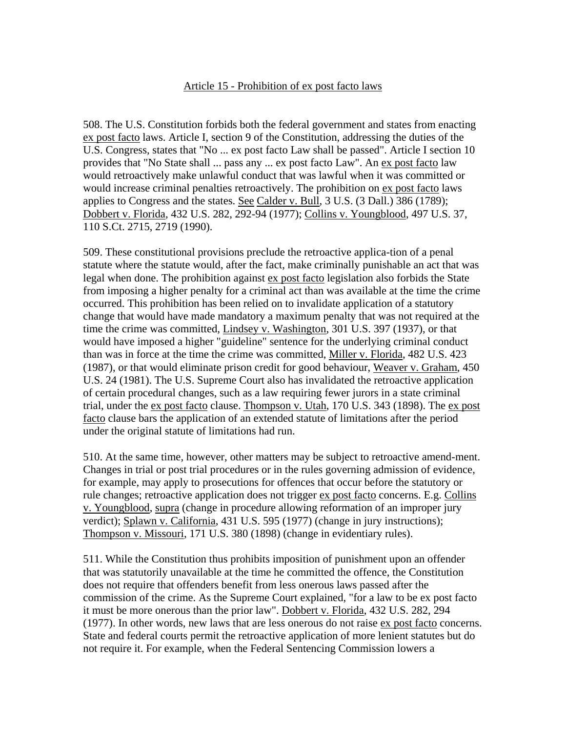## Article 15 - Prohibition of ex post facto laws

508. The U.S. Constitution forbids both the federal government and states from enacting ex post facto laws. Article I, section 9 of the Constitution, addressing the duties of the U.S. Congress, states that "No ... ex post facto Law shall be passed". Article I section 10 provides that "No State shall ... pass any ... ex post facto Law". An ex post facto law would retroactively make unlawful conduct that was lawful when it was committed or would increase criminal penalties retroactively. The prohibition on ex post facto laws applies to Congress and the states. See Calder v. Bull, 3 U.S. (3 Dall.) 386 (1789); Dobbert v. Florida, 432 U.S. 282, 292-94 (1977); Collins v. Youngblood, 497 U.S. 37, 110 S.Ct. 2715, 2719 (1990).

509. These constitutional provisions preclude the retroactive applica-tion of a penal statute where the statute would, after the fact, make criminally punishable an act that was legal when done. The prohibition against ex post facto legislation also forbids the State from imposing a higher penalty for a criminal act than was available at the time the crime occurred. This prohibition has been relied on to invalidate application of a statutory change that would have made mandatory a maximum penalty that was not required at the time the crime was committed, Lindsey v. Washington, 301 U.S. 397 (1937), or that would have imposed a higher "guideline" sentence for the underlying criminal conduct than was in force at the time the crime was committed, Miller v. Florida, 482 U.S. 423 (1987), or that would eliminate prison credit for good behaviour, Weaver v. Graham, 450 U.S. 24 (1981). The U.S. Supreme Court also has invalidated the retroactive application of certain procedural changes, such as a law requiring fewer jurors in a state criminal trial, under the ex post facto clause. Thompson v. Utah, 170 U.S. 343 (1898). The ex post facto clause bars the application of an extended statute of limitations after the period under the original statute of limitations had run.

510. At the same time, however, other matters may be subject to retroactive amend-ment. Changes in trial or post trial procedures or in the rules governing admission of evidence, for example, may apply to prosecutions for offences that occur before the statutory or rule changes; retroactive application does not trigger ex post facto concerns. E.g. Collins v. Youngblood, supra (change in procedure allowing reformation of an improper jury verdict); Splawn v. California, 431 U.S. 595 (1977) (change in jury instructions); Thompson v. Missouri, 171 U.S. 380 (1898) (change in evidentiary rules).

511. While the Constitution thus prohibits imposition of punishment upon an offender that was statutorily unavailable at the time he committed the offence, the Constitution does not require that offenders benefit from less onerous laws passed after the commission of the crime. As the Supreme Court explained, "for a law to be ex post facto it must be more onerous than the prior law". Dobbert v. Florida, 432 U.S. 282, 294 (1977). In other words, new laws that are less onerous do not raise ex post facto concerns. State and federal courts permit the retroactive application of more lenient statutes but do not require it. For example, when the Federal Sentencing Commission lowers a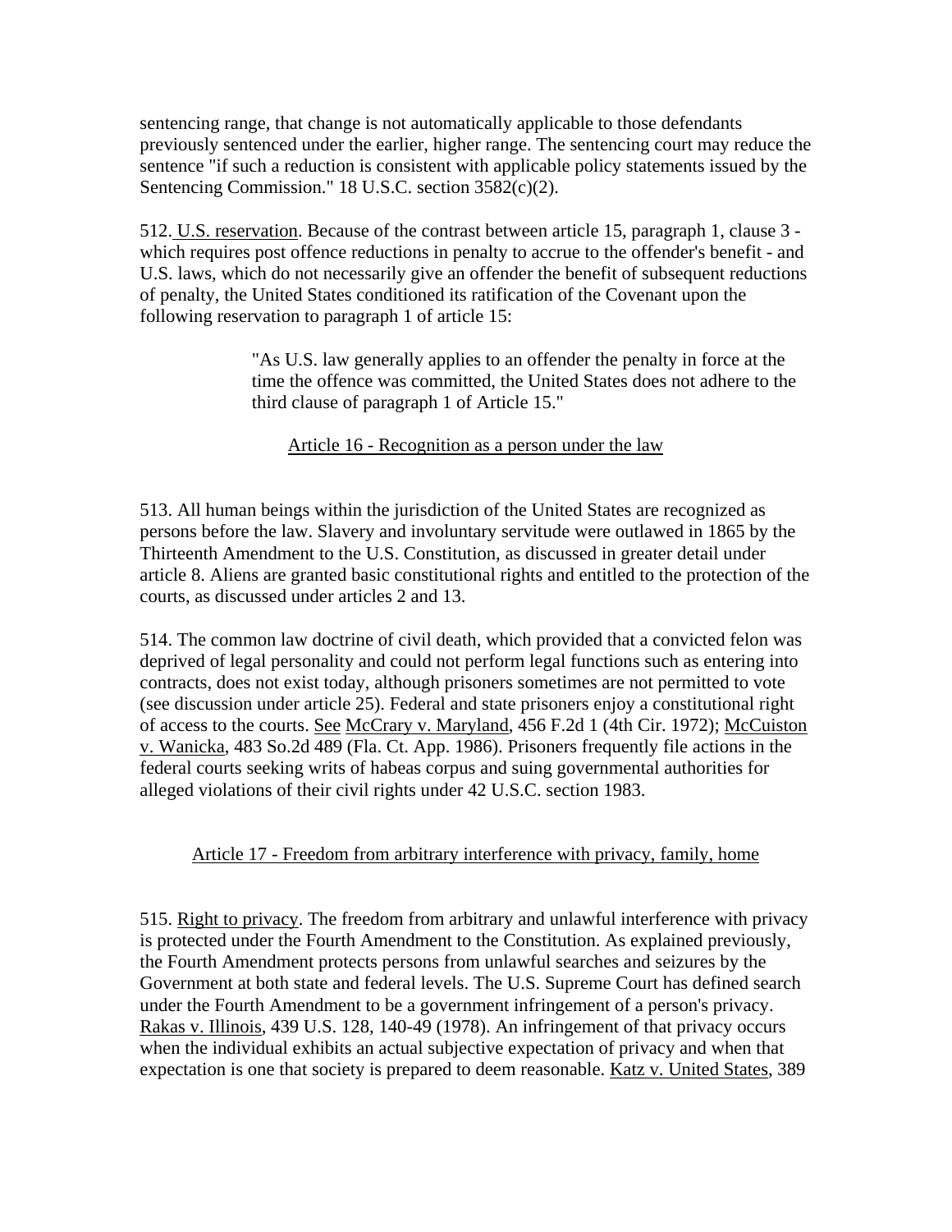sentencing range, that change is not automatically applicable to those defendants previously sentenced under the earlier, higher range. The sentencing court may reduce the sentence "if such a reduction is consistent with applicable policy statements issued by the Sentencing Commission." 18 U.S.C. section 3582(c)(2).

512. U.S. reservation. Because of the contrast between article 15, paragraph 1, clause 3 - which requires post offence reductions in penalty to accrue to the offender's benefit - and U.S. laws, which do not necessarily give an offender the benefit of subsequent reductions of penalty, the United States conditioned its ratification of the Covenant upon the following reservation to paragraph 1 of article 15:

> "As U.S. law generally applies to an offender the penalty in force at the time the offence was committed, the United States does not adhere to the third clause of paragraph 1 of Article 15."

## Article 16 - Recognition as a person under the law

513. All human beings within the jurisdiction of the United States are recognized as persons before the law. Slavery and involuntary servitude were outlawed in 1865 by the Thirteenth Amendment to the U.S. Constitution, as discussed in greater detail under article 8. Aliens are granted basic constitutional rights and entitled to the protection of the courts, as discussed under articles 2 and 13.

514. The common law doctrine of civil death, which provided that a convicted felon was deprived of legal personality and could not perform legal functions such as entering into contracts, does not exist today, although prisoners sometimes are not permitted to vote (see discussion under article 25). Federal and state prisoners enjoy a constitutional right of access to the courts. See McCrary v. Maryland, 456 F.2d 1 (4th Cir. 1972); McCuiston v. Wanicka, 483 So.2d 489 (Fla. Ct. App. 1986). Prisoners frequently file actions in the federal courts seeking writs of habeas corpus and suing governmental authorities for alleged violations of their civil rights under 42 U.S.C. section 1983.

## Article 17 - Freedom from arbitrary interference with privacy, family, home

515. Right to privacy. The freedom from arbitrary and unlawful interference with privacy is protected under the Fourth Amendment to the Constitution. As explained previously, the Fourth Amendment protects persons from unlawful searches and seizures by the Government at both state and federal levels. The U.S. Supreme Court has defined search under the Fourth Amendment to be a government infringement of a person's privacy. Rakas v. Illinois, 439 U.S. 128, 140-49 (1978). An infringement of that privacy occurs when the individual exhibits an actual subjective expectation of privacy and when that expectation is one that society is prepared to deem reasonable. Katz v. United States, 389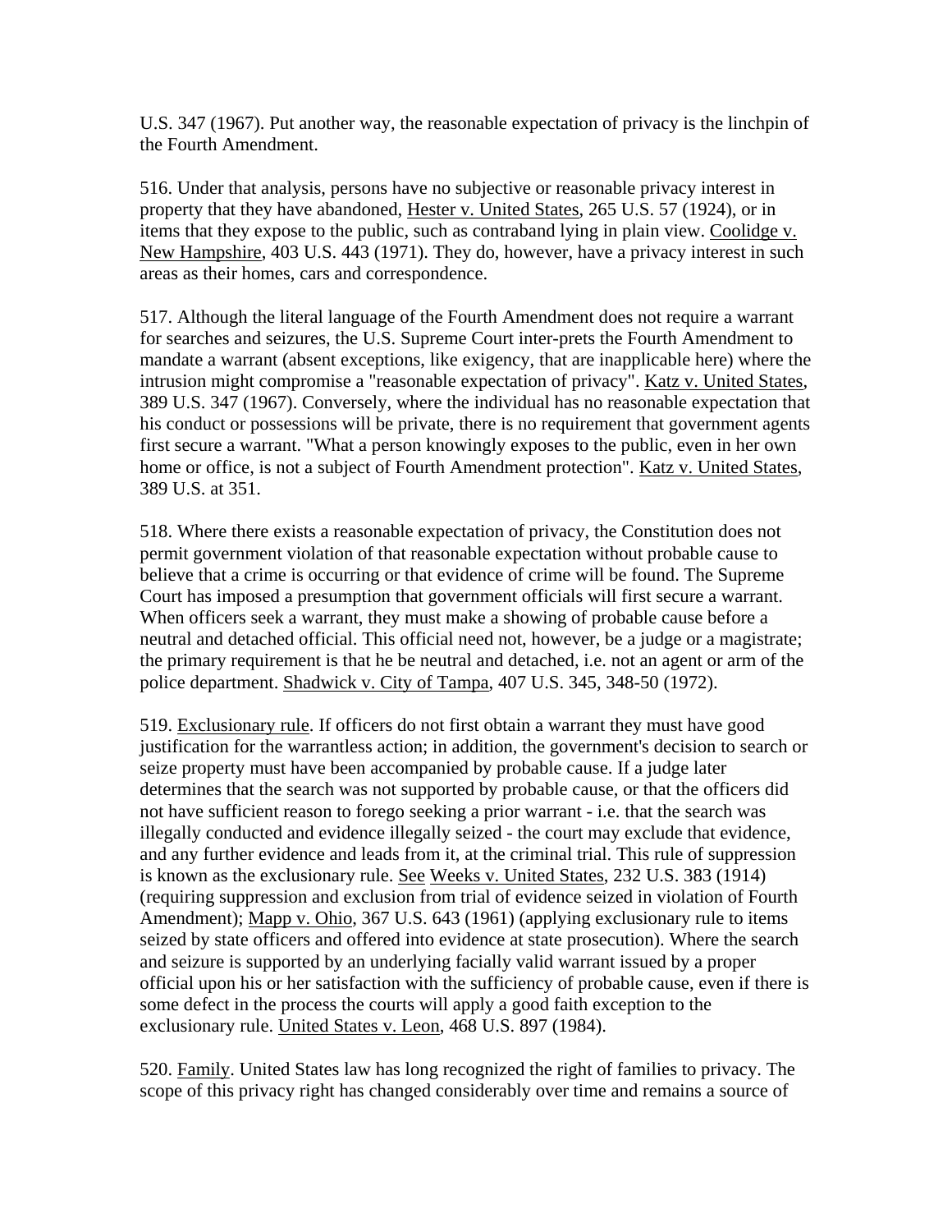U.S. 347 (1967). Put another way, the reasonable expectation of privacy is the linchpin of the Fourth Amendment.

516. Under that analysis, persons have no subjective or reasonable privacy interest in property that they have abandoned, Hester v. United States, 265 U.S. 57 (1924), or in items that they expose to the public, such as contraband lying in plain view. Coolidge v. New Hampshire, 403 U.S. 443 (1971). They do, however, have a privacy interest in such areas as their homes, cars and correspondence.

517. Although the literal language of the Fourth Amendment does not require a warrant for searches and seizures, the U.S. Supreme Court inter-prets the Fourth Amendment to mandate a warrant (absent exceptions, like exigency, that are inapplicable here) where the intrusion might compromise a "reasonable expectation of privacy". Katz v. United States, 389 U.S. 347 (1967). Conversely, where the individual has no reasonable expectation that his conduct or possessions will be private, there is no requirement that government agents first secure a warrant. "What a person knowingly exposes to the public, even in her own home or office, is not a subject of Fourth Amendment protection". Katz v. United States, 389 U.S. at 351.

518. Where there exists a reasonable expectation of privacy, the Constitution does not permit government violation of that reasonable expectation without probable cause to believe that a crime is occurring or that evidence of crime will be found. The Supreme Court has imposed a presumption that government officials will first secure a warrant. When officers seek a warrant, they must make a showing of probable cause before a neutral and detached official. This official need not, however, be a judge or a magistrate; the primary requirement is that he be neutral and detached, i.e. not an agent or arm of the police department. Shadwick v. City of Tampa, 407 U.S. 345, 348-50 (1972).

519. Exclusionary rule. If officers do not first obtain a warrant they must have good justification for the warrantless action; in addition, the government's decision to search or seize property must have been accompanied by probable cause. If a judge later determines that the search was not supported by probable cause, or that the officers did not have sufficient reason to forego seeking a prior warrant - i.e. that the search was illegally conducted and evidence illegally seized - the court may exclude that evidence, and any further evidence and leads from it, at the criminal trial. This rule of suppression is known as the exclusionary rule. See Weeks v. United States, 232 U.S. 383 (1914) (requiring suppression and exclusion from trial of evidence seized in violation of Fourth Amendment); Mapp v. Ohio, 367 U.S. 643 (1961) (applying exclusionary rule to items seized by state officers and offered into evidence at state prosecution). Where the search and seizure is supported by an underlying facially valid warrant issued by a proper official upon his or her satisfaction with the sufficiency of probable cause, even if there is some defect in the process the courts will apply a good faith exception to the exclusionary rule. United States v. Leon, 468 U.S. 897 (1984).

520. Family. United States law has long recognized the right of families to privacy. The scope of this privacy right has changed considerably over time and remains a source of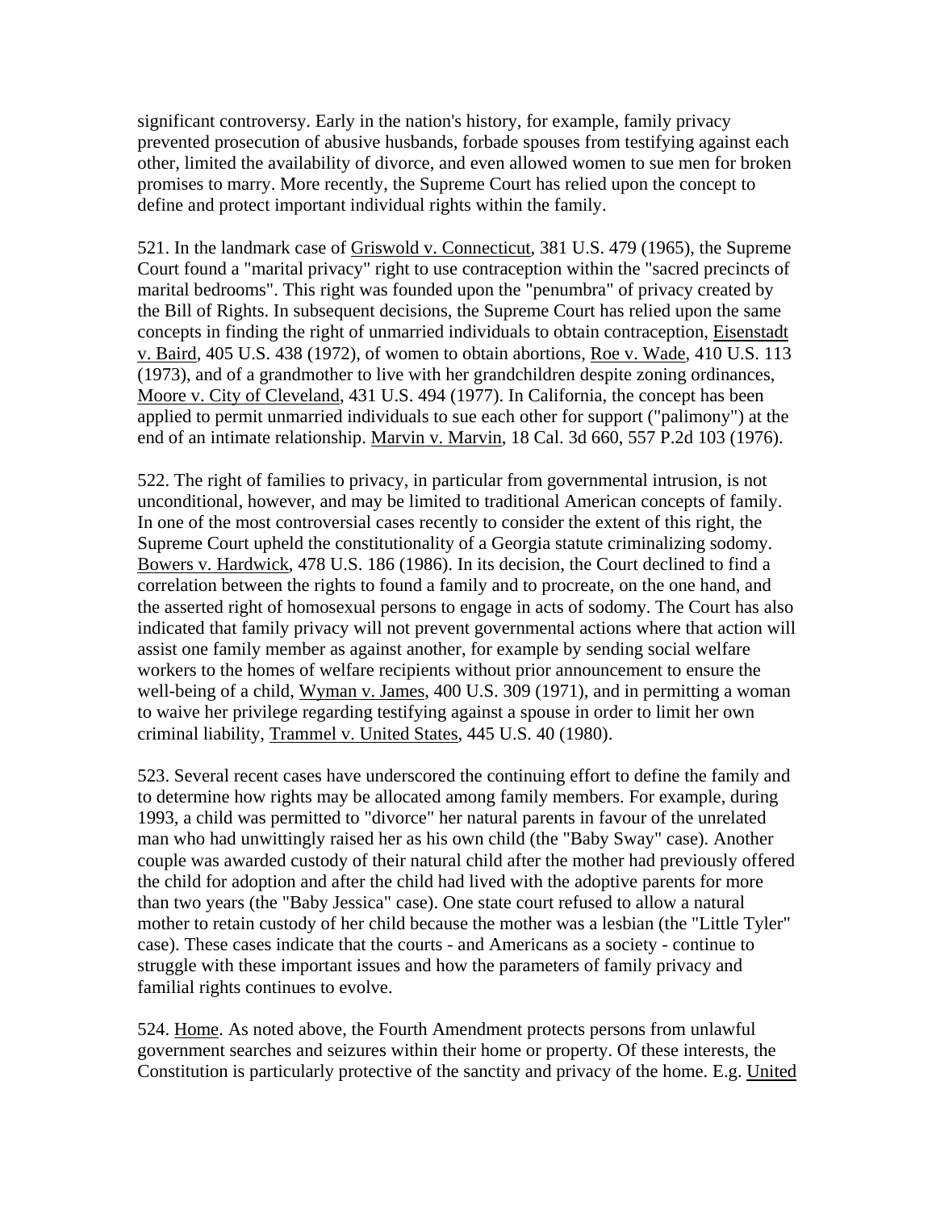significant controversy. Early in the nation's history, for example, family privacy prevented prosecution of abusive husbands, forbade spouses from testifying against each other, limited the availability of divorce, and even allowed women to sue men for broken promises to marry. More recently, the Supreme Court has relied upon the concept to define and protect important individual rights within the family.

521. In the landmark case of Griswold v. Connecticut, 381 U.S. 479 (1965), the Supreme Court found a "marital privacy" right to use contraception within the "sacred precincts of marital bedrooms". This right was founded upon the "penumbra" of privacy created by the Bill of Rights. In subsequent decisions, the Supreme Court has relied upon the same concepts in finding the right of unmarried individuals to obtain contraception, Eisenstadt v. Baird, 405 U.S. 438 (1972), of women to obtain abortions, Roe v. Wade, 410 U.S. 113 (1973), and of a grandmother to live with her grandchildren despite zoning ordinances, Moore v. City of Cleveland, 431 U.S. 494 (1977). In California, the concept has been applied to permit unmarried individuals to sue each other for support ("palimony") at the end of an intimate relationship. Marvin v. Marvin, 18 Cal. 3d 660, 557 P.2d 103 (1976).

522. The right of families to privacy, in particular from governmental intrusion, is not unconditional, however, and may be limited to traditional American concepts of family. In one of the most controversial cases recently to consider the extent of this right, the Supreme Court upheld the constitutionality of a Georgia statute criminalizing sodomy. Bowers v. Hardwick, 478 U.S. 186 (1986). In its decision, the Court declined to find a correlation between the rights to found a family and to procreate, on the one hand, and the asserted right of homosexual persons to engage in acts of sodomy. The Court has also indicated that family privacy will not prevent governmental actions where that action will assist one family member as against another, for example by sending social welfare workers to the homes of welfare recipients without prior announcement to ensure the well-being of a child, Wyman v. James, 400 U.S. 309 (1971), and in permitting a woman to waive her privilege regarding testifying against a spouse in order to limit her own criminal liability, Trammel v. United States, 445 U.S. 40 (1980).

523. Several recent cases have underscored the continuing effort to define the family and to determine how rights may be allocated among family members. For example, during 1993, a child was permitted to "divorce" her natural parents in favour of the unrelated man who had unwittingly raised her as his own child (the "Baby Sway" case). Another couple was awarded custody of their natural child after the mother had previously offered the child for adoption and after the child had lived with the adoptive parents for more than two years (the "Baby Jessica" case). One state court refused to allow a natural mother to retain custody of her child because the mother was a lesbian (the "Little Tyler" case). These cases indicate that the courts - and Americans as a society - continue to struggle with these important issues and how the parameters of family privacy and familial rights continues to evolve.

524. Home. As noted above, the Fourth Amendment protects persons from unlawful government searches and seizures within their home or property. Of these interests, the Constitution is particularly protective of the sanctity and privacy of the home. E.g. United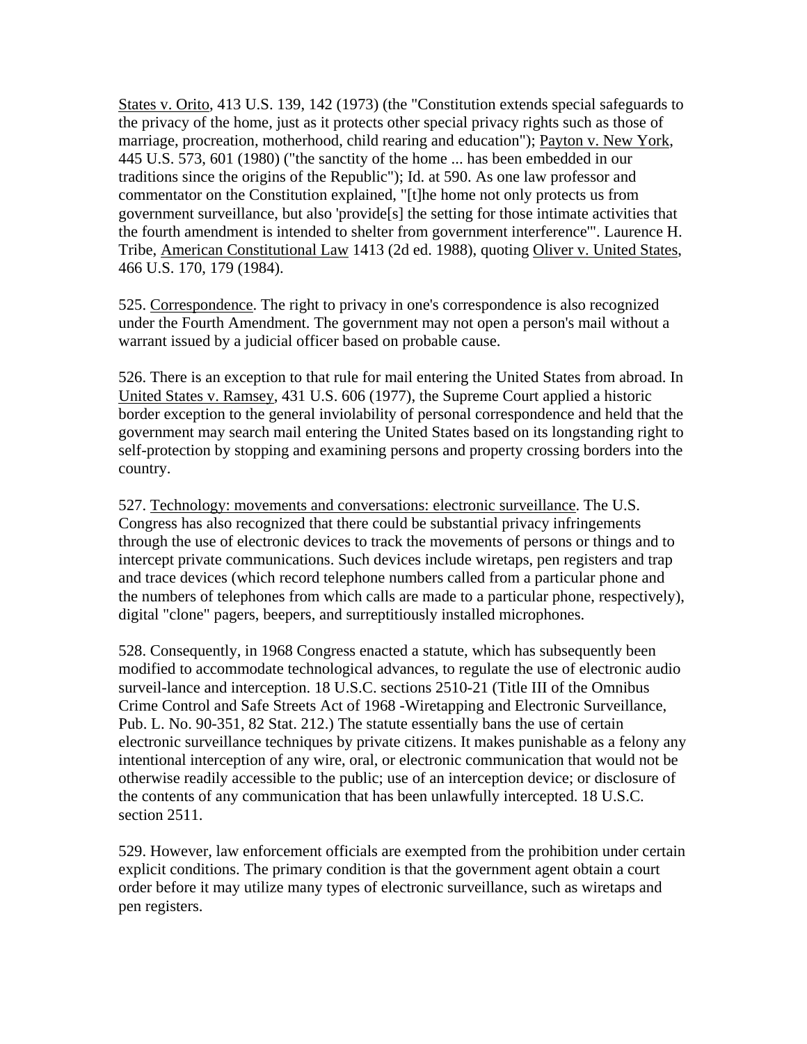States v. Orito, 413 U.S. 139, 142 (1973) (the "Constitution extends special safeguards to the privacy of the home, just as it protects other special privacy rights such as those of marriage, procreation, motherhood, child rearing and education"); Payton v. New York, 445 U.S. 573, 601 (1980) ("the sanctity of the home ... has been embedded in our traditions since the origins of the Republic"); Id. at 590. As one law professor and commentator on the Constitution explained, "[t]he home not only protects us from government surveillance, but also 'provide[s] the setting for those intimate activities that the fourth amendment is intended to shelter from government interference'". Laurence H. Tribe, American Constitutional Law 1413 (2d ed. 1988), quoting Oliver v. United States, 466 U.S. 170, 179 (1984).

525. Correspondence. The right to privacy in one's correspondence is also recognized under the Fourth Amendment. The government may not open a person's mail without a warrant issued by a judicial officer based on probable cause.

526. There is an exception to that rule for mail entering the United States from abroad. In United States v. Ramsey, 431 U.S. 606 (1977), the Supreme Court applied a historic border exception to the general inviolability of personal correspondence and held that the government may search mail entering the United States based on its longstanding right to self-protection by stopping and examining persons and property crossing borders into the country.

527. Technology: movements and conversations: electronic surveillance. The U.S. Congress has also recognized that there could be substantial privacy infringements through the use of electronic devices to track the movements of persons or things and to intercept private communications. Such devices include wiretaps, pen registers and trap and trace devices (which record telephone numbers called from a particular phone and the numbers of telephones from which calls are made to a particular phone, respectively), digital "clone" pagers, beepers, and surreptitiously installed microphones.

528. Consequently, in 1968 Congress enacted a statute, which has subsequently been modified to accommodate technological advances, to regulate the use of electronic audio surveil-lance and interception. 18 U.S.C. sections 2510-21 (Title III of the Omnibus Crime Control and Safe Streets Act of 1968 -Wiretapping and Electronic Surveillance, Pub. L. No. 90-351, 82 Stat. 212.) The statute essentially bans the use of certain electronic surveillance techniques by private citizens. It makes punishable as a felony any intentional interception of any wire, oral, or electronic communication that would not be otherwise readily accessible to the public; use of an interception device; or disclosure of the contents of any communication that has been unlawfully intercepted. 18 U.S.C. section 2511.

529. However, law enforcement officials are exempted from the prohibition under certain explicit conditions. The primary condition is that the government agent obtain a court order before it may utilize many types of electronic surveillance, such as wiretaps and pen registers.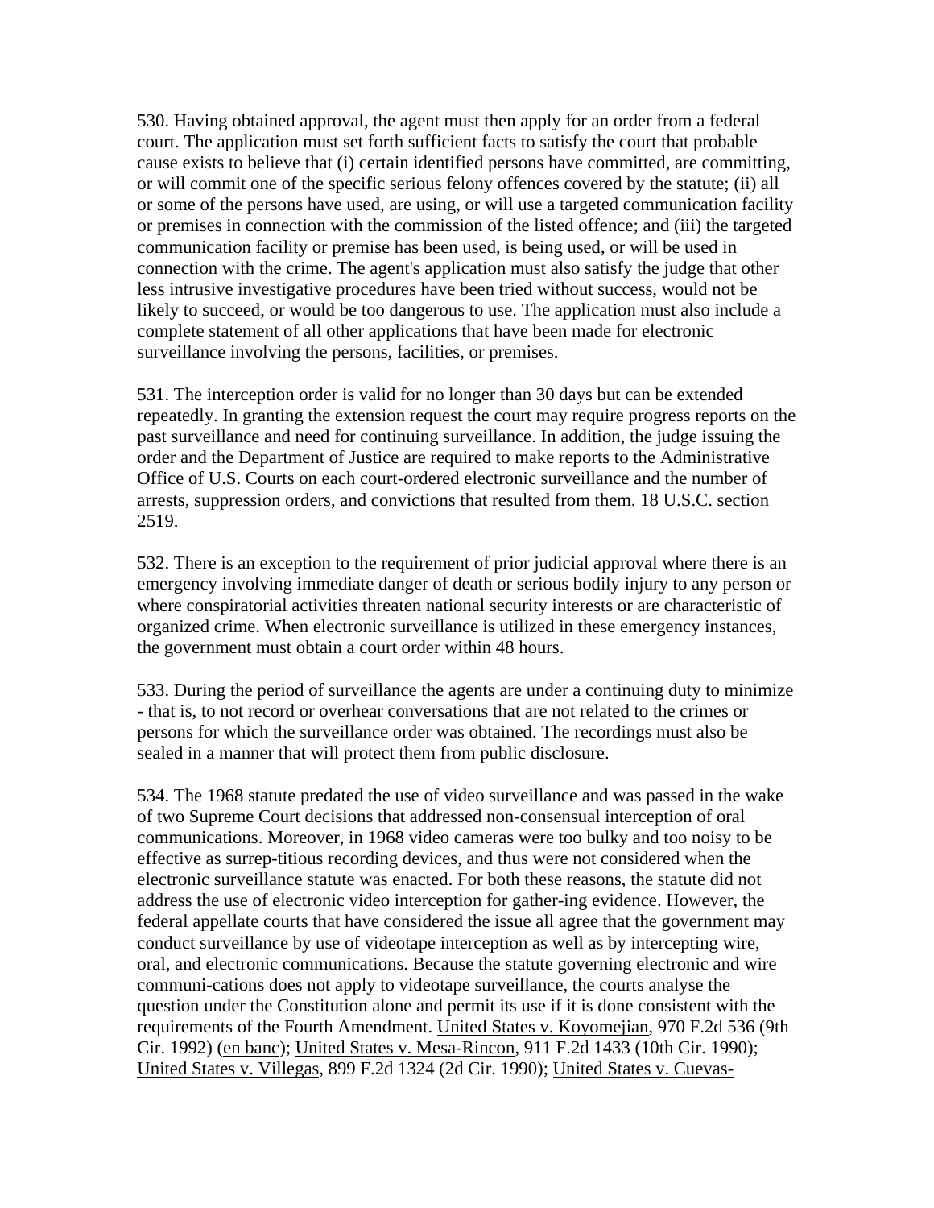530. Having obtained approval, the agent must then apply for an order from a federal court. The application must set forth sufficient facts to satisfy the court that probable cause exists to believe that (i) certain identified persons have committed, are committing, or will commit one of the specific serious felony offences covered by the statute; (ii) all or some of the persons have used, are using, or will use a targeted communication facility or premises in connection with the commission of the listed offence; and (iii) the targeted communication facility or premise has been used, is being used, or will be used in connection with the crime. The agent's application must also satisfy the judge that other less intrusive investigative procedures have been tried without success, would not be likely to succeed, or would be too dangerous to use. The application must also include a complete statement of all other applications that have been made for electronic surveillance involving the persons, facilities, or premises.

531. The interception order is valid for no longer than 30 days but can be extended repeatedly. In granting the extension request the court may require progress reports on the past surveillance and need for continuing surveillance. In addition, the judge issuing the order and the Department of Justice are required to make reports to the Administrative Office of U.S. Courts on each court-ordered electronic surveillance and the number of arrests, suppression orders, and convictions that resulted from them. 18 U.S.C. section 2519.

532. There is an exception to the requirement of prior judicial approval where there is an emergency involving immediate danger of death or serious bodily injury to any person or where conspiratorial activities threaten national security interests or are characteristic of organized crime. When electronic surveillance is utilized in these emergency instances, the government must obtain a court order within 48 hours.

533. During the period of surveillance the agents are under a continuing duty to minimize - that is, to not record or overhear conversations that are not related to the crimes or persons for which the surveillance order was obtained. The recordings must also be sealed in a manner that will protect them from public disclosure.

534. The 1968 statute predated the use of video surveillance and was passed in the wake of two Supreme Court decisions that addressed non-consensual interception of oral communications. Moreover, in 1968 video cameras were too bulky and too noisy to be effective as surrep-titious recording devices, and thus were not considered when the electronic surveillance statute was enacted. For both these reasons, the statute did not address the use of electronic video interception for gather-ing evidence. However, the federal appellate courts that have considered the issue all agree that the government may conduct surveillance by use of videotape interception as well as by intercepting wire, oral, and electronic communications. Because the statute governing electronic and wire communi-cations does not apply to videotape surveillance, the courts analyse the question under the Constitution alone and permit its use if it is done consistent with the requirements of the Fourth Amendment. United States v. Koyomejian, 970 F.2d 536 (9th Cir. 1992) (en banc); United States v. Mesa-Rincon, 911 F.2d 1433 (10th Cir. 1990); United States v. Villegas, 899 F.2d 1324 (2d Cir. 1990); United States v. Cuevas-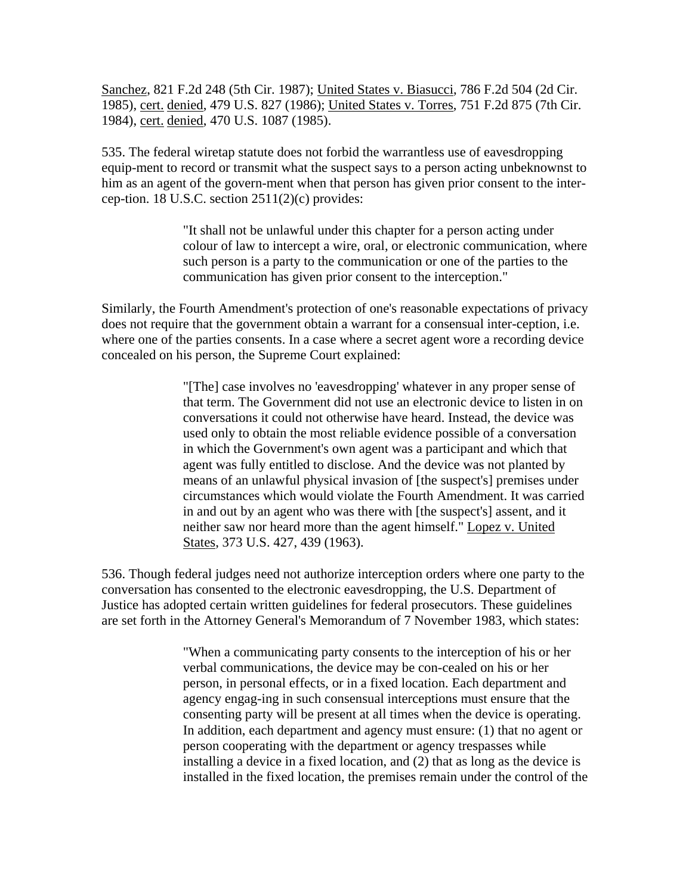Sanchez, 821 F.2d 248 (5th Cir. 1987); United States v. Biasucci, 786 F.2d 504 (2d Cir. 1985), cert. denied, 479 U.S. 827 (1986); United States v. Torres, 751 F.2d 875 (7th Cir. 1984), cert. denied, 470 U.S. 1087 (1985).

535. The federal wiretap statute does not forbid the warrantless use of eavesdropping equip-ment to record or transmit what the suspect says to a person acting unbeknownst to him as an agent of the govern-ment when that person has given prior consent to the inter-cep-tion. 18 U.S.C. section 2511(2)(c) provides:

> "It shall not be unlawful under this chapter for a person acting under colour of law to intercept a wire, oral, or electronic communication, where such person is a party to the communication or one of the parties to the communication has given prior consent to the interception."

Similarly, the Fourth Amendment's protection of one's reasonable expectations of privacy does not require that the government obtain a warrant for a consensual inter-ception, i.e. where one of the parties consents. In a case where a secret agent wore a recording device concealed on his person, the Supreme Court explained:

> "[The] case involves no 'eavesdropping' whatever in any proper sense of that term. The Government did not use an electronic device to listen in on conversations it could not otherwise have heard. Instead, the device was used only to obtain the most reliable evidence possible of a conversation in which the Government's own agent was a participant and which that agent was fully entitled to disclose. And the device was not planted by means of an unlawful physical invasion of [the suspect's] premises under circumstances which would violate the Fourth Amendment. It was carried in and out by an agent who was there with [the suspect's] assent, and it neither saw nor heard more than the agent himself." Lopez v. United States, 373 U.S. 427, 439 (1963).

536. Though federal judges need not authorize interception orders where one party to the conversation has consented to the electronic eavesdropping, the U.S. Department of Justice has adopted certain written guidelines for federal prosecutors. These guidelines are set forth in the Attorney General's Memorandum of 7 November 1983, which states:

> "When a communicating party consents to the interception of his or her verbal communications, the device may be con-cealed on his or her person, in personal effects, or in a fixed location. Each department and agency engag-ing in such consensual interceptions must ensure that the consenting party will be present at all times when the device is operating. In addition, each department and agency must ensure: (1) that no agent or person cooperating with the department or agency trespasses while installing a device in a fixed location, and (2) that as long as the device is installed in the fixed location, the premises remain under the control of the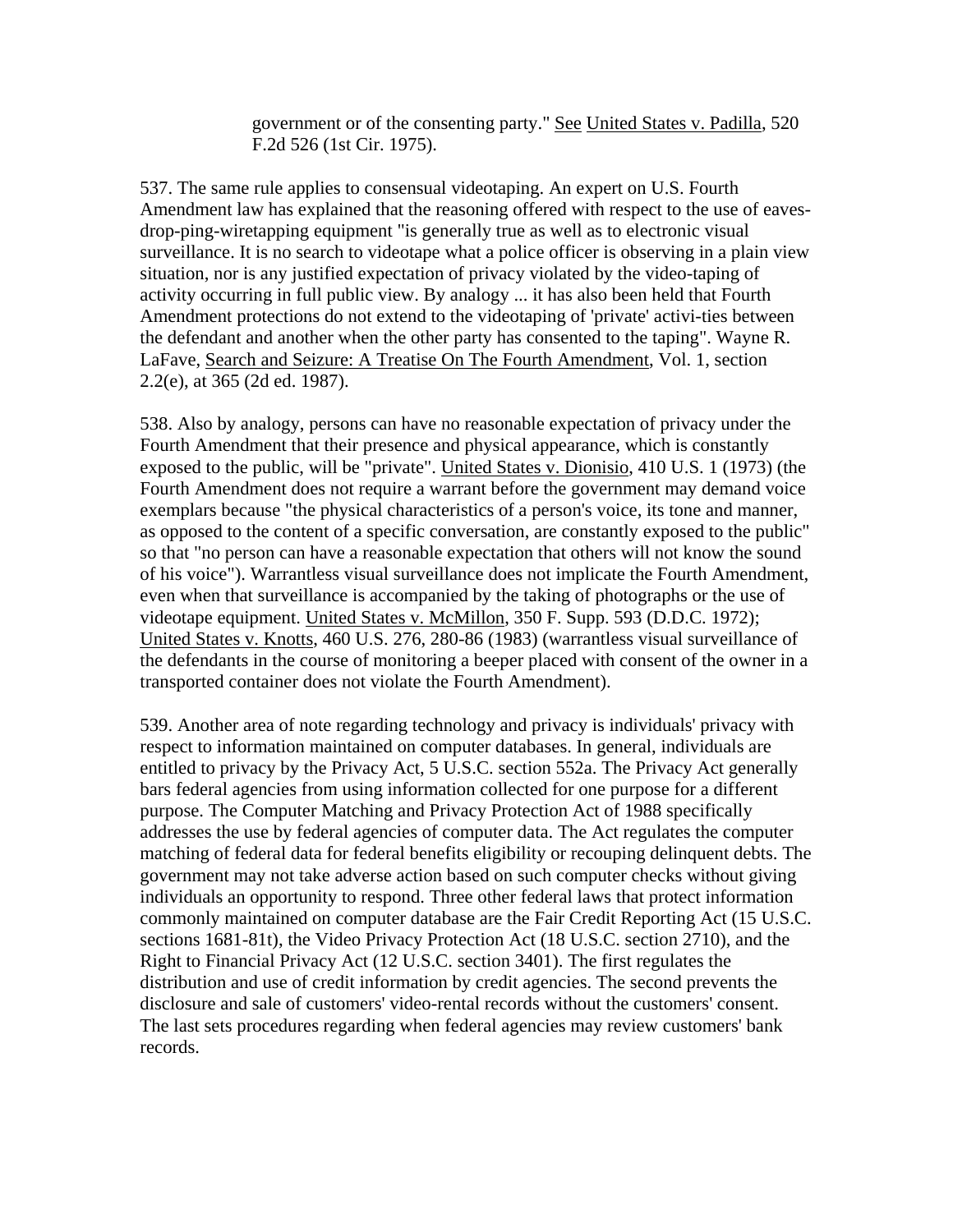government or of the consenting party." See United States v. Padilla, 520 F.2d 526 (1st Cir. 1975).

537. The same rule applies to consensual videotaping. An expert on U.S. Fourth Amendment law has explained that the reasoning offered with respect to the use of eaves-drop-ping-wiretapping equipment "is generally true as well as to electronic visual surveillance. It is no search to videotape what a police officer is observing in a plain view situation, nor is any justified expectation of privacy violated by the video-taping of activity occurring in full public view. By analogy ... it has also been held that Fourth Amendment protections do not extend to the videotaping of 'private' activi-ties between the defendant and another when the other party has consented to the taping". Wayne R. LaFave, Search and Seizure: A Treatise On The Fourth Amendment, Vol. 1, section 2.2(e), at 365 (2d ed. 1987).

538. Also by analogy, persons can have no reasonable expectation of privacy under the Fourth Amendment that their presence and physical appearance, which is constantly exposed to the public, will be "private". United States v. Dionisio, 410 U.S. 1 (1973) (the Fourth Amendment does not require a warrant before the government may demand voice exemplars because "the physical characteristics of a person's voice, its tone and manner, as opposed to the content of a specific conversation, are constantly exposed to the public" so that "no person can have a reasonable expectation that others will not know the sound of his voice"). Warrantless visual surveillance does not implicate the Fourth Amendment, even when that surveillance is accompanied by the taking of photographs or the use of videotape equipment. United States v. McMillon, 350 F. Supp. 593 (D.D.C. 1972); United States v. Knotts, 460 U.S. 276, 280-86 (1983) (warrantless visual surveillance of the defendants in the course of monitoring a beeper placed with consent of the owner in a transported container does not violate the Fourth Amendment).

539. Another area of note regarding technology and privacy is individuals' privacy with respect to information maintained on computer databases. In general, individuals are entitled to privacy by the Privacy Act, 5 U.S.C. section 552a. The Privacy Act generally bars federal agencies from using information collected for one purpose for a different purpose. The Computer Matching and Privacy Protection Act of 1988 specifically addresses the use by federal agencies of computer data. The Act regulates the computer matching of federal data for federal benefits eligibility or recouping delinquent debts. The government may not take adverse action based on such computer checks without giving individuals an opportunity to respond. Three other federal laws that protect information commonly maintained on computer database are the Fair Credit Reporting Act (15 U.S.C. sections 1681-81t), the Video Privacy Protection Act (18 U.S.C. section 2710), and the Right to Financial Privacy Act (12 U.S.C. section 3401). The first regulates the distribution and use of credit information by credit agencies. The second prevents the disclosure and sale of customers' video-rental records without the customers' consent. The last sets procedures regarding when federal agencies may review customers' bank records.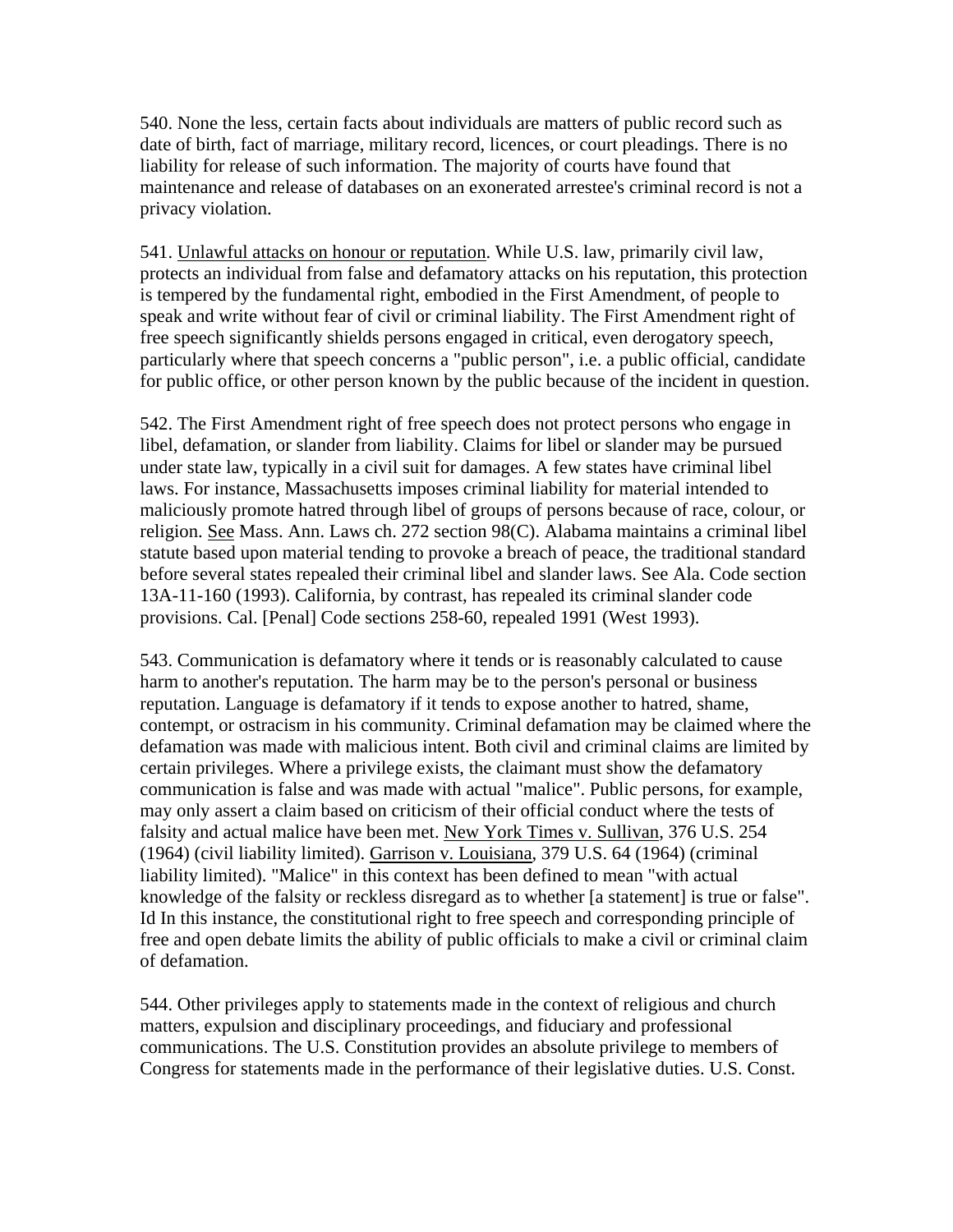540. None the less, certain facts about individuals are matters of public record such as date of birth, fact of marriage, military record, licences, or court pleadings. There is no liability for release of such information. The majority of courts have found that maintenance and release of databases on an exonerated arrestee's criminal record is not a privacy violation.

541. Unlawful attacks on honour or reputation. While U.S. law, primarily civil law, protects an individual from false and defamatory attacks on his reputation, this protection is tempered by the fundamental right, embodied in the First Amendment, of people to speak and write without fear of civil or criminal liability. The First Amendment right of free speech significantly shields persons engaged in critical, even derogatory speech, particularly where that speech concerns a "public person", i.e. a public official, candidate for public office, or other person known by the public because of the incident in question.

542. The First Amendment right of free speech does not protect persons who engage in libel, defamation, or slander from liability. Claims for libel or slander may be pursued under state law, typically in a civil suit for damages. A few states have criminal libel laws. For instance, Massachusetts imposes criminal liability for material intended to maliciously promote hatred through libel of groups of persons because of race, colour, or religion. See Mass. Ann. Laws ch. 272 section 98(C). Alabama maintains a criminal libel statute based upon material tending to provoke a breach of peace, the traditional standard before several states repealed their criminal libel and slander laws. See Ala. Code section 13A-11-160 (1993). California, by contrast, has repealed its criminal slander code provisions. Cal. [Penal] Code sections 258-60, repealed 1991 (West 1993).

543. Communication is defamatory where it tends or is reasonably calculated to cause harm to another's reputation. The harm may be to the person's personal or business reputation. Language is defamatory if it tends to expose another to hatred, shame, contempt, or ostracism in his community. Criminal defamation may be claimed where the defamation was made with malicious intent. Both civil and criminal claims are limited by certain privileges. Where a privilege exists, the claimant must show the defamatory communication is false and was made with actual "malice". Public persons, for example, may only assert a claim based on criticism of their official conduct where the tests of falsity and actual malice have been met. New York Times v. Sullivan, 376 U.S. 254 (1964) (civil liability limited). Garrison v. Louisiana, 379 U.S. 64 (1964) (criminal liability limited). "Malice" in this context has been defined to mean "with actual knowledge of the falsity or reckless disregard as to whether [a statement] is true or false". Id In this instance, the constitutional right to free speech and corresponding principle of free and open debate limits the ability of public officials to make a civil or criminal claim of defamation.

544. Other privileges apply to statements made in the context of religious and church matters, expulsion and disciplinary proceedings, and fiduciary and professional communications. The U.S. Constitution provides an absolute privilege to members of Congress for statements made in the performance of their legislative duties. U.S. Const.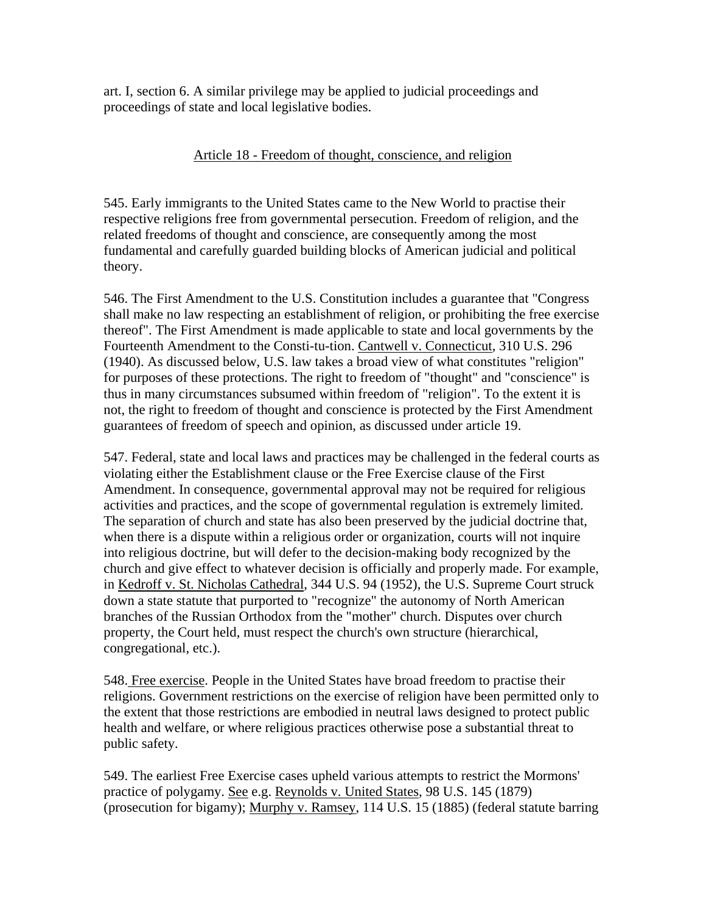art. I, section 6. A similar privilege may be applied to judicial proceedings and proceedings of state and local legislative bodies.

## Article 18 - Freedom of thought, conscience, and religion

545. Early immigrants to the United States came to the New World to practise their respective religions free from governmental persecution. Freedom of religion, and the related freedoms of thought and conscience, are consequently among the most fundamental and carefully guarded building blocks of American judicial and political theory.

546. The First Amendment to the U.S. Constitution includes a guarantee that "Congress shall make no law respecting an establishment of religion, or prohibiting the free exercise thereof". The First Amendment is made applicable to state and local governments by the Fourteenth Amendment to the Consti-tu-tion. Cantwell v. Connecticut, 310 U.S. 296 (1940). As discussed below, U.S. law takes a broad view of what constitutes "religion" for purposes of these protections. The right to freedom of "thought" and "conscience" is thus in many circumstances subsumed within freedom of "religion". To the extent it is not, the right to freedom of thought and conscience is protected by the First Amendment guarantees of freedom of speech and opinion, as discussed under article 19.

547. Federal, state and local laws and practices may be challenged in the federal courts as violating either the Establishment clause or the Free Exercise clause of the First Amendment. In consequence, governmental approval may not be required for religious activities and practices, and the scope of governmental regulation is extremely limited. The separation of church and state has also been preserved by the judicial doctrine that, when there is a dispute within a religious order or organization, courts will not inquire into religious doctrine, but will defer to the decision-making body recognized by the church and give effect to whatever decision is officially and properly made. For example, in Kedroff v. St. Nicholas Cathedral, 344 U.S. 94 (1952), the U.S. Supreme Court struck down a state statute that purported to "recognize" the autonomy of North American branches of the Russian Orthodox from the "mother" church. Disputes over church property, the Court held, must respect the church's own structure (hierarchical, congregational, etc.).

548. Free exercise. People in the United States have broad freedom to practise their religions. Government restrictions on the exercise of religion have been permitted only to the extent that those restrictions are embodied in neutral laws designed to protect public health and welfare, or where religious practices otherwise pose a substantial threat to public safety.

549. The earliest Free Exercise cases upheld various attempts to restrict the Mormons' practice of polygamy. See e.g. Reynolds v. United States, 98 U.S. 145 (1879) (prosecution for bigamy); Murphy v. Ramsey, 114 U.S. 15 (1885) (federal statute barring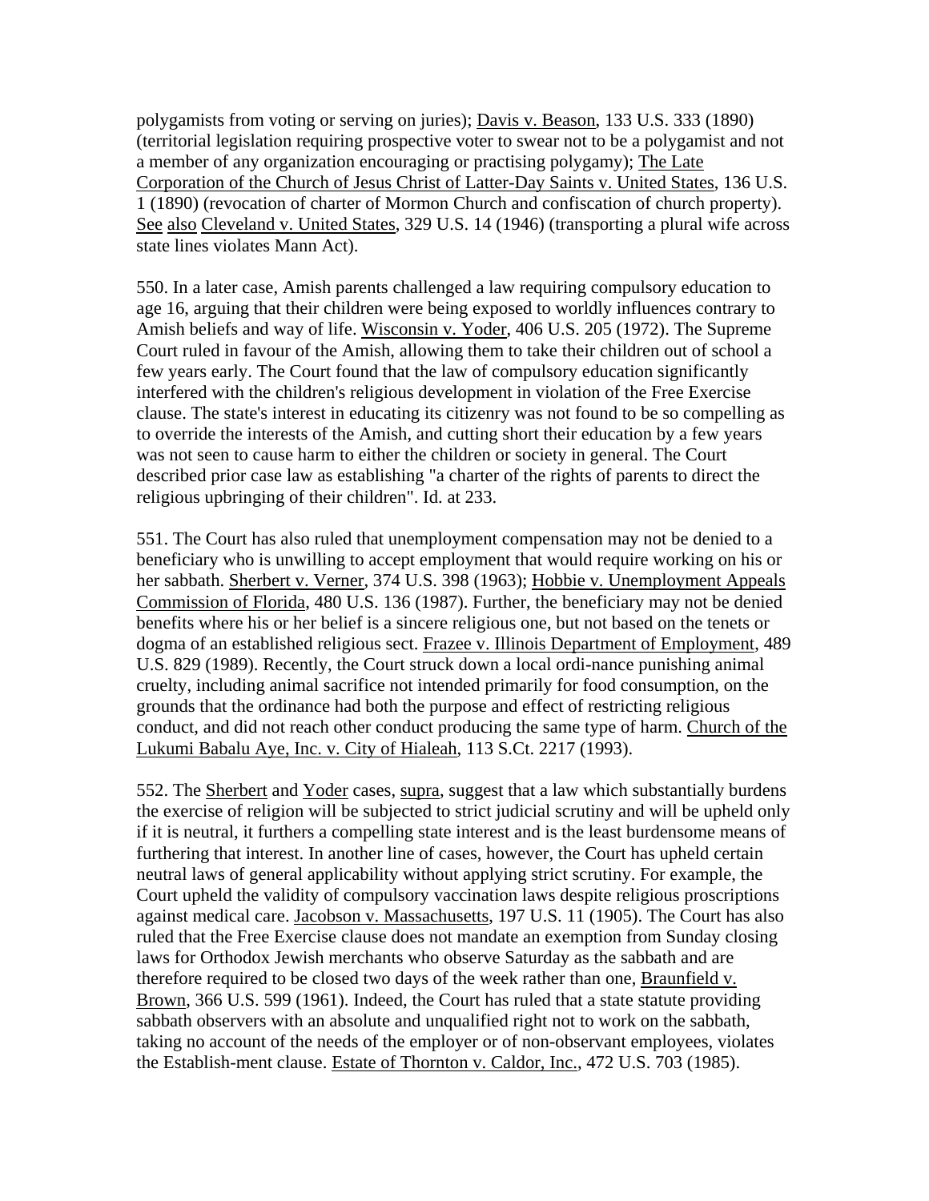polygamists from voting or serving on juries); Davis v. Beason, 133 U.S. 333 (1890) (territorial legislation requiring prospective voter to swear not to be a polygamist and not a member of any organization encouraging or practising polygamy); The Late Corporation of the Church of Jesus Christ of Latter-Day Saints v. United States, 136 U.S. 1 (1890) (revocation of charter of Mormon Church and confiscation of church property). See also Cleveland v. United States, 329 U.S. 14 (1946) (transporting a plural wife across state lines violates Mann Act).

550. In a later case, Amish parents challenged a law requiring compulsory education to age 16, arguing that their children were being exposed to worldly influences contrary to Amish beliefs and way of life. Wisconsin v. Yoder, 406 U.S. 205 (1972). The Supreme Court ruled in favour of the Amish, allowing them to take their children out of school a few years early. The Court found that the law of compulsory education significantly interfered with the children's religious development in violation of the Free Exercise clause. The state's interest in educating its citizenry was not found to be so compelling as to override the interests of the Amish, and cutting short their education by a few years was not seen to cause harm to either the children or society in general. The Court described prior case law as establishing "a charter of the rights of parents to direct the religious upbringing of their children". Id. at 233.

551. The Court has also ruled that unemployment compensation may not be denied to a beneficiary who is unwilling to accept employment that would require working on his or her sabbath. Sherbert v. Verner, 374 U.S. 398 (1963); Hobbie v. Unemployment Appeals Commission of Florida, 480 U.S. 136 (1987). Further, the beneficiary may not be denied benefits where his or her belief is a sincere religious one, but not based on the tenets or dogma of an established religious sect. Frazee v. Illinois Department of Employment, 489 U.S. 829 (1989). Recently, the Court struck down a local ordi-nance punishing animal cruelty, including animal sacrifice not intended primarily for food consumption, on the grounds that the ordinance had both the purpose and effect of restricting religious conduct, and did not reach other conduct producing the same type of harm. Church of the Lukumi Babalu Aye, Inc. v. City of Hialeah, 113 S.Ct. 2217 (1993).

552. The Sherbert and Yoder cases, supra, suggest that a law which substantially burdens the exercise of religion will be subjected to strict judicial scrutiny and will be upheld only if it is neutral, it furthers a compelling state interest and is the least burdensome means of furthering that interest. In another line of cases, however, the Court has upheld certain neutral laws of general applicability without applying strict scrutiny. For example, the Court upheld the validity of compulsory vaccination laws despite religious proscriptions against medical care. Jacobson v. Massachusetts, 197 U.S. 11 (1905). The Court has also ruled that the Free Exercise clause does not mandate an exemption from Sunday closing laws for Orthodox Jewish merchants who observe Saturday as the sabbath and are therefore required to be closed two days of the week rather than one, Braunfield v. Brown, 366 U.S. 599 (1961). Indeed, the Court has ruled that a state statute providing sabbath observers with an absolute and unqualified right not to work on the sabbath, taking no account of the needs of the employer or of non-observant employees, violates the Establish-ment clause. Estate of Thornton v. Caldor, Inc., 472 U.S. 703 (1985).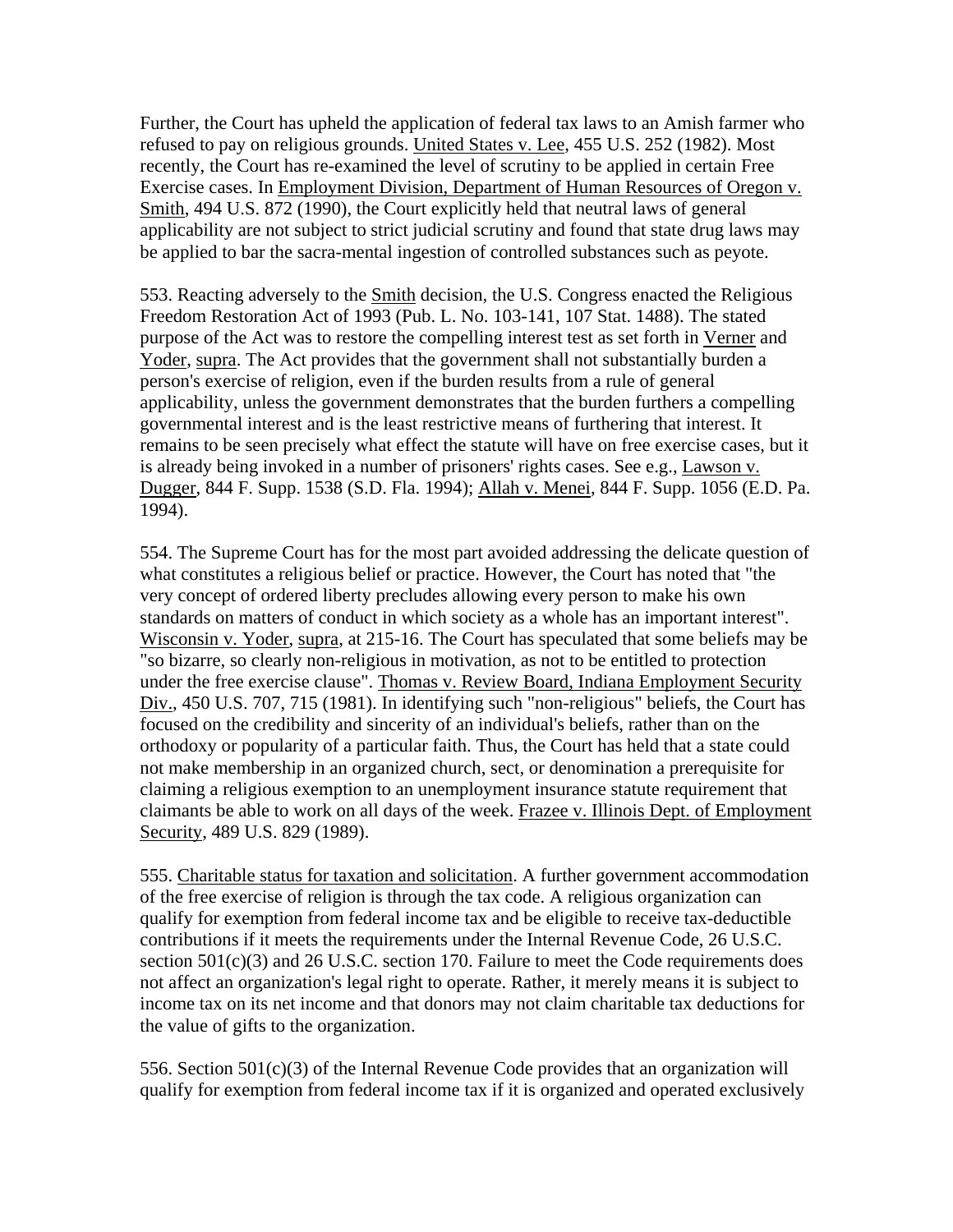Further, the Court has upheld the application of federal tax laws to an Amish farmer who refused to pay on religious grounds. United States v. Lee, 455 U.S. 252 (1982). Most recently, the Court has re-examined the level of scrutiny to be applied in certain Free Exercise cases. In Employment Division, Department of Human Resources of Oregon v. Smith, 494 U.S. 872 (1990), the Court explicitly held that neutral laws of general applicability are not subject to strict judicial scrutiny and found that state drug laws may be applied to bar the sacra-mental ingestion of controlled substances such as peyote.

553. Reacting adversely to the Smith decision, the U.S. Congress enacted the Religious Freedom Restoration Act of 1993 (Pub. L. No. 103-141, 107 Stat. 1488). The stated purpose of the Act was to restore the compelling interest test as set forth in Verner and Yoder, supra. The Act provides that the government shall not substantially burden a person's exercise of religion, even if the burden results from a rule of general applicability, unless the government demonstrates that the burden furthers a compelling governmental interest and is the least restrictive means of furthering that interest. It remains to be seen precisely what effect the statute will have on free exercise cases, but it is already being invoked in a number of prisoners' rights cases. See e.g., Lawson v. Dugger, 844 F. Supp. 1538 (S.D. Fla. 1994); Allah v. Menei, 844 F. Supp. 1056 (E.D. Pa. 1994).

554. The Supreme Court has for the most part avoided addressing the delicate question of what constitutes a religious belief or practice. However, the Court has noted that "the very concept of ordered liberty precludes allowing every person to make his own standards on matters of conduct in which society as a whole has an important interest". Wisconsin v. Yoder, supra, at 215-16. The Court has speculated that some beliefs may be "so bizarre, so clearly non-religious in motivation, as not to be entitled to protection under the free exercise clause". Thomas v. Review Board, Indiana Employment Security Div., 450 U.S. 707, 715 (1981). In identifying such "non-religious" beliefs, the Court has focused on the credibility and sincerity of an individual's beliefs, rather than on the orthodoxy or popularity of a particular faith. Thus, the Court has held that a state could not make membership in an organized church, sect, or denomination a prerequisite for claiming a religious exemption to an unemployment insurance statute requirement that claimants be able to work on all days of the week. Frazee v. Illinois Dept. of Employment Security, 489 U.S. 829 (1989).

555. Charitable status for taxation and solicitation. A further government accommodation of the free exercise of religion is through the tax code. A religious organization can qualify for exemption from federal income tax and be eligible to receive tax-deductible contributions if it meets the requirements under the Internal Revenue Code, 26 U.S.C. section 501(c)(3) and 26 U.S.C. section 170. Failure to meet the Code requirements does not affect an organization's legal right to operate. Rather, it merely means it is subject to income tax on its net income and that donors may not claim charitable tax deductions for the value of gifts to the organization.

556. Section 501(c)(3) of the Internal Revenue Code provides that an organization will qualify for exemption from federal income tax if it is organized and operated exclusively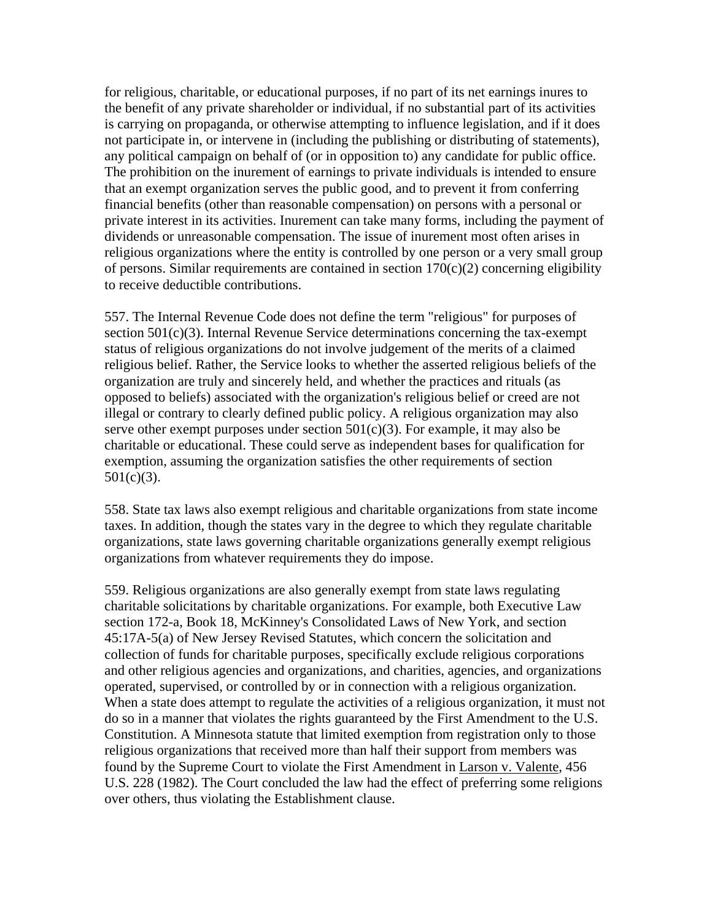for religious, charitable, or educational purposes, if no part of its net earnings inures to the benefit of any private shareholder or individual, if no substantial part of its activities is carrying on propaganda, or otherwise attempting to influence legislation, and if it does not participate in, or intervene in (including the publishing or distributing of statements), any political campaign on behalf of (or in opposition to) any candidate for public office. The prohibition on the inurement of earnings to private individuals is intended to ensure that an exempt organization serves the public good, and to prevent it from conferring financial benefits (other than reasonable compensation) on persons with a personal or private interest in its activities. Inurement can take many forms, including the payment of dividends or unreasonable compensation. The issue of inurement most often arises in religious organizations where the entity is controlled by one person or a very small group of persons. Similar requirements are contained in section 170(c)(2) concerning eligibility to receive deductible contributions.

557. The Internal Revenue Code does not define the term "religious" for purposes of section 501(c)(3). Internal Revenue Service determinations concerning the tax-exempt status of religious organizations do not involve judgement of the merits of a claimed religious belief. Rather, the Service looks to whether the asserted religious beliefs of the organization are truly and sincerely held, and whether the practices and rituals (as opposed to beliefs) associated with the organization's religious belief or creed are not illegal or contrary to clearly defined public policy. A religious organization may also serve other exempt purposes under section 501(c)(3). For example, it may also be charitable or educational. These could serve as independent bases for qualification for exemption, assuming the organization satisfies the other requirements of section 501(c)(3).

558. State tax laws also exempt religious and charitable organizations from state income taxes. In addition, though the states vary in the degree to which they regulate charitable organizations, state laws governing charitable organizations generally exempt religious organizations from whatever requirements they do impose.

559. Religious organizations are also generally exempt from state laws regulating charitable solicitations by charitable organizations. For example, both Executive Law section 172-a, Book 18, McKinney's Consolidated Laws of New York, and section 45:17A-5(a) of New Jersey Revised Statutes, which concern the solicitation and collection of funds for charitable purposes, specifically exclude religious corporations and other religious agencies and organizations, and charities, agencies, and organizations operated, supervised, or controlled by or in connection with a religious organization. When a state does attempt to regulate the activities of a religious organization, it must not do so in a manner that violates the rights guaranteed by the First Amendment to the U.S. Constitution. A Minnesota statute that limited exemption from registration only to those religious organizations that received more than half their support from members was found by the Supreme Court to violate the First Amendment in Larson v. Valente, 456 U.S. 228 (1982). The Court concluded the law had the effect of preferring some religions over others, thus violating the Establishment clause.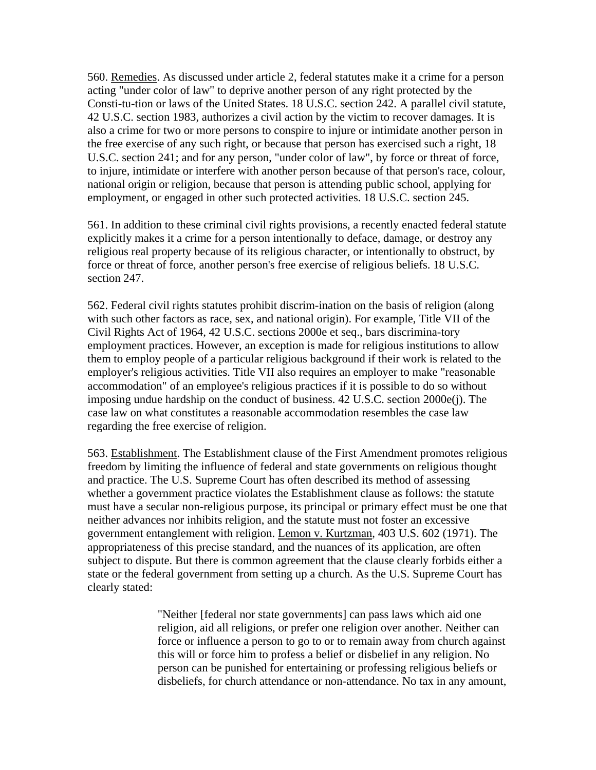560. Remedies. As discussed under article 2, federal statutes make it a crime for a person acting "under color of law" to deprive another person of any right protected by the Consti-tu-tion or laws of the United States. 18 U.S.C. section 242. A parallel civil statute, 42 U.S.C. section 1983, authorizes a civil action by the victim to recover damages. It is also a crime for two or more persons to conspire to injure or intimidate another person in the free exercise of any such right, or because that person has exercised such a right, 18 U.S.C. section 241; and for any person, "under color of law", by force or threat of force, to injure, intimidate or interfere with another person because of that person's race, colour, national origin or religion, because that person is attending public school, applying for employment, or engaged in other such protected activities. 18 U.S.C. section 245.

561. In addition to these criminal civil rights provisions, a recently enacted federal statute explicitly makes it a crime for a person intentionally to deface, damage, or destroy any religious real property because of its religious character, or intentionally to obstruct, by force or threat of force, another person's free exercise of religious beliefs. 18 U.S.C. section 247.

562. Federal civil rights statutes prohibit discrim-ination on the basis of religion (along with such other factors as race, sex, and national origin). For example, Title VII of the Civil Rights Act of 1964, 42 U.S.C. sections 2000e et seq., bars discrimina-tory employment practices. However, an exception is made for religious institutions to allow them to employ people of a particular religious background if their work is related to the employer's religious activities. Title VII also requires an employer to make "reasonable accommodation" of an employee's religious practices if it is possible to do so without imposing undue hardship on the conduct of business. 42 U.S.C. section 2000e(j). The case law on what constitutes a reasonable accommodation resembles the case law regarding the free exercise of religion.

563. Establishment. The Establishment clause of the First Amendment promotes religious freedom by limiting the influence of federal and state governments on religious thought and practice. The U.S. Supreme Court has often described its method of assessing whether a government practice violates the Establishment clause as follows: the statute must have a secular non-religious purpose, its principal or primary effect must be one that neither advances nor inhibits religion, and the statute must not foster an excessive government entanglement with religion. Lemon v. Kurtzman, 403 U.S. 602 (1971). The appropriateness of this precise standard, and the nuances of its application, are often subject to dispute. But there is common agreement that the clause clearly forbids either a state or the federal government from setting up a church. As the U.S. Supreme Court has clearly stated:

> "Neither [federal nor state governments] can pass laws which aid one religion, aid all religions, or prefer one religion over another. Neither can force or influence a person to go to or to remain away from church against this will or force him to profess a belief or disbelief in any religion. No person can be punished for entertaining or professing religious beliefs or disbeliefs, for church attendance or non-attendance. No tax in any amount,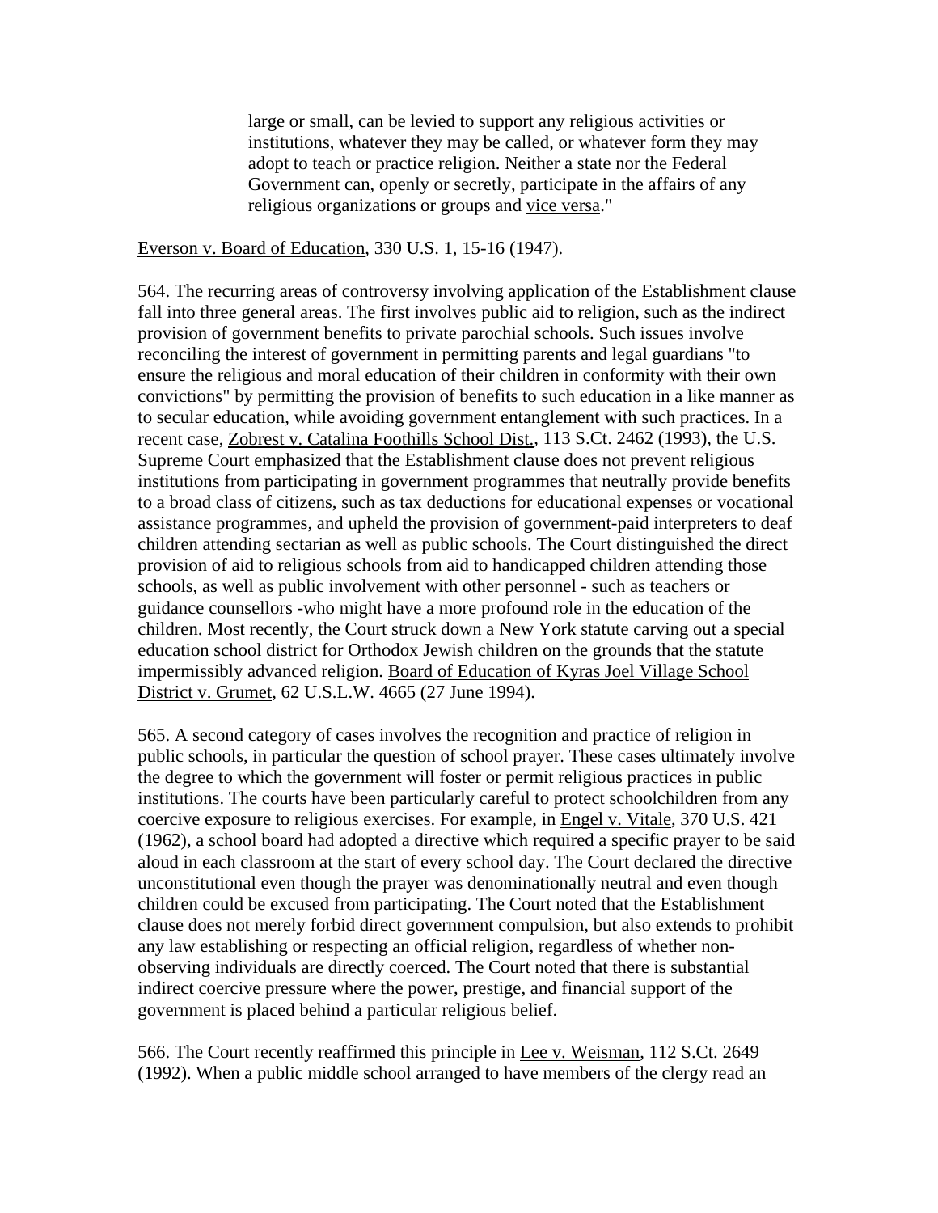> large or small, can be levied to support any religious activities or institutions, whatever they may be called, or whatever form they may adopt to teach or practice religion. Neither a state nor the Federal Government can, openly or secretly, participate in the affairs of any religious organizations or groups and vice versa."

Everson v. Board of Education, 330 U.S. 1, 15-16 (1947).

564. The recurring areas of controversy involving application of the Establishment clause fall into three general areas. The first involves public aid to religion, such as the indirect provision of government benefits to private parochial schools. Such issues involve reconciling the interest of government in permitting parents and legal guardians "to ensure the religious and moral education of their children in conformity with their own convictions" by permitting the provision of benefits to such education in a like manner as to secular education, while avoiding government entanglement with such practices. In a recent case, Zobrest v. Catalina Foothills School Dist., 113 S.Ct. 2462 (1993), the U.S. Supreme Court emphasized that the Establishment clause does not prevent religious institutions from participating in government programmes that neutrally provide benefits to a broad class of citizens, such as tax deductions for educational expenses or vocational assistance programmes, and upheld the provision of government-paid interpreters to deaf children attending sectarian as well as public schools. The Court distinguished the direct provision of aid to religious schools from aid to handicapped children attending those schools, as well as public involvement with other personnel - such as teachers or guidance counsellors -who might have a more profound role in the education of the children. Most recently, the Court struck down a New York statute carving out a special education school district for Orthodox Jewish children on the grounds that the statute impermissibly advanced religion. Board of Education of Kyras Joel Village School District v. Grumet, 62 U.S.L.W. 4665 (27 June 1994).

565. A second category of cases involves the recognition and practice of religion in public schools, in particular the question of school prayer. These cases ultimately involve the degree to which the government will foster or permit religious practices in public institutions. The courts have been particularly careful to protect schoolchildren from any coercive exposure to religious exercises. For example, in Engel v. Vitale, 370 U.S. 421 (1962), a school board had adopted a directive which required a specific prayer to be said aloud in each classroom at the start of every school day. The Court declared the directive unconstitutional even though the prayer was denominationally neutral and even though children could be excused from participating. The Court noted that the Establishment clause does not merely forbid direct government compulsion, but also extends to prohibit any law establishing or respecting an official religion, regardless of whether non-observing individuals are directly coerced. The Court noted that there is substantial indirect coercive pressure where the power, prestige, and financial support of the government is placed behind a particular religious belief.

566. The Court recently reaffirmed this principle in Lee v. Weisman, 112 S.Ct. 2649 (1992). When a public middle school arranged to have members of the clergy read an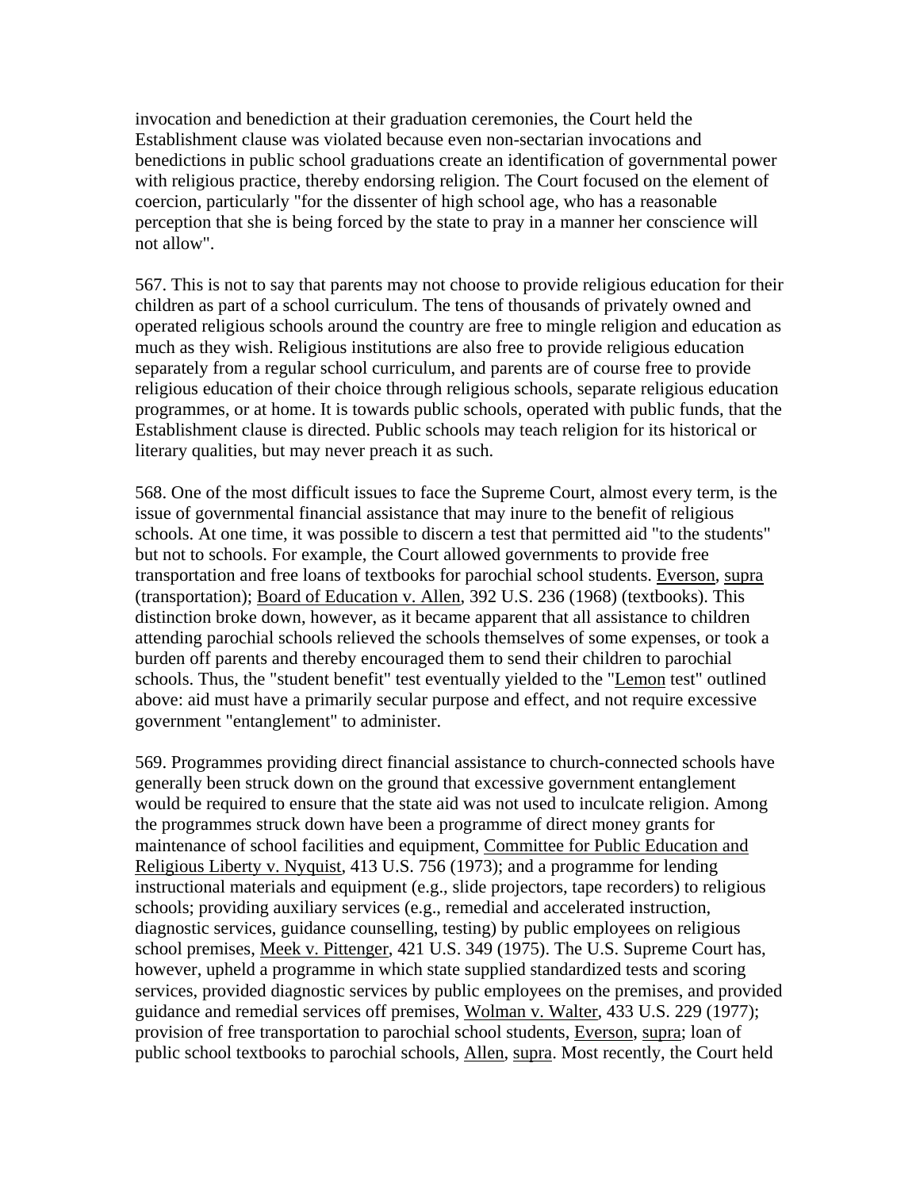invocation and benediction at their graduation ceremonies, the Court held the Establishment clause was violated because even non-sectarian invocations and benedictions in public school graduations create an identification of governmental power with religious practice, thereby endorsing religion. The Court focused on the element of coercion, particularly "for the dissenter of high school age, who has a reasonable perception that she is being forced by the state to pray in a manner her conscience will not allow".

567. This is not to say that parents may not choose to provide religious education for their children as part of a school curriculum. The tens of thousands of privately owned and operated religious schools around the country are free to mingle religion and education as much as they wish. Religious institutions are also free to provide religious education separately from a regular school curriculum, and parents are of course free to provide religious education of their choice through religious schools, separate religious education programmes, or at home. It is towards public schools, operated with public funds, that the Establishment clause is directed. Public schools may teach religion for its historical or literary qualities, but may never preach it as such.

568. One of the most difficult issues to face the Supreme Court, almost every term, is the issue of governmental financial assistance that may inure to the benefit of religious schools. At one time, it was possible to discern a test that permitted aid "to the students" but not to schools. For example, the Court allowed governments to provide free transportation and free loans of textbooks for parochial school students. Everson, supra (transportation); Board of Education v. Allen, 392 U.S. 236 (1968) (textbooks). This distinction broke down, however, as it became apparent that all assistance to children attending parochial schools relieved the schools themselves of some expenses, or took a burden off parents and thereby encouraged them to send their children to parochial schools. Thus, the "student benefit" test eventually yielded to the "Lemon test" outlined above: aid must have a primarily secular purpose and effect, and not require excessive government "entanglement" to administer.

569. Programmes providing direct financial assistance to church-connected schools have generally been struck down on the ground that excessive government entanglement would be required to ensure that the state aid was not used to inculcate religion. Among the programmes struck down have been a programme of direct money grants for maintenance of school facilities and equipment, Committee for Public Education and Religious Liberty v. Nyquist, 413 U.S. 756 (1973); and a programme for lending instructional materials and equipment (e.g., slide projectors, tape recorders) to religious schools; providing auxiliary services (e.g., remedial and accelerated instruction, diagnostic services, guidance counselling, testing) by public employees on religious school premises, Meek v. Pittenger, 421 U.S. 349 (1975). The U.S. Supreme Court has, however, upheld a programme in which state supplied standardized tests and scoring services, provided diagnostic services by public employees on the premises, and provided guidance and remedial services off premises, Wolman v. Walter, 433 U.S. 229 (1977); provision of free transportation to parochial school students, Everson, supra; loan of public school textbooks to parochial schools, Allen, supra. Most recently, the Court held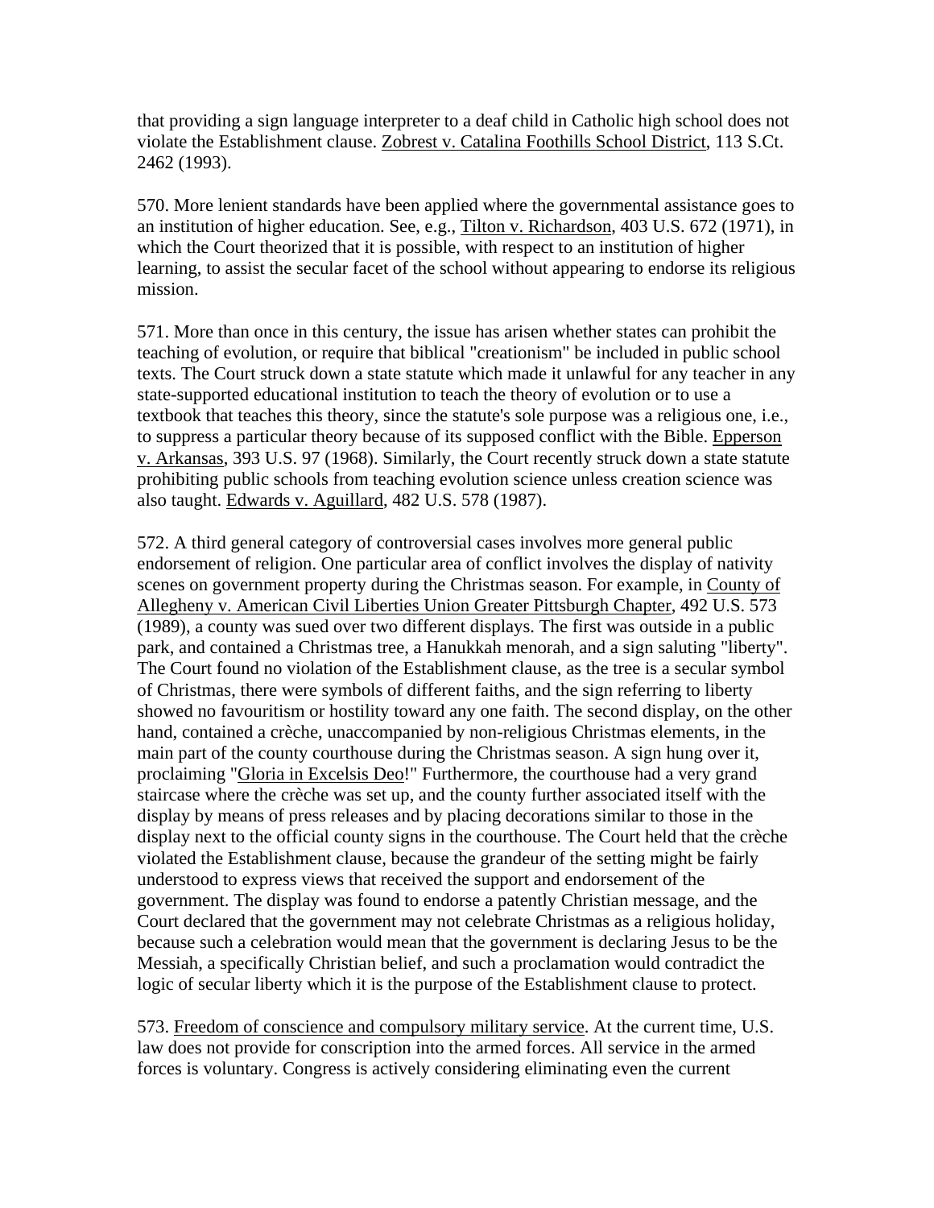that providing a sign language interpreter to a deaf child in Catholic high school does not violate the Establishment clause. Zobrest v. Catalina Foothills School District, 113 S.Ct. 2462 (1993).

570. More lenient standards have been applied where the governmental assistance goes to an institution of higher education. See, e.g., Tilton v. Richardson, 403 U.S. 672 (1971), in which the Court theorized that it is possible, with respect to an institution of higher learning, to assist the secular facet of the school without appearing to endorse its religious mission.

571. More than once in this century, the issue has arisen whether states can prohibit the teaching of evolution, or require that biblical "creationism" be included in public school texts. The Court struck down a state statute which made it unlawful for any teacher in any state-supported educational institution to teach the theory of evolution or to use a textbook that teaches this theory, since the statute's sole purpose was a religious one, i.e., to suppress a particular theory because of its supposed conflict with the Bible. Epperson v. Arkansas, 393 U.S. 97 (1968). Similarly, the Court recently struck down a state statute prohibiting public schools from teaching evolution science unless creation science was also taught. Edwards v. Aguillard, 482 U.S. 578 (1987).

572. A third general category of controversial cases involves more general public endorsement of religion. One particular area of conflict involves the display of nativity scenes on government property during the Christmas season. For example, in County of Allegheny v. American Civil Liberties Union Greater Pittsburgh Chapter, 492 U.S. 573 (1989), a county was sued over two different displays. The first was outside in a public park, and contained a Christmas tree, a Hanukkah menorah, and a sign saluting "liberty". The Court found no violation of the Establishment clause, as the tree is a secular symbol of Christmas, there were symbols of different faiths, and the sign referring to liberty showed no favouritism or hostility toward any one faith. The second display, on the other hand, contained a crèche, unaccompanied by non-religious Christmas elements, in the main part of the county courthouse during the Christmas season. A sign hung over it, proclaiming "Gloria in Excelsis Deo!" Furthermore, the courthouse had a very grand staircase where the crèche was set up, and the county further associated itself with the display by means of press releases and by placing decorations similar to those in the display next to the official county signs in the courthouse. The Court held that the crèche violated the Establishment clause, because the grandeur of the setting might be fairly understood to express views that received the support and endorsement of the government. The display was found to endorse a patently Christian message, and the Court declared that the government may not celebrate Christmas as a religious holiday, because such a celebration would mean that the government is declaring Jesus to be the Messiah, a specifically Christian belief, and such a proclamation would contradict the logic of secular liberty which it is the purpose of the Establishment clause to protect.

573. Freedom of conscience and compulsory military service. At the current time, U.S. law does not provide for conscription into the armed forces. All service in the armed forces is voluntary. Congress is actively considering eliminating even the current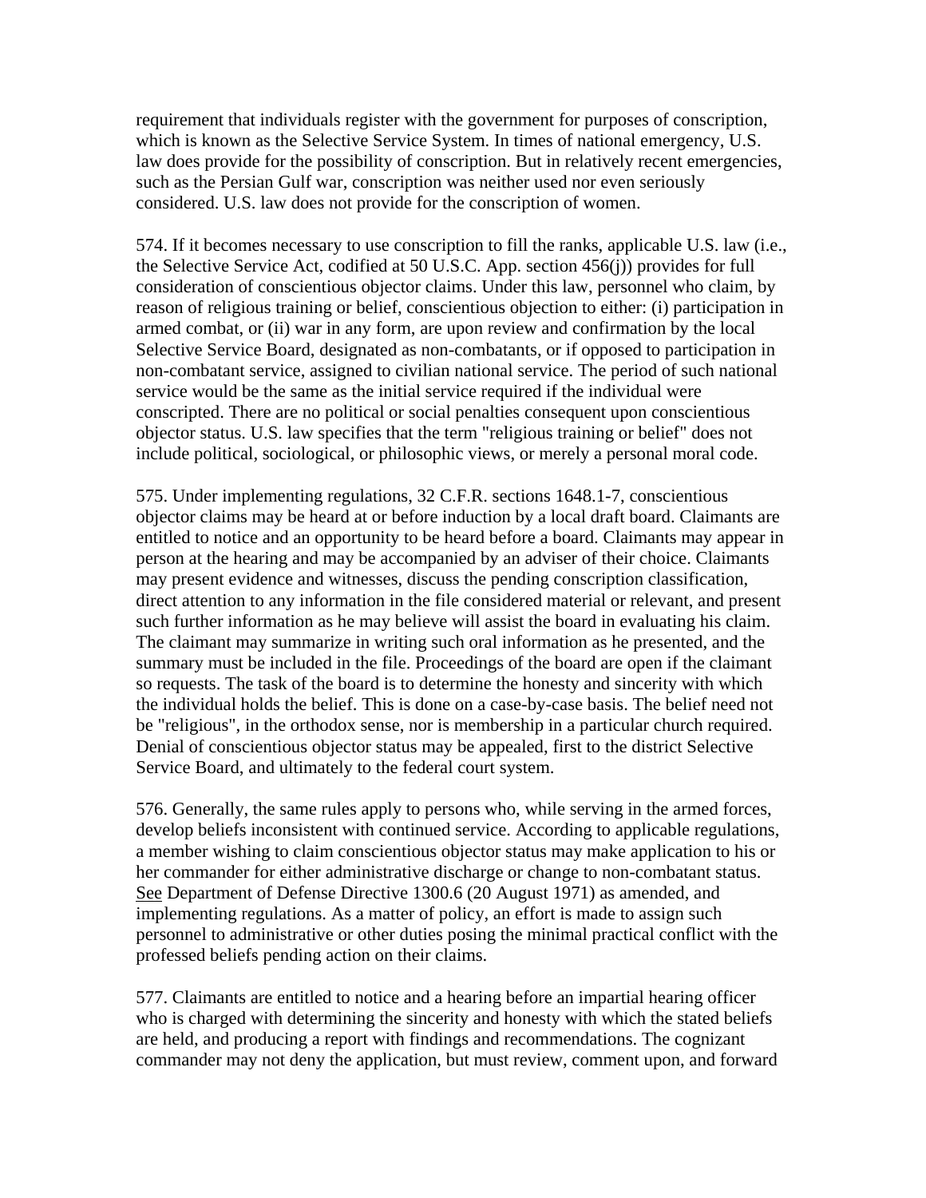requirement that individuals register with the government for purposes of conscription, which is known as the Selective Service System. In times of national emergency, U.S. law does provide for the possibility of conscription. But in relatively recent emergencies, such as the Persian Gulf war, conscription was neither used nor even seriously considered. U.S. law does not provide for the conscription of women.

574. If it becomes necessary to use conscription to fill the ranks, applicable U.S. law (i.e., the Selective Service Act, codified at 50 U.S.C. App. section 456(j)) provides for full consideration of conscientious objector claims. Under this law, personnel who claim, by reason of religious training or belief, conscientious objection to either: (i) participation in armed combat, or (ii) war in any form, are upon review and confirmation by the local Selective Service Board, designated as non-combatants, or if opposed to participation in non-combatant service, assigned to civilian national service. The period of such national service would be the same as the initial service required if the individual were conscripted. There are no political or social penalties consequent upon conscientious objector status. U.S. law specifies that the term "religious training or belief" does not include political, sociological, or philosophic views, or merely a personal moral code.

575. Under implementing regulations, 32 C.F.R. sections 1648.1-7, conscientious objector claims may be heard at or before induction by a local draft board. Claimants are entitled to notice and an opportunity to be heard before a board. Claimants may appear in person at the hearing and may be accompanied by an adviser of their choice. Claimants may present evidence and witnesses, discuss the pending conscription classification, direct attention to any information in the file considered material or relevant, and present such further information as he may believe will assist the board in evaluating his claim. The claimant may summarize in writing such oral information as he presented, and the summary must be included in the file. Proceedings of the board are open if the claimant so requests. The task of the board is to determine the honesty and sincerity with which the individual holds the belief. This is done on a case-by-case basis. The belief need not be "religious", in the orthodox sense, nor is membership in a particular church required. Denial of conscientious objector status may be appealed, first to the district Selective Service Board, and ultimately to the federal court system.

576. Generally, the same rules apply to persons who, while serving in the armed forces, develop beliefs inconsistent with continued service. According to applicable regulations, a member wishing to claim conscientious objector status may make application to his or her commander for either administrative discharge or change to non-combatant status. See Department of Defense Directive 1300.6 (20 August 1971) as amended, and implementing regulations. As a matter of policy, an effort is made to assign such personnel to administrative or other duties posing the minimal practical conflict with the professed beliefs pending action on their claims.

577. Claimants are entitled to notice and a hearing before an impartial hearing officer who is charged with determining the sincerity and honesty with which the stated beliefs are held, and producing a report with findings and recommendations. The cognizant commander may not deny the application, but must review, comment upon, and forward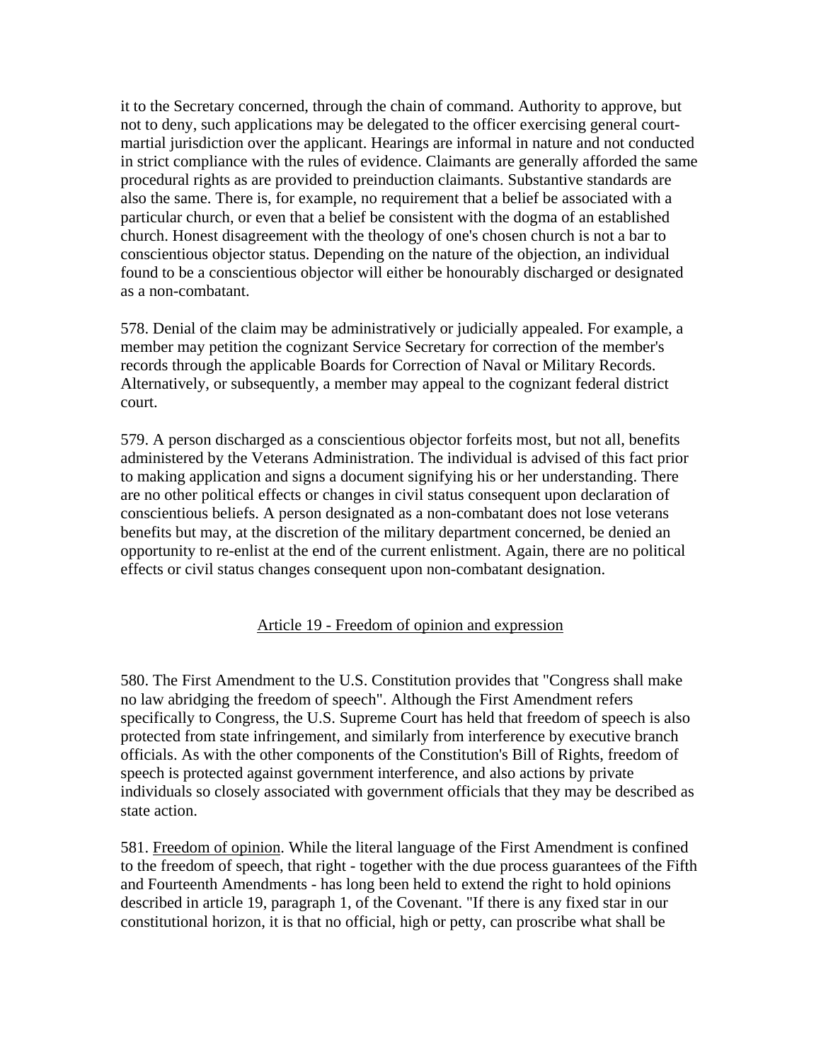it to the Secretary concerned, through the chain of command. Authority to approve, but not to deny, such applications may be delegated to the officer exercising general court-martial jurisdiction over the applicant. Hearings are informal in nature and not conducted in strict compliance with the rules of evidence. Claimants are generally afforded the same procedural rights as are provided to preinduction claimants. Substantive standards are also the same. There is, for example, no requirement that a belief be associated with a particular church, or even that a belief be consistent with the dogma of an established church. Honest disagreement with the theology of one's chosen church is not a bar to conscientious objector status. Depending on the nature of the objection, an individual found to be a conscientious objector will either be honourably discharged or designated as a non-combatant.

578. Denial of the claim may be administratively or judicially appealed. For example, a member may petition the cognizant Service Secretary for correction of the member's records through the applicable Boards for Correction of Naval or Military Records. Alternatively, or subsequently, a member may appeal to the cognizant federal district court.

579. A person discharged as a conscientious objector forfeits most, but not all, benefits administered by the Veterans Administration. The individual is advised of this fact prior to making application and signs a document signifying his or her understanding. There are no other political effects or changes in civil status consequent upon declaration of conscientious beliefs. A person designated as a non-combatant does not lose veterans benefits but may, at the discretion of the military department concerned, be denied an opportunity to re-enlist at the end of the current enlistment. Again, there are no political effects or civil status changes consequent upon non-combatant designation.

## Article 19 - Freedom of opinion and expression

580. The First Amendment to the U.S. Constitution provides that "Congress shall make no law abridging the freedom of speech". Although the First Amendment refers specifically to Congress, the U.S. Supreme Court has held that freedom of speech is also protected from state infringement, and similarly from interference by executive branch officials. As with the other components of the Constitution's Bill of Rights, freedom of speech is protected against government interference, and also actions by private individuals so closely associated with government officials that they may be described as state action.

581. Freedom of opinion. While the literal language of the First Amendment is confined to the freedom of speech, that right - together with the due process guarantees of the Fifth and Fourteenth Amendments - has long been held to extend the right to hold opinions described in article 19, paragraph 1, of the Covenant. "If there is any fixed star in our constitutional horizon, it is that no official, high or petty, can proscribe what shall be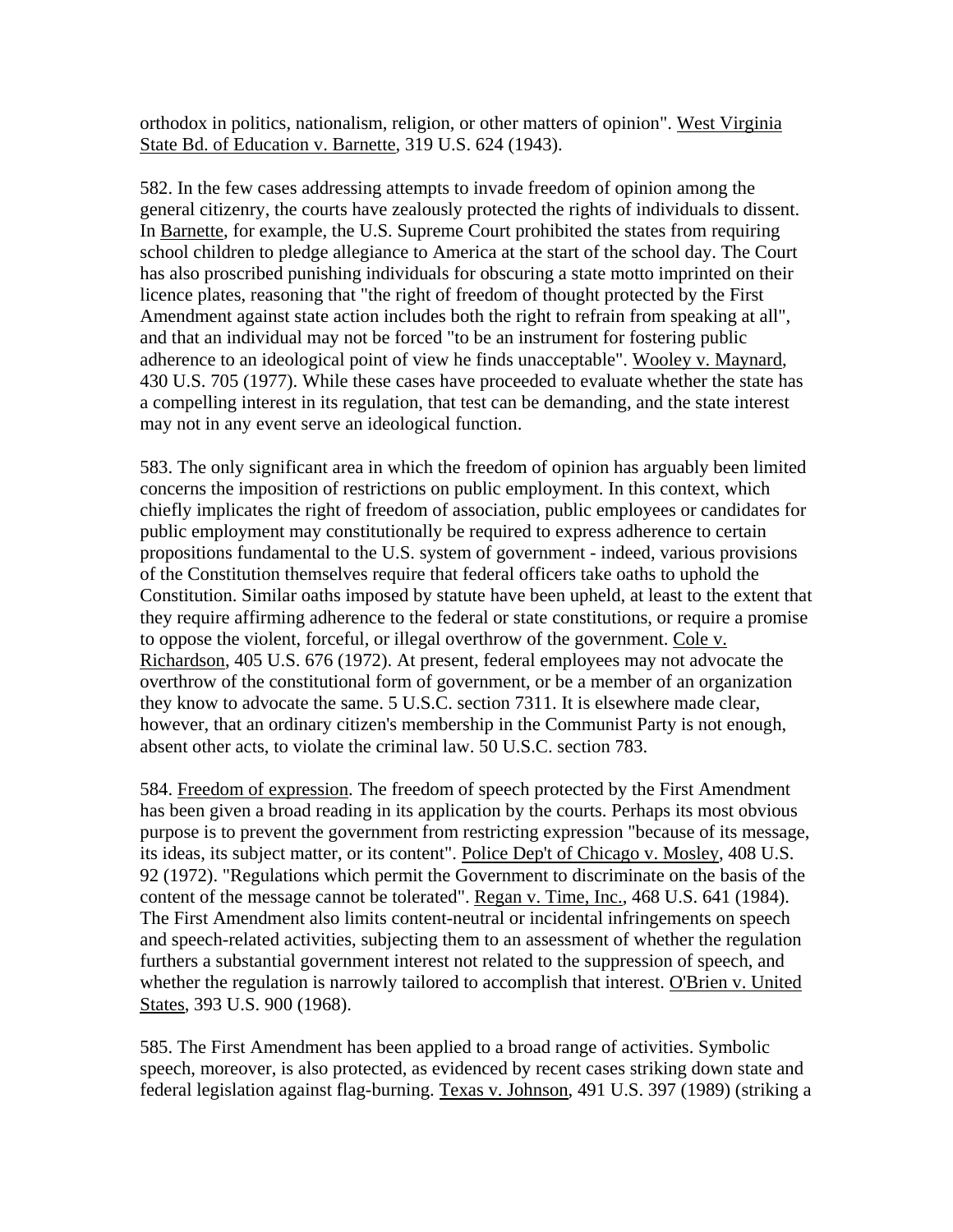orthodox in politics, nationalism, religion, or other matters of opinion". West Virginia State Bd. of Education v. Barnette, 319 U.S. 624 (1943).

582. In the few cases addressing attempts to invade freedom of opinion among the general citizenry, the courts have zealously protected the rights of individuals to dissent. In Barnette, for example, the U.S. Supreme Court prohibited the states from requiring school children to pledge allegiance to America at the start of the school day. The Court has also proscribed punishing individuals for obscuring a state motto imprinted on their licence plates, reasoning that "the right of freedom of thought protected by the First Amendment against state action includes both the right to refrain from speaking at all", and that an individual may not be forced "to be an instrument for fostering public adherence to an ideological point of view he finds unacceptable". Wooley v. Maynard, 430 U.S. 705 (1977). While these cases have proceeded to evaluate whether the state has a compelling interest in its regulation, that test can be demanding, and the state interest may not in any event serve an ideological function.

583. The only significant area in which the freedom of opinion has arguably been limited concerns the imposition of restrictions on public employment. In this context, which chiefly implicates the right of freedom of association, public employees or candidates for public employment may constitutionally be required to express adherence to certain propositions fundamental to the U.S. system of government - indeed, various provisions of the Constitution themselves require that federal officers take oaths to uphold the Constitution. Similar oaths imposed by statute have been upheld, at least to the extent that they require affirming adherence to the federal or state constitutions, or require a promise to oppose the violent, forceful, or illegal overthrow of the government. Cole v. Richardson, 405 U.S. 676 (1972). At present, federal employees may not advocate the overthrow of the constitutional form of government, or be a member of an organization they know to advocate the same. 5 U.S.C. section 7311. It is elsewhere made clear, however, that an ordinary citizen's membership in the Communist Party is not enough, absent other acts, to violate the criminal law. 50 U.S.C. section 783.

584. Freedom of expression. The freedom of speech protected by the First Amendment has been given a broad reading in its application by the courts. Perhaps its most obvious purpose is to prevent the government from restricting expression "because of its message, its ideas, its subject matter, or its content". Police Dep't of Chicago v. Mosley, 408 U.S. 92 (1972). "Regulations which permit the Government to discriminate on the basis of the content of the message cannot be tolerated". Regan v. Time, Inc., 468 U.S. 641 (1984). The First Amendment also limits content-neutral or incidental infringements on speech and speech-related activities, subjecting them to an assessment of whether the regulation furthers a substantial government interest not related to the suppression of speech, and whether the regulation is narrowly tailored to accomplish that interest. O'Brien v. United States, 393 U.S. 900 (1968).

585. The First Amendment has been applied to a broad range of activities. Symbolic speech, moreover, is also protected, as evidenced by recent cases striking down state and federal legislation against flag-burning. Texas v. Johnson, 491 U.S. 397 (1989) (striking a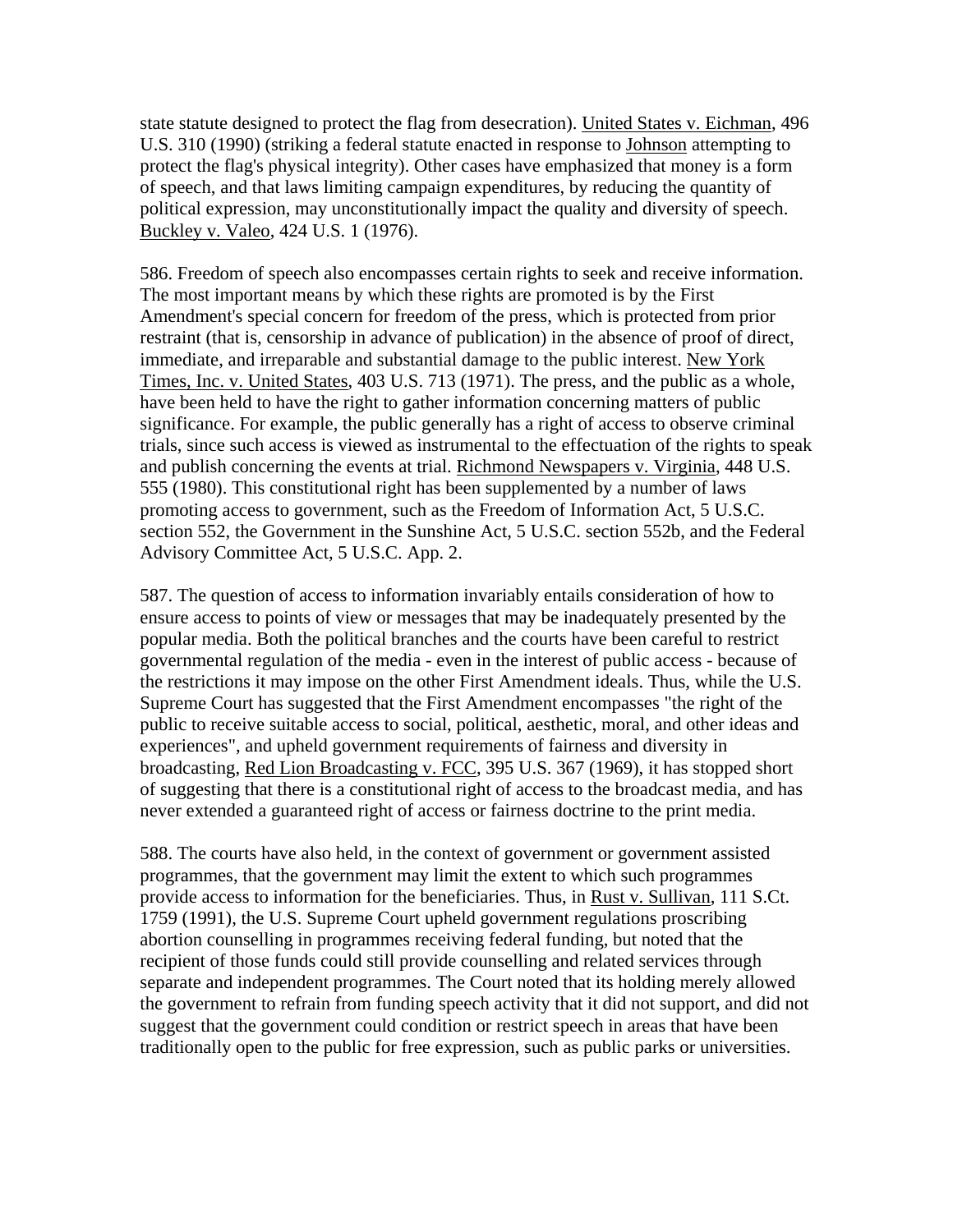state statute designed to protect the flag from desecration). United States v. Eichman, 496 U.S. 310 (1990) (striking a federal statute enacted in response to Johnson attempting to protect the flag's physical integrity). Other cases have emphasized that money is a form of speech, and that laws limiting campaign expenditures, by reducing the quantity of political expression, may unconstitutionally impact the quality and diversity of speech. Buckley v. Valeo, 424 U.S. 1 (1976).

586. Freedom of speech also encompasses certain rights to seek and receive information. The most important means by which these rights are promoted is by the First Amendment's special concern for freedom of the press, which is protected from prior restraint (that is, censorship in advance of publication) in the absence of proof of direct, immediate, and irreparable and substantial damage to the public interest. New York Times, Inc. v. United States, 403 U.S. 713 (1971). The press, and the public as a whole, have been held to have the right to gather information concerning matters of public significance. For example, the public generally has a right of access to observe criminal trials, since such access is viewed as instrumental to the effectuation of the rights to speak and publish concerning the events at trial. Richmond Newspapers v. Virginia, 448 U.S. 555 (1980). This constitutional right has been supplemented by a number of laws promoting access to government, such as the Freedom of Information Act, 5 U.S.C. section 552, the Government in the Sunshine Act, 5 U.S.C. section 552b, and the Federal Advisory Committee Act, 5 U.S.C. App. 2.

587. The question of access to information invariably entails consideration of how to ensure access to points of view or messages that may be inadequately presented by the popular media. Both the political branches and the courts have been careful to restrict governmental regulation of the media - even in the interest of public access - because of the restrictions it may impose on the other First Amendment ideals. Thus, while the U.S. Supreme Court has suggested that the First Amendment encompasses "the right of the public to receive suitable access to social, political, aesthetic, moral, and other ideas and experiences", and upheld government requirements of fairness and diversity in broadcasting, Red Lion Broadcasting v. FCC, 395 U.S. 367 (1969), it has stopped short of suggesting that there is a constitutional right of access to the broadcast media, and has never extended a guaranteed right of access or fairness doctrine to the print media.

588. The courts have also held, in the context of government or government assisted programmes, that the government may limit the extent to which such programmes provide access to information for the beneficiaries. Thus, in Rust v. Sullivan, 111 S.Ct. 1759 (1991), the U.S. Supreme Court upheld government regulations proscribing abortion counselling in programmes receiving federal funding, but noted that the recipient of those funds could still provide counselling and related services through separate and independent programmes. The Court noted that its holding merely allowed the government to refrain from funding speech activity that it did not support, and did not suggest that the government could condition or restrict speech in areas that have been traditionally open to the public for free expression, such as public parks or universities.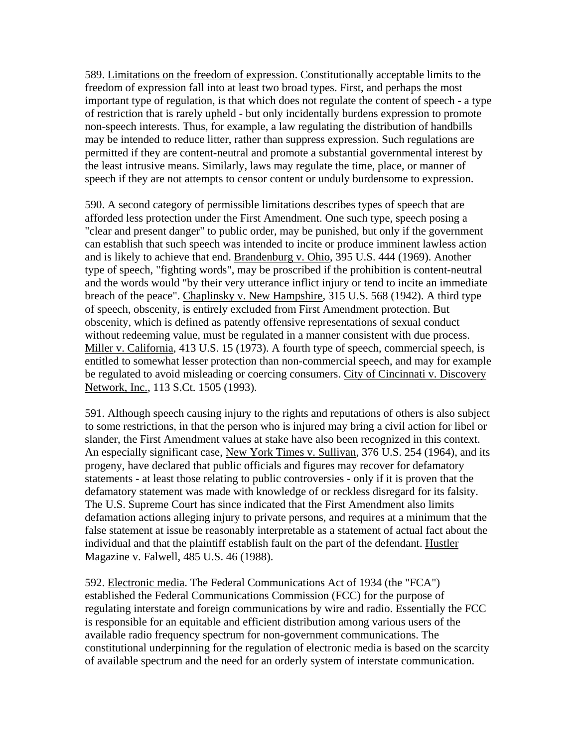589. Limitations on the freedom of expression. Constitutionally acceptable limits to the freedom of expression fall into at least two broad types. First, and perhaps the most important type of regulation, is that which does not regulate the content of speech - a type of restriction that is rarely upheld - but only incidentally burdens expression to promote non-speech interests. Thus, for example, a law regulating the distribution of handbills may be intended to reduce litter, rather than suppress expression. Such regulations are permitted if they are content-neutral and promote a substantial governmental interest by the least intrusive means. Similarly, laws may regulate the time, place, or manner of speech if they are not attempts to censor content or unduly burdensome to expression.

590. A second category of permissible limitations describes types of speech that are afforded less protection under the First Amendment. One such type, speech posing a "clear and present danger" to public order, may be punished, but only if the government can establish that such speech was intended to incite or produce imminent lawless action and is likely to achieve that end. Brandenburg v. Ohio, 395 U.S. 444 (1969). Another type of speech, "fighting words", may be proscribed if the prohibition is content-neutral and the words would "by their very utterance inflict injury or tend to incite an immediate breach of the peace". Chaplinsky v. New Hampshire, 315 U.S. 568 (1942). A third type of speech, obscenity, is entirely excluded from First Amendment protection. But obscenity, which is defined as patently offensive representations of sexual conduct without redeeming value, must be regulated in a manner consistent with due process. Miller v. California, 413 U.S. 15 (1973). A fourth type of speech, commercial speech, is entitled to somewhat lesser protection than non-commercial speech, and may for example be regulated to avoid misleading or coercing consumers. City of Cincinnati v. Discovery Network, Inc., 113 S.Ct. 1505 (1993).

591. Although speech causing injury to the rights and reputations of others is also subject to some restrictions, in that the person who is injured may bring a civil action for libel or slander, the First Amendment values at stake have also been recognized in this context. An especially significant case, New York Times v. Sullivan, 376 U.S. 254 (1964), and its progeny, have declared that public officials and figures may recover for defamatory statements - at least those relating to public controversies - only if it is proven that the defamatory statement was made with knowledge of or reckless disregard for its falsity. The U.S. Supreme Court has since indicated that the First Amendment also limits defamation actions alleging injury to private persons, and requires at a minimum that the false statement at issue be reasonably interpretable as a statement of actual fact about the individual and that the plaintiff establish fault on the part of the defendant. Hustler Magazine v. Falwell, 485 U.S. 46 (1988).

592. Electronic media. The Federal Communications Act of 1934 (the "FCA") established the Federal Communications Commission (FCC) for the purpose of regulating interstate and foreign communications by wire and radio. Essentially the FCC is responsible for an equitable and efficient distribution among various users of the available radio frequency spectrum for non-government communications. The constitutional underpinning for the regulation of electronic media is based on the scarcity of available spectrum and the need for an orderly system of interstate communication.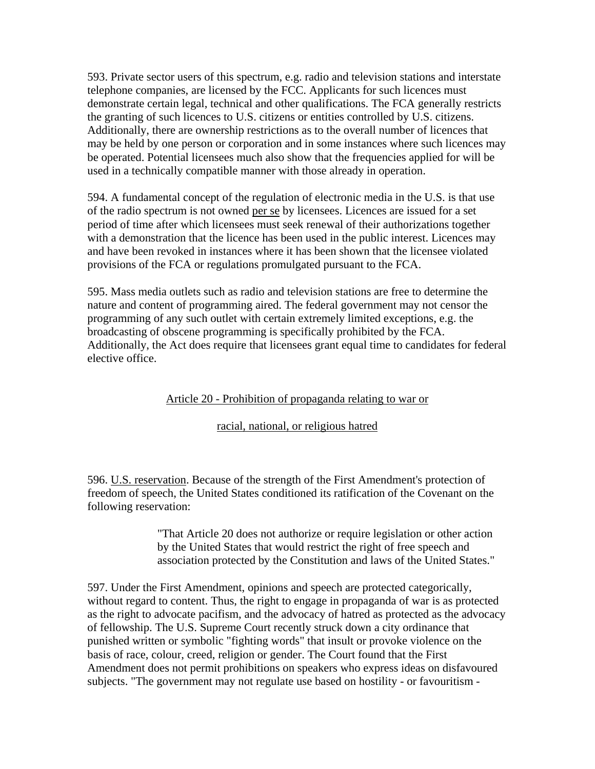593. Private sector users of this spectrum, e.g. radio and television stations and interstate telephone companies, are licensed by the FCC. Applicants for such licences must demonstrate certain legal, technical and other qualifications. The FCA generally restricts the granting of such licences to U.S. citizens or entities controlled by U.S. citizens. Additionally, there are ownership restrictions as to the overall number of licences that may be held by one person or corporation and in some instances where such licences may be operated. Potential licensees much also show that the frequencies applied for will be used in a technically compatible manner with those already in operation.

594. A fundamental concept of the regulation of electronic media in the U.S. is that use of the radio spectrum is not owned per se by licensees. Licences are issued for a set period of time after which licensees must seek renewal of their authorizations together with a demonstration that the licence has been used in the public interest. Licences may and have been revoked in instances where it has been shown that the licensee violated provisions of the FCA or regulations promulgated pursuant to the FCA.

595. Mass media outlets such as radio and television stations are free to determine the nature and content of programming aired. The federal government may not censor the programming of any such outlet with certain extremely limited exceptions, e.g. the broadcasting of obscene programming is specifically prohibited by the FCA. Additionally, the Act does require that licensees grant equal time to candidates for federal elective office.

## Article 20 - Prohibition of propaganda relating to war or racial, national, or religious hatred

596. U.S. reservation. Because of the strength of the First Amendment's protection of freedom of speech, the United States conditioned its ratification of the Covenant on the following reservation:

> "That Article 20 does not authorize or require legislation or other action by the United States that would restrict the right of free speech and association protected by the Constitution and laws of the United States."

597. Under the First Amendment, opinions and speech are protected categorically, without regard to content. Thus, the right to engage in propaganda of war is as protected as the right to advocate pacifism, and the advocacy of hatred as protected as the advocacy of fellowship. The U.S. Supreme Court recently struck down a city ordinance that punished written or symbolic "fighting words" that insult or provoke violence on the basis of race, colour, creed, religion or gender. The Court found that the First Amendment does not permit prohibitions on speakers who express ideas on disfavoured subjects. "The government may not regulate use based on hostility - or favouritism -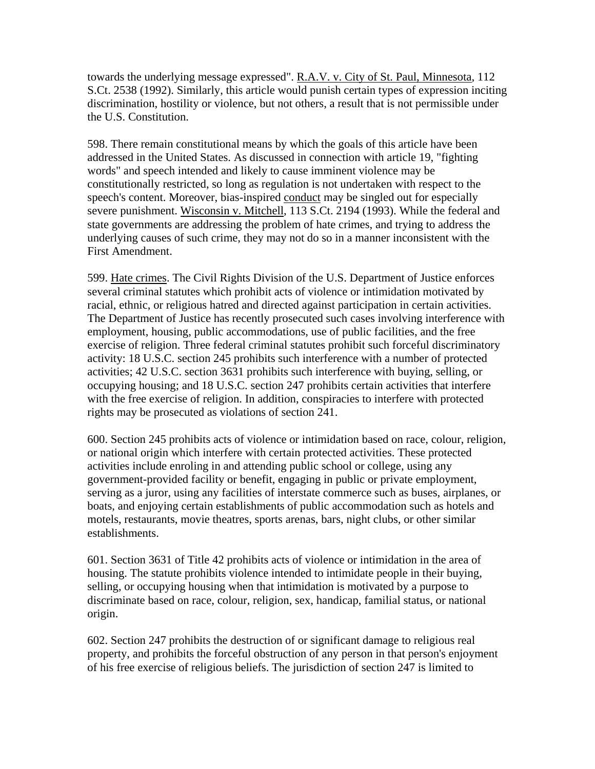towards the underlying message expressed". R.A.V. v. City of St. Paul, Minnesota, 112 S.Ct. 2538 (1992). Similarly, this article would punish certain types of expression inciting discrimination, hostility or violence, but not others, a result that is not permissible under the U.S. Constitution.

598. There remain constitutional means by which the goals of this article have been addressed in the United States. As discussed in connection with article 19, "fighting words" and speech intended and likely to cause imminent violence may be constitutionally restricted, so long as regulation is not undertaken with respect to the speech's content. Moreover, bias-inspired conduct may be singled out for especially severe punishment. Wisconsin v. Mitchell, 113 S.Ct. 2194 (1993). While the federal and state governments are addressing the problem of hate crimes, and trying to address the underlying causes of such crime, they may not do so in a manner inconsistent with the First Amendment.

599. Hate crimes. The Civil Rights Division of the U.S. Department of Justice enforces several criminal statutes which prohibit acts of violence or intimidation motivated by racial, ethnic, or religious hatred and directed against participation in certain activities. The Department of Justice has recently prosecuted such cases involving interference with employment, housing, public accommodations, use of public facilities, and the free exercise of religion. Three federal criminal statutes prohibit such forceful discriminatory activity: 18 U.S.C. section 245 prohibits such interference with a number of protected activities; 42 U.S.C. section 3631 prohibits such interference with buying, selling, or occupying housing; and 18 U.S.C. section 247 prohibits certain activities that interfere with the free exercise of religion. In addition, conspiracies to interfere with protected rights may be prosecuted as violations of section 241.

600. Section 245 prohibits acts of violence or intimidation based on race, colour, religion, or national origin which interfere with certain protected activities. These protected activities include enroling in and attending public school or college, using any government-provided facility or benefit, engaging in public or private employment, serving as a juror, using any facilities of interstate commerce such as buses, airplanes, or boats, and enjoying certain establishments of public accommodation such as hotels and motels, restaurants, movie theatres, sports arenas, bars, night clubs, or other similar establishments.

601. Section 3631 of Title 42 prohibits acts of violence or intimidation in the area of housing. The statute prohibits violence intended to intimidate people in their buying, selling, or occupying housing when that intimidation is motivated by a purpose to discriminate based on race, colour, religion, sex, handicap, familial status, or national origin.

602. Section 247 prohibits the destruction of or significant damage to religious real property, and prohibits the forceful obstruction of any person in that person's enjoyment of his free exercise of religious beliefs. The jurisdiction of section 247 is limited to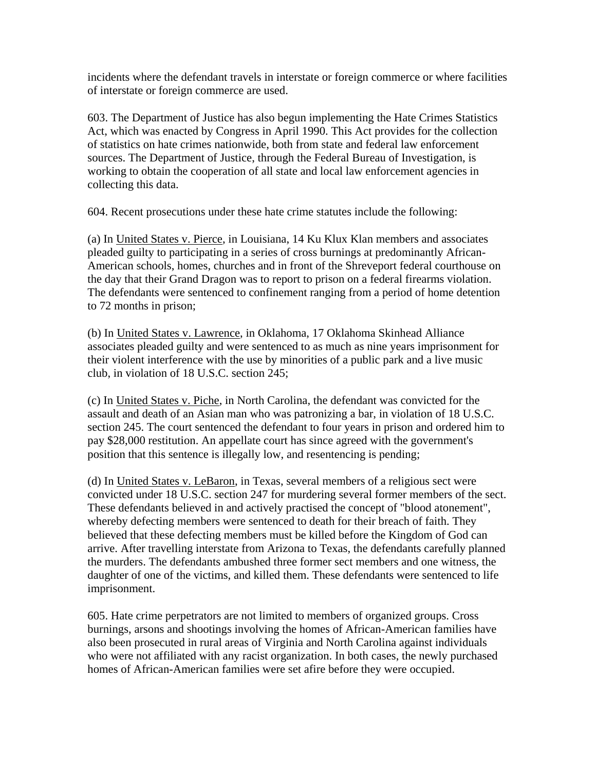incidents where the defendant travels in interstate or foreign commerce or where facilities of interstate or foreign commerce are used.

603. The Department of Justice has also begun implementing the Hate Crimes Statistics Act, which was enacted by Congress in April 1990. This Act provides for the collection of statistics on hate crimes nationwide, both from state and federal law enforcement sources. The Department of Justice, through the Federal Bureau of Investigation, is working to obtain the cooperation of all state and local law enforcement agencies in collecting this data.

604. Recent prosecutions under these hate crime statutes include the following:

(a) In United States v. Pierce, in Louisiana, 14 Ku Klux Klan members and associates pleaded guilty to participating in a series of cross burnings at predominantly African-American schools, homes, churches and in front of the Shreveport federal courthouse on the day that their Grand Dragon was to report to prison on a federal firearms violation. The defendants were sentenced to confinement ranging from a period of home detention to 72 months in prison;

(b) In United States v. Lawrence, in Oklahoma, 17 Oklahoma Skinhead Alliance associates pleaded guilty and were sentenced to as much as nine years imprisonment for their violent interference with the use by minorities of a public park and a live music club, in violation of 18 U.S.C. section 245;

(c) In United States v. Piche, in North Carolina, the defendant was convicted for the assault and death of an Asian man who was patronizing a bar, in violation of 18 U.S.C. section 245. The court sentenced the defendant to four years in prison and ordered him to pay $28,000 restitution. An appellate court has since agreed with the government's position that this sentence is illegally low, and resentencing is pending;

(d) In United States v. LeBaron, in Texas, several members of a religious sect were convicted under 18 U.S.C. section 247 for murdering several former members of the sect. These defendants believed in and actively practised the concept of "blood atonement", whereby defecting members were sentenced to death for their breach of faith. They believed that these defecting members must be killed before the Kingdom of God can arrive. After travelling interstate from Arizona to Texas, the defendants carefully planned the murders. The defendants ambushed three former sect members and one witness, the daughter of one of the victims, and killed them. These defendants were sentenced to life imprisonment.

605. Hate crime perpetrators are not limited to members of organized groups. Cross burnings, arsons and shootings involving the homes of African-American families have also been prosecuted in rural areas of Virginia and North Carolina against individuals who were not affiliated with any racist organization. In both cases, the newly purchased homes of African-American families were set afire before they were occupied.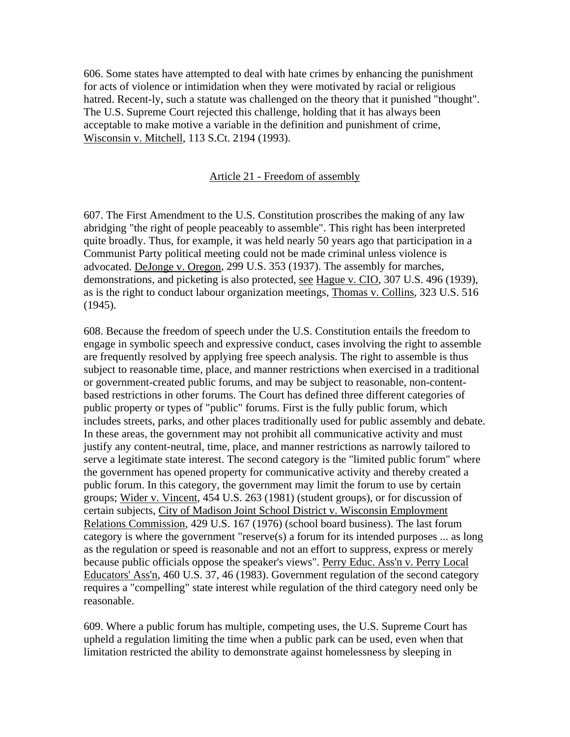606. Some states have attempted to deal with hate crimes by enhancing the punishment for acts of violence or intimidation when they were motivated by racial or religious hatred. Recent-ly, such a statute was challenged on the theory that it punished "thought". The U.S. Supreme Court rejected this challenge, holding that it has always been acceptable to make motive a variable in the definition and punishment of crime, Wisconsin v. Mitchell, 113 S.Ct. 2194 (1993).

## Article 21 - Freedom of assembly

607. The First Amendment to the U.S. Constitution proscribes the making of any law abridging "the right of people peaceably to assemble". This right has been interpreted quite broadly. Thus, for example, it was held nearly 50 years ago that participation in a Communist Party political meeting could not be made criminal unless violence is advocated. DeJonge v. Oregon, 299 U.S. 353 (1937). The assembly for marches, demonstrations, and picketing is also protected, see Hague v. CIO, 307 U.S. 496 (1939), as is the right to conduct labour organization meetings, Thomas v. Collins, 323 U.S. 516 (1945).

608. Because the freedom of speech under the U.S. Constitution entails the freedom to engage in symbolic speech and expressive conduct, cases involving the right to assemble are frequently resolved by applying free speech analysis. The right to assemble is thus subject to reasonable time, place, and manner restrictions when exercised in a traditional or government-created public forums, and may be subject to reasonable, non-content-based restrictions in other forums. The Court has defined three different categories of public property or types of "public" forums. First is the fully public forum, which includes streets, parks, and other places traditionally used for public assembly and debate. In these areas, the government may not prohibit all communicative activity and must justify any content-neutral, time, place, and manner restrictions as narrowly tailored to serve a legitimate state interest. The second category is the "limited public forum" where the government has opened property for communicative activity and thereby created a public forum. In this category, the government may limit the forum to use by certain groups; Wider v. Vincent, 454 U.S. 263 (1981) (student groups), or for discussion of certain subjects, City of Madison Joint School District v. Wisconsin Employment Relations Commission, 429 U.S. 167 (1976) (school board business). The last forum category is where the government "reserve(s) a forum for its intended purposes ... as long as the regulation or speed is reasonable and not an effort to suppress, express or merely because public officials oppose the speaker's views". Perry Educ. Ass'n v. Perry Local Educators' Ass'n, 460 U.S. 37, 46 (1983). Government regulation of the second category requires a "compelling" state interest while regulation of the third category need only be reasonable.

609. Where a public forum has multiple, competing uses, the U.S. Supreme Court has upheld a regulation limiting the time when a public park can be used, even when that limitation restricted the ability to demonstrate against homelessness by sleeping in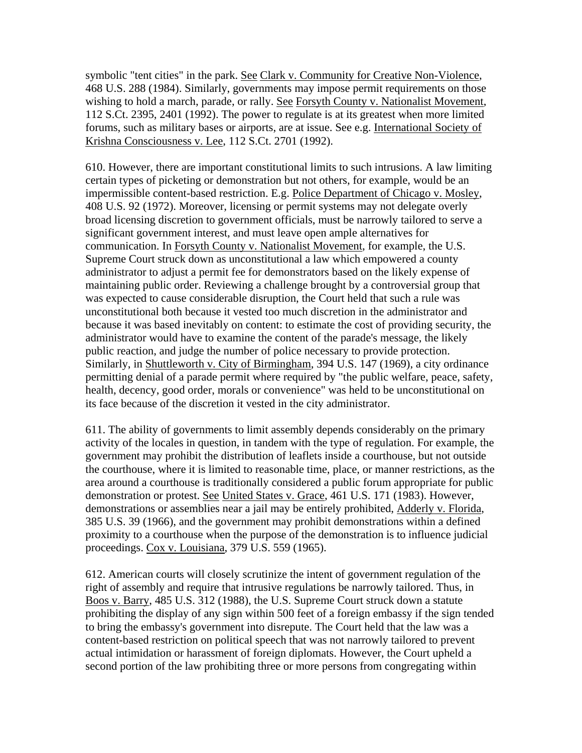symbolic "tent cities" in the park. See Clark v. Community for Creative Non-Violence, 468 U.S. 288 (1984). Similarly, governments may impose permit requirements on those wishing to hold a march, parade, or rally. See Forsyth County v. Nationalist Movement, 112 S.Ct. 2395, 2401 (1992). The power to regulate is at its greatest when more limited forums, such as military bases or airports, are at issue. See e.g. International Society of Krishna Consciousness v. Lee, 112 S.Ct. 2701 (1992).

610. However, there are important constitutional limits to such intrusions. A law limiting certain types of picketing or demonstration but not others, for example, would be an impermissible content-based restriction. E.g. Police Department of Chicago v. Mosley, 408 U.S. 92 (1972). Moreover, licensing or permit systems may not delegate overly broad licensing discretion to government officials, must be narrowly tailored to serve a significant government interest, and must leave open ample alternatives for communication. In Forsyth County v. Nationalist Movement, for example, the U.S. Supreme Court struck down as unconstitutional a law which empowered a county administrator to adjust a permit fee for demonstrators based on the likely expense of maintaining public order. Reviewing a challenge brought by a controversial group that was expected to cause considerable disruption, the Court held that such a rule was unconstitutional both because it vested too much discretion in the administrator and because it was based inevitably on content: to estimate the cost of providing security, the administrator would have to examine the content of the parade's message, the likely public reaction, and judge the number of police necessary to provide protection. Similarly, in Shuttleworth v. City of Birmingham, 394 U.S. 147 (1969), a city ordinance permitting denial of a parade permit where required by "the public welfare, peace, safety, health, decency, good order, morals or convenience" was held to be unconstitutional on its face because of the discretion it vested in the city administrator.

611. The ability of governments to limit assembly depends considerably on the primary activity of the locales in question, in tandem with the type of regulation. For example, the government may prohibit the distribution of leaflets inside a courthouse, but not outside the courthouse, where it is limited to reasonable time, place, or manner restrictions, as the area around a courthouse is traditionally considered a public forum appropriate for public demonstration or protest. See United States v. Grace, 461 U.S. 171 (1983). However, demonstrations or assemblies near a jail may be entirely prohibited, Adderly v. Florida, 385 U.S. 39 (1966), and the government may prohibit demonstrations within a defined proximity to a courthouse when the purpose of the demonstration is to influence judicial proceedings. Cox v. Louisiana, 379 U.S. 559 (1965).

612. American courts will closely scrutinize the intent of government regulation of the right of assembly and require that intrusive regulations be narrowly tailored. Thus, in Boos v. Barry, 485 U.S. 312 (1988), the U.S. Supreme Court struck down a statute prohibiting the display of any sign within 500 feet of a foreign embassy if the sign tended to bring the embassy's government into disrepute. The Court held that the law was a content-based restriction on political speech that was not narrowly tailored to prevent actual intimidation or harassment of foreign diplomats. However, the Court upheld a second portion of the law prohibiting three or more persons from congregating within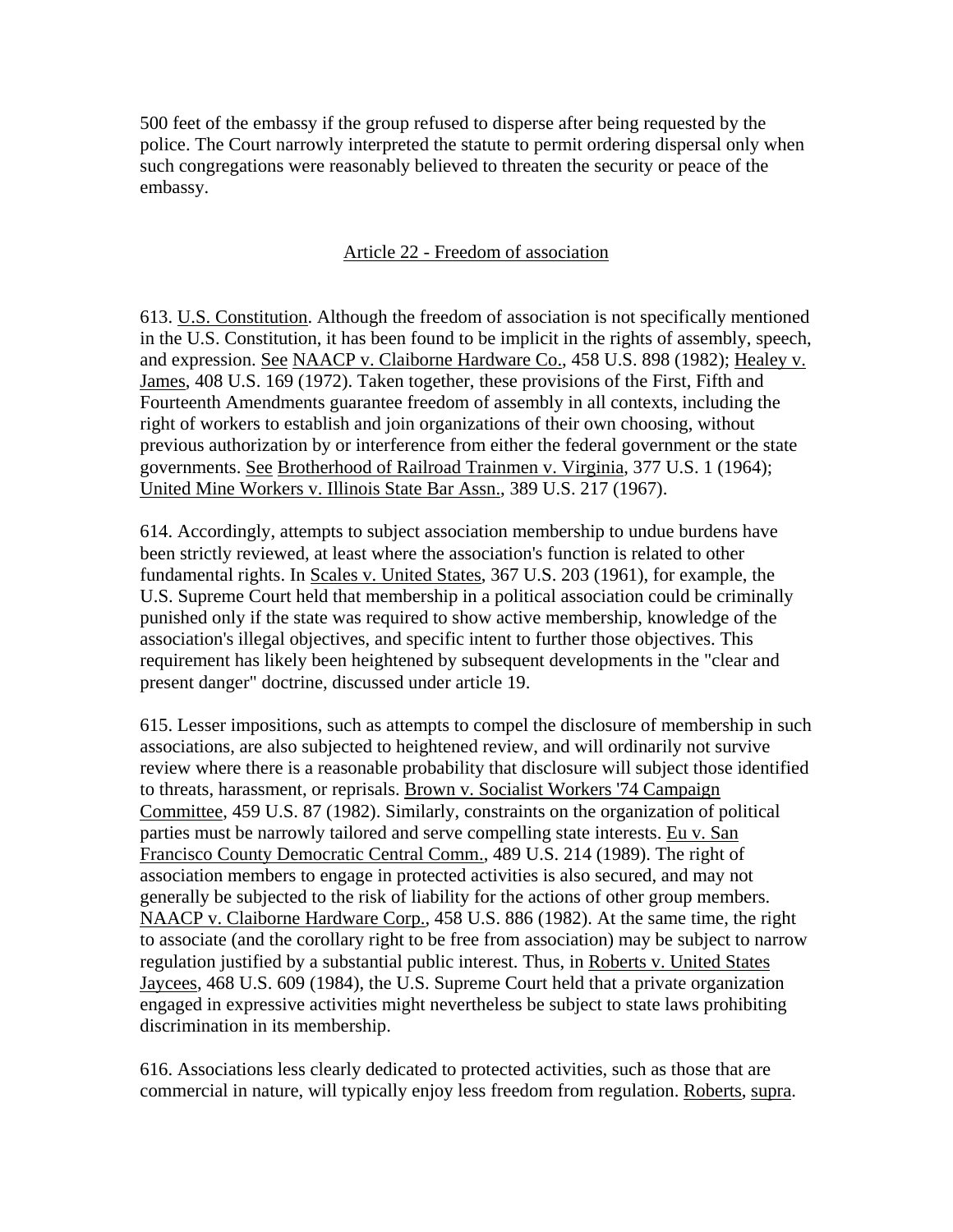500 feet of the embassy if the group refused to disperse after being requested by the police. The Court narrowly interpreted the statute to permit ordering dispersal only when such congregations were reasonably believed to threaten the security or peace of the embassy.

## Article 22 - Freedom of association

613. U.S. Constitution. Although the freedom of association is not specifically mentioned in the U.S. Constitution, it has been found to be implicit in the rights of assembly, speech, and expression. See NAACP v. Claiborne Hardware Co., 458 U.S. 898 (1982); Healey v. James, 408 U.S. 169 (1972). Taken together, these provisions of the First, Fifth and Fourteenth Amendments guarantee freedom of assembly in all contexts, including the right of workers to establish and join organizations of their own choosing, without previous authorization by or interference from either the federal government or the state governments. See Brotherhood of Railroad Trainmen v. Virginia, 377 U.S. 1 (1964); United Mine Workers v. Illinois State Bar Assn., 389 U.S. 217 (1967).

614. Accordingly, attempts to subject association membership to undue burdens have been strictly reviewed, at least where the association's function is related to other fundamental rights. In Scales v. United States, 367 U.S. 203 (1961), for example, the U.S. Supreme Court held that membership in a political association could be criminally punished only if the state was required to show active membership, knowledge of the association's illegal objectives, and specific intent to further those objectives. This requirement has likely been heightened by subsequent developments in the "clear and present danger" doctrine, discussed under article 19.

615. Lesser impositions, such as attempts to compel the disclosure of membership in such associations, are also subjected to heightened review, and will ordinarily not survive review where there is a reasonable probability that disclosure will subject those identified to threats, harassment, or reprisals. Brown v. Socialist Workers '74 Campaign Committee, 459 U.S. 87 (1982). Similarly, constraints on the organization of political parties must be narrowly tailored and serve compelling state interests. Eu v. San Francisco County Democratic Central Comm., 489 U.S. 214 (1989). The right of association members to engage in protected activities is also secured, and may not generally be subjected to the risk of liability for the actions of other group members. NAACP v. Claiborne Hardware Corp., 458 U.S. 886 (1982). At the same time, the right to associate (and the corollary right to be free from association) may be subject to narrow regulation justified by a substantial public interest. Thus, in Roberts v. United States Jaycees, 468 U.S. 609 (1984), the U.S. Supreme Court held that a private organization engaged in expressive activities might nevertheless be subject to state laws prohibiting discrimination in its membership.

616. Associations less clearly dedicated to protected activities, such as those that are commercial in nature, will typically enjoy less freedom from regulation. Roberts, supra.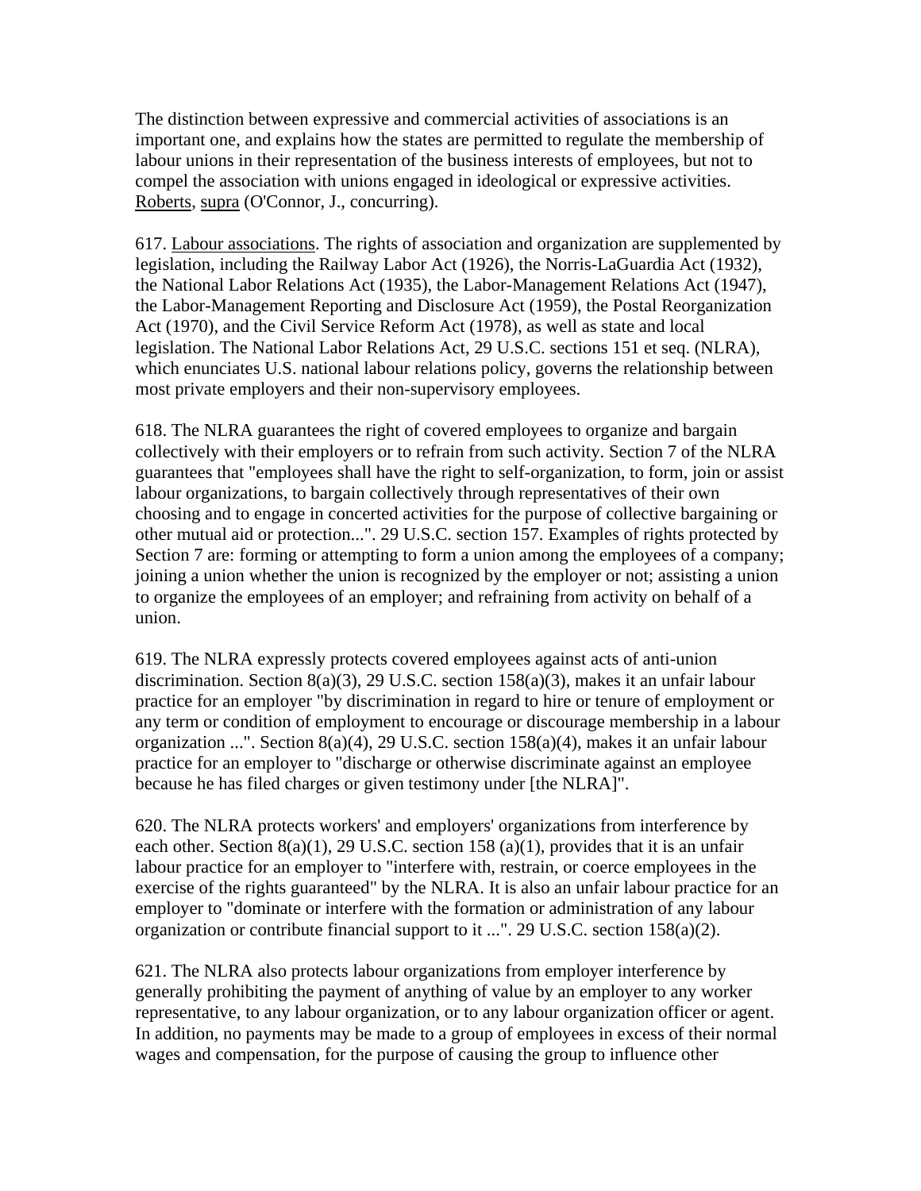The distinction between expressive and commercial activities of associations is an important one, and explains how the states are permitted to regulate the membership of labour unions in their representation of the business interests of employees, but not to compel the association with unions engaged in ideological or expressive activities. Roberts, supra (O'Connor, J., concurring).

617. Labour associations. The rights of association and organization are supplemented by legislation, including the Railway Labor Act (1926), the Norris-LaGuardia Act (1932), the National Labor Relations Act (1935), the Labor-Management Relations Act (1947), the Labor-Management Reporting and Disclosure Act (1959), the Postal Reorganization Act (1970), and the Civil Service Reform Act (1978), as well as state and local legislation. The National Labor Relations Act, 29 U.S.C. sections 151 et seq. (NLRA), which enunciates U.S. national labour relations policy, governs the relationship between most private employers and their non-supervisory employees.

618. The NLRA guarantees the right of covered employees to organize and bargain collectively with their employers or to refrain from such activity. Section 7 of the NLRA guarantees that "employees shall have the right to self-organization, to form, join or assist labour organizations, to bargain collectively through representatives of their own choosing and to engage in concerted activities for the purpose of collective bargaining or other mutual aid or protection...". 29 U.S.C. section 157. Examples of rights protected by Section 7 are: forming or attempting to form a union among the employees of a company; joining a union whether the union is recognized by the employer or not; assisting a union to organize the employees of an employer; and refraining from activity on behalf of a union.

619. The NLRA expressly protects covered employees against acts of anti-union discrimination. Section 8(a)(3), 29 U.S.C. section 158(a)(3), makes it an unfair labour practice for an employer "by discrimination in regard to hire or tenure of employment or any term or condition of employment to encourage or discourage membership in a labour organization ...". Section 8(a)(4), 29 U.S.C. section 158(a)(4), makes it an unfair labour practice for an employer to "discharge or otherwise discriminate against an employee because he has filed charges or given testimony under [the NLRA]".

620. The NLRA protects workers' and employers' organizations from interference by each other. Section 8(a)(1), 29 U.S.C. section 158 (a)(1), provides that it is an unfair labour practice for an employer to "interfere with, restrain, or coerce employees in the exercise of the rights guaranteed" by the NLRA. It is also an unfair labour practice for an employer to "dominate or interfere with the formation or administration of any labour organization or contribute financial support to it ...". 29 U.S.C. section 158(a)(2).

621. The NLRA also protects labour organizations from employer interference by generally prohibiting the payment of anything of value by an employer to any worker representative, to any labour organization, or to any labour organization officer or agent. In addition, no payments may be made to a group of employees in excess of their normal wages and compensation, for the purpose of causing the group to influence other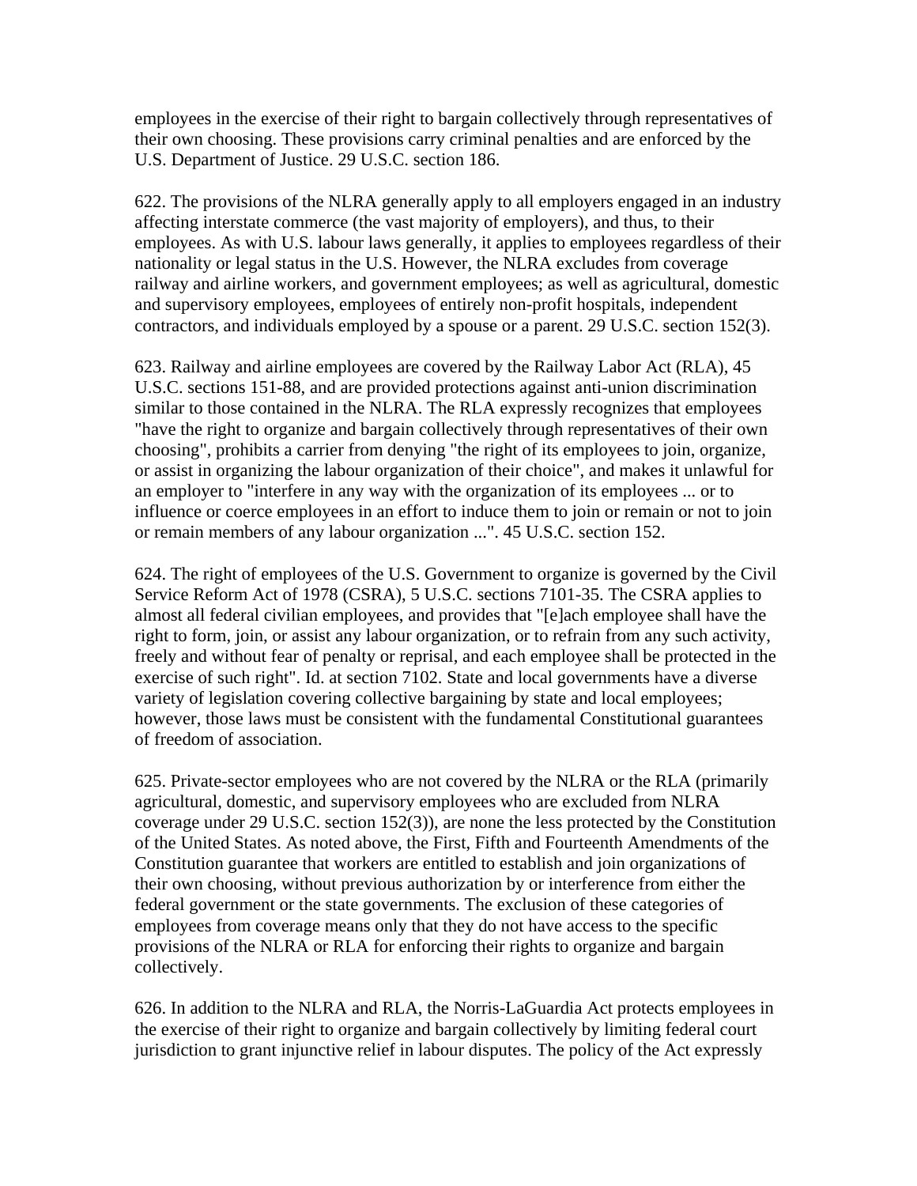employees in the exercise of their right to bargain collectively through representatives of their own choosing. These provisions carry criminal penalties and are enforced by the U.S. Department of Justice. 29 U.S.C. section 186.

622. The provisions of the NLRA generally apply to all employers engaged in an industry affecting interstate commerce (the vast majority of employers), and thus, to their employees. As with U.S. labour laws generally, it applies to employees regardless of their nationality or legal status in the U.S. However, the NLRA excludes from coverage railway and airline workers, and government employees; as well as agricultural, domestic and supervisory employees, employees of entirely non-profit hospitals, independent contractors, and individuals employed by a spouse or a parent. 29 U.S.C. section 152(3).

623. Railway and airline employees are covered by the Railway Labor Act (RLA), 45 U.S.C. sections 151-88, and are provided protections against anti-union discrimination similar to those contained in the NLRA. The RLA expressly recognizes that employees "have the right to organize and bargain collectively through representatives of their own choosing", prohibits a carrier from denying "the right of its employees to join, organize, or assist in organizing the labour organization of their choice", and makes it unlawful for an employer to "interfere in any way with the organization of its employees ... or to influence or coerce employees in an effort to induce them to join or remain or not to join or remain members of any labour organization ...". 45 U.S.C. section 152.

624. The right of employees of the U.S. Government to organize is governed by the Civil Service Reform Act of 1978 (CSRA), 5 U.S.C. sections 7101-35. The CSRA applies to almost all federal civilian employees, and provides that "[e]ach employee shall have the right to form, join, or assist any labour organization, or to refrain from any such activity, freely and without fear of penalty or reprisal, and each employee shall be protected in the exercise of such right". Id. at section 7102. State and local governments have a diverse variety of legislation covering collective bargaining by state and local employees; however, those laws must be consistent with the fundamental Constitutional guarantees of freedom of association.

625. Private-sector employees who are not covered by the NLRA or the RLA (primarily agricultural, domestic, and supervisory employees who are excluded from NLRA coverage under 29 U.S.C. section 152(3)), are none the less protected by the Constitution of the United States. As noted above, the First, Fifth and Fourteenth Amendments of the Constitution guarantee that workers are entitled to establish and join organizations of their own choosing, without previous authorization by or interference from either the federal government or the state governments. The exclusion of these categories of employees from coverage means only that they do not have access to the specific provisions of the NLRA or RLA for enforcing their rights to organize and bargain collectively.

626. In addition to the NLRA and RLA, the Norris-LaGuardia Act protects employees in the exercise of their right to organize and bargain collectively by limiting federal court jurisdiction to grant injunctive relief in labour disputes. The policy of the Act expressly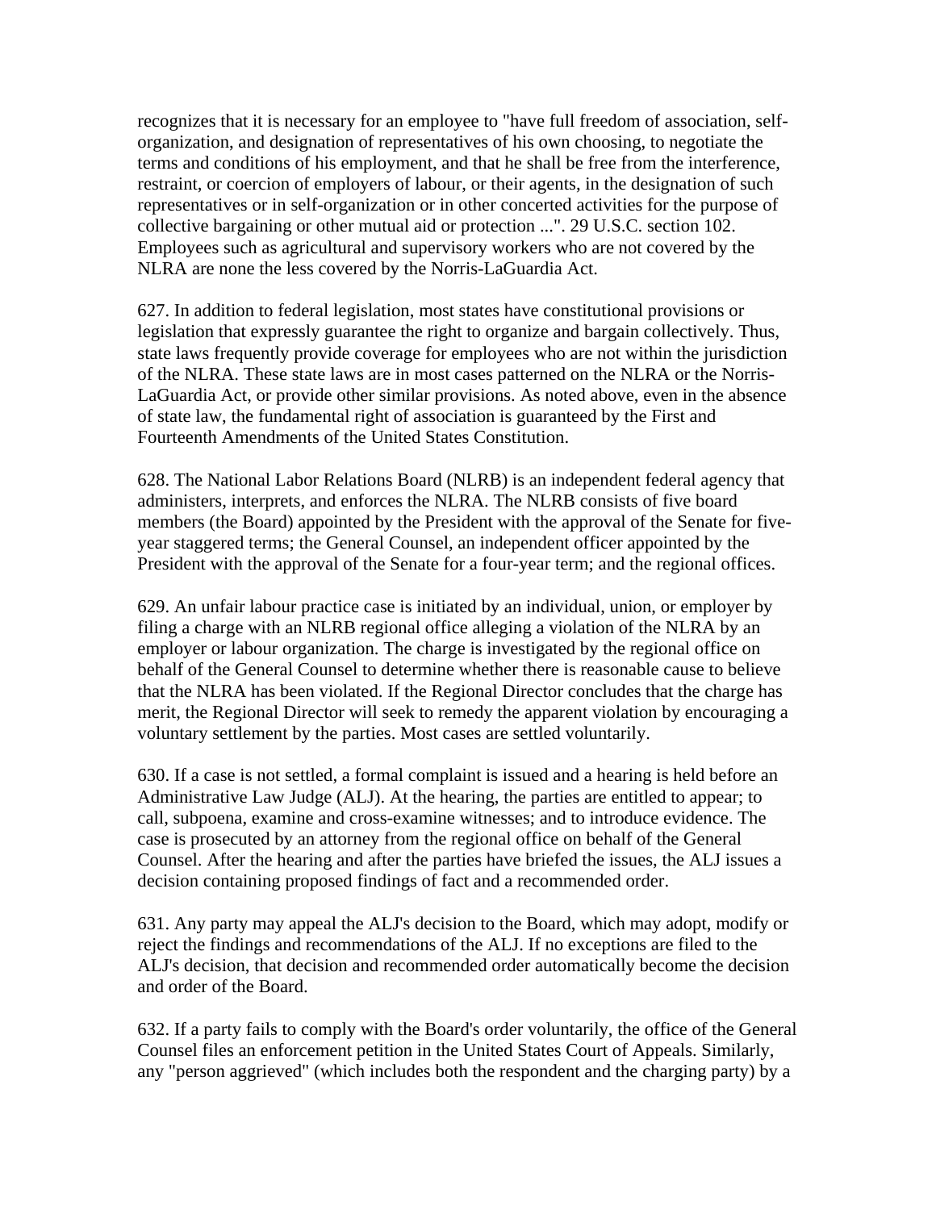recognizes that it is necessary for an employee to "have full freedom of association, self-organization, and designation of representatives of his own choosing, to negotiate the terms and conditions of his employment, and that he shall be free from the interference, restraint, or coercion of employers of labour, or their agents, in the designation of such representatives or in self-organization or in other concerted activities for the purpose of collective bargaining or other mutual aid or protection ...". 29 U.S.C. section 102. Employees such as agricultural and supervisory workers who are not covered by the NLRA are none the less covered by the Norris-LaGuardia Act.

627. In addition to federal legislation, most states have constitutional provisions or legislation that expressly guarantee the right to organize and bargain collectively. Thus, state laws frequently provide coverage for employees who are not within the jurisdiction of the NLRA. These state laws are in most cases patterned on the NLRA or the Norris-LaGuardia Act, or provide other similar provisions. As noted above, even in the absence of state law, the fundamental right of association is guaranteed by the First and Fourteenth Amendments of the United States Constitution.

628. The National Labor Relations Board (NLRB) is an independent federal agency that administers, interprets, and enforces the NLRA. The NLRB consists of five board members (the Board) appointed by the President with the approval of the Senate for five-year staggered terms; the General Counsel, an independent officer appointed by the President with the approval of the Senate for a four-year term; and the regional offices.

629. An unfair labour practice case is initiated by an individual, union, or employer by filing a charge with an NLRB regional office alleging a violation of the NLRA by an employer or labour organization. The charge is investigated by the regional office on behalf of the General Counsel to determine whether there is reasonable cause to believe that the NLRA has been violated. If the Regional Director concludes that the charge has merit, the Regional Director will seek to remedy the apparent violation by encouraging a voluntary settlement by the parties. Most cases are settled voluntarily.

630. If a case is not settled, a formal complaint is issued and a hearing is held before an Administrative Law Judge (ALJ). At the hearing, the parties are entitled to appear; to call, subpoena, examine and cross-examine witnesses; and to introduce evidence. The case is prosecuted by an attorney from the regional office on behalf of the General Counsel. After the hearing and after the parties have briefed the issues, the ALJ issues a decision containing proposed findings of fact and a recommended order.

631. Any party may appeal the ALJ's decision to the Board, which may adopt, modify or reject the findings and recommendations of the ALJ. If no exceptions are filed to the ALJ's decision, that decision and recommended order automatically become the decision and order of the Board.

632. If a party fails to comply with the Board's order voluntarily, the office of the General Counsel files an enforcement petition in the United States Court of Appeals. Similarly, any "person aggrieved" (which includes both the respondent and the charging party) by a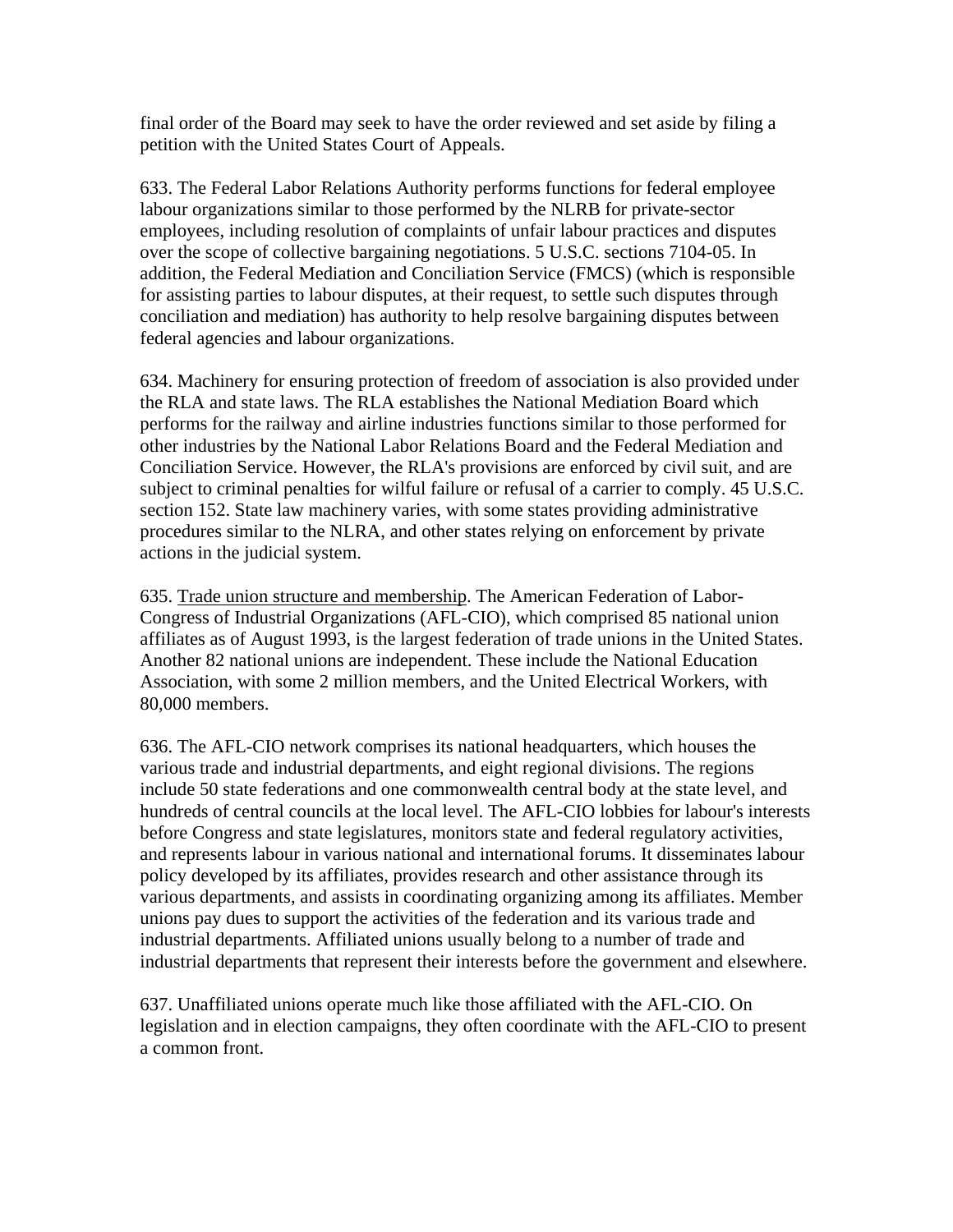final order of the Board may seek to have the order reviewed and set aside by filing a petition with the United States Court of Appeals.

633. The Federal Labor Relations Authority performs functions for federal employee labour organizations similar to those performed by the NLRB for private-sector employees, including resolution of complaints of unfair labour practices and disputes over the scope of collective bargaining negotiations. 5 U.S.C. sections 7104-05. In addition, the Federal Mediation and Conciliation Service (FMCS) (which is responsible for assisting parties to labour disputes, at their request, to settle such disputes through conciliation and mediation) has authority to help resolve bargaining disputes between federal agencies and labour organizations.

634. Machinery for ensuring protection of freedom of association is also provided under the RLA and state laws. The RLA establishes the National Mediation Board which performs for the railway and airline industries functions similar to those performed for other industries by the National Labor Relations Board and the Federal Mediation and Conciliation Service. However, the RLA's provisions are enforced by civil suit, and are subject to criminal penalties for wilful failure or refusal of a carrier to comply. 45 U.S.C. section 152. State law machinery varies, with some states providing administrative procedures similar to the NLRA, and other states relying on enforcement by private actions in the judicial system.

635. <u>Trade union structure and membership</u>. The American Federation of Labor-Congress of Industrial Organizations (AFL-CIO), which comprised 85 national union affiliates as of August 1993, is the largest federation of trade unions in the United States. Another 82 national unions are independent. These include the National Education Association, with some 2 million members, and the United Electrical Workers, with 80,000 members.

636. The AFL-CIO network comprises its national headquarters, which houses the various trade and industrial departments, and eight regional divisions. The regions include 50 state federations and one commonwealth central body at the state level, and hundreds of central councils at the local level. The AFL-CIO lobbies for labour's interests before Congress and state legislatures, monitors state and federal regulatory activities, and represents labour in various national and international forums. It disseminates labour policy developed by its affiliates, provides research and other assistance through its various departments, and assists in coordinating organizing among its affiliates. Member unions pay dues to support the activities of the federation and its various trade and industrial departments. Affiliated unions usually belong to a number of trade and industrial departments that represent their interests before the government and elsewhere.

637. Unaffiliated unions operate much like those affiliated with the AFL-CIO. On legislation and in election campaigns, they often coordinate with the AFL-CIO to present a common front.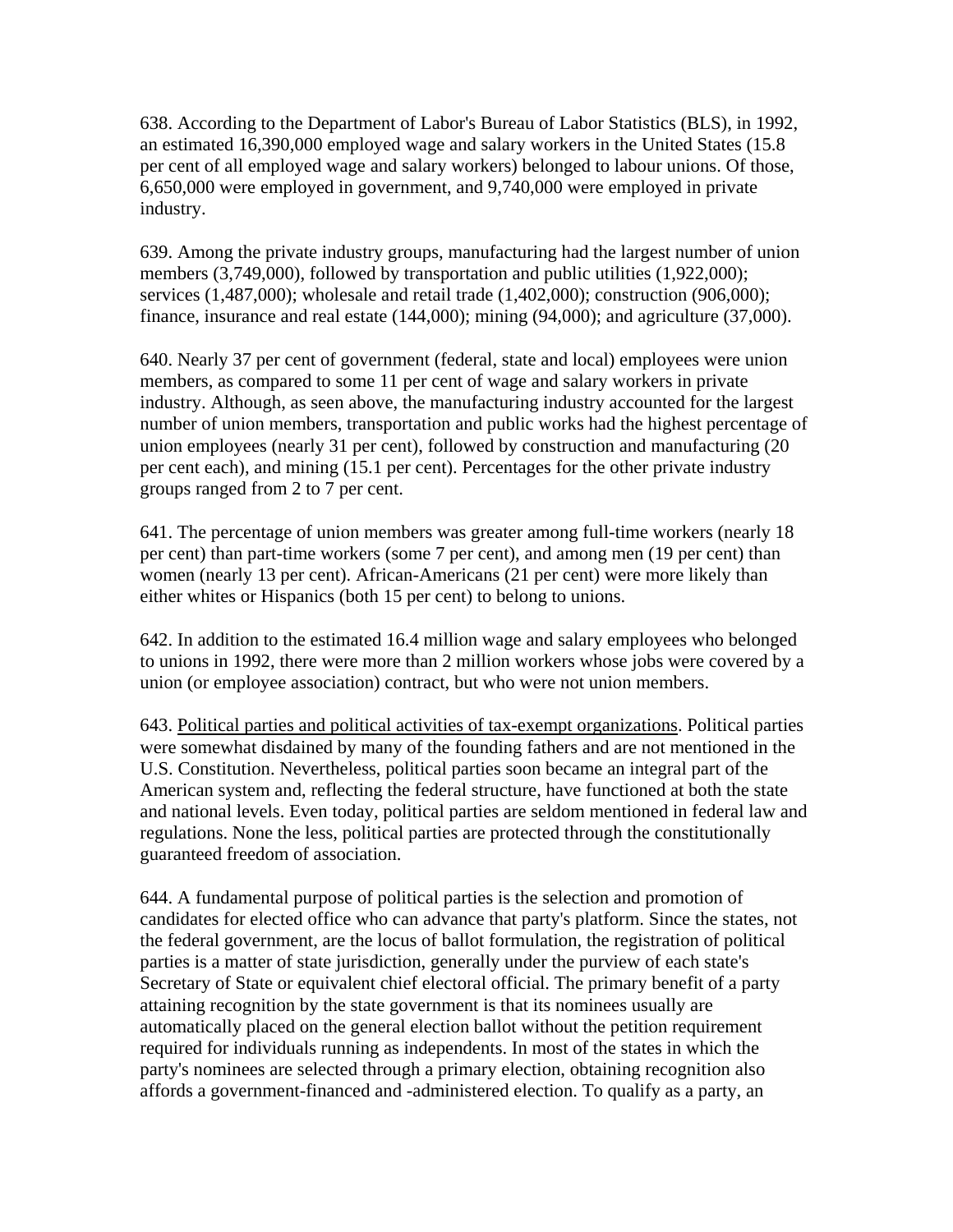638. According to the Department of Labor's Bureau of Labor Statistics (BLS), in 1992, an estimated 16,390,000 employed wage and salary workers in the United States (15.8 per cent of all employed wage and salary workers) belonged to labour unions. Of those, 6,650,000 were employed in government, and 9,740,000 were employed in private industry.

639. Among the private industry groups, manufacturing had the largest number of union members (3,749,000), followed by transportation and public utilities (1,922,000); services (1,487,000); wholesale and retail trade (1,402,000); construction (906,000); finance, insurance and real estate (144,000); mining (94,000); and agriculture (37,000).

640. Nearly 37 per cent of government (federal, state and local) employees were union members, as compared to some 11 per cent of wage and salary workers in private industry. Although, as seen above, the manufacturing industry accounted for the largest number of union members, transportation and public works had the highest percentage of union employees (nearly 31 per cent), followed by construction and manufacturing (20 per cent each), and mining (15.1 per cent). Percentages for the other private industry groups ranged from 2 to 7 per cent.

641. The percentage of union members was greater among full-time workers (nearly 18 per cent) than part-time workers (some 7 per cent), and among men (19 per cent) than women (nearly 13 per cent). African-Americans (21 per cent) were more likely than either whites or Hispanics (both 15 per cent) to belong to unions.

642. In addition to the estimated 16.4 million wage and salary employees who belonged to unions in 1992, there were more than 2 million workers whose jobs were covered by a union (or employee association) contract, but who were not union members.

643. Political parties and political activities of tax-exempt organizations. Political parties were somewhat disdained by many of the founding fathers and are not mentioned in the U.S. Constitution. Nevertheless, political parties soon became an integral part of the American system and, reflecting the federal structure, have functioned at both the state and national levels. Even today, political parties are seldom mentioned in federal law and regulations. None the less, political parties are protected through the constitutionally guaranteed freedom of association.

644. A fundamental purpose of political parties is the selection and promotion of candidates for elected office who can advance that party's platform. Since the states, not the federal government, are the locus of ballot formulation, the registration of political parties is a matter of state jurisdiction, generally under the purview of each state's Secretary of State or equivalent chief electoral official. The primary benefit of a party attaining recognition by the state government is that its nominees usually are automatically placed on the general election ballot without the petition requirement required for individuals running as independents. In most of the states in which the party's nominees are selected through a primary election, obtaining recognition also affords a government-financed and -administered election. To qualify as a party, an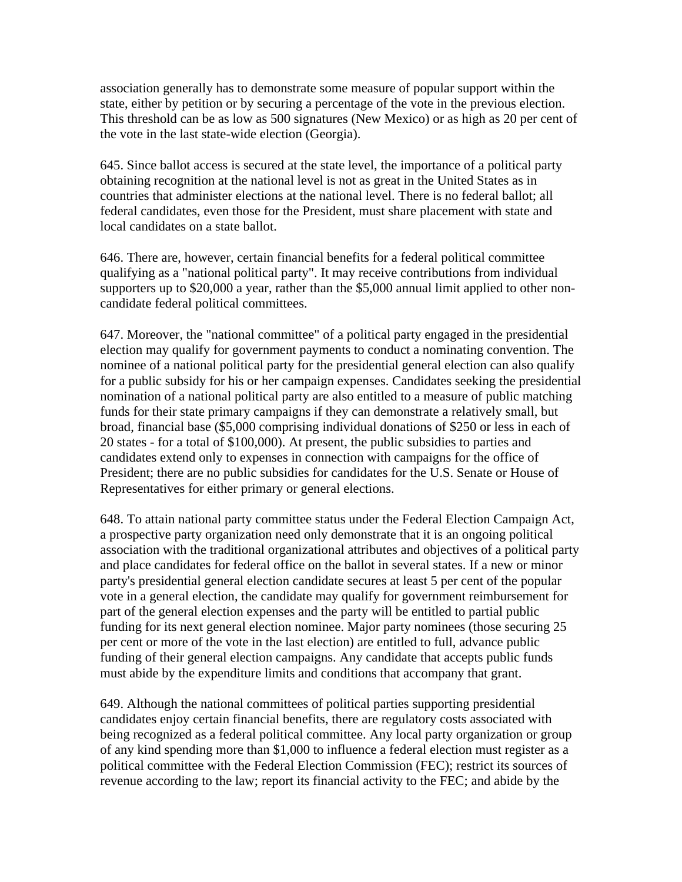association generally has to demonstrate some measure of popular support within the state, either by petition or by securing a percentage of the vote in the previous election. This threshold can be as low as 500 signatures (New Mexico) or as high as 20 per cent of the vote in the last state-wide election (Georgia).

645. Since ballot access is secured at the state level, the importance of a political party obtaining recognition at the national level is not as great in the United States as in countries that administer elections at the national level. There is no federal ballot; all federal candidates, even those for the President, must share placement with state and local candidates on a state ballot.

646. There are, however, certain financial benefits for a federal political committee qualifying as a "national political party". It may receive contributions from individual supporters up to $20,000 a year, rather than the $5,000 annual limit applied to other non-candidate federal political committees.

647. Moreover, the "national committee" of a political party engaged in the presidential election may qualify for government payments to conduct a nominating convention. The nominee of a national political party for the presidential general election can also qualify for a public subsidy for his or her campaign expenses. Candidates seeking the presidential nomination of a national political party are also entitled to a measure of public matching funds for their state primary campaigns if they can demonstrate a relatively small, but broad, financial base ($5,000 comprising individual donations of $250 or less in each of 20 states - for a total of $100,000). At present, the public subsidies to parties and candidates extend only to expenses in connection with campaigns for the office of President; there are no public subsidies for candidates for the U.S. Senate or House of Representatives for either primary or general elections.

648. To attain national party committee status under the Federal Election Campaign Act, a prospective party organization need only demonstrate that it is an ongoing political association with the traditional organizational attributes and objectives of a political party and place candidates for federal office on the ballot in several states. If a new or minor party's presidential general election candidate secures at least 5 per cent of the popular vote in a general election, the candidate may qualify for government reimbursement for part of the general election expenses and the party will be entitled to partial public funding for its next general election nominee. Major party nominees (those securing 25 per cent or more of the vote in the last election) are entitled to full, advance public funding of their general election campaigns. Any candidate that accepts public funds must abide by the expenditure limits and conditions that accompany that grant.

649. Although the national committees of political parties supporting presidential candidates enjoy certain financial benefits, there are regulatory costs associated with being recognized as a federal political committee. Any local party organization or group of any kind spending more than $1,000 to influence a federal election must register as a political committee with the Federal Election Commission (FEC); restrict its sources of revenue according to the law; report its financial activity to the FEC; and abide by the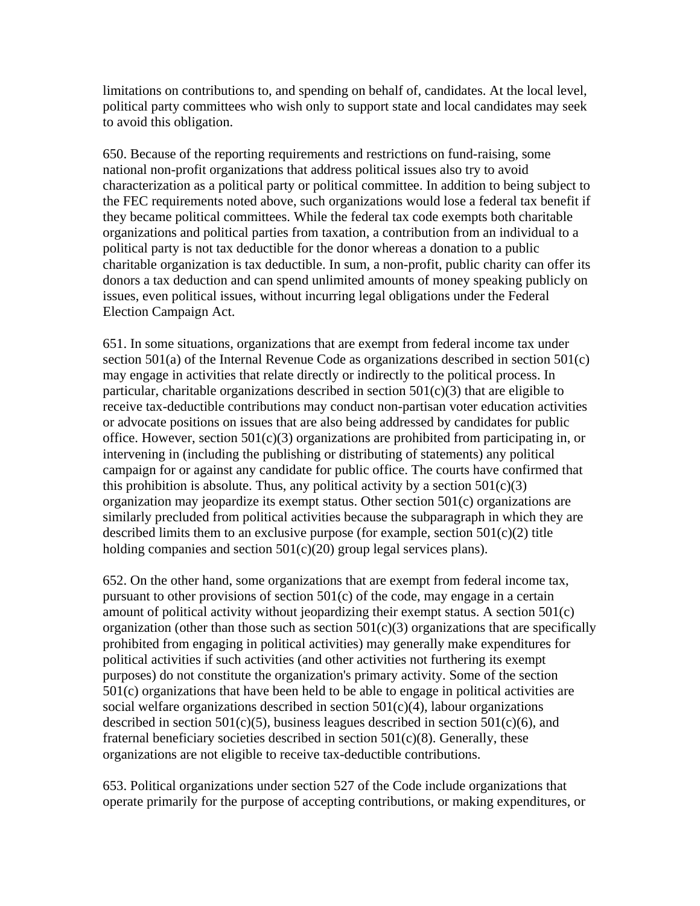limitations on contributions to, and spending on behalf of, candidates. At the local level, political party committees who wish only to support state and local candidates may seek to avoid this obligation.

650. Because of the reporting requirements and restrictions on fund-raising, some national non-profit organizations that address political issues also try to avoid characterization as a political party or political committee. In addition to being subject to the FEC requirements noted above, such organizations would lose a federal tax benefit if they became political committees. While the federal tax code exempts both charitable organizations and political parties from taxation, a contribution from an individual to a political party is not tax deductible for the donor whereas a donation to a public charitable organization is tax deductible. In sum, a non-profit, public charity can offer its donors a tax deduction and can spend unlimited amounts of money speaking publicly on issues, even political issues, without incurring legal obligations under the Federal Election Campaign Act.

651. In some situations, organizations that are exempt from federal income tax under section 501(a) of the Internal Revenue Code as organizations described in section 501(c) may engage in activities that relate directly or indirectly to the political process. In particular, charitable organizations described in section 501(c)(3) that are eligible to receive tax-deductible contributions may conduct non-partisan voter education activities or advocate positions on issues that are also being addressed by candidates for public office. However, section 501(c)(3) organizations are prohibited from participating in, or intervening in (including the publishing or distributing of statements) any political campaign for or against any candidate for public office. The courts have confirmed that this prohibition is absolute. Thus, any political activity by a section 501(c)(3) organization may jeopardize its exempt status. Other section 501(c) organizations are similarly precluded from political activities because the subparagraph in which they are described limits them to an exclusive purpose (for example, section 501(c)(2) title holding companies and section 501(c)(20) group legal services plans).

652. On the other hand, some organizations that are exempt from federal income tax, pursuant to other provisions of section 501(c) of the code, may engage in a certain amount of political activity without jeopardizing their exempt status. A section 501(c) organization (other than those such as section 501(c)(3) organizations that are specifically prohibited from engaging in political activities) may generally make expenditures for political activities if such activities (and other activities not furthering its exempt purposes) do not constitute the organization's primary activity. Some of the section 501(c) organizations that have been held to be able to engage in political activities are social welfare organizations described in section 501(c)(4), labour organizations described in section 501(c)(5), business leagues described in section 501(c)(6), and fraternal beneficiary societies described in section 501(c)(8). Generally, these organizations are not eligible to receive tax-deductible contributions.

653. Political organizations under section 527 of the Code include organizations that operate primarily for the purpose of accepting contributions, or making expenditures, or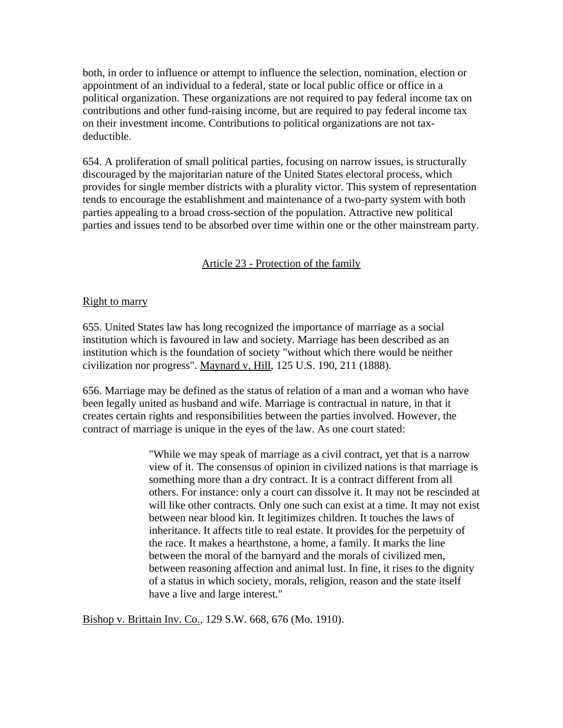both, in order to influence or attempt to influence the selection, nomination, election or appointment of an individual to a federal, state or local public office or office in a political organization. These organizations are not required to pay federal income tax on contributions and other fund-raising income, but are required to pay federal income tax on their investment income. Contributions to political organizations are not tax-deductible.

654. A proliferation of small political parties, focusing on narrow issues, is structurally discouraged by the majoritarian nature of the United States electoral process, which provides for single member districts with a plurality victor. This system of representation tends to encourage the establishment and maintenance of a two-party system with both parties appealing to a broad cross-section of the population. Attractive new political parties and issues tend to be absorbed over time within one or the other mainstream party.

## Article 23 - Protection of the family

### Right to marry

655. United States law has long recognized the importance of marriage as a social institution which is favoured in law and society. Marriage has been described as an institution which is the foundation of society "without which there would be neither civilization nor progress". Maynard v. Hill, 125 U.S. 190, 211 (1888).

656. Marriage may be defined as the status of relation of a man and a woman who have been legally united as husband and wife. Marriage is contractual in nature, in that it creates certain rights and responsibilities between the parties involved. However, the contract of marriage is unique in the eyes of the law. As one court stated:

> "While we may speak of marriage as a civil contract, yet that is a narrow view of it. The consensus of opinion in civilized nations is that marriage is something more than a dry contract. It is a contract different from all others. For instance: only a court can dissolve it. It may not be rescinded at will like other contracts. Only one such can exist at a time. It may not exist between near blood kin. It legitimizes children. It touches the laws of inheritance. It affects title to real estate. It provides for the perpetuity of the race. It makes a hearthstone, a home, a family. It marks the line between the moral of the barnyard and the morals of civilized men, between reasoning affection and animal lust. In fine, it rises to the dignity of a status in which society, morals, religion, reason and the state itself have a live and large interest."

Bishop v. Brittain Inv. Co., 129 S.W. 668, 676 (Mo. 1910).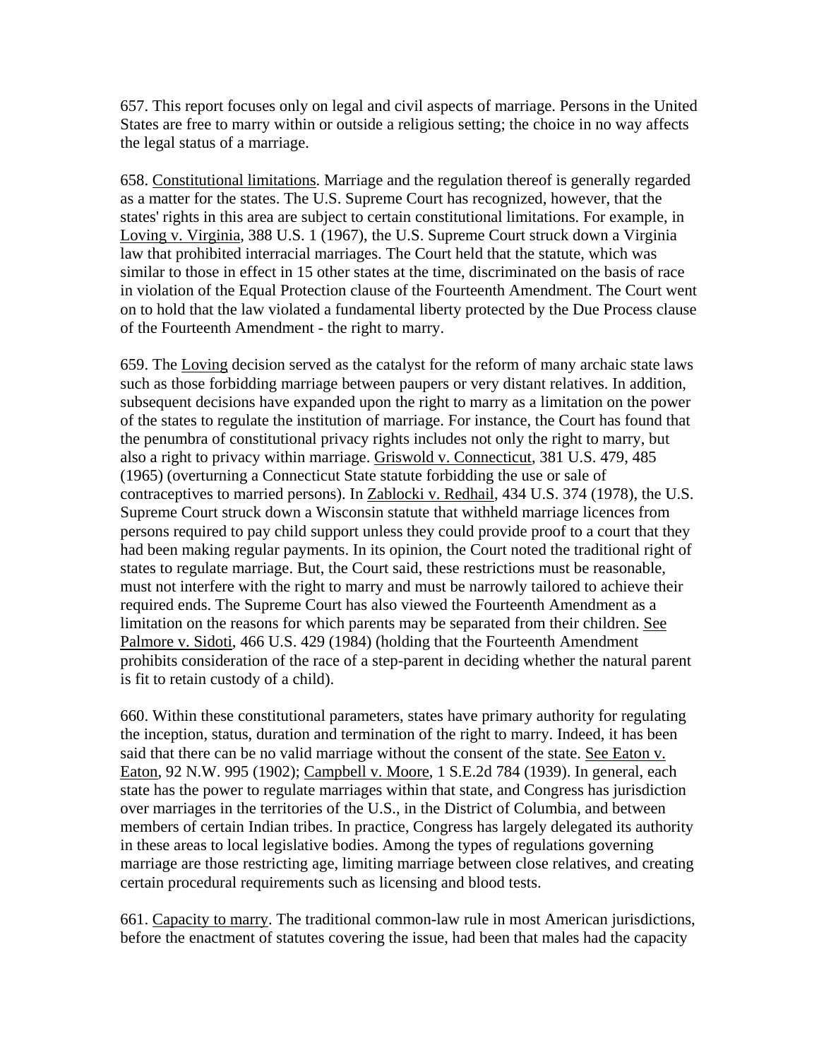657. This report focuses only on legal and civil aspects of marriage. Persons in the United States are free to marry within or outside a religious setting; the choice in no way affects the legal status of a marriage.

658. Constitutional limitations. Marriage and the regulation thereof is generally regarded as a matter for the states. The U.S. Supreme Court has recognized, however, that the states' rights in this area are subject to certain constitutional limitations. For example, in Loving v. Virginia, 388 U.S. 1 (1967), the U.S. Supreme Court struck down a Virginia law that prohibited interracial marriages. The Court held that the statute, which was similar to those in effect in 15 other states at the time, discriminated on the basis of race in violation of the Equal Protection clause of the Fourteenth Amendment. The Court went on to hold that the law violated a fundamental liberty protected by the Due Process clause of the Fourteenth Amendment - the right to marry.

659. The Loving decision served as the catalyst for the reform of many archaic state laws such as those forbidding marriage between paupers or very distant relatives. In addition, subsequent decisions have expanded upon the right to marry as a limitation on the power of the states to regulate the institution of marriage. For instance, the Court has found that the penumbra of constitutional privacy rights includes not only the right to marry, but also a right to privacy within marriage. Griswold v. Connecticut, 381 U.S. 479, 485 (1965) (overturning a Connecticut State statute forbidding the use or sale of contraceptives to married persons). In Zablocki v. Redhail, 434 U.S. 374 (1978), the U.S. Supreme Court struck down a Wisconsin statute that withheld marriage licences from persons required to pay child support unless they could provide proof to a court that they had been making regular payments. In its opinion, the Court noted the traditional right of states to regulate marriage. But, the Court said, these restrictions must be reasonable, must not interfere with the right to marry and must be narrowly tailored to achieve their required ends. The Supreme Court has also viewed the Fourteenth Amendment as a limitation on the reasons for which parents may be separated from their children. See Palmore v. Sidoti, 466 U.S. 429 (1984) (holding that the Fourteenth Amendment prohibits consideration of the race of a step-parent in deciding whether the natural parent is fit to retain custody of a child).

660. Within these constitutional parameters, states have primary authority for regulating the inception, status, duration and termination of the right to marry. Indeed, it has been said that there can be no valid marriage without the consent of the state. See Eaton v. Eaton, 92 N.W. 995 (1902); Campbell v. Moore, 1 S.E.2d 784 (1939). In general, each state has the power to regulate marriages within that state, and Congress has jurisdiction over marriages in the territories of the U.S., in the District of Columbia, and between members of certain Indian tribes. In practice, Congress has largely delegated its authority in these areas to local legislative bodies. Among the types of regulations governing marriage are those restricting age, limiting marriage between close relatives, and creating certain procedural requirements such as licensing and blood tests.

661. Capacity to marry. The traditional common-law rule in most American jurisdictions, before the enactment of statutes covering the issue, had been that males had the capacity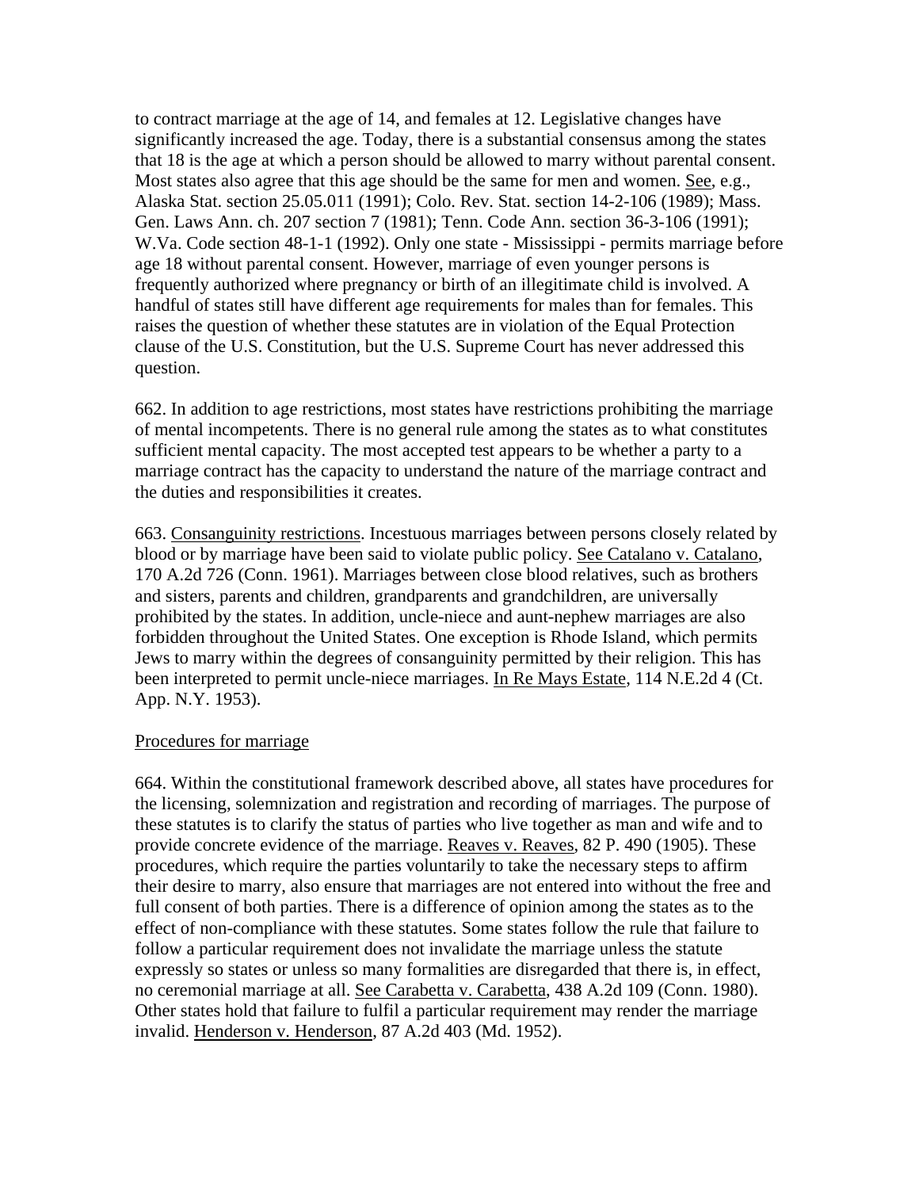to contract marriage at the age of 14, and females at 12. Legislative changes have significantly increased the age. Today, there is a substantial consensus among the states that 18 is the age at which a person should be allowed to marry without parental consent. Most states also agree that this age should be the same for men and women. See, e.g., Alaska Stat. section 25.05.011 (1991); Colo. Rev. Stat. section 14-2-106 (1989); Mass. Gen. Laws Ann. ch. 207 section 7 (1981); Tenn. Code Ann. section 36-3-106 (1991); W.Va. Code section 48-1-1 (1992). Only one state - Mississippi - permits marriage before age 18 without parental consent. However, marriage of even younger persons is frequently authorized where pregnancy or birth of an illegitimate child is involved. A handful of states still have different age requirements for males than for females. This raises the question of whether these statutes are in violation of the Equal Protection clause of the U.S. Constitution, but the U.S. Supreme Court has never addressed this question.

662. In addition to age restrictions, most states have restrictions prohibiting the marriage of mental incompetents. There is no general rule among the states as to what constitutes sufficient mental capacity. The most accepted test appears to be whether a party to a marriage contract has the capacity to understand the nature of the marriage contract and the duties and responsibilities it creates.

663. Consanguinity restrictions. Incestuous marriages between persons closely related by blood or by marriage have been said to violate public policy. See Catalano v. Catalano, 170 A.2d 726 (Conn. 1961). Marriages between close blood relatives, such as brothers and sisters, parents and children, grandparents and grandchildren, are universally prohibited by the states. In addition, uncle-niece and aunt-nephew marriages are also forbidden throughout the United States. One exception is Rhode Island, which permits Jews to marry within the degrees of consanguinity permitted by their religion. This has been interpreted to permit uncle-niece marriages. In Re Mays Estate, 114 N.E.2d 4 (Ct. App. N.Y. 1953).

Procedures for marriage

664. Within the constitutional framework described above, all states have procedures for the licensing, solemnization and registration and recording of marriages. The purpose of these statutes is to clarify the status of parties who live together as man and wife and to provide concrete evidence of the marriage. Reaves v. Reaves, 82 P. 490 (1905). These procedures, which require the parties voluntarily to take the necessary steps to affirm their desire to marry, also ensure that marriages are not entered into without the free and full consent of both parties. There is a difference of opinion among the states as to the effect of non-compliance with these statutes. Some states follow the rule that failure to follow a particular requirement does not invalidate the marriage unless the statute expressly so states or unless so many formalities are disregarded that there is, in effect, no ceremonial marriage at all. See Carabetta v. Carabetta, 438 A.2d 109 (Conn. 1980). Other states hold that failure to fulfil a particular requirement may render the marriage invalid. Henderson v. Henderson, 87 A.2d 403 (Md. 1952).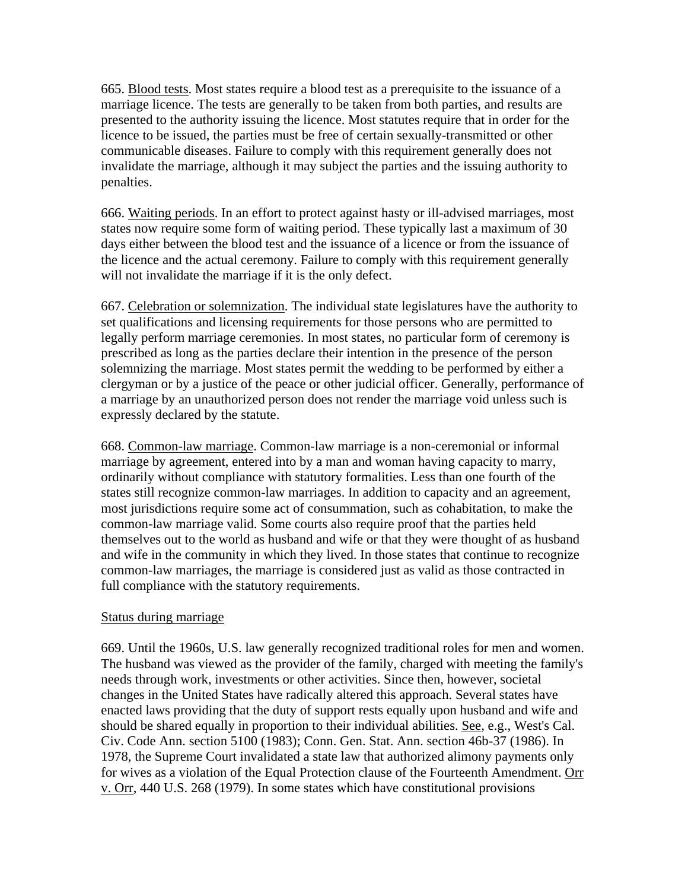665. Blood tests. Most states require a blood test as a prerequisite to the issuance of a marriage licence. The tests are generally to be taken from both parties, and results are presented to the authority issuing the licence. Most statutes require that in order for the licence to be issued, the parties must be free of certain sexually-transmitted or other communicable diseases. Failure to comply with this requirement generally does not invalidate the marriage, although it may subject the parties and the issuing authority to penalties.

666. Waiting periods. In an effort to protect against hasty or ill-advised marriages, most states now require some form of waiting period. These typically last a maximum of 30 days either between the blood test and the issuance of a licence or from the issuance of the licence and the actual ceremony. Failure to comply with this requirement generally will not invalidate the marriage if it is the only defect.

667. Celebration or solemnization. The individual state legislatures have the authority to set qualifications and licensing requirements for those persons who are permitted to legally perform marriage ceremonies. In most states, no particular form of ceremony is prescribed as long as the parties declare their intention in the presence of the person solemnizing the marriage. Most states permit the wedding to be performed by either a clergyman or by a justice of the peace or other judicial officer. Generally, performance of a marriage by an unauthorized person does not render the marriage void unless such is expressly declared by the statute.

668. Common-law marriage. Common-law marriage is a non-ceremonial or informal marriage by agreement, entered into by a man and woman having capacity to marry, ordinarily without compliance with statutory formalities. Less than one fourth of the states still recognize common-law marriages. In addition to capacity and an agreement, most jurisdictions require some act of consummation, such as cohabitation, to make the common-law marriage valid. Some courts also require proof that the parties held themselves out to the world as husband and wife or that they were thought of as husband and wife in the community in which they lived. In those states that continue to recognize common-law marriages, the marriage is considered just as valid as those contracted in full compliance with the statutory requirements.

Status during marriage

669. Until the 1960s, U.S. law generally recognized traditional roles for men and women. The husband was viewed as the provider of the family, charged with meeting the family's needs through work, investments or other activities. Since then, however, societal changes in the United States have radically altered this approach. Several states have enacted laws providing that the duty of support rests equally upon husband and wife and should be shared equally in proportion to their individual abilities. See, e.g., West's Cal. Civ. Code Ann. section 5100 (1983); Conn. Gen. Stat. Ann. section 46b-37 (1986). In 1978, the Supreme Court invalidated a state law that authorized alimony payments only for wives as a violation of the Equal Protection clause of the Fourteenth Amendment. Orr v. Orr, 440 U.S. 268 (1979). In some states which have constitutional provisions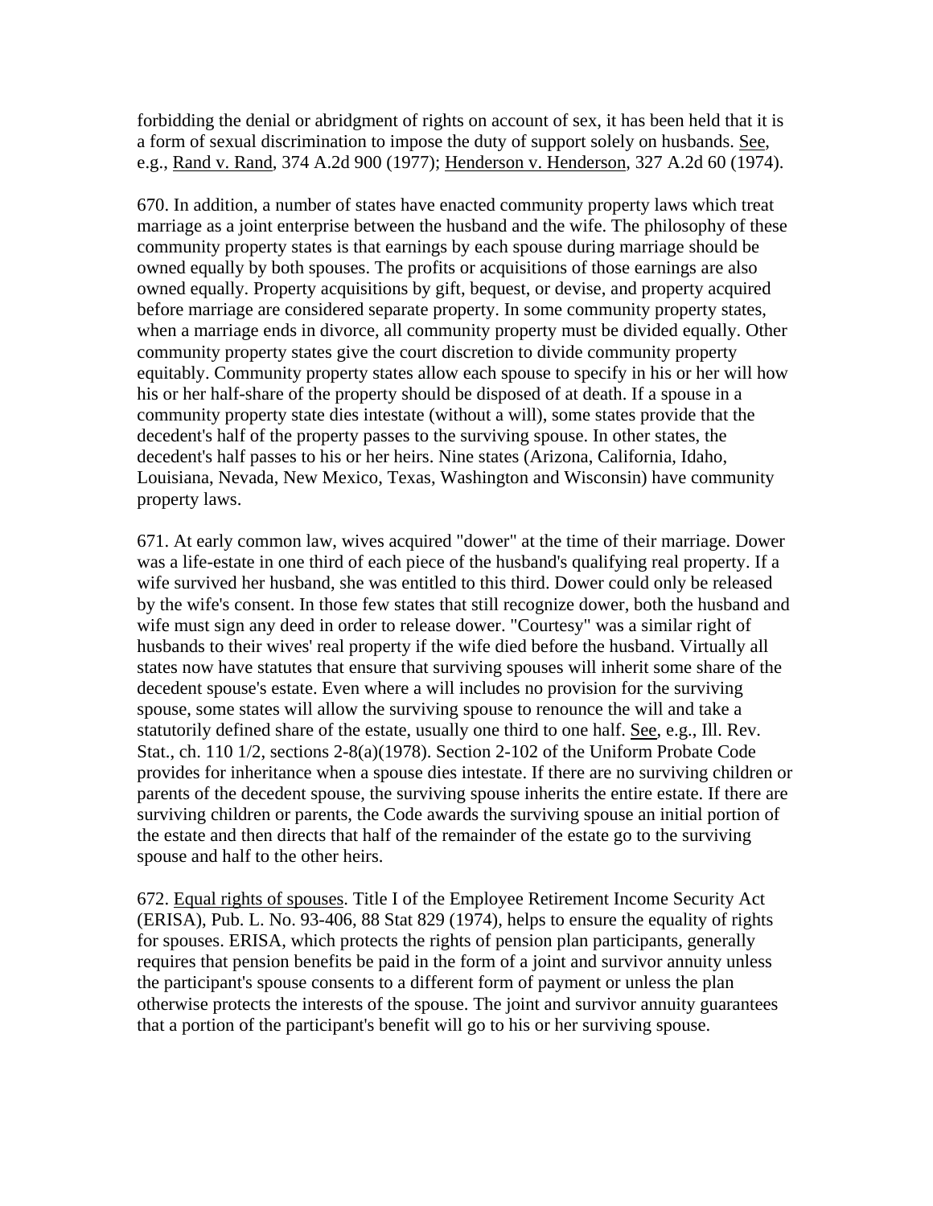forbidding the denial or abridgment of rights on account of sex, it has been held that it is a form of sexual discrimination to impose the duty of support solely on husbands. See, e.g., Rand v. Rand, 374 A.2d 900 (1977); Henderson v. Henderson, 327 A.2d 60 (1974).

670. In addition, a number of states have enacted community property laws which treat marriage as a joint enterprise between the husband and the wife. The philosophy of these community property states is that earnings by each spouse during marriage should be owned equally by both spouses. The profits or acquisitions of those earnings are also owned equally. Property acquisitions by gift, bequest, or devise, and property acquired before marriage are considered separate property. In some community property states, when a marriage ends in divorce, all community property must be divided equally. Other community property states give the court discretion to divide community property equitably. Community property states allow each spouse to specify in his or her will how his or her half-share of the property should be disposed of at death. If a spouse in a community property state dies intestate (without a will), some states provide that the decedent's half of the property passes to the surviving spouse. In other states, the decedent's half passes to his or her heirs. Nine states (Arizona, California, Idaho, Louisiana, Nevada, New Mexico, Texas, Washington and Wisconsin) have community property laws.

671. At early common law, wives acquired "dower" at the time of their marriage. Dower was a life-estate in one third of each piece of the husband's qualifying real property. If a wife survived her husband, she was entitled to this third. Dower could only be released by the wife's consent. In those few states that still recognize dower, both the husband and wife must sign any deed in order to release dower. "Courtesy" was a similar right of husbands to their wives' real property if the wife died before the husband. Virtually all states now have statutes that ensure that surviving spouses will inherit some share of the decedent spouse's estate. Even where a will includes no provision for the surviving spouse, some states will allow the surviving spouse to renounce the will and take a statutorily defined share of the estate, usually one third to one half. See, e.g., Ill. Rev. Stat., ch. 110 1/2, sections 2-8(a)(1978). Section 2-102 of the Uniform Probate Code provides for inheritance when a spouse dies intestate. If there are no surviving children or parents of the decedent spouse, the surviving spouse inherits the entire estate. If there are surviving children or parents, the Code awards the surviving spouse an initial portion of the estate and then directs that half of the remainder of the estate go to the surviving spouse and half to the other heirs.

672. Equal rights of spouses. Title I of the Employee Retirement Income Security Act (ERISA), Pub. L. No. 93-406, 88 Stat 829 (1974), helps to ensure the equality of rights for spouses. ERISA, which protects the rights of pension plan participants, generally requires that pension benefits be paid in the form of a joint and survivor annuity unless the participant's spouse consents to a different form of payment or unless the plan otherwise protects the interests of the spouse. The joint and survivor annuity guarantees that a portion of the participant's benefit will go to his or her surviving spouse.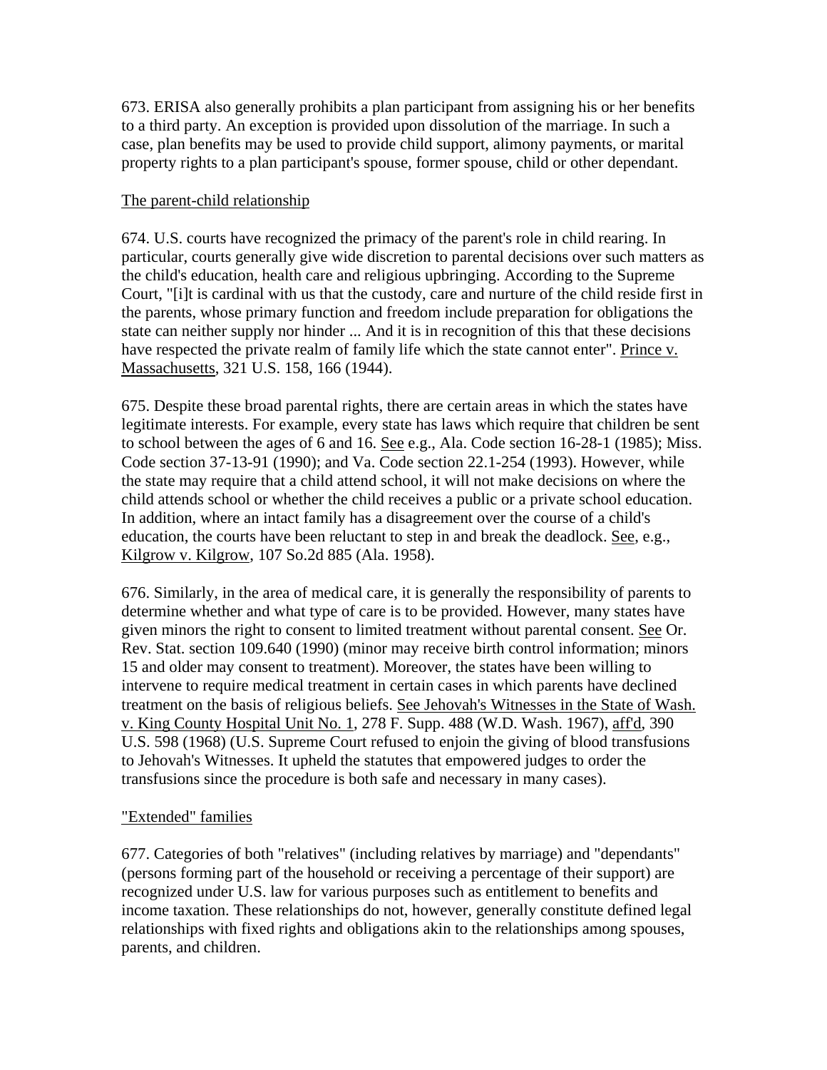673. ERISA also generally prohibits a plan participant from assigning his or her benefits to a third party. An exception is provided upon dissolution of the marriage. In such a case, plan benefits may be used to provide child support, alimony payments, or marital property rights to a plan participant's spouse, former spouse, child or other dependant.

The parent-child relationship

674. U.S. courts have recognized the primacy of the parent's role in child rearing. In particular, courts generally give wide discretion to parental decisions over such matters as the child's education, health care and religious upbringing. According to the Supreme Court, "[i]t is cardinal with us that the custody, care and nurture of the child reside first in the parents, whose primary function and freedom include preparation for obligations the state can neither supply nor hinder ... And it is in recognition of this that these decisions have respected the private realm of family life which the state cannot enter". Prince v. Massachusetts, 321 U.S. 158, 166 (1944).

675. Despite these broad parental rights, there are certain areas in which the states have legitimate interests. For example, every state has laws which require that children be sent to school between the ages of 6 and 16. See e.g., Ala. Code section 16-28-1 (1985); Miss. Code section 37-13-91 (1990); and Va. Code section 22.1-254 (1993). However, while the state may require that a child attend school, it will not make decisions on where the child attends school or whether the child receives a public or a private school education. In addition, where an intact family has a disagreement over the course of a child's education, the courts have been reluctant to step in and break the deadlock. See, e.g., Kilgrow v. Kilgrow, 107 So.2d 885 (Ala. 1958).

676. Similarly, in the area of medical care, it is generally the responsibility of parents to determine whether and what type of care is to be provided. However, many states have given minors the right to consent to limited treatment without parental consent. See Or. Rev. Stat. section 109.640 (1990) (minor may receive birth control information; minors 15 and older may consent to treatment). Moreover, the states have been willing to intervene to require medical treatment in certain cases in which parents have declined treatment on the basis of religious beliefs. See Jehovah's Witnesses in the State of Wash. v. King County Hospital Unit No. 1, 278 F. Supp. 488 (W.D. Wash. 1967), aff'd, 390 U.S. 598 (1968) (U.S. Supreme Court refused to enjoin the giving of blood transfusions to Jehovah's Witnesses. It upheld the statutes that empowered judges to order the transfusions since the procedure is both safe and necessary in many cases).

"Extended" families

677. Categories of both "relatives" (including relatives by marriage) and "dependants" (persons forming part of the household or receiving a percentage of their support) are recognized under U.S. law for various purposes such as entitlement to benefits and income taxation. These relationships do not, however, generally constitute defined legal relationships with fixed rights and obligations akin to the relationships among spouses, parents, and children.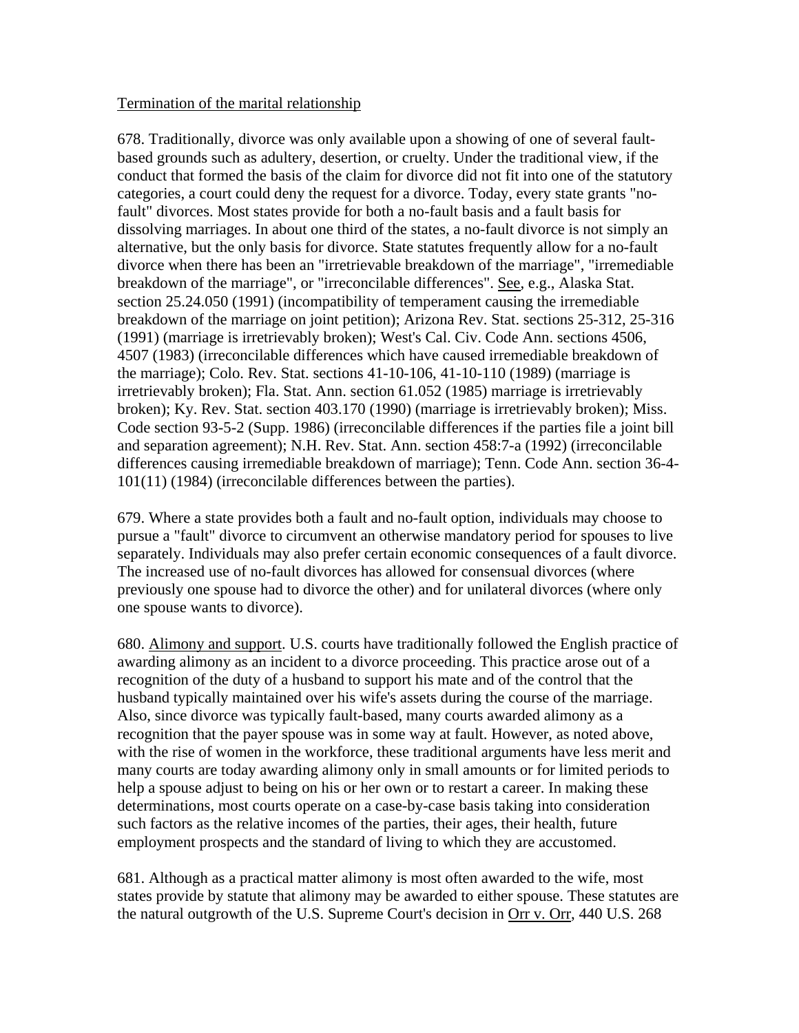Termination of the marital relationship

678. Traditionally, divorce was only available upon a showing of one of several fault-based grounds such as adultery, desertion, or cruelty. Under the traditional view, if the conduct that formed the basis of the claim for divorce did not fit into one of the statutory categories, a court could deny the request for a divorce. Today, every state grants "no-fault" divorces. Most states provide for both a no-fault basis and a fault basis for dissolving marriages. In about one third of the states, a no-fault divorce is not simply an alternative, but the only basis for divorce. State statutes frequently allow for a no-fault divorce when there has been an "irretrievable breakdown of the marriage", "irremediable breakdown of the marriage", or "irreconcilable differences". See, e.g., Alaska Stat. section 25.24.050 (1991) (incompatibility of temperament causing the irremediable breakdown of the marriage on joint petition); Arizona Rev. Stat. sections 25-312, 25-316 (1991) (marriage is irretrievably broken); West's Cal. Civ. Code Ann. sections 4506, 4507 (1983) (irreconcilable differences which have caused irremediable breakdown of the marriage); Colo. Rev. Stat. sections 41-10-106, 41-10-110 (1989) (marriage is irretrievably broken); Fla. Stat. Ann. section 61.052 (1985) marriage is irretrievably broken); Ky. Rev. Stat. section 403.170 (1990) (marriage is irretrievably broken); Miss. Code section 93-5-2 (Supp. 1986) (irreconcilable differences if the parties file a joint bill and separation agreement); N.H. Rev. Stat. Ann. section 458:7-a (1992) (irreconcilable differences causing irremediable breakdown of marriage); Tenn. Code Ann. section 36-4-101(11) (1984) (irreconcilable differences between the parties).

679. Where a state provides both a fault and no-fault option, individuals may choose to pursue a "fault" divorce to circumvent an otherwise mandatory period for spouses to live separately. Individuals may also prefer certain economic consequences of a fault divorce. The increased use of no-fault divorces has allowed for consensual divorces (where previously one spouse had to divorce the other) and for unilateral divorces (where only one spouse wants to divorce).

680. Alimony and support. U.S. courts have traditionally followed the English practice of awarding alimony as an incident to a divorce proceeding. This practice arose out of a recognition of the duty of a husband to support his mate and of the control that the husband typically maintained over his wife's assets during the course of the marriage. Also, since divorce was typically fault-based, many courts awarded alimony as a recognition that the payer spouse was in some way at fault. However, as noted above, with the rise of women in the workforce, these traditional arguments have less merit and many courts are today awarding alimony only in small amounts or for limited periods to help a spouse adjust to being on his or her own or to restart a career. In making these determinations, most courts operate on a case-by-case basis taking into consideration such factors as the relative incomes of the parties, their ages, their health, future employment prospects and the standard of living to which they are accustomed.

681. Although as a practical matter alimony is most often awarded to the wife, most states provide by statute that alimony may be awarded to either spouse. These statutes are the natural outgrowth of the U.S. Supreme Court's decision in Orr v. Orr, 440 U.S. 268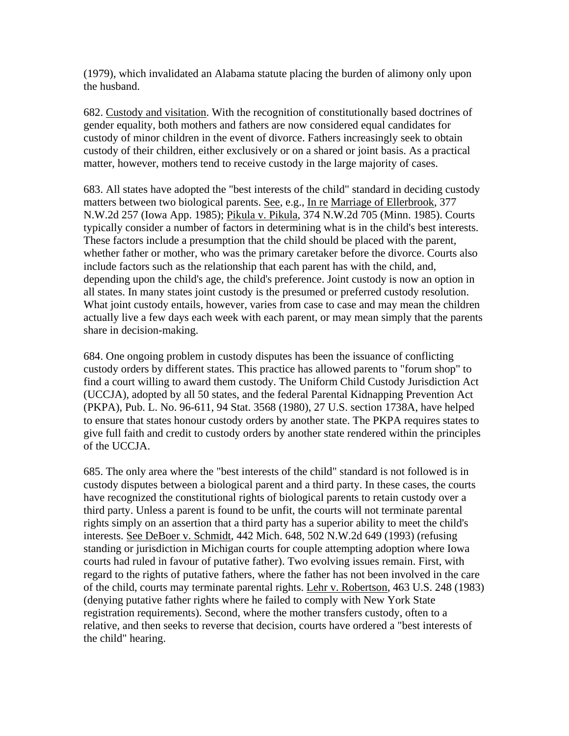(1979), which invalidated an Alabama statute placing the burden of alimony only upon the husband.

682. Custody and visitation. With the recognition of constitutionally based doctrines of gender equality, both mothers and fathers are now considered equal candidates for custody of minor children in the event of divorce. Fathers increasingly seek to obtain custody of their children, either exclusively or on a shared or joint basis. As a practical matter, however, mothers tend to receive custody in the large majority of cases.

683. All states have adopted the "best interests of the child" standard in deciding custody matters between two biological parents. See, e.g., In re Marriage of Ellerbrook, 377 N.W.2d 257 (Iowa App. 1985); Pikula v. Pikula, 374 N.W.2d 705 (Minn. 1985). Courts typically consider a number of factors in determining what is in the child's best interests. These factors include a presumption that the child should be placed with the parent, whether father or mother, who was the primary caretaker before the divorce. Courts also include factors such as the relationship that each parent has with the child, and, depending upon the child's age, the child's preference. Joint custody is now an option in all states. In many states joint custody is the presumed or preferred custody resolution. What joint custody entails, however, varies from case to case and may mean the children actually live a few days each week with each parent, or may mean simply that the parents share in decision-making.

684. One ongoing problem in custody disputes has been the issuance of conflicting custody orders by different states. This practice has allowed parents to "forum shop" to find a court willing to award them custody. The Uniform Child Custody Jurisdiction Act (UCCJA), adopted by all 50 states, and the federal Parental Kidnapping Prevention Act (PKPA), Pub. L. No. 96-611, 94 Stat. 3568 (1980), 27 U.S. section 1738A, have helped to ensure that states honour custody orders by another state. The PKPA requires states to give full faith and credit to custody orders by another state rendered within the principles of the UCCJA.

685. The only area where the "best interests of the child" standard is not followed is in custody disputes between a biological parent and a third party. In these cases, the courts have recognized the constitutional rights of biological parents to retain custody over a third party. Unless a parent is found to be unfit, the courts will not terminate parental rights simply on an assertion that a third party has a superior ability to meet the child's interests. See DeBoer v. Schmidt, 442 Mich. 648, 502 N.W.2d 649 (1993) (refusing standing or jurisdiction in Michigan courts for couple attempting adoption where Iowa courts had ruled in favour of putative father). Two evolving issues remain. First, with regard to the rights of putative fathers, where the father has not been involved in the care of the child, courts may terminate parental rights. Lehr v. Robertson, 463 U.S. 248 (1983) (denying putative father rights where he failed to comply with New York State registration requirements). Second, where the mother transfers custody, often to a relative, and then seeks to reverse that decision, courts have ordered a "best interests of the child" hearing.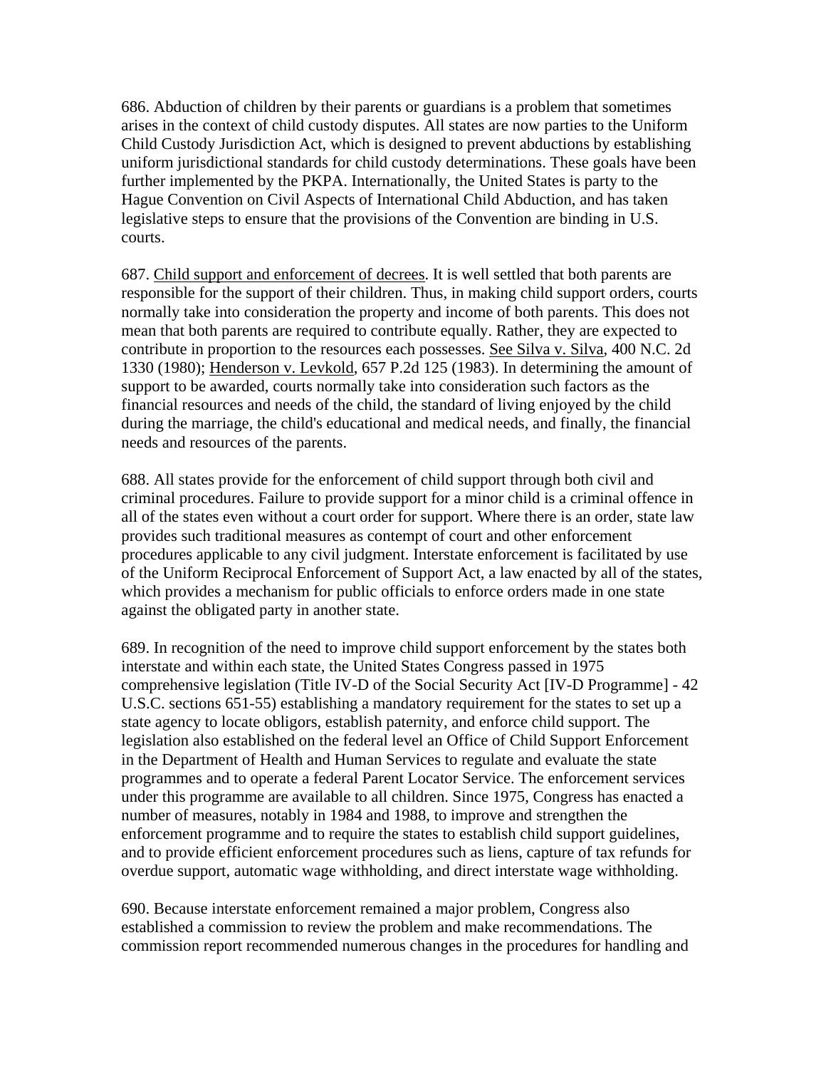686. Abduction of children by their parents or guardians is a problem that sometimes arises in the context of child custody disputes. All states are now parties to the Uniform Child Custody Jurisdiction Act, which is designed to prevent abductions by establishing uniform jurisdictional standards for child custody determinations. These goals have been further implemented by the PKPA. Internationally, the United States is party to the Hague Convention on Civil Aspects of International Child Abduction, and has taken legislative steps to ensure that the provisions of the Convention are binding in U.S. courts.

687. Child support and enforcement of decrees. It is well settled that both parents are responsible for the support of their children. Thus, in making child support orders, courts normally take into consideration the property and income of both parents. This does not mean that both parents are required to contribute equally. Rather, they are expected to contribute in proportion to the resources each possesses. See Silva v. Silva, 400 N.C. 2d 1330 (1980); Henderson v. Levkold, 657 P.2d 125 (1983). In determining the amount of support to be awarded, courts normally take into consideration such factors as the financial resources and needs of the child, the standard of living enjoyed by the child during the marriage, the child's educational and medical needs, and finally, the financial needs and resources of the parents.

688. All states provide for the enforcement of child support through both civil and criminal procedures. Failure to provide support for a minor child is a criminal offence in all of the states even without a court order for support. Where there is an order, state law provides such traditional measures as contempt of court and other enforcement procedures applicable to any civil judgment. Interstate enforcement is facilitated by use of the Uniform Reciprocal Enforcement of Support Act, a law enacted by all of the states, which provides a mechanism for public officials to enforce orders made in one state against the obligated party in another state.

689. In recognition of the need to improve child support enforcement by the states both interstate and within each state, the United States Congress passed in 1975 comprehensive legislation (Title IV-D of the Social Security Act [IV-D Programme] - 42 U.S.C. sections 651-55) establishing a mandatory requirement for the states to set up a state agency to locate obligors, establish paternity, and enforce child support. The legislation also established on the federal level an Office of Child Support Enforcement in the Department of Health and Human Services to regulate and evaluate the state programmes and to operate a federal Parent Locator Service. The enforcement services under this programme are available to all children. Since 1975, Congress has enacted a number of measures, notably in 1984 and 1988, to improve and strengthen the enforcement programme and to require the states to establish child support guidelines, and to provide efficient enforcement procedures such as liens, capture of tax refunds for overdue support, automatic wage withholding, and direct interstate wage withholding.

690. Because interstate enforcement remained a major problem, Congress also established a commission to review the problem and make recommendations. The commission report recommended numerous changes in the procedures for handling and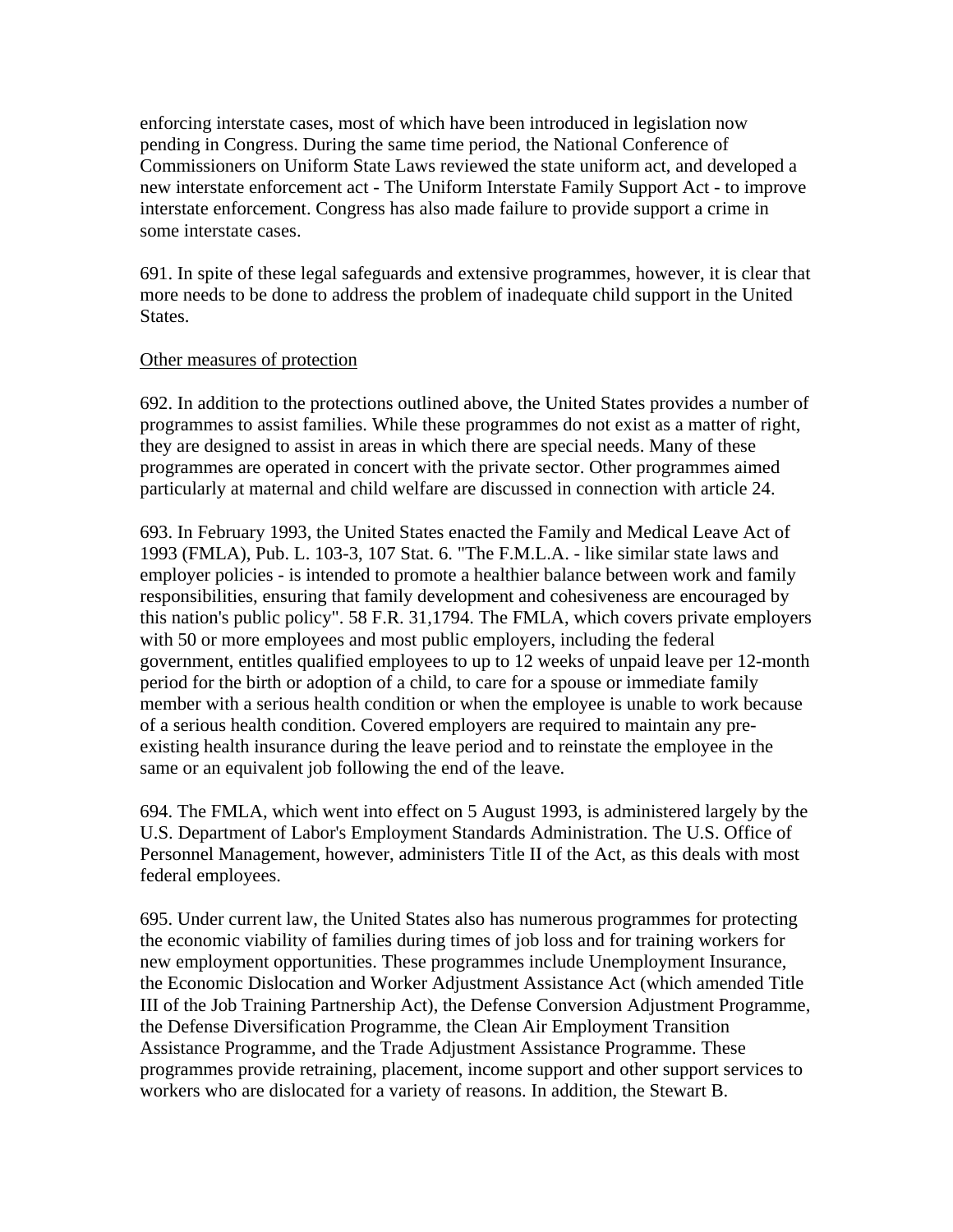enforcing interstate cases, most of which have been introduced in legislation now pending in Congress. During the same time period, the National Conference of Commissioners on Uniform State Laws reviewed the state uniform act, and developed a new interstate enforcement act - The Uniform Interstate Family Support Act - to improve interstate enforcement. Congress has also made failure to provide support a crime in some interstate cases.

691. In spite of these legal safeguards and extensive programmes, however, it is clear that more needs to be done to address the problem of inadequate child support in the United States.

<u>Other measures of protection</u>

692. In addition to the protections outlined above, the United States provides a number of programmes to assist families. While these programmes do not exist as a matter of right, they are designed to assist in areas in which there are special needs. Many of these programmes are operated in concert with the private sector. Other programmes aimed particularly at maternal and child welfare are discussed in connection with article 24.

693. In February 1993, the United States enacted the Family and Medical Leave Act of 1993 (FMLA), Pub. L. 103-3, 107 Stat. 6. "The F.M.L.A. - like similar state laws and employer policies - is intended to promote a healthier balance between work and family responsibilities, ensuring that family development and cohesiveness are encouraged by this nation's public policy". 58 F.R. 31,1794. The FMLA, which covers private employers with 50 or more employees and most public employers, including the federal government, entitles qualified employees to up to 12 weeks of unpaid leave per 12-month period for the birth or adoption of a child, to care for a spouse or immediate family member with a serious health condition or when the employee is unable to work because of a serious health condition. Covered employers are required to maintain any pre-existing health insurance during the leave period and to reinstate the employee in the same or an equivalent job following the end of the leave.

694. The FMLA, which went into effect on 5 August 1993, is administered largely by the U.S. Department of Labor's Employment Standards Administration. The U.S. Office of Personnel Management, however, administers Title II of the Act, as this deals with most federal employees.

695. Under current law, the United States also has numerous programmes for protecting the economic viability of families during times of job loss and for training workers for new employment opportunities. These programmes include Unemployment Insurance, the Economic Dislocation and Worker Adjustment Assistance Act (which amended Title III of the Job Training Partnership Act), the Defense Conversion Adjustment Programme, the Defense Diversification Programme, the Clean Air Employment Transition Assistance Programme, and the Trade Adjustment Assistance Programme. These programmes provide retraining, placement, income support and other support services to workers who are dislocated for a variety of reasons. In addition, the Stewart B.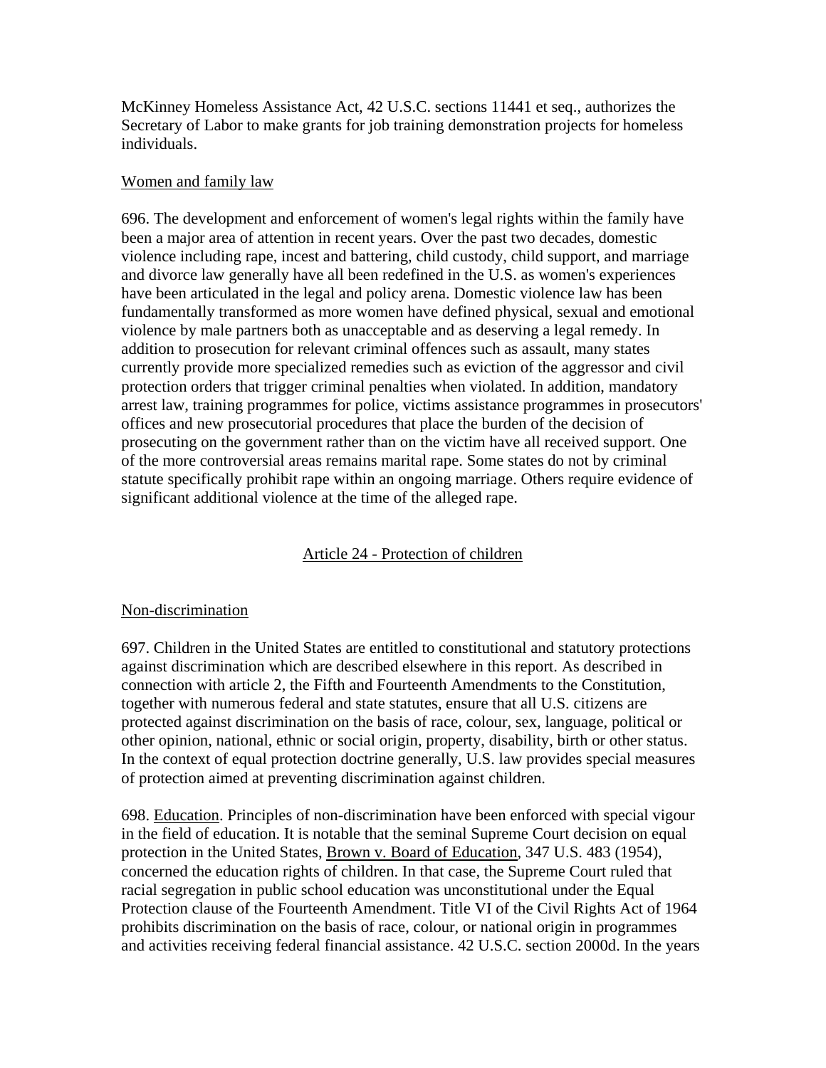McKinney Homeless Assistance Act, 42 U.S.C. sections 11441 et seq., authorizes the Secretary of Labor to make grants for job training demonstration projects for homeless individuals.

Women and family law

696. The development and enforcement of women's legal rights within the family have been a major area of attention in recent years. Over the past two decades, domestic violence including rape, incest and battering, child custody, child support, and marriage and divorce law generally have all been redefined in the U.S. as women's experiences have been articulated in the legal and policy arena. Domestic violence law has been fundamentally transformed as more women have defined physical, sexual and emotional violence by male partners both as unacceptable and as deserving a legal remedy. In addition to prosecution for relevant criminal offences such as assault, many states currently provide more specialized remedies such as eviction of the aggressor and civil protection orders that trigger criminal penalties when violated. In addition, mandatory arrest law, training programmes for police, victims assistance programmes in prosecutors' offices and new prosecutorial procedures that place the burden of the decision of prosecuting on the government rather than on the victim have all received support. One of the more controversial areas remains marital rape. Some states do not by criminal statute specifically prohibit rape within an ongoing marriage. Others require evidence of significant additional violence at the time of the alleged rape.

## Article 24 - Protection of children

Non-discrimination

697. Children in the United States are entitled to constitutional and statutory protections against discrimination which are described elsewhere in this report. As described in connection with article 2, the Fifth and Fourteenth Amendments to the Constitution, together with numerous federal and state statutes, ensure that all U.S. citizens are protected against discrimination on the basis of race, colour, sex, language, political or other opinion, national, ethnic or social origin, property, disability, birth or other status. In the context of equal protection doctrine generally, U.S. law provides special measures of protection aimed at preventing discrimination against children.

698. Education. Principles of non-discrimination have been enforced with special vigour in the field of education. It is notable that the seminal Supreme Court decision on equal protection in the United States, Brown v. Board of Education, 347 U.S. 483 (1954), concerned the education rights of children. In that case, the Supreme Court ruled that racial segregation in public school education was unconstitutional under the Equal Protection clause of the Fourteenth Amendment. Title VI of the Civil Rights Act of 1964 prohibits discrimination on the basis of race, colour, or national origin in programmes and activities receiving federal financial assistance. 42 U.S.C. section 2000d. In the years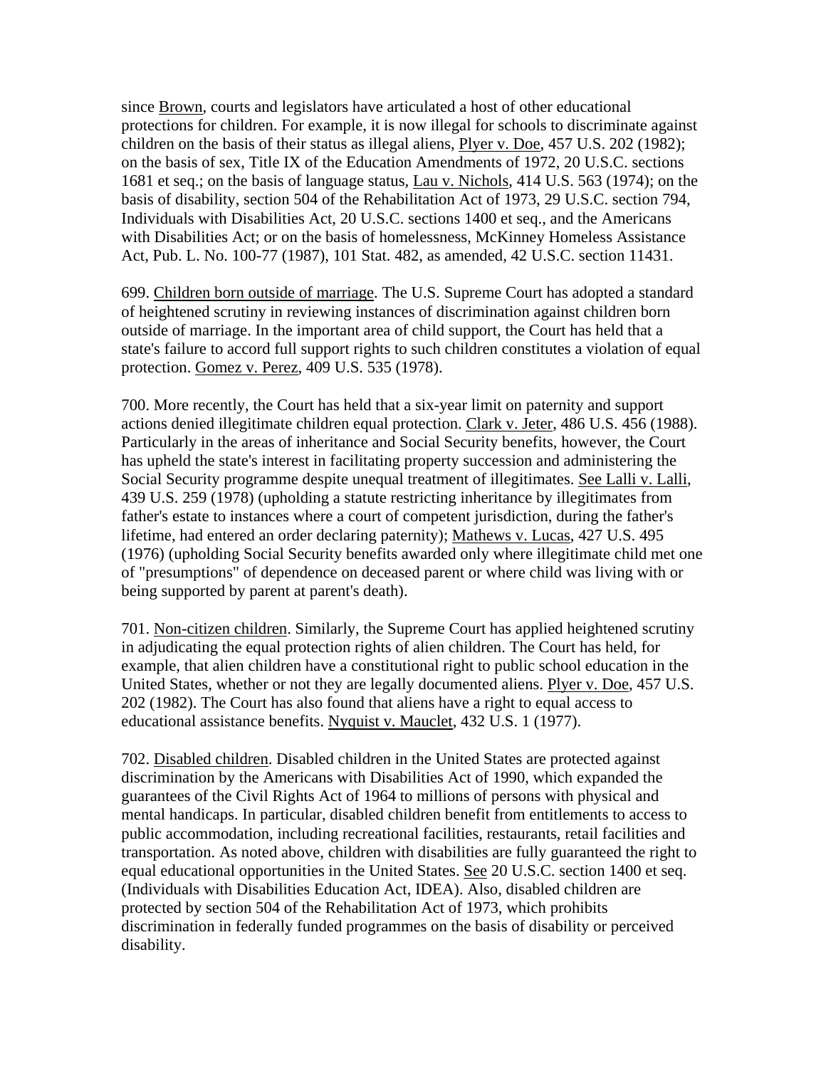since Brown, courts and legislators have articulated a host of other educational protections for children. For example, it is now illegal for schools to discriminate against children on the basis of their status as illegal aliens, Plyer v. Doe, 457 U.S. 202 (1982); on the basis of sex, Title IX of the Education Amendments of 1972, 20 U.S.C. sections 1681 et seq.; on the basis of language status, Lau v. Nichols, 414 U.S. 563 (1974); on the basis of disability, section 504 of the Rehabilitation Act of 1973, 29 U.S.C. section 794, Individuals with Disabilities Act, 20 U.S.C. sections 1400 et seq., and the Americans with Disabilities Act; or on the basis of homelessness, McKinney Homeless Assistance Act, Pub. L. No. 100-77 (1987), 101 Stat. 482, as amended, 42 U.S.C. section 11431.

699. Children born outside of marriage. The U.S. Supreme Court has adopted a standard of heightened scrutiny in reviewing instances of discrimination against children born outside of marriage. In the important area of child support, the Court has held that a state's failure to accord full support rights to such children constitutes a violation of equal protection. Gomez v. Perez, 409 U.S. 535 (1978).

700. More recently, the Court has held that a six-year limit on paternity and support actions denied illegitimate children equal protection. Clark v. Jeter, 486 U.S. 456 (1988). Particularly in the areas of inheritance and Social Security benefits, however, the Court has upheld the state's interest in facilitating property succession and administering the Social Security programme despite unequal treatment of illegitimates. See Lalli v. Lalli, 439 U.S. 259 (1978) (upholding a statute restricting inheritance by illegitimates from father's estate to instances where a court of competent jurisdiction, during the father's lifetime, had entered an order declaring paternity); Mathews v. Lucas, 427 U.S. 495 (1976) (upholding Social Security benefits awarded only where illegitimate child met one of "presumptions" of dependence on deceased parent or where child was living with or being supported by parent at parent's death).

701. Non-citizen children. Similarly, the Supreme Court has applied heightened scrutiny in adjudicating the equal protection rights of alien children. The Court has held, for example, that alien children have a constitutional right to public school education in the United States, whether or not they are legally documented aliens. Plyer v. Doe, 457 U.S. 202 (1982). The Court has also found that aliens have a right to equal access to educational assistance benefits. Nyquist v. Mauclet, 432 U.S. 1 (1977).

702. Disabled children. Disabled children in the United States are protected against discrimination by the Americans with Disabilities Act of 1990, which expanded the guarantees of the Civil Rights Act of 1964 to millions of persons with physical and mental handicaps. In particular, disabled children benefit from entitlements to access to public accommodation, including recreational facilities, restaurants, retail facilities and transportation. As noted above, children with disabilities are fully guaranteed the right to equal educational opportunities in the United States. See 20 U.S.C. section 1400 et seq. (Individuals with Disabilities Education Act, IDEA). Also, disabled children are protected by section 504 of the Rehabilitation Act of 1973, which prohibits discrimination in federally funded programmes on the basis of disability or perceived disability.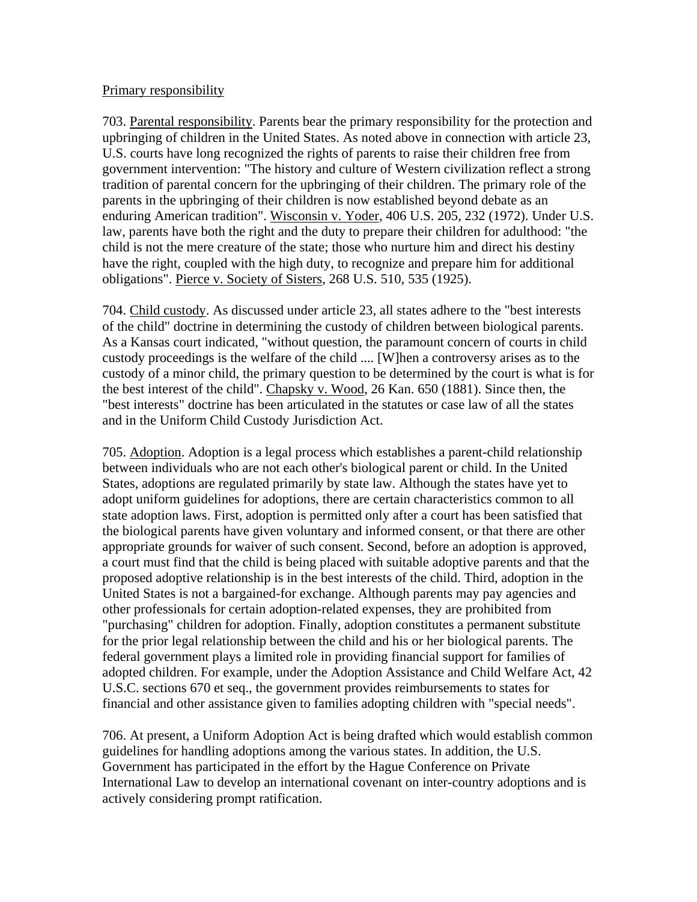Primary responsibility

703. Parental responsibility. Parents bear the primary responsibility for the protection and upbringing of children in the United States. As noted above in connection with article 23, U.S. courts have long recognized the rights of parents to raise their children free from government intervention: "The history and culture of Western civilization reflect a strong tradition of parental concern for the upbringing of their children. The primary role of the parents in the upbringing of their children is now established beyond debate as an enduring American tradition". Wisconsin v. Yoder, 406 U.S. 205, 232 (1972). Under U.S. law, parents have both the right and the duty to prepare their children for adulthood: "the child is not the mere creature of the state; those who nurture him and direct his destiny have the right, coupled with the high duty, to recognize and prepare him for additional obligations". Pierce v. Society of Sisters, 268 U.S. 510, 535 (1925).

704. Child custody. As discussed under article 23, all states adhere to the "best interests of the child" doctrine in determining the custody of children between biological parents. As a Kansas court indicated, "without question, the paramount concern of courts in child custody proceedings is the welfare of the child .... [W]hen a controversy arises as to the custody of a minor child, the primary question to be determined by the court is what is for the best interest of the child". Chapsky v. Wood, 26 Kan. 650 (1881). Since then, the "best interests" doctrine has been articulated in the statutes or case law of all the states and in the Uniform Child Custody Jurisdiction Act.

705. Adoption. Adoption is a legal process which establishes a parent-child relationship between individuals who are not each other's biological parent or child. In the United States, adoptions are regulated primarily by state law. Although the states have yet to adopt uniform guidelines for adoptions, there are certain characteristics common to all state adoption laws. First, adoption is permitted only after a court has been satisfied that the biological parents have given voluntary and informed consent, or that there are other appropriate grounds for waiver of such consent. Second, before an adoption is approved, a court must find that the child is being placed with suitable adoptive parents and that the proposed adoptive relationship is in the best interests of the child. Third, adoption in the United States is not a bargained-for exchange. Although parents may pay agencies and other professionals for certain adoption-related expenses, they are prohibited from "purchasing" children for adoption. Finally, adoption constitutes a permanent substitute for the prior legal relationship between the child and his or her biological parents. The federal government plays a limited role in providing financial support for families of adopted children. For example, under the Adoption Assistance and Child Welfare Act, 42 U.S.C. sections 670 et seq., the government provides reimbursements to states for financial and other assistance given to families adopting children with "special needs".

706. At present, a Uniform Adoption Act is being drafted which would establish common guidelines for handling adoptions among the various states. In addition, the U.S. Government has participated in the effort by the Hague Conference on Private International Law to develop an international covenant on inter-country adoptions and is actively considering prompt ratification.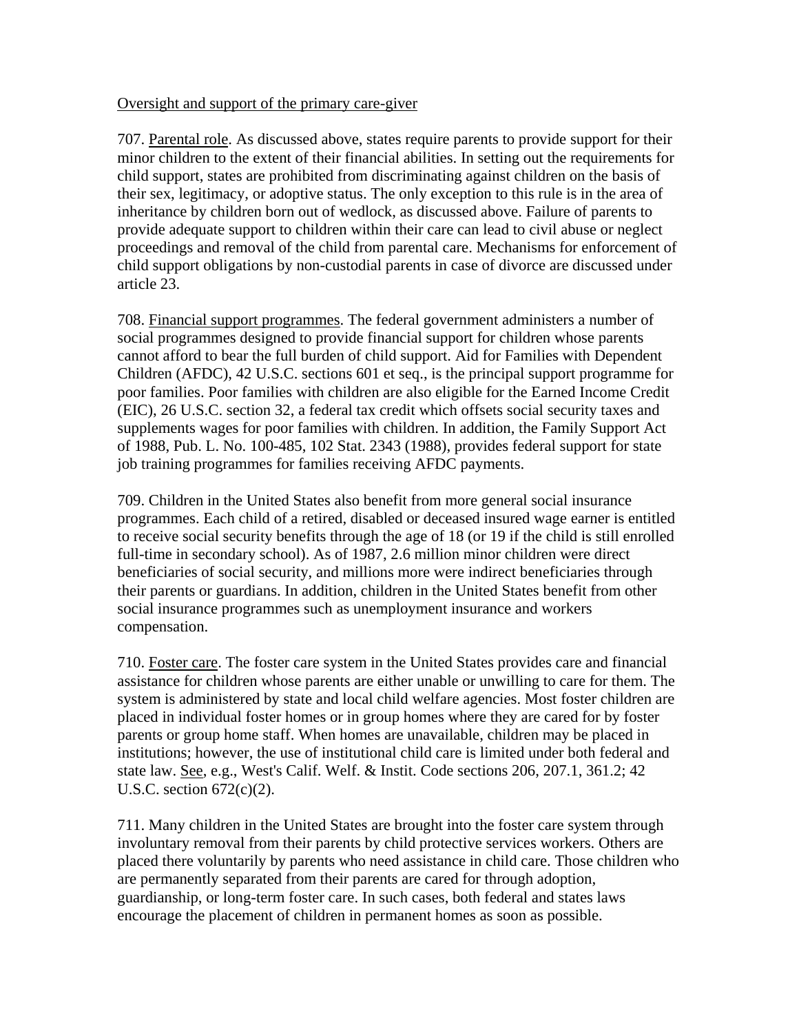<u>Oversight and support of the primary care-giver</u>

707. <u>Parental role</u>. As discussed above, states require parents to provide support for their minor children to the extent of their financial abilities. In setting out the requirements for child support, states are prohibited from discriminating against children on the basis of their sex, legitimacy, or adoptive status. The only exception to this rule is in the area of inheritance by children born out of wedlock, as discussed above. Failure of parents to provide adequate support to children within their care can lead to civil abuse or neglect proceedings and removal of the child from parental care. Mechanisms for enforcement of child support obligations by non-custodial parents in case of divorce are discussed under article 23.

708. <u>Financial support programmes</u>. The federal government administers a number of social programmes designed to provide financial support for children whose parents cannot afford to bear the full burden of child support. Aid for Families with Dependent Children (AFDC), 42 U.S.C. sections 601 et seq., is the principal support programme for poor families. Poor families with children are also eligible for the Earned Income Credit (EIC), 26 U.S.C. section 32, a federal tax credit which offsets social security taxes and supplements wages for poor families with children. In addition, the Family Support Act of 1988, Pub. L. No. 100-485, 102 Stat. 2343 (1988), provides federal support for state job training programmes for families receiving AFDC payments.

709. Children in the United States also benefit from more general social insurance programmes. Each child of a retired, disabled or deceased insured wage earner is entitled to receive social security benefits through the age of 18 (or 19 if the child is still enrolled full-time in secondary school). As of 1987, 2.6 million minor children were direct beneficiaries of social security, and millions more were indirect beneficiaries through their parents or guardians. In addition, children in the United States benefit from other social insurance programmes such as unemployment insurance and workers compensation.

710. <u>Foster care</u>. The foster care system in the United States provides care and financial assistance for children whose parents are either unable or unwilling to care for them. The system is administered by state and local child welfare agencies. Most foster children are placed in individual foster homes or in group homes where they are cared for by foster parents or group home staff. When homes are unavailable, children may be placed in institutions; however, the use of institutional child care is limited under both federal and state law. <u>See</u>, e.g., West's Calif. Welf. & Instit. Code sections 206, 207.1, 361.2; 42 U.S.C. section 672(c)(2).

711. Many children in the United States are brought into the foster care system through involuntary removal from their parents by child protective services workers. Others are placed there voluntarily by parents who need assistance in child care. Those children who are permanently separated from their parents are cared for through adoption, guardianship, or long-term foster care. In such cases, both federal and states laws encourage the placement of children in permanent homes as soon as possible.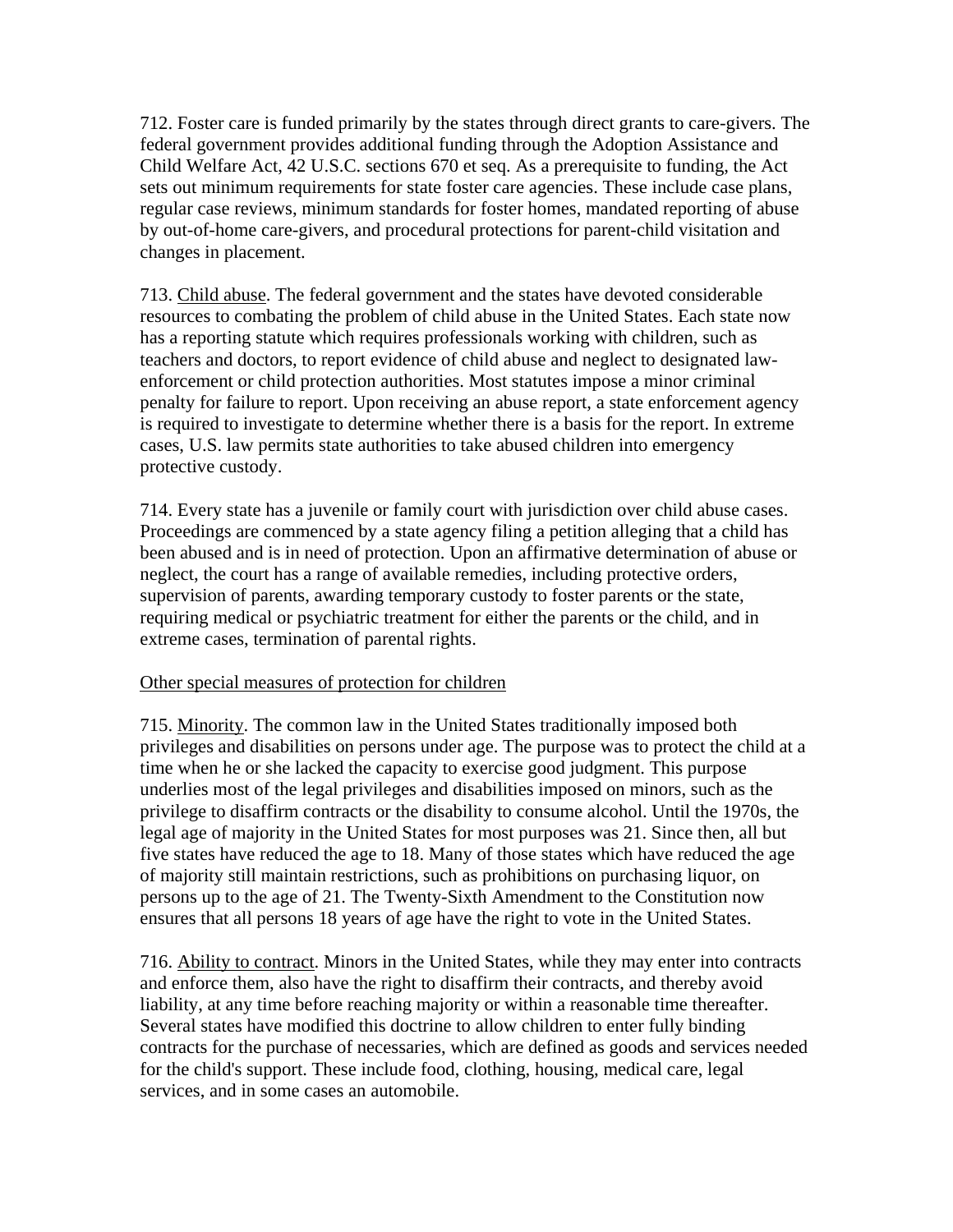712. Foster care is funded primarily by the states through direct grants to care-givers. The federal government provides additional funding through the Adoption Assistance and Child Welfare Act, 42 U.S.C. sections 670 et seq. As a prerequisite to funding, the Act sets out minimum requirements for state foster care agencies. These include case plans, regular case reviews, minimum standards for foster homes, mandated reporting of abuse by out-of-home care-givers, and procedural protections for parent-child visitation and changes in placement.

713. <u>Child abuse</u>. The federal government and the states have devoted considerable resources to combating the problem of child abuse in the United States. Each state now has a reporting statute which requires professionals working with children, such as teachers and doctors, to report evidence of child abuse and neglect to designated law-enforcement or child protection authorities. Most statutes impose a minor criminal penalty for failure to report. Upon receiving an abuse report, a state enforcement agency is required to investigate to determine whether there is a basis for the report. In extreme cases, U.S. law permits state authorities to take abused children into emergency protective custody.

714. Every state has a juvenile or family court with jurisdiction over child abuse cases. Proceedings are commenced by a state agency filing a petition alleging that a child has been abused and is in need of protection. Upon an affirmative determination of abuse or neglect, the court has a range of available remedies, including protective orders, supervision of parents, awarding temporary custody to foster parents or the state, requiring medical or psychiatric treatment for either the parents or the child, and in extreme cases, termination of parental rights.

<u>Other special measures of protection for children</u>

715. <u>Minority</u>. The common law in the United States traditionally imposed both privileges and disabilities on persons under age. The purpose was to protect the child at a time when he or she lacked the capacity to exercise good judgment. This purpose underlies most of the legal privileges and disabilities imposed on minors, such as the privilege to disaffirm contracts or the disability to consume alcohol. Until the 1970s, the legal age of majority in the United States for most purposes was 21. Since then, all but five states have reduced the age to 18. Many of those states which have reduced the age of majority still maintain restrictions, such as prohibitions on purchasing liquor, on persons up to the age of 21. The Twenty-Sixth Amendment to the Constitution now ensures that all persons 18 years of age have the right to vote in the United States.

716. <u>Ability to contract</u>. Minors in the United States, while they may enter into contracts and enforce them, also have the right to disaffirm their contracts, and thereby avoid liability, at any time before reaching majority or within a reasonable time thereafter. Several states have modified this doctrine to allow children to enter fully binding contracts for the purchase of necessaries, which are defined as goods and services needed for the child's support. These include food, clothing, housing, medical care, legal services, and in some cases an automobile.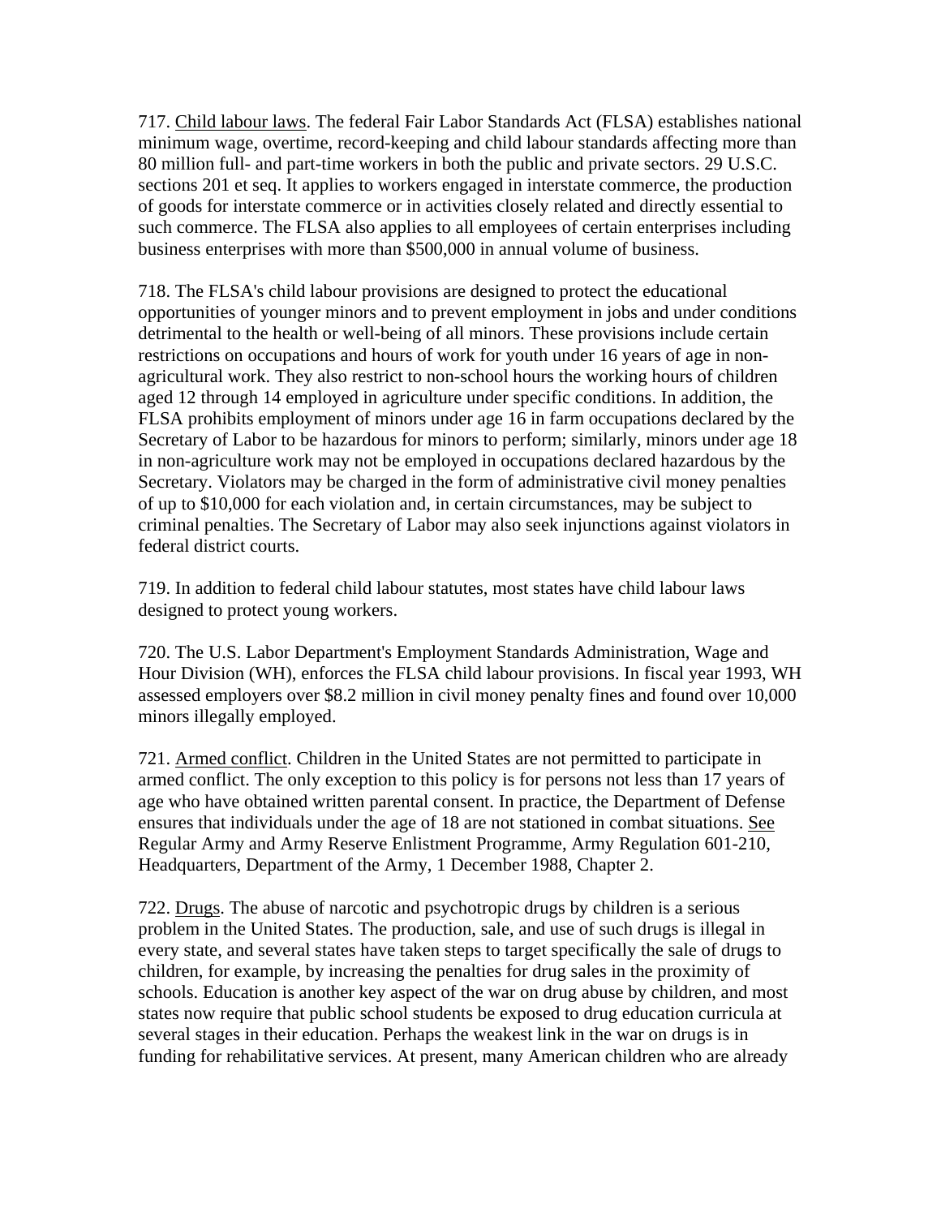717. Child labour laws. The federal Fair Labor Standards Act (FLSA) establishes national minimum wage, overtime, record-keeping and child labour standards affecting more than 80 million full- and part-time workers in both the public and private sectors. 29 U.S.C. sections 201 et seq. It applies to workers engaged in interstate commerce, the production of goods for interstate commerce or in activities closely related and directly essential to such commerce. The FLSA also applies to all employees of certain enterprises including business enterprises with more than $500,000 in annual volume of business.

718. The FLSA's child labour provisions are designed to protect the educational opportunities of younger minors and to prevent employment in jobs and under conditions detrimental to the health or well-being of all minors. These provisions include certain restrictions on occupations and hours of work for youth under 16 years of age in non-agricultural work. They also restrict to non-school hours the working hours of children aged 12 through 14 employed in agriculture under specific conditions. In addition, the FLSA prohibits employment of minors under age 16 in farm occupations declared by the Secretary of Labor to be hazardous for minors to perform; similarly, minors under age 18 in non-agriculture work may not be employed in occupations declared hazardous by the Secretary. Violators may be charged in the form of administrative civil money penalties of up to $10,000 for each violation and, in certain circumstances, may be subject to criminal penalties. The Secretary of Labor may also seek injunctions against violators in federal district courts.

719. In addition to federal child labour statutes, most states have child labour laws designed to protect young workers.

720. The U.S. Labor Department's Employment Standards Administration, Wage and Hour Division (WH), enforces the FLSA child labour provisions. In fiscal year 1993, WH assessed employers over $8.2 million in civil money penalty fines and found over 10,000 minors illegally employed.

721. Armed conflict. Children in the United States are not permitted to participate in armed conflict. The only exception to this policy is for persons not less than 17 years of age who have obtained written parental consent. In practice, the Department of Defense ensures that individuals under the age of 18 are not stationed in combat situations. See Regular Army and Army Reserve Enlistment Programme, Army Regulation 601-210, Headquarters, Department of the Army, 1 December 1988, Chapter 2.

722. Drugs. The abuse of narcotic and psychotropic drugs by children is a serious problem in the United States. The production, sale, and use of such drugs is illegal in every state, and several states have taken steps to target specifically the sale of drugs to children, for example, by increasing the penalties for drug sales in the proximity of schools. Education is another key aspect of the war on drug abuse by children, and most states now require that public school students be exposed to drug education curricula at several stages in their education. Perhaps the weakest link in the war on drugs is in funding for rehabilitative services. At present, many American children who are already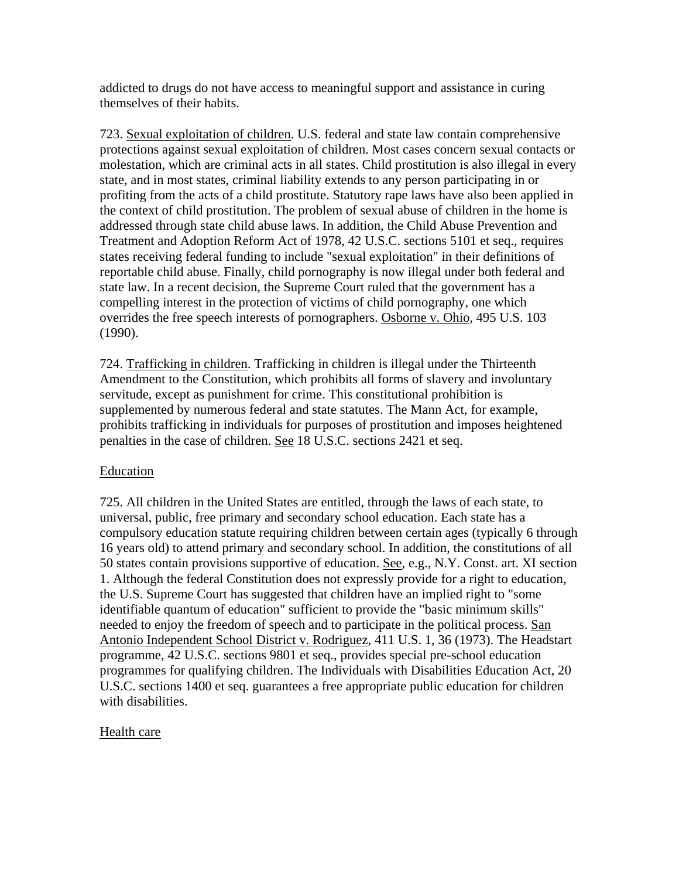addicted to drugs do not have access to meaningful support and assistance in curing themselves of their habits.

723. Sexual exploitation of children. U.S. federal and state law contain comprehensive protections against sexual exploitation of children. Most cases concern sexual contacts or molestation, which are criminal acts in all states. Child prostitution is also illegal in every state, and in most states, criminal liability extends to any person participating in or profiting from the acts of a child prostitute. Statutory rape laws have also been applied in the context of child prostitution. The problem of sexual abuse of children in the home is addressed through state child abuse laws. In addition, the Child Abuse Prevention and Treatment and Adoption Reform Act of 1978, 42 U.S.C. sections 5101 et seq., requires states receiving federal funding to include "sexual exploitation" in their definitions of reportable child abuse. Finally, child pornography is now illegal under both federal and state law. In a recent decision, the Supreme Court ruled that the government has a compelling interest in the protection of victims of child pornography, one which overrides the free speech interests of pornographers. Osborne v. Ohio, 495 U.S. 103 (1990).

724. Trafficking in children. Trafficking in children is illegal under the Thirteenth Amendment to the Constitution, which prohibits all forms of slavery and involuntary servitude, except as punishment for crime. This constitutional prohibition is supplemented by numerous federal and state statutes. The Mann Act, for example, prohibits trafficking in individuals for purposes of prostitution and imposes heightened penalties in the case of children. See 18 U.S.C. sections 2421 et seq.

## Education

725. All children in the United States are entitled, through the laws of each state, to universal, public, free primary and secondary school education. Each state has a compulsory education statute requiring children between certain ages (typically 6 through 16 years old) to attend primary and secondary school. In addition, the constitutions of all 50 states contain provisions supportive of education. See, e.g., N.Y. Const. art. XI section 1. Although the federal Constitution does not expressly provide for a right to education, the U.S. Supreme Court has suggested that children have an implied right to "some identifiable quantum of education" sufficient to provide the "basic minimum skills" needed to enjoy the freedom of speech and to participate in the political process. San Antonio Independent School District v. Rodriguez, 411 U.S. 1, 36 (1973). The Headstart programme, 42 U.S.C. sections 9801 et seq., provides special pre-school education programmes for qualifying children. The Individuals with Disabilities Education Act, 20 U.S.C. sections 1400 et seq. guarantees a free appropriate public education for children with disabilities.

## Health care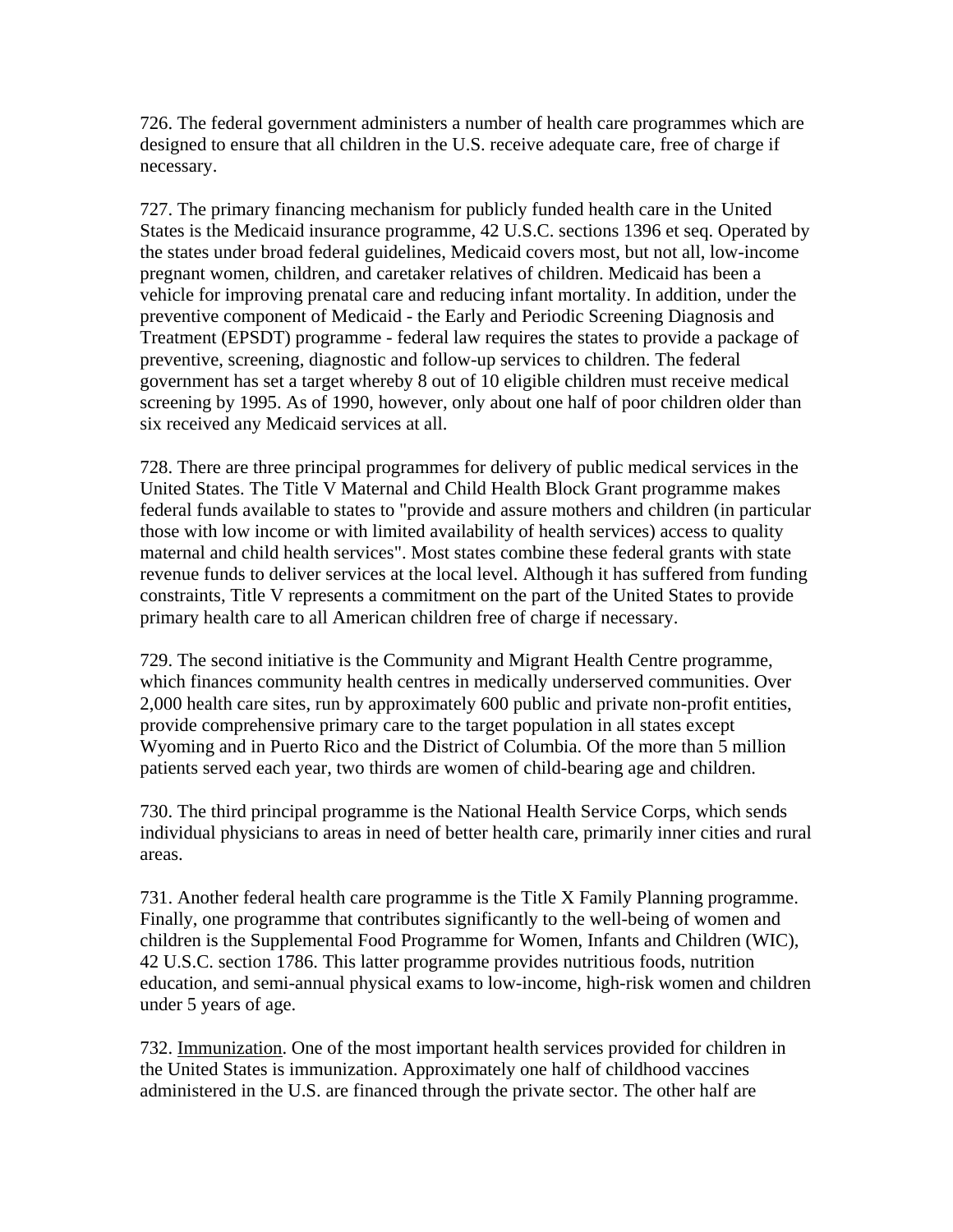726. The federal government administers a number of health care programmes which are designed to ensure that all children in the U.S. receive adequate care, free of charge if necessary.

727. The primary financing mechanism for publicly funded health care in the United States is the Medicaid insurance programme, 42 U.S.C. sections 1396 et seq. Operated by the states under broad federal guidelines, Medicaid covers most, but not all, low-income pregnant women, children, and caretaker relatives of children. Medicaid has been a vehicle for improving prenatal care and reducing infant mortality. In addition, under the preventive component of Medicaid - the Early and Periodic Screening Diagnosis and Treatment (EPSDT) programme - federal law requires the states to provide a package of preventive, screening, diagnostic and follow-up services to children. The federal government has set a target whereby 8 out of 10 eligible children must receive medical screening by 1995. As of 1990, however, only about one half of poor children older than six received any Medicaid services at all.

728. There are three principal programmes for delivery of public medical services in the United States. The Title V Maternal and Child Health Block Grant programme makes federal funds available to states to "provide and assure mothers and children (in particular those with low income or with limited availability of health services) access to quality maternal and child health services". Most states combine these federal grants with state revenue funds to deliver services at the local level. Although it has suffered from funding constraints, Title V represents a commitment on the part of the United States to provide primary health care to all American children free of charge if necessary.

729. The second initiative is the Community and Migrant Health Centre programme, which finances community health centres in medically underserved communities. Over 2,000 health care sites, run by approximately 600 public and private non-profit entities, provide comprehensive primary care to the target population in all states except Wyoming and in Puerto Rico and the District of Columbia. Of the more than 5 million patients served each year, two thirds are women of child-bearing age and children.

730. The third principal programme is the National Health Service Corps, which sends individual physicians to areas in need of better health care, primarily inner cities and rural areas.

731. Another federal health care programme is the Title X Family Planning programme. Finally, one programme that contributes significantly to the well-being of women and children is the Supplemental Food Programme for Women, Infants and Children (WIC), 42 U.S.C. section 1786. This latter programme provides nutritious foods, nutrition education, and semi-annual physical exams to low-income, high-risk women and children under 5 years of age.

732. Immunization. One of the most important health services provided for children in the United States is immunization. Approximately one half of childhood vaccines administered in the U.S. are financed through the private sector. The other half are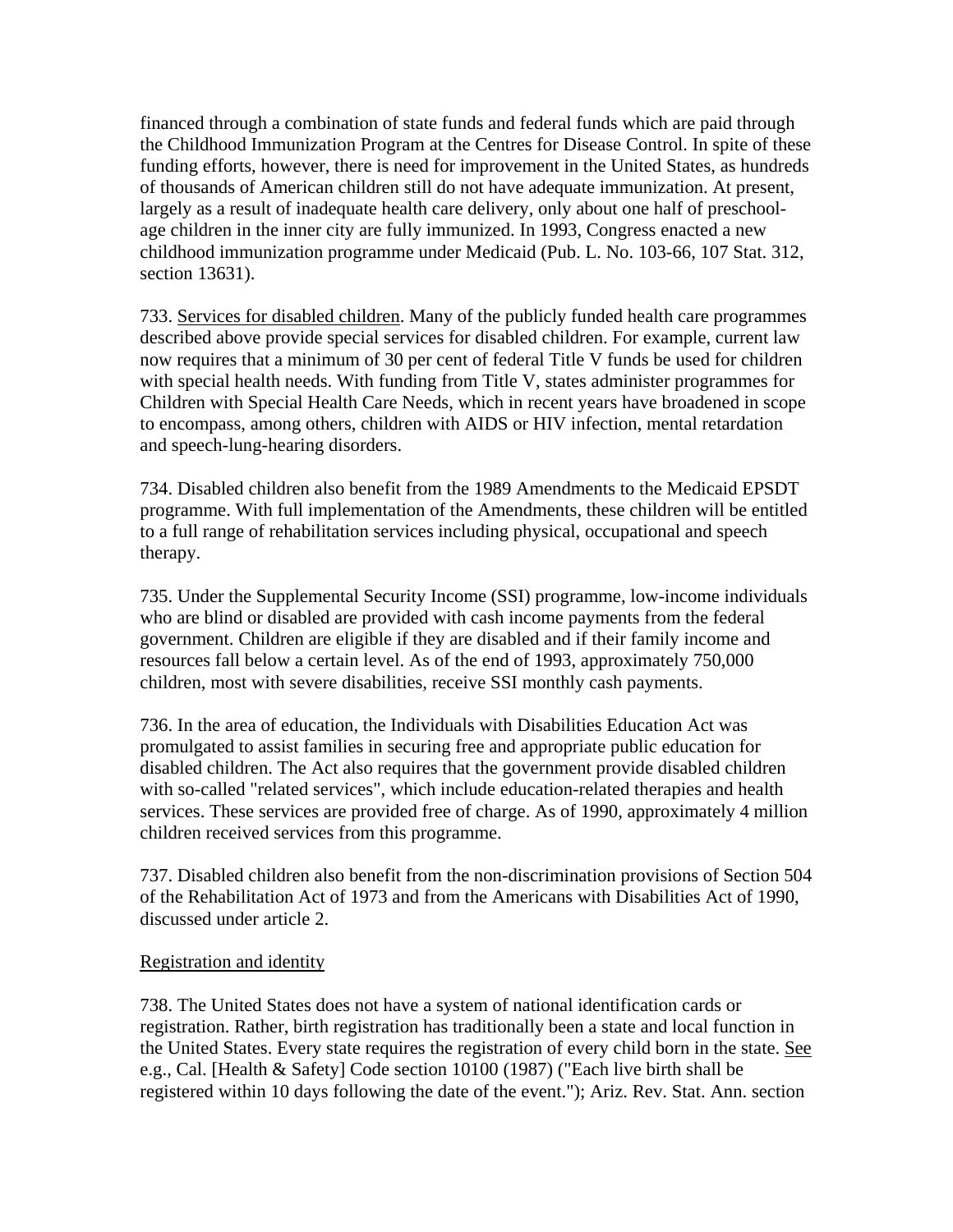financed through a combination of state funds and federal funds which are paid through the Childhood Immunization Program at the Centres for Disease Control. In spite of these funding efforts, however, there is need for improvement in the United States, as hundreds of thousands of American children still do not have adequate immunization. At present, largely as a result of inadequate health care delivery, only about one half of preschool-age children in the inner city are fully immunized. In 1993, Congress enacted a new childhood immunization programme under Medicaid (Pub. L. No. 103-66, 107 Stat. 312, section 13631).

733. Services for disabled children. Many of the publicly funded health care programmes described above provide special services for disabled children. For example, current law now requires that a minimum of 30 per cent of federal Title V funds be used for children with special health needs. With funding from Title V, states administer programmes for Children with Special Health Care Needs, which in recent years have broadened in scope to encompass, among others, children with AIDS or HIV infection, mental retardation and speech-lung-hearing disorders.

734. Disabled children also benefit from the 1989 Amendments to the Medicaid EPSDT programme. With full implementation of the Amendments, these children will be entitled to a full range of rehabilitation services including physical, occupational and speech therapy.

735. Under the Supplemental Security Income (SSI) programme, low-income individuals who are blind or disabled are provided with cash income payments from the federal government. Children are eligible if they are disabled and if their family income and resources fall below a certain level. As of the end of 1993, approximately 750,000 children, most with severe disabilities, receive SSI monthly cash payments.

736. In the area of education, the Individuals with Disabilities Education Act was promulgated to assist families in securing free and appropriate public education for disabled children. The Act also requires that the government provide disabled children with so-called "related services", which include education-related therapies and health services. These services are provided free of charge. As of 1990, approximately 4 million children received services from this programme.

737. Disabled children also benefit from the non-discrimination provisions of Section 504 of the Rehabilitation Act of 1973 and from the Americans with Disabilities Act of 1990, discussed under article 2.

Registration and identity

738. The United States does not have a system of national identification cards or registration. Rather, birth registration has traditionally been a state and local function in the United States. Every state requires the registration of every child born in the state. See e.g., Cal. [Health & Safety] Code section 10100 (1987) ("Each live birth shall be registered within 10 days following the date of the event."); Ariz. Rev. Stat. Ann. section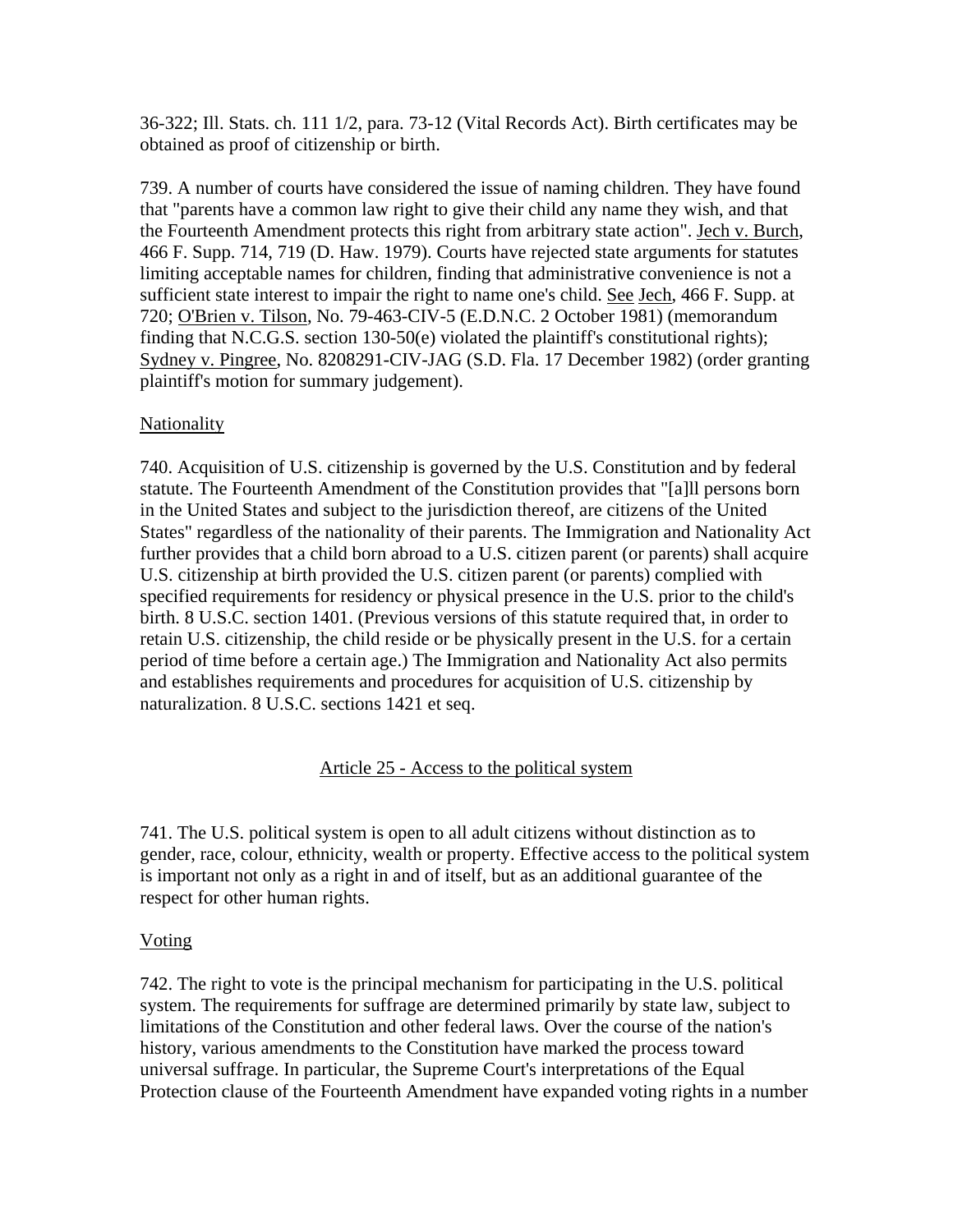36-322; Ill. Stats. ch. 111 1/2, para. 73-12 (Vital Records Act). Birth certificates may be obtained as proof of citizenship or birth.

739. A number of courts have considered the issue of naming children. They have found that "parents have a common law right to give their child any name they wish, and that the Fourteenth Amendment protects this right from arbitrary state action". Jech v. Burch, 466 F. Supp. 714, 719 (D. Haw. 1979). Courts have rejected state arguments for statutes limiting acceptable names for children, finding that administrative convenience is not a sufficient state interest to impair the right to name one's child. See Jech, 466 F. Supp. at 720; O'Brien v. Tilson, No. 79-463-CIV-5 (E.D.N.C. 2 October 1981) (memorandum finding that N.C.G.S. section 130-50(e) violated the plaintiff's constitutional rights); Sydney v. Pingree, No. 8208291-CIV-JAG (S.D. Fla. 17 December 1982) (order granting plaintiff's motion for summary judgement).

Nationality

740. Acquisition of U.S. citizenship is governed by the U.S. Constitution and by federal statute. The Fourteenth Amendment of the Constitution provides that "[a]ll persons born in the United States and subject to the jurisdiction thereof, are citizens of the United States" regardless of the nationality of their parents. The Immigration and Nationality Act further provides that a child born abroad to a U.S. citizen parent (or parents) shall acquire U.S. citizenship at birth provided the U.S. citizen parent (or parents) complied with specified requirements for residency or physical presence in the U.S. prior to the child's birth. 8 U.S.C. section 1401. (Previous versions of this statute required that, in order to retain U.S. citizenship, the child reside or be physically present in the U.S. for a certain period of time before a certain age.) The Immigration and Nationality Act also permits and establishes requirements and procedures for acquisition of U.S. citizenship by naturalization. 8 U.S.C. sections 1421 et seq.

## Article 25 - Access to the political system

741. The U.S. political system is open to all adult citizens without distinction as to gender, race, colour, ethnicity, wealth or property. Effective access to the political system is important not only as a right in and of itself, but as an additional guarantee of the respect for other human rights.

Voting

742. The right to vote is the principal mechanism for participating in the U.S. political system. The requirements for suffrage are determined primarily by state law, subject to limitations of the Constitution and other federal laws. Over the course of the nation's history, various amendments to the Constitution have marked the process toward universal suffrage. In particular, the Supreme Court's interpretations of the Equal Protection clause of the Fourteenth Amendment have expanded voting rights in a number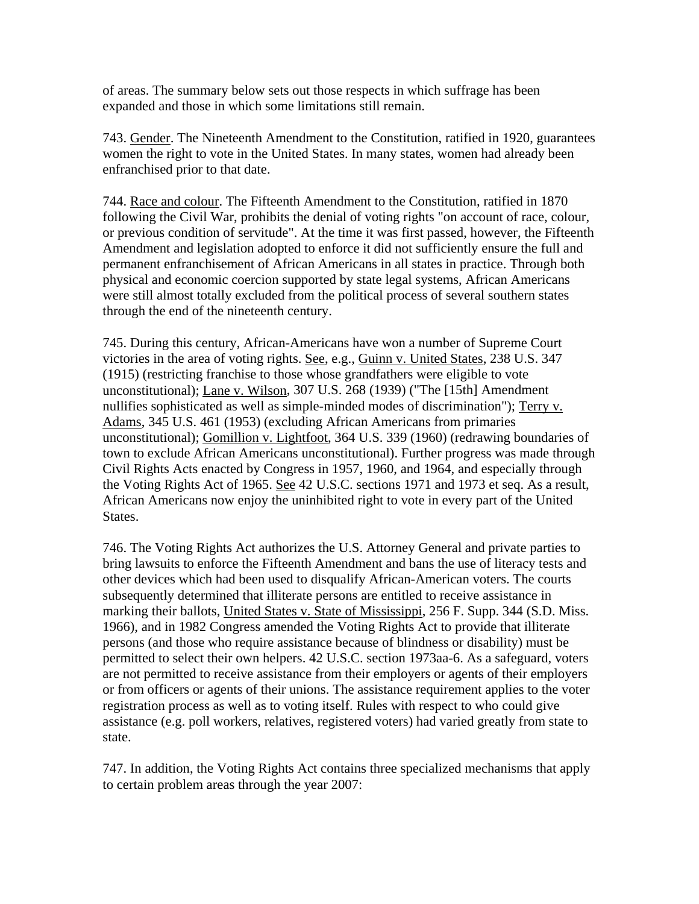of areas. The summary below sets out those respects in which suffrage has been expanded and those in which some limitations still remain.

743. Gender. The Nineteenth Amendment to the Constitution, ratified in 1920, guarantees women the right to vote in the United States. In many states, women had already been enfranchised prior to that date.

744. Race and colour. The Fifteenth Amendment to the Constitution, ratified in 1870 following the Civil War, prohibits the denial of voting rights "on account of race, colour, or previous condition of servitude". At the time it was first passed, however, the Fifteenth Amendment and legislation adopted to enforce it did not sufficiently ensure the full and permanent enfranchisement of African Americans in all states in practice. Through both physical and economic coercion supported by state legal systems, African Americans were still almost totally excluded from the political process of several southern states through the end of the nineteenth century.

745. During this century, African-Americans have won a number of Supreme Court victories in the area of voting rights. See, e.g., Guinn v. United States, 238 U.S. 347 (1915) (restricting franchise to those whose grandfathers were eligible to vote unconstitutional); Lane v. Wilson, 307 U.S. 268 (1939) ("The [15th] Amendment nullifies sophisticated as well as simple-minded modes of discrimination"); Terry v. Adams, 345 U.S. 461 (1953) (excluding African Americans from primaries unconstitutional); Gomillion v. Lightfoot, 364 U.S. 339 (1960) (redrawing boundaries of town to exclude African Americans unconstitutional). Further progress was made through Civil Rights Acts enacted by Congress in 1957, 1960, and 1964, and especially through the Voting Rights Act of 1965. See 42 U.S.C. sections 1971 and 1973 et seq. As a result, African Americans now enjoy the uninhibited right to vote in every part of the United States.

746. The Voting Rights Act authorizes the U.S. Attorney General and private parties to bring lawsuits to enforce the Fifteenth Amendment and bans the use of literacy tests and other devices which had been used to disqualify African-American voters. The courts subsequently determined that illiterate persons are entitled to receive assistance in marking their ballots, United States v. State of Mississippi, 256 F. Supp. 344 (S.D. Miss. 1966), and in 1982 Congress amended the Voting Rights Act to provide that illiterate persons (and those who require assistance because of blindness or disability) must be permitted to select their own helpers. 42 U.S.C. section 1973aa-6. As a safeguard, voters are not permitted to receive assistance from their employers or agents of their employers or from officers or agents of their unions. The assistance requirement applies to the voter registration process as well as to voting itself. Rules with respect to who could give assistance (e.g. poll workers, relatives, registered voters) had varied greatly from state to state.

747. In addition, the Voting Rights Act contains three specialized mechanisms that apply to certain problem areas through the year 2007: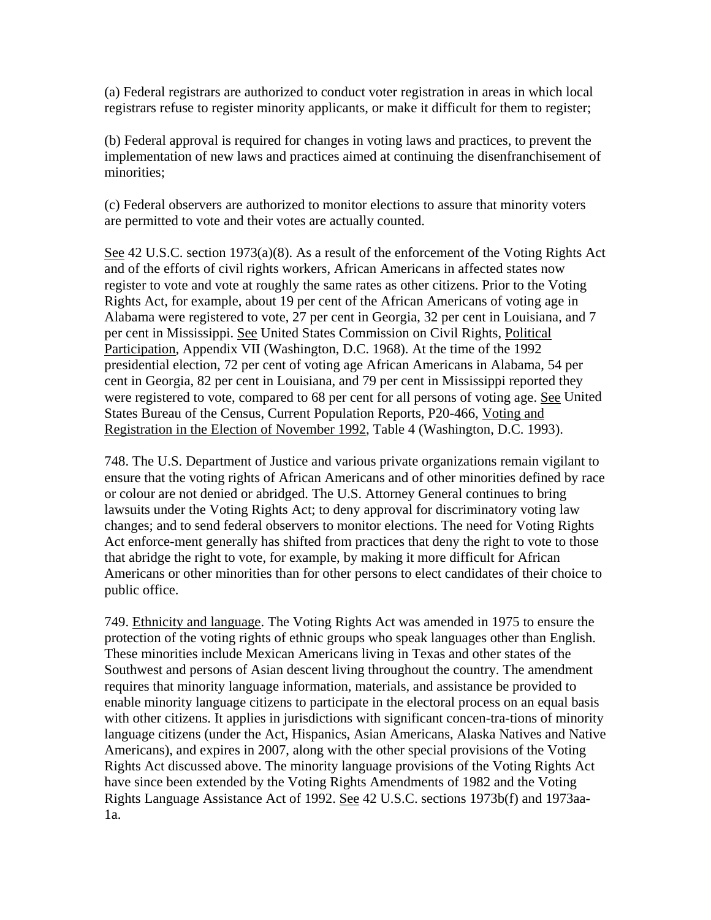(a) Federal registrars are authorized to conduct voter registration in areas in which local registrars refuse to register minority applicants, or make it difficult for them to register;

(b) Federal approval is required for changes in voting laws and practices, to prevent the implementation of new laws and practices aimed at continuing the disenfranchisement of minorities;

(c) Federal observers are authorized to monitor elections to assure that minority voters are permitted to vote and their votes are actually counted.

See 42 U.S.C. section 1973(a)(8). As a result of the enforcement of the Voting Rights Act and of the efforts of civil rights workers, African Americans in affected states now register to vote and vote at roughly the same rates as other citizens. Prior to the Voting Rights Act, for example, about 19 per cent of the African Americans of voting age in Alabama were registered to vote, 27 per cent in Georgia, 32 per cent in Louisiana, and 7 per cent in Mississippi. See United States Commission on Civil Rights, Political Participation, Appendix VII (Washington, D.C. 1968). At the time of the 1992 presidential election, 72 per cent of voting age African Americans in Alabama, 54 per cent in Georgia, 82 per cent in Louisiana, and 79 per cent in Mississippi reported they were registered to vote, compared to 68 per cent for all persons of voting age. See United States Bureau of the Census, Current Population Reports, P20-466, Voting and Registration in the Election of November 1992, Table 4 (Washington, D.C. 1993).

748. The U.S. Department of Justice and various private organizations remain vigilant to ensure that the voting rights of African Americans and of other minorities defined by race or colour are not denied or abridged. The U.S. Attorney General continues to bring lawsuits under the Voting Rights Act; to deny approval for discriminatory voting law changes; and to send federal observers to monitor elections. The need for Voting Rights Act enforce-ment generally has shifted from practices that deny the right to vote to those that abridge the right to vote, for example, by making it more difficult for African Americans or other minorities than for other persons to elect candidates of their choice to public office.

749. Ethnicity and language. The Voting Rights Act was amended in 1975 to ensure the protection of the voting rights of ethnic groups who speak languages other than English. These minorities include Mexican Americans living in Texas and other states of the Southwest and persons of Asian descent living throughout the country. The amendment requires that minority language information, materials, and assistance be provided to enable minority language citizens to participate in the electoral process on an equal basis with other citizens. It applies in jurisdictions with significant concen-tra-tions of minority language citizens (under the Act, Hispanics, Asian Americans, Alaska Natives and Native Americans), and expires in 2007, along with the other special provisions of the Voting Rights Act discussed above. The minority language provisions of the Voting Rights Act have since been extended by the Voting Rights Amendments of 1982 and the Voting Rights Language Assistance Act of 1992. See 42 U.S.C. sections 1973b(f) and 1973aa-1a.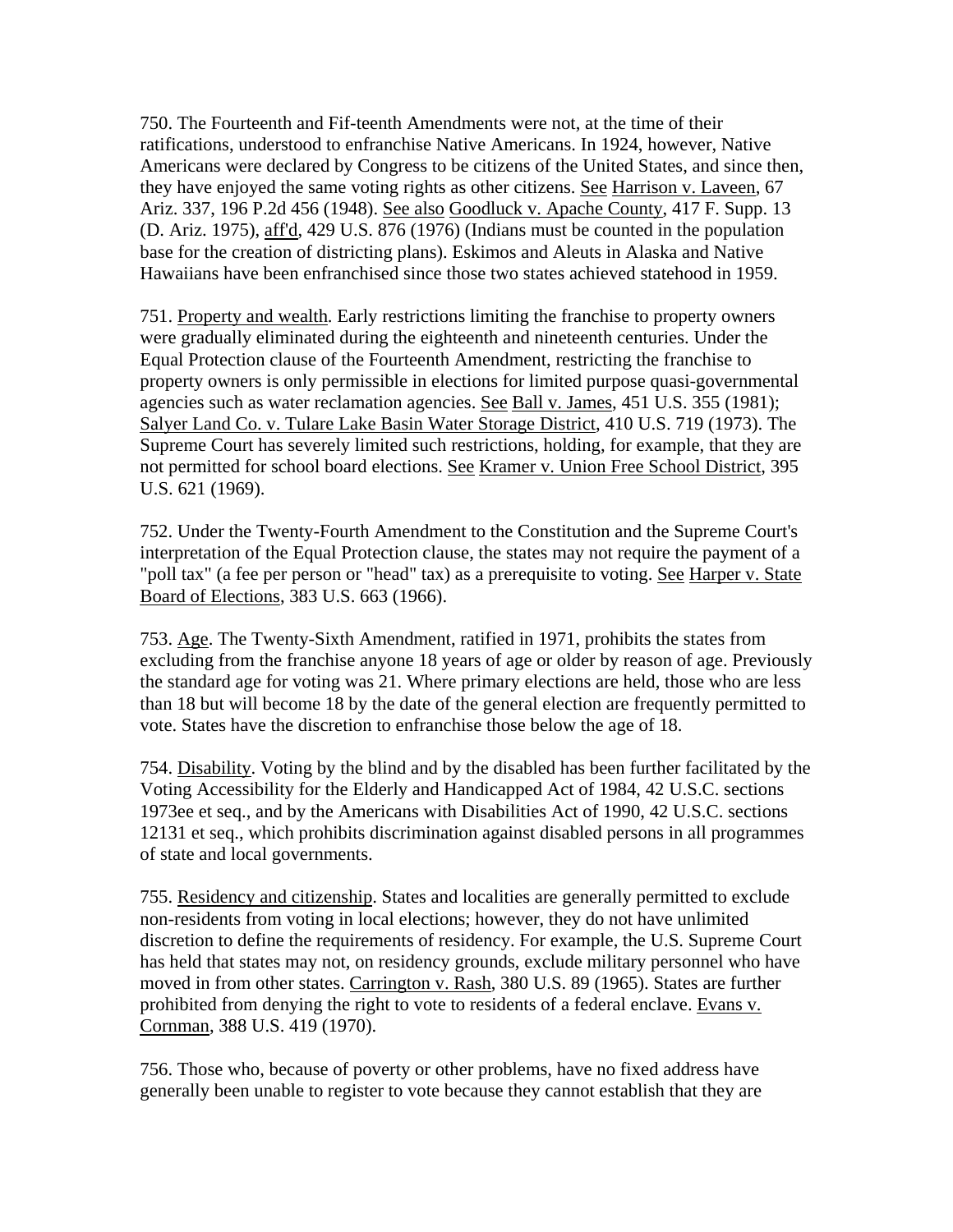750. The Fourteenth and Fif-teenth Amendments were not, at the time of their ratifications, understood to enfranchise Native Americans. In 1924, however, Native Americans were declared by Congress to be citizens of the United States, and since then, they have enjoyed the same voting rights as other citizens. See Harrison v. Laveen, 67 Ariz. 337, 196 P.2d 456 (1948). See also Goodluck v. Apache County, 417 F. Supp. 13 (D. Ariz. 1975), aff'd, 429 U.S. 876 (1976) (Indians must be counted in the population base for the creation of districting plans). Eskimos and Aleuts in Alaska and Native Hawaiians have been enfranchised since those two states achieved statehood in 1959.

751. Property and wealth. Early restrictions limiting the franchise to property owners were gradually eliminated during the eighteenth and nineteenth centuries. Under the Equal Protection clause of the Fourteenth Amendment, restricting the franchise to property owners is only permissible in elections for limited purpose quasi-governmental agencies such as water reclamation agencies. See Ball v. James, 451 U.S. 355 (1981); Salyer Land Co. v. Tulare Lake Basin Water Storage District, 410 U.S. 719 (1973). The Supreme Court has severely limited such restrictions, holding, for example, that they are not permitted for school board elections. See Kramer v. Union Free School District, 395 U.S. 621 (1969).

752. Under the Twenty-Fourth Amendment to the Constitution and the Supreme Court's interpretation of the Equal Protection clause, the states may not require the payment of a "poll tax" (a fee per person or "head" tax) as a prerequisite to voting. See Harper v. State Board of Elections, 383 U.S. 663 (1966).

753. Age. The Twenty-Sixth Amendment, ratified in 1971, prohibits the states from excluding from the franchise anyone 18 years of age or older by reason of age. Previously the standard age for voting was 21. Where primary elections are held, those who are less than 18 but will become 18 by the date of the general election are frequently permitted to vote. States have the discretion to enfranchise those below the age of 18.

754. Disability. Voting by the blind and by the disabled has been further facilitated by the Voting Accessibility for the Elderly and Handicapped Act of 1984, 42 U.S.C. sections 1973ee et seq., and by the Americans with Disabilities Act of 1990, 42 U.S.C. sections 12131 et seq., which prohibits discrimination against disabled persons in all programmes of state and local governments.

755. Residency and citizenship. States and localities are generally permitted to exclude non-residents from voting in local elections; however, they do not have unlimited discretion to define the requirements of residency. For example, the U.S. Supreme Court has held that states may not, on residency grounds, exclude military personnel who have moved in from other states. Carrington v. Rash, 380 U.S. 89 (1965). States are further prohibited from denying the right to vote to residents of a federal enclave. Evans v. Cornman, 388 U.S. 419 (1970).

756. Those who, because of poverty or other problems, have no fixed address have generally been unable to register to vote because they cannot establish that they are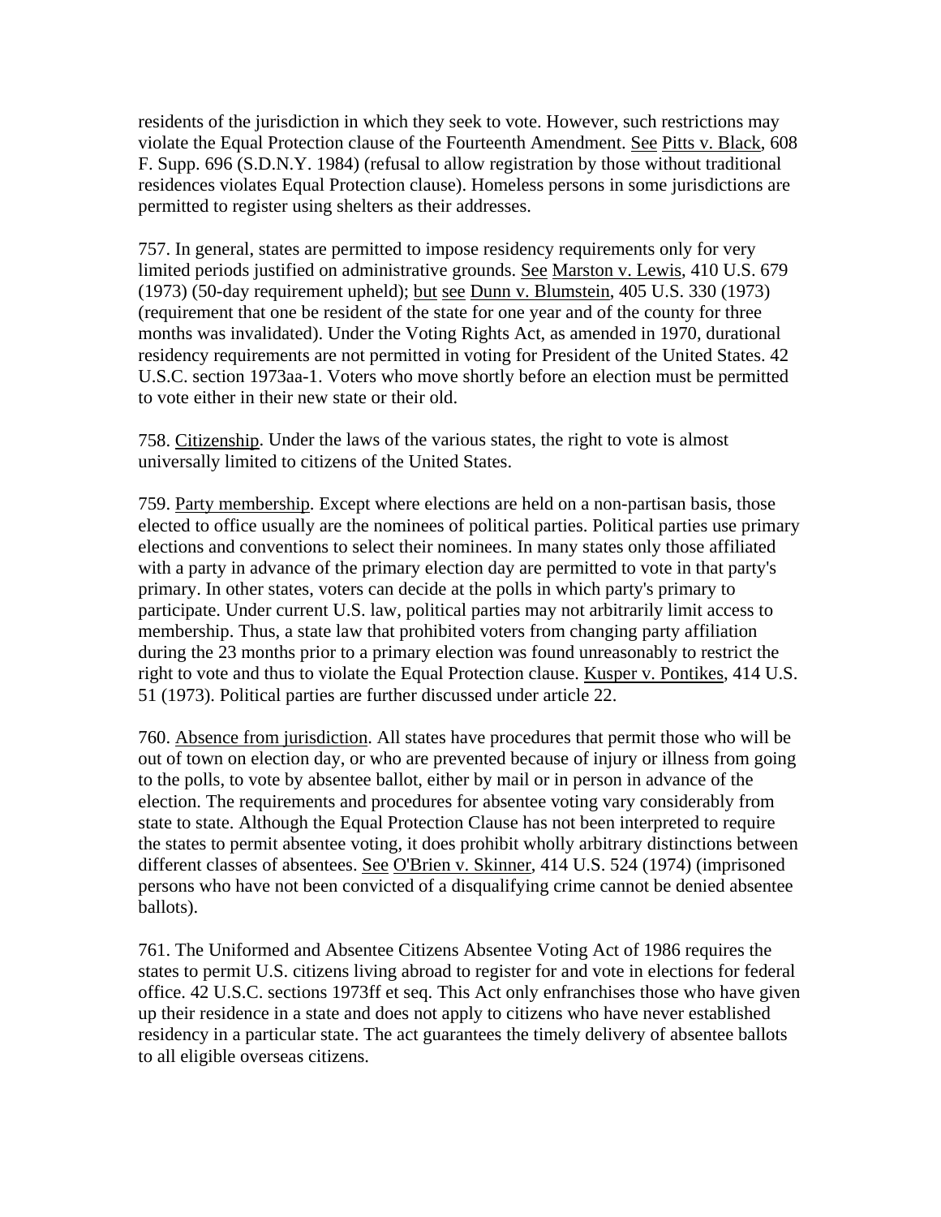residents of the jurisdiction in which they seek to vote. However, such restrictions may violate the Equal Protection clause of the Fourteenth Amendment. See Pitts v. Black, 608 F. Supp. 696 (S.D.N.Y. 1984) (refusal to allow registration by those without traditional residences violates Equal Protection clause). Homeless persons in some jurisdictions are permitted to register using shelters as their addresses.

757. In general, states are permitted to impose residency requirements only for very limited periods justified on administrative grounds. See Marston v. Lewis, 410 U.S. 679 (1973) (50-day requirement upheld); but see Dunn v. Blumstein, 405 U.S. 330 (1973) (requirement that one be resident of the state for one year and of the county for three months was invalidated). Under the Voting Rights Act, as amended in 1970, durational residency requirements are not permitted in voting for President of the United States. 42 U.S.C. section 1973aa-1. Voters who move shortly before an election must be permitted to vote either in their new state or their old.

758. Citizenship. Under the laws of the various states, the right to vote is almost universally limited to citizens of the United States.

759. Party membership. Except where elections are held on a non-partisan basis, those elected to office usually are the nominees of political parties. Political parties use primary elections and conventions to select their nominees. In many states only those affiliated with a party in advance of the primary election day are permitted to vote in that party's primary. In other states, voters can decide at the polls in which party's primary to participate. Under current U.S. law, political parties may not arbitrarily limit access to membership. Thus, a state law that prohibited voters from changing party affiliation during the 23 months prior to a primary election was found unreasonably to restrict the right to vote and thus to violate the Equal Protection clause. Kusper v. Pontikes, 414 U.S. 51 (1973). Political parties are further discussed under article 22.

760. Absence from jurisdiction. All states have procedures that permit those who will be out of town on election day, or who are prevented because of injury or illness from going to the polls, to vote by absentee ballot, either by mail or in person in advance of the election. The requirements and procedures for absentee voting vary considerably from state to state. Although the Equal Protection Clause has not been interpreted to require the states to permit absentee voting, it does prohibit wholly arbitrary distinctions between different classes of absentees. See O'Brien v. Skinner, 414 U.S. 524 (1974) (imprisoned persons who have not been convicted of a disqualifying crime cannot be denied absentee ballots).

761. The Uniformed and Absentee Citizens Absentee Voting Act of 1986 requires the states to permit U.S. citizens living abroad to register for and vote in elections for federal office. 42 U.S.C. sections 1973ff et seq. This Act only enfranchises those who have given up their residence in a state and does not apply to citizens who have never established residency in a particular state. The act guarantees the timely delivery of absentee ballots to all eligible overseas citizens.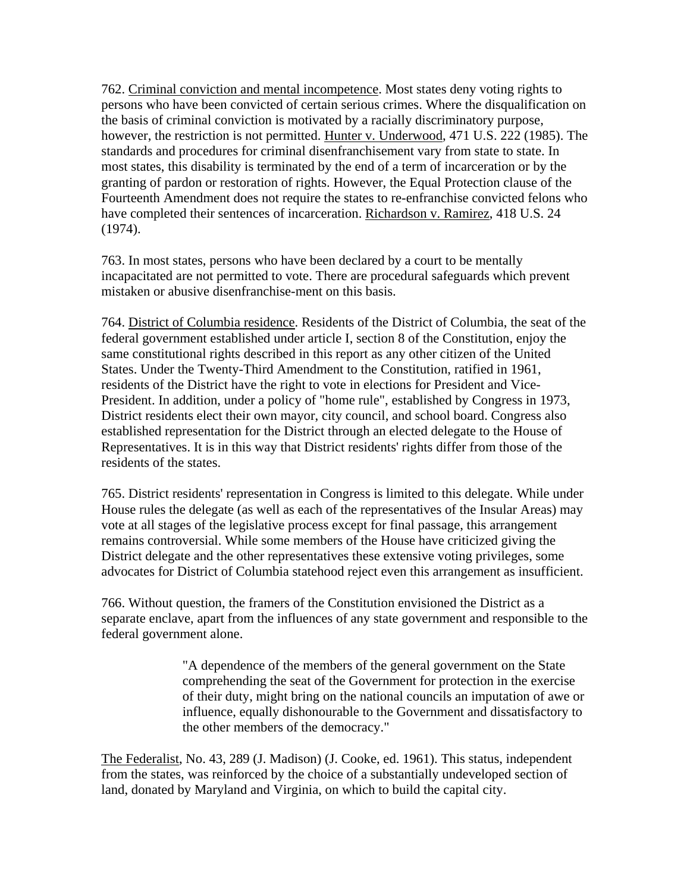762. Criminal conviction and mental incompetence. Most states deny voting rights to persons who have been convicted of certain serious crimes. Where the disqualification on the basis of criminal conviction is motivated by a racially discriminatory purpose, however, the restriction is not permitted. Hunter v. Underwood, 471 U.S. 222 (1985). The standards and procedures for criminal disenfranchisement vary from state to state. In most states, this disability is terminated by the end of a term of incarceration or by the granting of pardon or restoration of rights. However, the Equal Protection clause of the Fourteenth Amendment does not require the states to re-enfranchise convicted felons who have completed their sentences of incarceration. Richardson v. Ramirez, 418 U.S. 24 (1974).

763. In most states, persons who have been declared by a court to be mentally incapacitated are not permitted to vote. There are procedural safeguards which prevent mistaken or abusive disenfranchise-ment on this basis.

764. District of Columbia residence. Residents of the District of Columbia, the seat of the federal government established under article I, section 8 of the Constitution, enjoy the same constitutional rights described in this report as any other citizen of the United States. Under the Twenty-Third Amendment to the Constitution, ratified in 1961, residents of the District have the right to vote in elections for President and Vice-President. In addition, under a policy of "home rule", established by Congress in 1973, District residents elect their own mayor, city council, and school board. Congress also established representation for the District through an elected delegate to the House of Representatives. It is in this way that District residents' rights differ from those of the residents of the states.

765. District residents' representation in Congress is limited to this delegate. While under House rules the delegate (as well as each of the representatives of the Insular Areas) may vote at all stages of the legislative process except for final passage, this arrangement remains controversial. While some members of the House have criticized giving the District delegate and the other representatives these extensive voting privileges, some advocates for District of Columbia statehood reject even this arrangement as insufficient.

766. Without question, the framers of the Constitution envisioned the District as a separate enclave, apart from the influences of any state government and responsible to the federal government alone.

> "A dependence of the members of the general government on the State comprehending the seat of the Government for protection in the exercise of their duty, might bring on the national councils an imputation of awe or influence, equally dishonourable to the Government and dissatisfactory to the other members of the democracy."

The Federalist, No. 43, 289 (J. Madison) (J. Cooke, ed. 1961). This status, independent from the states, was reinforced by the choice of a substantially undeveloped section of land, donated by Maryland and Virginia, on which to build the capital city.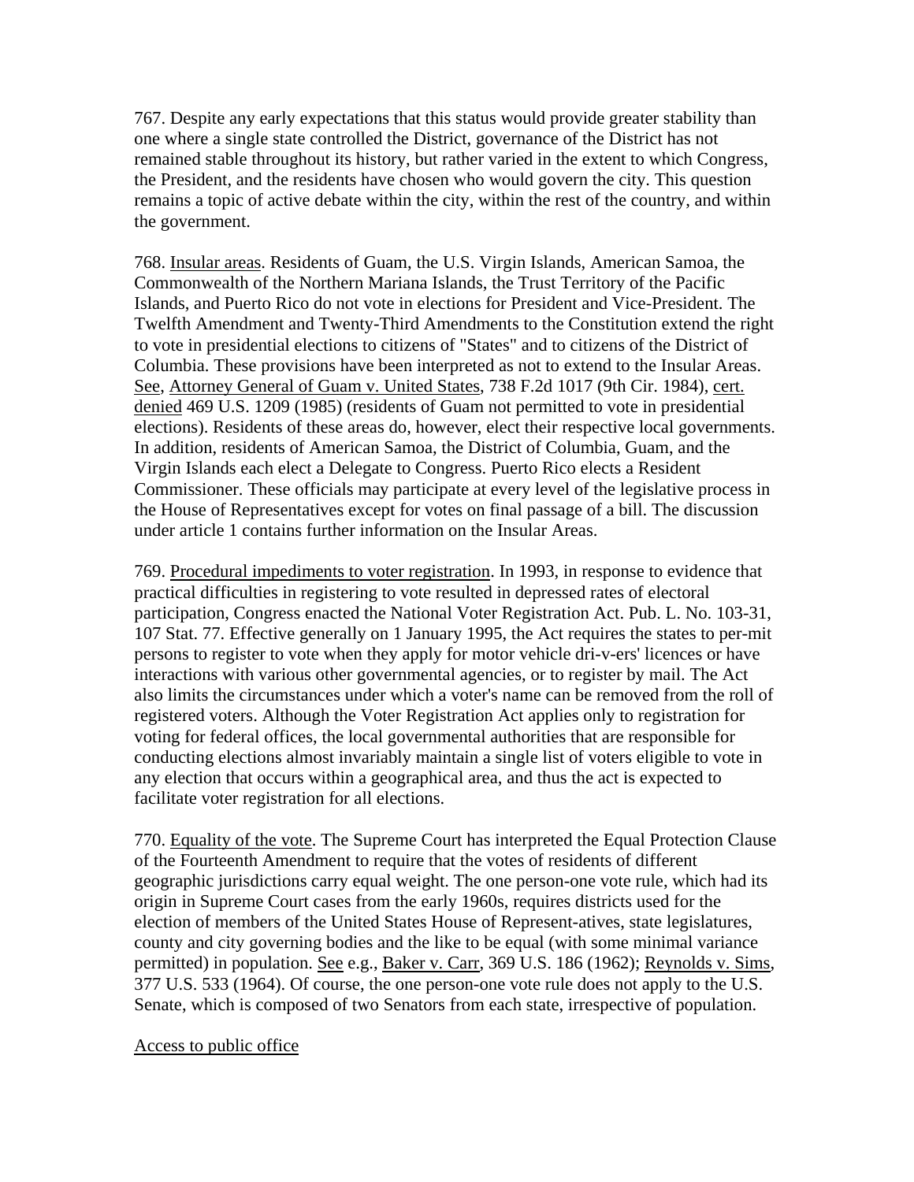767. Despite any early expectations that this status would provide greater stability than one where a single state controlled the District, governance of the District has not remained stable throughout its history, but rather varied in the extent to which Congress, the President, and the residents have chosen who would govern the city. This question remains a topic of active debate within the city, within the rest of the country, and within the government.

768. Insular areas. Residents of Guam, the U.S. Virgin Islands, American Samoa, the Commonwealth of the Northern Mariana Islands, the Trust Territory of the Pacific Islands, and Puerto Rico do not vote in elections for President and Vice-President. The Twelfth Amendment and Twenty-Third Amendments to the Constitution extend the right to vote in presidential elections to citizens of "States" and to citizens of the District of Columbia. These provisions have been interpreted as not to extend to the Insular Areas. See, Attorney General of Guam v. United States, 738 F.2d 1017 (9th Cir. 1984), cert. denied 469 U.S. 1209 (1985) (residents of Guam not permitted to vote in presidential elections). Residents of these areas do, however, elect their respective local governments. In addition, residents of American Samoa, the District of Columbia, Guam, and the Virgin Islands each elect a Delegate to Congress. Puerto Rico elects a Resident Commissioner. These officials may participate at every level of the legislative process in the House of Representatives except for votes on final passage of a bill. The discussion under article 1 contains further information on the Insular Areas.

769. Procedural impediments to voter registration. In 1993, in response to evidence that practical difficulties in registering to vote resulted in depressed rates of electoral participation, Congress enacted the National Voter Registration Act. Pub. L. No. 103-31, 107 Stat. 77. Effective generally on 1 January 1995, the Act requires the states to per-mit persons to register to vote when they apply for motor vehicle dri-v-ers' licences or have interactions with various other governmental agencies, or to register by mail. The Act also limits the circumstances under which a voter's name can be removed from the roll of registered voters. Although the Voter Registration Act applies only to registration for voting for federal offices, the local governmental authorities that are responsible for conducting elections almost invariably maintain a single list of voters eligible to vote in any election that occurs within a geographical area, and thus the act is expected to facilitate voter registration for all elections.

770. Equality of the vote. The Supreme Court has interpreted the Equal Protection Clause of the Fourteenth Amendment to require that the votes of residents of different geographic jurisdictions carry equal weight. The one person-one vote rule, which had its origin in Supreme Court cases from the early 1960s, requires districts used for the election of members of the United States House of Represent-atives, state legislatures, county and city governing bodies and the like to be equal (with some minimal variance permitted) in population. See e.g., Baker v. Carr, 369 U.S. 186 (1962); Reynolds v. Sims, 377 U.S. 533 (1964). Of course, the one person-one vote rule does not apply to the U.S. Senate, which is composed of two Senators from each state, irrespective of population.

Access to public office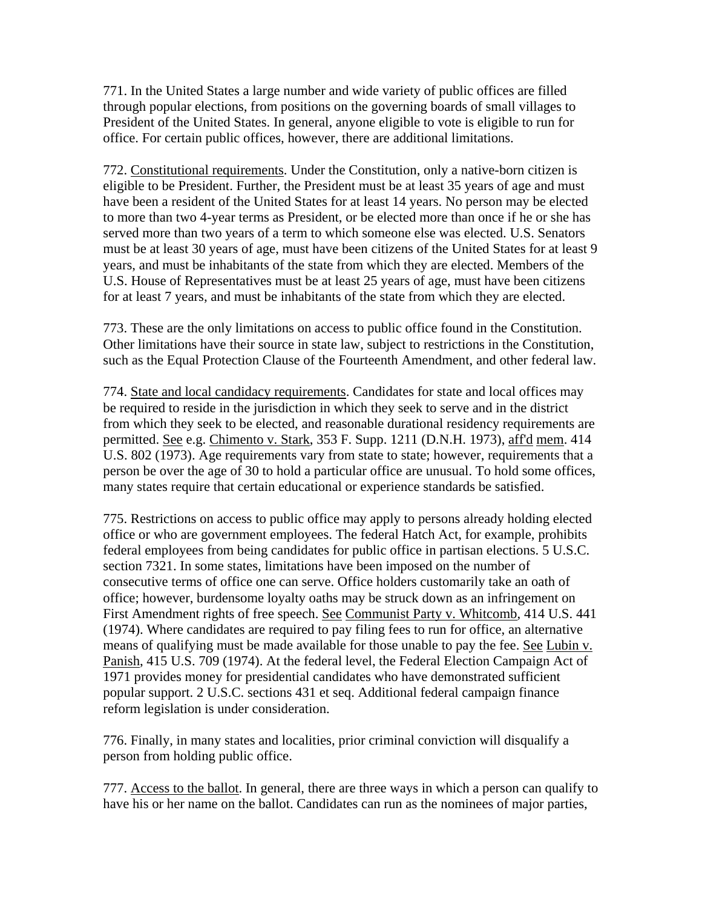771. In the United States a large number and wide variety of public offices are filled through popular elections, from positions on the governing boards of small villages to President of the United States. In general, anyone eligible to vote is eligible to run for office. For certain public offices, however, there are additional limitations.

772. Constitutional requirements. Under the Constitution, only a native-born citizen is eligible to be President. Further, the President must be at least 35 years of age and must have been a resident of the United States for at least 14 years. No person may be elected to more than two 4-year terms as President, or be elected more than once if he or she has served more than two years of a term to which someone else was elected. U.S. Senators must be at least 30 years of age, must have been citizens of the United States for at least 9 years, and must be inhabitants of the state from which they are elected. Members of the U.S. House of Representatives must be at least 25 years of age, must have been citizens for at least 7 years, and must be inhabitants of the state from which they are elected.

773. These are the only limitations on access to public office found in the Constitution. Other limitations have their source in state law, subject to restrictions in the Constitution, such as the Equal Protection Clause of the Fourteenth Amendment, and other federal law.

774. State and local candidacy requirements. Candidates for state and local offices may be required to reside in the jurisdiction in which they seek to serve and in the district from which they seek to be elected, and reasonable durational residency requirements are permitted. See e.g. Chimento v. Stark, 353 F. Supp. 1211 (D.N.H. 1973), aff'd mem. 414 U.S. 802 (1973). Age requirements vary from state to state; however, requirements that a person be over the age of 30 to hold a particular office are unusual. To hold some offices, many states require that certain educational or experience standards be satisfied.

775. Restrictions on access to public office may apply to persons already holding elected office or who are government employees. The federal Hatch Act, for example, prohibits federal employees from being candidates for public office in partisan elections. 5 U.S.C. section 7321. In some states, limitations have been imposed on the number of consecutive terms of office one can serve. Office holders customarily take an oath of office; however, burdensome loyalty oaths may be struck down as an infringement on First Amendment rights of free speech. See Communist Party v. Whitcomb, 414 U.S. 441 (1974). Where candidates are required to pay filing fees to run for office, an alternative means of qualifying must be made available for those unable to pay the fee. See Lubin v. Panish, 415 U.S. 709 (1974). At the federal level, the Federal Election Campaign Act of 1971 provides money for presidential candidates who have demonstrated sufficient popular support. 2 U.S.C. sections 431 et seq. Additional federal campaign finance reform legislation is under consideration.

776. Finally, in many states and localities, prior criminal conviction will disqualify a person from holding public office.

777. Access to the ballot. In general, there are three ways in which a person can qualify to have his or her name on the ballot. Candidates can run as the nominees of major parties,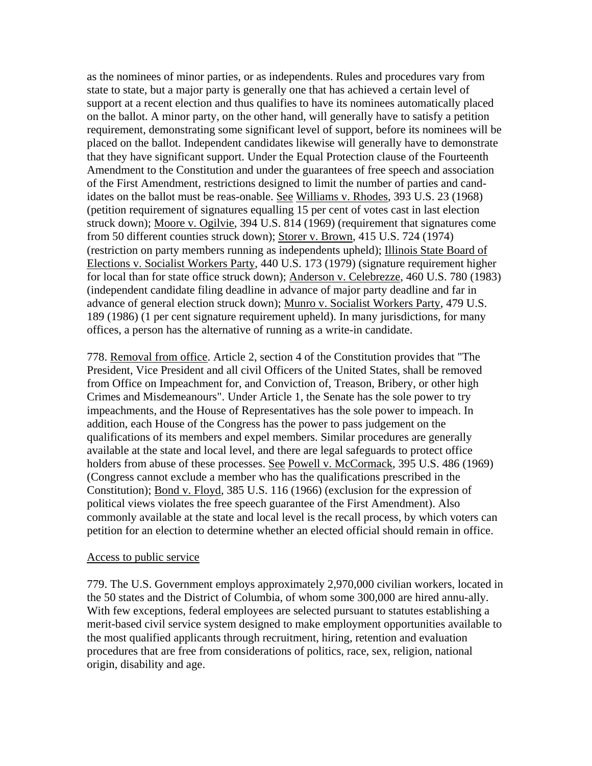as the nominees of minor parties, or as independents. Rules and procedures vary from state to state, but a major party is generally one that has achieved a certain level of support at a recent election and thus qualifies to have its nominees automatically placed on the ballot. A minor party, on the other hand, will generally have to satisfy a petition requirement, demonstrating some significant level of support, before its nominees will be placed on the ballot. Independent candidates likewise will generally have to demonstrate that they have significant support. Under the Equal Protection clause of the Fourteenth Amendment to the Constitution and under the guarantees of free speech and association of the First Amendment, restrictions designed to limit the number of parties and candidates on the ballot must be reasonable. See Williams v. Rhodes, 393 U.S. 23 (1968) (petition requirement of signatures equalling 15 per cent of votes cast in last election struck down); Moore v. Ogilvie, 394 U.S. 814 (1969) (requirement that signatures come from 50 different counties struck down); Storer v. Brown, 415 U.S. 724 (1974) (restriction on party members running as independents upheld); Illinois State Board of Elections v. Socialist Workers Party, 440 U.S. 173 (1979) (signature requirement higher for local than for state office struck down); Anderson v. Celebrezze, 460 U.S. 780 (1983) (independent candidate filing deadline in advance of major party deadline and far in advance of general election struck down); Munro v. Socialist Workers Party, 479 U.S. 189 (1986) (1 per cent signature requirement upheld). In many jurisdictions, for many offices, a person has the alternative of running as a write-in candidate.

778. Removal from office. Article 2, section 4 of the Constitution provides that "The President, Vice President and all civil Officers of the United States, shall be removed from Office on Impeachment for, and Conviction of, Treason, Bribery, or other high Crimes and Misdemeanours". Under Article 1, the Senate has the sole power to try impeachments, and the House of Representatives has the sole power to impeach. In addition, each House of the Congress has the power to pass judgement on the qualifications of its members and expel members. Similar procedures are generally available at the state and local level, and there are legal safeguards to protect office holders from abuse of these processes. See Powell v. McCormack, 395 U.S. 486 (1969) (Congress cannot exclude a member who has the qualifications prescribed in the Constitution); Bond v. Floyd, 385 U.S. 116 (1966) (exclusion for the expression of political views violates the free speech guarantee of the First Amendment). Also commonly available at the state and local level is the recall process, by which voters can petition for an election to determine whether an elected official should remain in office.

## Access to public service

779. The U.S. Government employs approximately 2,970,000 civilian workers, located in the 50 states and the District of Columbia, of whom some 300,000 are hired annually. With few exceptions, federal employees are selected pursuant to statutes establishing a merit-based civil service system designed to make employment opportunities available to the most qualified applicants through recruitment, hiring, retention and evaluation procedures that are free from considerations of politics, race, sex, religion, national origin, disability and age.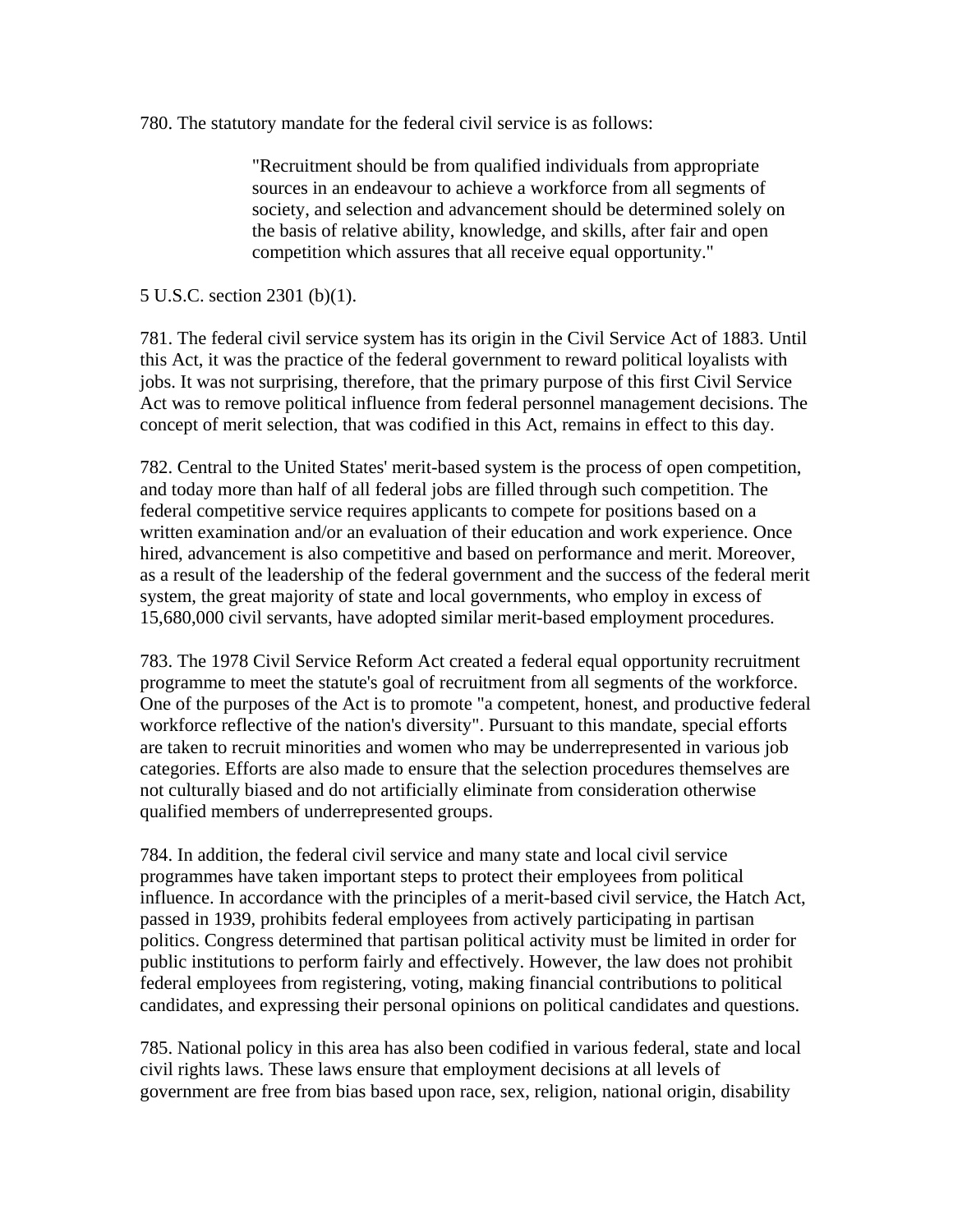780. The statutory mandate for the federal civil service is as follows:

> "Recruitment should be from qualified individuals from appropriate sources in an endeavour to achieve a workforce from all segments of society, and selection and advancement should be determined solely on the basis of relative ability, knowledge, and skills, after fair and open competition which assures that all receive equal opportunity."

5 U.S.C. section 2301 (b)(1).

781. The federal civil service system has its origin in the Civil Service Act of 1883. Until this Act, it was the practice of the federal government to reward political loyalists with jobs. It was not surprising, therefore, that the primary purpose of this first Civil Service Act was to remove political influence from federal personnel management decisions. The concept of merit selection, that was codified in this Act, remains in effect to this day.

782. Central to the United States' merit-based system is the process of open competition, and today more than half of all federal jobs are filled through such competition. The federal competitive service requires applicants to compete for positions based on a written examination and/or an evaluation of their education and work experience. Once hired, advancement is also competitive and based on performance and merit. Moreover, as a result of the leadership of the federal government and the success of the federal merit system, the great majority of state and local governments, who employ in excess of 15,680,000 civil servants, have adopted similar merit-based employment procedures.

783. The 1978 Civil Service Reform Act created a federal equal opportunity recruitment programme to meet the statute's goal of recruitment from all segments of the workforce. One of the purposes of the Act is to promote "a competent, honest, and productive federal workforce reflective of the nation's diversity". Pursuant to this mandate, special efforts are taken to recruit minorities and women who may be underrepresented in various job categories. Efforts are also made to ensure that the selection procedures themselves are not culturally biased and do not artificially eliminate from consideration otherwise qualified members of underrepresented groups.

784. In addition, the federal civil service and many state and local civil service programmes have taken important steps to protect their employees from political influence. In accordance with the principles of a merit-based civil service, the Hatch Act, passed in 1939, prohibits federal employees from actively participating in partisan politics. Congress determined that partisan political activity must be limited in order for public institutions to perform fairly and effectively. However, the law does not prohibit federal employees from registering, voting, making financial contributions to political candidates, and expressing their personal opinions on political candidates and questions.

785. National policy in this area has also been codified in various federal, state and local civil rights laws. These laws ensure that employment decisions at all levels of government are free from bias based upon race, sex, religion, national origin, disability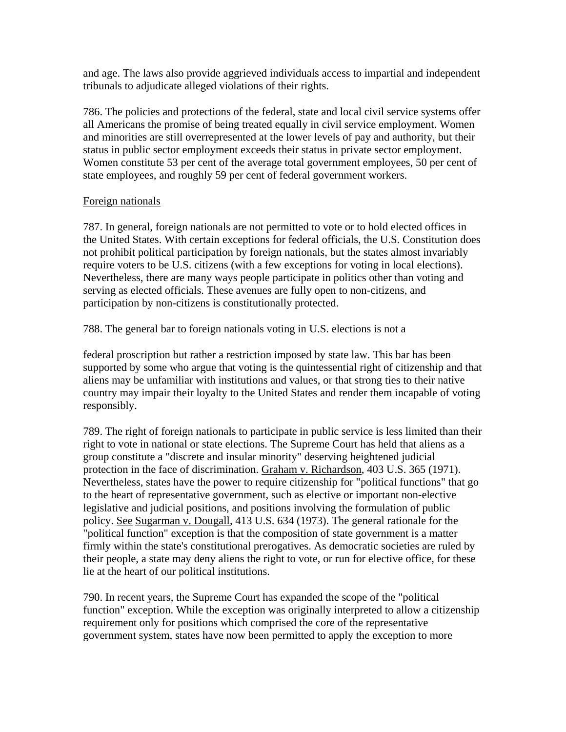and age. The laws also provide aggrieved individuals access to impartial and independent tribunals to adjudicate alleged violations of their rights.

786. The policies and protections of the federal, state and local civil service systems offer all Americans the promise of being treated equally in civil service employment. Women and minorities are still overrepresented at the lower levels of pay and authority, but their status in public sector employment exceeds their status in private sector employment. Women constitute 53 per cent of the average total government employees, 50 per cent of state employees, and roughly 59 per cent of federal government workers.

Foreign nationals

787. In general, foreign nationals are not permitted to vote or to hold elected offices in the United States. With certain exceptions for federal officials, the U.S. Constitution does not prohibit political participation by foreign nationals, but the states almost invariably require voters to be U.S. citizens (with a few exceptions for voting in local elections). Nevertheless, there are many ways people participate in politics other than voting and serving as elected officials. These avenues are fully open to non-citizens, and participation by non-citizens is constitutionally protected.

788. The general bar to foreign nationals voting in U.S. elections is not a federal proscription but rather a restriction imposed by state law. This bar has been supported by some who argue that voting is the quintessential right of citizenship and that aliens may be unfamiliar with institutions and values, or that strong ties to their native country may impair their loyalty to the United States and render them incapable of voting responsibly.

789. The right of foreign nationals to participate in public service is less limited than their right to vote in national or state elections. The Supreme Court has held that aliens as a group constitute a "discrete and insular minority" deserving heightened judicial protection in the face of discrimination. Graham v. Richardson, 403 U.S. 365 (1971). Nevertheless, states have the power to require citizenship for "political functions" that go to the heart of representative government, such as elective or important non-elective legislative and judicial positions, and positions involving the formulation of public policy. See Sugarman v. Dougall, 413 U.S. 634 (1973). The general rationale for the "political function" exception is that the composition of state government is a matter firmly within the state's constitutional prerogatives. As democratic societies are ruled by their people, a state may deny aliens the right to vote, or run for elective office, for these lie at the heart of our political institutions.

790. In recent years, the Supreme Court has expanded the scope of the "political function" exception. While the exception was originally interpreted to allow a citizenship requirement only for positions which comprised the core of the representative government system, states have now been permitted to apply the exception to more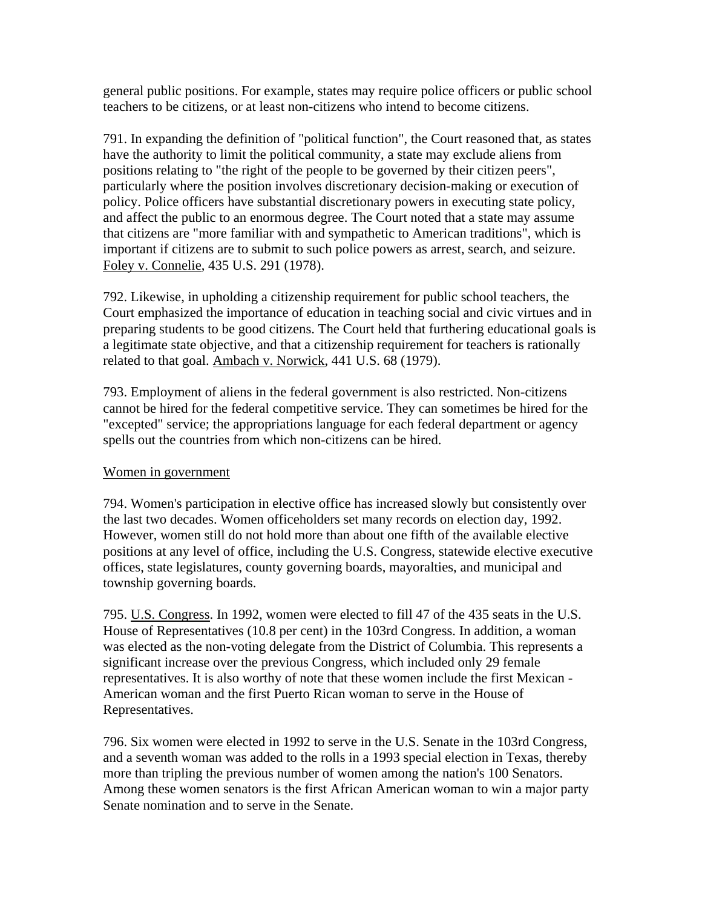general public positions. For example, states may require police officers or public school teachers to be citizens, or at least non-citizens who intend to become citizens.

791. In expanding the definition of "political function", the Court reasoned that, as states have the authority to limit the political community, a state may exclude aliens from positions relating to "the right of the people to be governed by their citizen peers", particularly where the position involves discretionary decision-making or execution of policy. Police officers have substantial discretionary powers in executing state policy, and affect the public to an enormous degree. The Court noted that a state may assume that citizens are "more familiar with and sympathetic to American traditions", which is important if citizens are to submit to such police powers as arrest, search, and seizure. Foley v. Connelie, 435 U.S. 291 (1978).

792. Likewise, in upholding a citizenship requirement for public school teachers, the Court emphasized the importance of education in teaching social and civic virtues and in preparing students to be good citizens. The Court held that furthering educational goals is a legitimate state objective, and that a citizenship requirement for teachers is rationally related to that goal. Ambach v. Norwick, 441 U.S. 68 (1979).

793. Employment of aliens in the federal government is also restricted. Non-citizens cannot be hired for the federal competitive service. They can sometimes be hired for the "excepted" service; the appropriations language for each federal department or agency spells out the countries from which non-citizens can be hired.

Women in government

794. Women's participation in elective office has increased slowly but consistently over the last two decades. Women officeholders set many records on election day, 1992. However, women still do not hold more than about one fifth of the available elective positions at any level of office, including the U.S. Congress, statewide elective executive offices, state legislatures, county governing boards, mayoralties, and municipal and township governing boards.

795. U.S. Congress. In 1992, women were elected to fill 47 of the 435 seats in the U.S. House of Representatives (10.8 per cent) in the 103rd Congress. In addition, a woman was elected as the non-voting delegate from the District of Columbia. This represents a significant increase over the previous Congress, which included only 29 female representatives. It is also worthy of note that these women include the first Mexican - American woman and the first Puerto Rican woman to serve in the House of Representatives.

796. Six women were elected in 1992 to serve in the U.S. Senate in the 103rd Congress, and a seventh woman was added to the rolls in a 1993 special election in Texas, thereby more than tripling the previous number of women among the nation's 100 Senators. Among these women senators is the first African American woman to win a major party Senate nomination and to serve in the Senate.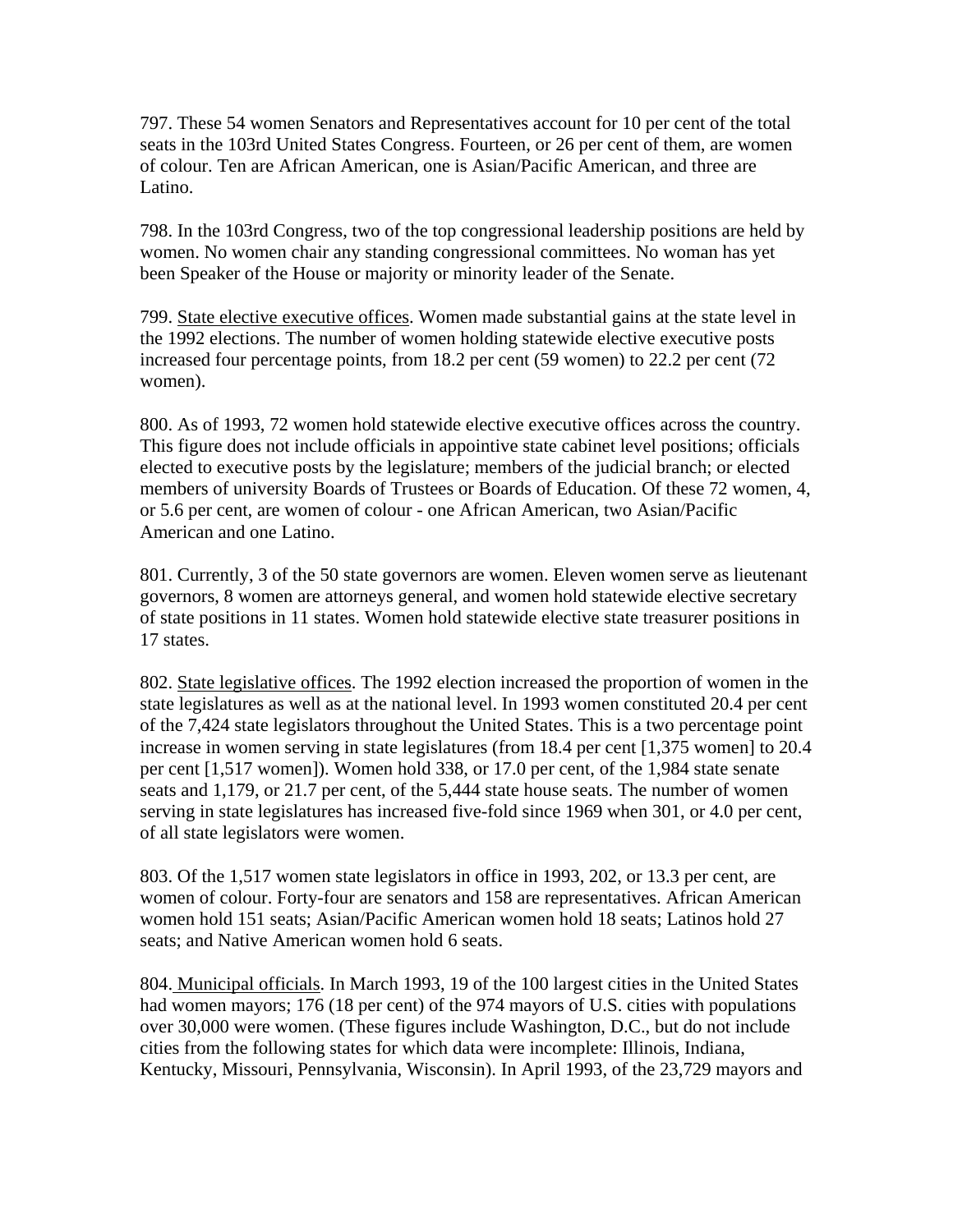797. These 54 women Senators and Representatives account for 10 per cent of the total seats in the 103rd United States Congress. Fourteen, or 26 per cent of them, are women of colour. Ten are African American, one is Asian/Pacific American, and three are Latino.

798. In the 103rd Congress, two of the top congressional leadership positions are held by women. No women chair any standing congressional committees. No woman has yet been Speaker of the House or majority or minority leader of the Senate.

799. State elective executive offices. Women made substantial gains at the state level in the 1992 elections. The number of women holding statewide elective executive posts increased four percentage points, from 18.2 per cent (59 women) to 22.2 per cent (72 women).

800. As of 1993, 72 women hold statewide elective executive offices across the country. This figure does not include officials in appointive state cabinet level positions; officials elected to executive posts by the legislature; members of the judicial branch; or elected members of university Boards of Trustees or Boards of Education. Of these 72 women, 4, or 5.6 per cent, are women of colour - one African American, two Asian/Pacific American and one Latino.

801. Currently, 3 of the 50 state governors are women. Eleven women serve as lieutenant governors, 8 women are attorneys general, and women hold statewide elective secretary of state positions in 11 states. Women hold statewide elective state treasurer positions in 17 states.

802. State legislative offices. The 1992 election increased the proportion of women in the state legislatures as well as at the national level. In 1993 women constituted 20.4 per cent of the 7,424 state legislators throughout the United States. This is a two percentage point increase in women serving in state legislatures (from 18.4 per cent [1,375 women] to 20.4 per cent [1,517 women]). Women hold 338, or 17.0 per cent, of the 1,984 state senate seats and 1,179, or 21.7 per cent, of the 5,444 state house seats. The number of women serving in state legislatures has increased five-fold since 1969 when 301, or 4.0 per cent, of all state legislators were women.

803. Of the 1,517 women state legislators in office in 1993, 202, or 13.3 per cent, are women of colour. Forty-four are senators and 158 are representatives. African American women hold 151 seats; Asian/Pacific American women hold 18 seats; Latinos hold 27 seats; and Native American women hold 6 seats.

804. Municipal officials. In March 1993, 19 of the 100 largest cities in the United States had women mayors; 176 (18 per cent) of the 974 mayors of U.S. cities with populations over 30,000 were women. (These figures include Washington, D.C., but do not include cities from the following states for which data were incomplete: Illinois, Indiana, Kentucky, Missouri, Pennsylvania, Wisconsin). In April 1993, of the 23,729 mayors and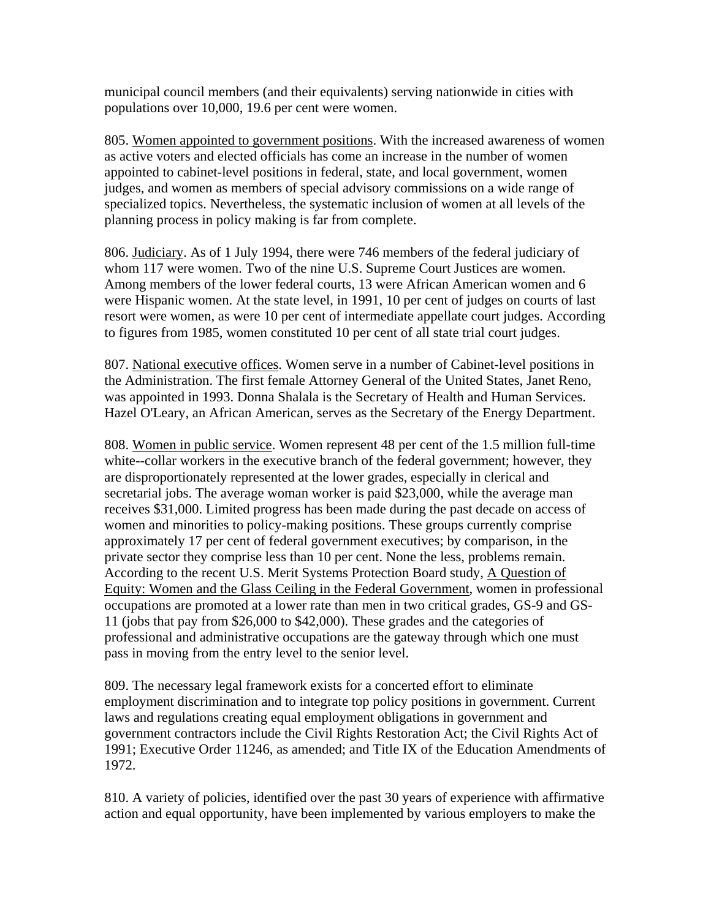municipal council members (and their equivalents) serving nationwide in cities with populations over 10,000, 19.6 per cent were women.

805. Women appointed to government positions. With the increased awareness of women as active voters and elected officials has come an increase in the number of women appointed to cabinet-level positions in federal, state, and local government, women judges, and women as members of special advisory commissions on a wide range of specialized topics. Nevertheless, the systematic inclusion of women at all levels of the planning process in policy making is far from complete.

806. Judiciary. As of 1 July 1994, there were 746 members of the federal judiciary of whom 117 were women. Two of the nine U.S. Supreme Court Justices are women. Among members of the lower federal courts, 13 were African American women and 6 were Hispanic women. At the state level, in 1991, 10 per cent of judges on courts of last resort were women, as were 10 per cent of intermediate appellate court judges. According to figures from 1985, women constituted 10 per cent of all state trial court judges.

807. National executive offices. Women serve in a number of Cabinet-level positions in the Administration. The first female Attorney General of the United States, Janet Reno, was appointed in 1993. Donna Shalala is the Secretary of Health and Human Services. Hazel O'Leary, an African American, serves as the Secretary of the Energy Department.

808. Women in public service. Women represent 48 per cent of the 1.5 million full-time white--collar workers in the executive branch of the federal government; however, they are disproportionately represented at the lower grades, especially in clerical and secretarial jobs. The average woman worker is paid $23,000, while the average man receives $31,000. Limited progress has been made during the past decade on access of women and minorities to policy-making positions. These groups currently comprise approximately 17 per cent of federal government executives; by comparison, in the private sector they comprise less than 10 per cent. None the less, problems remain. According to the recent U.S. Merit Systems Protection Board study, A Question of Equity: Women and the Glass Ceiling in the Federal Government, women in professional occupations are promoted at a lower rate than men in two critical grades, GS-9 and GS-11 (jobs that pay from $26,000 to $42,000). These grades and the categories of professional and administrative occupations are the gateway through which one must pass in moving from the entry level to the senior level.

809. The necessary legal framework exists for a concerted effort to eliminate employment discrimination and to integrate top policy positions in government. Current laws and regulations creating equal employment obligations in government and government contractors include the Civil Rights Restoration Act; the Civil Rights Act of 1991; Executive Order 11246, as amended; and Title IX of the Education Amendments of 1972.

810. A variety of policies, identified over the past 30 years of experience with affirmative action and equal opportunity, have been implemented by various employers to make the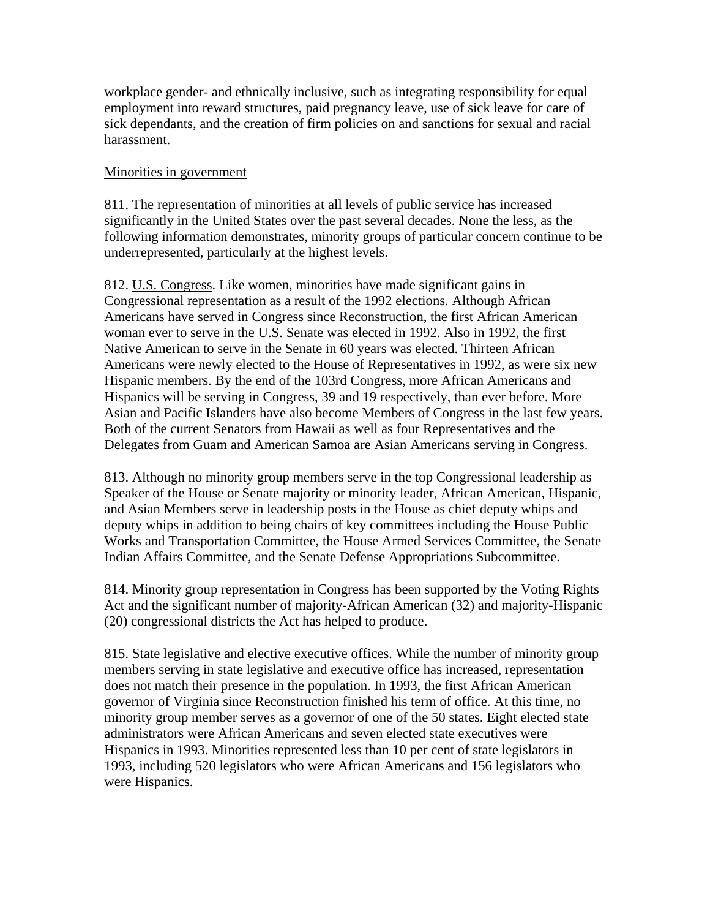workplace gender- and ethnically inclusive, such as integrating responsibility for equal employment into reward structures, paid pregnancy leave, use of sick leave for care of sick dependants, and the creation of firm policies on and sanctions for sexual and racial harassment.

Minorities in government

811. The representation of minorities at all levels of public service has increased significantly in the United States over the past several decades. None the less, as the following information demonstrates, minority groups of particular concern continue to be underrepresented, particularly at the highest levels.

812. U.S. Congress. Like women, minorities have made significant gains in Congressional representation as a result of the 1992 elections. Although African Americans have served in Congress since Reconstruction, the first African American woman ever to serve in the U.S. Senate was elected in 1992. Also in 1992, the first Native American to serve in the Senate in 60 years was elected. Thirteen African Americans were newly elected to the House of Representatives in 1992, as were six new Hispanic members. By the end of the 103rd Congress, more African Americans and Hispanics will be serving in Congress, 39 and 19 respectively, than ever before. More Asian and Pacific Islanders have also become Members of Congress in the last few years. Both of the current Senators from Hawaii as well as four Representatives and the Delegates from Guam and American Samoa are Asian Americans serving in Congress.

813. Although no minority group members serve in the top Congressional leadership as Speaker of the House or Senate majority or minority leader, African American, Hispanic, and Asian Members serve in leadership posts in the House as chief deputy whips and deputy whips in addition to being chairs of key committees including the House Public Works and Transportation Committee, the House Armed Services Committee, the Senate Indian Affairs Committee, and the Senate Defense Appropriations Subcommittee.

814. Minority group representation in Congress has been supported by the Voting Rights Act and the significant number of majority-African American (32) and majority-Hispanic (20) congressional districts the Act has helped to produce.

815. State legislative and elective executive offices. While the number of minority group members serving in state legislative and executive office has increased, representation does not match their presence in the population. In 1993, the first African American governor of Virginia since Reconstruction finished his term of office. At this time, no minority group member serves as a governor of one of the 50 states. Eight elected state administrators were African Americans and seven elected state executives were Hispanics in 1993. Minorities represented less than 10 per cent of state legislators in 1993, including 520 legislators who were African Americans and 156 legislators who were Hispanics.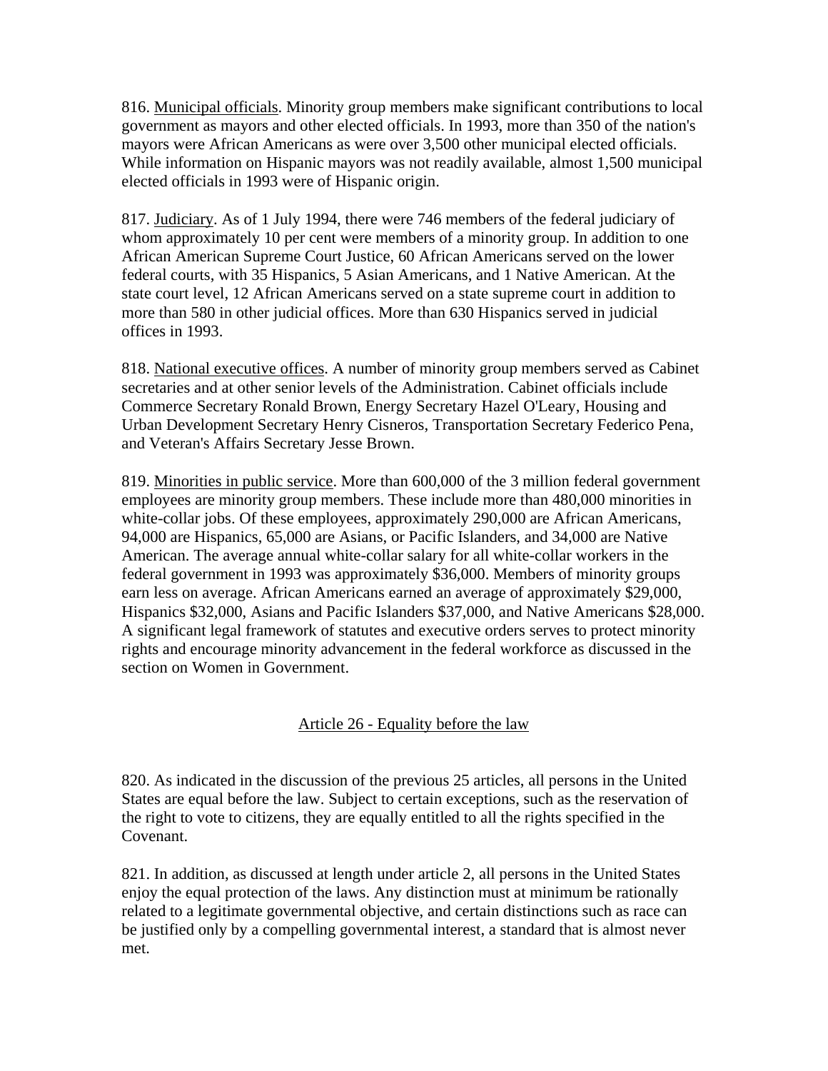816. Municipal officials. Minority group members make significant contributions to local government as mayors and other elected officials. In 1993, more than 350 of the nation's mayors were African Americans as were over 3,500 other municipal elected officials. While information on Hispanic mayors was not readily available, almost 1,500 municipal elected officials in 1993 were of Hispanic origin.

817. Judiciary. As of 1 July 1994, there were 746 members of the federal judiciary of whom approximately 10 per cent were members of a minority group. In addition to one African American Supreme Court Justice, 60 African Americans served on the lower federal courts, with 35 Hispanics, 5 Asian Americans, and 1 Native American. At the state court level, 12 African Americans served on a state supreme court in addition to more than 580 in other judicial offices. More than 630 Hispanics served in judicial offices in 1993.

818. National executive offices. A number of minority group members served as Cabinet secretaries and at other senior levels of the Administration. Cabinet officials include Commerce Secretary Ronald Brown, Energy Secretary Hazel O'Leary, Housing and Urban Development Secretary Henry Cisneros, Transportation Secretary Federico Pena, and Veteran's Affairs Secretary Jesse Brown.

819. Minorities in public service. More than 600,000 of the 3 million federal government employees are minority group members. These include more than 480,000 minorities in white-collar jobs. Of these employees, approximately 290,000 are African Americans, 94,000 are Hispanics, 65,000 are Asians, or Pacific Islanders, and 34,000 are Native American. The average annual white-collar salary for all white-collar workers in the federal government in 1993 was approximately $36,000. Members of minority groups earn less on average. African Americans earned an average of approximately $29,000, Hispanics $32,000, Asians and Pacific Islanders $37,000, and Native Americans $28,000. A significant legal framework of statutes and executive orders serves to protect minority rights and encourage minority advancement in the federal workforce as discussed in the section on Women in Government.

## Article 26 - Equality before the law

820. As indicated in the discussion of the previous 25 articles, all persons in the United States are equal before the law. Subject to certain exceptions, such as the reservation of the right to vote to citizens, they are equally entitled to all the rights specified in the Covenant.

821. In addition, as discussed at length under article 2, all persons in the United States enjoy the equal protection of the laws. Any distinction must at minimum be rationally related to a legitimate governmental objective, and certain distinctions such as race can be justified only by a compelling governmental interest, a standard that is almost never met.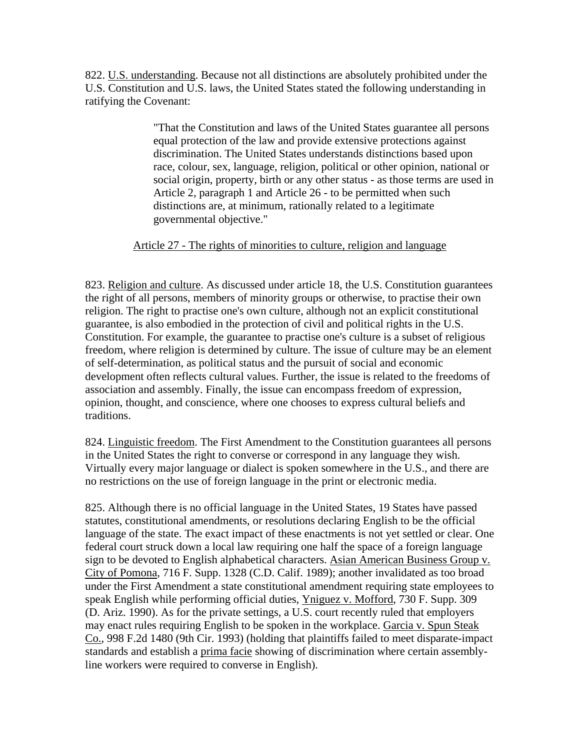822. U.S. understanding. Because not all distinctions are absolutely prohibited under the U.S. Constitution and U.S. laws, the United States stated the following understanding in ratifying the Covenant:

> "That the Constitution and laws of the United States guarantee all persons equal protection of the law and provide extensive protections against discrimination. The United States understands distinctions based upon race, colour, sex, language, religion, political or other opinion, national or social origin, property, birth or any other status - as those terms are used in Article 2, paragraph 1 and Article 26 - to be permitted when such distinctions are, at minimum, rationally related to a legitimate governmental objective."

## Article 27 - The rights of minorities to culture, religion and language

823. Religion and culture. As discussed under article 18, the U.S. Constitution guarantees the right of all persons, members of minority groups or otherwise, to practise their own religion. The right to practise one's own culture, although not an explicit constitutional guarantee, is also embodied in the protection of civil and political rights in the U.S. Constitution. For example, the guarantee to practise one's culture is a subset of religious freedom, where religion is determined by culture. The issue of culture may be an element of self-determination, as political status and the pursuit of social and economic development often reflects cultural values. Further, the issue is related to the freedoms of association and assembly. Finally, the issue can encompass freedom of expression, opinion, thought, and conscience, where one chooses to express cultural beliefs and traditions.

824. Linguistic freedom. The First Amendment to the Constitution guarantees all persons in the United States the right to converse or correspond in any language they wish. Virtually every major language or dialect is spoken somewhere in the U.S., and there are no restrictions on the use of foreign language in the print or electronic media.

825. Although there is no official language in the United States, 19 States have passed statutes, constitutional amendments, or resolutions declaring English to be the official language of the state. The exact impact of these enactments is not yet settled or clear. One federal court struck down a local law requiring one half the space of a foreign language sign to be devoted to English alphabetical characters. Asian American Business Group v. City of Pomona, 716 F. Supp. 1328 (C.D. Calif. 1989); another invalidated as too broad under the First Amendment a state constitutional amendment requiring state employees to speak English while performing official duties, Yniguez v. Mofford, 730 F. Supp. 309 (D. Ariz. 1990). As for the private settings, a U.S. court recently ruled that employers may enact rules requiring English to be spoken in the workplace. Garcia v. Spun Steak Co., 998 F.2d 1480 (9th Cir. 1993) (holding that plaintiffs failed to meet disparate-impact standards and establish a prima facie showing of discrimination where certain assembly-line workers were required to converse in English).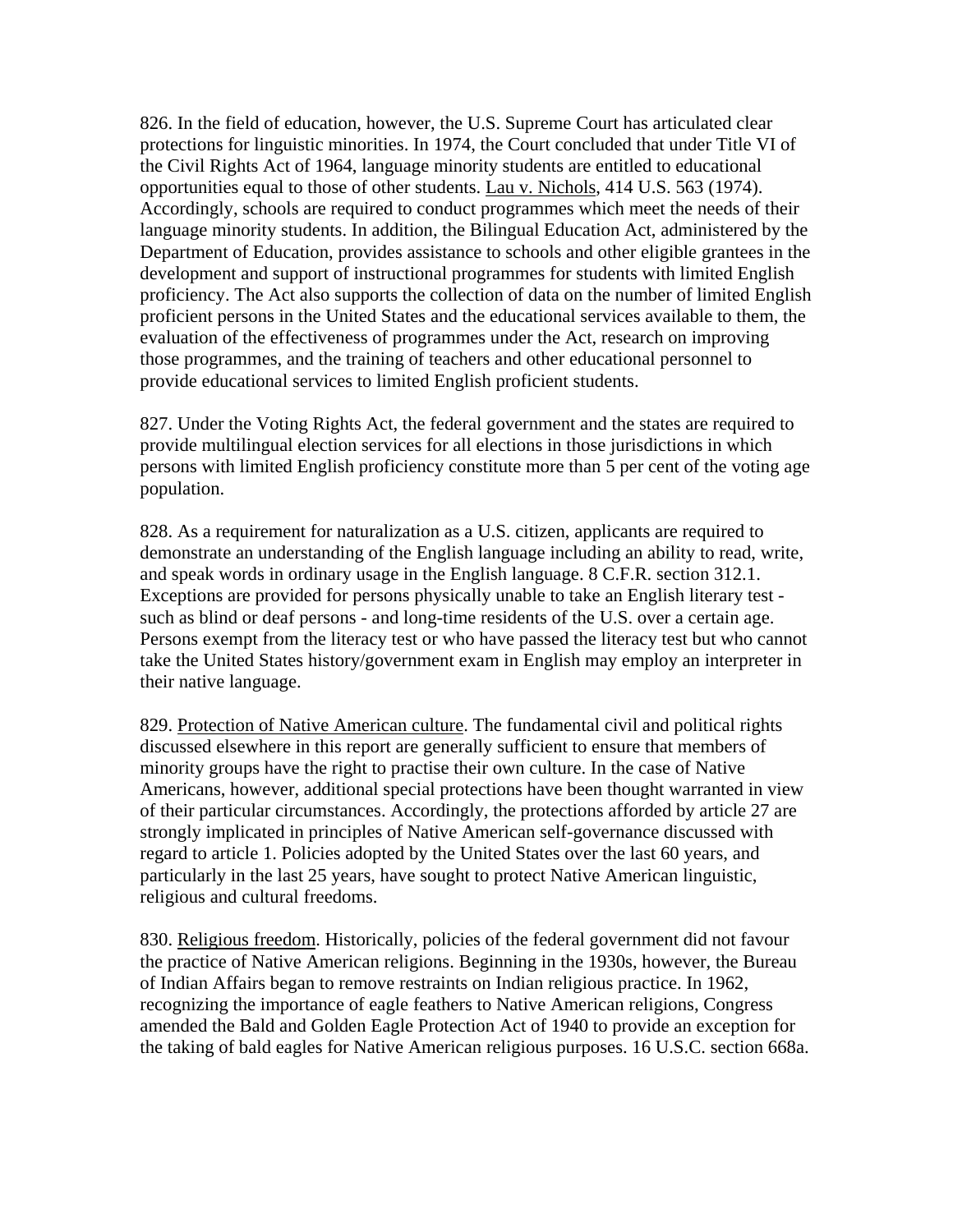826. In the field of education, however, the U.S. Supreme Court has articulated clear protections for linguistic minorities. In 1974, the Court concluded that under Title VI of the Civil Rights Act of 1964, language minority students are entitled to educational opportunities equal to those of other students. Lau v. Nichols, 414 U.S. 563 (1974). Accordingly, schools are required to conduct programmes which meet the needs of their language minority students. In addition, the Bilingual Education Act, administered by the Department of Education, provides assistance to schools and other eligible grantees in the development and support of instructional programmes for students with limited English proficiency. The Act also supports the collection of data on the number of limited English proficient persons in the United States and the educational services available to them, the evaluation of the effectiveness of programmes under the Act, research on improving those programmes, and the training of teachers and other educational personnel to provide educational services to limited English proficient students.

827. Under the Voting Rights Act, the federal government and the states are required to provide multilingual election services for all elections in those jurisdictions in which persons with limited English proficiency constitute more than 5 per cent of the voting age population.

828. As a requirement for naturalization as a U.S. citizen, applicants are required to demonstrate an understanding of the English language including an ability to read, write, and speak words in ordinary usage in the English language. 8 C.F.R. section 312.1. Exceptions are provided for persons physically unable to take an English literary test - such as blind or deaf persons - and long-time residents of the U.S. over a certain age. Persons exempt from the literacy test or who have passed the literacy test but who cannot take the United States history/government exam in English may employ an interpreter in their native language.

829. Protection of Native American culture. The fundamental civil and political rights discussed elsewhere in this report are generally sufficient to ensure that members of minority groups have the right to practise their own culture. In the case of Native Americans, however, additional special protections have been thought warranted in view of their particular circumstances. Accordingly, the protections afforded by article 27 are strongly implicated in principles of Native American self-governance discussed with regard to article 1. Policies adopted by the United States over the last 60 years, and particularly in the last 25 years, have sought to protect Native American linguistic, religious and cultural freedoms.

830. Religious freedom. Historically, policies of the federal government did not favour the practice of Native American religions. Beginning in the 1930s, however, the Bureau of Indian Affairs began to remove restraints on Indian religious practice. In 1962, recognizing the importance of eagle feathers to Native American religions, Congress amended the Bald and Golden Eagle Protection Act of 1940 to provide an exception for the taking of bald eagles for Native American religious purposes. 16 U.S.C. section 668a.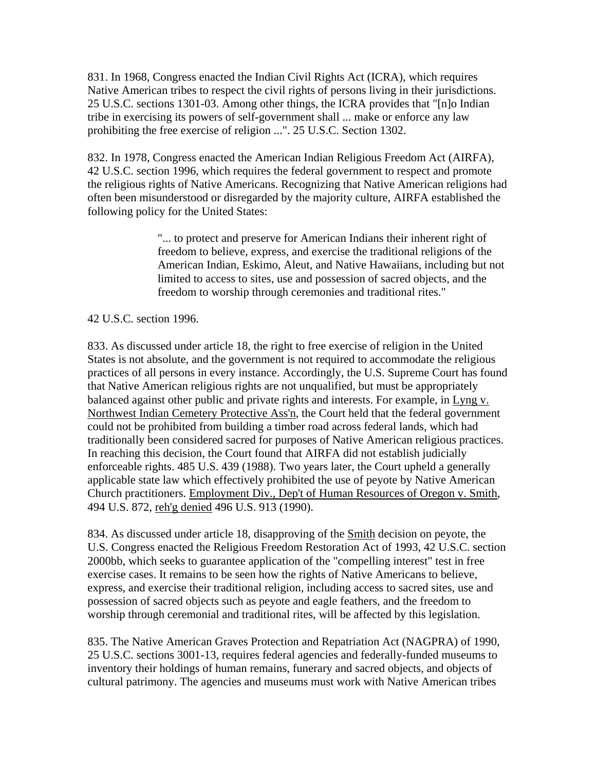831. In 1968, Congress enacted the Indian Civil Rights Act (ICRA), which requires Native American tribes to respect the civil rights of persons living in their jurisdictions. 25 U.S.C. sections 1301-03. Among other things, the ICRA provides that "[n]o Indian tribe in exercising its powers of self-government shall ... make or enforce any law prohibiting the free exercise of religion ...". 25 U.S.C. Section 1302.

832. In 1978, Congress enacted the American Indian Religious Freedom Act (AIRFA), 42 U.S.C. section 1996, which requires the federal government to respect and promote the religious rights of Native Americans. Recognizing that Native American religions had often been misunderstood or disregarded by the majority culture, AIRFA established the following policy for the United States:

> "... to protect and preserve for American Indians their inherent right of freedom to believe, express, and exercise the traditional religions of the American Indian, Eskimo, Aleut, and Native Hawaiians, including but not limited to access to sites, use and possession of sacred objects, and the freedom to worship through ceremonies and traditional rites."

42 U.S.C. section 1996.

833. As discussed under article 18, the right to free exercise of religion in the United States is not absolute, and the government is not required to accommodate the religious practices of all persons in every instance. Accordingly, the U.S. Supreme Court has found that Native American religious rights are not unqualified, but must be appropriately balanced against other public and private rights and interests. For example, in Lyng v. Northwest Indian Cemetery Protective Ass'n, the Court held that the federal government could not be prohibited from building a timber road across federal lands, which had traditionally been considered sacred for purposes of Native American religious practices. In reaching this decision, the Court found that AIRFA did not establish judicially enforceable rights. 485 U.S. 439 (1988). Two years later, the Court upheld a generally applicable state law which effectively prohibited the use of peyote by Native American Church practitioners. Employment Div., Dep't of Human Resources of Oregon v. Smith, 494 U.S. 872, reh'g denied 496 U.S. 913 (1990).

834. As discussed under article 18, disapproving of the Smith decision on peyote, the U.S. Congress enacted the Religious Freedom Restoration Act of 1993, 42 U.S.C. section 2000bb, which seeks to guarantee application of the "compelling interest" test in free exercise cases. It remains to be seen how the rights of Native Americans to believe, express, and exercise their traditional religion, including access to sacred sites, use and possession of sacred objects such as peyote and eagle feathers, and the freedom to worship through ceremonial and traditional rites, will be affected by this legislation.

835. The Native American Graves Protection and Repatriation Act (NAGPRA) of 1990, 25 U.S.C. sections 3001-13, requires federal agencies and federally-funded museums to inventory their holdings of human remains, funerary and sacred objects, and objects of cultural patrimony. The agencies and museums must work with Native American tribes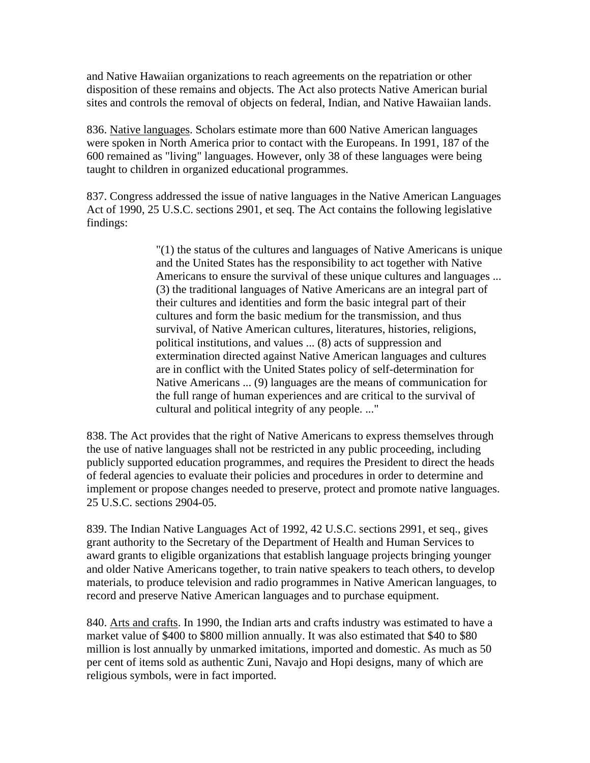and Native Hawaiian organizations to reach agreements on the repatriation or other disposition of these remains and objects. The Act also protects Native American burial sites and controls the removal of objects on federal, Indian, and Native Hawaiian lands.

836. Native languages. Scholars estimate more than 600 Native American languages were spoken in North America prior to contact with the Europeans. In 1991, 187 of the 600 remained as "living" languages. However, only 38 of these languages were being taught to children in organized educational programmes.

837. Congress addressed the issue of native languages in the Native American Languages Act of 1990, 25 U.S.C. sections 2901, et seq. The Act contains the following legislative findings:

> "(1) the status of the cultures and languages of Native Americans is unique and the United States has the responsibility to act together with Native Americans to ensure the survival of these unique cultures and languages ... (3) the traditional languages of Native Americans are an integral part of their cultures and identities and form the basic integral part of their cultures and form the basic medium for the transmission, and thus survival, of Native American cultures, literatures, histories, religions, political institutions, and values ... (8) acts of suppression and extermination directed against Native American languages and cultures are in conflict with the United States policy of self-determination for Native Americans ... (9) languages are the means of communication for the full range of human experiences and are critical to the survival of cultural and political integrity of any people. ..."

838. The Act provides that the right of Native Americans to express themselves through the use of native languages shall not be restricted in any public proceeding, including publicly supported education programmes, and requires the President to direct the heads of federal agencies to evaluate their policies and procedures in order to determine and implement or propose changes needed to preserve, protect and promote native languages. 25 U.S.C. sections 2904-05.

839. The Indian Native Languages Act of 1992, 42 U.S.C. sections 2991, et seq., gives grant authority to the Secretary of the Department of Health and Human Services to award grants to eligible organizations that establish language projects bringing younger and older Native Americans together, to train native speakers to teach others, to develop materials, to produce television and radio programmes in Native American languages, to record and preserve Native American languages and to purchase equipment.

840. Arts and crafts. In 1990, the Indian arts and crafts industry was estimated to have a market value of $400 to $800 million annually. It was also estimated that $40 to $80 million is lost annually by unmarked imitations, imported and domestic. As much as 50 per cent of items sold as authentic Zuni, Navajo and Hopi designs, many of which are religious symbols, were in fact imported.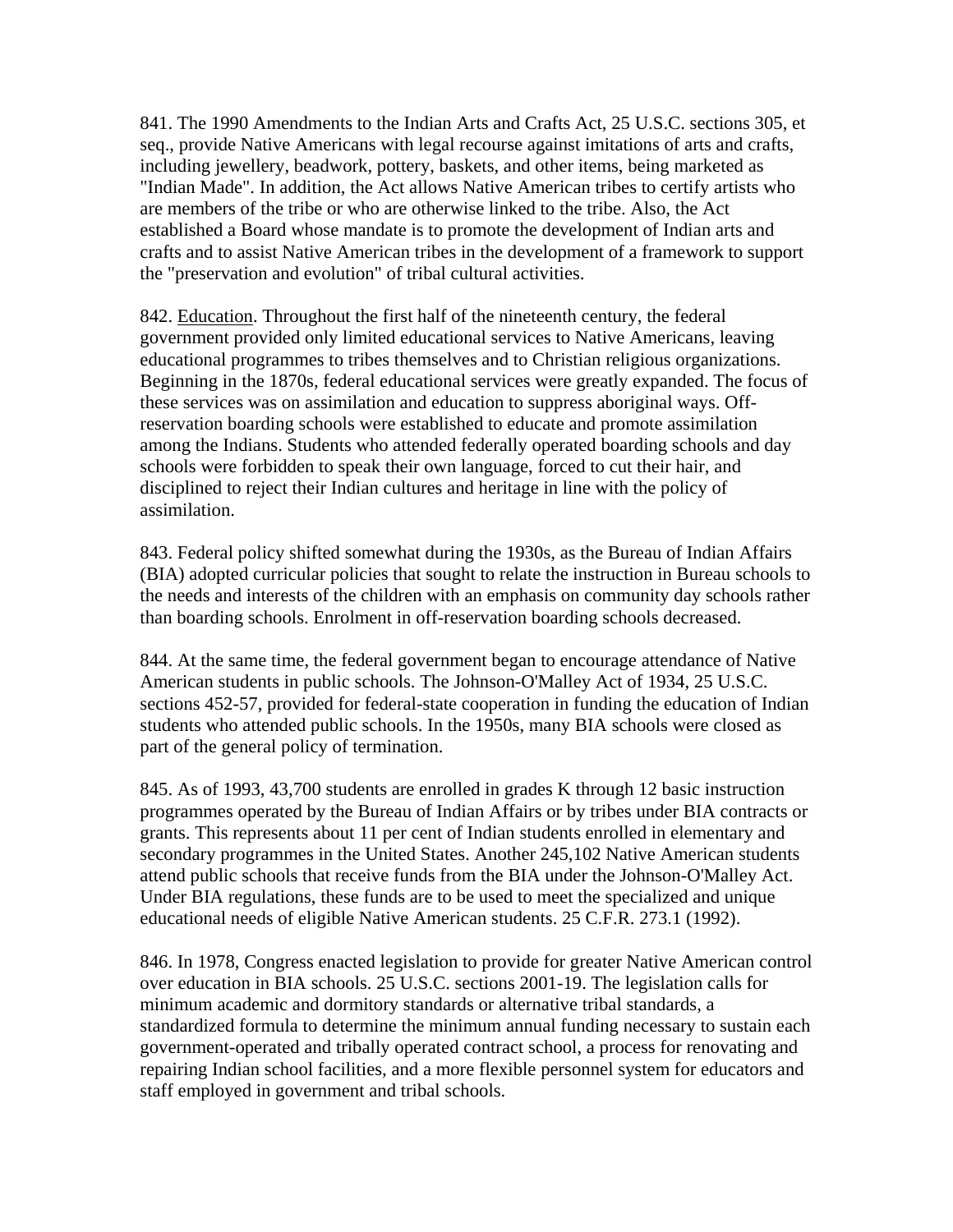841. The 1990 Amendments to the Indian Arts and Crafts Act, 25 U.S.C. sections 305, et seq., provide Native Americans with legal recourse against imitations of arts and crafts, including jewellery, beadwork, pottery, baskets, and other items, being marketed as "Indian Made". In addition, the Act allows Native American tribes to certify artists who are members of the tribe or who are otherwise linked to the tribe. Also, the Act established a Board whose mandate is to promote the development of Indian arts and crafts and to assist Native American tribes in the development of a framework to support the "preservation and evolution" of tribal cultural activities.

842. Education. Throughout the first half of the nineteenth century, the federal government provided only limited educational services to Native Americans, leaving educational programmes to tribes themselves and to Christian religious organizations. Beginning in the 1870s, federal educational services were greatly expanded. The focus of these services was on assimilation and education to suppress aboriginal ways. Off-reservation boarding schools were established to educate and promote assimilation among the Indians. Students who attended federally operated boarding schools and day schools were forbidden to speak their own language, forced to cut their hair, and disciplined to reject their Indian cultures and heritage in line with the policy of assimilation.

843. Federal policy shifted somewhat during the 1930s, as the Bureau of Indian Affairs (BIA) adopted curricular policies that sought to relate the instruction in Bureau schools to the needs and interests of the children with an emphasis on community day schools rather than boarding schools. Enrolment in off-reservation boarding schools decreased.

844. At the same time, the federal government began to encourage attendance of Native American students in public schools. The Johnson-O'Malley Act of 1934, 25 U.S.C. sections 452-57, provided for federal-state cooperation in funding the education of Indian students who attended public schools. In the 1950s, many BIA schools were closed as part of the general policy of termination.

845. As of 1993, 43,700 students are enrolled in grades K through 12 basic instruction programmes operated by the Bureau of Indian Affairs or by tribes under BIA contracts or grants. This represents about 11 per cent of Indian students enrolled in elementary and secondary programmes in the United States. Another 245,102 Native American students attend public schools that receive funds from the BIA under the Johnson-O'Malley Act. Under BIA regulations, these funds are to be used to meet the specialized and unique educational needs of eligible Native American students. 25 C.F.R. 273.1 (1992).

846. In 1978, Congress enacted legislation to provide for greater Native American control over education in BIA schools. 25 U.S.C. sections 2001-19. The legislation calls for minimum academic and dormitory standards or alternative tribal standards, a standardized formula to determine the minimum annual funding necessary to sustain each government-operated and tribally operated contract school, a process for renovating and repairing Indian school facilities, and a more flexible personnel system for educators and staff employed in government and tribal schools.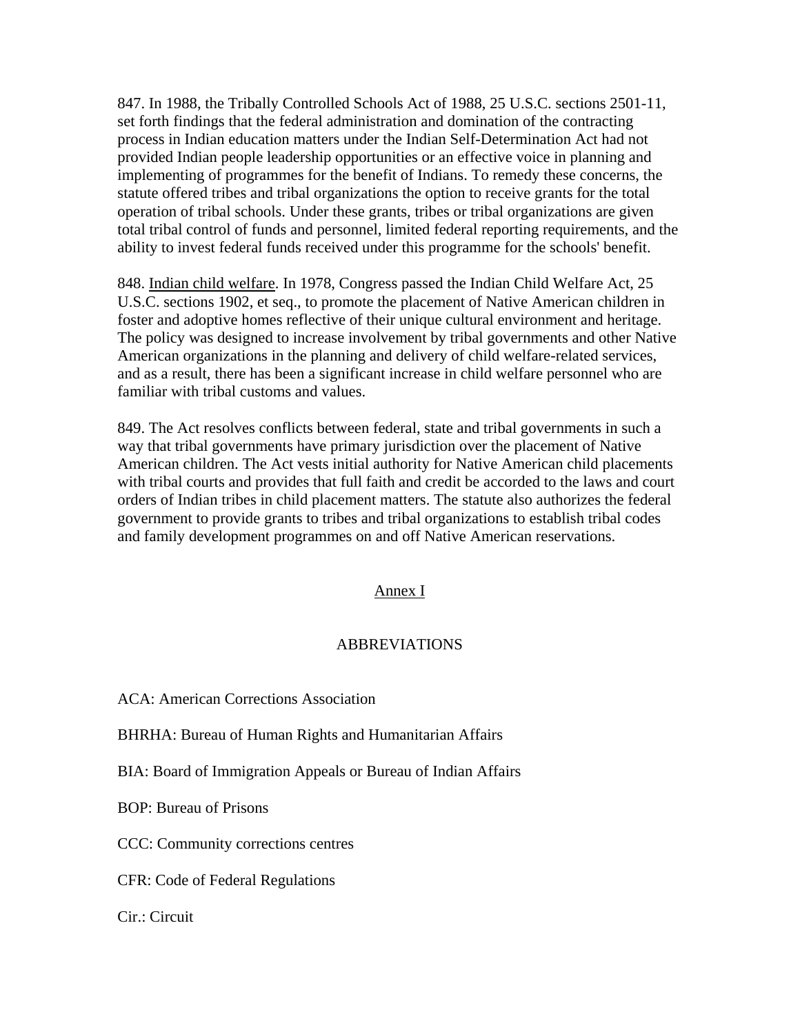847. In 1988, the Tribally Controlled Schools Act of 1988, 25 U.S.C. sections 2501-11, set forth findings that the federal administration and domination of the contracting process in Indian education matters under the Indian Self-Determination Act had not provided Indian people leadership opportunities or an effective voice in planning and implementing of programmes for the benefit of Indians. To remedy these concerns, the statute offered tribes and tribal organizations the option to receive grants for the total operation of tribal schools. Under these grants, tribes or tribal organizations are given total tribal control of funds and personnel, limited federal reporting requirements, and the ability to invest federal funds received under this programme for the schools' benefit.

848. Indian child welfare. In 1978, Congress passed the Indian Child Welfare Act, 25 U.S.C. sections 1902, et seq., to promote the placement of Native American children in foster and adoptive homes reflective of their unique cultural environment and heritage. The policy was designed to increase involvement by tribal governments and other Native American organizations in the planning and delivery of child welfare-related services, and as a result, there has been a significant increase in child welfare personnel who are familiar with tribal customs and values.

849. The Act resolves conflicts between federal, state and tribal governments in such a way that tribal governments have primary jurisdiction over the placement of Native American children. The Act vests initial authority for Native American child placements with tribal courts and provides that full faith and credit be accorded to the laws and court orders of Indian tribes in child placement matters. The statute also authorizes the federal government to provide grants to tribes and tribal organizations to establish tribal codes and family development programmes on and off Native American reservations.

## Annex I

## ABBREVIATIONS

ACA: American Corrections Association

BHRHA: Bureau of Human Rights and Humanitarian Affairs

BIA: Board of Immigration Appeals or Bureau of Indian Affairs

BOP: Bureau of Prisons

CCC: Community corrections centres

CFR: Code of Federal Regulations

Cir.: Circuit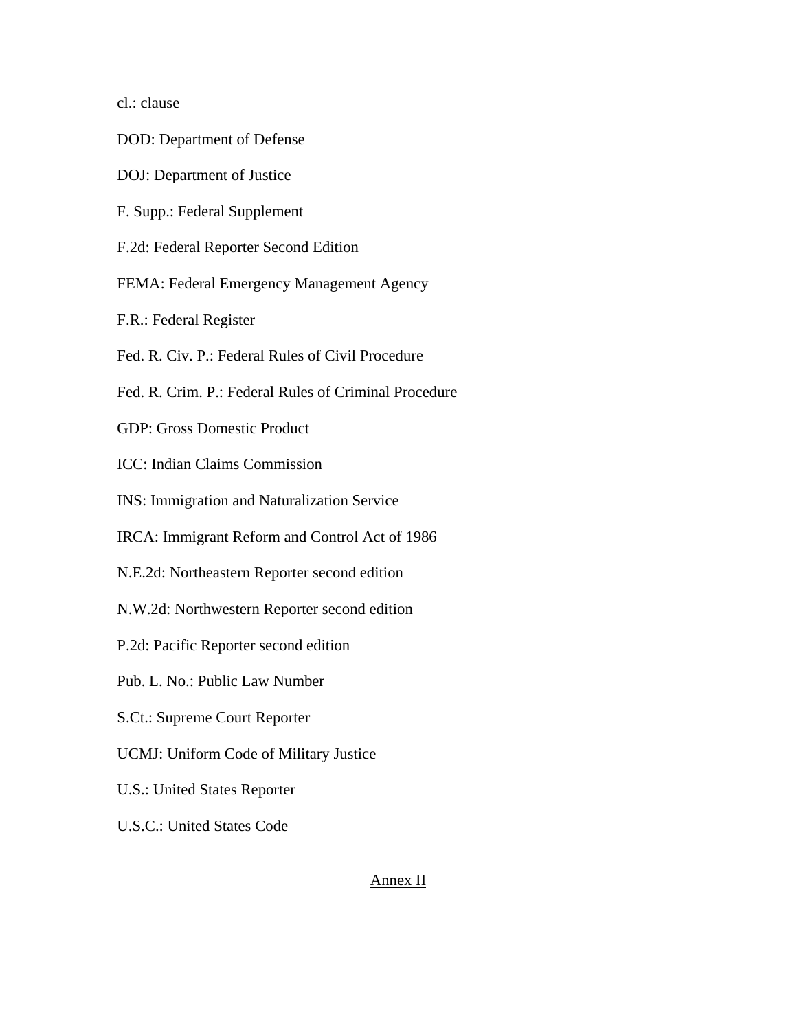cl.: clause

DOD: Department of Defense

DOJ: Department of Justice

F. Supp.: Federal Supplement

F.2d: Federal Reporter Second Edition

FEMA: Federal Emergency Management Agency

F.R.: Federal Register

Fed. R. Civ. P.: Federal Rules of Civil Procedure

Fed. R. Crim. P.: Federal Rules of Criminal Procedure

GDP: Gross Domestic Product

ICC: Indian Claims Commission

INS: Immigration and Naturalization Service

IRCA: Immigrant Reform and Control Act of 1986

N.E.2d: Northeastern Reporter second edition

N.W.2d: Northwestern Reporter second edition

P.2d: Pacific Reporter second edition

Pub. L. No.: Public Law Number

S.Ct.: Supreme Court Reporter

UCMJ: Uniform Code of Military Justice

U.S.: United States Reporter

U.S.C.: United States Code

## Annex II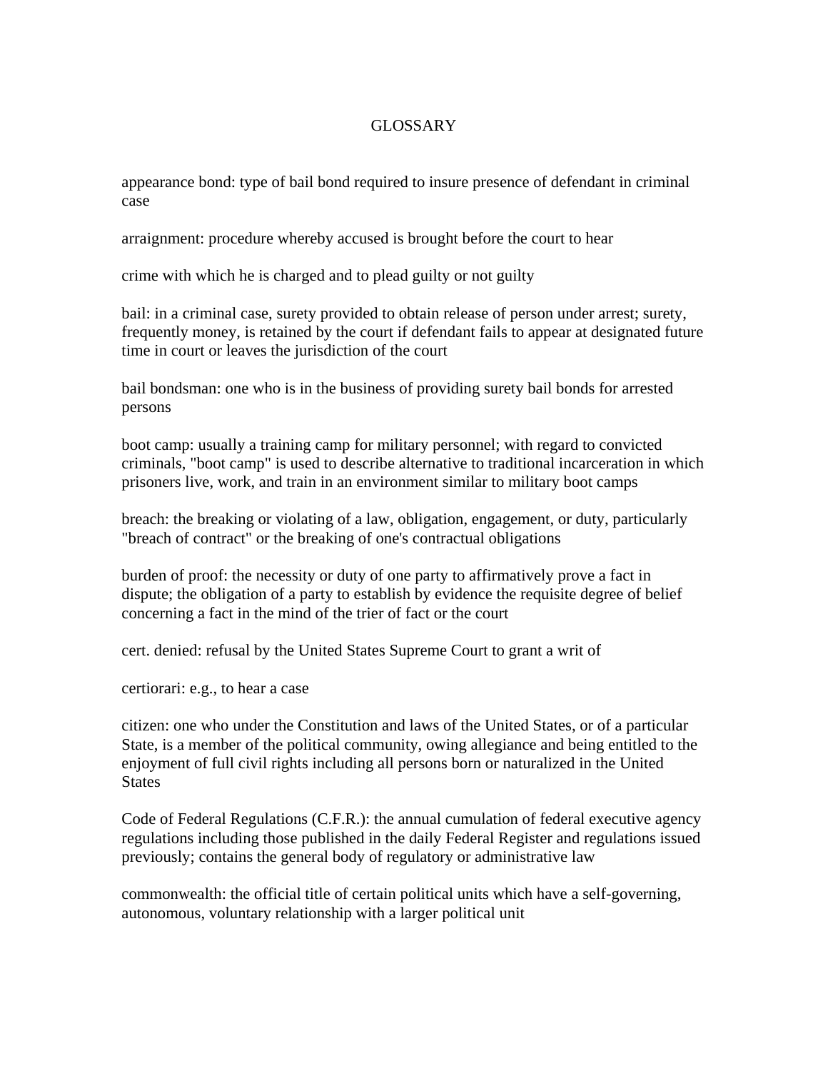# GLOSSARY

appearance bond: type of bail bond required to insure presence of defendant in criminal case

arraignment: procedure whereby accused is brought before the court to hear

crime with which he is charged and to plead guilty or not guilty

bail: in a criminal case, surety provided to obtain release of person under arrest; surety, frequently money, is retained by the court if defendant fails to appear at designated future time in court or leaves the jurisdiction of the court

bail bondsman: one who is in the business of providing surety bail bonds for arrested persons

boot camp: usually a training camp for military personnel; with regard to convicted criminals, "boot camp" is used to describe alternative to traditional incarceration in which prisoners live, work, and train in an environment similar to military boot camps

breach: the breaking or violating of a law, obligation, engagement, or duty, particularly "breach of contract" or the breaking of one's contractual obligations

burden of proof: the necessity or duty of one party to affirmatively prove a fact in dispute; the obligation of a party to establish by evidence the requisite degree of belief concerning a fact in the mind of the trier of fact or the court

cert. denied: refusal by the United States Supreme Court to grant a writ of

certiorari: e.g., to hear a case

citizen: one who under the Constitution and laws of the United States, or of a particular State, is a member of the political community, owing allegiance and being entitled to the enjoyment of full civil rights including all persons born or naturalized in the United States

Code of Federal Regulations (C.F.R.): the annual cumulation of federal executive agency regulations including those published in the daily Federal Register and regulations issued previously; contains the general body of regulatory or administrative law

commonwealth: the official title of certain political units which have a self-governing, autonomous, voluntary relationship with a larger political unit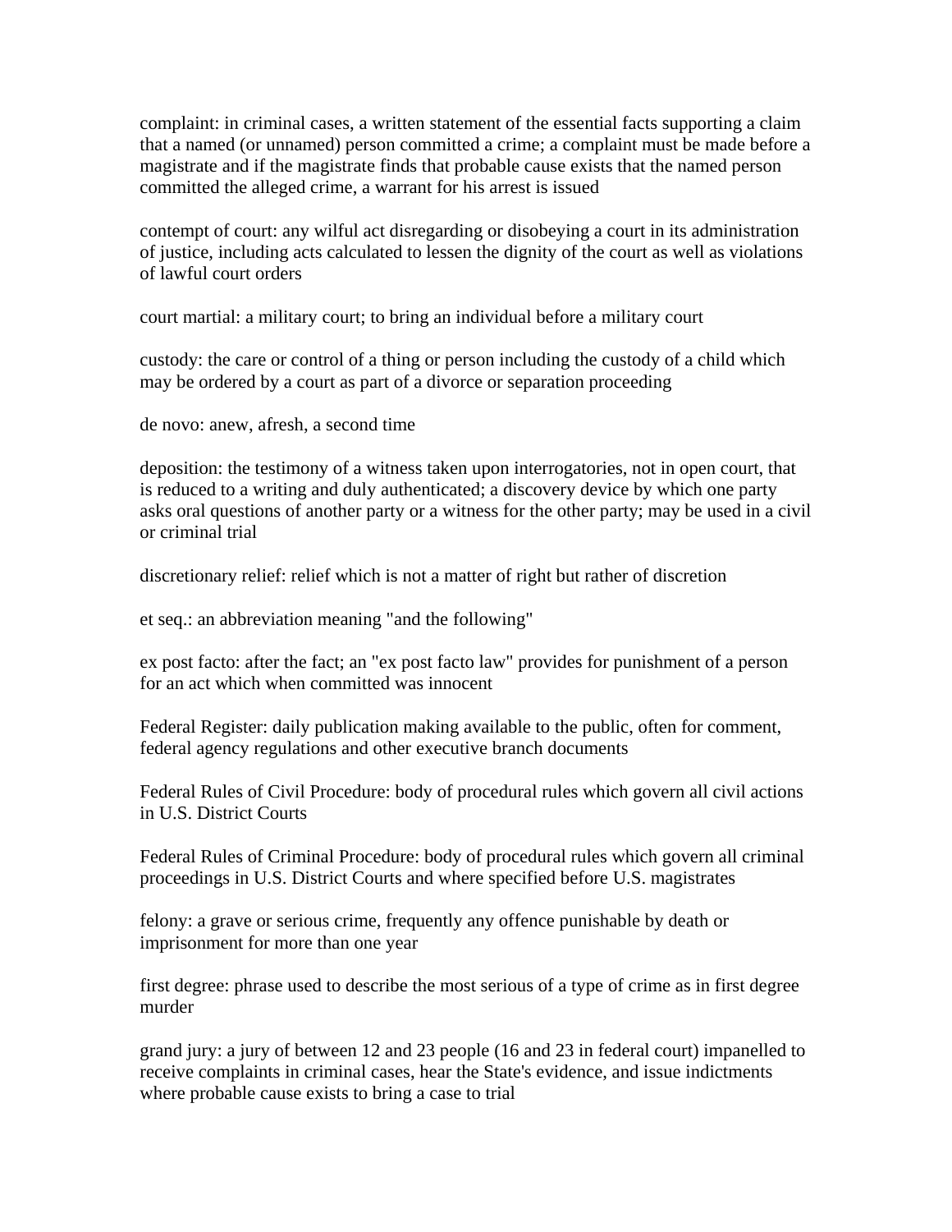complaint: in criminal cases, a written statement of the essential facts supporting a claim that a named (or unnamed) person committed a crime; a complaint must be made before a magistrate and if the magistrate finds that probable cause exists that the named person committed the alleged crime, a warrant for his arrest is issued

contempt of court: any wilful act disregarding or disobeying a court in its administration of justice, including acts calculated to lessen the dignity of the court as well as violations of lawful court orders

court martial: a military court; to bring an individual before a military court

custody: the care or control of a thing or person including the custody of a child which may be ordered by a court as part of a divorce or separation proceeding

de novo: anew, afresh, a second time

deposition: the testimony of a witness taken upon interrogatories, not in open court, that is reduced to a writing and duly authenticated; a discovery device by which one party asks oral questions of another party or a witness for the other party; may be used in a civil or criminal trial

discretionary relief: relief which is not a matter of right but rather of discretion

et seq.: an abbreviation meaning "and the following"

ex post facto: after the fact; an "ex post facto law" provides for punishment of a person for an act which when committed was innocent

Federal Register: daily publication making available to the public, often for comment, federal agency regulations and other executive branch documents

Federal Rules of Civil Procedure: body of procedural rules which govern all civil actions in U.S. District Courts

Federal Rules of Criminal Procedure: body of procedural rules which govern all criminal proceedings in U.S. District Courts and where specified before U.S. magistrates

felony: a grave or serious crime, frequently any offence punishable by death or imprisonment for more than one year

first degree: phrase used to describe the most serious of a type of crime as in first degree murder

grand jury: a jury of between 12 and 23 people (16 and 23 in federal court) impanelled to receive complaints in criminal cases, hear the State's evidence, and issue indictments where probable cause exists to bring a case to trial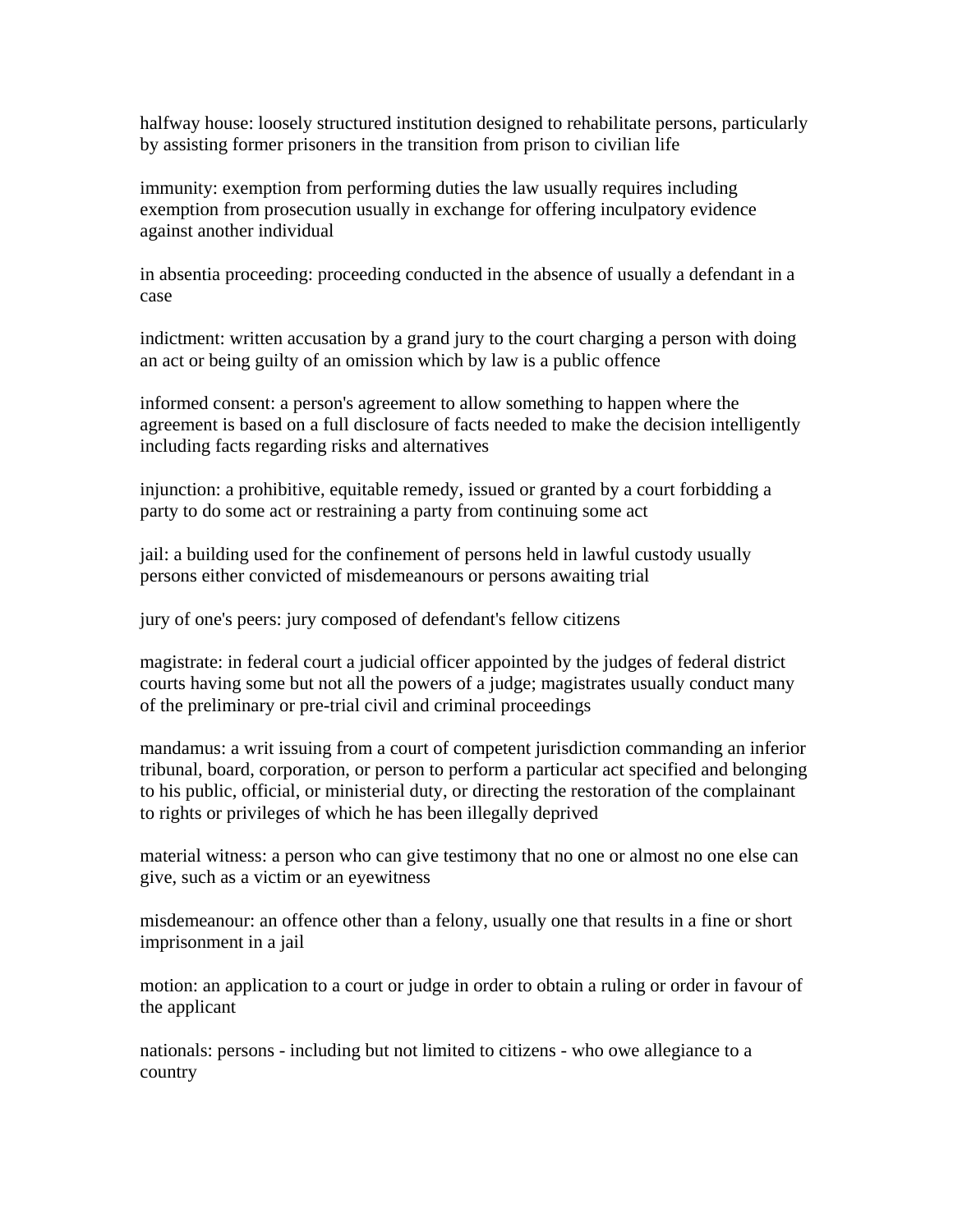halfway house: loosely structured institution designed to rehabilitate persons, particularly by assisting former prisoners in the transition from prison to civilian life

immunity: exemption from performing duties the law usually requires including exemption from prosecution usually in exchange for offering inculpatory evidence against another individual

in absentia proceeding: proceeding conducted in the absence of usually a defendant in a case

indictment: written accusation by a grand jury to the court charging a person with doing an act or being guilty of an omission which by law is a public offence

informed consent: a person's agreement to allow something to happen where the agreement is based on a full disclosure of facts needed to make the decision intelligently including facts regarding risks and alternatives

injunction: a prohibitive, equitable remedy, issued or granted by a court forbidding a party to do some act or restraining a party from continuing some act

jail: a building used for the confinement of persons held in lawful custody usually persons either convicted of misdemeanours or persons awaiting trial

jury of one's peers: jury composed of defendant's fellow citizens

magistrate: in federal court a judicial officer appointed by the judges of federal district courts having some but not all the powers of a judge; magistrates usually conduct many of the preliminary or pre-trial civil and criminal proceedings

mandamus: a writ issuing from a court of competent jurisdiction commanding an inferior tribunal, board, corporation, or person to perform a particular act specified and belonging to his public, official, or ministerial duty, or directing the restoration of the complainant to rights or privileges of which he has been illegally deprived

material witness: a person who can give testimony that no one or almost no one else can give, such as a victim or an eyewitness

misdemeanour: an offence other than a felony, usually one that results in a fine or short imprisonment in a jail

motion: an application to a court or judge in order to obtain a ruling or order in favour of the applicant

nationals: persons - including but not limited to citizens - who owe allegiance to a country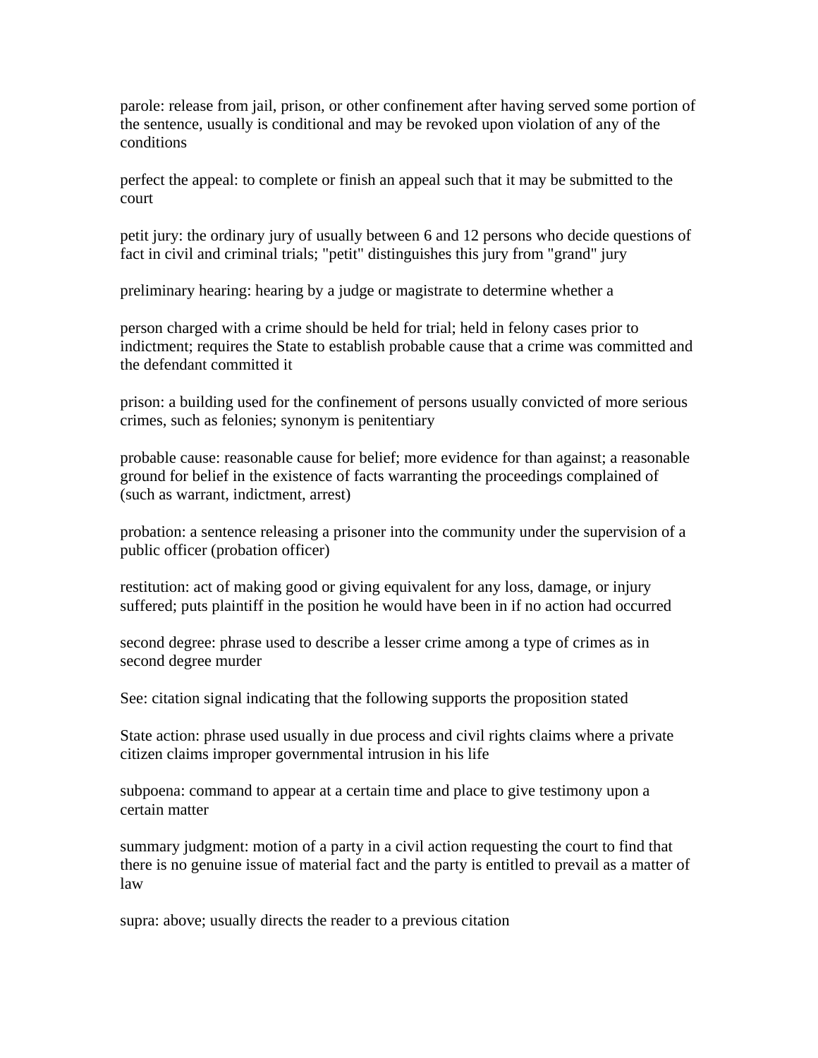parole: release from jail, prison, or other confinement after having served some portion of the sentence, usually is conditional and may be revoked upon violation of any of the conditions

perfect the appeal: to complete or finish an appeal such that it may be submitted to the court

petit jury: the ordinary jury of usually between 6 and 12 persons who decide questions of fact in civil and criminal trials; "petit" distinguishes this jury from "grand" jury

preliminary hearing: hearing by a judge or magistrate to determine whether a

person charged with a crime should be held for trial; held in felony cases prior to indictment; requires the State to establish probable cause that a crime was committed and the defendant committed it

prison: a building used for the confinement of persons usually convicted of more serious crimes, such as felonies; synonym is penitentiary

probable cause: reasonable cause for belief; more evidence for than against; a reasonable ground for belief in the existence of facts warranting the proceedings complained of (such as warrant, indictment, arrest)

probation: a sentence releasing a prisoner into the community under the supervision of a public officer (probation officer)

restitution: act of making good or giving equivalent for any loss, damage, or injury suffered; puts plaintiff in the position he would have been in if no action had occurred

second degree: phrase used to describe a lesser crime among a type of crimes as in second degree murder

See: citation signal indicating that the following supports the proposition stated

State action: phrase used usually in due process and civil rights claims where a private citizen claims improper governmental intrusion in his life

subpoena: command to appear at a certain time and place to give testimony upon a certain matter

summary judgment: motion of a party in a civil action requesting the court to find that there is no genuine issue of material fact and the party is entitled to prevail as a matter of law

supra: above; usually directs the reader to a previous citation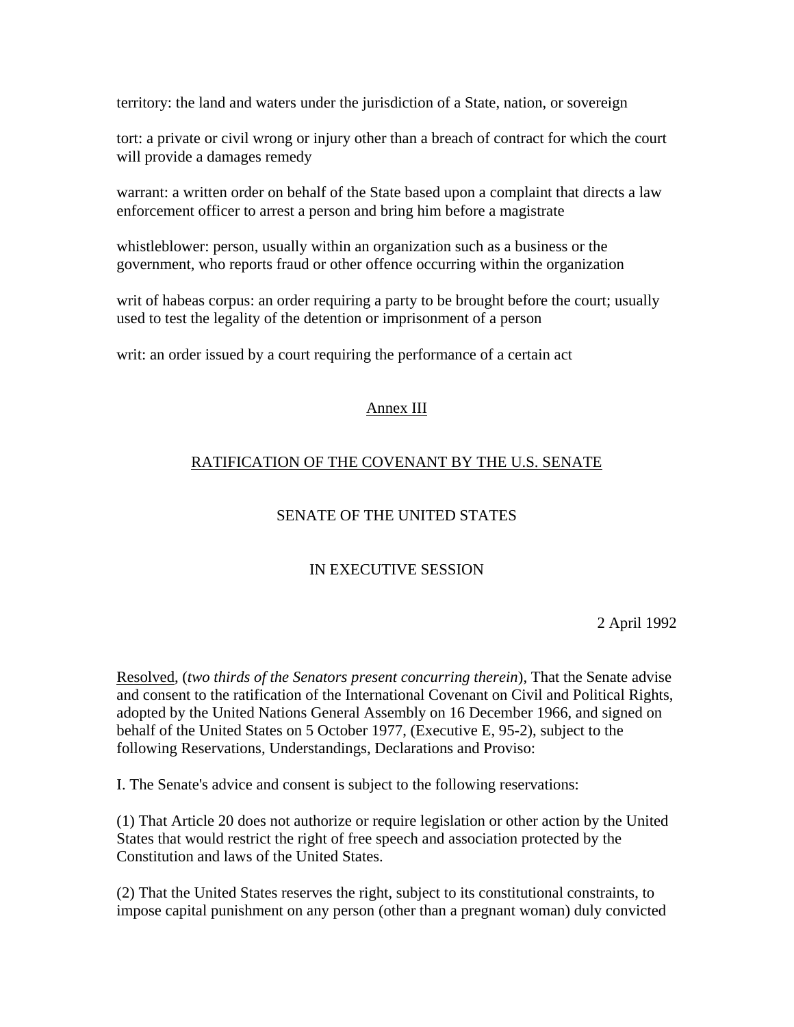territory: the land and waters under the jurisdiction of a State, nation, or sovereign

tort: a private or civil wrong or injury other than a breach of contract for which the court will provide a damages remedy

warrant: a written order on behalf of the State based upon a complaint that directs a law enforcement officer to arrest a person and bring him before a magistrate

whistleblower: person, usually within an organization such as a business or the government, who reports fraud or other offence occurring within the organization

writ of habeas corpus: an order requiring a party to be brought before the court; usually used to test the legality of the detention or imprisonment of a person

writ: an order issued by a court requiring the performance of a certain act

## Annex III

## RATIFICATION OF THE COVENANT BY THE U.S. SENATE

### SENATE OF THE UNITED STATES

### IN EXECUTIVE SESSION

2 April 1992

Resolved, (*two thirds of the Senators present concurring therein*), That the Senate advise and consent to the ratification of the International Covenant on Civil and Political Rights, adopted by the United Nations General Assembly on 16 December 1966, and signed on behalf of the United States on 5 October 1977, (Executive E, 95-2), subject to the following Reservations, Understandings, Declarations and Proviso:

I. The Senate's advice and consent is subject to the following reservations:

(1) That Article 20 does not authorize or require legislation or other action by the United States that would restrict the right of free speech and association protected by the Constitution and laws of the United States.

(2) That the United States reserves the right, subject to its constitutional constraints, to impose capital punishment on any person (other than a pregnant woman) duly convicted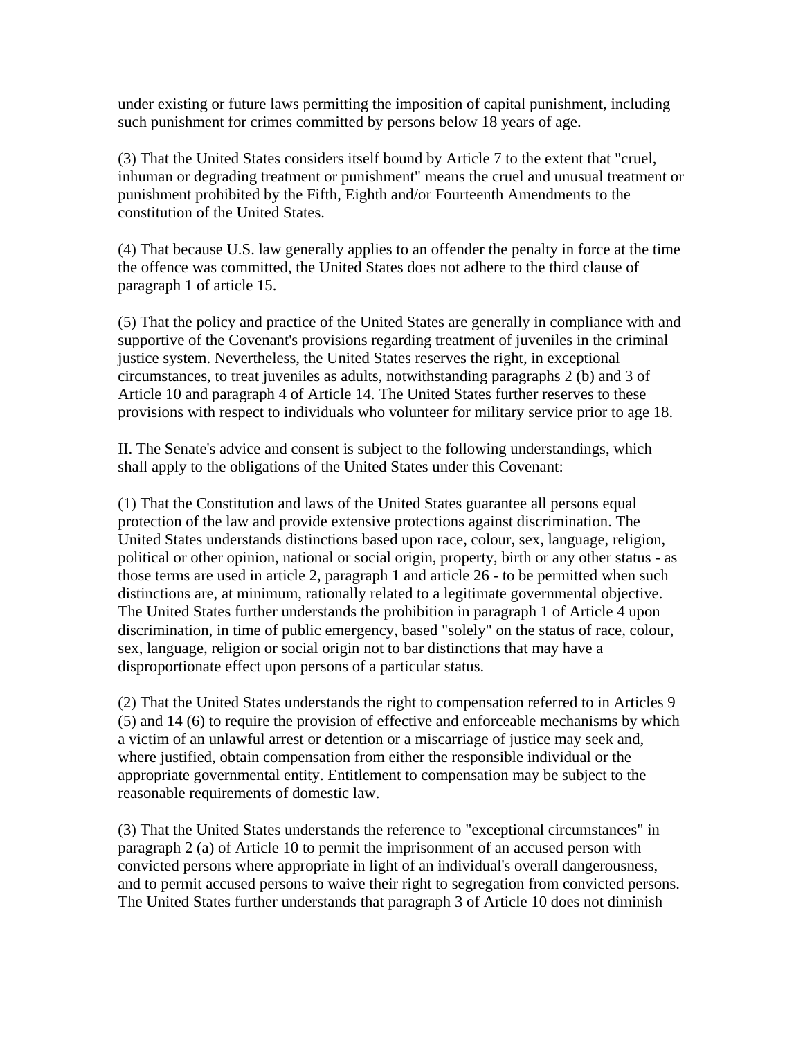under existing or future laws permitting the imposition of capital punishment, including such punishment for crimes committed by persons below 18 years of age.

(3) That the United States considers itself bound by Article 7 to the extent that "cruel, inhuman or degrading treatment or punishment" means the cruel and unusual treatment or punishment prohibited by the Fifth, Eighth and/or Fourteenth Amendments to the constitution of the United States.

(4) That because U.S. law generally applies to an offender the penalty in force at the time the offence was committed, the United States does not adhere to the third clause of paragraph 1 of article 15.

(5) That the policy and practice of the United States are generally in compliance with and supportive of the Covenant's provisions regarding treatment of juveniles in the criminal justice system. Nevertheless, the United States reserves the right, in exceptional circumstances, to treat juveniles as adults, notwithstanding paragraphs 2 (b) and 3 of Article 10 and paragraph 4 of Article 14. The United States further reserves to these provisions with respect to individuals who volunteer for military service prior to age 18.

II. The Senate's advice and consent is subject to the following understandings, which shall apply to the obligations of the United States under this Covenant:

(1) That the Constitution and laws of the United States guarantee all persons equal protection of the law and provide extensive protections against discrimination. The United States understands distinctions based upon race, colour, sex, language, religion, political or other opinion, national or social origin, property, birth or any other status - as those terms are used in article 2, paragraph 1 and article 26 - to be permitted when such distinctions are, at minimum, rationally related to a legitimate governmental objective. The United States further understands the prohibition in paragraph 1 of Article 4 upon discrimination, in time of public emergency, based "solely" on the status of race, colour, sex, language, religion or social origin not to bar distinctions that may have a disproportionate effect upon persons of a particular status.

(2) That the United States understands the right to compensation referred to in Articles 9 (5) and 14 (6) to require the provision of effective and enforceable mechanisms by which a victim of an unlawful arrest or detention or a miscarriage of justice may seek and, where justified, obtain compensation from either the responsible individual or the appropriate governmental entity. Entitlement to compensation may be subject to the reasonable requirements of domestic law.

(3) That the United States understands the reference to "exceptional circumstances" in paragraph 2 (a) of Article 10 to permit the imprisonment of an accused person with convicted persons where appropriate in light of an individual's overall dangerousness, and to permit accused persons to waive their right to segregation from convicted persons. The United States further understands that paragraph 3 of Article 10 does not diminish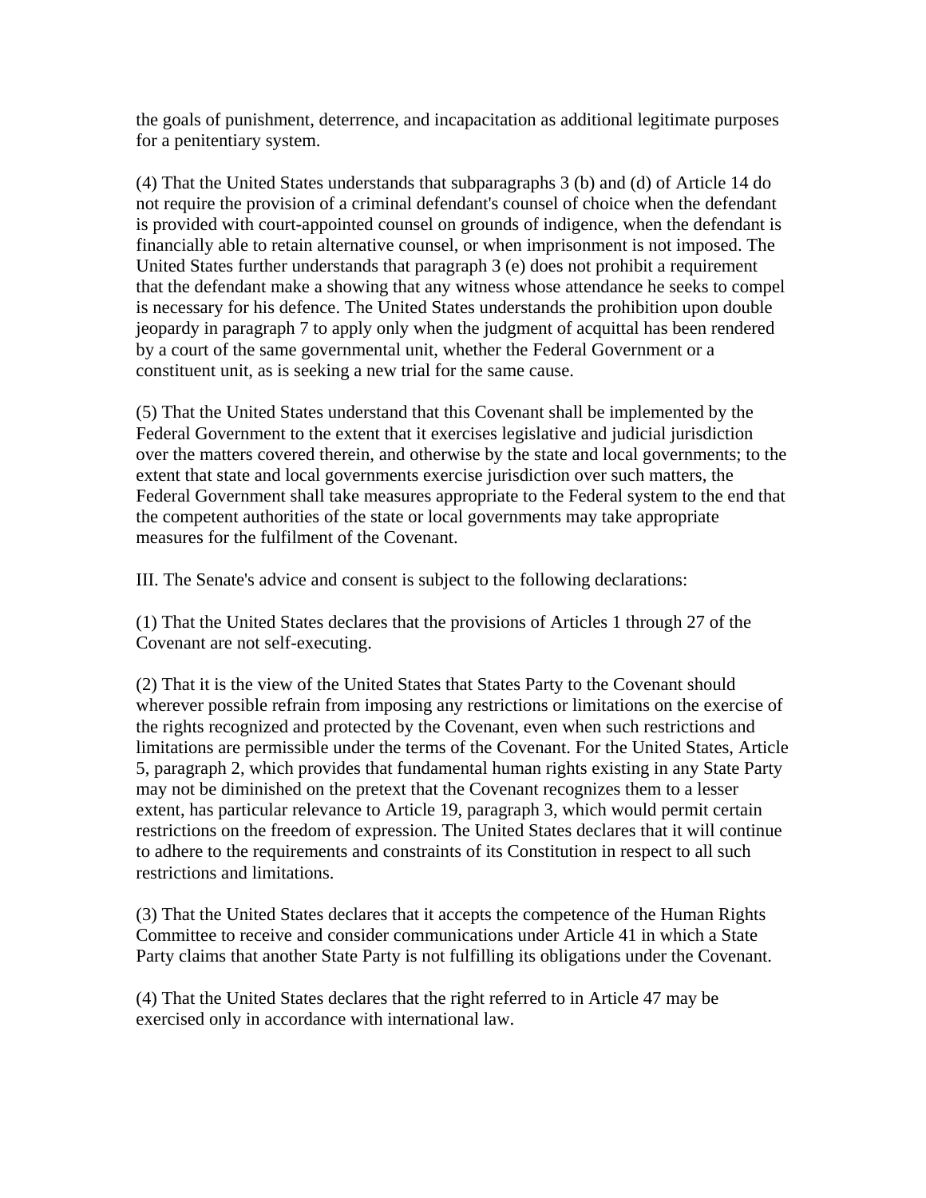the goals of punishment, deterrence, and incapacitation as additional legitimate purposes for a penitentiary system.

(4) That the United States understands that subparagraphs 3 (b) and (d) of Article 14 do not require the provision of a criminal defendant's counsel of choice when the defendant is provided with court-appointed counsel on grounds of indigence, when the defendant is financially able to retain alternative counsel, or when imprisonment is not imposed. The United States further understands that paragraph 3 (e) does not prohibit a requirement that the defendant make a showing that any witness whose attendance he seeks to compel is necessary for his defence. The United States understands the prohibition upon double jeopardy in paragraph 7 to apply only when the judgment of acquittal has been rendered by a court of the same governmental unit, whether the Federal Government or a constituent unit, as is seeking a new trial for the same cause.

(5) That the United States understand that this Covenant shall be implemented by the Federal Government to the extent that it exercises legislative and judicial jurisdiction over the matters covered therein, and otherwise by the state and local governments; to the extent that state and local governments exercise jurisdiction over such matters, the Federal Government shall take measures appropriate to the Federal system to the end that the competent authorities of the state or local governments may take appropriate measures for the fulfilment of the Covenant.

III. The Senate's advice and consent is subject to the following declarations:

(1) That the United States declares that the provisions of Articles 1 through 27 of the Covenant are not self-executing.

(2) That it is the view of the United States that States Party to the Covenant should wherever possible refrain from imposing any restrictions or limitations on the exercise of the rights recognized and protected by the Covenant, even when such restrictions and limitations are permissible under the terms of the Covenant. For the United States, Article 5, paragraph 2, which provides that fundamental human rights existing in any State Party may not be diminished on the pretext that the Covenant recognizes them to a lesser extent, has particular relevance to Article 19, paragraph 3, which would permit certain restrictions on the freedom of expression. The United States declares that it will continue to adhere to the requirements and constraints of its Constitution in respect to all such restrictions and limitations.

(3) That the United States declares that it accepts the competence of the Human Rights Committee to receive and consider communications under Article 41 in which a State Party claims that another State Party is not fulfilling its obligations under the Covenant.

(4) That the United States declares that the right referred to in Article 47 may be exercised only in accordance with international law.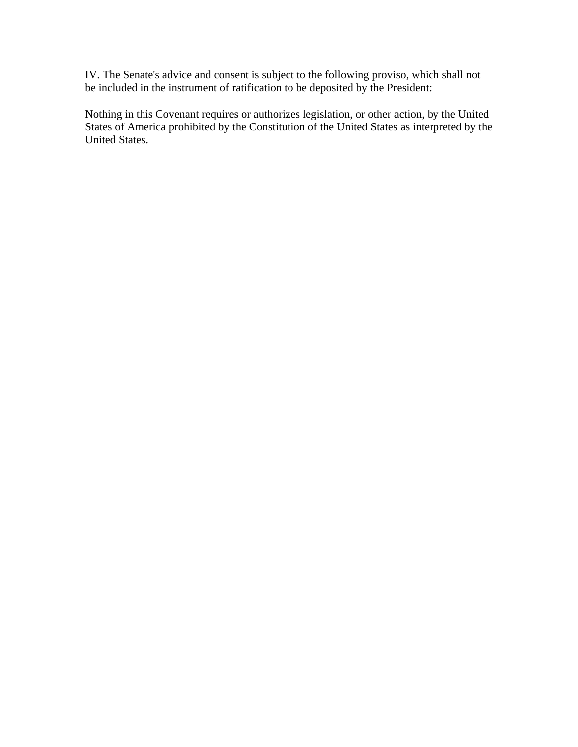IV. The Senate's advice and consent is subject to the following proviso, which shall not be included in the instrument of ratification to be deposited by the President:

Nothing in this Covenant requires or authorizes legislation, or other action, by the United States of America prohibited by the Constitution of the United States as interpreted by the United States.